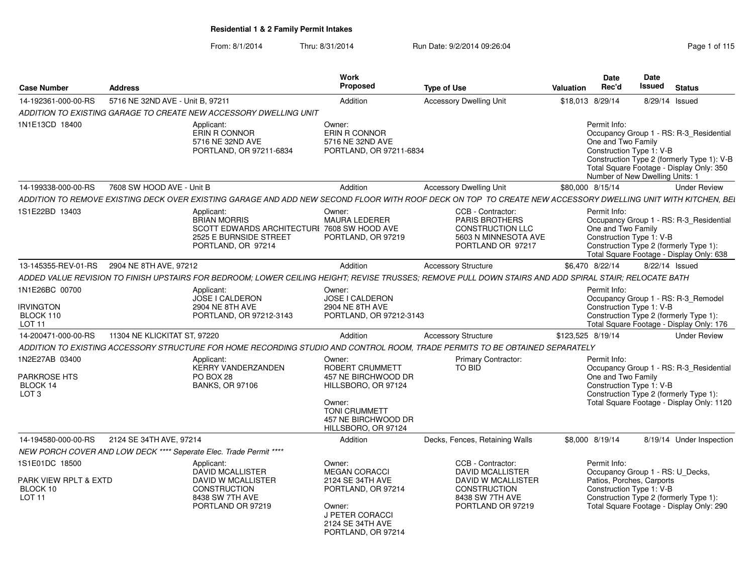# Residential 1 & 2 Family Permit Intakes

From: 8/1/2014 Thru: 8/31/2014 Run Date: 9/2/2014 09:26:04

| Case Number | Address | Work Proposed | Type of Use | Valuation | Date Rec'd | Date Issued | Status |
|---|---|---|---|---|---|---|---|
| 14-192361-000-00-RS | 5716 NE 32ND AVE - Unit B, 97211 | Addition | Accessory Dwelling Unit | $18,013 | 8/29/14 | 8/29/14 | Issued |

*ADDITION TO EXISTING GARAGE TO CREATE NEW ACCESSORY DWELLING UNIT*

1N1E13CD 18400

Applicant: ERIN R CONNOR, 5716 NE 32ND AVE, PORTLAND, OR 97211-6834

Owner: ERIN R CONNOR, 5716 NE 32ND AVE, PORTLAND, OR 97211-6834

Permit Info: Occupancy Group 1 - RS: R-3_Residential One and Two Family; Construction Type 1: V-B; Construction Type 2 (formerly Type 1): V-B; Total Square Footage - Display Only: 350; Number of New Dwelling Units: 1

| Case Number | Address | Work Proposed | Type of Use | Valuation | Date Rec'd | Date Issued | Status |
|---|---|---|---|---|---|---|---|
| 14-199338-000-00-RS | 7608 SW HOOD AVE - Unit B | Addition | Accessory Dwelling Unit | $80,000 | 8/15/14 | | Under Review |

*ADDITION TO REMOVE EXISTING DECK OVER EXISTING GARAGE AND ADD NEW SECOND FLOOR WITH ROOF DECK ON TOP TO CREATE NEW ACCESSORY DWELLING UNIT WITH KITCHEN, BE*

1S1E22BD 13403

Applicant: BRIAN MORRIS, SCOTT EDWARDS ARCHITECTURE, 2525 E BURNSIDE STREET, PORTLAND, OR 97214

Owner: MAURA LEDERER, 7608 SW HOOD AVE, PORTLAND, OR 97219

CCB - Contractor: PARIS BROTHERS CONSTRUCTION LLC, 5603 N MINNESOTA AVE, PORTLAND OR 97217

Permit Info: Occupancy Group 1 - RS: R-3_Residential One and Two Family; Construction Type 1: V-B; Construction Type 2 (formerly Type 1):; Total Square Footage - Display Only: 638

| Case Number | Address | Work Proposed | Type of Use | Valuation | Date Rec'd | Date Issued | Status |
|---|---|---|---|---|---|---|---|
| 13-145355-REV-01-RS | 2904 NE 8TH AVE, 97212 | Addition | Accessory Structure | $6,470 | 8/22/14 | 8/22/14 | Issued |

*ADDED VALUE REVISION TO FINISH UPSTAIRS FOR BEDROOM; LOWER CEILING HEIGHT; REVISE TRUSSES; REMOVE PULL DOWN STAIRS AND ADD SPIRAL STAIR; RELOCATE BATH*

1N1E26BC 00700, IRVINGTON, BLOCK 110, LOT 11

Applicant: JOSE I CALDERON, 2904 NE 8TH AVE, PORTLAND, OR 97212-3143

Owner: JOSE I CALDERON, 2904 NE 8TH AVE, PORTLAND, OR 97212-3143

Permit Info: Occupancy Group 1 - RS: R-3_Remodel; Construction Type 1: V-B; Construction Type 2 (formerly Type 1):; Total Square Footage - Display Only: 176

| Case Number | Address | Work Proposed | Type of Use | Valuation | Date Rec'd | Date Issued | Status |
|---|---|---|---|---|---|---|---|
| 14-200471-000-00-RS | 11304 NE KLICKITAT ST, 97220 | Addition | Accessory Structure | $123,525 | 8/19/14 | | Under Review |

*ADDITION TO EXISTING ACCESSORY STRUCTURE FOR HOME RECORDING STUDIO AND CONTROL ROOM, TRADE PERMITS TO BE OBTAINED SEPARATELY*

1N2E27AB 03400, PARKROSE HTS, BLOCK 14, LOT 3

Applicant: KERRY VANDERZANDEN, PO BOX 28, BANKS, OR 97106

Owner: ROBERT CRUMMETT, 457 NE BIRCHWOOD DR, HILLSBORO, OR 97124

Owner: TONI CRUMMETT, 457 NE BIRCHWOOD DR, HILLSBORO, OR 97124

Primary Contractor: TO BID

Permit Info: Occupancy Group 1 - RS: R-3_Residential One and Two Family; Construction Type 1: V-B; Construction Type 2 (formerly Type 1):; Total Square Footage - Display Only: 1120

| Case Number | Address | Work Proposed | Type of Use | Valuation | Date Rec'd | Date Issued | Status |
|---|---|---|---|---|---|---|---|
| 14-194580-000-00-RS | 2124 SE 34TH AVE, 97214 | Addition | Decks, Fences, Retaining Walls | $8,000 | 8/19/14 | 8/19/14 | Under Inspection |

*NEW PORCH COVER AND LOW DECK **** Seperate Elec. Trade Permit *****

1S1E01DC 18500, PARK VIEW RPLT & EXTD, BLOCK 10, LOT 11

Applicant: DAVID MCALLISTER, DAVID W MCALLISTER CONSTRUCTION, 8438 SW 7TH AVE, PORTLAND OR 97219

Owner: MEGAN CORACCI, 2124 SE 34TH AVE, PORTLAND, OR 97214

Owner: J PETER CORACCI, 2124 SE 34TH AVE, PORTLAND, OR 97214

CCB - Contractor: DAVID MCALLISTER, DAVID W MCALLISTER CONSTRUCTION, 8438 SW 7TH AVE, PORTLAND OR 97219

Permit Info: Occupancy Group 1 - RS: U_Decks, Patios, Porches, Carports; Construction Type 1: V-B; Construction Type 2 (formerly Type 1):; Total Square Footage - Display Only: 290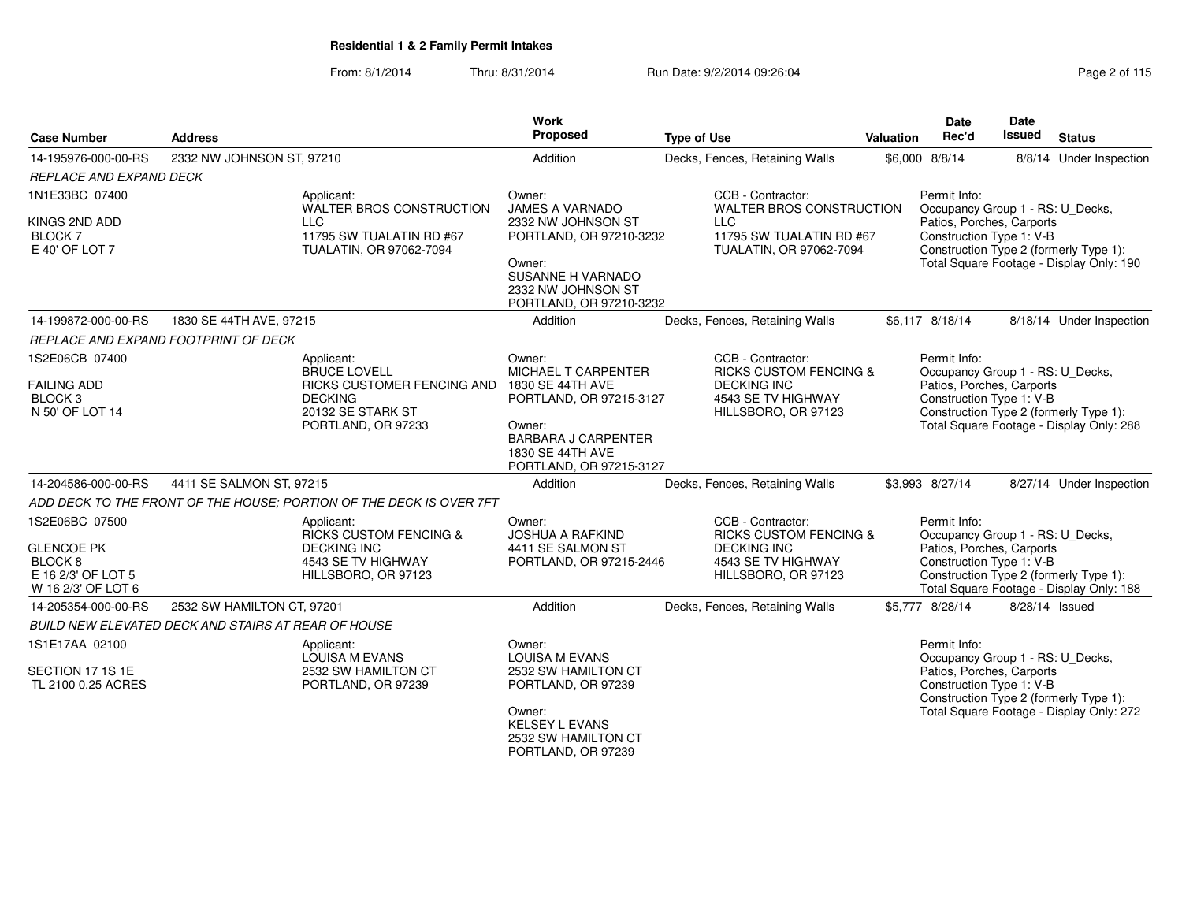**Residential 1 & 2 Family Permit Intakes**

From: 8/1/2014 Thru: 8/31/2014 Run Date: 9/2/2014 09:26:04

| Case Number | Address | Work Proposed | Type of Use | Valuation | Date Rec'd | Date Issued | Status |
|---|---|---|---|---|---|---|---|
| 14-195976-000-00-RS | 2332 NW JOHNSON ST, 97210 | Addition | Decks, Fences, Retaining Walls | $6,000 | 8/8/14 | 8/8/14 | Under Inspection |

*REPLACE AND EXPAND DECK*

1N1E33BC 07400
KINGS 2ND ADD
BLOCK 7
E 40' OF LOT 7

Applicant: WALTER BROS CONSTRUCTION LLC, 11795 SW TUALATIN RD #67, TUALATIN, OR 97062-7094

Owner: JAMES A VARNADO, 2332 NW JOHNSON ST, PORTLAND, OR 97210-3232
Owner: SUSANNE H VARNADO, 2332 NW JOHNSON ST, PORTLAND, OR 97210-3232

CCB - Contractor: WALTER BROS CONSTRUCTION LLC, 11795 SW TUALATIN RD #67, TUALATIN, OR 97062-7094

Permit Info:
Occupancy Group 1 - RS: U_Decks, Patios, Porches, Carports
Construction Type 1: V-B
Construction Type 2 (formerly Type 1):
Total Square Footage - Display Only: 190

| Case Number | Address | Work Proposed | Type of Use | Valuation | Date Rec'd | Date Issued | Status |
|---|---|---|---|---|---|---|---|
| 14-199872-000-00-RS | 1830 SE 44TH AVE, 97215 | Addition | Decks, Fences, Retaining Walls | $6,117 | 8/18/14 | 8/18/14 | Under Inspection |

*REPLACE AND EXPAND FOOTPRINT OF DECK*

1S2E06CB 07400
FAILING ADD
BLOCK 3
N 50' OF LOT 14

Applicant: BRUCE LOVELL, RICKS CUSTOMER FENCING AND DECKING, 20132 SE STARK ST, PORTLAND, OR 97233

Owner: MICHAEL T CARPENTER, 1830 SE 44TH AVE, PORTLAND, OR 97215-3127
Owner: BARBARA J CARPENTER, 1830 SE 44TH AVE, PORTLAND, OR 97215-3127

CCB - Contractor: RICKS CUSTOM FENCING & DECKING INC, 4543 SE TV HIGHWAY, HILLSBORO, OR 97123

Permit Info:
Occupancy Group 1 - RS: U_Decks, Patios, Porches, Carports
Construction Type 1: V-B
Construction Type 2 (formerly Type 1):
Total Square Footage - Display Only: 288

| Case Number | Address | Work Proposed | Type of Use | Valuation | Date Rec'd | Date Issued | Status |
|---|---|---|---|---|---|---|---|
| 14-204586-000-00-RS | 4411 SE SALMON ST, 97215 | Addition | Decks, Fences, Retaining Walls | $3,993 | 8/27/14 | 8/27/14 | Under Inspection |

*ADD DECK TO THE FRONT OF THE HOUSE; PORTION OF THE DECK IS OVER 7FT*

1S2E06BC 07500
GLENCOE PK
BLOCK 8
E 16 2/3' OF LOT 5
W 16 2/3' OF LOT 6

Applicant: RICKS CUSTOM FENCING & DECKING INC, 4543 SE TV HIGHWAY, HILLSBORO, OR 97123

Owner: JOSHUA A RAFKIND, 4411 SE SALMON ST, PORTLAND, OR 97215-2446

CCB - Contractor: RICKS CUSTOM FENCING & DECKING INC, 4543 SE TV HIGHWAY, HILLSBORO, OR 97123

Permit Info:
Occupancy Group 1 - RS: U_Decks, Patios, Porches, Carports
Construction Type 1: V-B
Construction Type 2 (formerly Type 1):
Total Square Footage - Display Only: 188

| Case Number | Address | Work Proposed | Type of Use | Valuation | Date Rec'd | Date Issued | Status |
|---|---|---|---|---|---|---|---|
| 14-205354-000-00-RS | 2532 SW HAMILTON CT, 97201 | Addition | Decks, Fences, Retaining Walls | $5,777 | 8/28/14 | 8/28/14 | Issued |

*BUILD NEW ELEVATED DECK AND STAIRS AT REAR OF HOUSE*

1S1E17AA 02100
SECTION 17 1S 1E
TL 2100 0.25 ACRES

Applicant: LOUISA M EVANS, 2532 SW HAMILTON CT, PORTLAND, OR 97239

Owner: LOUISA M EVANS, 2532 SW HAMILTON CT, PORTLAND, OR 97239
Owner: KELSEY L EVANS, 2532 SW HAMILTON CT, PORTLAND, OR 97239

Permit Info:
Occupancy Group 1 - RS: U_Decks, Patios, Porches, Carports
Construction Type 1: V-B
Construction Type 2 (formerly Type 1):
Total Square Footage - Display Only: 272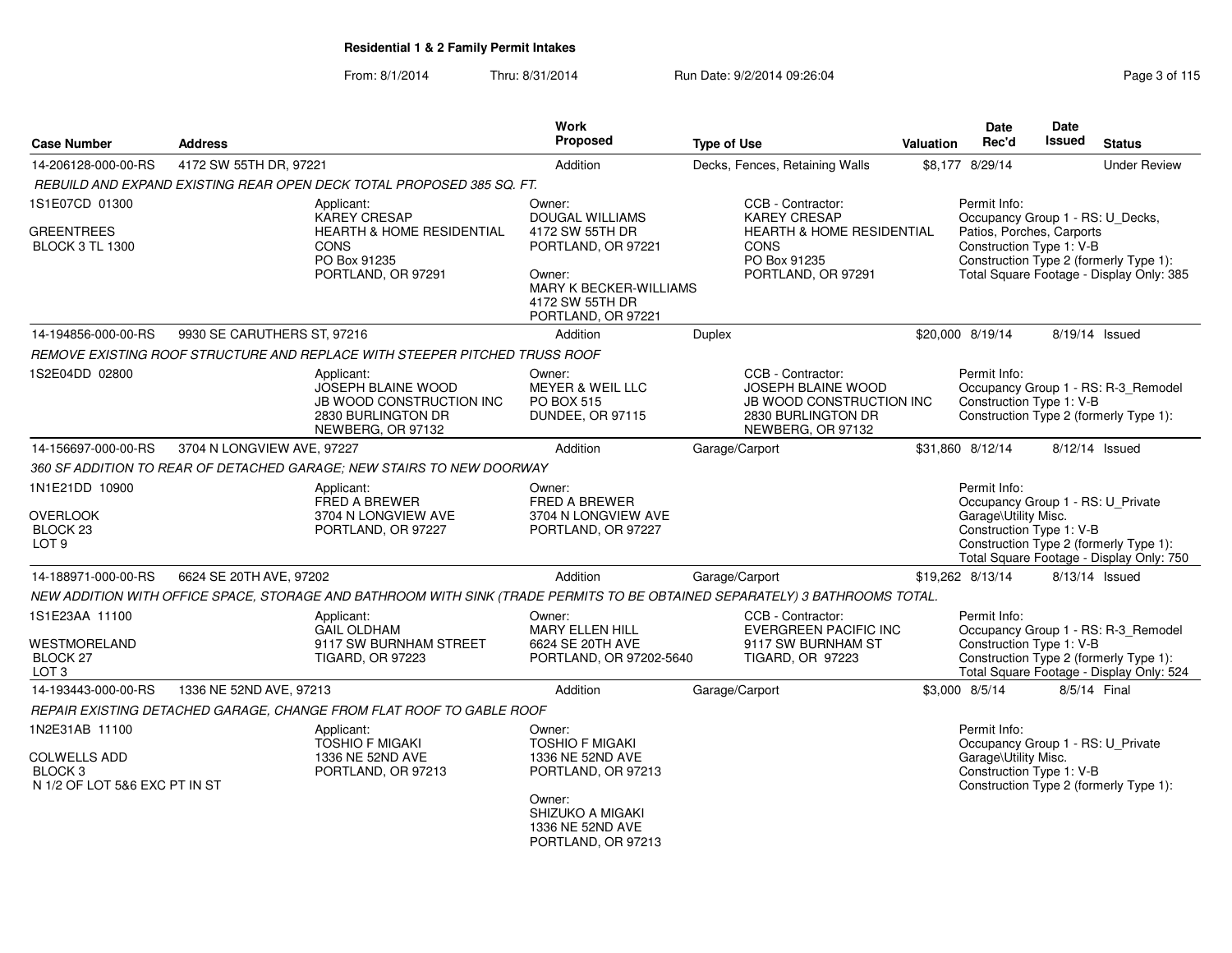**Residential 1 & 2 Family Permit Intakes**

From: 8/1/2014 Thru: 8/31/2014 Run Date: 9/2/2014 09:26:04

| Case Number | Address | Work Proposed | Type of Use | Valuation | Date Rec'd | Date Issued | Status |
|---|---|---|---|---|---|---|---|
| 14-206128-000-00-RS | 4172 SW 55TH DR, 97221 | Addition | Decks, Fences, Retaining Walls | $8,177 | 8/29/14 | | Under Review |

*REBUILD AND EXPAND EXISTING REAR OPEN DECK TOTAL PROPOSED 385 SQ. FT.*

1S1E07CD 01300
GREENTREES
BLOCK 3 TL 1300

Applicant: KAREY CRESAP, HEARTH & HOME RESIDENTIAL CONS, PO Box 91235, PORTLAND, OR 97291

Owner: DOUGAL WILLIAMS, 4172 SW 55TH DR, PORTLAND, OR 97221

Owner: MARY K BECKER-WILLIAMS, 4172 SW 55TH DR, PORTLAND, OR 97221

CCB - Contractor: KAREY CRESAP, HEARTH & HOME RESIDENTIAL CONS, PO Box 91235, PORTLAND, OR 97291

Permit Info: Occupancy Group 1 - RS: U_Decks, Patios, Porches, Carports; Construction Type 1: V-B; Construction Type 2 (formerly Type 1):; Total Square Footage - Display Only: 385

| Case Number | Address | Work Proposed | Type of Use | Valuation | Date Rec'd | Date Issued | Status |
|---|---|---|---|---|---|---|---|
| 14-194856-000-00-RS | 9930 SE CARUTHERS ST, 97216 | Addition | Duplex | $20,000 | 8/19/14 | 8/19/14 | Issued |

*REMOVE EXISTING ROOF STRUCTURE AND REPLACE WITH STEEPER PITCHED TRUSS ROOF*

1S2E04DD 02800

Applicant: JOSEPH BLAINE WOOD, JB WOOD CONSTRUCTION INC, 2830 BURLINGTON DR, NEWBERG, OR 97132

Owner: MEYER & WEIL LLC, PO BOX 515, DUNDEE, OR 97115

CCB - Contractor: JOSEPH BLAINE WOOD, JB WOOD CONSTRUCTION INC, 2830 BURLINGTON DR, NEWBERG, OR 97132

Permit Info: Occupancy Group 1 - RS: R-3_Remodel; Construction Type 1: V-B; Construction Type 2 (formerly Type 1):

| Case Number | Address | Work Proposed | Type of Use | Valuation | Date Rec'd | Date Issued | Status |
|---|---|---|---|---|---|---|---|
| 14-156697-000-00-RS | 3704 N LONGVIEW AVE, 97227 | Addition | Garage/Carport | $31,860 | 8/12/14 | 8/12/14 | Issued |

*360 SF ADDITION TO REAR OF DETACHED GARAGE; NEW STAIRS TO NEW DOORWAY*

1N1E21DD 10900
OVERLOOK
BLOCK 23
LOT 9

Applicant: FRED A BREWER, 3704 N LONGVIEW AVE, PORTLAND, OR 97227

Owner: FRED A BREWER, 3704 N LONGVIEW AVE, PORTLAND, OR 97227

Permit Info: Occupancy Group 1 - RS: U_Private Garage\Utility Misc.; Construction Type 1: V-B; Construction Type 2 (formerly Type 1):; Total Square Footage - Display Only: 750

| Case Number | Address | Work Proposed | Type of Use | Valuation | Date Rec'd | Date Issued | Status |
|---|---|---|---|---|---|---|---|
| 14-188971-000-00-RS | 6624 SE 20TH AVE, 97202 | Addition | Garage/Carport | $19,262 | 8/13/14 | 8/13/14 | Issued |

*NEW ADDITION WITH OFFICE SPACE, STORAGE AND BATHROOM WITH SINK (TRADE PERMITS TO BE OBTAINED SEPARATELY) 3 BATHROOMS TOTAL.*

1S1E23AA 11100
WESTMORELAND
BLOCK 27
LOT 3

Applicant: GAIL OLDHAM, 9117 SW BURNHAM STREET, TIGARD, OR 97223

Owner: MARY ELLEN HILL, 6624 SE 20TH AVE, PORTLAND, OR 97202-5640

CCB - Contractor: EVERGREEN PACIFIC INC, 9117 SW BURNHAM ST, TIGARD, OR 97223

Permit Info: Occupancy Group 1 - RS: R-3_Remodel; Construction Type 1: V-B; Construction Type 2 (formerly Type 1):; Total Square Footage - Display Only: 524

| Case Number | Address | Work Proposed | Type of Use | Valuation | Date Rec'd | Date Issued | Status |
|---|---|---|---|---|---|---|---|
| 14-193443-000-00-RS | 1336 NE 52ND AVE, 97213 | Addition | Garage/Carport | $3,000 | 8/5/14 | 8/5/14 | Final |

*REPAIR EXISTING DETACHED GARAGE, CHANGE FROM FLAT ROOF TO GABLE ROOF*

1N2E31AB 11100
COLWELLS ADD
BLOCK 3
N 1/2 OF LOT 5&6 EXC PT IN ST

Applicant: TOSHIO F MIGAKI, 1336 NE 52ND AVE, PORTLAND, OR 97213

Owner: TOSHIO F MIGAKI, 1336 NE 52ND AVE, PORTLAND, OR 97213

Owner: SHIZUKO A MIGAKI, 1336 NE 52ND AVE, PORTLAND, OR 97213

Permit Info: Occupancy Group 1 - RS: U_Private Garage\Utility Misc.; Construction Type 1: V-B; Construction Type 2 (formerly Type 1):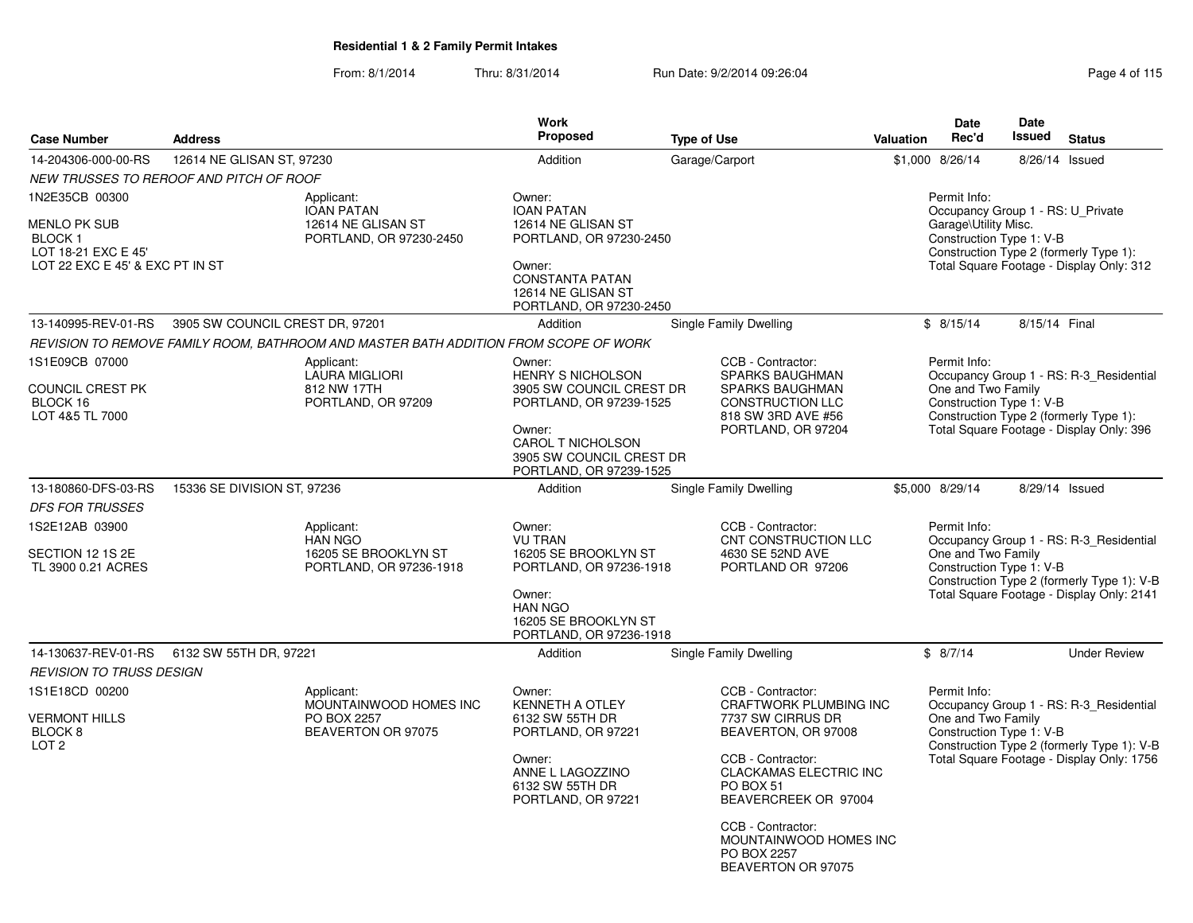**Residential 1 & 2 Family Permit Intakes**

From: 8/1/2014 Thru: 8/31/2014 Run Date: 9/2/2014 09:26:04

| Case Number | Address | Work Proposed | Type of Use | Valuation | Date Rec'd | Date Issued | Status |
|---|---|---|---|---|---|---|---|
| 14-204306-000-00-RS | 12614 NE GLISAN ST, 97230 | Addition | Garage/Carport | $1,000 | 8/26/14 | 8/26/14 | Issued |

NEW TRUSSES TO REROOF AND PITCH OF ROOF

1N2E35CB 00300
MENLO PK SUB
BLOCK 1
LOT 18-21 EXC E 45'
LOT 22 EXC E 45' & EXC PT IN ST

Applicant:
IOAN PATAN
12614 NE GLISAN ST
PORTLAND, OR 97230-2450

Owner:
IOAN PATAN
12614 NE GLISAN ST
PORTLAND, OR 97230-2450

Owner:
CONSTANTA PATAN
12614 NE GLISAN ST
PORTLAND, OR 97230-2450

Permit Info:
Occupancy Group 1 - RS: U_Private Garage\Utility Misc.
Construction Type 1: V-B
Construction Type 2 (formerly Type 1):
Total Square Footage - Display Only: 312

| Case Number | Address | Work Proposed | Type of Use | Valuation | Date Rec'd | Date Issued | Status |
|---|---|---|---|---|---|---|---|
| 13-140995-REV-01-RS | 3905 SW COUNCIL CREST DR, 97201 | Addition | Single Family Dwelling | $ | 8/15/14 | 8/15/14 | Final |

REVISION TO REMOVE FAMILY ROOM, BATHROOM AND MASTER BATH ADDITION FROM SCOPE OF WORK

1S1E09CB 07000
COUNCIL CREST PK
BLOCK 16
LOT 4&5 TL 7000

Applicant:
LAURA MIGLIORI
812 NW 17TH
PORTLAND, OR 97209

Owner:
HENRY S NICHOLSON
3905 SW COUNCIL CREST DR
PORTLAND, OR 97239-1525

Owner:
CAROL T NICHOLSON
3905 SW COUNCIL CREST DR
PORTLAND, OR 97239-1525

CCB - Contractor:
SPARKS BAUGHMAN
SPARKS BAUGHMAN
CONSTRUCTION LLC
818 SW 3RD AVE #56
PORTLAND, OR 97204

Permit Info:
Occupancy Group 1 - RS: R-3_Residential One and Two Family
Construction Type 1: V-B
Construction Type 2 (formerly Type 1):
Total Square Footage - Display Only: 396

| Case Number | Address | Work Proposed | Type of Use | Valuation | Date Rec'd | Date Issued | Status |
|---|---|---|---|---|---|---|---|
| 13-180860-DFS-03-RS | 15336 SE DIVISION ST, 97236 | Addition | Single Family Dwelling | $5,000 | 8/29/14 | 8/29/14 | Issued |

DFS FOR TRUSSES

1S2E12AB 03900
SECTION 12 1S 2E
TL 3900 0.21 ACRES

Applicant:
HAN NGO
16205 SE BROOKLYN ST
PORTLAND, OR 97236-1918

Owner:
VU TRAN
16205 SE BROOKLYN ST
PORTLAND, OR 97236-1918

Owner:
HAN NGO
16205 SE BROOKLYN ST
PORTLAND, OR 97236-1918

CCB - Contractor:
CNT CONSTRUCTION LLC
4630 SE 52ND AVE
PORTLAND OR 97206

Permit Info:
Occupancy Group 1 - RS: R-3_Residential One and Two Family
Construction Type 1: V-B
Construction Type 2 (formerly Type 1): V-B
Total Square Footage - Display Only: 2141

| Case Number | Address | Work Proposed | Type of Use | Valuation | Date Rec'd | Date Issued | Status |
|---|---|---|---|---|---|---|---|
| 14-130637-REV-01-RS | 6132 SW 55TH DR, 97221 | Addition | Single Family Dwelling | $ | 8/7/14 | | Under Review |

REVISION TO TRUSS DESIGN

1S1E18CD 00200
VERMONT HILLS
BLOCK 8
LOT 2

Applicant:
MOUNTAINWOOD HOMES INC
PO BOX 2257
BEAVERTON OR 97075

Owner:
KENNETH A OTLEY
6132 SW 55TH DR
PORTLAND, OR 97221

Owner:
ANNE L LAGOZZINO
6132 SW 55TH DR
PORTLAND, OR 97221

CCB - Contractor:
CRAFTWORK PLUMBING INC
7737 SW CIRRUS DR
BEAVERTON, OR 97008

CCB - Contractor:
CLACKAMAS ELECTRIC INC
PO BOX 51
BEAVERCREEK OR 97004

CCB - Contractor:
MOUNTAINWOOD HOMES INC
PO BOX 2257
BEAVERTON OR 97075

Permit Info:
Occupancy Group 1 - RS: R-3_Residential One and Two Family
Construction Type 1: V-B
Construction Type 2 (formerly Type 1): V-B
Total Square Footage - Display Only: 1756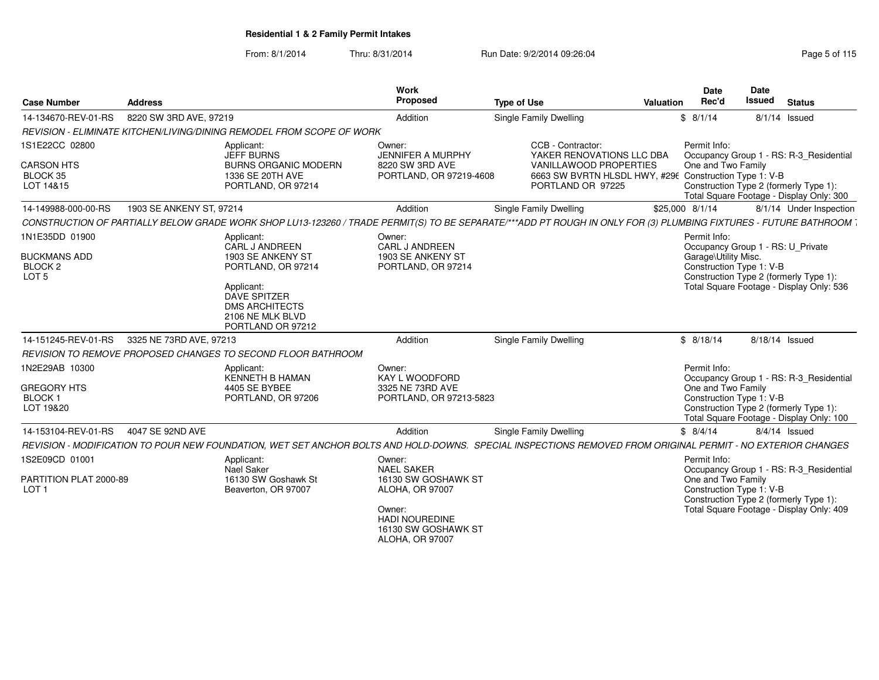**Residential 1 & 2 Family Permit Intakes**

From: 8/1/2014 Thru: 8/31/2014 Run Date: 9/2/2014 09:26:04

| Case Number | Address | Work Proposed | Type of Use | Valuation | Date Rec'd | Date Issued | Status |
|---|---|---|---|---|---|---|---|
| 14-134670-REV-01-RS | 8220 SW 3RD AVE, 97219 | Addition | Single Family Dwelling | $ | 8/1/14 | 8/1/14 | Issued |

*REVISION - ELIMINATE KITCHEN/LIVING/DINING REMODEL FROM SCOPE OF WORK*

1S1E22CC 02800
CARSON HTS
BLOCK 35
LOT 14&15

Applicant:
JEFF BURNS
BURNS ORGANIC MODERN
1336 SE 20TH AVE
PORTLAND, OR 97214

Owner:
JENNIFER A MURPHY
8220 SW 3RD AVE
PORTLAND, OR 97219-4608

CCB - Contractor:
YAKER RENOVATIONS LLC DBA
VANILLAWOOD PROPERTIES
6663 SW BVRTN HLSDL HWY, #296
PORTLAND OR 97225

Permit Info:
Occupancy Group 1 - RS: R-3_Residential One and Two Family
Construction Type 1: V-B
Construction Type 2 (formerly Type 1):
Total Square Footage - Display Only: 300

| Case Number | Address | Work Proposed | Type of Use | Valuation | Date Rec'd | Date Issued | Status |
|---|---|---|---|---|---|---|---|
| 14-149988-000-00-RS | 1903 SE ANKENY ST, 97214 | Addition | Single Family Dwelling | $25,000 | 8/1/14 | 8/1/14 | Under Inspection |

*CONSTRUCTION OF PARTIALLY BELOW GRADE WORK SHOP LU13-123260 / TRADE PERMIT(S) TO BE SEPARATE/***ADD PT ROUGH IN ONLY FOR (3) PLUMBING FIXTURES - FUTURE BATHROOM*

1N1E35DD 01900
BUCKMANS ADD
BLOCK 2
LOT 5

Applicant:
CARL J ANDREEN
1903 SE ANKENY ST
PORTLAND, OR 97214

Applicant:
DAVE SPITZER
DMS ARCHITECTS
2106 NE MLK BLVD
PORTLAND OR 97212

Owner:
CARL J ANDREEN
1903 SE ANKENY ST
PORTLAND, OR 97214

Permit Info:
Occupancy Group 1 - RS: U_Private Garage\Utility Misc.
Construction Type 1: V-B
Construction Type 2 (formerly Type 1):
Total Square Footage - Display Only: 536

| Case Number | Address | Work Proposed | Type of Use | Valuation | Date Rec'd | Date Issued | Status |
|---|---|---|---|---|---|---|---|
| 14-151245-REV-01-RS | 3325 NE 73RD AVE, 97213 | Addition | Single Family Dwelling | $ | 8/18/14 | 8/18/14 | Issued |

*REVISION TO REMOVE PROPOSED CHANGES TO SECOND FLOOR BATHROOM*

1N2E29AB 10300
GREGORY HTS
BLOCK 1
LOT 19&20

Applicant:
KENNETH B HAMAN
4405 SE BYBEE
PORTLAND, OR 97206

Owner:
KAY L WOODFORD
3325 NE 73RD AVE
PORTLAND, OR 97213-5823

Permit Info:
Occupancy Group 1 - RS: R-3_Residential One and Two Family
Construction Type 1: V-B
Construction Type 2 (formerly Type 1):
Total Square Footage - Display Only: 100

| Case Number | Address | Work Proposed | Type of Use | Valuation | Date Rec'd | Date Issued | Status |
|---|---|---|---|---|---|---|---|
| 14-153104-REV-01-RS | 4047 SE 92ND AVE | Addition | Single Family Dwelling | $ | 8/4/14 | 8/4/14 | Issued |

*REVISION - MODIFICATION TO POUR NEW FOUNDATION, WET SET ANCHOR BOLTS AND HOLD-DOWNS. SPECIAL INSPECTIONS REMOVED FROM ORIGINAL PERMIT - NO EXTERIOR CHANGES*

1S2E09CD 01001
PARTITION PLAT 2000-89
LOT 1

Applicant:
Nael Saker
16130 SW Goshawk St
Beaverton, OR 97007

Owner:
NAEL SAKER
16130 SW GOSHAWK ST
ALOHA, OR 97007

Owner:
HADI NOUREDINE
16130 SW GOSHAWK ST
ALOHA, OR 97007

Permit Info:
Occupancy Group 1 - RS: R-3_Residential One and Two Family
Construction Type 1: V-B
Construction Type 2 (formerly Type 1):
Total Square Footage - Display Only: 409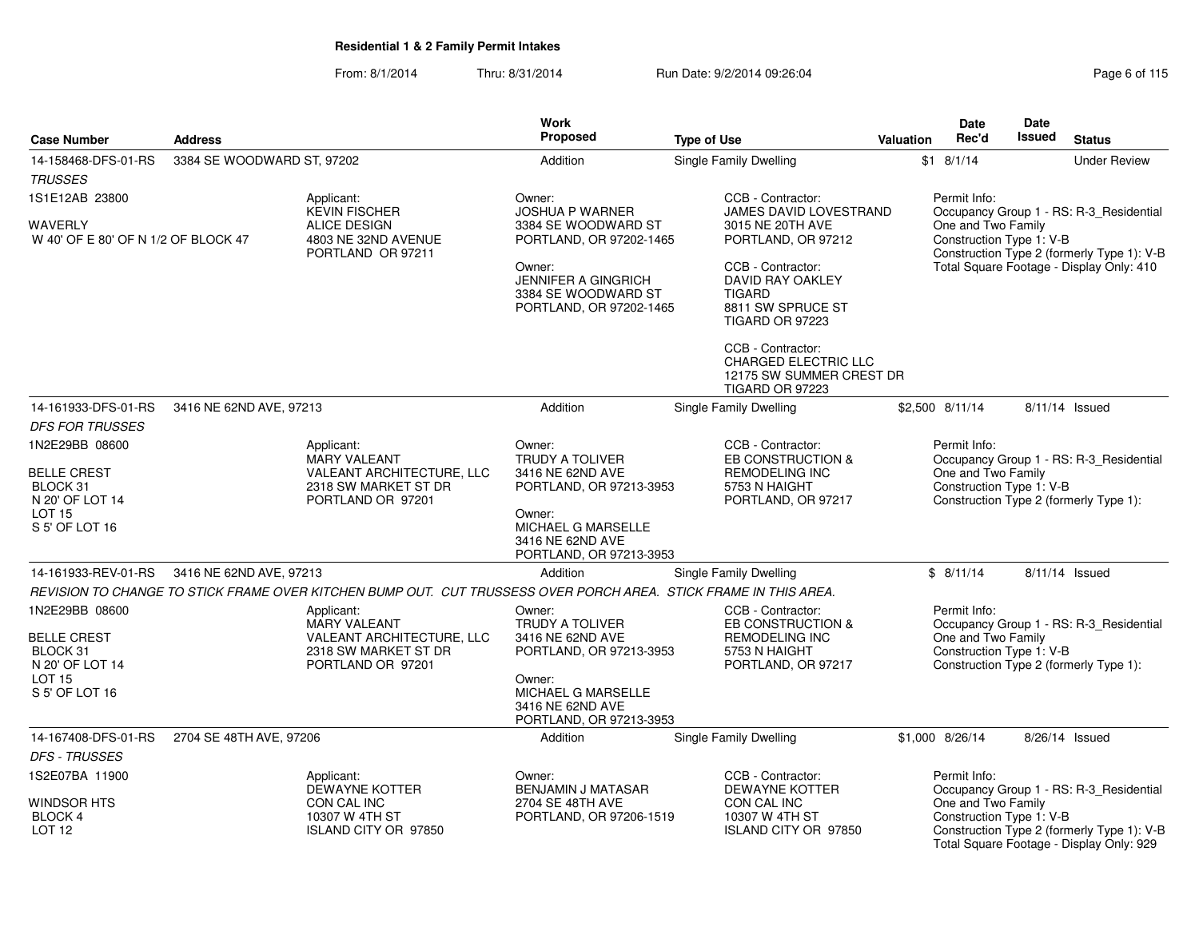**Residential 1 & 2 Family Permit Intakes**

From: 8/1/2014 Thru: 8/31/2014 Run Date: 9/2/2014 09:26:04

| Case Number | Address | Work Proposed | Type of Use | Valuation | Date Rec'd | Date Issued | Status |
|---|---|---|---|---|---|---|---|
| 14-158468-DFS-01-RS | 3384 SE WOODWARD ST, 97202 | Addition | Single Family Dwelling | $1 | 8/1/14 | | Under Review |
| 14-161933-DFS-01-RS | 3416 NE 62ND AVE, 97213 | Addition | Single Family Dwelling | $2,500 | 8/11/14 | 8/11/14 | Issued |
| 14-161933-REV-01-RS | 3416 NE 62ND AVE, 97213 | Addition | Single Family Dwelling | $ | 8/11/14 | 8/11/14 | Issued |
| 14-167408-DFS-01-RS | 2704 SE 48TH AVE, 97206 | Addition | Single Family Dwelling | $1,000 | 8/26/14 | 8/26/14 | Issued |

## 14-158468-DFS-01-RS — 3384 SE WOODWARD ST, 97202

*TRUSSES*

1S1E12AB 23800

WAVERLY
W 40' OF E 80' OF N 1/2 OF BLOCK 47

Applicant:
KEVIN FISCHER
ALICE DESIGN
4803 NE 32ND AVENUE
PORTLAND OR 97211

Owner:
JOSHUA P WARNER
3384 SE WOODWARD ST
PORTLAND, OR 97202-1465

Owner:
JENNIFER A GINGRICH
3384 SE WOODWARD ST
PORTLAND, OR 97202-1465

CCB - Contractor:
JAMES DAVID LOVESTRAND
3015 NE 20TH AVE
PORTLAND, OR 97212

CCB - Contractor:
DAVID RAY OAKLEY
TIGARD
8811 SW SPRUCE ST
TIGARD OR 97223

CCB - Contractor:
CHARGED ELECTRIC LLC
12175 SW SUMMER CREST DR
TIGARD OR 97223

Permit Info:
Occupancy Group 1 - RS: R-3_Residential One and Two Family
Construction Type 1: V-B
Construction Type 2 (formerly Type 1): V-B
Total Square Footage - Display Only: 410

## 14-161933-DFS-01-RS — 3416 NE 62ND AVE, 97213

*DFS FOR TRUSSES*

1N2E29BB 08600

BELLE CREST
BLOCK 31
N 20' OF LOT 14
LOT 15
S 5' OF LOT 16

Applicant:
MARY VALEANT
VALEANT ARCHITECTURE, LLC
2318 SW MARKET ST DR
PORTLAND OR 97201

Owner:
TRUDY A TOLIVER
3416 NE 62ND AVE
PORTLAND, OR 97213-3953

Owner:
MICHAEL G MARSELLE
3416 NE 62ND AVE
PORTLAND, OR 97213-3953

CCB - Contractor:
EB CONSTRUCTION & REMODELING INC
5753 N HAIGHT
PORTLAND, OR 97217

Permit Info:
Occupancy Group 1 - RS: R-3_Residential One and Two Family
Construction Type 1: V-B
Construction Type 2 (formerly Type 1):

## 14-161933-REV-01-RS — 3416 NE 62ND AVE, 97213

*REVISION TO CHANGE TO STICK FRAME OVER KITCHEN BUMP OUT. CUT TRUSSES OVER PORCH AREA. STICK FRAME IN THIS AREA.*

1N2E29BB 08600

BELLE CREST
BLOCK 31
N 20' OF LOT 14
LOT 15
S 5' OF LOT 16

Applicant:
MARY VALEANT
VALEANT ARCHITECTURE, LLC
2318 SW MARKET ST DR
PORTLAND OR 97201

Owner:
TRUDY A TOLIVER
3416 NE 62ND AVE
PORTLAND, OR 97213-3953

Owner:
MICHAEL G MARSELLE
3416 NE 62ND AVE
PORTLAND, OR 97213-3953

CCB - Contractor:
EB CONSTRUCTION & REMODELING INC
5753 N HAIGHT
PORTLAND, OR 97217

Permit Info:
Occupancy Group 1 - RS: R-3_Residential One and Two Family
Construction Type 1: V-B
Construction Type 2 (formerly Type 1):

## 14-167408-DFS-01-RS — 2704 SE 48TH AVE, 97206

*DFS - TRUSSES*

1S2E07BA 11900

WINDSOR HTS
BLOCK 4
LOT 12

Applicant:
DEWAYNE KOTTER
CON CAL INC
10307 W 4TH ST
ISLAND CITY OR 97850

Owner:
BENJAMIN J MATASAR
2704 SE 48TH AVE
PORTLAND, OR 97206-1519

CCB - Contractor:
DEWAYNE KOTTER
CON CAL INC
10307 W 4TH ST
ISLAND CITY OR 97850

Permit Info:
Occupancy Group 1 - RS: R-3_Residential One and Two Family
Construction Type 1: V-B
Construction Type 2 (formerly Type 1): V-B
Total Square Footage - Display Only: 929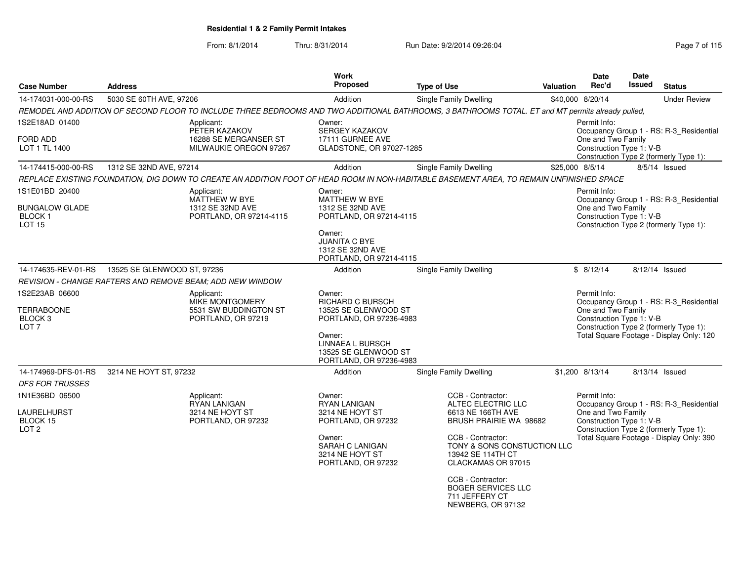## Residential 1 & 2 Family Permit Intakes

From: 8/1/2014 Thru: 8/31/2014 Run Date: 9/2/2014 09:26:04

| Case Number | Address | Work Proposed | Type of Use | Valuation | Date Rec'd | Date Issued | Status |
|---|---|---|---|---|---|---|---|
| 14-174031-000-00-RS | 5030 SE 60TH AVE, 97206 | Addition | Single Family Dwelling | $40,000 | 8/20/14 | | Under Review |

*REMODEL AND ADDITION OF SECOND FLOOR TO INCLUDE THREE BEDROOMS AND TWO ADDITIONAL BATHROOMS, 3 BATHROOMS TOTAL. ET and MT permits already pulled,*

1S2E18AD 01400
FORD ADD
LOT 1 TL 1400

Applicant:
PETER KAZAKOV
16288 SE MERGANSER ST
MILWAUKIE OREGON 97267

Owner:
SERGEY KAZAKOV
17111 GURNEE AVE
GLADSTONE, OR 97027-1285

Permit Info:
Occupancy Group 1 - RS: R-3_Residential One and Two Family
Construction Type 1: V-B
Construction Type 2 (formerly Type 1):

| Case Number | Address | Work Proposed | Type of Use | Valuation | Date Rec'd | Date Issued | Status |
|---|---|---|---|---|---|---|---|
| 14-174415-000-00-RS | 1312 SE 32ND AVE, 97214 | Addition | Single Family Dwelling | $25,000 | 8/5/14 | 8/5/14 | Issued |

*REPLACE EXISTING FOUNDATION, DIG DOWN TO CREATE AN ADDITION FOOT OF HEAD ROOM IN NON-HABITABLE BASEMENT AREA, TO REMAIN UNFINISHED SPACE*

1S1E01BD 20400
BUNGALOW GLADE
BLOCK 1
LOT 15

Applicant:
MATTHEW W BYE
1312 SE 32ND AVE
PORTLAND, OR 97214-4115

Owner:
MATTHEW W BYE
1312 SE 32ND AVE
PORTLAND, OR 97214-4115

Owner:
JUANITA C BYE
1312 SE 32ND AVE
PORTLAND, OR 97214-4115

Permit Info:
Occupancy Group 1 - RS: R-3_Residential One and Two Family
Construction Type 1: V-B
Construction Type 2 (formerly Type 1):

| Case Number | Address | Work Proposed | Type of Use | Valuation | Date Rec'd | Date Issued | Status |
|---|---|---|---|---|---|---|---|
| 14-174635-REV-01-RS | 13525 SE GLENWOOD ST, 97236 | Addition | Single Family Dwelling | $ | 8/12/14 | 8/12/14 | Issued |

*REVISION - CHANGE RAFTERS AND REMOVE BEAM; ADD NEW WINDOW*

1S2E23AB 06600
TERRABOONE
BLOCK 3
LOT 7

Applicant:
MIKE MONTGOMERY
5531 SW BUDDINGTON ST
PORTLAND, OR 97219

Owner:
RICHARD C BURSCH
13525 SE GLENWOOD ST
PORTLAND, OR 97236-4983

Owner:
LINNAEA L BURSCH
13525 SE GLENWOOD ST
PORTLAND, OR 97236-4983

Permit Info:
Occupancy Group 1 - RS: R-3_Residential One and Two Family
Construction Type 1: V-B
Construction Type 2 (formerly Type 1):
Total Square Footage - Display Only: 120

| Case Number | Address | Work Proposed | Type of Use | Valuation | Date Rec'd | Date Issued | Status |
|---|---|---|---|---|---|---|---|
| 14-174969-DFS-01-RS | 3214 NE HOYT ST, 97232 | Addition | Single Family Dwelling | $1,200 | 8/13/14 | 8/13/14 | Issued |

*DFS FOR TRUSSES*

1N1E36BD 06500
LAURELHURST
BLOCK 15
LOT 2

Applicant:
RYAN LANIGAN
3214 NE HOYT ST
PORTLAND, OR 97232

Owner:
RYAN LANIGAN
3214 NE HOYT ST
PORTLAND, OR 97232

Owner:
SARAH C LANIGAN
3214 NE HOYT ST
PORTLAND, OR 97232

CCB - Contractor:
ALTEC ELECTRIC LLC
6613 NE 166TH AVE
BRUSH PRAIRIE WA 98682

CCB - Contractor:
TONY & SONS CONSTUCTION LLC
13942 SE 114TH CT
CLACKAMAS OR 97015

CCB - Contractor:
BOGER SERVICES LLC
711 JEFFERY CT
NEWBERG, OR 97132

Permit Info:
Occupancy Group 1 - RS: R-3_Residential One and Two Family
Construction Type 1: V-B
Construction Type 2 (formerly Type 1):
Total Square Footage - Display Only: 390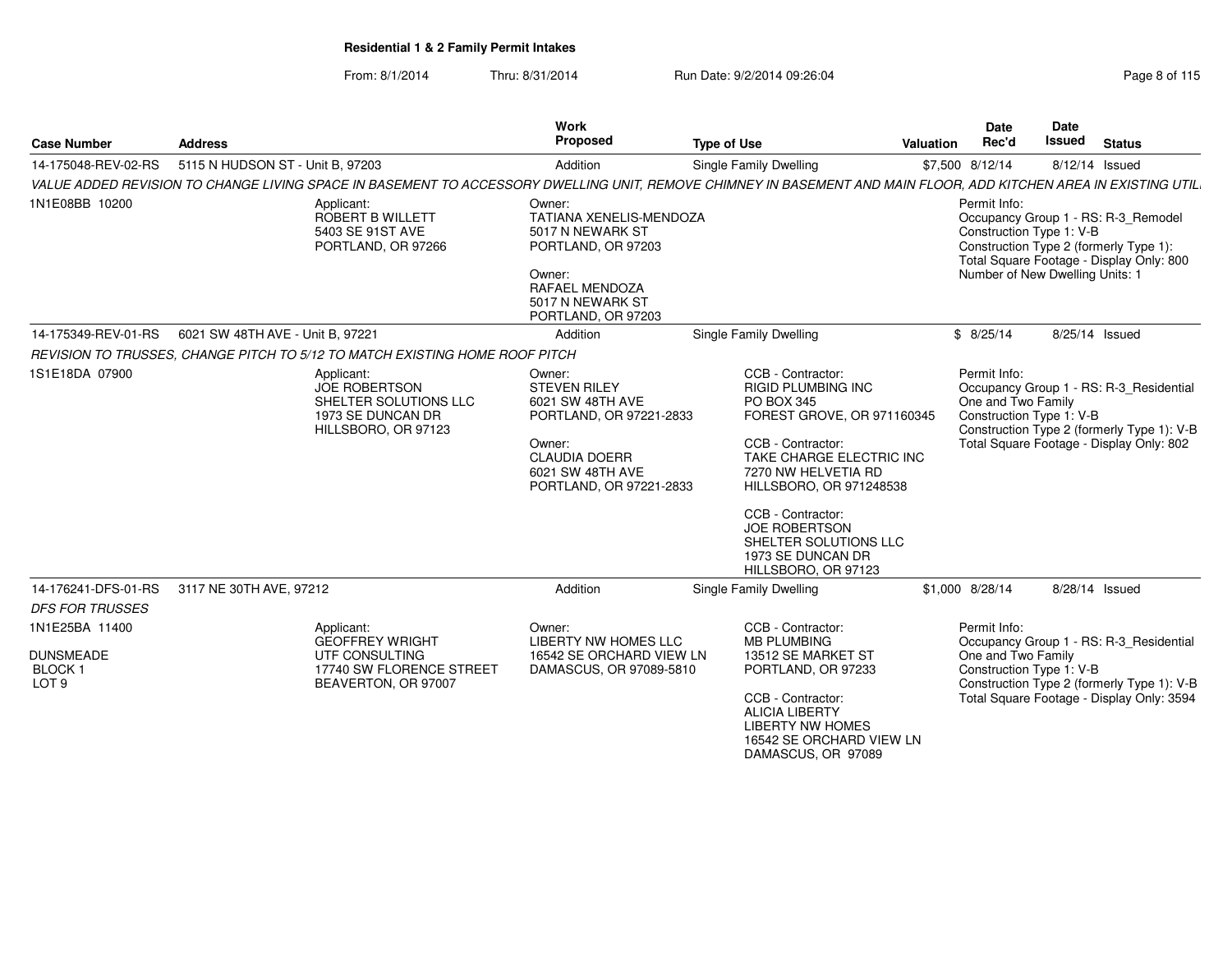**Residential 1 & 2 Family Permit Intakes**

From: 8/1/2014 Thru: 8/31/2014 Run Date: 9/2/2014 09:26:04

| Case Number | Address | Work Proposed | Type of Use | Valuation | Date Rec'd | Date Issued | Status |
|---|---|---|---|---|---|---|---|
| 14-175048-REV-02-RS | 5115 N HUDSON ST - Unit B, 97203 | Addition | Single Family Dwelling | $7,500 | 8/12/14 | 8/12/14 | Issued |

*VALUE ADDED REVISION TO CHANGE LIVING SPACE IN BASEMENT TO ACCESSORY DWELLING UNIT, REMOVE CHIMNEY IN BASEMENT AND MAIN FLOOR, ADD KITCHEN AREA IN EXISTING UTIL.*

1N1E08BB 10200

Applicant:
ROBERT B WILLETT
5403 SE 91ST AVE
PORTLAND, OR 97266

Owner:
TATIANA XENELIS-MENDOZA
5017 N NEWARK ST
PORTLAND, OR 97203

Owner:
RAFAEL MENDOZA
5017 N NEWARK ST
PORTLAND, OR 97203

Permit Info:
Occupancy Group 1 - RS: R-3_Remodel
Construction Type 1: V-B
Construction Type 2 (formerly Type 1):
Total Square Footage - Display Only: 800
Number of New Dwelling Units: 1

| Case Number | Address | Work Proposed | Type of Use | Valuation | Date Rec'd | Date Issued | Status |
|---|---|---|---|---|---|---|---|
| 14-175349-REV-01-RS | 6021 SW 48TH AVE - Unit B, 97221 | Addition | Single Family Dwelling | $ | 8/25/14 | 8/25/14 | Issued |

*REVISION TO TRUSSES, CHANGE PITCH TO 5/12 TO MATCH EXISTING HOME ROOF PITCH*

1S1E18DA 07900

Applicant:
JOE ROBERTSON
SHELTER SOLUTIONS LLC
1973 SE DUNCAN DR
HILLSBORO, OR 97123

Owner:
STEVEN RILEY
6021 SW 48TH AVE
PORTLAND, OR 97221-2833

Owner:
CLAUDIA DOERR
6021 SW 48TH AVE
PORTLAND, OR 97221-2833

CCB - Contractor:
RIGID PLUMBING INC
PO BOX 345
FOREST GROVE, OR 971160345

CCB - Contractor:
TAKE CHARGE ELECTRIC INC
7270 NW HELVETIA RD
HILLSBORO, OR 971248538

CCB - Contractor:
JOE ROBERTSON
SHELTER SOLUTIONS LLC
1973 SE DUNCAN DR
HILLSBORO, OR 97123

Permit Info:
Occupancy Group 1 - RS: R-3_Residential One and Two Family
Construction Type 1: V-B
Construction Type 2 (formerly Type 1): V-B
Total Square Footage - Display Only: 802

| Case Number | Address | Work Proposed | Type of Use | Valuation | Date Rec'd | Date Issued | Status |
|---|---|---|---|---|---|---|---|
| 14-176241-DFS-01-RS | 3117 NE 30TH AVE, 97212 | Addition | Single Family Dwelling | $1,000 | 8/28/14 | 8/28/14 | Issued |

*DFS FOR TRUSSES*

1N1E25BA 11400

DUNSMEADE
BLOCK 1
LOT 9

Applicant:
GEOFFREY WRIGHT
UTF CONSULTING
17740 SW FLORENCE STREET
BEAVERTON, OR 97007

Owner:
LIBERTY NW HOMES LLC
16542 SE ORCHARD VIEW LN
DAMASCUS, OR 97089-5810

CCB - Contractor:
MB PLUMBING
13512 SE MARKET ST
PORTLAND, OR 97233

CCB - Contractor:
ALICIA LIBERTY
LIBERTY NW HOMES
16542 SE ORCHARD VIEW LN
DAMASCUS, OR 97089

Permit Info:
Occupancy Group 1 - RS: R-3_Residential One and Two Family
Construction Type 1: V-B
Construction Type 2 (formerly Type 1): V-B
Total Square Footage - Display Only: 3594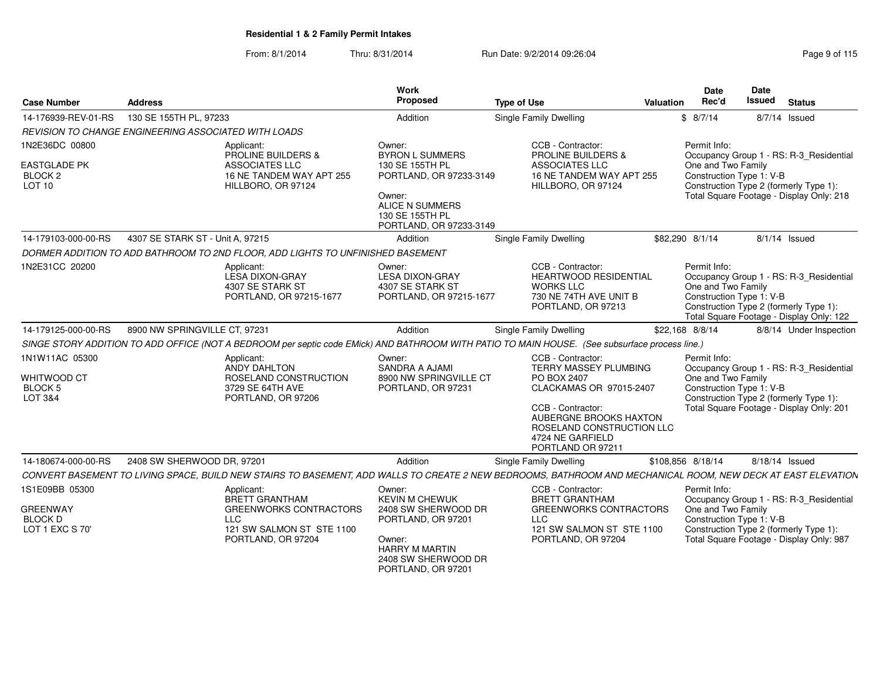**Residential 1 & 2 Family Permit Intakes**

From: 8/1/2014 Thru: 8/31/2014 Run Date: 9/2/2014 09:26:04

| Case Number | Address | Work Proposed | Type of Use | Valuation | Date Rec'd | Date Issued | Status |
|---|---|---|---|---|---|---|---|
| 14-176939-REV-01-RS | 130 SE 155TH PL, 97233 | Addition | Single Family Dwelling | $ | 8/7/14 | 8/7/14 | Issued |

*REVISION TO CHANGE ENGINEERING ASSOCIATED WITH LOADS*

1N2E36DC 00800
EASTGLADE PK
BLOCK 2
LOT 10

Applicant: PROLINE BUILDERS & ASSOCIATES LLC, 16 NE TANDEM WAY APT 255, HILLBORO, OR 97124

Owner: BYRON L SUMMERS, 130 SE 155TH PL, PORTLAND, OR 97233-3149

Owner: ALICE N SUMMERS, 130 SE 155TH PL, PORTLAND, OR 97233-3149

CCB - Contractor: PROLINE BUILDERS & ASSOCIATES LLC, 16 NE TANDEM WAY APT 255, HILLBORO, OR 97124

Permit Info: Occupancy Group 1 - RS: R-3_Residential One and Two Family; Construction Type 1: V-B; Construction Type 2 (formerly Type 1): ; Total Square Footage - Display Only: 218

---

| Case Number | Address | Work Proposed | Type of Use | Valuation | Date Rec'd | Date Issued | Status |
|---|---|---|---|---|---|---|---|
| 14-179103-000-00-RS | 4307 SE STARK ST - Unit A, 97215 | Addition | Single Family Dwelling | $82,290 | 8/1/14 | 8/1/14 | Issued |

*DORMER ADDITION TO ADD BATHROOM TO 2ND FLOOR, ADD LIGHTS TO UNFINISHED BASEMENT*

1N2E31CC 20200

Applicant: LESA DIXON-GRAY, 4307 SE STARK ST, PORTLAND, OR 97215-1677

Owner: LESA DIXON-GRAY, 4307 SE STARK ST, PORTLAND, OR 97215-1677

CCB - Contractor: HEARTWOOD RESIDENTIAL WORKS LLC, 730 NE 74TH AVE UNIT B, PORTLAND, OR 97213

Permit Info: Occupancy Group 1 - RS: R-3_Residential One and Two Family; Construction Type 1: V-B; Construction Type 2 (formerly Type 1): ; Total Square Footage - Display Only: 122

---

| Case Number | Address | Work Proposed | Type of Use | Valuation | Date Rec'd | Date Issued | Status |
|---|---|---|---|---|---|---|---|
| 14-179125-000-00-RS | 8900 NW SPRINGVILLE CT, 97231 | Addition | Single Family Dwelling | $22,168 | 8/8/14 | 8/8/14 | Under Inspection |

*SINGE STORY ADDITION TO ADD OFFICE (NOT A BEDROOM per septic code EMick) AND BATHROOM WITH PATIO TO MAIN HOUSE. (See subsurface process line.)*

1N1W11AC 05300
WHITWOOD CT
BLOCK 5
LOT 3&4

Applicant: ANDY DAHLTON, ROSELAND CONSTRUCTION, 3729 SE 64TH AVE, PORTLAND, OR 97206

Owner: SANDRA A AJAMI, 8900 NW SPRINGVILLE CT, PORTLAND, OR 97231

CCB - Contractor: TERRY MASSEY PLUMBING, PO BOX 2407, CLACKAMAS OR 97015-2407

CCB - Contractor: AUBERGNE BROOKS HAXTON, ROSELAND CONSTRUCTION LLC, 4724 NE GARFIELD, PORTLAND OR 97211

Permit Info: Occupancy Group 1 - RS: R-3_Residential One and Two Family; Construction Type 1: V-B; Construction Type 2 (formerly Type 1): ; Total Square Footage - Display Only: 201

---

| Case Number | Address | Work Proposed | Type of Use | Valuation | Date Rec'd | Date Issued | Status |
|---|---|---|---|---|---|---|---|
| 14-180674-000-00-RS | 2408 SW SHERWOOD DR, 97201 | Addition | Single Family Dwelling | $108,856 | 8/18/14 | 8/18/14 | Issued |

*CONVERT BASEMENT TO LIVING SPACE, BUILD NEW STAIRS TO BASEMENT, ADD WALLS TO CREATE 2 NEW BEDROOMS, BATHROOM AND MECHANICAL ROOM, NEW DECK AT EAST ELEVATION*

1S1E09BB 05300
GREENWAY
BLOCK D
LOT 1 EXC S 70'

Applicant: BRETT GRANTHAM, GREENWORKS CONTRACTORS LLC, 121 SW SALMON ST STE 1100, PORTLAND, OR 97204

Owner: KEVIN M CHEWUK, 2408 SW SHERWOOD DR, PORTLAND, OR 97201

Owner: HARRY M MARTIN, 2408 SW SHERWOOD DR, PORTLAND, OR 97201

CCB - Contractor: BRETT GRANTHAM, GREENWORKS CONTRACTORS LLC, 121 SW SALMON ST STE 1100, PORTLAND, OR 97204

Permit Info: Occupancy Group 1 - RS: R-3_Residential One and Two Family; Construction Type 1: V-B; Construction Type 2 (formerly Type 1): ; Total Square Footage - Display Only: 987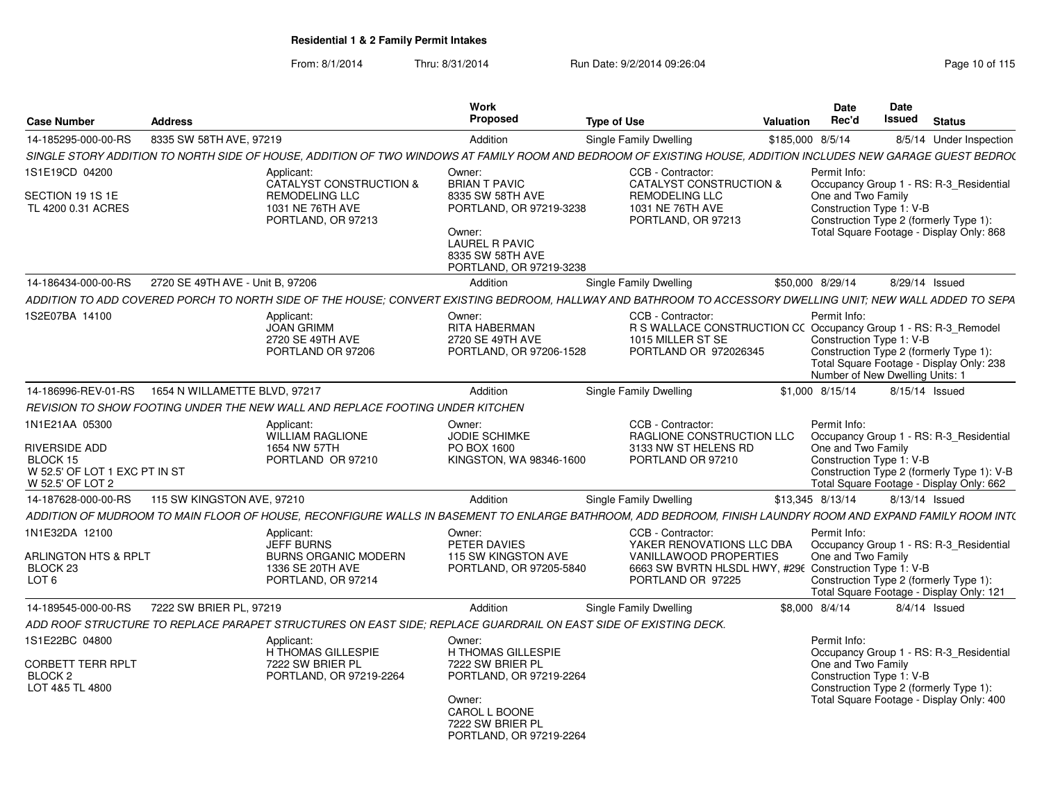**Residential 1 & 2 Family Permit Intakes**

From: 8/1/2014 Thru: 8/31/2014 Run Date: 9/2/2014 09:26:04

| Case Number | Address | Work Proposed | Type of Use | Valuation | Date Rec'd | Date Issued | Status |
|---|---|---|---|---|---|---|---|
| 14-185295-000-00-RS | 8335 SW 58TH AVE, 97219 | Addition | Single Family Dwelling | $185,000 | 8/5/14 | 8/5/14 | Under Inspection |

SINGLE STORY ADDITION TO NORTH SIDE OF HOUSE, ADDITION OF TWO WINDOWS AT FAMILY ROOM AND BEDROOM OF EXISTING HOUSE, ADDITION INCLUDES NEW GARAGE GUEST BEDRO(

1S1E19CD 04200
SECTION 19 1S 1E
TL 4200 0.31 ACRES

Applicant: CATALYST CONSTRUCTION & REMODELING LLC, 1031 NE 76TH AVE, PORTLAND, OR 97213

Owner: BRIAN T PAVIC, 8335 SW 58TH AVE, PORTLAND, OR 97219-3238
Owner: LAUREL R PAVIC, 8335 SW 58TH AVE, PORTLAND, OR 97219-3238

CCB - Contractor: CATALYST CONSTRUCTION & REMODELING LLC, 1031 NE 76TH AVE, PORTLAND, OR 97213

Permit Info: Occupancy Group 1 - RS: R-3_Residential One and Two Family; Construction Type 1: V-B; Construction Type 2 (formerly Type 1):; Total Square Footage - Display Only: 868

| Case Number | Address | Work Proposed | Type of Use | Valuation | Date Rec'd | Date Issued | Status |
|---|---|---|---|---|---|---|---|
| 14-186434-000-00-RS | 2720 SE 49TH AVE - Unit B, 97206 | Addition | Single Family Dwelling | $50,000 | 8/29/14 | 8/29/14 | Issued |

ADDITION TO ADD COVERED PORCH TO NORTH SIDE OF THE HOUSE; CONVERT EXISTING BEDROOM, HALLWAY AND BATHROOM TO ACCESSORY DWELLING UNIT; NEW WALL ADDED TO SEPA

1S2E07BA 14100

Applicant: JOAN GRIMM, 2720 SE 49TH AVE, PORTLAND OR 97206

Owner: RITA HABERMAN, 2720 SE 49TH AVE, PORTLAND, OR 97206-1528

CCB - Contractor: R S WALLACE CONSTRUCTION CC, 1015 MILLER ST SE, PORTLAND OR 972026345

Permit Info: Occupancy Group 1 - RS: R-3_Remodel; Construction Type 1: V-B; Construction Type 2 (formerly Type 1):; Total Square Footage - Display Only: 238; Number of New Dwelling Units: 1

| Case Number | Address | Work Proposed | Type of Use | Valuation | Date Rec'd | Date Issued | Status |
|---|---|---|---|---|---|---|---|
| 14-186996-REV-01-RS | 1654 N WILLAMETTE BLVD, 97217 | Addition | Single Family Dwelling | $1,000 | 8/15/14 | 8/15/14 | Issued |

REVISION TO SHOW FOOTING UNDER THE NEW WALL AND REPLACE FOOTING UNDER KITCHEN

1N1E21AA 05300
RIVERSIDE ADD
BLOCK 15
W 52.5' OF LOT 1 EXC PT IN ST
W 52.5' OF LOT 2

Applicant: WILLIAM RAGLIONE, 1654 NW 57TH, PORTLAND OR 97210

Owner: JODIE SCHIMKE, PO BOX 1600, KINGSTON, WA 98346-1600

CCB - Contractor: RAGLIONE CONSTRUCTION LLC, 3133 NW ST HELENS RD, PORTLAND OR 97210

Permit Info: Occupancy Group 1 - RS: R-3_Residential One and Two Family; Construction Type 1: V-B; Construction Type 2 (formerly Type 1): V-B; Total Square Footage - Display Only: 662

| Case Number | Address | Work Proposed | Type of Use | Valuation | Date Rec'd | Date Issued | Status |
|---|---|---|---|---|---|---|---|
| 14-187628-000-00-RS | 115 SW KINGSTON AVE, 97210 | Addition | Single Family Dwelling | $13,345 | 8/13/14 | 8/13/14 | Issued |

ADDITION OF MUDROOM TO MAIN FLOOR OF HOUSE, RECONFIGURE WALLS IN BASEMENT TO ENLARGE BATHROOM, ADD BEDROOM, FINISH LAUNDRY ROOM AND EXPAND FAMILY ROOM INT(

1N1E32DA 12100
ARLINGTON HTS & RPLT
BLOCK 23
LOT 6

Applicant: JEFF BURNS, BURNS ORGANIC MODERN, 1336 SE 20TH AVE, PORTLAND, OR 97214

Owner: PETER DAVIES, 115 SW KINGSTON AVE, PORTLAND, OR 97205-5840

CCB - Contractor: YAKER RENOVATIONS LLC DBA VANILLAWOOD PROPERTIES, 6663 SW BVRTN HLSDL HWY, #29( PORTLAND OR 97225

Permit Info: Occupancy Group 1 - RS: R-3_Residential One and Two Family; Construction Type 1: V-B; Construction Type 2 (formerly Type 1):; Total Square Footage - Display Only: 121

| Case Number | Address | Work Proposed | Type of Use | Valuation | Date Rec'd | Date Issued | Status |
|---|---|---|---|---|---|---|---|
| 14-189545-000-00-RS | 7222 SW BRIER PL, 97219 | Addition | Single Family Dwelling | $8,000 | 8/4/14 | 8/4/14 | Issued |

ADD ROOF STRUCTURE TO REPLACE PARAPET STRUCTURES ON EAST SIDE; REPLACE GUARDRAIL ON EAST SIDE OF EXISTING DECK.

1S1E22BC 04800
CORBETT TERR RPLT
BLOCK 2
LOT 4&5 TL 4800

Applicant: H THOMAS GILLESPIE, 7222 SW BRIER PL, PORTLAND, OR 97219-2264

Owner: H THOMAS GILLESPIE, 7222 SW BRIER PL, PORTLAND, OR 97219-2264
Owner: CAROL L BOONE, 7222 SW BRIER PL, PORTLAND, OR 97219-2264

Permit Info: Occupancy Group 1 - RS: R-3_Residential One and Two Family; Construction Type 1: V-B; Construction Type 2 (formerly Type 1):; Total Square Footage - Display Only: 400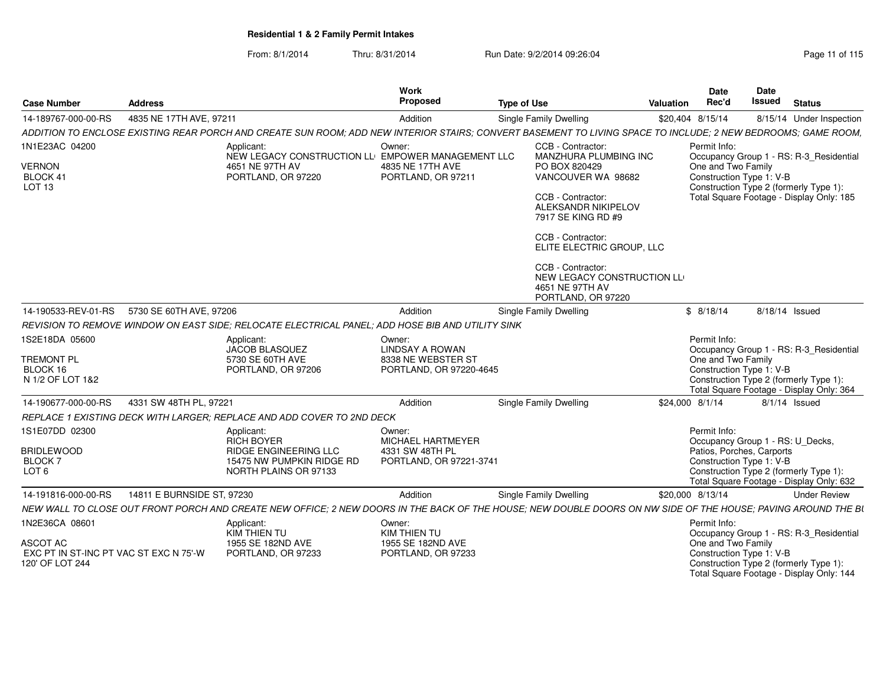**Residential 1 & 2 Family Permit Intakes**

From: 8/1/2014 Thru: 8/31/2014 Run Date: 9/2/2014 09:26:04

| Case Number | Address | Work Proposed | Type of Use | Valuation | Date Rec'd | Date Issued | Status |
|---|---|---|---|---|---|---|---|
| 14-189767-000-00-RS | 4835 NE 17TH AVE, 97211 | Addition | Single Family Dwelling | $20,404 | 8/15/14 | 8/15/14 | Under Inspection |

ADDITION TO ENCLOSE EXISTING REAR PORCH AND CREATE SUN ROOM; ADD NEW INTERIOR STAIRS; CONVERT BASEMENT TO LIVING SPACE TO INCLUDE; 2 NEW BEDROOMS; GAME ROOM,

1N1E23AC 04200
VERNON
BLOCK 41
LOT 13

Applicant:
NEW LEGACY CONSTRUCTION LL
4651 NE 97TH AV
PORTLAND, OR 97220

Owner:
EMPOWER MANAGEMENT LLC
4835 NE 17TH AVE
PORTLAND, OR 97211

CCB - Contractor:
MANZHURA PLUMBING INC
PO BOX 820429
VANCOUVER WA 98682

CCB - Contractor:
ALEKSANDR NIKIPELOV
7917 SE KING RD #9

CCB - Contractor:
ELITE ELECTRIC GROUP, LLC

CCB - Contractor:
NEW LEGACY CONSTRUCTION LL
4651 NE 97TH AV
PORTLAND, OR 97220

Permit Info:
Occupancy Group 1 - RS: R-3_Residential One and Two Family
Construction Type 1: V-B
Construction Type 2 (formerly Type 1):
Total Square Footage - Display Only: 185

| Case Number | Address | Work Proposed | Type of Use | Valuation | Date Rec'd | Date Issued | Status |
|---|---|---|---|---|---|---|---|
| 14-190533-REV-01-RS | 5730 SE 60TH AVE, 97206 | Addition | Single Family Dwelling | $ | 8/18/14 | 8/18/14 | Issued |

REVISION TO REMOVE WINDOW ON EAST SIDE; RELOCATE ELECTRICAL PANEL; ADD HOSE BIB AND UTILITY SINK

1S2E18DA 05600
TREMONT PL
BLOCK 16
N 1/2 OF LOT 1&2

Applicant:
JACOB BLASQUEZ
5730 SE 60TH AVE
PORTLAND, OR 97206

Owner:
LINDSAY A ROWAN
8338 NE WEBSTER ST
PORTLAND, OR 97220-4645

Permit Info:
Occupancy Group 1 - RS: R-3_Residential One and Two Family
Construction Type 1: V-B
Construction Type 2 (formerly Type 1):
Total Square Footage - Display Only: 364

| Case Number | Address | Work Proposed | Type of Use | Valuation | Date Rec'd | Date Issued | Status |
|---|---|---|---|---|---|---|---|
| 14-190677-000-00-RS | 4331 SW 48TH PL, 97221 | Addition | Single Family Dwelling | $24,000 | 8/1/14 | 8/1/14 | Issued |

REPLACE 1 EXISTING DECK WITH LARGER; REPLACE AND ADD COVER TO 2ND DECK

1S1E07DD 02300
BRIDLEWOOD
BLOCK 7
LOT 6

Applicant:
RICH BOYER
RIDGE ENGINEERING LLC
15475 NW PUMPKIN RIDGE RD
NORTH PLAINS OR 97133

Owner:
MICHAEL HARTMEYER
4331 SW 48TH PL
PORTLAND, OR 97221-3741

Permit Info:
Occupancy Group 1 - RS: U_Decks, Patios, Porches, Carports
Construction Type 1: V-B
Construction Type 2 (formerly Type 1):
Total Square Footage - Display Only: 632

| Case Number | Address | Work Proposed | Type of Use | Valuation | Date Rec'd | Date Issued | Status |
|---|---|---|---|---|---|---|---|
| 14-191816-000-00-RS | 14811 E BURNSIDE ST, 97230 | Addition | Single Family Dwelling | $20,000 | 8/13/14 | | Under Review |

NEW WALL TO CLOSE OUT FRONT PORCH AND CREATE NEW OFFICE; 2 NEW DOORS IN THE BACK OF THE HOUSE; NEW DOUBLE DOORS ON NW SIDE OF THE HOUSE; PAVING AROUND THE BU

1N2E36CA 08601
ASCOT AC
EXC PT IN ST-INC PT VAC ST EXC N 75'-W 120' OF LOT 244

Applicant:
KIM THIEN TU
1955 SE 182ND AVE
PORTLAND, OR 97233

Owner:
KIM THIEN TU
1955 SE 182ND AVE
PORTLAND, OR 97233

Permit Info:
Occupancy Group 1 - RS: R-3_Residential One and Two Family
Construction Type 1: V-B
Construction Type 2 (formerly Type 1):
Total Square Footage - Display Only: 144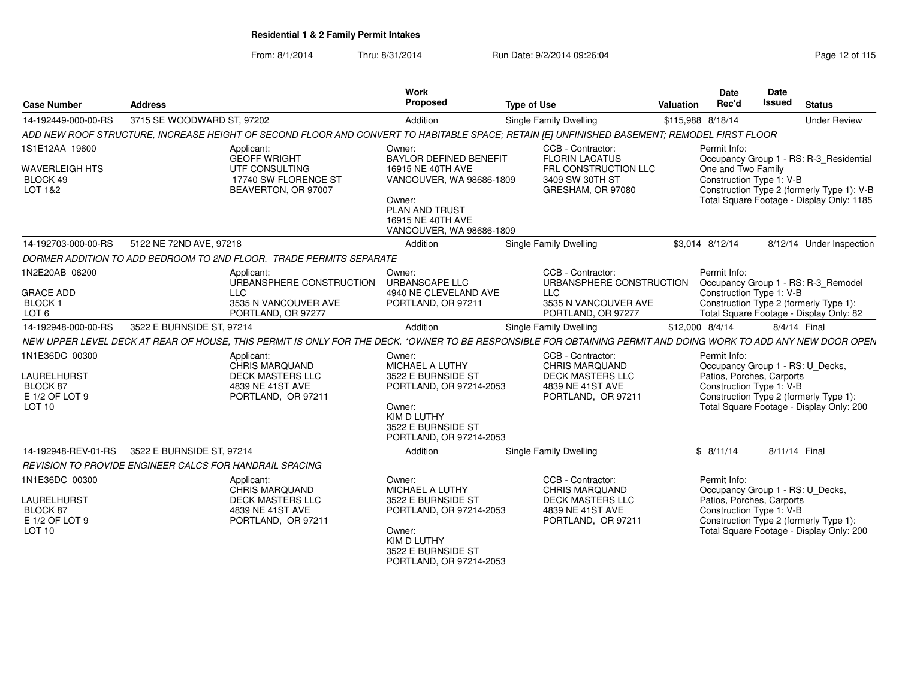**Residential 1 & 2 Family Permit Intakes**

From: 8/1/2014 Thru: 8/31/2014 Run Date: 9/2/2014 09:26:04

| Case Number | Address | Work Proposed | Type of Use | Valuation | Date Rec'd | Date Issued | Status |
|---|---|---|---|---|---|---|---|
| 14-192449-000-00-RS | 3715 SE WOODWARD ST, 97202 | Addition | Single Family Dwelling | $115,988 | 8/18/14 | | Under Review |

ADD NEW ROOF STRUCTURE, INCREASE HEIGHT OF SECOND FLOOR AND CONVERT TO HABITABLE SPACE; RETAIN [E] UNFINISHED BASEMENT; REMODEL FIRST FLOOR

1S1E12AA 19600
WAVERLEIGH HTS
BLOCK 49
LOT 1&2

Applicant: GEOFF WRIGHT, UTF CONSULTING, 17740 SW FLORENCE ST, BEAVERTON, OR 97007

Owner: BAYLOR DEFINED BENEFIT, 16915 NE 40TH AVE, VANCOUVER, WA 98686-1809

Owner: PLAN AND TRUST, 16915 NE 40TH AVE, VANCOUVER, WA 98686-1809

CCB - Contractor: FLORIN LACATUS, FRL CONSTRUCTION LLC, 3409 SW 30TH ST, GRESHAM, OR 97080

Permit Info: Occupancy Group 1 - RS: R-3_Residential One and Two Family; Construction Type 1: V-B; Construction Type 2 (formerly Type 1): V-B; Total Square Footage - Display Only: 1185

| Case Number | Address | Work Proposed | Type of Use | Valuation | Date Rec'd | Date Issued | Status |
|---|---|---|---|---|---|---|---|
| 14-192703-000-00-RS | 5122 NE 72ND AVE, 97218 | Addition | Single Family Dwelling | $3,014 | 8/12/14 | 8/12/14 | Under Inspection |

DORMER ADDITION TO ADD BEDROOM TO 2ND FLOOR. TRADE PERMITS SEPARATE

1N2E20AB 06200
GRACE ADD
BLOCK 1
LOT 6

Applicant: URBANSPHERE CONSTRUCTION LLC, 3535 N VANCOUVER AVE, PORTLAND, OR 97277

Owner: URBANSCAPE LLC, 4940 NE CLEVELAND AVE, PORTLAND, OR 97211

CCB - Contractor: URBANSPHERE CONSTRUCTION LLC, 3535 N VANCOUVER AVE, PORTLAND, OR 97277

Permit Info: Occupancy Group 1 - RS: R-3_Remodel; Construction Type 1: V-B; Construction Type 2 (formerly Type 1):; Total Square Footage - Display Only: 82

| Case Number | Address | Work Proposed | Type of Use | Valuation | Date Rec'd | Date Issued | Status |
|---|---|---|---|---|---|---|---|
| 14-192948-000-00-RS | 3522 E BURNSIDE ST, 97214 | Addition | Single Family Dwelling | $12,000 | 8/4/14 | 8/4/14 | Final |

NEW UPPER LEVEL DECK AT REAR OF HOUSE, THIS PERMIT IS ONLY FOR THE DECK. *OWNER TO BE RESPONSIBLE FOR OBTAINING PERMIT AND DOING WORK TO ADD ANY NEW DOOR OPEN

1N1E36DC 00300
LAURELHURST
BLOCK 87
E 1/2 OF LOT 9
LOT 10

Applicant: CHRIS MARQUAND, DECK MASTERS LLC, 4839 NE 41ST AVE, PORTLAND, OR 97211

Owner: MICHAEL A LUTHY, 3522 E BURNSIDE ST, PORTLAND, OR 97214-2053

Owner: KIM D LUTHY, 3522 E BURNSIDE ST, PORTLAND, OR 97214-2053

CCB - Contractor: CHRIS MARQUAND, DECK MASTERS LLC, 4839 NE 41ST AVE, PORTLAND, OR 97211

Permit Info: Occupancy Group 1 - RS: U_Decks, Patios, Porches, Carports; Construction Type 1: V-B; Construction Type 2 (formerly Type 1):; Total Square Footage - Display Only: 200

| Case Number | Address | Work Proposed | Type of Use | Valuation | Date Rec'd | Date Issued | Status |
|---|---|---|---|---|---|---|---|
| 14-192948-REV-01-RS | 3522 E BURNSIDE ST, 97214 | Addition | Single Family Dwelling | $ | 8/11/14 | 8/11/14 | Final |

REVISION TO PROVIDE ENGINEER CALCS FOR HANDRAIL SPACING

1N1E36DC 00300
LAURELHURST
BLOCK 87
E 1/2 OF LOT 9
LOT 10

Applicant: CHRIS MARQUAND, DECK MASTERS LLC, 4839 NE 41ST AVE, PORTLAND, OR 97211

Owner: MICHAEL A LUTHY, 3522 E BURNSIDE ST, PORTLAND, OR 97214-2053

Owner: KIM D LUTHY, 3522 E BURNSIDE ST, PORTLAND, OR 97214-2053

CCB - Contractor: CHRIS MARQUAND, DECK MASTERS LLC, 4839 NE 41ST AVE, PORTLAND, OR 97211

Permit Info: Occupancy Group 1 - RS: U_Decks, Patios, Porches, Carports; Construction Type 1: V-B; Construction Type 2 (formerly Type 1):; Total Square Footage - Display Only: 200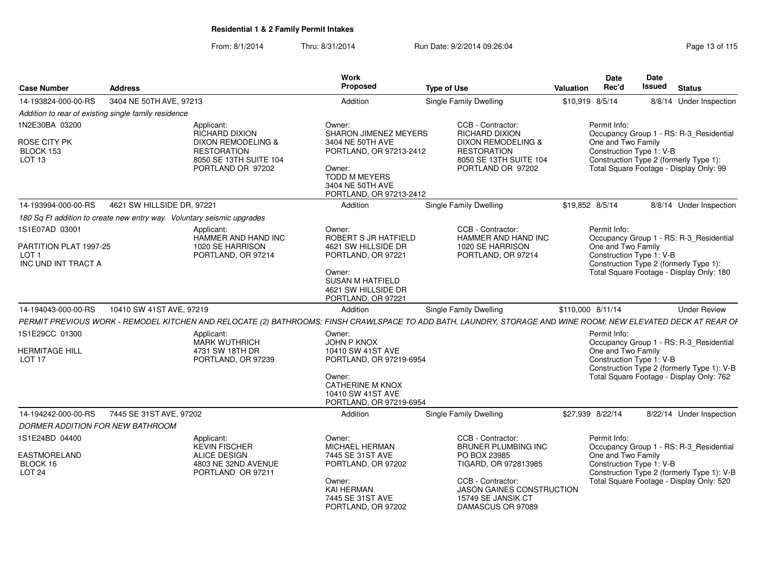# Residential 1 & 2 Family Permit Intakes

From: 8/1/2014 Thru: 8/31/2014 Run Date: 9/2/2014 09:26:04

| Case Number | Address | Work Proposed | Type of Use | Valuation | Date Rec'd | Date Issued | Status |
|---|---|---|---|---|---|---|---|
| 14-193824-000-00-RS | 3404 NE 50TH AVE, 97213 | Addition | Single Family Dwelling | $10,919 | 8/5/14 | 8/8/14 | Under Inspection |

*Addition to rear of existing single family residence*

1N2E30BA 03200
ROSE CITY PK
BLOCK 153
LOT 13

Applicant:
RICHARD DIXION
DIXON REMODELING & RESTORATION
8050 SE 13TH SUITE 104
PORTLAND OR 97202

Owner:
SHARON JIMENEZ MEYERS
3404 NE 50TH AVE
PORTLAND, OR 97213-2412

Owner:
TODD M MEYERS
3404 NE 50TH AVE
PORTLAND, OR 97213-2412

CCB - Contractor:
RICHARD DIXION
DIXON REMODELING & RESTORATION
8050 SE 13TH SUITE 104
PORTLAND OR 97202

Permit Info:
Occupancy Group 1 - RS: R-3_Residential One and Two Family
Construction Type 1: V-B
Construction Type 2 (formerly Type 1):
Total Square Footage - Display Only: 99

| Case Number | Address | Work Proposed | Type of Use | Valuation | Date Rec'd | Date Issued | Status |
|---|---|---|---|---|---|---|---|
| 14-193994-000-00-RS | 4621 SW HILLSIDE DR, 97221 | Addition | Single Family Dwelling | $19,852 | 8/5/14 | 8/8/14 | Under Inspection |

*180 Sq Ft addition to create new entry way. Voluntary seismic upgrades*

1S1E07AD 03001
PARTITION PLAT 1997-25
LOT 1
INC UND INT TRACT A

Applicant:
HAMMER AND HAND INC
1020 SE HARRISON
PORTLAND, OR 97214

Owner:
ROBERT S JR HATFIELD
4621 SW HILLSIDE DR
PORTLAND, OR 97221

Owner:
SUSAN M HATFIELD
4621 SW HILLSIDE DR
PORTLAND, OR 97221

CCB - Contractor:
HAMMER AND HAND INC
1020 SE HARRISON
PORTLAND, OR 97214

Permit Info:
Occupancy Group 1 - RS: R-3_Residential One and Two Family
Construction Type 1: V-B
Construction Type 2 (formerly Type 1):
Total Square Footage - Display Only: 180

| Case Number | Address | Work Proposed | Type of Use | Valuation | Date Rec'd | Date Issued | Status |
|---|---|---|---|---|---|---|---|
| 14-194043-000-00-RS | 10410 SW 41ST AVE, 97219 | Addition | Single Family Dwelling | $110,000 | 8/11/14 | | Under Review |

*PERMIT PREVIOUS WORK - REMODEL KITCHEN AND RELOCATE (2) BATHROOMS; FINSH CRAWLSPACE TO ADD BATH, LAUNDRY, STORAGE AND WINE ROOM; NEW ELEVATED DECK AT REAR OF*

1S1E29CC 01300
HERMITAGE HILL
LOT 17

Applicant:
MARK WUTHRICH
4731 SW 18TH DR
PORTLAND, OR 97239

Owner:
JOHN P KNOX
10410 SW 41ST AVE
PORTLAND, OR 97219-6954

Owner:
CATHERINE M KNOX
10410 SW 41ST AVE
PORTLAND, OR 97219-6954

Permit Info:
Occupancy Group 1 - RS: R-3_Residential One and Two Family
Construction Type 1: V-B
Construction Type 2 (formerly Type 1): V-B
Total Square Footage - Display Only: 762

| Case Number | Address | Work Proposed | Type of Use | Valuation | Date Rec'd | Date Issued | Status |
|---|---|---|---|---|---|---|---|
| 14-194242-000-00-RS | 7445 SE 31ST AVE, 97202 | Addition | Single Family Dwelling | $27,939 | 8/22/14 | 8/22/14 | Under Inspection |

*DORMER ADDITION FOR NEW BATHROOM*

1S1E24BD 04400
EASTMORELAND
BLOCK 16
LOT 24

Applicant:
KEVIN FISCHER
ALICE DESIGN
4803 NE 32ND AVENUE
PORTLAND OR 97211

Owner:
MICHAEL HERMAN
7445 SE 31ST AVE
PORTLAND, OR 97202

Owner:
KAI HERMAN
7445 SE 31ST AVE
PORTLAND, OR 97202

CCB - Contractor:
BRUNER PLUMBING INC
PO BOX 23985
TIGARD, OR 972813985

CCB - Contractor:
JASON GAINES CONSTRUCTION
15749 SE JANSIK CT
DAMASCUS OR 97089

Permit Info:
Occupancy Group 1 - RS: R-3_Residential One and Two Family
Construction Type 1: V-B
Construction Type 2 (formerly Type 1): V-B
Total Square Footage - Display Only: 520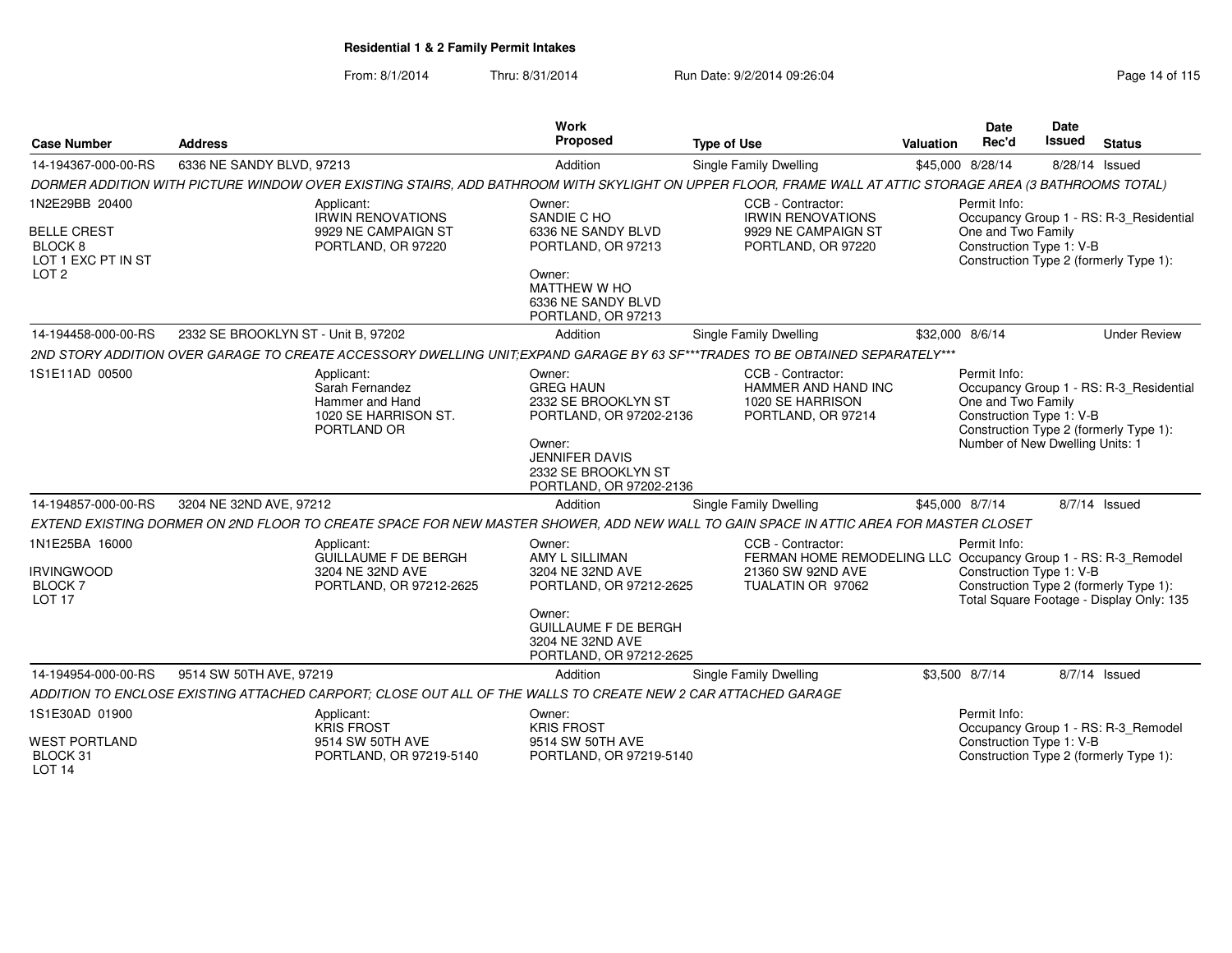**Residential 1 & 2 Family Permit Intakes**

From: 8/1/2014 Thru: 8/31/2014 Run Date: 9/2/2014 09:26:04

| Case Number | Address | Work Proposed | Type of Use | Valuation | Date Rec'd | Date Issued | Status |
|---|---|---|---|---|---|---|---|
| 14-194367-000-00-RS | 6336 NE SANDY BLVD, 97213 | Addition | Single Family Dwelling | $45,000 | 8/28/14 | 8/28/14 | Issued |

*DORMER ADDITION WITH PICTURE WINDOW OVER EXISTING STAIRS, ADD BATHROOM WITH SKYLIGHT ON UPPER FLOOR, FRAME WALL AT ATTIC STORAGE AREA (3 BATHROOMS TOTAL)*

1N2E29BB 20400
BELLE CREST
BLOCK 8
LOT 1 EXC PT IN ST
LOT 2

Applicant:
IRWIN RENOVATIONS
9929 NE CAMPAIGN ST
PORTLAND, OR 97220

Owner:
SANDIE C HO
6336 NE SANDY BLVD
PORTLAND, OR 97213

Owner:
MATTHEW W HO
6336 NE SANDY BLVD
PORTLAND, OR 97213

CCB - Contractor:
IRWIN RENOVATIONS
9929 NE CAMPAIGN ST
PORTLAND, OR 97220

Permit Info:
Occupancy Group 1 - RS: R-3_Residential One and Two Family
Construction Type 1: V-B
Construction Type 2 (formerly Type 1):

| Case Number | Address | Work Proposed | Type of Use | Valuation | Date Rec'd | Date Issued | Status |
|---|---|---|---|---|---|---|---|
| 14-194458-000-00-RS | 2332 SE BROOKLYN ST - Unit B, 97202 | Addition | Single Family Dwelling | $32,000 | 8/6/14 | | Under Review |

*2ND STORY ADDITION OVER GARAGE TO CREATE ACCESSORY DWELLING UNIT;EXPAND GARAGE BY 63 SF***TRADES TO BE OBTAINED SEPARATELY****

1S1E11AD 00500

Applicant:
Sarah Fernandez
Hammer and Hand
1020 SE HARRISON ST.
PORTLAND OR

Owner:
GREG HAUN
2332 SE BROOKLYN ST
PORTLAND, OR 97202-2136

Owner:
JENNIFER DAVIS
2332 SE BROOKLYN ST
PORTLAND, OR 97202-2136

CCB - Contractor:
HAMMER AND HAND INC
1020 SE HARRISON
PORTLAND, OR 97214

Permit Info:
Occupancy Group 1 - RS: R-3_Residential One and Two Family
Construction Type 1: V-B
Construction Type 2 (formerly Type 1):
Number of New Dwelling Units: 1

| Case Number | Address | Work Proposed | Type of Use | Valuation | Date Rec'd | Date Issued | Status |
|---|---|---|---|---|---|---|---|
| 14-194857-000-00-RS | 3204 NE 32ND AVE, 97212 | Addition | Single Family Dwelling | $45,000 | 8/7/14 | 8/7/14 | Issued |

*EXTEND EXISTING DORMER ON 2ND FLOOR TO CREATE SPACE FOR NEW MASTER SHOWER, ADD NEW WALL TO GAIN SPACE IN ATTIC AREA FOR MASTER CLOSET*

1N1E25BA 16000
IRVINGWOOD
BLOCK 7
LOT 17

Applicant:
GUILLAUME F DE BERGH
3204 NE 32ND AVE
PORTLAND, OR 97212-2625

Owner:
AMY L SILLIMAN
3204 NE 32ND AVE
PORTLAND, OR 97212-2625

Owner:
GUILLAUME F DE BERGH
3204 NE 32ND AVE
PORTLAND, OR 97212-2625

CCB - Contractor:
FERMAN HOME REMODELING LLC
21360 SW 92ND AVE
TUALATIN OR 97062

Permit Info:
Occupancy Group 1 - RS: R-3_Remodel
Construction Type 1: V-B
Construction Type 2 (formerly Type 1):
Total Square Footage - Display Only: 135

| Case Number | Address | Work Proposed | Type of Use | Valuation | Date Rec'd | Date Issued | Status |
|---|---|---|---|---|---|---|---|
| 14-194954-000-00-RS | 9514 SW 50TH AVE, 97219 | Addition | Single Family Dwelling | $3,500 | 8/7/14 | 8/7/14 | Issued |

*ADDITION TO ENCLOSE EXISTING ATTACHED CARPORT; CLOSE OUT ALL OF THE WALLS TO CREATE NEW 2 CAR ATTACHED GARAGE*

1S1E30AD 01900
WEST PORTLAND
BLOCK 31
LOT 14

Applicant:
KRIS FROST
9514 SW 50TH AVE
PORTLAND, OR 97219-5140

Owner:
KRIS FROST
9514 SW 50TH AVE
PORTLAND, OR 97219-5140

Permit Info:
Occupancy Group 1 - RS: R-3_Remodel
Construction Type 1: V-B
Construction Type 2 (formerly Type 1):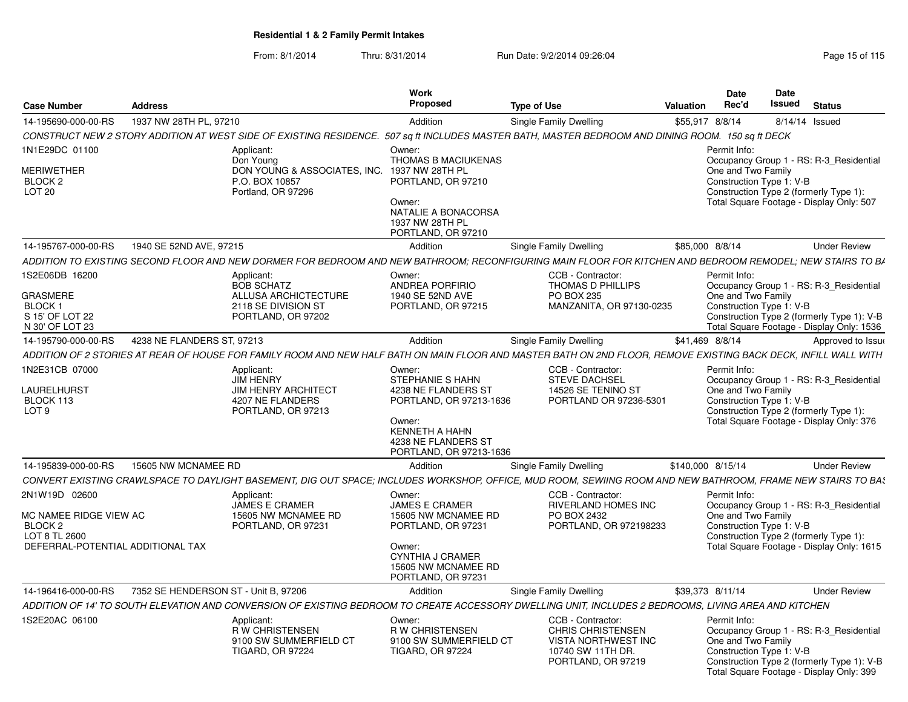**Residential 1 & 2 Family Permit Intakes**

From: 8/1/2014 Thru: 8/31/2014 Run Date: 9/2/2014 09:26:04

| Case Number | Address | Work Proposed | Type of Use | Valuation | Date Rec'd | Date Issued | Status |
|---|---|---|---|---|---|---|---|
| 14-195690-000-00-RS | 1937 NW 28TH PL, 97210 | Addition | Single Family Dwelling | $55,917 | 8/8/14 | 8/14/14 | Issued |

CONSTRUCT NEW 2 STORY ADDITION AT WEST SIDE OF EXISTING RESIDENCE. 507 sq ft INCLUDES MASTER BATH, MASTER BEDROOM AND DINING ROOM. 150 sq ft DECK

1N1E29DC 01100
MERIWETHER
BLOCK 2
LOT 20

Applicant:
Don Young
DON YOUNG & ASSOCIATES, INC.
P.O. BOX 10857
Portland, OR 97296

Owner:
THOMAS B MACIUKENAS
1937 NW 28TH PL
PORTLAND, OR 97210

Owner:
NATALIE A BONACORSA
1937 NW 28TH PL
PORTLAND, OR 97210

Permit Info:
Occupancy Group 1 - RS: R-3_Residential One and Two Family
Construction Type 1: V-B
Construction Type 2 (formerly Type 1):
Total Square Footage - Display Only: 507

| Case Number | Address | Work Proposed | Type of Use | Valuation | Date Rec'd | Date Issued | Status |
|---|---|---|---|---|---|---|---|
| 14-195767-000-00-RS | 1940 SE 52ND AVE, 97215 | Addition | Single Family Dwelling | $85,000 | 8/8/14 | | Under Review |

ADDITION TO EXISTING SECOND FLOOR AND NEW DORMER FOR BEDROOM AND NEW BATHROOM; RECONFIGURING MAIN FLOOR FOR KITCHEN AND BEDROOM REMODEL; NEW STAIRS TO BA

1S2E06DB 16200
GRASMERE
BLOCK 1
S 15' OF LOT 22
N 30' OF LOT 23

Applicant:
BOB SCHATZ
ALLUSA ARCHICTECTURE
2118 SE DIVISION ST
PORTLAND, OR 97202

Owner:
ANDREA PORFIRIO
1940 SE 52ND AVE
PORTLAND, OR 97215

CCB - Contractor:
THOMAS D PHILLIPS
PO BOX 235
MANZANITA, OR 97130-0235

Permit Info:
Occupancy Group 1 - RS: R-3_Residential One and Two Family
Construction Type 1: V-B
Construction Type 2 (formerly Type 1): V-B
Total Square Footage - Display Only: 1536

| Case Number | Address | Work Proposed | Type of Use | Valuation | Date Rec'd | Date Issued | Status |
|---|---|---|---|---|---|---|---|
| 14-195790-000-00-RS | 4238 NE FLANDERS ST, 97213 | Addition | Single Family Dwelling | $41,469 | 8/8/14 | | Approved to Issue |

ADDITION OF 2 STORIES AT REAR OF HOUSE FOR FAMILY ROOM AND NEW HALF BATH ON MAIN FLOOR AND MASTER BATH ON 2ND FLOOR, REMOVE EXISTING BACK DECK, INFILL WALL WITH

1N2E31CB 07000
LAURELHURST
BLOCK 113
LOT 9

Applicant:
JIM HENRY
JIM HENRY ARCHITECT
4207 NE FLANDERS
PORTLAND, OR 97213

Owner:
STEPHANIE S HAHN
4238 NE FLANDERS ST
PORTLAND, OR 97213-1636

Owner:
KENNETH A HAHN
4238 NE FLANDERS ST
PORTLAND, OR 97213-1636

CCB - Contractor:
STEVE DACHSEL
14526 SE TENINO ST
PORTLAND OR 97236-5301

Permit Info:
Occupancy Group 1 - RS: R-3_Residential One and Two Family
Construction Type 1: V-B
Construction Type 2 (formerly Type 1):
Total Square Footage - Display Only: 376

| Case Number | Address | Work Proposed | Type of Use | Valuation | Date Rec'd | Date Issued | Status |
|---|---|---|---|---|---|---|---|
| 14-195839-000-00-RS | 15605 NW MCNAMEE RD | Addition | Single Family Dwelling | $140,000 | 8/15/14 | | Under Review |

CONVERT EXISTING CRAWLSPACE TO DAYLIGHT BASEMENT, DIG OUT SPACE; INCLUDES WORKSHOP, OFFICE, MUD ROOM, SEWIING ROOM AND NEW BATHROOM, FRAME NEW STAIRS TO BAS

2N1W19D 02600
MC NAMEE RIDGE VIEW AC
BLOCK 2
LOT 8 TL 2600
DEFERRAL-POTENTIAL ADDITIONAL TAX

Applicant:
JAMES E CRAMER
15605 NW MCNAMEE RD
PORTLAND, OR 97231

Owner:
JAMES E CRAMER
15605 NW MCNAMEE RD
PORTLAND, OR 97231

Owner:
CYNTHIA J CRAMER
15605 NW MCNAMEE RD
PORTLAND, OR 97231

CCB - Contractor:
RIVERLAND HOMES INC
PO BOX 2432
PORTLAND, OR 972198233

Permit Info:
Occupancy Group 1 - RS: R-3_Residential One and Two Family
Construction Type 1: V-B
Construction Type 2 (formerly Type 1):
Total Square Footage - Display Only: 1615

| Case Number | Address | Work Proposed | Type of Use | Valuation | Date Rec'd | Date Issued | Status |
|---|---|---|---|---|---|---|---|
| 14-196416-000-00-RS | 7352 SE HENDERSON ST - Unit B, 97206 | Addition | Single Family Dwelling | $39,373 | 8/11/14 | | Under Review |

ADDITION OF 14' TO SOUTH ELEVATION AND CONVERSION OF EXISTING BEDROOM TO CREATE ACCESSORY DWELLING UNIT, INCLUDES 2 BEDROOMS, LIVING AREA AND KITCHEN

1S2E20AC 06100

Applicant:
R W CHRISTENSEN
9100 SW SUMMERFIELD CT
TIGARD, OR 97224

Owner:
R W CHRISTENSEN
9100 SW SUMMERFIELD CT
TIGARD, OR 97224

CCB - Contractor:
CHRIS CHRISTENSEN
VISTA NORTHWEST INC
10740 SW 11TH DR.
PORTLAND, OR 97219

Permit Info:
Occupancy Group 1 - RS: R-3_Residential One and Two Family
Construction Type 1: V-B
Construction Type 2 (formerly Type 1): V-B
Total Square Footage - Display Only: 399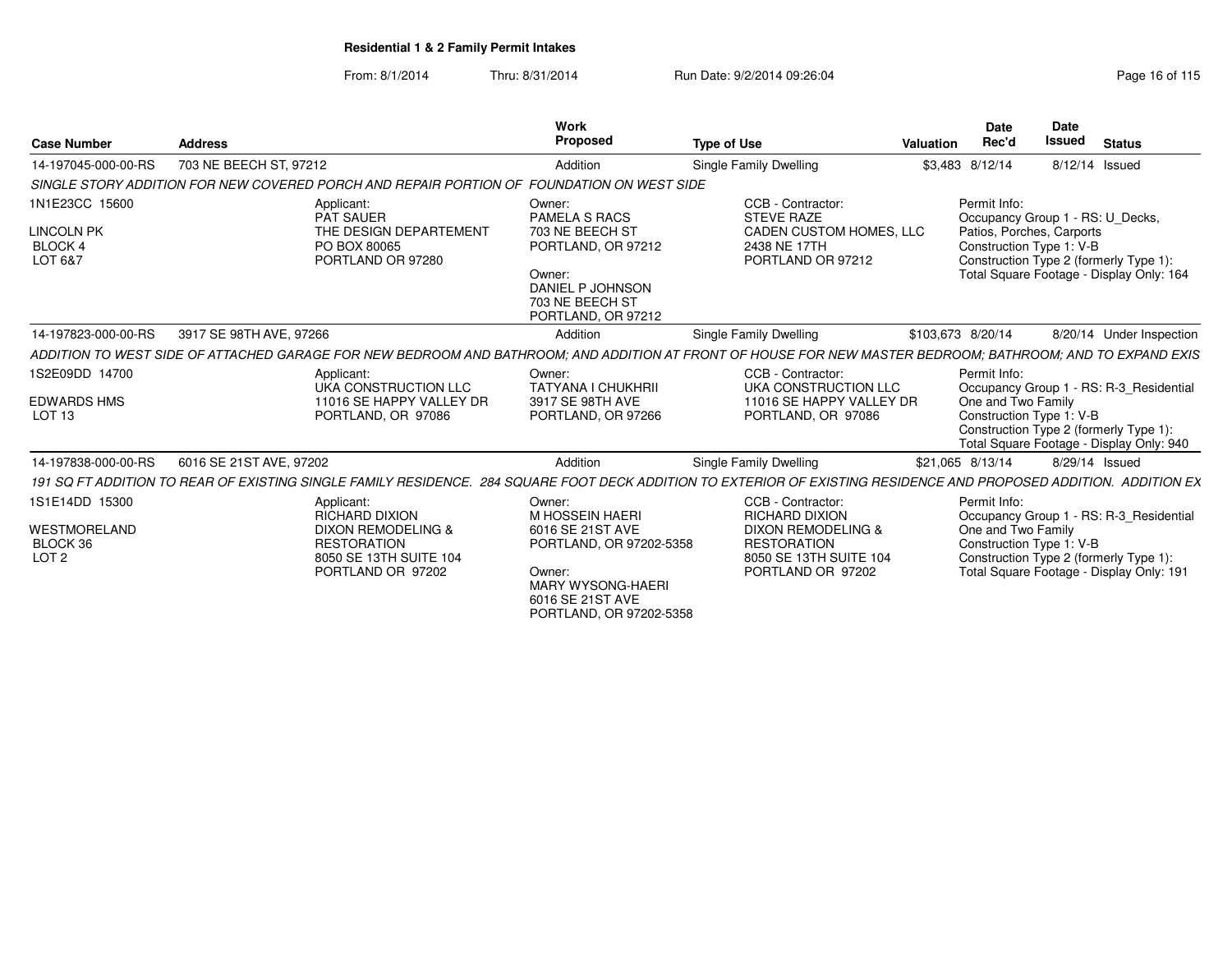**Residential 1 & 2 Family Permit Intakes**

From: 8/1/2014 Thru: 8/31/2014 Run Date: 9/2/2014 09:26:04

| Case Number | Address | Work Proposed | Type of Use | Valuation | Date Rec'd | Date Issued | Status |
|---|---|---|---|---|---|---|---|
| 14-197045-000-00-RS | 703 NE BEECH ST, 97212 | Addition | Single Family Dwelling | $3,483 | 8/12/14 | 8/12/14 | Issued |

*SINGLE STORY ADDITION FOR NEW COVERED PORCH AND REPAIR PORTION OF FOUNDATION ON WEST SIDE*

1N1E23CC 15600
LINCOLN PK
BLOCK 4
LOT 6&7

Applicant:
PAT SAUER
THE DESIGN DEPARTEMENT
PO BOX 80065
PORTLAND OR 97280

Owner:
PAMELA S RACS
703 NE BEECH ST
PORTLAND, OR 97212

Owner:
DANIEL P JOHNSON
703 NE BEECH ST
PORTLAND, OR 97212

CCB - Contractor:
STEVE RAZE
CADEN CUSTOM HOMES, LLC
2438 NE 17TH
PORTLAND OR 97212

Permit Info:
Occupancy Group 1 - RS: U_Decks, Patios, Porches, Carports
Construction Type 1: V-B
Construction Type 2 (formerly Type 1):
Total Square Footage - Display Only: 164

| Case Number | Address | Work Proposed | Type of Use | Valuation | Date Rec'd | Date Issued | Status |
|---|---|---|---|---|---|---|---|
| 14-197823-000-00-RS | 3917 SE 98TH AVE, 97266 | Addition | Single Family Dwelling | $103,673 | 8/20/14 | 8/20/14 | Under Inspection |

*ADDITION TO WEST SIDE OF ATTACHED GARAGE FOR NEW BEDROOM AND BATHROOM; AND ADDITION AT FRONT OF HOUSE FOR NEW MASTER BEDROOM; BATHROOM; AND TO EXPAND EXIS*

1S2E09DD 14700
EDWARDS HMS
LOT 13

Applicant:
UKA CONSTRUCTION LLC
11016 SE HAPPY VALLEY DR
PORTLAND, OR 97086

Owner:
TATYANA I CHUKHRII
3917 SE 98TH AVE
PORTLAND, OR 97266

CCB - Contractor:
UKA CONSTRUCTION LLC
11016 SE HAPPY VALLEY DR
PORTLAND, OR 97086

Permit Info:
Occupancy Group 1 - RS: R-3_Residential One and Two Family
Construction Type 1: V-B
Construction Type 2 (formerly Type 1):
Total Square Footage - Display Only: 940

| Case Number | Address | Work Proposed | Type of Use | Valuation | Date Rec'd | Date Issued | Status |
|---|---|---|---|---|---|---|---|
| 14-197838-000-00-RS | 6016 SE 21ST AVE, 97202 | Addition | Single Family Dwelling | $21,065 | 8/13/14 | 8/29/14 | Issued |

*191 SQ FT ADDITION TO REAR OF EXISTING SINGLE FAMILY RESIDENCE. 284 SQUARE FOOT DECK ADDITION TO EXTERIOR OF EXISTING RESIDENCE AND PROPOSED ADDITION. ADDITION EX*

1S1E14DD 15300
WESTMORELAND
BLOCK 36
LOT 2

Applicant:
RICHARD DIXION
DIXON REMODELING & RESTORATION
8050 SE 13TH SUITE 104
PORTLAND OR 97202

Owner:
M HOSSEIN HAERI
6016 SE 21ST AVE
PORTLAND, OR 97202-5358

Owner:
MARY WYSONG-HAERI
6016 SE 21ST AVE
PORTLAND, OR 97202-5358

CCB - Contractor:
RICHARD DIXION
DIXON REMODELING & RESTORATION
8050 SE 13TH SUITE 104
PORTLAND OR 97202

Permit Info:
Occupancy Group 1 - RS: R-3_Residential One and Two Family
Construction Type 1: V-B
Construction Type 2 (formerly Type 1):
Total Square Footage - Display Only: 191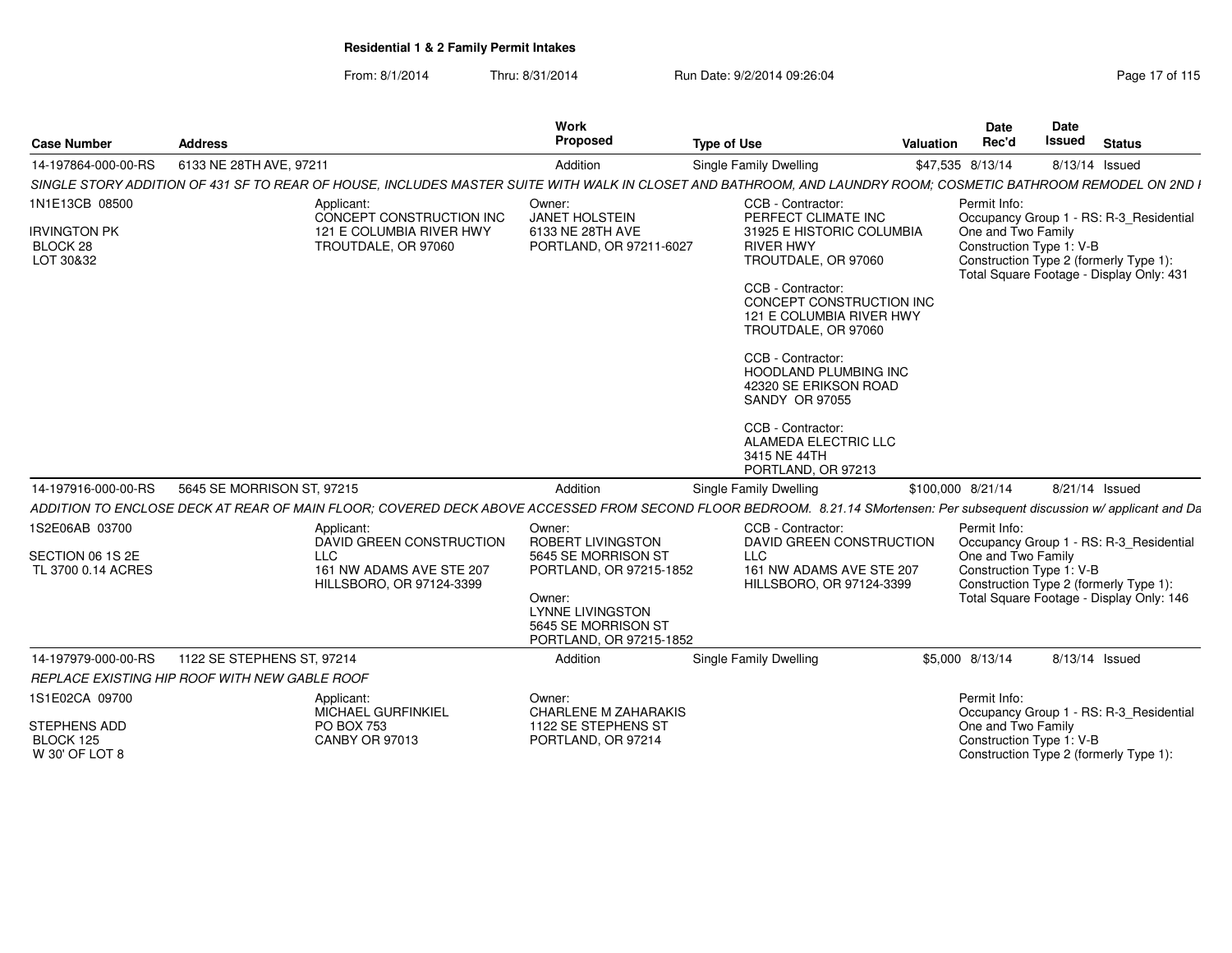# Residential 1 & 2 Family Permit Intakes

From: 8/1/2014 Thru: 8/31/2014 Run Date: 9/2/2014 09:26:04

| Case Number | Address | Work Proposed | Type of Use | Valuation | Date Rec'd | Date Issued | Status |
|---|---|---|---|---|---|---|---|
| 14-197864-000-00-RS | 6133 NE 28TH AVE, 97211 | Addition | Single Family Dwelling | $47,535 | 8/13/14 | 8/13/14 | Issued |

*SINGLE STORY ADDITION OF 431 SF TO REAR OF HOUSE, INCLUDES MASTER SUITE WITH WALK IN CLOSET AND BATHROOM, AND LAUNDRY ROOM; COSMETIC BATHROOM REMODEL ON 2ND I*

1N1E13CB 08500
IRVINGTON PK
BLOCK 28
LOT 30&32

Applicant:
CONCEPT CONSTRUCTION INC
121 E COLUMBIA RIVER HWY
TROUTDALE, OR 97060

Owner:
JANET HOLSTEIN
6133 NE 28TH AVE
PORTLAND, OR 97211-6027

CCB - Contractor:
PERFECT CLIMATE INC
31925 E HISTORIC COLUMBIA RIVER HWY
TROUTDALE, OR 97060

CCB - Contractor:
CONCEPT CONSTRUCTION INC
121 E COLUMBIA RIVER HWY
TROUTDALE, OR 97060

CCB - Contractor:
HOODLAND PLUMBING INC
42320 SE ERIKSON ROAD
SANDY OR 97055

CCB - Contractor:
ALAMEDA ELECTRIC LLC
3415 NE 44TH
PORTLAND, OR 97213

Permit Info:
Occupancy Group 1 - RS: R-3_Residential One and Two Family
Construction Type 1: V-B
Construction Type 2 (formerly Type 1):
Total Square Footage - Display Only: 431

| Case Number | Address | Work Proposed | Type of Use | Valuation | Date Rec'd | Date Issued | Status |
|---|---|---|---|---|---|---|---|
| 14-197916-000-00-RS | 5645 SE MORRISON ST, 97215 | Addition | Single Family Dwelling | $100,000 | 8/21/14 | 8/21/14 | Issued |

*ADDITION TO ENCLOSE DECK AT REAR OF MAIN FLOOR; COVERED DECK ABOVE ACCESSED FROM SECOND FLOOR BEDROOM. 8.21.14 SMortensen: Per subsequent discussion w/ applicant and Da*

1S2E06AB 03700
SECTION 06 1S 2E
TL 3700 0.14 ACRES

Applicant:
DAVID GREEN CONSTRUCTION LLC
161 NW ADAMS AVE STE 207
HILLSBORO, OR 97124-3399

Owner:
ROBERT LIVINGSTON
5645 SE MORRISON ST
PORTLAND, OR 97215-1852

Owner:
LYNNE LIVINGSTON
5645 SE MORRISON ST
PORTLAND, OR 97215-1852

CCB - Contractor:
DAVID GREEN CONSTRUCTION LLC
161 NW ADAMS AVE STE 207
HILLSBORO, OR 97124-3399

Permit Info:
Occupancy Group 1 - RS: R-3_Residential One and Two Family
Construction Type 1: V-B
Construction Type 2 (formerly Type 1):
Total Square Footage - Display Only: 146

| Case Number | Address | Work Proposed | Type of Use | Valuation | Date Rec'd | Date Issued | Status |
|---|---|---|---|---|---|---|---|
| 14-197979-000-00-RS | 1122 SE STEPHENS ST, 97214 | Addition | Single Family Dwelling | $5,000 | 8/13/14 | 8/13/14 | Issued |

*REPLACE EXISTING HIP ROOF WITH NEW GABLE ROOF*

1S1E02CA 09700
STEPHENS ADD
BLOCK 125
W 30' OF LOT 8

Applicant:
MICHAEL GURFINKIEL
PO BOX 753
CANBY OR 97013

Owner:
CHARLENE M ZAHARAKIS
1122 SE STEPHENS ST
PORTLAND, OR 97214

Permit Info:
Occupancy Group 1 - RS: R-3_Residential One and Two Family
Construction Type 1: V-B
Construction Type 2 (formerly Type 1):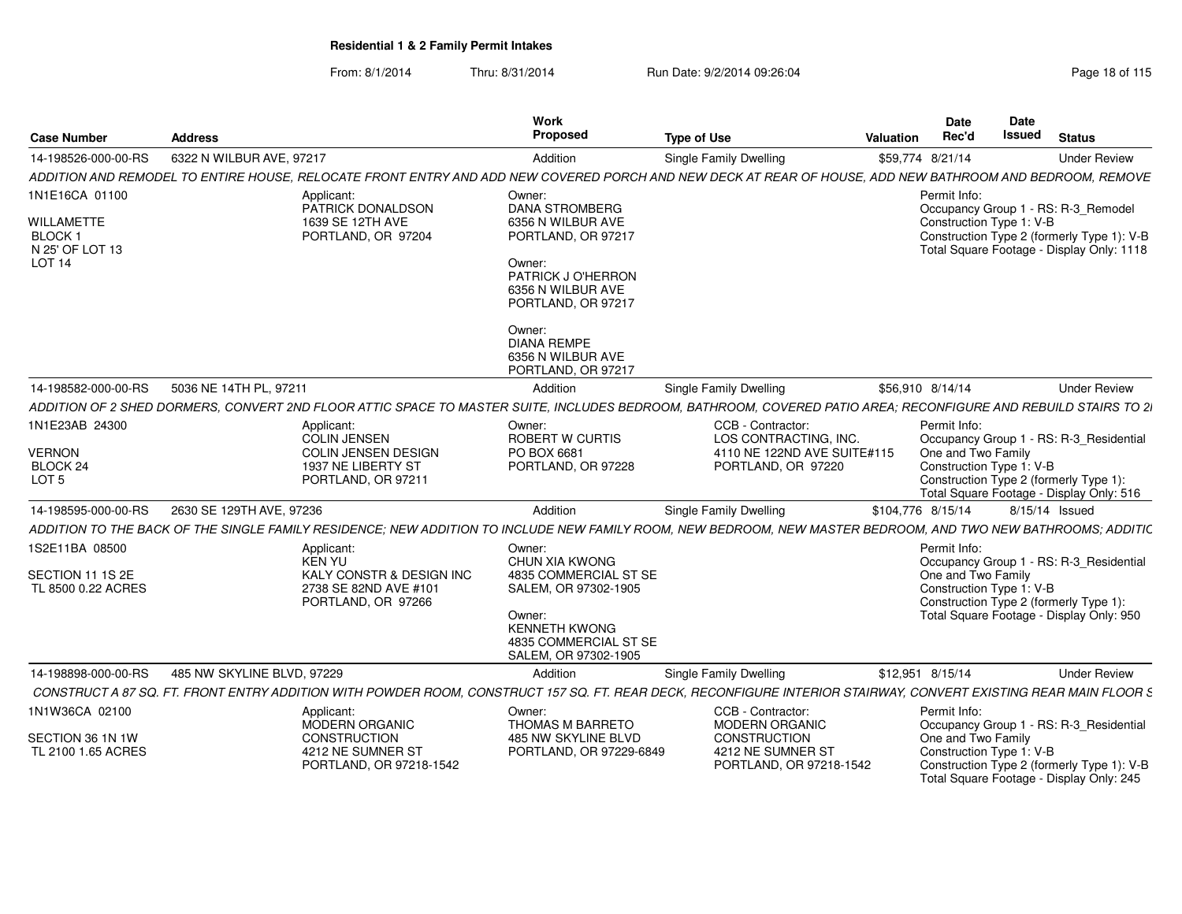**Residential 1 & 2 Family Permit Intakes**

From: 8/1/2014 Thru: 8/31/2014 Run Date: 9/2/2014 09:26:04

| Case Number | Address | Work Proposed | Type of Use | Valuation | Date Rec'd | Date Issued | Status |
|---|---|---|---|---|---|---|---|
| 14-198526-000-00-RS | 6322 N WILBUR AVE, 97217 | Addition | Single Family Dwelling | $59,774 | 8/21/14 | | Under Review |

ADDITION AND REMODEL TO ENTIRE HOUSE, RELOCATE FRONT ENTRY AND ADD NEW COVERED PORCH AND NEW DECK AT REAR OF HOUSE, ADD NEW BATHROOM AND BEDROOM, REMOVE

1N1E16CA 01100
WILLAMETTE
BLOCK 1
N 25' OF LOT 13
LOT 14

Applicant:
PATRICK DONALDSON
1639 SE 12TH AVE
PORTLAND, OR 97204

Owner:
DANA STROMBERG
6356 N WILBUR AVE
PORTLAND, OR 97217

Owner:
PATRICK J O'HERRON
6356 N WILBUR AVE
PORTLAND, OR 97217

Owner:
DIANA REMPE
6356 N WILBUR AVE
PORTLAND, OR 97217

Permit Info:
Occupancy Group 1 - RS: R-3_Remodel
Construction Type 1: V-B
Construction Type 2 (formerly Type 1): V-B
Total Square Footage - Display Only: 1118

| Case Number | Address | Work Proposed | Type of Use | Valuation | Date Rec'd | Date Issued | Status |
|---|---|---|---|---|---|---|---|
| 14-198582-000-00-RS | 5036 NE 14TH PL, 97211 | Addition | Single Family Dwelling | $56,910 | 8/14/14 | | Under Review |

ADDITION OF 2 SHED DORMERS, CONVERT 2ND FLOOR ATTIC SPACE TO MASTER SUITE, INCLUDES BEDROOM, BATHROOM, COVERED PATIO AREA; RECONFIGURE AND REBUILD STAIRS TO 2I

1N1E23AB 24300
VERNON
BLOCK 24
LOT 5

Applicant:
COLIN JENSEN
COLIN JENSEN DESIGN
1937 NE LIBERTY ST
PORTLAND, OR 97211

Owner:
ROBERT W CURTIS
PO BOX 6681
PORTLAND, OR 97228

CCB - Contractor:
LOS CONTRACTING, INC.
4110 NE 122ND AVE SUITE#115
PORTLAND, OR 97220

Permit Info:
Occupancy Group 1 - RS: R-3_Residential One and Two Family
Construction Type 1: V-B
Construction Type 2 (formerly Type 1):
Total Square Footage - Display Only: 516

| Case Number | Address | Work Proposed | Type of Use | Valuation | Date Rec'd | Date Issued | Status |
|---|---|---|---|---|---|---|---|
| 14-198595-000-00-RS | 2630 SE 129TH AVE, 97236 | Addition | Single Family Dwelling | $104,776 | 8/15/14 | 8/15/14 | Issued |

ADDITION TO THE BACK OF THE SINGLE FAMILY RESIDENCE; NEW ADDITION TO INCLUDE NEW FAMILY ROOM, NEW BEDROOM, NEW MASTER BEDROOM, AND TWO NEW BATHROOMS; ADDITIC

1S2E11BA 08500
SECTION 11 1S 2E
TL 8500 0.22 ACRES

Applicant:
KEN YU
KALY CONSTR & DESIGN INC
2738 SE 82ND AVE #101
PORTLAND, OR 97266

Owner:
CHUN XIA KWONG
4835 COMMERCIAL ST SE
SALEM, OR 97302-1905

Owner:
KENNETH KWONG
4835 COMMERCIAL ST SE
SALEM, OR 97302-1905

Permit Info:
Occupancy Group 1 - RS: R-3_Residential One and Two Family
Construction Type 1: V-B
Construction Type 2 (formerly Type 1):
Total Square Footage - Display Only: 950

| Case Number | Address | Work Proposed | Type of Use | Valuation | Date Rec'd | Date Issued | Status |
|---|---|---|---|---|---|---|---|
| 14-198898-000-00-RS | 485 NW SKYLINE BLVD, 97229 | Addition | Single Family Dwelling | $12,951 | 8/15/14 | | Under Review |

CONSTRUCT A 87 SQ. FT. FRONT ENTRY ADDITION WITH POWDER ROOM, CONSTRUCT 157 SQ. FT. REAR DECK, RECONFIGURE INTERIOR STAIRWAY, CONVERT EXISTING REAR MAIN FLOOR S

1N1W36CA 02100
SECTION 36 1N 1W
TL 2100 1.65 ACRES

Applicant:
MODERN ORGANIC CONSTRUCTION
4212 NE SUMNER ST
PORTLAND, OR 97218-1542

Owner:
THOMAS M BARRETO
485 NW SKYLINE BLVD
PORTLAND, OR 97229-6849

CCB - Contractor:
MODERN ORGANIC CONSTRUCTION
4212 NE SUMNER ST
PORTLAND, OR 97218-1542

Permit Info:
Occupancy Group 1 - RS: R-3_Residential One and Two Family
Construction Type 1: V-B
Construction Type 2 (formerly Type 1): V-B
Total Square Footage - Display Only: 245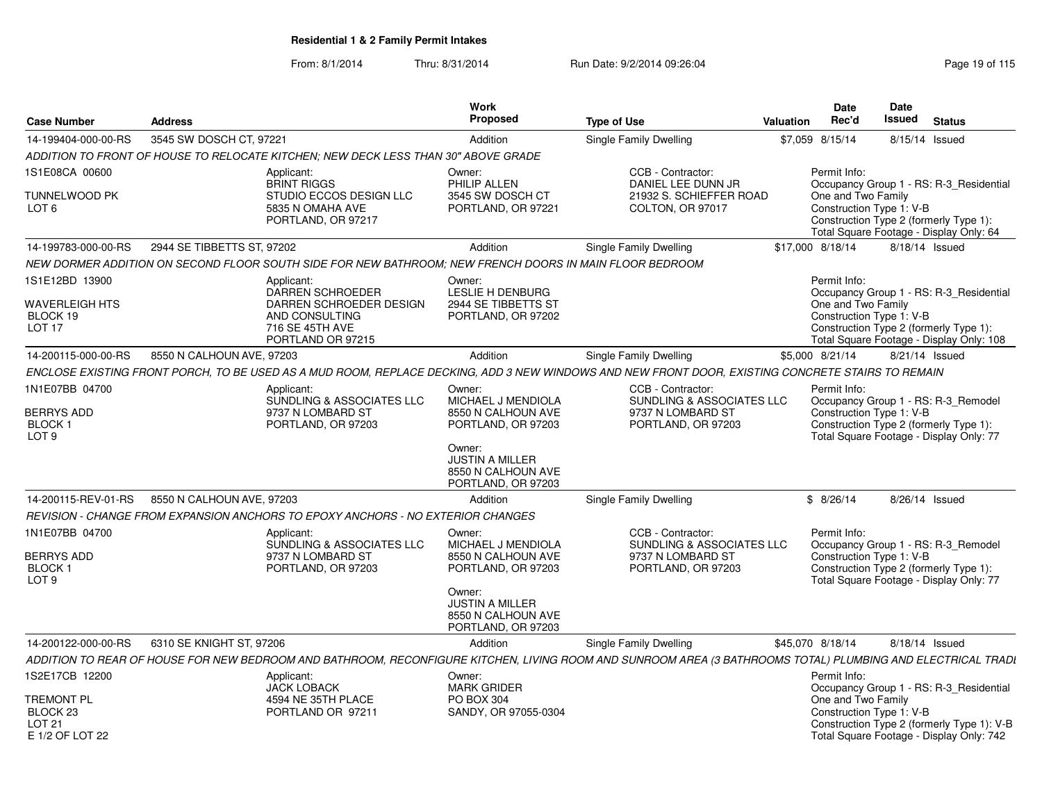**Residential 1 & 2 Family Permit Intakes**

From: 8/1/2014 Thru: 8/31/2014 Run Date: 9/2/2014 09:26:04

| Case Number | Address | Work Proposed | Type of Use | Valuation | Date Rec'd | Date Issued | Status |
|---|---|---|---|---|---|---|---|
| 14-199404-000-00-RS | 3545 SW DOSCH CT, 97221 | Addition | Single Family Dwelling | $7,059 | 8/15/14 | 8/15/14 | Issued |

*ADDITION TO FRONT OF HOUSE TO RELOCATE KITCHEN; NEW DECK LESS THAN 30" ABOVE GRADE*

1S1E08CA 00600
TUNNELWOOD PK
LOT 6

Applicant: BRINT RIGGS, STUDIO ECCOS DESIGN LLC, 5835 N OMAHA AVE, PORTLAND, OR 97217

Owner: PHILIP ALLEN, 3545 SW DOSCH CT, PORTLAND, OR 97221

CCB - Contractor: DANIEL LEE DUNN JR, 21932 S. SCHIEFFER ROAD, COLTON, OR 97017

Permit Info: Occupancy Group 1 - RS: R-3_Residential One and Two Family; Construction Type 1: V-B; Construction Type 2 (formerly Type 1):; Total Square Footage - Display Only: 64

| Case Number | Address | Work Proposed | Type of Use | Valuation | Date Rec'd | Date Issued | Status |
|---|---|---|---|---|---|---|---|
| 14-199783-000-00-RS | 2944 SE TIBBETTS ST, 97202 | Addition | Single Family Dwelling | $17,000 | 8/18/14 | 8/18/14 | Issued |

*NEW DORMER ADDITION ON SECOND FLOOR SOUTH SIDE FOR NEW BATHROOM; NEW FRENCH DOORS IN MAIN FLOOR BEDROOM*

1S1E12BD 13900
WAVERLEIGH HTS
BLOCK 19
LOT 17

Applicant: DARREN SCHROEDER, DARREN SCHROEDER DESIGN AND CONSULTING, 716 SE 45TH AVE, PORTLAND OR 97215

Owner: LESLIE H DENBURG, 2944 SE TIBBETTS ST, PORTLAND, OR 97202

Permit Info: Occupancy Group 1 - RS: R-3_Residential One and Two Family; Construction Type 1: V-B; Construction Type 2 (formerly Type 1):; Total Square Footage - Display Only: 108

| Case Number | Address | Work Proposed | Type of Use | Valuation | Date Rec'd | Date Issued | Status |
|---|---|---|---|---|---|---|---|
| 14-200115-000-00-RS | 8550 N CALHOUN AVE, 97203 | Addition | Single Family Dwelling | $5,000 | 8/21/14 | 8/21/14 | Issued |

*ENCLOSE EXISTING FRONT PORCH, TO BE USED AS A MUD ROOM, REPLACE DECKING, ADD 3 NEW WINDOWS AND NEW FRONT DOOR, EXISTING CONCRETE STAIRS TO REMAIN*

1N1E07BB 04700
BERRYS ADD
BLOCK 1
LOT 9

Applicant: SUNDLING & ASSOCIATES LLC, 9737 N LOMBARD ST, PORTLAND, OR 97203

Owner: MICHAEL J MENDIOLA, 8550 N CALHOUN AVE, PORTLAND, OR 97203

Owner: JUSTIN A MILLER, 8550 N CALHOUN AVE, PORTLAND, OR 97203

CCB - Contractor: SUNDLING & ASSOCIATES LLC, 9737 N LOMBARD ST, PORTLAND, OR 97203

Permit Info: Occupancy Group 1 - RS: R-3_Remodel; Construction Type 1: V-B; Construction Type 2 (formerly Type 1):; Total Square Footage - Display Only: 77

| Case Number | Address | Work Proposed | Type of Use | Valuation | Date Rec'd | Date Issued | Status |
|---|---|---|---|---|---|---|---|
| 14-200115-REV-01-RS | 8550 N CALHOUN AVE, 97203 | Addition | Single Family Dwelling | $ | 8/26/14 | 8/26/14 | Issued |

*REVISION - CHANGE FROM EXPANSION ANCHORS TO EPOXY ANCHORS - NO EXTERIOR CHANGES*

1N1E07BB 04700
BERRYS ADD
BLOCK 1
LOT 9

Applicant: SUNDLING & ASSOCIATES LLC, 9737 N LOMBARD ST, PORTLAND, OR 97203

Owner: MICHAEL J MENDIOLA, 8550 N CALHOUN AVE, PORTLAND, OR 97203

Owner: JUSTIN A MILLER, 8550 N CALHOUN AVE, PORTLAND, OR 97203

CCB - Contractor: SUNDLING & ASSOCIATES LLC, 9737 N LOMBARD ST, PORTLAND, OR 97203

Permit Info: Occupancy Group 1 - RS: R-3_Remodel; Construction Type 1: V-B; Construction Type 2 (formerly Type 1):; Total Square Footage - Display Only: 77

| Case Number | Address | Work Proposed | Type of Use | Valuation | Date Rec'd | Date Issued | Status |
|---|---|---|---|---|---|---|---|
| 14-200122-000-00-RS | 6310 SE KNIGHT ST, 97206 | Addition | Single Family Dwelling | $45,070 | 8/18/14 | 8/18/14 | Issued |

*ADDITION TO REAR OF HOUSE FOR NEW BEDROOM AND BATHROOM, RECONFIGURE KITCHEN, LIVING ROOM AND SUNROOM AREA (3 BATHROOMS TOTAL) PLUMBING AND ELECTRICAL TRADI*

1S2E17CB 12200
TREMONT PL
BLOCK 23
LOT 21
E 1/2 OF LOT 22

Applicant: JACK LOBACK, 4594 NE 35TH PLACE, PORTLAND OR 97211

Owner: MARK GRIDER, PO BOX 304, SANDY, OR 97055-0304

Permit Info: Occupancy Group 1 - RS: R-3_Residential One and Two Family; Construction Type 1: V-B; Construction Type 2 (formerly Type 1): V-B; Total Square Footage - Display Only: 742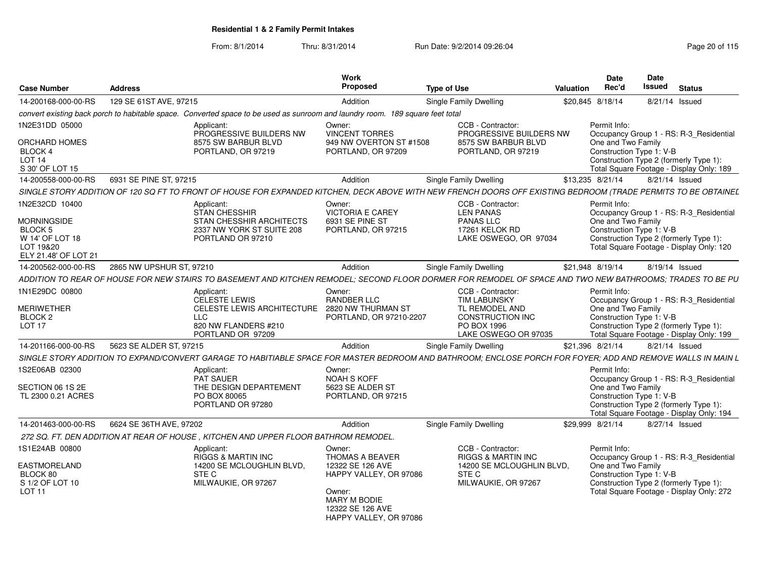**Residential 1 & 2 Family Permit Intakes**

From: 8/1/2014 Thru: 8/31/2014 Run Date: 9/2/2014 09:26:04

| Case Number | Address | Work Proposed | Type of Use | Valuation | Date Rec'd | Date Issued | Status |
|---|---|---|---|---|---|---|---|
| 14-200168-000-00-RS | 129 SE 61ST AVE, 97215 | Addition | Single Family Dwelling | $20,845 | 8/18/14 | 8/21/14 | Issued |

*convert existing back porch to habitable space. Converted space to be used as sunroom and laundry room. 189 square feet total*

1N2E31DD 05000
ORCHARD HOMES
BLOCK 4
LOT 14
S 30' OF LOT 15

Applicant: PROGRESSIVE BUILDERS NW, 8575 SW BARBUR BLVD, PORTLAND, OR 97219

Owner: VINCENT TORRES, 949 NW OVERTON ST #1508, PORTLAND, OR 97209

CCB - Contractor: PROGRESSIVE BUILDERS NW, 8575 SW BARBUR BLVD, PORTLAND, OR 97219

Permit Info: Occupancy Group 1 - RS: R-3_Residential One and Two Family; Construction Type 1: V-B; Construction Type 2 (formerly Type 1): ; Total Square Footage - Display Only: 189

| Case Number | Address | Work Proposed | Type of Use | Valuation | Date Rec'd | Date Issued | Status |
|---|---|---|---|---|---|---|---|
| 14-200558-000-00-RS | 6931 SE PINE ST, 97215 | Addition | Single Family Dwelling | $13,235 | 8/21/14 | 8/21/14 | Issued |

*SINGLE STORY ADDITION OF 120 SQ FT TO FRONT OF HOUSE FOR EXPANDED KITCHEN, DECK ABOVE WITH NEW FRENCH DOORS OFF EXISTING BEDROOM (TRADE PERMITS TO BE OBTAINEL*

1N2E32DD 10400
MORNINGSIDE
BLOCK 5
W 14' OF LOT 18
LOT 19&20
ELY 21.48' OF LOT 21

Applicant: STAN CHESSHIR, STAN CHESSHIR ARCHITECTS, 2337 NW YORK ST SUITE 208, PORTLAND OR 97210

Owner: VICTORIA E CAREY, 6931 SE PINE ST, PORTLAND, OR 97215

CCB - Contractor: LEN PANAS, PANAS LLC, 17261 KELOK RD, LAKE OSWEGO, OR 97034

Permit Info: Occupancy Group 1 - RS: R-3_Residential One and Two Family; Construction Type 1: V-B; Construction Type 2 (formerly Type 1): ; Total Square Footage - Display Only: 120

| Case Number | Address | Work Proposed | Type of Use | Valuation | Date Rec'd | Date Issued | Status |
|---|---|---|---|---|---|---|---|
| 14-200562-000-00-RS | 2865 NW UPSHUR ST, 97210 | Addition | Single Family Dwelling | $21,948 | 8/19/14 | 8/19/14 | Issued |

*ADDITION TO REAR OF HOUSE FOR NEW STAIRS TO BASEMENT AND KITCHEN REMODEL; SECOND FLOOR DORMER FOR REMODEL OF SPACE AND TWO NEW BATHROOMS; TRADES TO BE PU*

1N1E29DC 00800
MERIWETHER
BLOCK 2
LOT 17

Applicant: CELESTE LEWIS, CELESTE LEWIS ARCHITECTURE LLC, 820 NW FLANDERS #210, PORTLAND OR 97209

Owner: RANDBER LLC, 2820 NW THURMAN ST, PORTLAND, OR 97210-2207

CCB - Contractor: TIM LABUNSKY, TL REMODEL AND CONSTRUCTION INC, PO BOX 1996, LAKE OSWEGO OR 97035

Permit Info: Occupancy Group 1 - RS: R-3_Residential One and Two Family; Construction Type 1: V-B; Construction Type 2 (formerly Type 1): ; Total Square Footage - Display Only: 199

| Case Number | Address | Work Proposed | Type of Use | Valuation | Date Rec'd | Date Issued | Status |
|---|---|---|---|---|---|---|---|
| 14-201166-000-00-RS | 5623 SE ALDER ST, 97215 | Addition | Single Family Dwelling | $21,396 | 8/21/14 | 8/21/14 | Issued |

*SINGLE STORY ADDITION TO EXPAND/CONVERT GARAGE TO HABITIABLE SPACE FOR MASTER BEDROOM AND BATHROOM; ENCLOSE PORCH FOR FOYER; ADD AND REMOVE WALLS IN MAIN L*

1S2E06AB 02300
SECTION 06 1S 2E
TL 2300 0.21 ACRES

Applicant: PAT SAUER, THE DESIGN DEPARTEMENT, PO BOX 80065, PORTLAND OR 97280

Owner: NOAH S KOFF, 5623 SE ALDER ST, PORTLAND, OR 97215

Permit Info: Occupancy Group 1 - RS: R-3_Residential One and Two Family; Construction Type 1: V-B; Construction Type 2 (formerly Type 1): ; Total Square Footage - Display Only: 194

| Case Number | Address | Work Proposed | Type of Use | Valuation | Date Rec'd | Date Issued | Status |
|---|---|---|---|---|---|---|---|
| 14-201463-000-00-RS | 6624 SE 36TH AVE, 97202 | Addition | Single Family Dwelling | $29,999 | 8/21/14 | 8/27/14 | Issued |

*272 SQ. FT. DEN ADDITION AT REAR OF HOUSE , KITCHEN AND UPPER FLOOR BATHROM REMODEL.*

1S1E24AB 00800
EASTMORELAND
BLOCK 80
S 1/2 OF LOT 10
LOT 11

Applicant: RIGGS & MARTIN INC, 14200 SE MCLOUGHLIN BLVD, STE C, MILWAUKIE, OR 97267

Owner: THOMAS A BEAVER, 12322 SE 126 AVE, HAPPY VALLEY, OR 97086

Owner: MARY M BODIE, 12322 SE 126 AVE, HAPPY VALLEY, OR 97086

CCB - Contractor: RIGGS & MARTIN INC, 14200 SE MCLOUGHLIN BLVD, STE C, MILWAUKIE, OR 97267

Permit Info: Occupancy Group 1 - RS: R-3_Residential One and Two Family; Construction Type 1: V-B; Construction Type 2 (formerly Type 1): ; Total Square Footage - Display Only: 272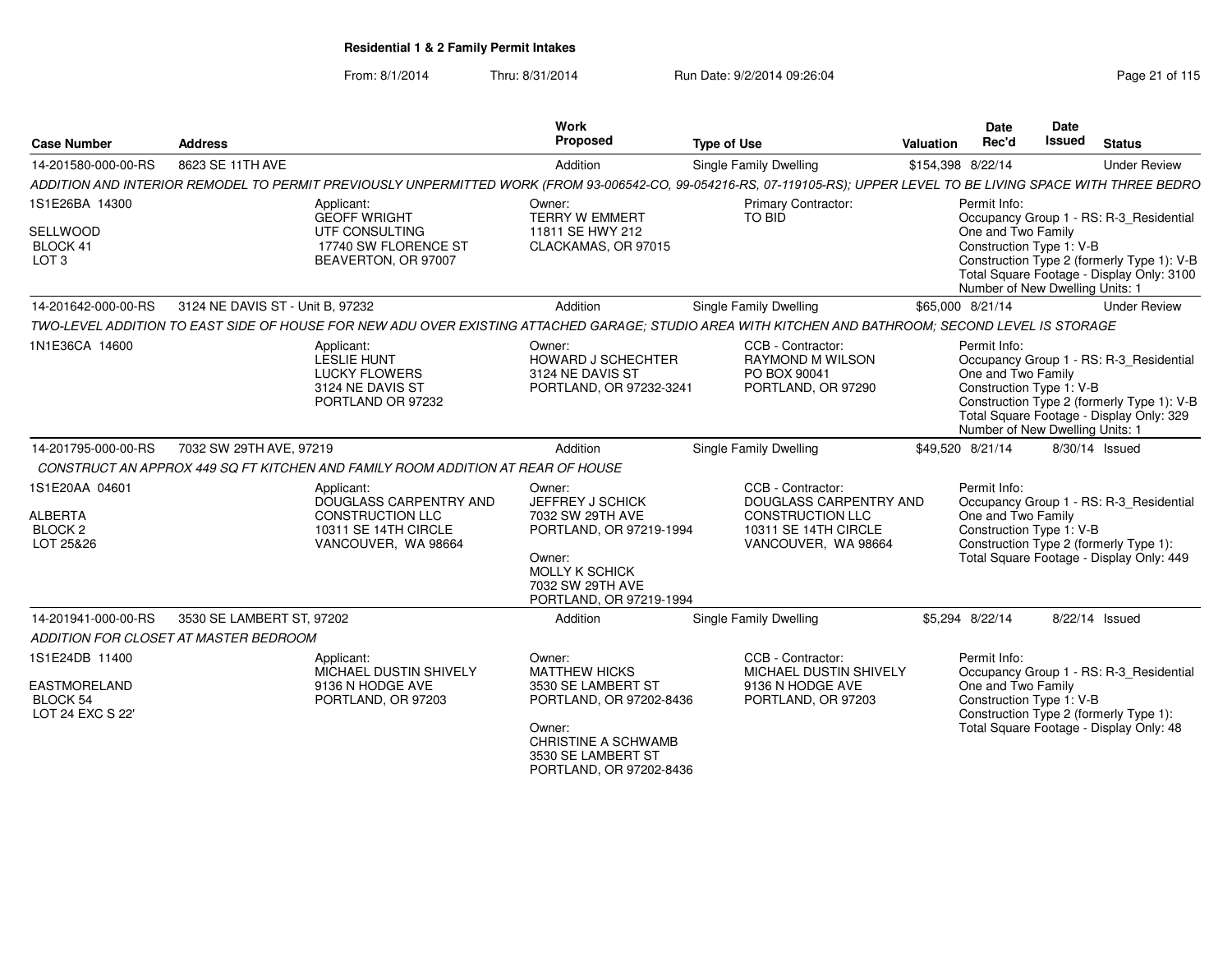## Residential 1 & 2 Family Permit Intakes

From: 8/1/2014 Thru: 8/31/2014 Run Date: 9/2/2014 09:26:04

| Case Number | Address | Work Proposed | Type of Use | Valuation | Date Rec'd | Date Issued | Status |
|---|---|---|---|---|---|---|---|
| 14-201580-000-00-RS | 8623 SE 11TH AVE | Addition | Single Family Dwelling | $154,398 | 8/22/14 | | Under Review |

*ADDITION AND INTERIOR REMODEL TO PERMIT PREVIOUSLY UNPERMITTED WORK (FROM 93-006542-CO, 99-054216-RS, 07-119105-RS); UPPER LEVEL TO BE LIVING SPACE WITH THREE BEDRO*

1S1E26BA 14300
SELLWOOD
BLOCK 41
LOT 3

Applicant:
GEOFF WRIGHT
UTF CONSULTING
17740 SW FLORENCE ST
BEAVERTON, OR 97007

Owner:
TERRY W EMMERT
11811 SE HWY 212
CLACKAMAS, OR 97015

Primary Contractor:
TO BID

Permit Info:
Occupancy Group 1 - RS: R-3_Residential One and Two Family
Construction Type 1: V-B
Construction Type 2 (formerly Type 1): V-B
Total Square Footage - Display Only: 3100
Number of New Dwelling Units: 1

| Case Number | Address | Work Proposed | Type of Use | Valuation | Date Rec'd | Date Issued | Status |
|---|---|---|---|---|---|---|---|
| 14-201642-000-00-RS | 3124 NE DAVIS ST - Unit B, 97232 | Addition | Single Family Dwelling | $65,000 | 8/21/14 | | Under Review |

*TWO-LEVEL ADDITION TO EAST SIDE OF HOUSE FOR NEW ADU OVER EXISTING ATTACHED GARAGE; STUDIO AREA WITH KITCHEN AND BATHROOM; SECOND LEVEL IS STORAGE*

1N1E36CA 14600

Applicant:
LESLIE HUNT
LUCKY FLOWERS
3124 NE DAVIS ST
PORTLAND OR 97232

Owner:
HOWARD J SCHECHTER
3124 NE DAVIS ST
PORTLAND, OR 97232-3241

CCB - Contractor:
RAYMOND M WILSON
PO BOX 90041
PORTLAND, OR 97290

Permit Info:
Occupancy Group 1 - RS: R-3_Residential One and Two Family
Construction Type 1: V-B
Construction Type 2 (formerly Type 1): V-B
Total Square Footage - Display Only: 329
Number of New Dwelling Units: 1

| Case Number | Address | Work Proposed | Type of Use | Valuation | Date Rec'd | Date Issued | Status |
|---|---|---|---|---|---|---|---|
| 14-201795-000-00-RS | 7032 SW 29TH AVE, 97219 | Addition | Single Family Dwelling | $49,520 | 8/21/14 | 8/30/14 | Issued |

*CONSTRUCT AN APPROX 449 SQ FT KITCHEN AND FAMILY ROOM ADDITION AT REAR OF HOUSE*

1S1E20AA 04601
ALBERTA
BLOCK 2
LOT 25&26

Applicant:
DOUGLASS CARPENTRY AND CONSTRUCTION LLC
10311 SE 14TH CIRCLE
VANCOUVER, WA 98664

Owner:
JEFFREY J SCHICK
7032 SW 29TH AVE
PORTLAND, OR 97219-1994

Owner:
MOLLY K SCHICK
7032 SW 29TH AVE
PORTLAND, OR 97219-1994

CCB - Contractor:
DOUGLASS CARPENTRY AND CONSTRUCTION LLC
10311 SE 14TH CIRCLE
VANCOUVER, WA 98664

Permit Info:
Occupancy Group 1 - RS: R-3_Residential One and Two Family
Construction Type 1: V-B
Construction Type 2 (formerly Type 1):
Total Square Footage - Display Only: 449

| Case Number | Address | Work Proposed | Type of Use | Valuation | Date Rec'd | Date Issued | Status |
|---|---|---|---|---|---|---|---|
| 14-201941-000-00-RS | 3530 SE LAMBERT ST, 97202 | Addition | Single Family Dwelling | $5,294 | 8/22/14 | 8/22/14 | Issued |

*ADDITION FOR CLOSET AT MASTER BEDROOM*

1S1E24DB 11400
EASTMORELAND
BLOCK 54
LOT 24 EXC S 22'

Applicant:
MICHAEL DUSTIN SHIVELY
9136 N HODGE AVE
PORTLAND, OR 97203

Owner:
MATTHEW HICKS
3530 SE LAMBERT ST
PORTLAND, OR 97202-8436

Owner:
CHRISTINE A SCHWAMB
3530 SE LAMBERT ST
PORTLAND, OR 97202-8436

CCB - Contractor:
MICHAEL DUSTIN SHIVELY
9136 N HODGE AVE
PORTLAND, OR 97203

Permit Info:
Occupancy Group 1 - RS: R-3_Residential One and Two Family
Construction Type 1: V-B
Construction Type 2 (formerly Type 1):
Total Square Footage - Display Only: 48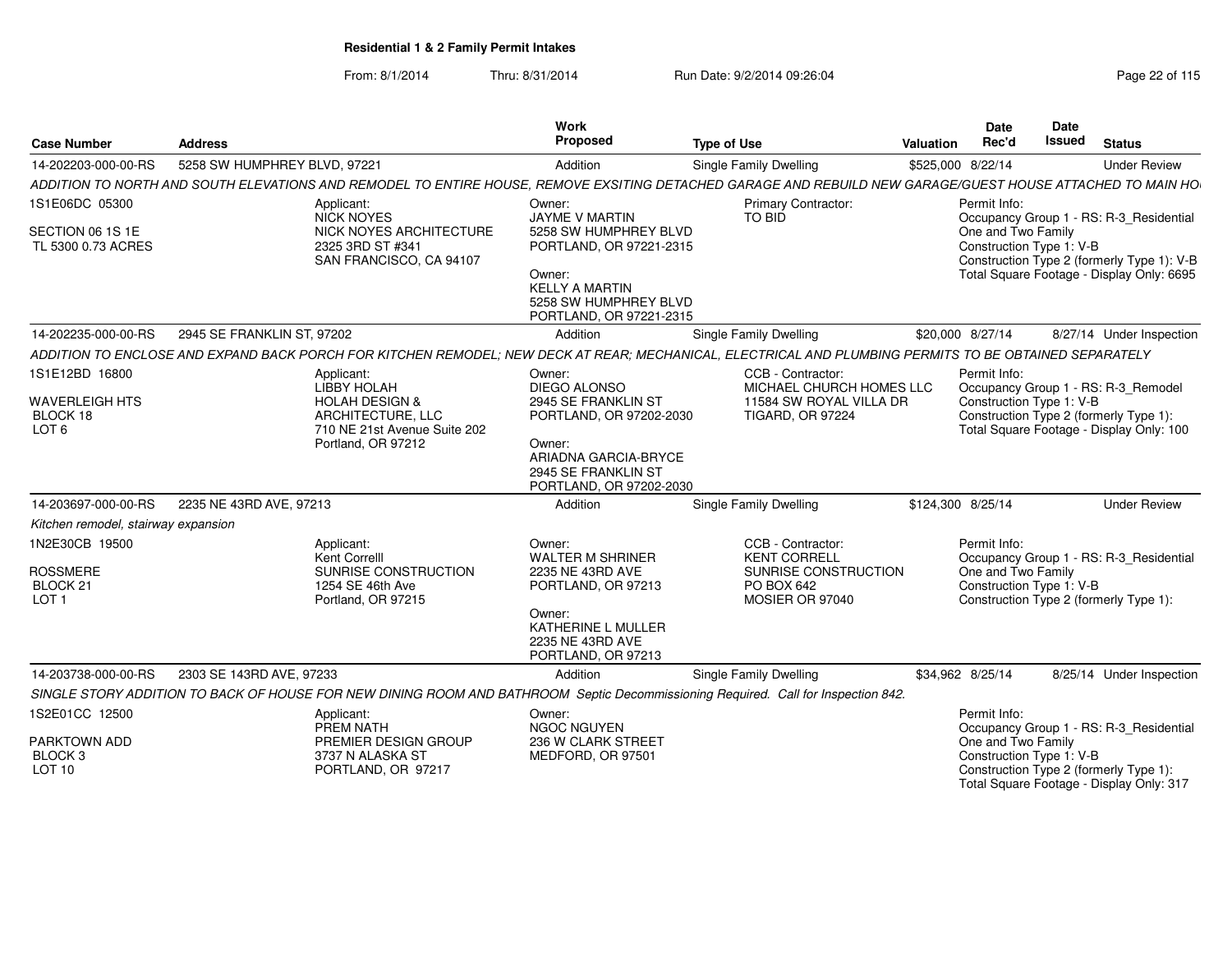**Residential 1 & 2 Family Permit Intakes**

From: 8/1/2014 Thru: 8/31/2014 Run Date: 9/2/2014 09:26:04

| Case Number | Address | Work Proposed | Type of Use | Valuation | Date Rec'd | Date Issued | Status |
|---|---|---|---|---|---|---|---|
| 14-202203-000-00-RS | 5258 SW HUMPHREY BLVD, 97221 | Addition | Single Family Dwelling | $525,000 | 8/22/14 | | Under Review |

*ADDITION TO NORTH AND SOUTH ELEVATIONS AND REMODEL TO ENTIRE HOUSE, REMOVE EXSITING DETACHED GARAGE AND REBUILD NEW GARAGE/GUEST HOUSE ATTACHED TO MAIN HO*

1S1E06DC 05300
SECTION 06 1S 1E
TL 5300 0.73 ACRES

Applicant:
NICK NOYES
NICK NOYES ARCHITECTURE
2325 3RD ST #341
SAN FRANCISCO, CA 94107

Owner:
JAYME V MARTIN
5258 SW HUMPHREY BLVD
PORTLAND, OR 97221-2315

Owner:
KELLY A MARTIN
5258 SW HUMPHREY BLVD
PORTLAND, OR 97221-2315

Primary Contractor:
TO BID

Permit Info:
Occupancy Group 1 - RS: R-3_Residential One and Two Family
Construction Type 1: V-B
Construction Type 2 (formerly Type 1): V-B
Total Square Footage - Display Only: 6695

| Case Number | Address | Work Proposed | Type of Use | Valuation | Date Rec'd | Date Issued | Status |
|---|---|---|---|---|---|---|---|
| 14-202235-000-00-RS | 2945 SE FRANKLIN ST, 97202 | Addition | Single Family Dwelling | $20,000 | 8/27/14 | 8/27/14 | Under Inspection |

*ADDITION TO ENCLOSE AND EXPAND BACK PORCH FOR KITCHEN REMODEL; NEW DECK AT REAR; MECHANICAL, ELECTRICAL AND PLUMBING PERMITS TO BE OBTAINED SEPARATELY*

1S1E12BD 16800
WAVERLEIGH HTS
BLOCK 18
LOT 6

Applicant:
LIBBY HOLAH
HOLAH DESIGN & ARCHITECTURE, LLC
710 NE 21st Avenue Suite 202
Portland, OR 97212

Owner:
DIEGO ALONSO
2945 SE FRANKLIN ST
PORTLAND, OR 97202-2030

Owner:
ARIADNA GARCIA-BRYCE
2945 SE FRANKLIN ST
PORTLAND, OR 97202-2030

CCB - Contractor:
MICHAEL CHURCH HOMES LLC
11584 SW ROYAL VILLA DR
TIGARD, OR 97224

Permit Info:
Occupancy Group 1 - RS: R-3_Remodel
Construction Type 1: V-B
Construction Type 2 (formerly Type 1):
Total Square Footage - Display Only: 100

| Case Number | Address | Work Proposed | Type of Use | Valuation | Date Rec'd | Date Issued | Status |
|---|---|---|---|---|---|---|---|
| 14-203697-000-00-RS | 2235 NE 43RD AVE, 97213 | Addition | Single Family Dwelling | $124,300 | 8/25/14 | | Under Review |

*Kitchen remodel, stairway expansion*

1N2E30CB 19500
ROSSMERE
BLOCK 21
LOT 1

Applicant:
Kent Correlll
SUNRISE CONSTRUCTION
1254 SE 46th Ave
Portland, OR 97215

Owner:
WALTER M SHRINER
2235 NE 43RD AVE
PORTLAND, OR 97213

Owner:
KATHERINE L MULLER
2235 NE 43RD AVE
PORTLAND, OR 97213

CCB - Contractor:
KENT CORRELL
SUNRISE CONSTRUCTION
PO BOX 642
MOSIER OR 97040

Permit Info:
Occupancy Group 1 - RS: R-3_Residential One and Two Family
Construction Type 1: V-B
Construction Type 2 (formerly Type 1):

| Case Number | Address | Work Proposed | Type of Use | Valuation | Date Rec'd | Date Issued | Status |
|---|---|---|---|---|---|---|---|
| 14-203738-000-00-RS | 2303 SE 143RD AVE, 97233 | Addition | Single Family Dwelling | $34,962 | 8/25/14 | 8/25/14 | Under Inspection |

*SINGLE STORY ADDITION TO BACK OF HOUSE FOR NEW DINING ROOM AND BATHROOM Septic Decommissioning Required. Call for Inspection 842.*

1S2E01CC 12500
PARKTOWN ADD
BLOCK 3
LOT 10

Applicant:
PREM NATH
PREMIER DESIGN GROUP
3737 N ALASKA ST
PORTLAND, OR 97217

Owner:
NGOC NGUYEN
236 W CLARK STREET
MEDFORD, OR 97501

Permit Info:
Occupancy Group 1 - RS: R-3_Residential One and Two Family
Construction Type 1: V-B
Construction Type 2 (formerly Type 1):
Total Square Footage - Display Only: 317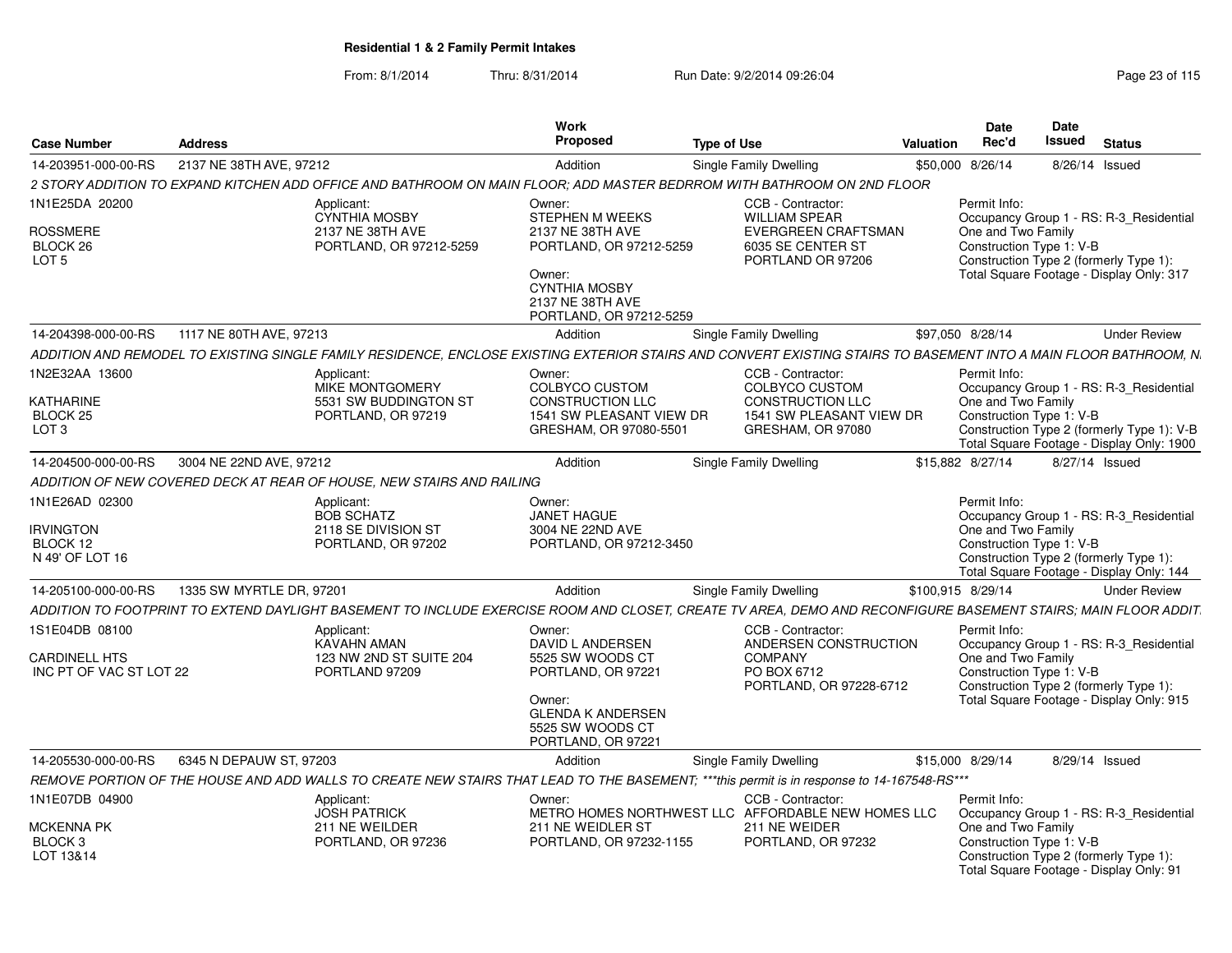**Residential 1 & 2 Family Permit Intakes**

From: 8/1/2014 Thru: 8/31/2014 Run Date: 9/2/2014 09:26:04

| Case Number | Address | Work Proposed | Type of Use | Valuation | Date Rec'd | Date Issued | Status |
|---|---|---|---|---|---|---|---|
| 14-203951-000-00-RS | 2137 NE 38TH AVE, 97212 | Addition | Single Family Dwelling | $50,000 | 8/26/14 | 8/26/14 | Issued |

2 STORY ADDITION TO EXPAND KITCHEN ADD OFFICE AND BATHROOM ON MAIN FLOOR; ADD MASTER BEDRROM WITH BATHROOM ON 2ND FLOOR

1N1E25DA 20200
ROSSMERE
BLOCK 26
LOT 5

Applicant:
CYNTHIA MOSBY
2137 NE 38TH AVE
PORTLAND, OR 97212-5259

Owner:
STEPHEN M WEEKS
2137 NE 38TH AVE
PORTLAND, OR 97212-5259

Owner:
CYNTHIA MOSBY
2137 NE 38TH AVE
PORTLAND, OR 97212-5259

CCB - Contractor:
WILLIAM SPEAR
EVERGREEN CRAFTSMAN
6035 SE CENTER ST
PORTLAND OR 97206

Permit Info:
Occupancy Group 1 - RS: R-3_Residential One and Two Family
Construction Type 1: V-B
Construction Type 2 (formerly Type 1):
Total Square Footage - Display Only: 317

| Case Number | Address | Work Proposed | Type of Use | Valuation | Date Rec'd | Date Issued | Status |
|---|---|---|---|---|---|---|---|
| 14-204398-000-00-RS | 1117 NE 80TH AVE, 97213 | Addition | Single Family Dwelling | $97,050 | 8/28/14 | | Under Review |

ADDITION AND REMODEL TO EXISTING SINGLE FAMILY RESIDENCE, ENCLOSE EXISTING EXTERIOR STAIRS AND CONVERT EXISTING STAIRS TO BASEMENT INTO A MAIN FLOOR BATHROOM, N.

1N2E32AA 13600
KATHARINE
BLOCK 25
LOT 3

Applicant:
MIKE MONTGOMERY
5531 SW BUDDINGTON ST
PORTLAND, OR 97219

Owner:
COLBYCO CUSTOM CONSTRUCTION LLC
1541 SW PLEASANT VIEW DR
GRESHAM, OR 97080-5501

CCB - Contractor:
COLBYCO CUSTOM CONSTRUCTION LLC
1541 SW PLEASANT VIEW DR
GRESHAM, OR 97080

Permit Info:
Occupancy Group 1 - RS: R-3_Residential One and Two Family
Construction Type 1: V-B
Construction Type 2 (formerly Type 1): V-B
Total Square Footage - Display Only: 1900

| Case Number | Address | Work Proposed | Type of Use | Valuation | Date Rec'd | Date Issued | Status |
|---|---|---|---|---|---|---|---|
| 14-204500-000-00-RS | 3004 NE 22ND AVE, 97212 | Addition | Single Family Dwelling | $15,882 | 8/27/14 | 8/27/14 | Issued |

ADDITION OF NEW COVERED DECK AT REAR OF HOUSE, NEW STAIRS AND RAILING

1N1E26AD 02300
IRVINGTON
BLOCK 12
N 49' OF LOT 16

Applicant:
BOB SCHATZ
2118 SE DIVISION ST
PORTLAND, OR 97202

Owner:
JANET HAGUE
3004 NE 22ND AVE
PORTLAND, OR 97212-3450

Permit Info:
Occupancy Group 1 - RS: R-3_Residential One and Two Family
Construction Type 1: V-B
Construction Type 2 (formerly Type 1):
Total Square Footage - Display Only: 144

| Case Number | Address | Work Proposed | Type of Use | Valuation | Date Rec'd | Date Issued | Status |
|---|---|---|---|---|---|---|---|
| 14-205100-000-00-RS | 1335 SW MYRTLE DR, 97201 | Addition | Single Family Dwelling | $100,915 | 8/29/14 | | Under Review |

ADDITION TO FOOTPRINT TO EXTEND DAYLIGHT BASEMENT TO INCLUDE EXERCISE ROOM AND CLOSET, CREATE TV AREA, DEMO AND RECONFIGURE BASEMENT STAIRS; MAIN FLOOR ADDIT.

1S1E04DB 08100
CARDINELL HTS
INC PT OF VAC ST LOT 22

Applicant:
KAVAHN AMAN
123 NW 2ND ST SUITE 204
PORTLAND 97209

Owner:
DAVID L ANDERSEN
5525 SW WOODS CT
PORTLAND, OR 97221

Owner:
GLENDA K ANDERSEN
5525 SW WOODS CT
PORTLAND, OR 97221

CCB - Contractor:
ANDERSEN CONSTRUCTION COMPANY
PO BOX 6712
PORTLAND, OR 97228-6712

Permit Info:
Occupancy Group 1 - RS: R-3_Residential One and Two Family
Construction Type 1: V-B
Construction Type 2 (formerly Type 1):
Total Square Footage - Display Only: 915

| Case Number | Address | Work Proposed | Type of Use | Valuation | Date Rec'd | Date Issued | Status |
|---|---|---|---|---|---|---|---|
| 14-205530-000-00-RS | 6345 N DEPAUW ST, 97203 | Addition | Single Family Dwelling | $15,000 | 8/29/14 | 8/29/14 | Issued |

REMOVE PORTION OF THE HOUSE AND ADD WALLS TO CREATE NEW STAIRS THAT LEAD TO THE BASEMENT; ***this permit is in response to 14-167548-RS***

1N1E07DB 04900
MCKENNA PK
BLOCK 3
LOT 13&14

Applicant:
JOSH PATRICK
211 NE WEILDER
PORTLAND, OR 97236

Owner:
METRO HOMES NORTHWEST LLC
211 NE WEIDLER ST
PORTLAND, OR 97232-1155

CCB - Contractor:
AFFORDABLE NEW HOMES LLC
211 NE WEIDER
PORTLAND, OR 97232

Permit Info:
Occupancy Group 1 - RS: R-3_Residential One and Two Family
Construction Type 1: V-B
Construction Type 2 (formerly Type 1):
Total Square Footage - Display Only: 91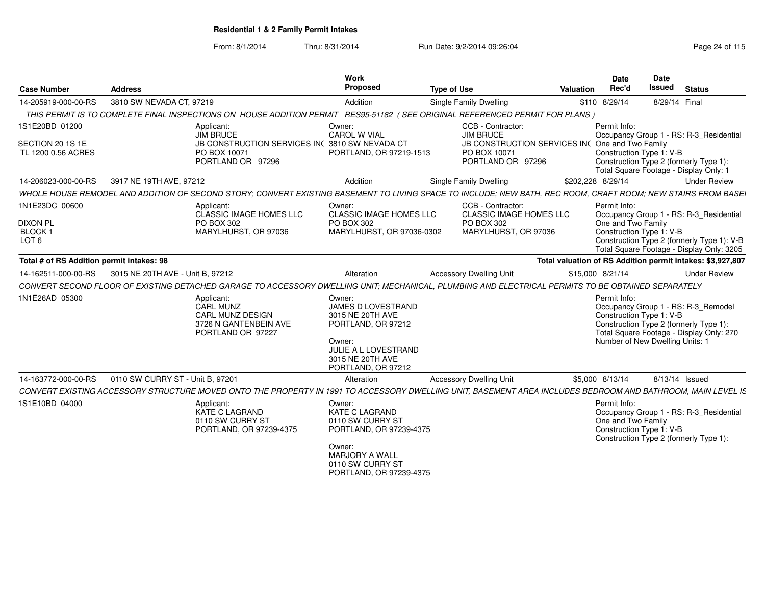**Residential 1 & 2 Family Permit Intakes**

From: 8/1/2014 Thru: 8/31/2014 Run Date: 9/2/2014 09:26:04

| Case Number | Address | Work Proposed | Type of Use | Valuation | Date Rec'd | Date Issued | Status |
|---|---|---|---|---|---|---|---|
| 14-205919-000-00-RS | 3810 SW NEVADA CT, 97219 | Addition | Single Family Dwelling | $110 | 8/29/14 | 8/29/14 | Final |

*THIS PERMIT IS TO COMPLETE FINAL INSPECTIONS ON HOUSE ADDITION PERMIT RES95-51182 ( SEE ORIGINAL REFERENCED PERMIT FOR PLANS )*

1S1E20BD 01200
SECTION 20 1S 1E
TL 1200 0.56 ACRES

Applicant: JIM BRUCE, JB CONSTRUCTION SERVICES INC, PO BOX 10071, PORTLAND OR 97296

Owner: CAROL W VIAL, 3810 SW NEVADA CT, PORTLAND, OR 97219-1513

CCB - Contractor: JIM BRUCE, JB CONSTRUCTION SERVICES INC, PO BOX 10071, PORTLAND OR 97296

Permit Info: Occupancy Group 1 - RS: R-3_Residential One and Two Family; Construction Type 1: V-B; Construction Type 2 (formerly Type 1):; Total Square Footage - Display Only: 1

| Case Number | Address | Work Proposed | Type of Use | Valuation | Date Rec'd | Date Issued | Status |
|---|---|---|---|---|---|---|---|
| 14-206023-000-00-RS | 3917 NE 19TH AVE, 97212 | Addition | Single Family Dwelling | $202,228 | 8/29/14 | | Under Review |

*WHOLE HOUSE REMODEL AND ADDITION OF SECOND STORY; CONVERT EXISTING BASEMENT TO LIVING SPACE TO INCLUDE; NEW BATH, REC ROOM, CRAFT ROOM; NEW STAIRS FROM BASE*

1N1E23DC 00600
DIXON PL
BLOCK 1
LOT 6

Applicant: CLASSIC IMAGE HOMES LLC, PO BOX 302, MARYLHURST, OR 97036

Owner: CLASSIC IMAGE HOMES LLC, PO BOX 302, MARYLHURST, OR 97036-0302

CCB - Contractor: CLASSIC IMAGE HOMES LLC, PO BOX 302, MARYLHURST, OR 97036

Permit Info: Occupancy Group 1 - RS: R-3_Residential One and Two Family; Construction Type 1: V-B; Construction Type 2 (formerly Type 1): V-B; Total Square Footage - Display Only: 3205

**Total # of RS Addition permit intakes: 98** — **Total valuation of RS Addition permit intakes: $3,927,807**

| Case Number | Address | Work Proposed | Type of Use | Valuation | Date Rec'd | Date Issued | Status |
|---|---|---|---|---|---|---|---|
| 14-162511-000-00-RS | 3015 NE 20TH AVE - Unit B, 97212 | Alteration | Accessory Dwelling Unit | $15,000 | 8/21/14 | | Under Review |

*CONVERT SECOND FLOOR OF EXISTING DETACHED GARAGE TO ACCESSORY DWELLING UNIT; MECHANICAL, PLUMBING AND ELECTRICAL PERMITS TO BE OBTAINED SEPARATELY*

1N1E26AD 05300

Applicant: CARL MUNZ, CARL MUNZ DESIGN, 3726 N GANTENBEIN AVE, PORTLAND OR 97227

Owner: JAMES D LOVESTRAND, 3015 NE 20TH AVE, PORTLAND, OR 97212

Owner: JULIE A L LOVESTRAND, 3015 NE 20TH AVE, PORTLAND, OR 97212

Permit Info: Occupancy Group 1 - RS: R-3_Remodel; Construction Type 1: V-B; Construction Type 2 (formerly Type 1):; Total Square Footage - Display Only: 270; Number of New Dwelling Units: 1

| Case Number | Address | Work Proposed | Type of Use | Valuation | Date Rec'd | Date Issued | Status |
|---|---|---|---|---|---|---|---|
| 14-163772-000-00-RS | 0110 SW CURRY ST - Unit B, 97201 | Alteration | Accessory Dwelling Unit | $5,000 | 8/13/14 | 8/13/14 | Issued |

*CONVERT EXISTING ACCESSORY STRUCTURE MOVED ONTO THE PROPERTY IN 1991 TO ACCESSORY DWELLING UNIT, BASEMENT AREA INCLUDES BEDROOM AND BATHROOM, MAIN LEVEL IS*

1S1E10BD 04000

Applicant: KATE C LAGRAND, 0110 SW CURRY ST, PORTLAND, OR 97239-4375

Owner: KATE C LAGRAND, 0110 SW CURRY ST, PORTLAND, OR 97239-4375

Owner: MARJORY A WALL, 0110 SW CURRY ST, PORTLAND, OR 97239-4375

Permit Info: Occupancy Group 1 - RS: R-3_Residential One and Two Family; Construction Type 1: V-B; Construction Type 2 (formerly Type 1):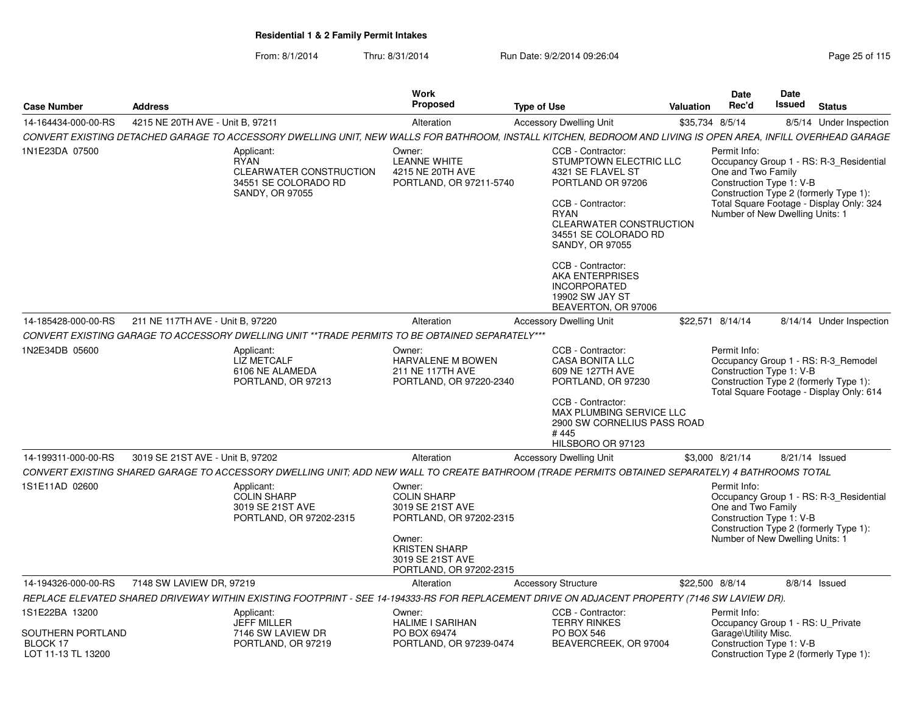**Residential 1 & 2 Family Permit Intakes**

From: 8/1/2014 Thru: 8/31/2014 Run Date: 9/2/2014 09:26:04

| Case Number | Address | Work Proposed | Type of Use | Valuation | Date Rec'd | Date Issued | Status |
|---|---|---|---|---|---|---|---|
| 14-164434-000-00-RS | 4215 NE 20TH AVE - Unit B, 97211 | Alteration | Accessory Dwelling Unit | $35,734 | 8/5/14 | 8/5/14 | Under Inspection |

*CONVERT EXISTING DETACHED GARAGE TO ACCESSORY DWELLING UNIT, NEW WALLS FOR BATHROOM, INSTALL KITCHEN, BEDROOM AND LIVING IS OPEN AREA, INFILL OVERHEAD GARAGE*

1N1E23DA 07500

Applicant:
RYAN
CLEARWATER CONSTRUCTION
34551 SE COLORADO RD
SANDY, OR 97055

Owner:
LEANNE WHITE
4215 NE 20TH AVE
PORTLAND, OR 97211-5740

CCB - Contractor:
STUMPTOWN ELECTRIC LLC
4321 SE FLAVEL ST
PORTLAND OR 97206

CCB - Contractor:
RYAN
CLEARWATER CONSTRUCTION
34551 SE COLORADO RD
SANDY, OR 97055

CCB - Contractor:
AKA ENTERPRISES
INCORPORATED
19902 SW JAY ST
BEAVERTON, OR 97006

Permit Info:
Occupancy Group 1 - RS: R-3_Residential One and Two Family
Construction Type 1: V-B
Construction Type 2 (formerly Type 1):
Total Square Footage - Display Only: 324
Number of New Dwelling Units: 1

| Case Number | Address | Work Proposed | Type of Use | Valuation | Date Rec'd | Date Issued | Status |
|---|---|---|---|---|---|---|---|
| 14-185428-000-00-RS | 211 NE 117TH AVE - Unit B, 97220 | Alteration | Accessory Dwelling Unit | $22,571 | 8/14/14 | 8/14/14 | Under Inspection |

*CONVERT EXISTING GARAGE TO ACCESSORY DWELLING UNIT **TRADE PERMITS TO BE OBTAINED SEPARATELY****

1N2E34DB 05600

Applicant:
LIZ METCALF
6106 NE ALAMEDA
PORTLAND, OR 97213

Owner:
HARVALENE M BOWEN
211 NE 117TH AVE
PORTLAND, OR 97220-2340

CCB - Contractor:
CASA BONITA LLC
609 NE 127TH AVE
PORTLAND, OR 97230

CCB - Contractor:
MAX PLUMBING SERVICE LLC
2900 SW CORNELIUS PASS ROAD
# 445
HILSBORO OR 97123

Permit Info:
Occupancy Group 1 - RS: R-3_Remodel
Construction Type 1: V-B
Construction Type 2 (formerly Type 1):
Total Square Footage - Display Only: 614

| Case Number | Address | Work Proposed | Type of Use | Valuation | Date Rec'd | Date Issued | Status |
|---|---|---|---|---|---|---|---|
| 14-199311-000-00-RS | 3019 SE 21ST AVE - Unit B, 97202 | Alteration | Accessory Dwelling Unit | $3,000 | 8/21/14 | 8/21/14 | Issued |

*CONVERT EXISTING SHARED GARAGE TO ACCESSORY DWELLING UNIT; ADD NEW WALL TO CREATE BATHROOM (TRADE PERMITS OBTAINED SEPARATELY) 4 BATHROOMS TOTAL*

1S1E11AD 02600

Applicant:
COLIN SHARP
3019 SE 21ST AVE
PORTLAND, OR 97202-2315

Owner:
COLIN SHARP
3019 SE 21ST AVE
PORTLAND, OR 97202-2315

Owner:
KRISTEN SHARP
3019 SE 21ST AVE
PORTLAND, OR 97202-2315

Permit Info:
Occupancy Group 1 - RS: R-3_Residential One and Two Family
Construction Type 1: V-B
Construction Type 2 (formerly Type 1):
Number of New Dwelling Units: 1

| Case Number | Address | Work Proposed | Type of Use | Valuation | Date Rec'd | Date Issued | Status |
|---|---|---|---|---|---|---|---|
| 14-194326-000-00-RS | 7148 SW LAVIEW DR, 97219 | Alteration | Accessory Structure | $22,500 | 8/8/14 | 8/8/14 | Issued |

*REPLACE ELEVATED SHARED DRIVEWAY WITHIN EXISTING FOOTPRINT - SEE 14-194333-RS FOR REPLACEMENT DRIVE ON ADJACENT PROPERTY (7146 SW LAVIEW DR).*

1S1E22BA 13200

SOUTHERN PORTLAND
BLOCK 17
LOT 11-13 TL 13200

Applicant:
JEFF MILLER
7146 SW LAVIEW DR
PORTLAND, OR 97219

Owner:
HALIME I SARIHAN
PO BOX 69474
PORTLAND, OR 97239-0474

CCB - Contractor:
TERRY RINKES
PO BOX 546
BEAVERCREEK, OR 97004

Permit Info:
Occupancy Group 1 - RS: U_Private Garage\Utility Misc.
Construction Type 1: V-B
Construction Type 2 (formerly Type 1):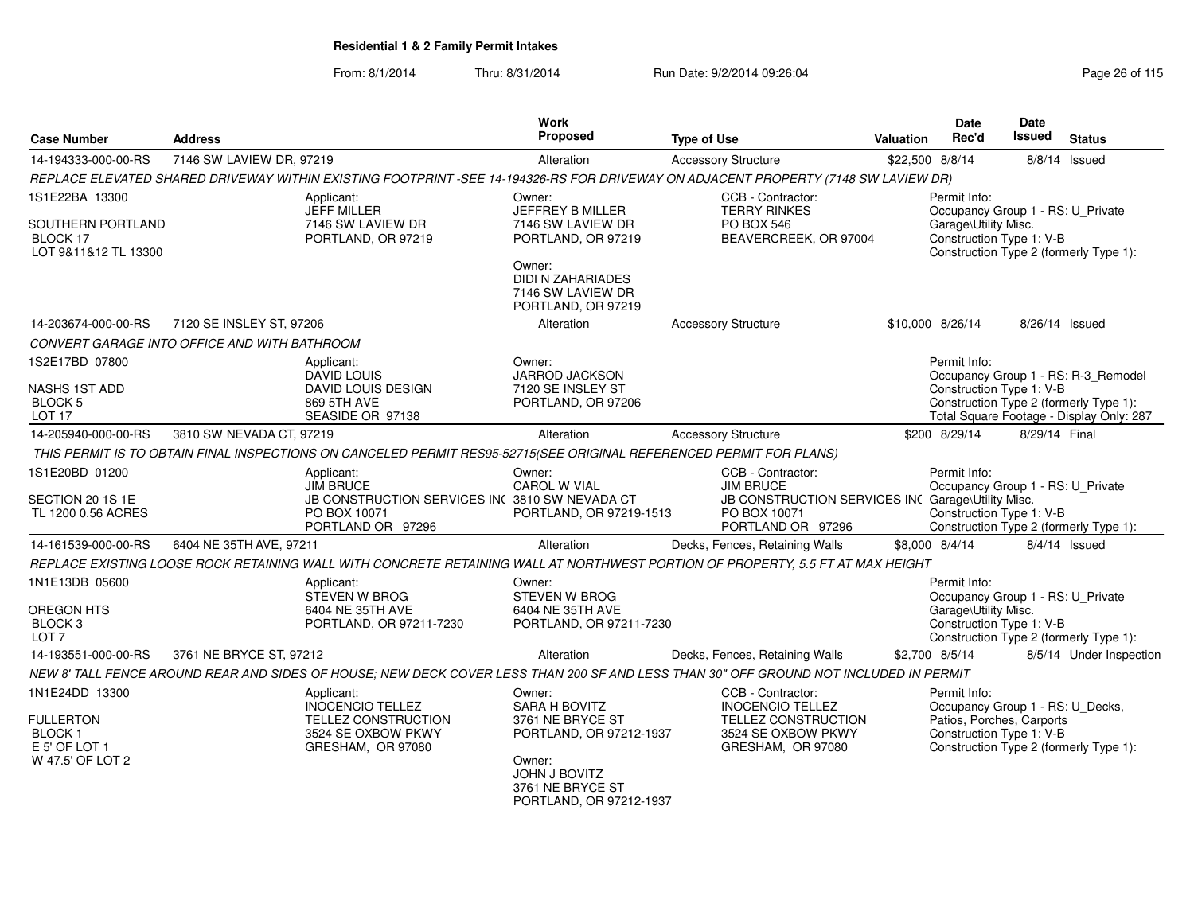**Residential 1 & 2 Family Permit Intakes**

From: 8/1/2014 Thru: 8/31/2014 Run Date: 9/2/2014 09:26:04

| Case Number | Address | Work Proposed | Type of Use | Valuation | Date Rec'd | Date Issued | Status |
|---|---|---|---|---|---|---|---|
| 14-194333-000-00-RS | 7146 SW LAVIEW DR, 97219 | Alteration | Accessory Structure | $22,500 | 8/8/14 | 8/8/14 | Issued |

*REPLACE ELEVATED SHARED DRIVEWAY WITHIN EXISTING FOOTPRINT -SEE 14-194326-RS FOR DRIVEWAY ON ADJACENT PROPERTY (7148 SW LAVIEW DR)*

1S1E22BA 13300
SOUTHERN PORTLAND
BLOCK 17
LOT 9&11&12 TL 13300

Applicant:
JEFF MILLER
7146 SW LAVIEW DR
PORTLAND, OR 97219

Owner:
JEFFREY B MILLER
7146 SW LAVIEW DR
PORTLAND, OR 97219

Owner:
DIDI N ZAHARIADES
7146 SW LAVIEW DR
PORTLAND, OR 97219

CCB - Contractor:
TERRY RINKES
PO BOX 546
BEAVERCREEK, OR 97004

Permit Info:
Occupancy Group 1 - RS: U_Private Garage\Utility Misc.
Construction Type 1: V-B
Construction Type 2 (formerly Type 1):

| Case Number | Address | Work Proposed | Type of Use | Valuation | Date Rec'd | Date Issued | Status |
|---|---|---|---|---|---|---|---|
| 14-203674-000-00-RS | 7120 SE INSLEY ST, 97206 | Alteration | Accessory Structure | $10,000 | 8/26/14 | 8/26/14 | Issued |

*CONVERT GARAGE INTO OFFICE AND WITH BATHROOM*

1S2E17BD 07800
NASHS 1ST ADD
BLOCK 5
LOT 17

Applicant:
DAVID LOUIS
DAVID LOUIS DESIGN
869 5TH AVE
SEASIDE OR 97138

Owner:
JARROD JACKSON
7120 SE INSLEY ST
PORTLAND, OR 97206

Permit Info:
Occupancy Group 1 - RS: R-3_Remodel
Construction Type 1: V-B
Construction Type 2 (formerly Type 1):
Total Square Footage - Display Only: 287

| Case Number | Address | Work Proposed | Type of Use | Valuation | Date Rec'd | Date Issued | Status |
|---|---|---|---|---|---|---|---|
| 14-205940-000-00-RS | 3810 SW NEVADA CT, 97219 | Alteration | Accessory Structure | $200 | 8/29/14 | 8/29/14 | Final |

*THIS PERMIT IS TO OBTAIN FINAL INSPECTIONS ON CANCELED PERMIT RES95-52715(SEE ORIGINAL REFERENCED PERMIT FOR PLANS)*

1S1E20BD 01200
SECTION 20 1S 1E
TL 1200 0.56 ACRES

Applicant:
JIM BRUCE
JB CONSTRUCTION SERVICES INC
PO BOX 10071
PORTLAND OR 97296

Owner:
CAROL W VIAL
3810 SW NEVADA CT
PORTLAND, OR 97219-1513

CCB - Contractor:
JIM BRUCE
JB CONSTRUCTION SERVICES INC
PO BOX 10071
PORTLAND OR 97296

Permit Info:
Occupancy Group 1 - RS: U_Private Garage\Utility Misc.
Construction Type 1: V-B
Construction Type 2 (formerly Type 1):

| Case Number | Address | Work Proposed | Type of Use | Valuation | Date Rec'd | Date Issued | Status |
|---|---|---|---|---|---|---|---|
| 14-161539-000-00-RS | 6404 NE 35TH AVE, 97211 | Alteration | Decks, Fences, Retaining Walls | $8,000 | 8/4/14 | 8/4/14 | Issued |

*REPLACE EXISTING LOOSE ROCK RETAINING WALL WITH CONCRETE RETAINING WALL AT NORTHWEST PORTION OF PROPERTY, 5.5 FT AT MAX HEIGHT*

1N1E13DB 05600
OREGON HTS
BLOCK 3
LOT 7

Applicant:
STEVEN W BROG
6404 NE 35TH AVE
PORTLAND, OR 97211-7230

Owner:
STEVEN W BROG
6404 NE 35TH AVE
PORTLAND, OR 97211-7230

Permit Info:
Occupancy Group 1 - RS: U_Private Garage\Utility Misc.
Construction Type 1: V-B
Construction Type 2 (formerly Type 1):

| Case Number | Address | Work Proposed | Type of Use | Valuation | Date Rec'd | Date Issued | Status |
|---|---|---|---|---|---|---|---|
| 14-193551-000-00-RS | 3761 NE BRYCE ST, 97212 | Alteration | Decks, Fences, Retaining Walls | $2,700 | 8/5/14 | 8/5/14 | Under Inspection |

*NEW 8' TALL FENCE AROUND REAR AND SIDES OF HOUSE; NEW DECK COVER LESS THAN 200 SF AND LESS THAN 30" OFF GROUND NOT INCLUDED IN PERMIT*

1N1E24DD 13300
FULLERTON
BLOCK 1
E 5' OF LOT 1
W 47.5' OF LOT 2

Applicant:
INOCENCIO TELLEZ
TELLEZ CONSTRUCTION
3524 SE OXBOW PKWY
GRESHAM, OR 97080

Owner:
SARA H BOVITZ
3761 NE BRYCE ST
PORTLAND, OR 97212-1937

Owner:
JOHN J BOVITZ
3761 NE BRYCE ST
PORTLAND, OR 97212-1937

CCB - Contractor:
INOCENCIO TELLEZ
TELLEZ CONSTRUCTION
3524 SE OXBOW PKWY
GRESHAM, OR 97080

Permit Info:
Occupancy Group 1 - RS: U_Decks, Patios, Porches, Carports
Construction Type 1: V-B
Construction Type 2 (formerly Type 1):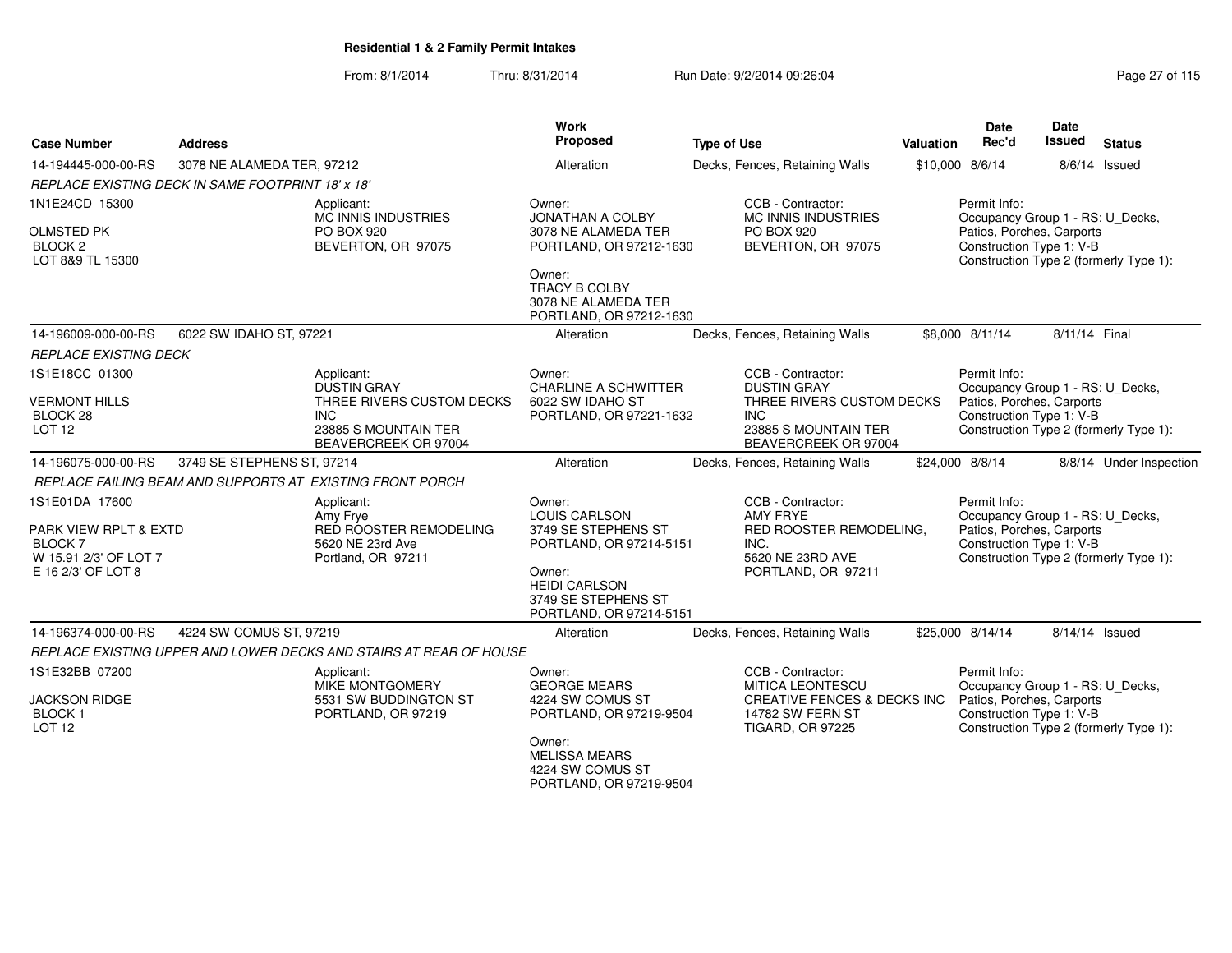**Residential 1 & 2 Family Permit Intakes**

From: 8/1/2014 Thru: 8/31/2014 Run Date: 9/2/2014 09:26:04

| Case Number | Address | Work Proposed | Type of Use | Valuation | Date Rec'd | Date Issued | Status |
|---|---|---|---|---|---|---|---|
| 14-194445-000-00-RS | 3078 NE ALAMEDA TER, 97212 | Alteration | Decks, Fences, Retaining Walls | $10,000 | 8/6/14 | 8/6/14 | Issued |

*REPLACE EXISTING DECK IN SAME FOOTPRINT 18' x 18'*

1N1E24CD 15300
OLMSTED PK
BLOCK 2
LOT 8&9 TL 15300

Applicant:
MC INNIS INDUSTRIES
PO BOX 920
BEVERTON, OR 97075

Owner:
JONATHAN A COLBY
3078 NE ALAMEDA TER
PORTLAND, OR 97212-1630

Owner:
TRACY B COLBY
3078 NE ALAMEDA TER
PORTLAND, OR 97212-1630

CCB - Contractor:
MC INNIS INDUSTRIES
PO BOX 920
BEVERTON, OR 97075

Permit Info:
Occupancy Group 1 - RS: U_Decks, Patios, Porches, Carports
Construction Type 1: V-B
Construction Type 2 (formerly Type 1):

| Case Number | Address | Work Proposed | Type of Use | Valuation | Date Rec'd | Date Issued | Status |
|---|---|---|---|---|---|---|---|
| 14-196009-000-00-RS | 6022 SW IDAHO ST, 97221 | Alteration | Decks, Fences, Retaining Walls | $8,000 | 8/11/14 | 8/11/14 | Final |

*REPLACE EXISTING DECK*

1S1E18CC 01300
VERMONT HILLS
BLOCK 28
LOT 12

Applicant:
DUSTIN GRAY
THREE RIVERS CUSTOM DECKS INC
23885 S MOUNTAIN TER
BEAVERCREEK OR 97004

Owner:
CHARLINE A SCHWITTER
6022 SW IDAHO ST
PORTLAND, OR 97221-1632

CCB - Contractor:
DUSTIN GRAY
THREE RIVERS CUSTOM DECKS INC
23885 S MOUNTAIN TER
BEAVERCREEK OR 97004

Permit Info:
Occupancy Group 1 - RS: U_Decks, Patios, Porches, Carports
Construction Type 1: V-B
Construction Type 2 (formerly Type 1):

| Case Number | Address | Work Proposed | Type of Use | Valuation | Date Rec'd | Date Issued | Status |
|---|---|---|---|---|---|---|---|
| 14-196075-000-00-RS | 3749 SE STEPHENS ST, 97214 | Alteration | Decks, Fences, Retaining Walls | $24,000 | 8/8/14 | 8/8/14 | Under Inspection |

*REPLACE FAILING BEAM AND SUPPORTS AT EXISTING FRONT PORCH*

1S1E01DA 17600
PARK VIEW RPLT & EXTD
BLOCK 7
W 15.91 2/3' OF LOT 7
E 16 2/3' OF LOT 8

Applicant:
Amy Frye
RED ROOSTER REMODELING
5620 NE 23rd Ave
Portland, OR 97211

Owner:
LOUIS CARLSON
3749 SE STEPHENS ST
PORTLAND, OR 97214-5151

Owner:
HEIDI CARLSON
3749 SE STEPHENS ST
PORTLAND, OR 97214-5151

CCB - Contractor:
AMY FRYE
RED ROOSTER REMODELING, INC.
5620 NE 23RD AVE
PORTLAND, OR 97211

Permit Info:
Occupancy Group 1 - RS: U_Decks, Patios, Porches, Carports
Construction Type 1: V-B
Construction Type 2 (formerly Type 1):

| Case Number | Address | Work Proposed | Type of Use | Valuation | Date Rec'd | Date Issued | Status |
|---|---|---|---|---|---|---|---|
| 14-196374-000-00-RS | 4224 SW COMUS ST, 97219 | Alteration | Decks, Fences, Retaining Walls | $25,000 | 8/14/14 | 8/14/14 | Issued |

*REPLACE EXISTING UPPER AND LOWER DECKS AND STAIRS AT REAR OF HOUSE*

1S1E32BB 07200
JACKSON RIDGE
BLOCK 1
LOT 12

Applicant:
MIKE MONTGOMERY
5531 SW BUDDINGTON ST
PORTLAND, OR 97219

Owner:
GEORGE MEARS
4224 SW COMUS ST
PORTLAND, OR 97219-9504

Owner:
MELISSA MEARS
4224 SW COMUS ST
PORTLAND, OR 97219-9504

CCB - Contractor:
MITICA LEONTESCU
CREATIVE FENCES & DECKS INC
14782 SW FERN ST
TIGARD, OR 97225

Permit Info:
Occupancy Group 1 - RS: U_Decks, Patios, Porches, Carports
Construction Type 1: V-B
Construction Type 2 (formerly Type 1):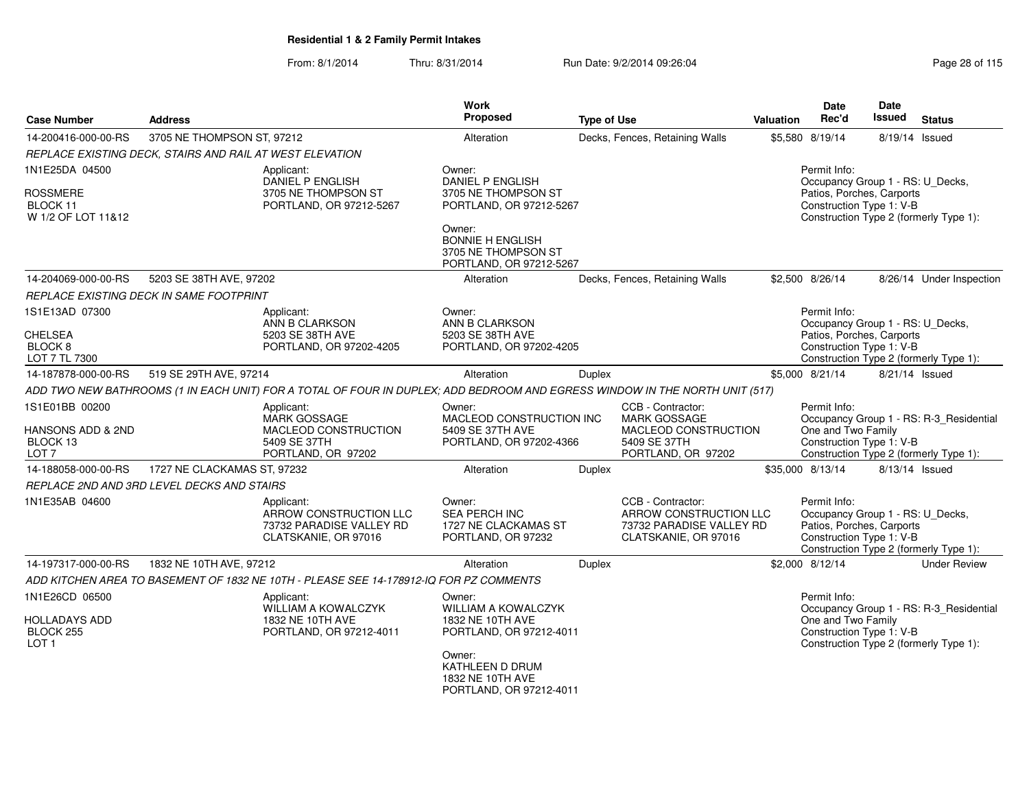## Residential 1 & 2 Family Permit Intakes

From: 8/1/2014 Thru: 8/31/2014 Run Date: 9/2/2014 09:26:04

| Case Number | Address | Work Proposed | Type of Use | Valuation | Date Rec'd | Date Issued | Status |
|---|---|---|---|---|---|---|---|
| 14-200416-000-00-RS | 3705 NE THOMPSON ST, 97212 | Alteration | Decks, Fences, Retaining Walls | $5,580 | 8/19/14 | 8/19/14 | Issued |

*REPLACE EXISTING DECK, STAIRS AND RAIL AT WEST ELEVATION*

1N1E25DA 04500
ROSSMERE
BLOCK 11
W 1/2 OF LOT 11&12

Applicant:
DANIEL P ENGLISH
3705 NE THOMPSON ST
PORTLAND, OR 97212-5267

Owner:
DANIEL P ENGLISH
3705 NE THOMPSON ST
PORTLAND, OR 97212-5267

Owner:
BONNIE H ENGLISH
3705 NE THOMPSON ST
PORTLAND, OR 97212-5267

Permit Info:
Occupancy Group 1 - RS: U_Decks, Patios, Porches, Carports
Construction Type 1: V-B
Construction Type 2 (formerly Type 1):

| Case Number | Address | Work Proposed | Type of Use | Valuation | Date Rec'd | Date Issued | Status |
|---|---|---|---|---|---|---|---|
| 14-204069-000-00-RS | 5203 SE 38TH AVE, 97202 | Alteration | Decks, Fences, Retaining Walls | $2,500 | 8/26/14 | 8/26/14 | Under Inspection |

*REPLACE EXISTING DECK IN SAME FOOTPRINT*

1S1E13AD 07300
CHELSEA
BLOCK 8
LOT 7 TL 7300

Applicant:
ANN B CLARKSON
5203 SE 38TH AVE
PORTLAND, OR 97202-4205

Owner:
ANN B CLARKSON
5203 SE 38TH AVE
PORTLAND, OR 97202-4205

Permit Info:
Occupancy Group 1 - RS: U_Decks, Patios, Porches, Carports
Construction Type 1: V-B
Construction Type 2 (formerly Type 1):

| Case Number | Address | Work Proposed | Type of Use | Valuation | Date Rec'd | Date Issued | Status |
|---|---|---|---|---|---|---|---|
| 14-187878-000-00-RS | 519 SE 29TH AVE, 97214 | Alteration | Duplex | $5,000 | 8/21/14 | 8/21/14 | Issued |

*ADD TWO NEW BATHROOMS (1 IN EACH UNIT) FOR A TOTAL OF FOUR IN DUPLEX; ADD BEDROOM AND EGRESS WINDOW IN THE NORTH UNIT (517)*

1S1E01BB 00200
HANSONS ADD & 2ND
BLOCK 13
LOT 7

Applicant:
MARK GOSSAGE
MACLEOD CONSTRUCTION
5409 SE 37TH
PORTLAND, OR 97202

Owner:
MACLEOD CONSTRUCTION INC
5409 SE 37TH AVE
PORTLAND, OR 97202-4366

CCB - Contractor:
MARK GOSSAGE
MACLEOD CONSTRUCTION
5409 SE 37TH
PORTLAND, OR 97202

Permit Info:
Occupancy Group 1 - RS: R-3_Residential One and Two Family
Construction Type 1: V-B
Construction Type 2 (formerly Type 1):

| Case Number | Address | Work Proposed | Type of Use | Valuation | Date Rec'd | Date Issued | Status |
|---|---|---|---|---|---|---|---|
| 14-188058-000-00-RS | 1727 NE CLACKAMAS ST, 97232 | Alteration | Duplex | $35,000 | 8/13/14 | 8/13/14 | Issued |

*REPLACE 2ND AND 3RD LEVEL DECKS AND STAIRS*

1N1E35AB 04600

Applicant:
ARROW CONSTRUCTION LLC
73732 PARADISE VALLEY RD
CLATSKANIE, OR 97016

Owner:
SEA PERCH INC
1727 NE CLACKAMAS ST
PORTLAND, OR 97232

CCB - Contractor:
ARROW CONSTRUCTION LLC
73732 PARADISE VALLEY RD
CLATSKANIE, OR 97016

Permit Info:
Occupancy Group 1 - RS: U_Decks, Patios, Porches, Carports
Construction Type 1: V-B
Construction Type 2 (formerly Type 1):

| Case Number | Address | Work Proposed | Type of Use | Valuation | Date Rec'd | Date Issued | Status |
|---|---|---|---|---|---|---|---|
| 14-197317-000-00-RS | 1832 NE 10TH AVE, 97212 | Alteration | Duplex | $2,000 | 8/12/14 | | Under Review |

*ADD KITCHEN AREA TO BASEMENT OF 1832 NE 10TH - PLEASE SEE 14-178912-IQ FOR PZ COMMENTS*

1N1E26CD 06500
HOLLADAYS ADD
BLOCK 255
LOT 1

Applicant:
WILLIAM A KOWALCZYK
1832 NE 10TH AVE
PORTLAND, OR 97212-4011

Owner:
WILLIAM A KOWALCZYK
1832 NE 10TH AVE
PORTLAND, OR 97212-4011

Owner:
KATHLEEN D DRUM
1832 NE 10TH AVE
PORTLAND, OR 97212-4011

Permit Info:
Occupancy Group 1 - RS: R-3_Residential One and Two Family
Construction Type 1: V-B
Construction Type 2 (formerly Type 1):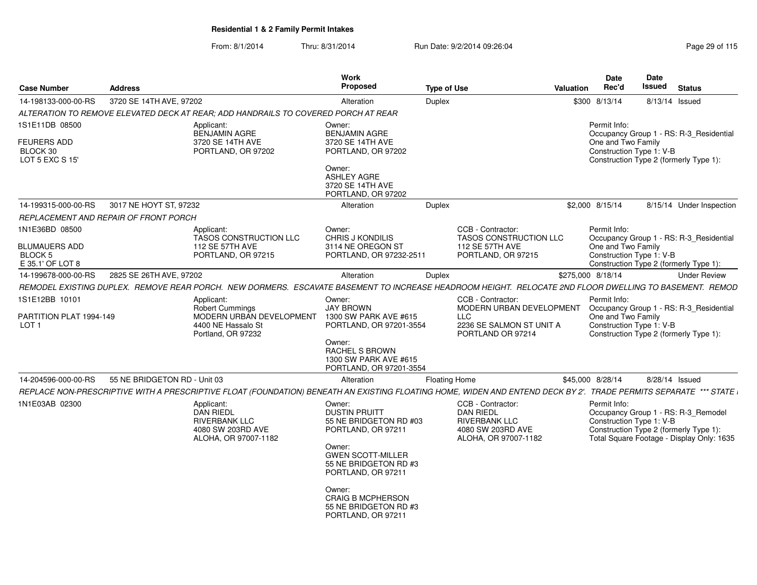**Residential 1 & 2 Family Permit Intakes**

From: 8/1/2014 Thru: 8/31/2014 Run Date: 9/2/2014 09:26:04

| Case Number | Address | Work Proposed | Type of Use | Valuation | Date Rec'd | Date Issued | Status |
|---|---|---|---|---|---|---|---|
| 14-198133-000-00-RS | 3720 SE 14TH AVE, 97202 | Alteration | Duplex | $300 | 8/13/14 | 8/13/14 | Issued |

*ALTERATION TO REMOVE ELEVATED DECK AT REAR; ADD HANDRAILS TO COVERED PORCH AT REAR*

1S1E11DB 08500
FEURERS ADD
BLOCK 30
LOT 5 EXC S 15'

Applicant:
BENJAMIN AGRE
3720 SE 14TH AVE
PORTLAND, OR 97202

Owner:
BENJAMIN AGRE
3720 SE 14TH AVE
PORTLAND, OR 97202

Owner:
ASHLEY AGRE
3720 SE 14TH AVE
PORTLAND, OR 97202

Permit Info:
Occupancy Group 1 - RS: R-3_Residential One and Two Family
Construction Type 1: V-B
Construction Type 2 (formerly Type 1):

| Case Number | Address | Work Proposed | Type of Use | Valuation | Date Rec'd | Date Issued | Status |
|---|---|---|---|---|---|---|---|
| 14-199315-000-00-RS | 3017 NE HOYT ST, 97232 | Alteration | Duplex | $2,000 | 8/15/14 | 8/15/14 | Under Inspection |

*REPLACEMENT AND REPAIR OF FRONT PORCH*

1N1E36BD 08500
BLUMAUERS ADD
BLOCK 5
E 35.1' OF LOT 8

Applicant:
TASOS CONSTRUCTION LLC
112 SE 57TH AVE
PORTLAND, OR 97215

Owner:
CHRIS J KONDILIS
3114 NE OREGON ST
PORTLAND, OR 97232-2511

CCB - Contractor:
TASOS CONSTRUCTION LLC
112 SE 57TH AVE
PORTLAND, OR 97215

Permit Info:
Occupancy Group 1 - RS: R-3_Residential One and Two Family
Construction Type 1: V-B
Construction Type 2 (formerly Type 1):

| Case Number | Address | Work Proposed | Type of Use | Valuation | Date Rec'd | Date Issued | Status |
|---|---|---|---|---|---|---|---|
| 14-199678-000-00-RS | 2825 SE 26TH AVE, 97202 | Alteration | Duplex | $275,000 | 8/18/14 | | Under Review |

*REMODEL EXISTING DUPLEX. REMOVE REAR PORCH. NEW DORMERS. ESCAVATE BASEMENT TO INCREASE HEADROOM HEIGHT. RELOCATE 2ND FLOOR DWELLING TO BASEMENT. REMOD*

1S1E12BB 10101
PARTITION PLAT 1994-149
LOT 1

Applicant:
Robert Cummings
MODERN URBAN DEVELOPMENT
4400 NE Hassalo St
Portland, OR 97232

Owner:
JAY BROWN
1300 SW PARK AVE #615
PORTLAND, OR 97201-3554

Owner:
RACHEL S BROWN
1300 SW PARK AVE #615
PORTLAND, OR 97201-3554

CCB - Contractor:
MODERN URBAN DEVELOPMENT LLC
2236 SE SALMON ST UNIT A
PORTLAND OR 97214

Permit Info:
Occupancy Group 1 - RS: R-3_Residential One and Two Family
Construction Type 1: V-B
Construction Type 2 (formerly Type 1):

| Case Number | Address | Work Proposed | Type of Use | Valuation | Date Rec'd | Date Issued | Status |
|---|---|---|---|---|---|---|---|
| 14-204596-000-00-RS | 55 NE BRIDGETON RD - Unit 03 | Alteration | Floating Home | $45,000 | 8/28/14 | 8/28/14 | Issued |

*REPLACE NON-PRESCRIPTIVE WITH A PRESCRIPTIVE FLOAT (FOUNDATION) BENEATH AN EXISTING FLOATING HOME, WIDEN AND ENTEND DECK BY 2'. TRADE PERMITS SEPARATE *** STATE*

1N1E03AB 02300

Applicant:
DAN RIEDL
RIVERBANK LLC
4080 SW 203RD AVE
ALOHA, OR 97007-1182

Owner:
DUSTIN PRUITT
55 NE BRIDGETON RD #03
PORTLAND, OR 97211

Owner:
GWEN SCOTT-MILLER
55 NE BRIDGETON RD #3
PORTLAND, OR 97211

Owner:
CRAIG B MCPHERSON
55 NE BRIDGETON RD #3
PORTLAND, OR 97211

CCB - Contractor:
DAN RIEDL
RIVERBANK LLC
4080 SW 203RD AVE
ALOHA, OR 97007-1182

Permit Info:
Occupancy Group 1 - RS: R-3_Remodel
Construction Type 1: V-B
Construction Type 2 (formerly Type 1):
Total Square Footage - Display Only: 1635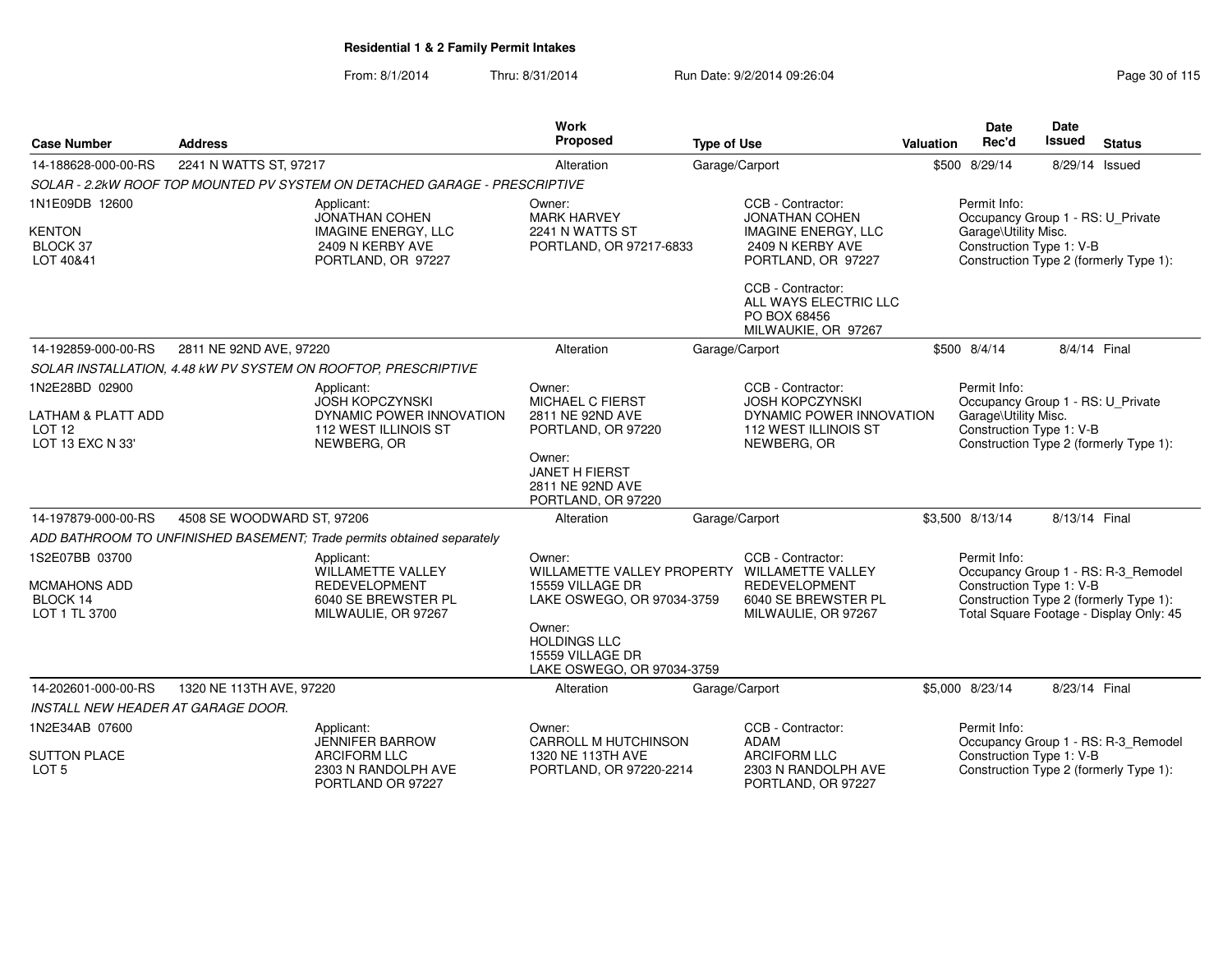**Residential 1 & 2 Family Permit Intakes**

From: 8/1/2014 Thru: 8/31/2014 Run Date: 9/2/2014 09:26:04

| Case Number | Address | Work Proposed | Type of Use | Valuation | Date Rec'd | Date Issued | Status |
|---|---|---|---|---|---|---|---|
| 14-188628-000-00-RS | 2241 N WATTS ST, 97217 | Alteration | Garage/Carport | $500 | 8/29/14 | 8/29/14 | Issued |

*SOLAR - 2.2kW ROOF TOP MOUNTED PV SYSTEM ON DETACHED GARAGE - PRESCRIPTIVE*

1N1E09DB 12600
KENTON
BLOCK 37
LOT 40&41

Applicant:
JONATHAN COHEN
IMAGINE ENERGY, LLC
2409 N KERBY AVE
PORTLAND, OR 97227

Owner:
MARK HARVEY
2241 N WATTS ST
PORTLAND, OR 97217-6833

CCB - Contractor:
JONATHAN COHEN
IMAGINE ENERGY, LLC
2409 N KERBY AVE
PORTLAND, OR 97227

CCB - Contractor:
ALL WAYS ELECTRIC LLC
PO BOX 68456
MILWAUKIE, OR 97267

Permit Info:
Occupancy Group 1 - RS: U_Private Garage\Utility Misc.
Construction Type 1: V-B
Construction Type 2 (formerly Type 1):

| Case Number | Address | Work Proposed | Type of Use | Valuation | Date Rec'd | Date Issued | Status |
|---|---|---|---|---|---|---|---|
| 14-192859-000-00-RS | 2811 NE 92ND AVE, 97220 | Alteration | Garage/Carport | $500 | 8/4/14 | 8/4/14 | Final |

*SOLAR INSTALLATION, 4.48 kW PV SYSTEM ON ROOFTOP, PRESCRIPTIVE*

1N2E28BD 02900
LATHAM & PLATT ADD
LOT 12
LOT 13 EXC N 33'

Applicant:
JOSH KOPCZYNSKI
DYNAMIC POWER INNOVATION
112 WEST ILLINOIS ST
NEWBERG, OR

Owner:
MICHAEL C FIERST
2811 NE 92ND AVE
PORTLAND, OR 97220

Owner:
JANET H FIERST
2811 NE 92ND AVE
PORTLAND, OR 97220

CCB - Contractor:
JOSH KOPCZYNSKI
DYNAMIC POWER INNOVATION
112 WEST ILLINOIS ST
NEWBERG, OR

Permit Info:
Occupancy Group 1 - RS: U_Private Garage\Utility Misc.
Construction Type 1: V-B
Construction Type 2 (formerly Type 1):

| Case Number | Address | Work Proposed | Type of Use | Valuation | Date Rec'd | Date Issued | Status |
|---|---|---|---|---|---|---|---|
| 14-197879-000-00-RS | 4508 SE WOODWARD ST, 97206 | Alteration | Garage/Carport | $3,500 | 8/13/14 | 8/13/14 | Final |

*ADD BATHROOM TO UNFINISHED BASEMENT; Trade permits obtained separately*

1S2E07BB 03700
MCMAHONS ADD
BLOCK 14
LOT 1 TL 3700

Applicant:
WILLAMETTE VALLEY REDEVELOPMENT
6040 SE BREWSTER PL
MILWAULIE, OR 97267

Owner:
WILLAMETTE VALLEY PROPERTY
15559 VILLAGE DR
LAKE OSWEGO, OR 97034-3759

Owner:
HOLDINGS LLC
15559 VILLAGE DR
LAKE OSWEGO, OR 97034-3759

CCB - Contractor:
WILLAMETTE VALLEY REDEVELOPMENT
6040 SE BREWSTER PL
MILWAULIE, OR 97267

Permit Info:
Occupancy Group 1 - RS: R-3_Remodel
Construction Type 1: V-B
Construction Type 2 (formerly Type 1):
Total Square Footage - Display Only: 45

| Case Number | Address | Work Proposed | Type of Use | Valuation | Date Rec'd | Date Issued | Status |
|---|---|---|---|---|---|---|---|
| 14-202601-000-00-RS | 1320 NE 113TH AVE, 97220 | Alteration | Garage/Carport | $5,000 | 8/23/14 | 8/23/14 | Final |

*INSTALL NEW HEADER AT GARAGE DOOR.*

1N2E34AB 07600
SUTTON PLACE
LOT 5

Applicant:
JENNIFER BARROW
ARCIFORM LLC
2303 N RANDOLPH AVE
PORTLAND OR 97227

Owner:
CARROLL M HUTCHINSON
1320 NE 113TH AVE
PORTLAND, OR 97220-2214

CCB - Contractor:
ADAM
ARCIFORM LLC
2303 N RANDOLPH AVE
PORTLAND, OR 97227

Permit Info:
Occupancy Group 1 - RS: R-3_Remodel
Construction Type 1: V-B
Construction Type 2 (formerly Type 1):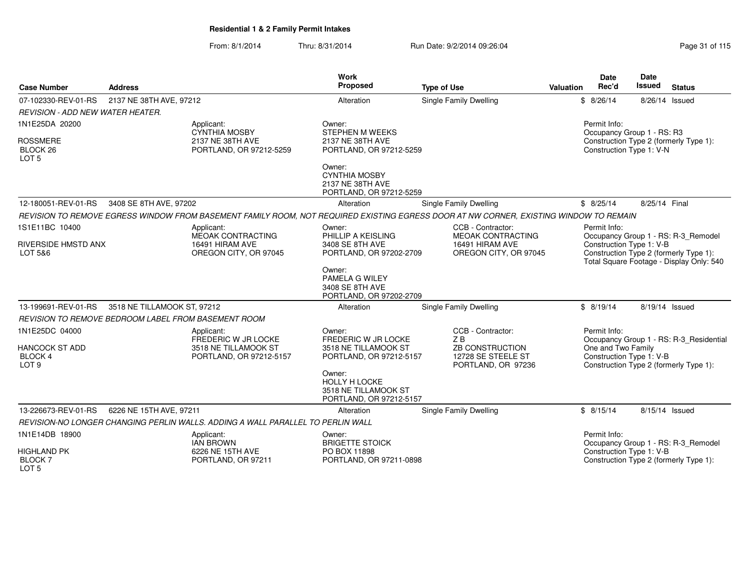**Residential 1 & 2 Family Permit Intakes**

From: 8/1/2014 Thru: 8/31/2014 Run Date: 9/2/2014 09:26:04

| Case Number | Address | | Work Proposed | Type of Use | | Valuation | Date Rec'd | Date Issued | Status |
|---|---|---|---|---|---|---|---|---|---|
| 07-102330-REV-01-RS | 2137 NE 38TH AVE, 97212 | | Alteration | Single Family Dwelling | | $ | 8/26/14 | 8/26/14 | Issued |
| *REVISION - ADD NEW WATER HEATER.* | | | | | | | | | |
| 1N1E25DA 20200<br><br>ROSSMERE<br>BLOCK 26<br>LOT 5 | | Applicant:<br>CYNTHIA MOSBY<br>2137 NE 38TH AVE<br>PORTLAND, OR 97212-5259 | Owner:<br>STEPHEN M WEEKS<br>2137 NE 38TH AVE<br>PORTLAND, OR 97212-5259<br><br>Owner:<br>CYNTHIA MOSBY<br>2137 NE 38TH AVE<br>PORTLAND, OR 97212-5259 | | | | Permit Info:<br>Occupancy Group 1 - RS: R3<br>Construction Type 2 (formerly Type 1):<br>Construction Type 1: V-N | | |
| 12-180051-REV-01-RS | 3408 SE 8TH AVE, 97202 | | Alteration | Single Family Dwelling | | $ | 8/25/14 | 8/25/14 | Final |
| *REVISION TO REMOVE EGRESS WINDOW FROM BASEMENT FAMILY ROOM, NOT REQUIRED EXISTING EGRESS DOOR AT NW CORNER, EXISTING WINDOW TO REMAIN* | | | | | | | | | |
| 1S1E11BC 10400<br><br>RIVERSIDE HMSTD ANX<br>LOT 5&6 | | Applicant:<br>MEOAK CONTRACTING<br>16491 HIRAM AVE<br>OREGON CITY, OR 97045 | Owner:<br>PHILLIP A KEISLING<br>3408 SE 8TH AVE<br>PORTLAND, OR 97202-2709<br><br>Owner:<br>PAMELA G WILEY<br>3408 SE 8TH AVE<br>PORTLAND, OR 97202-2709 | CCB - Contractor:<br>MEOAK CONTRACTING<br>16491 HIRAM AVE<br>OREGON CITY, OR 97045 | | | Permit Info:<br>Occupancy Group 1 - RS: R-3_Remodel<br>Construction Type 1: V-B<br>Construction Type 2 (formerly Type 1):<br>Total Square Footage - Display Only: 540 | | |
| 13-199691-REV-01-RS | 3518 NE TILLAMOOK ST, 97212 | | Alteration | Single Family Dwelling | | $ | 8/19/14 | 8/19/14 | Issued |
| *REVISION TO REMOVE BEDROOM LABEL FROM BASEMENT ROOM* | | | | | | | | | |
| 1N1E25DC 04000<br><br>HANCOCK ST ADD<br>BLOCK 4<br>LOT 9 | | Applicant:<br>FREDERIC W JR LOCKE<br>3518 NE TILLAMOOK ST<br>PORTLAND, OR 97212-5157 | Owner:<br>FREDERIC W JR LOCKE<br>3518 NE TILLAMOOK ST<br>PORTLAND, OR 97212-5157<br><br>Owner:<br>HOLLY H LOCKE<br>3518 NE TILLAMOOK ST<br>PORTLAND, OR 97212-5157 | CCB - Contractor:<br>Z B<br>ZB CONSTRUCTION<br>12728 SE STEELE ST<br>PORTLAND, OR 97236 | | | Permit Info:<br>Occupancy Group 1 - RS: R-3_Residential One and Two Family<br>Construction Type 1: V-B<br>Construction Type 2 (formerly Type 1): | | |
| 13-226673-REV-01-RS | 6226 NE 15TH AVE, 97211 | | Alteration | Single Family Dwelling | | $ | 8/15/14 | 8/15/14 | Issued |
| *REVISION-NO LONGER CHANGING PERLIN WALLS. ADDING A WALL PARALLEL TO PERLIN WALL* | | | | | | | | | |
| 1N1E14DB 18900<br><br>HIGHLAND PK<br>BLOCK 7<br>LOT 5 | | Applicant:<br>IAN BROWN<br>6226 NE 15TH AVE<br>PORTLAND, OR 97211 | Owner:<br>BRIGETTE STOICK<br>PO BOX 11898<br>PORTLAND, OR 97211-0898 | | | | Permit Info:<br>Occupancy Group 1 - RS: R-3_Remodel<br>Construction Type 1: V-B<br>Construction Type 2 (formerly Type 1): | | |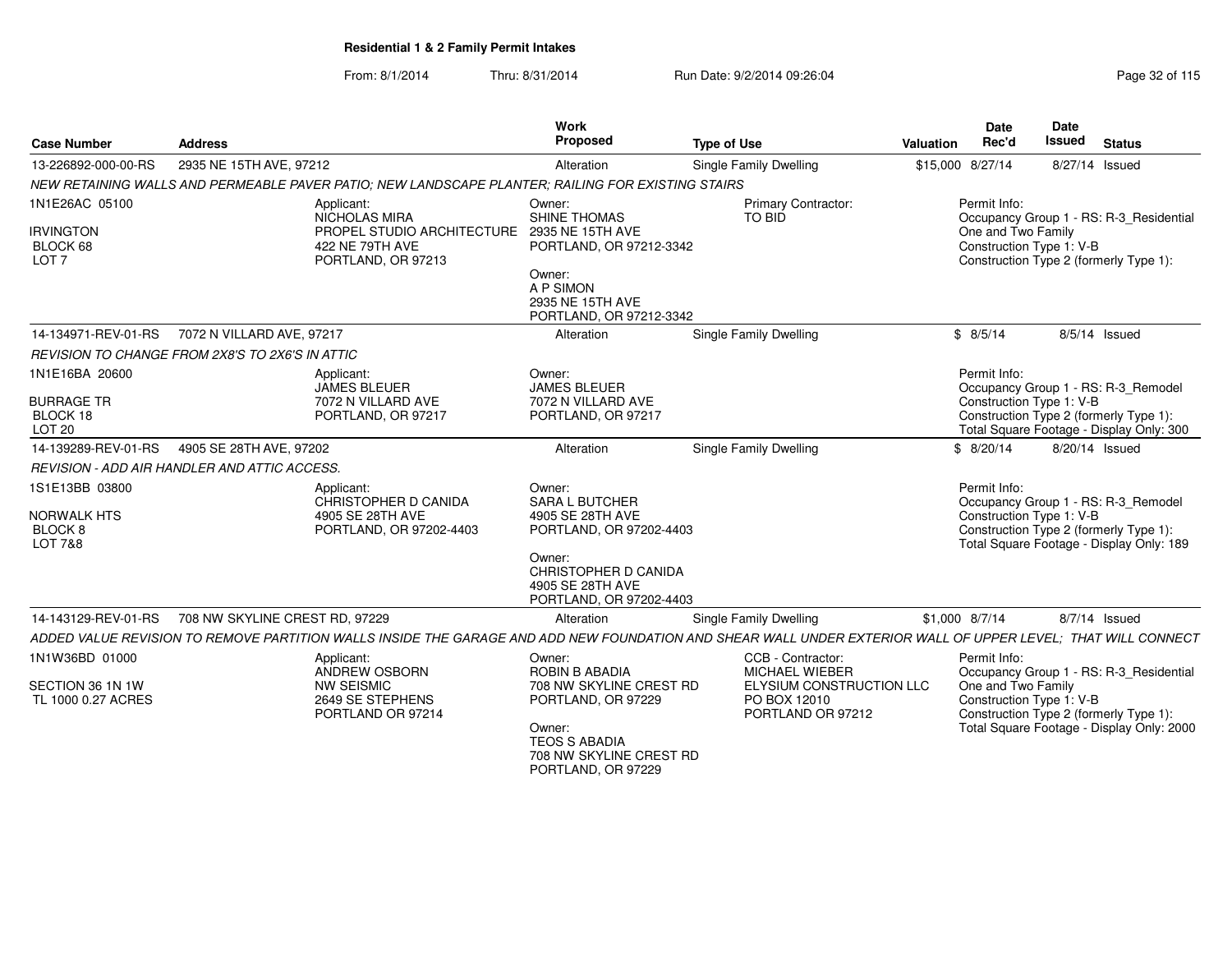**Residential 1 & 2 Family Permit Intakes**

From: 8/1/2014 Thru: 8/31/2014 Run Date: 9/2/2014 09:26:04

| Case Number | Address | Work Proposed | Type of Use | Valuation | Date Rec'd | Date Issued | Status |
|---|---|---|---|---|---|---|---|
| 13-226892-000-00-RS | 2935 NE 15TH AVE, 97212 | Alteration | Single Family Dwelling | $15,000 | 8/27/14 | 8/27/14 | Issued |

*NEW RETAINING WALLS AND PERMEABLE PAVER PATIO; NEW LANDSCAPE PLANTER; RAILING FOR EXISTING STAIRS*

1N1E26AC 05100
IRVINGTON
BLOCK 68
LOT 7

Applicant:
NICHOLAS MIRA
PROPEL STUDIO ARCHITECTURE
422 NE 79TH AVE
PORTLAND, OR 97213

Owner:
SHINE THOMAS
2935 NE 15TH AVE
PORTLAND, OR 97212-3342

Owner:
A P SIMON
2935 NE 15TH AVE
PORTLAND, OR 97212-3342

Primary Contractor:
TO BID

Permit Info:
Occupancy Group 1 - RS: R-3_Residential One and Two Family
Construction Type 1: V-B
Construction Type 2 (formerly Type 1):

| Case Number | Address | Work Proposed | Type of Use | Valuation | Date Rec'd | Date Issued | Status |
|---|---|---|---|---|---|---|---|
| 14-134971-REV-01-RS | 7072 N VILLARD AVE, 97217 | Alteration | Single Family Dwelling | $ | 8/5/14 | 8/5/14 | Issued |

*REVISION TO CHANGE FROM 2X8'S TO 2X6'S IN ATTIC*

1N1E16BA 20600
BURRAGE TR
BLOCK 18
LOT 20

Applicant:
JAMES BLEUER
7072 N VILLARD AVE
PORTLAND, OR 97217

Owner:
JAMES BLEUER
7072 N VILLARD AVE
PORTLAND, OR 97217

Permit Info:
Occupancy Group 1 - RS: R-3_Remodel
Construction Type 1: V-B
Construction Type 2 (formerly Type 1):
Total Square Footage - Display Only: 300

| Case Number | Address | Work Proposed | Type of Use | Valuation | Date Rec'd | Date Issued | Status |
|---|---|---|---|---|---|---|---|
| 14-139289-REV-01-RS | 4905 SE 28TH AVE, 97202 | Alteration | Single Family Dwelling | $ | 8/20/14 | 8/20/14 | Issued |

*REVISION - ADD AIR HANDLER AND ATTIC ACCESS.*

1S1E13BB 03800
NORWALK HTS
BLOCK 8
LOT 7&8

Applicant:
CHRISTOPHER D CANIDA
4905 SE 28TH AVE
PORTLAND, OR 97202-4403

Owner:
SARA L BUTCHER
4905 SE 28TH AVE
PORTLAND, OR 97202-4403

Owner:
CHRISTOPHER D CANIDA
4905 SE 28TH AVE
PORTLAND, OR 97202-4403

Permit Info:
Occupancy Group 1 - RS: R-3_Remodel
Construction Type 1: V-B
Construction Type 2 (formerly Type 1):
Total Square Footage - Display Only: 189

| Case Number | Address | Work Proposed | Type of Use | Valuation | Date Rec'd | Date Issued | Status |
|---|---|---|---|---|---|---|---|
| 14-143129-REV-01-RS | 708 NW SKYLINE CREST RD, 97229 | Alteration | Single Family Dwelling | $1,000 | 8/7/14 | 8/7/14 | Issued |

*ADDED VALUE REVISION TO REMOVE PARTITION WALLS INSIDE THE GARAGE AND ADD NEW FOUNDATION AND SHEAR WALL UNDER EXTERIOR WALL OF UPPER LEVEL; THAT WILL CONNECT*

1N1W36BD 01000
SECTION 36 1N 1W
TL 1000 0.27 ACRES

Applicant:
ANDREW OSBORN
NW SEISMIC
2649 SE STEPHENS
PORTLAND OR 97214

Owner:
ROBIN B ABADIA
708 NW SKYLINE CREST RD
PORTLAND, OR 97229

Owner:
TEOS S ABADIA
708 NW SKYLINE CREST RD
PORTLAND, OR 97229

CCB - Contractor:
MICHAEL WIEBER
ELYSIUM CONSTRUCTION LLC
PO BOX 12010
PORTLAND OR 97212

Permit Info:
Occupancy Group 1 - RS: R-3_Residential One and Two Family
Construction Type 1: V-B
Construction Type 2 (formerly Type 1):
Total Square Footage - Display Only: 2000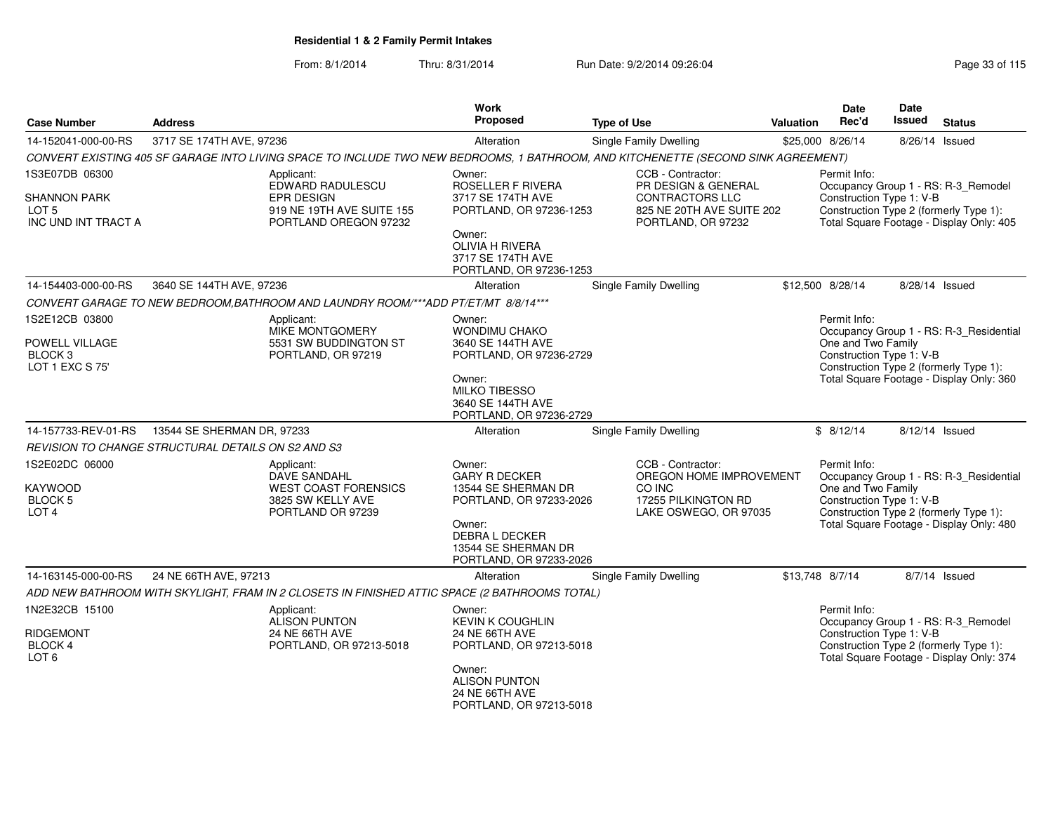**Residential 1 & 2 Family Permit Intakes**

From: 8/1/2014 Thru: 8/31/2014 Run Date: 9/2/2014 09:26:04

| Case Number | Address | Work Proposed | Type of Use | Valuation | Date Rec'd | Date Issued | Status |
|---|---|---|---|---|---|---|---|
| 14-152041-000-00-RS | 3717 SE 174TH AVE, 97236 | Alteration | Single Family Dwelling | $25,000 | 8/26/14 | 8/26/14 | Issued |

*CONVERT EXISTING 405 SF GARAGE INTO LIVING SPACE TO INCLUDE TWO NEW BEDROOMS, 1 BATHROOM, AND KITCHENETTE (SECOND SINK AGREEMENT)*

1S3E07DB 06300
SHANNON PARK
LOT 5
INC UND INT TRACT A

Applicant:
EDWARD RADULESCU
EPR DESIGN
919 NE 19TH AVE SUITE 155
PORTLAND OREGON 97232

Owner:
ROSELLER F RIVERA
3717 SE 174TH AVE
PORTLAND, OR 97236-1253

Owner:
OLIVIA H RIVERA
3717 SE 174TH AVE
PORTLAND, OR 97236-1253

CCB - Contractor:
PR DESIGN & GENERAL CONTRACTORS LLC
825 NE 20TH AVE SUITE 202
PORTLAND, OR 97232

Permit Info:
Occupancy Group 1 - RS: R-3_Remodel
Construction Type 1: V-B
Construction Type 2 (formerly Type 1):
Total Square Footage - Display Only: 405

| Case Number | Address | Work Proposed | Type of Use | Valuation | Date Rec'd | Date Issued | Status |
|---|---|---|---|---|---|---|---|
| 14-154403-000-00-RS | 3640 SE 144TH AVE, 97236 | Alteration | Single Family Dwelling | $12,500 | 8/28/14 | 8/28/14 | Issued |

*CONVERT GARAGE TO NEW BEDROOM,BATHROOM AND LAUNDRY ROOM/***ADD PT/ET/MT 8/8/14****

1S2E12CB 03800
POWELL VILLAGE
BLOCK 3
LOT 1 EXC S 75'

Applicant:
MIKE MONTGOMERY
5531 SW BUDDINGTON ST
PORTLAND, OR 97219

Owner:
WONDIMU CHAKO
3640 SE 144TH AVE
PORTLAND, OR 97236-2729

Owner:
MILKO TIBESSO
3640 SE 144TH AVE
PORTLAND, OR 97236-2729

Permit Info:
Occupancy Group 1 - RS: R-3_Residential One and Two Family
Construction Type 1: V-B
Construction Type 2 (formerly Type 1):
Total Square Footage - Display Only: 360

| Case Number | Address | Work Proposed | Type of Use | Valuation | Date Rec'd | Date Issued | Status |
|---|---|---|---|---|---|---|---|
| 14-157733-REV-01-RS | 13544 SE SHERMAN DR, 97233 | Alteration | Single Family Dwelling | $ | 8/12/14 | 8/12/14 | Issued |

*REVISION TO CHANGE STRUCTURAL DETAILS ON S2 AND S3*

1S2E02DC 06000
KAYWOOD
BLOCK 5
LOT 4

Applicant:
DAVE SANDAHL
WEST COAST FORENSICS
3825 SW KELLY AVE
PORTLAND OR 97239

Owner:
GARY R DECKER
13544 SE SHERMAN DR
PORTLAND, OR 97233-2026

Owner:
DEBRA L DECKER
13544 SE SHERMAN DR
PORTLAND, OR 97233-2026

CCB - Contractor:
OREGON HOME IMPROVEMENT CO INC
17255 PILKINGTON RD
LAKE OSWEGO, OR 97035

Permit Info:
Occupancy Group 1 - RS: R-3_Residential One and Two Family
Construction Type 1: V-B
Construction Type 2 (formerly Type 1):
Total Square Footage - Display Only: 480

| Case Number | Address | Work Proposed | Type of Use | Valuation | Date Rec'd | Date Issued | Status |
|---|---|---|---|---|---|---|---|
| 14-163145-000-00-RS | 24 NE 66TH AVE, 97213 | Alteration | Single Family Dwelling | $13,748 | 8/7/14 | 8/7/14 | Issued |

*ADD NEW BATHROOM WITH SKYLIGHT, FRAM IN 2 CLOSETS IN FINISHED ATTIC SPACE (2 BATHROOMS TOTAL)*

1N2E32CB 15100
RIDGEMONT
BLOCK 4
LOT 6

Applicant:
ALISON PUNTON
24 NE 66TH AVE
PORTLAND, OR 97213-5018

Owner:
KEVIN K COUGHLIN
24 NE 66TH AVE
PORTLAND, OR 97213-5018

Owner:
ALISON PUNTON
24 NE 66TH AVE
PORTLAND, OR 97213-5018

Permit Info:
Occupancy Group 1 - RS: R-3_Remodel
Construction Type 1: V-B
Construction Type 2 (formerly Type 1):
Total Square Footage - Display Only: 374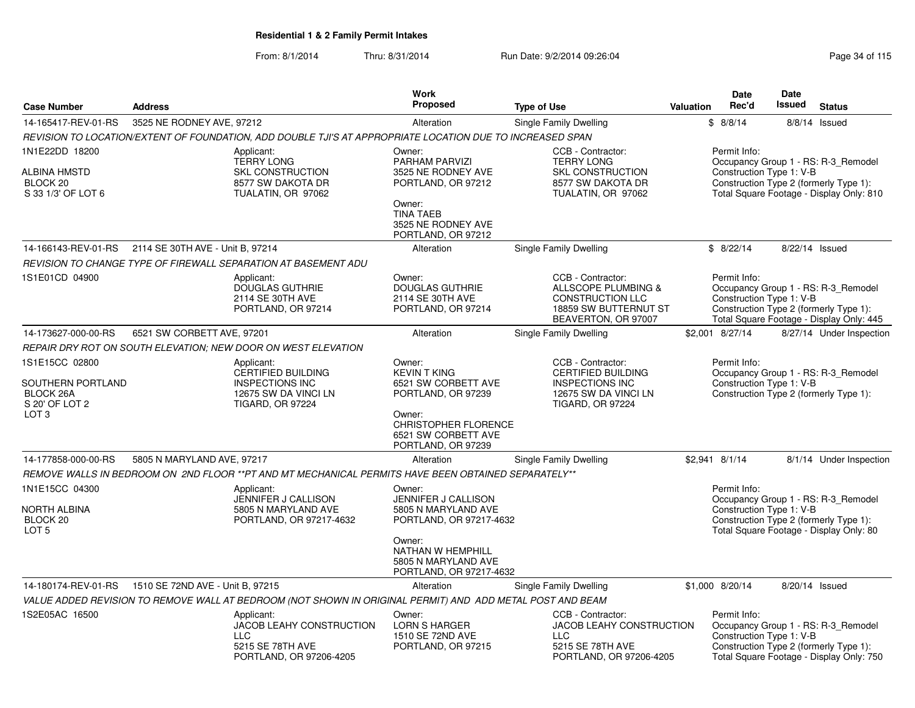**Residential 1 & 2 Family Permit Intakes**

From: 8/1/2014 Thru: 8/31/2014 Run Date: 9/2/2014 09:26:04

| Case Number | Address | Work Proposed | Type of Use | Valuation | Date Rec'd | Date Issued | Status |
|---|---|---|---|---|---|---|---|
| 14-165417-REV-01-RS | 3525 NE RODNEY AVE, 97212 | Alteration | Single Family Dwelling | $ | 8/8/14 | 8/8/14 | Issued |

*REVISION TO LOCATION/EXTENT OF FOUNDATION, ADD DOUBLE TJI'S AT APPROPRIATE LOCATION DUE TO INCREASED SPAN*

1N1E22DD 18200
ALBINA HMSTD
BLOCK 20
S 33 1/3' OF LOT 6

Applicant: TERRY LONG, SKL CONSTRUCTION, 8577 SW DAKOTA DR, TUALATIN, OR 97062

Owner: PARHAM PARVIZI, 3525 NE RODNEY AVE, PORTLAND, OR 97212

Owner: TINA TAEB, 3525 NE RODNEY AVE, PORTLAND, OR 97212

CCB - Contractor: TERRY LONG, SKL CONSTRUCTION, 8577 SW DAKOTA DR, TUALATIN, OR 97062

Permit Info:
Occupancy Group 1 - RS: R-3_Remodel
Construction Type 1: V-B
Construction Type 2 (formerly Type 1):
Total Square Footage - Display Only: 810

| Case Number | Address | Work Proposed | Type of Use | Valuation | Date Rec'd | Date Issued | Status |
|---|---|---|---|---|---|---|---|
| 14-166143-REV-01-RS | 2114 SE 30TH AVE - Unit B, 97214 | Alteration | Single Family Dwelling | $ | 8/22/14 | 8/22/14 | Issued |

*REVISION TO CHANGE TYPE OF FIREWALL SEPARATION AT BASEMENT ADU*

1S1E01CD 04900

Applicant: DOUGLAS GUTHRIE, 2114 SE 30TH AVE, PORTLAND, OR 97214

Owner: DOUGLAS GUTHRIE, 2114 SE 30TH AVE, PORTLAND, OR 97214

CCB - Contractor: ALLSCOPE PLUMBING & CONSTRUCTION LLC, 18859 SW BUTTERNUT ST, BEAVERTON, OR 97007

Permit Info:
Occupancy Group 1 - RS: R-3_Remodel
Construction Type 1: V-B
Construction Type 2 (formerly Type 1):
Total Square Footage - Display Only: 445

| Case Number | Address | Work Proposed | Type of Use | Valuation | Date Rec'd | Date Issued | Status |
|---|---|---|---|---|---|---|---|
| 14-173627-000-00-RS | 6521 SW CORBETT AVE, 97201 | Alteration | Single Family Dwelling | $2,001 | 8/27/14 | 8/27/14 | Under Inspection |

*REPAIR DRY ROT ON SOUTH ELEVATION; NEW DOOR ON WEST ELEVATION*

1S1E15CC 02800
SOUTHERN PORTLAND
BLOCK 26A
S 20' OF LOT 2
LOT 3

Applicant: CERTIFIED BUILDING INSPECTIONS INC, 12675 SW DA VINCI LN, TIGARD, OR 97224

Owner: KEVIN T KING, 6521 SW CORBETT AVE, PORTLAND, OR 97239

Owner: CHRISTOPHER FLORENCE, 6521 SW CORBETT AVE, PORTLAND, OR 97239

CCB - Contractor: CERTIFIED BUILDING INSPECTIONS INC, 12675 SW DA VINCI LN, TIGARD, OR 97224

Permit Info:
Occupancy Group 1 - RS: R-3_Remodel
Construction Type 1: V-B
Construction Type 2 (formerly Type 1):

| Case Number | Address | Work Proposed | Type of Use | Valuation | Date Rec'd | Date Issued | Status |
|---|---|---|---|---|---|---|---|
| 14-177858-000-00-RS | 5805 N MARYLAND AVE, 97217 | Alteration | Single Family Dwelling | $2,941 | 8/1/14 | 8/1/14 | Under Inspection |

*REMOVE WALLS IN BEDROOM ON 2ND FLOOR **PT AND MT MECHANICAL PERMITS HAVE BEEN OBTAINED SEPARATELY***

1N1E15CC 04300
NORTH ALBINA
BLOCK 20
LOT 5

Applicant: JENNIFER J CALLISON, 5805 N MARYLAND AVE, PORTLAND, OR 97217-4632

Owner: JENNIFER J CALLISON, 5805 N MARYLAND AVE, PORTLAND, OR 97217-4632

Owner: NATHAN W HEMPHILL, 5805 N MARYLAND AVE, PORTLAND, OR 97217-4632

Permit Info:
Occupancy Group 1 - RS: R-3_Remodel
Construction Type 1: V-B
Construction Type 2 (formerly Type 1):
Total Square Footage - Display Only: 80

| Case Number | Address | Work Proposed | Type of Use | Valuation | Date Rec'd | Date Issued | Status |
|---|---|---|---|---|---|---|---|
| 14-180174-REV-01-RS | 1510 SE 72ND AVE - Unit B, 97215 | Alteration | Single Family Dwelling | $1,000 | 8/20/14 | 8/20/14 | Issued |

*VALUE ADDED REVISION TO REMOVE WALL AT BEDROOM (NOT SHOWN IN ORIGINAL PERMIT) AND ADD METAL POST AND BEAM*

1S2E05AC 16500

Applicant: JACOB LEAHY CONSTRUCTION LLC, 5215 SE 78TH AVE, PORTLAND, OR 97206-4205

Owner: LORN S HARGER, 1510 SE 72ND AVE, PORTLAND, OR 97215

CCB - Contractor: JACOB LEAHY CONSTRUCTION LLC, 5215 SE 78TH AVE, PORTLAND, OR 97206-4205

Permit Info:
Occupancy Group 1 - RS: R-3_Remodel
Construction Type 1: V-B
Construction Type 2 (formerly Type 1):
Total Square Footage - Display Only: 750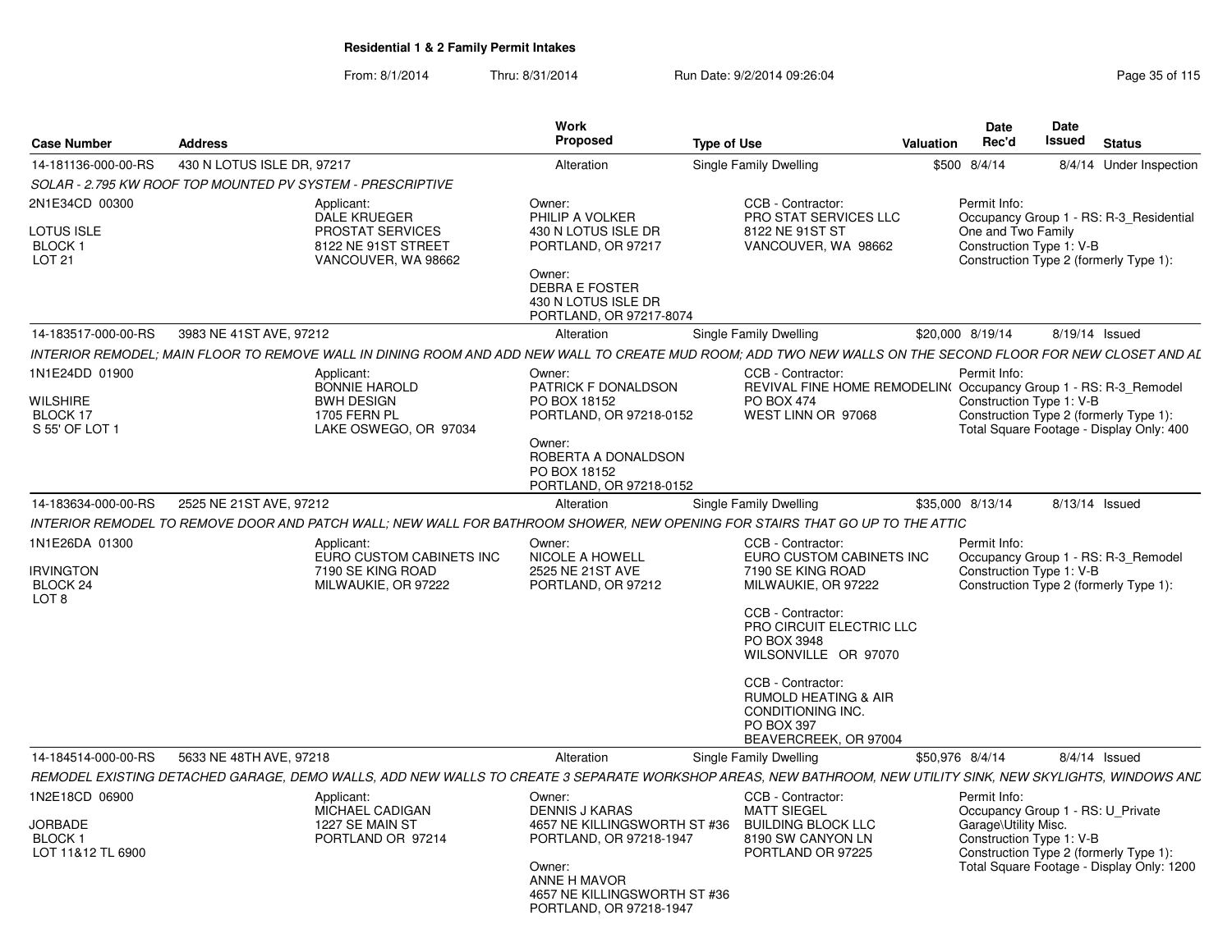**Residential 1 & 2 Family Permit Intakes**

From: 8/1/2014 Thru: 8/31/2014 Run Date: 9/2/2014 09:26:04

| Case Number | Address | Work Proposed | Type of Use | Valuation | Date Rec'd | Date Issued | Status |
|---|---|---|---|---|---|---|---|
| 14-181136-000-00-RS | 430 N LOTUS ISLE DR, 97217 | Alteration | Single Family Dwelling | $500 | 8/4/14 | 8/4/14 | Under Inspection |

SOLAR - 2.795 KW ROOF TOP MOUNTED PV SYSTEM - PRESCRIPTIVE

2N1E34CD 00300
LOTUS ISLE
BLOCK 1
LOT 21

Applicant:
DALE KRUEGER
PROSTAT SERVICES
8122 NE 91ST STREET
VANCOUVER, WA 98662

Owner:
PHILIP A VOLKER
430 N LOTUS ISLE DR
PORTLAND, OR 97217

Owner:
DEBRA E FOSTER
430 N LOTUS ISLE DR
PORTLAND, OR 97217-8074

CCB - Contractor:
PRO STAT SERVICES LLC
8122 NE 91ST ST
VANCOUVER, WA 98662

Permit Info:
Occupancy Group 1 - RS: R-3_Residential One and Two Family
Construction Type 1: V-B
Construction Type 2 (formerly Type 1):

| Case Number | Address | Work Proposed | Type of Use | Valuation | Date Rec'd | Date Issued | Status |
|---|---|---|---|---|---|---|---|
| 14-183517-000-00-RS | 3983 NE 41ST AVE, 97212 | Alteration | Single Family Dwelling | $20,000 | 8/19/14 | 8/19/14 | Issued |

INTERIOR REMODEL; MAIN FLOOR TO REMOVE WALL IN DINING ROOM AND ADD NEW WALL TO CREATE MUD ROOM; ADD TWO NEW WALLS ON THE SECOND FLOOR FOR NEW CLOSET AND AL

1N1E24DD 01900
WILSHIRE
BLOCK 17
S 55' OF LOT 1

Applicant:
BONNIE HAROLD
BWH DESIGN
1705 FERN PL
LAKE OSWEGO, OR 97034

Owner:
PATRICK F DONALDSON
PO BOX 18152
PORTLAND, OR 97218-0152

Owner:
ROBERTA A DONALDSON
PO BOX 18152
PORTLAND, OR 97218-0152

CCB - Contractor:
REVIVAL FINE HOME REMODELIN(
PO BOX 474
WEST LINN OR 97068

Permit Info:
Occupancy Group 1 - RS: R-3_Remodel
Construction Type 1: V-B
Construction Type 2 (formerly Type 1):
Total Square Footage - Display Only: 400

| Case Number | Address | Work Proposed | Type of Use | Valuation | Date Rec'd | Date Issued | Status |
|---|---|---|---|---|---|---|---|
| 14-183634-000-00-RS | 2525 NE 21ST AVE, 97212 | Alteration | Single Family Dwelling | $35,000 | 8/13/14 | 8/13/14 | Issued |

INTERIOR REMODEL TO REMOVE DOOR AND PATCH WALL; NEW WALL FOR BATHROOM SHOWER, NEW OPENING FOR STAIRS THAT GO UP TO THE ATTIC

1N1E26DA 01300
IRVINGTON
BLOCK 24
LOT 8

Applicant:
EURO CUSTOM CABINETS INC
7190 SE KING ROAD
MILWAUKIE, OR 97222

Owner:
NICOLE A HOWELL
2525 NE 21ST AVE
PORTLAND, OR 97212

CCB - Contractor:
EURO CUSTOM CABINETS INC
7190 SE KING ROAD
MILWAUKIE, OR 97222

CCB - Contractor:
PRO CIRCUIT ELECTRIC LLC
PO BOX 3948
WILSONVILLE OR 97070

CCB - Contractor:
RUMOLD HEATING & AIR CONDITIONING INC.
PO BOX 397
BEAVERCREEK, OR 97004

Permit Info:
Occupancy Group 1 - RS: R-3_Remodel
Construction Type 1: V-B
Construction Type 2 (formerly Type 1):

| Case Number | Address | Work Proposed | Type of Use | Valuation | Date Rec'd | Date Issued | Status |
|---|---|---|---|---|---|---|---|
| 14-184514-000-00-RS | 5633 NE 48TH AVE, 97218 | Alteration | Single Family Dwelling | $50,976 | 8/4/14 | 8/4/14 | Issued |

REMODEL EXISTING DETACHED GARAGE, DEMO WALLS, ADD NEW WALLS TO CREATE 3 SEPARATE WORKSHOP AREAS, NEW BATHROOM, NEW UTILITY SINK, NEW SKYLIGHTS, WINDOWS AND

1N2E18CD 06900
JORBADE
BLOCK 1
LOT 11&12 TL 6900

Applicant:
MICHAEL CADIGAN
1227 SE MAIN ST
PORTLAND OR 97214

Owner:
DENNIS J KARAS
4657 NE KILLINGSWORTH ST #36
PORTLAND, OR 97218-1947

Owner:
ANNE H MAVOR
4657 NE KILLINGSWORTH ST #36
PORTLAND, OR 97218-1947

CCB - Contractor:
MATT SIEGEL
BUILDING BLOCK LLC
8190 SW CANYON LN
PORTLAND OR 97225

Permit Info:
Occupancy Group 1 - RS: U_Private Garage\Utility Misc.
Construction Type 1: V-B
Construction Type 2 (formerly Type 1):
Total Square Footage - Display Only: 1200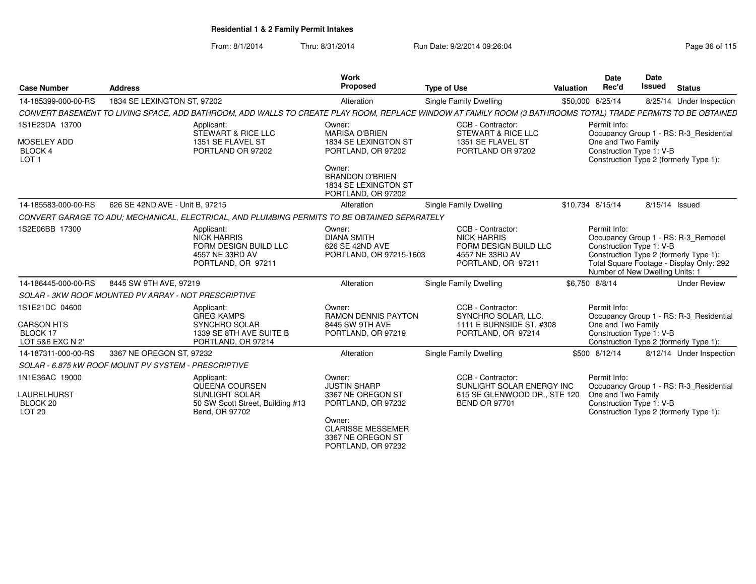# Residential 1 & 2 Family Permit Intakes

From: 8/1/2014 Thru: 8/31/2014 Run Date: 9/2/2014 09:26:04

| Case Number | Address | Work Proposed | Type of Use | Valuation | Date Rec'd | Date Issued | Status |
|---|---|---|---|---|---|---|---|
| 14-185399-000-00-RS | 1834 SE LEXINGTON ST, 97202 | Alteration | Single Family Dwelling | $50,000 | 8/25/14 | 8/25/14 | Under Inspection |

CONVERT BASEMENT TO LIVING SPACE, ADD BATHROOM, ADD WALLS TO CREATE PLAY ROOM, REPLACE WINDOW AT FAMILY ROOM (3 BATHROOMS TOTAL) TRADE PERMITS TO BE OBTAINED

1S1E23DA 13700
MOSELEY ADD
BLOCK 4
LOT 1

Applicant:
STEWART & RICE LLC
1351 SE FLAVEL ST
PORTLAND OR 97202

Owner:
MARISA O'BRIEN
1834 SE LEXINGTON ST
PORTLAND, OR 97202

Owner:
BRANDON O'BRIEN
1834 SE LEXINGTON ST
PORTLAND, OR 97202

CCB - Contractor:
STEWART & RICE LLC
1351 SE FLAVEL ST
PORTLAND OR 97202

Permit Info:
Occupancy Group 1 - RS: R-3_Residential One and Two Family
Construction Type 1: V-B
Construction Type 2 (formerly Type 1):

| Case Number | Address | Work Proposed | Type of Use | Valuation | Date Rec'd | Date Issued | Status |
|---|---|---|---|---|---|---|---|
| 14-185583-000-00-RS | 626 SE 42ND AVE - Unit B, 97215 | Alteration | Single Family Dwelling | $10,734 | 8/15/14 | 8/15/14 | Issued |

CONVERT GARAGE TO ADU; MECHANICAL, ELECTRICAL, AND PLUMBING PERMITS TO BE OBTAINED SEPARATELY

1S2E06BB 17300

Applicant:
NICK HARRIS
FORM DESIGN BUILD LLC
4557 NE 33RD AV
PORTLAND, OR 97211

Owner:
DIANA SMITH
626 SE 42ND AVE
PORTLAND, OR 97215-1603

CCB - Contractor:
NICK HARRIS
FORM DESIGN BUILD LLC
4557 NE 33RD AV
PORTLAND, OR 97211

Permit Info:
Occupancy Group 1 - RS: R-3_Remodel
Construction Type 1: V-B
Construction Type 2 (formerly Type 1):
Total Square Footage - Display Only: 292
Number of New Dwelling Units: 1

| Case Number | Address | Work Proposed | Type of Use | Valuation | Date Rec'd | Date Issued | Status |
|---|---|---|---|---|---|---|---|
| 14-186445-000-00-RS | 8445 SW 9TH AVE, 97219 | Alteration | Single Family Dwelling | $6,750 | 8/8/14 | | Under Review |

SOLAR - 3KW ROOF MOUNTED PV ARRAY - NOT PRESCRIPTIVE

1S1E21DC 04600
CARSON HTS
BLOCK 17
LOT 5&6 EXC N 2'

Applicant:
GREG KAMPS
SYNCHRO SOLAR
1339 SE 8TH AVE SUITE B
PORTLAND, OR 97214

Owner:
RAMON DENNIS PAYTON
8445 SW 9TH AVE
PORTLAND, OR 97219

CCB - Contractor:
SYNCHRO SOLAR, LLC.
1111 E BURNSIDE ST, #308
PORTLAND, OR 97214

Permit Info:
Occupancy Group 1 - RS: R-3_Residential One and Two Family
Construction Type 1: V-B
Construction Type 2 (formerly Type 1):

| Case Number | Address | Work Proposed | Type of Use | Valuation | Date Rec'd | Date Issued | Status |
|---|---|---|---|---|---|---|---|
| 14-187311-000-00-RS | 3367 NE OREGON ST, 97232 | Alteration | Single Family Dwelling | $500 | 8/12/14 | 8/12/14 | Under Inspection |

SOLAR - 6.875 kW ROOF MOUNT PV SYSTEM - PRESCRIPTIVE

1N1E36AC 19000
LAURELHURST
BLOCK 20
LOT 20

Applicant:
QUEENA COURSEN
SUNLIGHT SOLAR
50 SW Scott Street, Building #13
Bend, OR 97702

Owner:
JUSTIN SHARP
3367 NE OREGON ST
PORTLAND, OR 97232

Owner:
CLARISSE MESSEMER
3367 NE OREGON ST
PORTLAND, OR 97232

CCB - Contractor:
SUNLIGHT SOLAR ENERGY INC
615 SE GLENWOOD DR., STE 120
BEND OR 97701

Permit Info:
Occupancy Group 1 - RS: R-3_Residential One and Two Family
Construction Type 1: V-B
Construction Type 2 (formerly Type 1):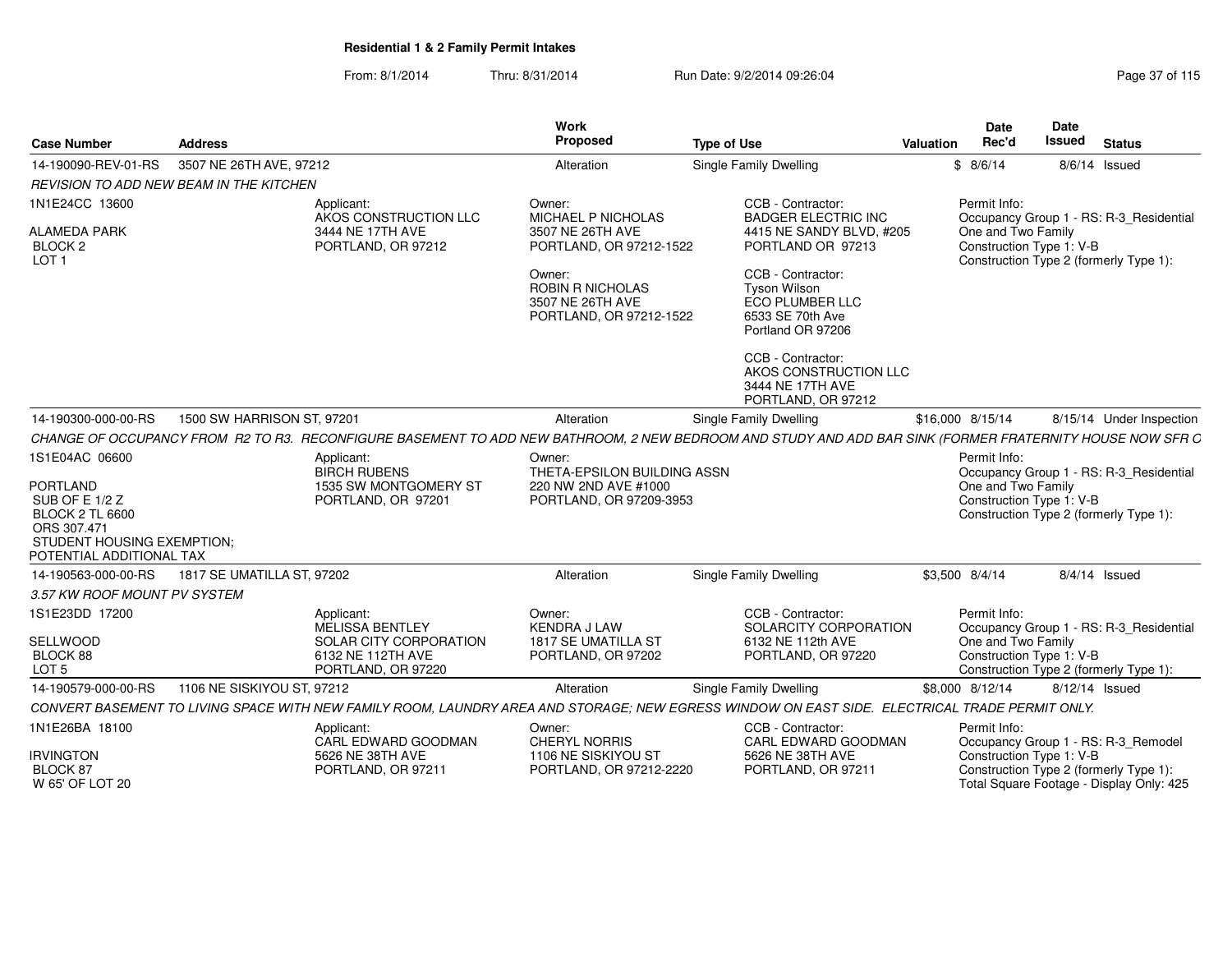**Residential 1 & 2 Family Permit Intakes**

From: 8/1/2014 Thru: 8/31/2014 Run Date: 9/2/2014 09:26:04

| Case Number | Address | Work Proposed | Type of Use | Valuation | Date Rec'd | Date Issued | Status |
|---|---|---|---|---|---|---|---|
| 14-190090-REV-01-RS | 3507 NE 26TH AVE, 97212 | Alteration | Single Family Dwelling | $ | 8/6/14 | 8/6/14 | Issued |

*REVISION TO ADD NEW BEAM IN THE KITCHEN*

1N1E24CC 13600
ALAMEDA PARK
BLOCK 2
LOT 1

Applicant:
AKOS CONSTRUCTION LLC
3444 NE 17TH AVE
PORTLAND, OR 97212

Owner:
MICHAEL P NICHOLAS
3507 NE 26TH AVE
PORTLAND, OR 97212-1522

Owner:
ROBIN R NICHOLAS
3507 NE 26TH AVE
PORTLAND, OR 97212-1522

CCB - Contractor:
BADGER ELECTRIC INC
4415 NE SANDY BLVD, #205
PORTLAND OR 97213

CCB - Contractor:
Tyson Wilson
ECO PLUMBER LLC
6533 SE 70th Ave
Portland OR 97206

CCB - Contractor:
AKOS CONSTRUCTION LLC
3444 NE 17TH AVE
PORTLAND, OR 97212

Permit Info:
Occupancy Group 1 - RS: R-3_Residential One and Two Family
Construction Type 1: V-B
Construction Type 2 (formerly Type 1):

| Case Number | Address | Work Proposed | Type of Use | Valuation | Date Rec'd | Date Issued | Status |
|---|---|---|---|---|---|---|---|
| 14-190300-000-00-RS | 1500 SW HARRISON ST, 97201 | Alteration | Single Family Dwelling | $16,000 | 8/15/14 | 8/15/14 | Under Inspection |

*CHANGE OF OCCUPANCY FROM R2 TO R3. RECONFIGURE BASEMENT TO ADD NEW BATHROOM, 2 NEW BEDROOM AND STUDY AND ADD BAR SINK (FORMER FRATERNITY HOUSE NOW SFR C*

1S1E04AC 06600
PORTLAND
SUB OF E 1/2 Z
BLOCK 2 TL 6600
ORS 307.471
STUDENT HOUSING EXEMPTION;
POTENTIAL ADDITIONAL TAX

Applicant:
BIRCH RUBENS
1535 SW MONTGOMERY ST
PORTLAND, OR 97201

Owner:
THETA-EPSILON BUILDING ASSN
220 NW 2ND AVE #1000
PORTLAND, OR 97209-3953

Permit Info:
Occupancy Group 1 - RS: R-3_Residential One and Two Family
Construction Type 1: V-B
Construction Type 2 (formerly Type 1):

| Case Number | Address | Work Proposed | Type of Use | Valuation | Date Rec'd | Date Issued | Status |
|---|---|---|---|---|---|---|---|
| 14-190563-000-00-RS | 1817 SE UMATILLA ST, 97202 | Alteration | Single Family Dwelling | $3,500 | 8/4/14 | 8/4/14 | Issued |

*3.57 KW ROOF MOUNT PV SYSTEM*

1S1E23DD 17200
SELLWOOD
BLOCK 88
LOT 5

Applicant:
MELISSA BENTLEY
SOLAR CITY CORPORATION
6132 NE 112TH AVE
PORTLAND, OR 97220

Owner:
KENDRA J LAW
1817 SE UMATILLA ST
PORTLAND, OR 97202

CCB - Contractor:
SOLARCITY CORPORATION
6132 NE 112th AVE
PORTLAND, OR 97220

Permit Info:
Occupancy Group 1 - RS: R-3_Residential One and Two Family
Construction Type 1: V-B
Construction Type 2 (formerly Type 1):

| Case Number | Address | Work Proposed | Type of Use | Valuation | Date Rec'd | Date Issued | Status |
|---|---|---|---|---|---|---|---|
| 14-190579-000-00-RS | 1106 NE SISKIYOU ST, 97212 | Alteration | Single Family Dwelling | $8,000 | 8/12/14 | 8/12/14 | Issued |

*CONVERT BASEMENT TO LIVING SPACE WITH NEW FAMILY ROOM, LAUNDRY AREA AND STORAGE; NEW EGRESS WINDOW ON EAST SIDE. ELECTRICAL TRADE PERMIT ONLY.*

1N1E26BA 18100
IRVINGTON
BLOCK 87
W 65' OF LOT 20

Applicant:
CARL EDWARD GOODMAN
5626 NE 38TH AVE
PORTLAND, OR 97211

Owner:
CHERYL NORRIS
1106 NE SISKIYOU ST
PORTLAND, OR 97212-2220

CCB - Contractor:
CARL EDWARD GOODMAN
5626 NE 38TH AVE
PORTLAND, OR 97211

Permit Info:
Occupancy Group 1 - RS: R-3_Remodel
Construction Type 1: V-B
Construction Type 2 (formerly Type 1):
Total Square Footage - Display Only: 425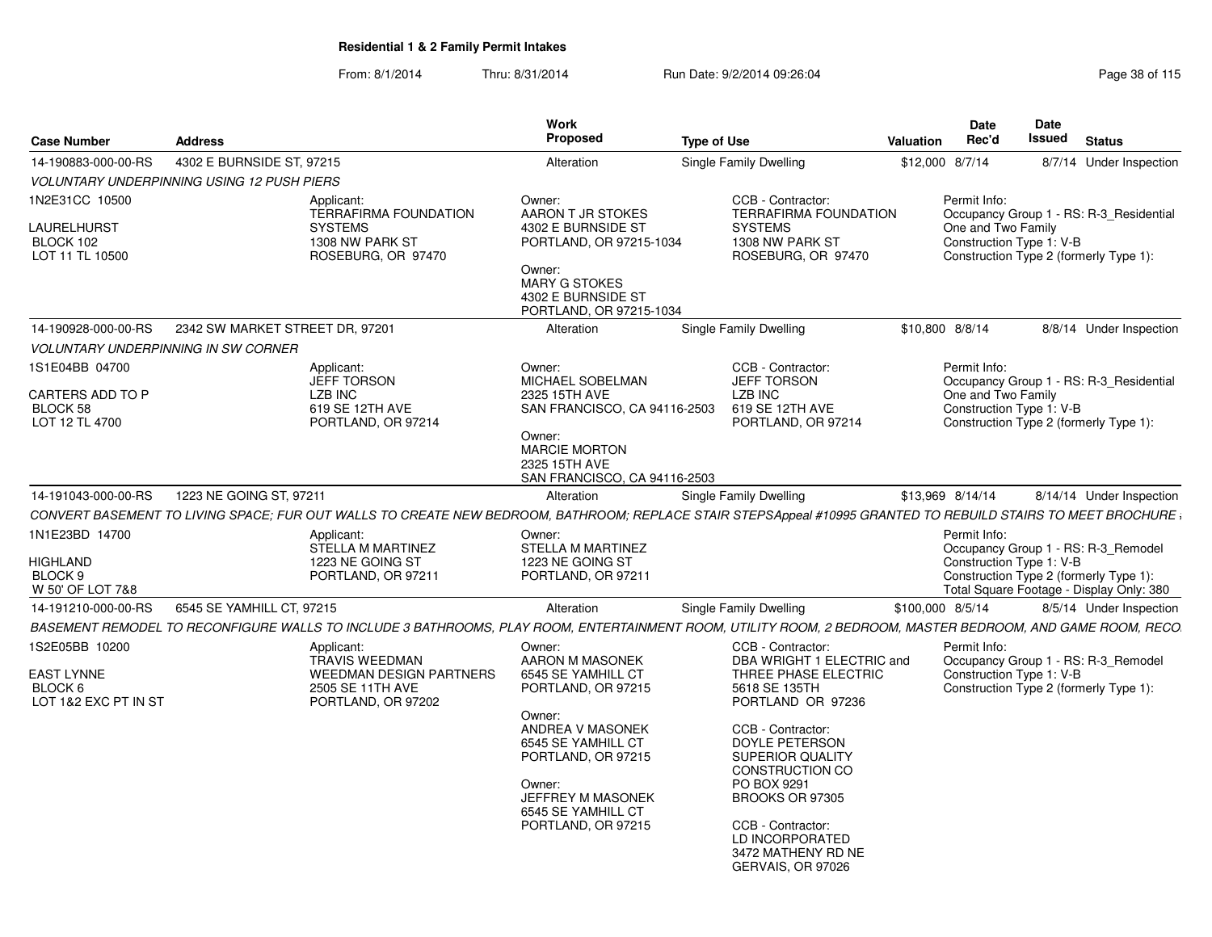# Residential 1 & 2 Family Permit Intakes

From: 8/1/2014 Thru: 8/31/2014 Run Date: 9/2/2014 09:26:04

| Case Number | Address | Work Proposed | Type of Use | Valuation | Date Rec'd | Date Issued | Status |
|---|---|---|---|---|---|---|---|
| 14-190883-000-00-RS | 4302 E BURNSIDE ST, 97215 | Alteration | Single Family Dwelling | $12,000 | 8/7/14 | 8/7/14 | Under Inspection |

*VOLUNTARY UNDERPINNING USING 12 PUSH PIERS*

1N2E31CC 10500
LAURELHURST
BLOCK 102
LOT 11 TL 10500

Applicant:
TERRAFIRMA FOUNDATION SYSTEMS
1308 NW PARK ST
ROSEBURG, OR 97470

Owner:
AARON T JR STOKES
4302 E BURNSIDE ST
PORTLAND, OR 97215-1034

Owner:
MARY G STOKES
4302 E BURNSIDE ST
PORTLAND, OR 97215-1034

CCB - Contractor:
TERRAFIRMA FOUNDATION SYSTEMS
1308 NW PARK ST
ROSEBURG, OR 97470

Permit Info:
Occupancy Group 1 - RS: R-3_Residential One and Two Family
Construction Type 1: V-B
Construction Type 2 (formerly Type 1):

| Case Number | Address | Work Proposed | Type of Use | Valuation | Date Rec'd | Date Issued | Status |
|---|---|---|---|---|---|---|---|
| 14-190928-000-00-RS | 2342 SW MARKET STREET DR, 97201 | Alteration | Single Family Dwelling | $10,800 | 8/8/14 | 8/8/14 | Under Inspection |

*VOLUNTARY UNDERPINNING IN SW CORNER*

1S1E04BB 04700
CARTERS ADD TO P
BLOCK 58
LOT 12 TL 4700

Applicant:
JEFF TORSON
LZB INC
619 SE 12TH AVE
PORTLAND, OR 97214

Owner:
MICHAEL SOBELMAN
2325 15TH AVE
SAN FRANCISCO, CA 94116-2503

Owner:
MARCIE MORTON
2325 15TH AVE
SAN FRANCISCO, CA 94116-2503

CCB - Contractor:
JEFF TORSON
LZB INC
619 SE 12TH AVE
PORTLAND, OR 97214

Permit Info:
Occupancy Group 1 - RS: R-3_Residential One and Two Family
Construction Type 1: V-B
Construction Type 2 (formerly Type 1):

| Case Number | Address | Work Proposed | Type of Use | Valuation | Date Rec'd | Date Issued | Status |
|---|---|---|---|---|---|---|---|
| 14-191043-000-00-RS | 1223 NE GOING ST, 97211 | Alteration | Single Family Dwelling | $13,969 | 8/14/14 | 8/14/14 | Under Inspection |

*CONVERT BASEMENT TO LIVING SPACE; FUR OUT WALLS TO CREATE NEW BEDROOM, BATHROOM; REPLACE STAIR STEPSAppeal #10995 GRANTED TO REBUILD STAIRS TO MEET BROCHURE*

1N1E23BD 14700
HIGHLAND
BLOCK 9
W 50' OF LOT 7&8

Applicant:
STELLA M MARTINEZ
1223 NE GOING ST
PORTLAND, OR 97211

Owner:
STELLA M MARTINEZ
1223 NE GOING ST
PORTLAND, OR 97211

Permit Info:
Occupancy Group 1 - RS: R-3_Remodel
Construction Type 1: V-B
Construction Type 2 (formerly Type 1):
Total Square Footage - Display Only: 380

| Case Number | Address | Work Proposed | Type of Use | Valuation | Date Rec'd | Date Issued | Status |
|---|---|---|---|---|---|---|---|
| 14-191210-000-00-RS | 6545 SE YAMHILL CT, 97215 | Alteration | Single Family Dwelling | $100,000 | 8/5/14 | 8/5/14 | Under Inspection |

*BASEMENT REMODEL TO RECONFIGURE WALLS TO INCLUDE 3 BATHROOMS, PLAY ROOM, ENTERTAINMENT ROOM, UTILITY ROOM, 2 BEDROOM, MASTER BEDROOM, AND GAME ROOM, RECO*

1S2E05BB 10200
EAST LYNNE
BLOCK 6
LOT 1&2 EXC PT IN ST

Applicant:
TRAVIS WEEDMAN
WEEDMAN DESIGN PARTNERS
2505 SE 11TH AVE
PORTLAND, OR 97202

Owner:
AARON M MASONEK
6545 SE YAMHILL CT
PORTLAND, OR 97215

Owner:
ANDREA V MASONEK
6545 SE YAMHILL CT
PORTLAND, OR 97215

Owner:
JEFFREY M MASONEK
6545 SE YAMHILL CT
PORTLAND, OR 97215

CCB - Contractor:
DBA WRIGHT 1 ELECTRIC and THREE PHASE ELECTRIC
5618 SE 135TH
PORTLAND OR 97236

CCB - Contractor:
DOYLE PETERSON
SUPERIOR QUALITY CONSTRUCTION CO
PO BOX 9291
BROOKS OR 97305

CCB - Contractor:
LD INCORPORATED
3472 MATHENY RD NE
GERVAIS, OR 97026

Permit Info:
Occupancy Group 1 - RS: R-3_Remodel
Construction Type 1: V-B
Construction Type 2 (formerly Type 1):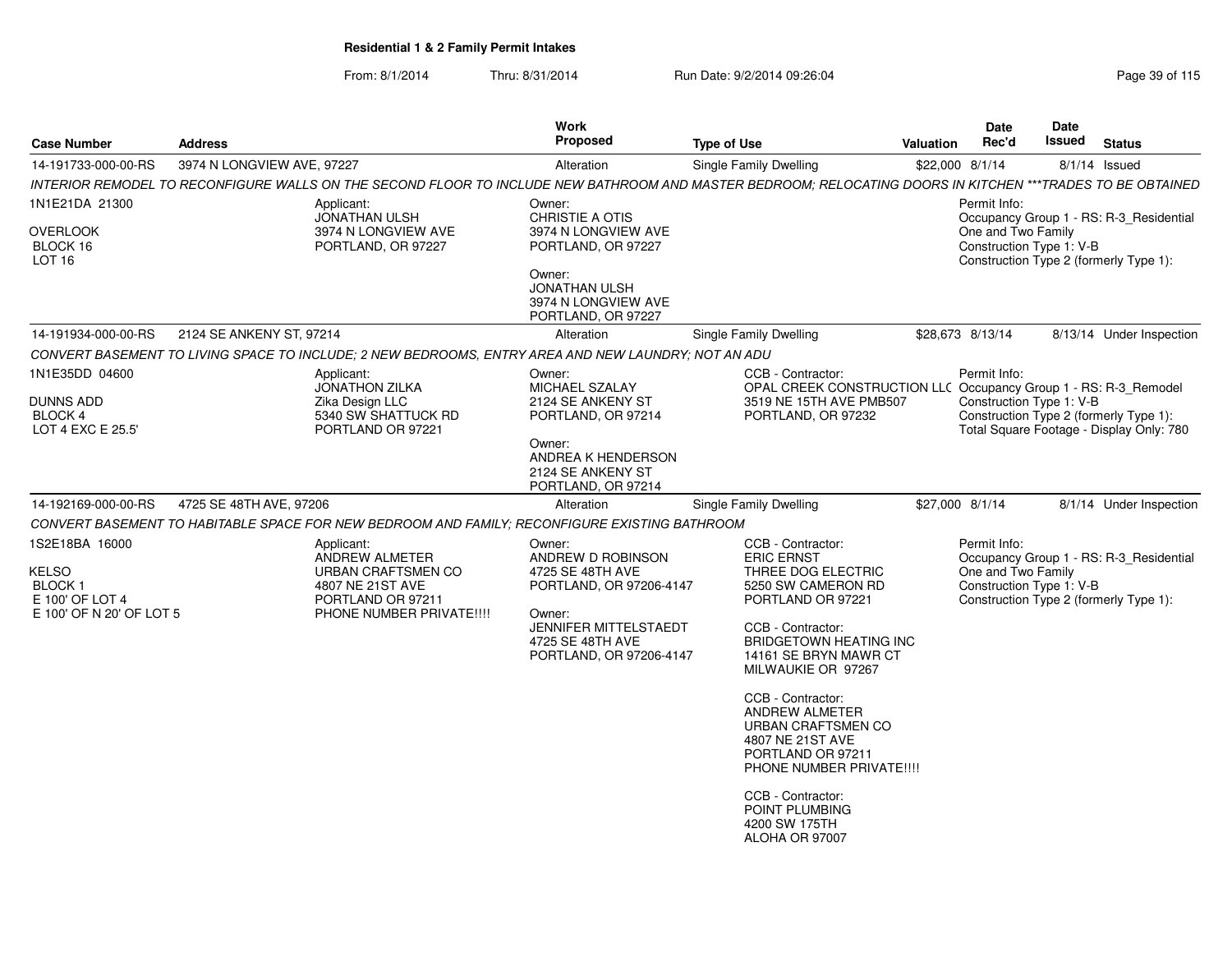**Residential 1 & 2 Family Permit Intakes**

From: 8/1/2014 Thru: 8/31/2014 Run Date: 9/2/2014 09:26:04

| Case Number | Address | Work Proposed | Type of Use | Valuation | Date Rec'd | Date Issued | Status |
|---|---|---|---|---|---|---|---|
| 14-191733-000-00-RS | 3974 N LONGVIEW AVE, 97227 | Alteration | Single Family Dwelling | $22,000 | 8/1/14 | 8/1/14 | Issued |

INTERIOR REMODEL TO RECONFIGURE WALLS ON THE SECOND FLOOR TO INCLUDE NEW BATHROOM AND MASTER BEDROOM; RELOCATING DOORS IN KITCHEN ***TRADES TO BE OBTAINED

1N1E21DA 21300
OVERLOOK
BLOCK 16
LOT 16

Applicant:
JONATHAN ULSH
3974 N LONGVIEW AVE
PORTLAND, OR 97227

Owner:
CHRISTIE A OTIS
3974 N LONGVIEW AVE
PORTLAND, OR 97227

Owner:
JONATHAN ULSH
3974 N LONGVIEW AVE
PORTLAND, OR 97227

Permit Info:
Occupancy Group 1 - RS: R-3_Residential One and Two Family
Construction Type 1: V-B
Construction Type 2 (formerly Type 1):

| Case Number | Address | Work Proposed | Type of Use | Valuation | Date Rec'd | Date Issued | Status |
|---|---|---|---|---|---|---|---|
| 14-191934-000-00-RS | 2124 SE ANKENY ST, 97214 | Alteration | Single Family Dwelling | $28,673 | 8/13/14 | 8/13/14 | Under Inspection |

CONVERT BASEMENT TO LIVING SPACE TO INCLUDE; 2 NEW BEDROOMS, ENTRY AREA AND NEW LAUNDRY; NOT AN ADU

1N1E35DD 04600
DUNNS ADD
BLOCK 4
LOT 4 EXC E 25.5'

Applicant:
JONATHON ZILKA
Zika Design LLC
5340 SW SHATTUCK RD
PORTLAND OR 97221

Owner:
MICHAEL SZALAY
2124 SE ANKENY ST
PORTLAND, OR 97214

Owner:
ANDREA K HENDERSON
2124 SE ANKENY ST
PORTLAND, OR 97214

CCB - Contractor:
OPAL CREEK CONSTRUCTION LLC
3519 NE 15TH AVE PMB507
PORTLAND, OR 97232

Permit Info:
Occupancy Group 1 - RS: R-3_Remodel
Construction Type 1: V-B
Construction Type 2 (formerly Type 1):
Total Square Footage - Display Only: 780

| Case Number | Address | Work Proposed | Type of Use | Valuation | Date Rec'd | Date Issued | Status |
|---|---|---|---|---|---|---|---|
| 14-192169-000-00-RS | 4725 SE 48TH AVE, 97206 | Alteration | Single Family Dwelling | $27,000 | 8/1/14 | 8/1/14 | Under Inspection |

CONVERT BASEMENT TO HABITABLE SPACE FOR NEW BEDROOM AND FAMILY; RECONFIGURE EXISTING BATHROOM

1S2E18BA 16000
KELSO
BLOCK 1
E 100' OF LOT 4
E 100' OF N 20' OF LOT 5

Applicant:
ANDREW ALMETER
URBAN CRAFTSMEN CO
4807 NE 21ST AVE
PORTLAND OR 97211
PHONE NUMBER PRIVATE!!!!

Owner:
ANDREW D ROBINSON
4725 SE 48TH AVE
PORTLAND, OR 97206-4147

Owner:
JENNIFER MITTELSTAEDT
4725 SE 48TH AVE
PORTLAND, OR 97206-4147

CCB - Contractor:
ERIC ERNST
THREE DOG ELECTRIC
5250 SW CAMERON RD
PORTLAND OR 97221

CCB - Contractor:
BRIDGETOWN HEATING INC
14161 SE BRYN MAWR CT
MILWAUKIE OR 97267

CCB - Contractor:
ANDREW ALMETER
URBAN CRAFTSMEN CO
4807 NE 21ST AVE
PORTLAND OR 97211
PHONE NUMBER PRIVATE!!!!

CCB - Contractor:
POINT PLUMBING
4200 SW 175TH
ALOHA OR 97007

Permit Info:
Occupancy Group 1 - RS: R-3_Residential One and Two Family
Construction Type 1: V-B
Construction Type 2 (formerly Type 1):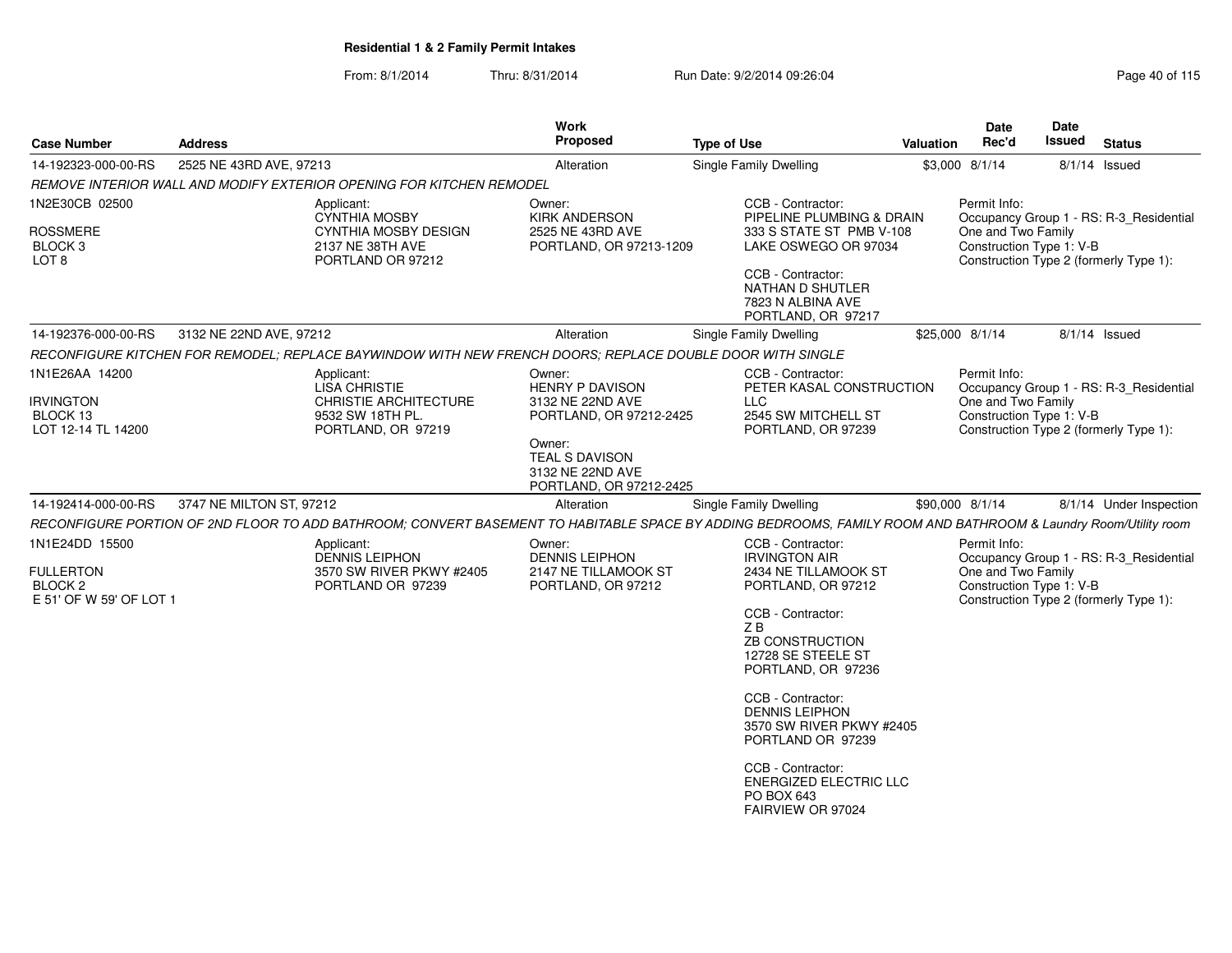**Residential 1 & 2 Family Permit Intakes**

From: 8/1/2014 Thru: 8/31/2014 Run Date: 9/2/2014 09:26:04

| Case Number | Address | Work Proposed | Type of Use | Valuation | Date Rec'd | Date Issued | Status |
|---|---|---|---|---|---|---|---|
| 14-192323-000-00-RS | 2525 NE 43RD AVE, 97213 | Alteration | Single Family Dwelling | $3,000 | 8/1/14 | 8/1/14 | Issued |

*REMOVE INTERIOR WALL AND MODIFY EXTERIOR OPENING FOR KITCHEN REMODEL*

1N2E30CB 02500
ROSSMERE
BLOCK 3
LOT 8

Applicant:
CYNTHIA MOSBY
CYNTHIA MOSBY DESIGN
2137 NE 38TH AVE
PORTLAND OR 97212

Owner:
KIRK ANDERSON
2525 NE 43RD AVE
PORTLAND, OR 97213-1209

CCB - Contractor:
PIPELINE PLUMBING & DRAIN
333 S STATE ST PMB V-108
LAKE OSWEGO OR 97034

CCB - Contractor:
NATHAN D SHUTLER
7823 N ALBINA AVE
PORTLAND, OR 97217

Permit Info:
Occupancy Group 1 - RS: R-3_Residential One and Two Family
Construction Type 1: V-B
Construction Type 2 (formerly Type 1):

| Case Number | Address | Work Proposed | Type of Use | Valuation | Date Rec'd | Date Issued | Status |
|---|---|---|---|---|---|---|---|
| 14-192376-000-00-RS | 3132 NE 22ND AVE, 97212 | Alteration | Single Family Dwelling | $25,000 | 8/1/14 | 8/1/14 | Issued |

*RECONFIGURE KITCHEN FOR REMODEL; REPLACE BAYWINDOW WITH NEW FRENCH DOORS; REPLACE DOUBLE DOOR WITH SINGLE*

1N1E26AA 14200
IRVINGTON
BLOCK 13
LOT 12-14 TL 14200

Applicant:
LISA CHRISTIE
CHRISTIE ARCHITECTURE
9532 SW 18TH PL.
PORTLAND, OR 97219

Owner:
HENRY P DAVISON
3132 NE 22ND AVE
PORTLAND, OR 97212-2425

Owner:
TEAL S DAVISON
3132 NE 22ND AVE
PORTLAND, OR 97212-2425

CCB - Contractor:
PETER KASAL CONSTRUCTION LLC
2545 SW MITCHELL ST
PORTLAND, OR 97239

Permit Info:
Occupancy Group 1 - RS: R-3_Residential One and Two Family
Construction Type 1: V-B
Construction Type 2 (formerly Type 1):

| Case Number | Address | Work Proposed | Type of Use | Valuation | Date Rec'd | Date Issued | Status |
|---|---|---|---|---|---|---|---|
| 14-192414-000-00-RS | 3747 NE MILTON ST, 97212 | Alteration | Single Family Dwelling | $90,000 | 8/1/14 | 8/1/14 | Under Inspection |

*RECONFIGURE PORTION OF 2ND FLOOR TO ADD BATHROOM; CONVERT BASEMENT TO HABITABLE SPACE BY ADDING BEDROOMS, FAMILY ROOM AND BATHROOM & Laundry Room/Utility room*

1N1E24DD 15500
FULLERTON
BLOCK 2
E 51' OF W 59' OF LOT 1

Applicant:
DENNIS LEIPHON
3570 SW RIVER PKWY #2405
PORTLAND OR 97239

Owner:
DENNIS LEIPHON
2147 NE TILLAMOOK ST
PORTLAND, OR 97212

CCB - Contractor:
IRVINGTON AIR
2434 NE TILLAMOOK ST
PORTLAND, OR 97212

CCB - Contractor:
Z B
ZB CONSTRUCTION
12728 SE STEELE ST
PORTLAND, OR 97236

CCB - Contractor:
DENNIS LEIPHON
3570 SW RIVER PKWY #2405
PORTLAND OR 97239

CCB - Contractor:
ENERGIZED ELECTRIC LLC
PO BOX 643
FAIRVIEW OR 97024

Permit Info:
Occupancy Group 1 - RS: R-3_Residential One and Two Family
Construction Type 1: V-B
Construction Type 2 (formerly Type 1):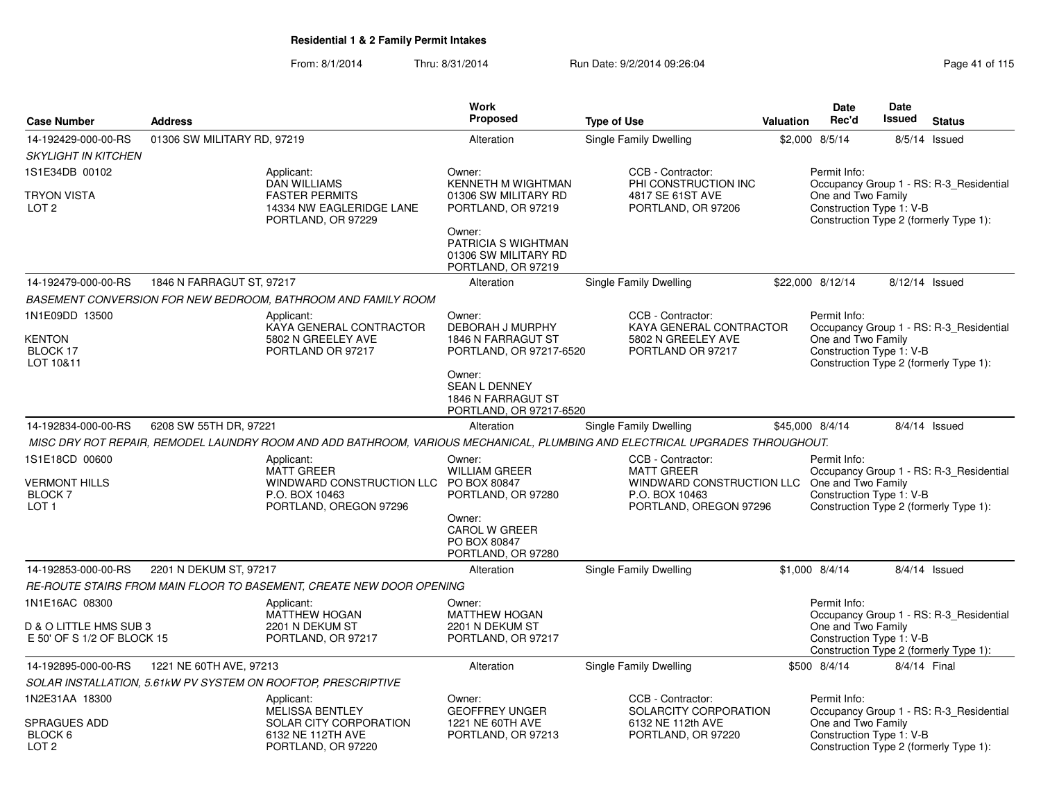**Residential 1 & 2 Family Permit Intakes**

From: 8/1/2014 Thru: 8/31/2014 Run Date: 9/2/2014 09:26:04

| Case Number | Address | Work Proposed | Type of Use | Valuation | Date Rec'd | Date Issued | Status |
|---|---|---|---|---|---|---|---|
| 14-192429-000-00-RS | 01306 SW MILITARY RD, 97219 | Alteration | Single Family Dwelling | $2,000 | 8/5/14 | 8/5/14 | Issued |

*SKYLIGHT IN KITCHEN*

1S1E34DB 00102
TRYON VISTA
LOT 2

Applicant:
DAN WILLIAMS
FASTER PERMITS
14334 NW EAGLERIDGE LANE
PORTLAND, OR 97229

Owner:
KENNETH M WIGHTMAN
01306 SW MILITARY RD
PORTLAND, OR 97219

Owner:
PATRICIA S WIGHTMAN
01306 SW MILITARY RD
PORTLAND, OR 97219

CCB - Contractor:
PHI CONSTRUCTION INC
4817 SE 61ST AVE
PORTLAND, OR 97206

Permit Info:
Occupancy Group 1 - RS: R-3_Residential One and Two Family
Construction Type 1: V-B
Construction Type 2 (formerly Type 1):

| Case Number | Address | Work Proposed | Type of Use | Valuation | Date Rec'd | Date Issued | Status |
|---|---|---|---|---|---|---|---|
| 14-192479-000-00-RS | 1846 N FARRAGUT ST, 97217 | Alteration | Single Family Dwelling | $22,000 | 8/12/14 | 8/12/14 | Issued |

*BASEMENT CONVERSION FOR NEW BEDROOM, BATHROOM AND FAMILY ROOM*

1N1E09DD 13500
KENTON
BLOCK 17
LOT 10&11

Applicant:
KAYA GENERAL CONTRACTOR
5802 N GREELEY AVE
PORTLAND OR 97217

Owner:
DEBORAH J MURPHY
1846 N FARRAGUT ST
PORTLAND, OR 97217-6520

Owner:
SEAN L DENNEY
1846 N FARRAGUT ST
PORTLAND, OR 97217-6520

CCB - Contractor:
KAYA GENERAL CONTRACTOR
5802 N GREELEY AVE
PORTLAND OR 97217

Permit Info:
Occupancy Group 1 - RS: R-3_Residential One and Two Family
Construction Type 1: V-B
Construction Type 2 (formerly Type 1):

| Case Number | Address | Work Proposed | Type of Use | Valuation | Date Rec'd | Date Issued | Status |
|---|---|---|---|---|---|---|---|
| 14-192834-000-00-RS | 6208 SW 55TH DR, 97221 | Alteration | Single Family Dwelling | $45,000 | 8/4/14 | 8/4/14 | Issued |

*MISC DRY ROT REPAIR, REMODEL LAUNDRY ROOM AND ADD BATHROOM, VARIOUS MECHANICAL, PLUMBING AND ELECTRICAL UPGRADES THROUGHOUT.*

1S1E18CD 00600
VERMONT HILLS
BLOCK 7
LOT 1

Applicant:
MATT GREER
WINDWARD CONSTRUCTION LLC
P.O. BOX 10463
PORTLAND, OREGON 97296

Owner:
WILLIAM GREER
PO BOX 80847
PORTLAND, OR 97280

Owner:
CAROL W GREER
PO BOX 80847
PORTLAND, OR 97280

CCB - Contractor:
MATT GREER
WINDWARD CONSTRUCTION LLC
P.O. BOX 10463
PORTLAND, OREGON 97296

Permit Info:
Occupancy Group 1 - RS: R-3_Residential One and Two Family
Construction Type 1: V-B
Construction Type 2 (formerly Type 1):

| Case Number | Address | Work Proposed | Type of Use | Valuation | Date Rec'd | Date Issued | Status |
|---|---|---|---|---|---|---|---|
| 14-192853-000-00-RS | 2201 N DEKUM ST, 97217 | Alteration | Single Family Dwelling | $1,000 | 8/4/14 | 8/4/14 | Issued |

*RE-ROUTE STAIRS FROM MAIN FLOOR TO BASEMENT, CREATE NEW DOOR OPENING*

1N1E16AC 08300
D & O LITTLE HMS SUB 3
E 50' OF S 1/2 OF BLOCK 15

Applicant:
MATTHEW HOGAN
2201 N DEKUM ST
PORTLAND, OR 97217

Owner:
MATTHEW HOGAN
2201 N DEKUM ST
PORTLAND, OR 97217

Permit Info:
Occupancy Group 1 - RS: R-3_Residential One and Two Family
Construction Type 1: V-B
Construction Type 2 (formerly Type 1):

| Case Number | Address | Work Proposed | Type of Use | Valuation | Date Rec'd | Date Issued | Status |
|---|---|---|---|---|---|---|---|
| 14-192895-000-00-RS | 1221 NE 60TH AVE, 97213 | Alteration | Single Family Dwelling | $500 | 8/4/14 | 8/4/14 | Final |

*SOLAR INSTALLATION, 5.61kW PV SYSTEM ON ROOFTOP, PRESCRIPTIVE*

1N2E31AA 18300
SPRAGUES ADD
BLOCK 6
LOT 2

Applicant:
MELISSA BENTLEY
SOLAR CITY CORPORATION
6132 NE 112TH AVE
PORTLAND, OR 97220

Owner:
GEOFFREY UNGER
1221 NE 60TH AVE
PORTLAND, OR 97213

CCB - Contractor:
SOLARCITY CORPORATION
6132 NE 112th AVE
PORTLAND, OR 97220

Permit Info:
Occupancy Group 1 - RS: R-3_Residential One and Two Family
Construction Type 1: V-B
Construction Type 2 (formerly Type 1):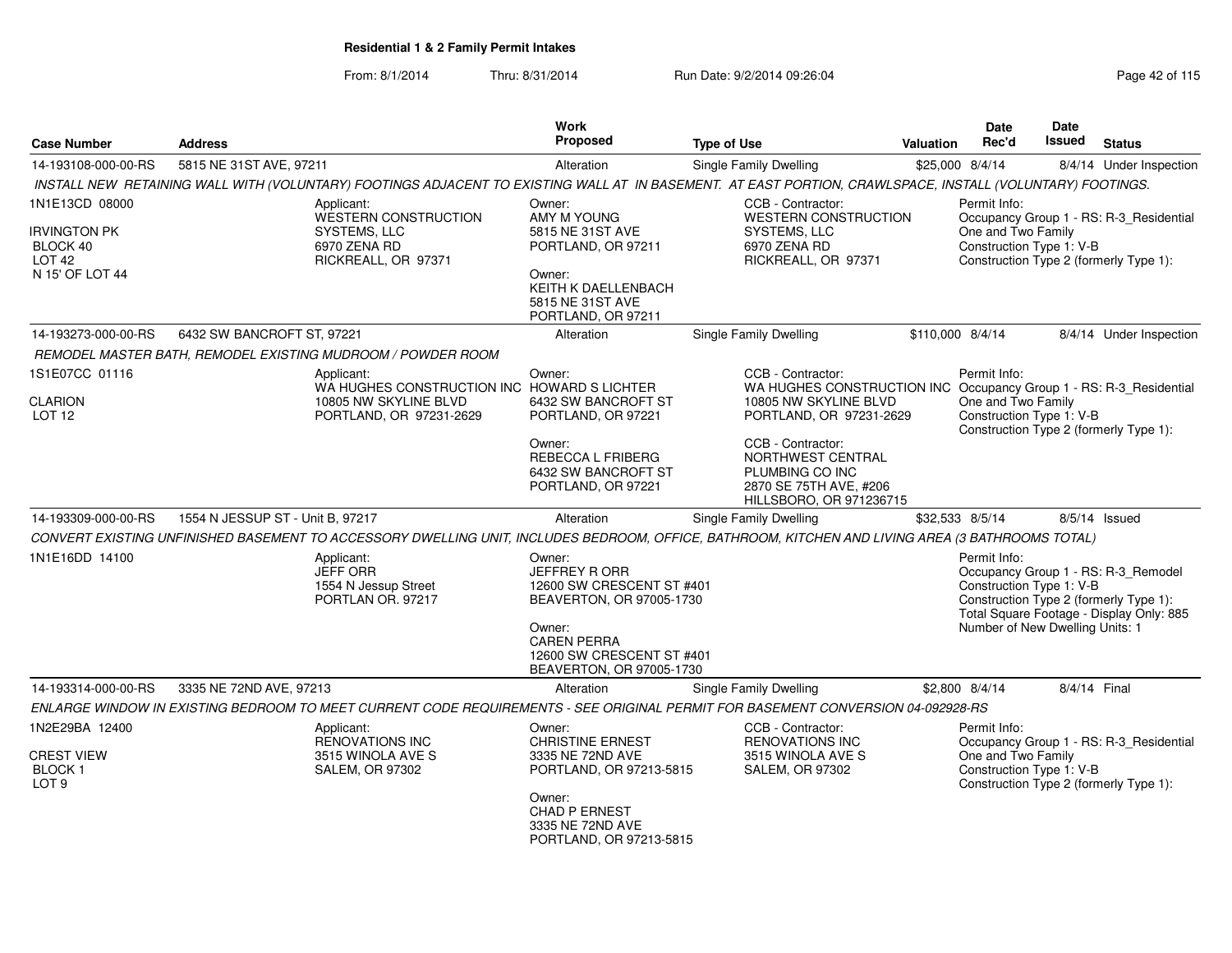# Residential 1 & 2 Family Permit Intakes

From: 8/1/2014 Thru: 8/31/2014 Run Date: 9/2/2014 09:26:04

| Case Number | Address | Work Proposed | Type of Use | Valuation | Date Rec'd | Date Issued | Status |
|---|---|---|---|---|---|---|---|
| 14-193108-000-00-RS | 5815 NE 31ST AVE, 97211 | Alteration | Single Family Dwelling | $25,000 | 8/4/14 | 8/4/14 | Under Inspection |

*INSTALL NEW RETAINING WALL WITH (VOLUNTARY) FOOTINGS ADJACENT TO EXISTING WALL AT IN BASEMENT. AT EAST PORTION, CRAWLSPACE, INSTALL (VOLUNTARY) FOOTINGS.*

1N1E13CD 08000
IRVINGTON PK
BLOCK 40
LOT 42
N 15' OF LOT 44

Applicant:
WESTERN CONSTRUCTION SYSTEMS, LLC
6970 ZENA RD
RICKREALL, OR 97371

Owner:
AMY M YOUNG
5815 NE 31ST AVE
PORTLAND, OR 97211

Owner:
KEITH K DAELLENBACH
5815 NE 31ST AVE
PORTLAND, OR 97211

CCB - Contractor:
WESTERN CONSTRUCTION SYSTEMS, LLC
6970 ZENA RD
RICKREALL, OR 97371

Permit Info:
Occupancy Group 1 - RS: R-3_Residential One and Two Family
Construction Type 1: V-B
Construction Type 2 (formerly Type 1):

---

| Case Number | Address | Work Proposed | Type of Use | Valuation | Date Rec'd | Date Issued | Status |
|---|---|---|---|---|---|---|---|
| 14-193273-000-00-RS | 6432 SW BANCROFT ST, 97221 | Alteration | Single Family Dwelling | $110,000 | 8/4/14 | 8/4/14 | Under Inspection |

*REMODEL MASTER BATH, REMODEL EXISTING MUDROOM / POWDER ROOM*

1S1E07CC 01116
CLARION
LOT 12

Applicant:
WA HUGHES CONSTRUCTION INC
10805 NW SKYLINE BLVD
PORTLAND, OR 97231-2629

Owner:
HOWARD S LICHTER
6432 SW BANCROFT ST
PORTLAND, OR 97221

Owner:
REBECCA L FRIBERG
6432 SW BANCROFT ST
PORTLAND, OR 97221

CCB - Contractor:
WA HUGHES CONSTRUCTION INC
10805 NW SKYLINE BLVD
PORTLAND, OR 97231-2629

CCB - Contractor:
NORTHWEST CENTRAL PLUMBING CO INC
2870 SE 75TH AVE, #206
HILLSBORO, OR 971236715

Permit Info:
Occupancy Group 1 - RS: R-3_Residential One and Two Family
Construction Type 1: V-B
Construction Type 2 (formerly Type 1):

---

| Case Number | Address | Work Proposed | Type of Use | Valuation | Date Rec'd | Date Issued | Status |
|---|---|---|---|---|---|---|---|
| 14-193309-000-00-RS | 1554 N JESSUP ST - Unit B, 97217 | Alteration | Single Family Dwelling | $32,533 | 8/5/14 | 8/5/14 | Issued |

*CONVERT EXISTING UNFINISHED BASEMENT TO ACCESSORY DWELLING UNIT, INCLUDES BEDROOM, OFFICE, BATHROOM, KITCHEN AND LIVING AREA (3 BATHROOMS TOTAL)*

1N1E16DD 14100

Applicant:
JEFF ORR
1554 N Jessup Street
PORTLAN OR. 97217

Owner:
JEFFREY R ORR
12600 SW CRESCENT ST #401
BEAVERTON, OR 97005-1730

Owner:
CAREN PERRA
12600 SW CRESCENT ST #401
BEAVERTON, OR 97005-1730

Permit Info:
Occupancy Group 1 - RS: R-3_Remodel
Construction Type 1: V-B
Construction Type 2 (formerly Type 1):
Total Square Footage - Display Only: 885
Number of New Dwelling Units: 1

---

| Case Number | Address | Work Proposed | Type of Use | Valuation | Date Rec'd | Date Issued | Status |
|---|---|---|---|---|---|---|---|
| 14-193314-000-00-RS | 3335 NE 72ND AVE, 97213 | Alteration | Single Family Dwelling | $2,800 | 8/4/14 | 8/4/14 | Final |

*ENLARGE WINDOW IN EXISTING BEDROOM TO MEET CURRENT CODE REQUIREMENTS - SEE ORIGINAL PERMIT FOR BASEMENT CONVERSION 04-092928-RS*

1N2E29BA 12400
CREST VIEW
BLOCK 1
LOT 9

Applicant:
RENOVATIONS INC
3515 WINOLA AVE S
SALEM, OR 97302

Owner:
CHRISTINE ERNEST
3335 NE 72ND AVE
PORTLAND, OR 97213-5815

Owner:
CHAD P ERNEST
3335 NE 72ND AVE
PORTLAND, OR 97213-5815

CCB - Contractor:
RENOVATIONS INC
3515 WINOLA AVE S
SALEM, OR 97302

Permit Info:
Occupancy Group 1 - RS: R-3_Residential One and Two Family
Construction Type 1: V-B
Construction Type 2 (formerly Type 1):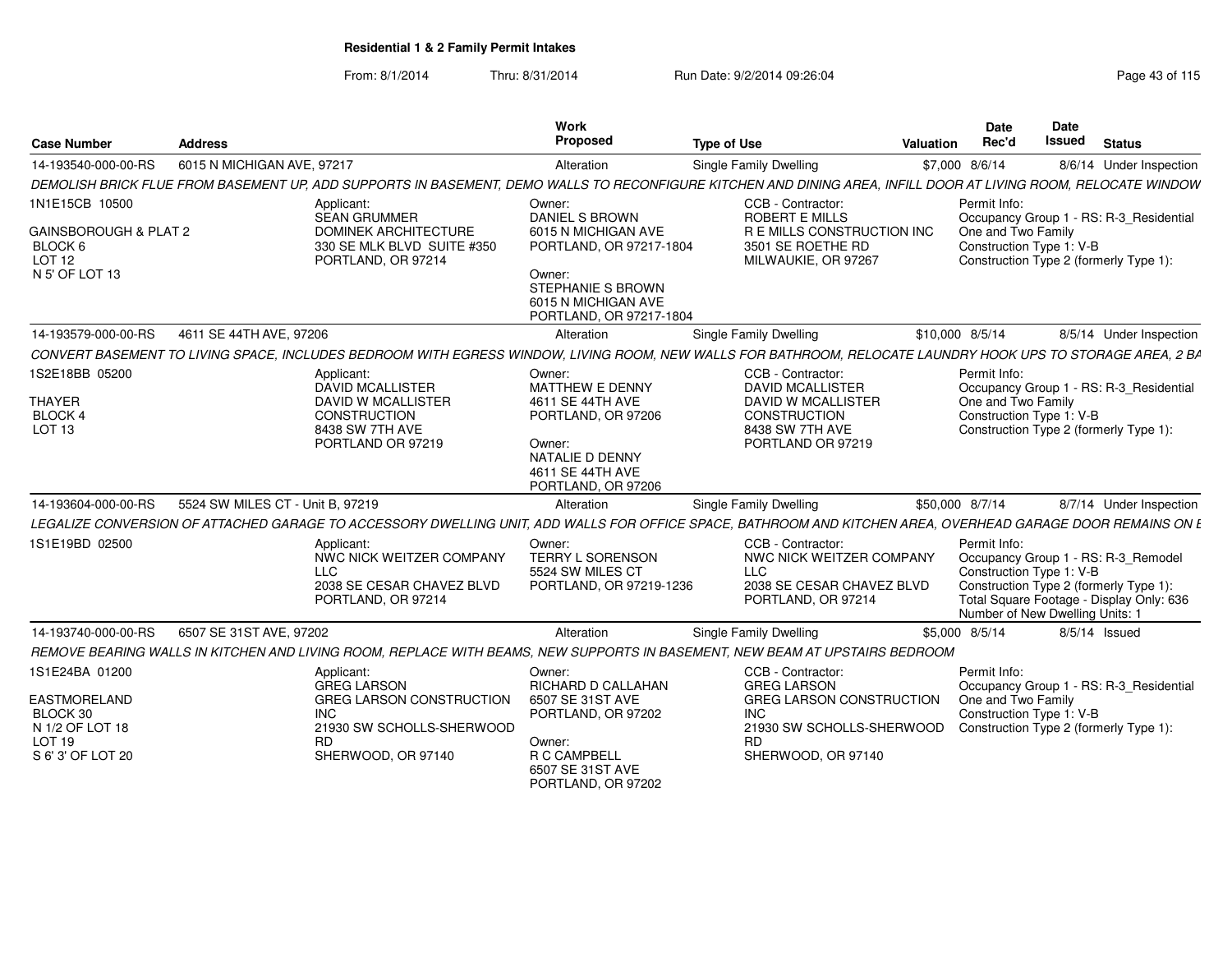**Residential 1 & 2 Family Permit Intakes**

From: 8/1/2014 Thru: 8/31/2014 Run Date: 9/2/2014 09:26:04

| Case Number | Address | Work Proposed | Type of Use | Valuation | Date Rec'd | Date Issued | Status |
|---|---|---|---|---|---|---|---|
| 14-193540-000-00-RS | 6015 N MICHIGAN AVE, 97217 | Alteration | Single Family Dwelling | $7,000 | 8/6/14 | 8/6/14 | Under Inspection |

*DEMOLISH BRICK FLUE FROM BASEMENT UP, ADD SUPPORTS IN BASEMENT, DEMO WALLS TO RECONFIGURE KITCHEN AND DINING AREA, INFILL DOOR AT LIVING ROOM, RELOCATE WINDOW*

1N1E15CB 10500
GAINSBOROUGH & PLAT 2
BLOCK 6
LOT 12
N 5' OF LOT 13

Applicant: SEAN GRUMMER, DOMINEK ARCHITECTURE, 330 SE MLK BLVD SUITE #350, PORTLAND, OR 97214

Owner: DANIEL S BROWN, 6015 N MICHIGAN AVE, PORTLAND, OR 97217-1804

Owner: STEPHANIE S BROWN, 6015 N MICHIGAN AVE, PORTLAND, OR 97217-1804

CCB - Contractor: ROBERT E MILLS, R E MILLS CONSTRUCTION INC, 3501 SE ROETHE RD, MILWAUKIE, OR 97267

Permit Info: Occupancy Group 1 - RS: R-3_Residential One and Two Family; Construction Type 1: V-B; Construction Type 2 (formerly Type 1):

| Case Number | Address | Work Proposed | Type of Use | Valuation | Date Rec'd | Date Issued | Status |
|---|---|---|---|---|---|---|---|
| 14-193579-000-00-RS | 4611 SE 44TH AVE, 97206 | Alteration | Single Family Dwelling | $10,000 | 8/5/14 | 8/5/14 | Under Inspection |

*CONVERT BASEMENT TO LIVING SPACE, INCLUDES BEDROOM WITH EGRESS WINDOW, LIVING ROOM, NEW WALLS FOR BATHROOM, RELOCATE LAUNDRY HOOK UPS TO STORAGE AREA, 2 BA*

1S2E18BB 05200
THAYER
BLOCK 4
LOT 13

Applicant: DAVID MCALLISTER, DAVID W MCALLISTER CONSTRUCTION, 8438 SW 7TH AVE, PORTLAND OR 97219

Owner: MATTHEW E DENNY, 4611 SE 44TH AVE, PORTLAND, OR 97206

Owner: NATALIE D DENNY, 4611 SE 44TH AVE, PORTLAND, OR 97206

CCB - Contractor: DAVID MCALLISTER, DAVID W MCALLISTER CONSTRUCTION, 8438 SW 7TH AVE, PORTLAND OR 97219

Permit Info: Occupancy Group 1 - RS: R-3_Residential One and Two Family; Construction Type 1: V-B; Construction Type 2 (formerly Type 1):

| Case Number | Address | Work Proposed | Type of Use | Valuation | Date Rec'd | Date Issued | Status |
|---|---|---|---|---|---|---|---|
| 14-193604-000-00-RS | 5524 SW MILES CT - Unit B, 97219 | Alteration | Single Family Dwelling | $50,000 | 8/7/14 | 8/7/14 | Under Inspection |

*LEGALIZE CONVERSION OF ATTACHED GARAGE TO ACCESSORY DWELLING UNIT, ADD WALLS FOR OFFICE SPACE, BATHROOM AND KITCHEN AREA, OVERHEAD GARAGE DOOR REMAINS ON E*

1S1E19BD 02500

Applicant: NWC NICK WEITZER COMPANY LLC, 2038 SE CESAR CHAVEZ BLVD, PORTLAND, OR 97214

Owner: TERRY L SORENSON, 5524 SW MILES CT, PORTLAND, OR 97219-1236

CCB - Contractor: NWC NICK WEITZER COMPANY LLC, 2038 SE CESAR CHAVEZ BLVD, PORTLAND, OR 97214

Permit Info: Occupancy Group 1 - RS: R-3_Remodel; Construction Type 1: V-B; Construction Type 2 (formerly Type 1):; Total Square Footage - Display Only: 636; Number of New Dwelling Units: 1

| Case Number | Address | Work Proposed | Type of Use | Valuation | Date Rec'd | Date Issued | Status |
|---|---|---|---|---|---|---|---|
| 14-193740-000-00-RS | 6507 SE 31ST AVE, 97202 | Alteration | Single Family Dwelling | $5,000 | 8/5/14 | 8/5/14 | Issued |

*REMOVE BEARING WALLS IN KITCHEN AND LIVING ROOM, REPLACE WITH BEAMS, NEW SUPPORTS IN BASEMENT, NEW BEAM AT UPSTAIRS BEDROOM*

1S1E24BA 01200
EASTMORELAND
BLOCK 30
N 1/2 OF LOT 18
LOT 19
S 6' 3' OF LOT 20

Applicant: GREG LARSON, GREG LARSON CONSTRUCTION INC, 21930 SW SCHOLLS-SHERWOOD RD, SHERWOOD, OR 97140

Owner: RICHARD D CALLAHAN, 6507 SE 31ST AVE, PORTLAND, OR 97202

Owner: R C CAMPBELL, 6507 SE 31ST AVE, PORTLAND, OR 97202

CCB - Contractor: GREG LARSON, GREG LARSON CONSTRUCTION INC, 21930 SW SCHOLLS-SHERWOOD RD, SHERWOOD, OR 97140

Permit Info: Occupancy Group 1 - RS: R-3_Residential One and Two Family; Construction Type 1: V-B; Construction Type 2 (formerly Type 1):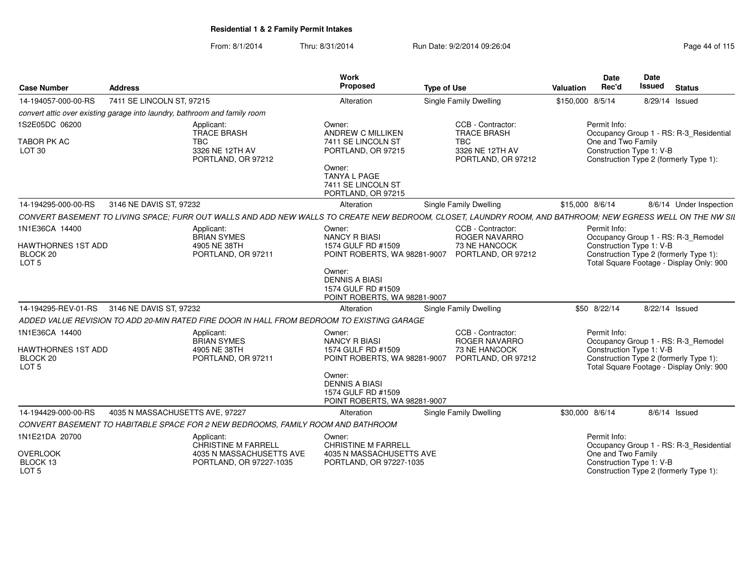**Residential 1 & 2 Family Permit Intakes**

From: 8/1/2014 Thru: 8/31/2014 Run Date: 9/2/2014 09:26:04

| Case Number | Address | Work Proposed | Type of Use | Valuation | Date Rec'd | Date Issued | Status |
|---|---|---|---|---|---|---|---|
| 14-194057-000-00-RS | 7411 SE LINCOLN ST, 97215 | Alteration | Single Family Dwelling | $150,000 | 8/5/14 | 8/29/14 | Issued |

*convert attic over existing garage into laundry, bathroom and family room*

1S2E05DC 06200
TABOR PK AC
LOT 30

Applicant:
TRACE BRASH
TBC
3326 NE 12TH AV
PORTLAND, OR 97212

Owner:
ANDREW C MILLIKEN
7411 SE LINCOLN ST
PORTLAND, OR 97215

Owner:
TANYA L PAGE
7411 SE LINCOLN ST
PORTLAND, OR 97215

CCB - Contractor:
TRACE BRASH
TBC
3326 NE 12TH AV
PORTLAND, OR 97212

Permit Info:
Occupancy Group 1 - RS: R-3_Residential One and Two Family
Construction Type 1: V-B
Construction Type 2 (formerly Type 1):

| Case Number | Address | Work Proposed | Type of Use | Valuation | Date Rec'd | Date Issued | Status |
|---|---|---|---|---|---|---|---|
| 14-194295-000-00-RS | 3146 NE DAVIS ST, 97232 | Alteration | Single Family Dwelling | $15,000 | 8/6/14 | 8/6/14 | Under Inspection |

*CONVERT BASEMENT TO LIVING SPACE; FURR OUT WALLS AND ADD NEW WALLS TO CREATE NEW BEDROOM, CLOSET, LAUNDRY ROOM, AND BATHROOM; NEW EGRESS WELL ON THE NW SIL*

1N1E36CA 14400
HAWTHORNES 1ST ADD
BLOCK 20
LOT 5

Applicant:
BRIAN SYMES
4905 NE 38TH
PORTLAND, OR 97211

Owner:
NANCY R BIASI
1574 GULF RD #1509
POINT ROBERTS, WA 98281-9007

Owner:
DENNIS A BIASI
1574 GULF RD #1509
POINT ROBERTS, WA 98281-9007

CCB - Contractor:
ROGER NAVARRO
73 NE HANCOCK
PORTLAND, OR 97212

Permit Info:
Occupancy Group 1 - RS: R-3_Remodel
Construction Type 1: V-B
Construction Type 2 (formerly Type 1):
Total Square Footage - Display Only: 900

| Case Number | Address | Work Proposed | Type of Use | Valuation | Date Rec'd | Date Issued | Status |
|---|---|---|---|---|---|---|---|
| 14-194295-REV-01-RS | 3146 NE DAVIS ST, 97232 | Alteration | Single Family Dwelling | $50 | 8/22/14 | 8/22/14 | Issued |

*ADDED VALUE REVISION TO ADD 20-MIN RATED FIRE DOOR IN HALL FROM BEDROOM TO EXISTING GARAGE*

1N1E36CA 14400
HAWTHORNES 1ST ADD
BLOCK 20
LOT 5

Applicant:
BRIAN SYMES
4905 NE 38TH
PORTLAND, OR 97211

Owner:
NANCY R BIASI
1574 GULF RD #1509
POINT ROBERTS, WA 98281-9007

Owner:
DENNIS A BIASI
1574 GULF RD #1509
POINT ROBERTS, WA 98281-9007

CCB - Contractor:
ROGER NAVARRO
73 NE HANCOCK
PORTLAND, OR 97212

Permit Info:
Occupancy Group 1 - RS: R-3_Remodel
Construction Type 1: V-B
Construction Type 2 (formerly Type 1):
Total Square Footage - Display Only: 900

| Case Number | Address | Work Proposed | Type of Use | Valuation | Date Rec'd | Date Issued | Status |
|---|---|---|---|---|---|---|---|
| 14-194429-000-00-RS | 4035 N MASSACHUSETTS AVE, 97227 | Alteration | Single Family Dwelling | $30,000 | 8/6/14 | 8/6/14 | Issued |

*CONVERT BASEMENT TO HABITABLE SPACE FOR 2 NEW BEDROOMS, FAMILY ROOM AND BATHROOM*

1N1E21DA 20700
OVERLOOK
BLOCK 13
LOT 5

Applicant:
CHRISTINE M FARRELL
4035 N MASSACHUSETTS AVE
PORTLAND, OR 97227-1035

Owner:
CHRISTINE M FARRELL
4035 N MASSACHUSETTS AVE
PORTLAND, OR 97227-1035

Permit Info:
Occupancy Group 1 - RS: R-3_Residential One and Two Family
Construction Type 1: V-B
Construction Type 2 (formerly Type 1):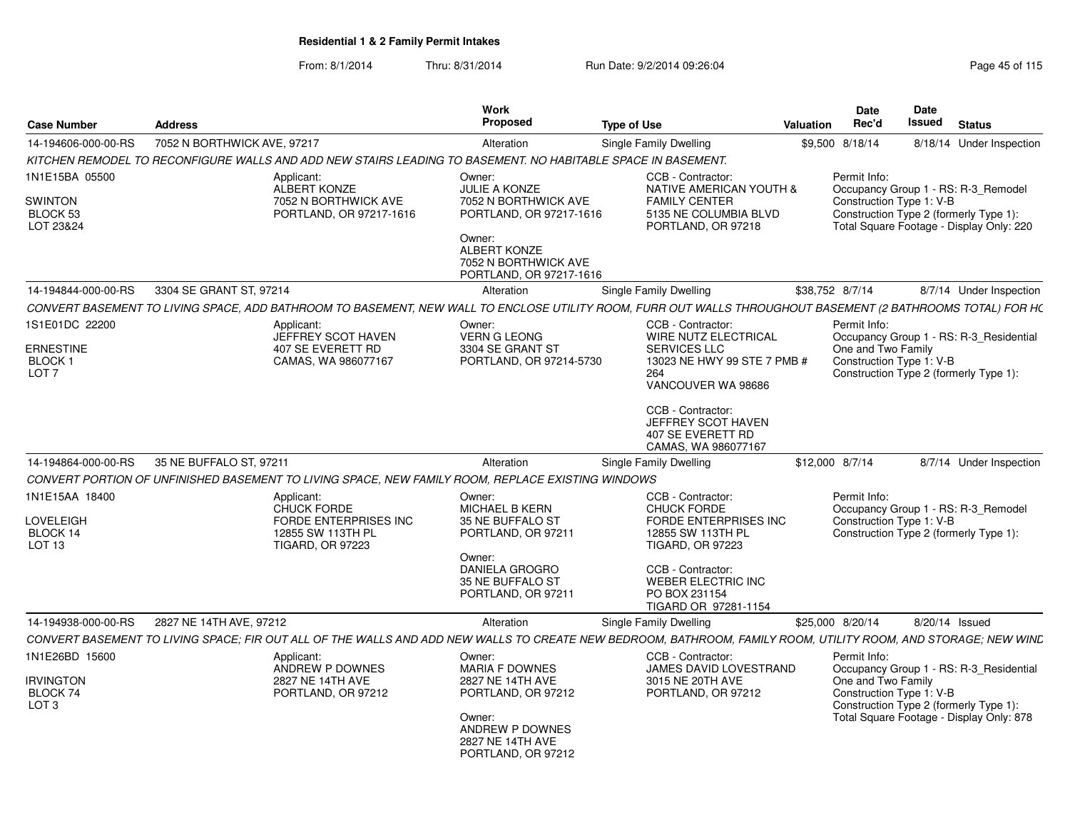**Residential 1 & 2 Family Permit Intakes**

From: 8/1/2014 Thru: 8/31/2014 Run Date: 9/2/2014 09:26:04

| Case Number | Address | Work Proposed | Type of Use | Valuation | Date Rec'd | Date Issued | Status |
|---|---|---|---|---|---|---|---|
| 14-194606-000-00-RS | 7052 N BORTHWICK AVE, 97217 | Alteration | Single Family Dwelling | $9,500 | 8/18/14 | 8/18/14 | Under Inspection |

*KITCHEN REMODEL TO RECONFIGURE WALLS AND ADD NEW STAIRS LEADING TO BASEMENT. NO HABITABLE SPACE IN BASEMENT.*

1N1E15BA 05500
SWINTON
BLOCK 53
LOT 23&24

Applicant:
ALBERT KONZE
7052 N BORTHWICK AVE
PORTLAND, OR 97217-1616

Owner:
JULIE A KONZE
7052 N BORTHWICK AVE
PORTLAND, OR 97217-1616

Owner:
ALBERT KONZE
7052 N BORTHWICK AVE
PORTLAND, OR 97217-1616

CCB - Contractor:
NATIVE AMERICAN YOUTH & FAMILY CENTER
5135 NE COLUMBIA BLVD
PORTLAND, OR 97218

Permit Info:
Occupancy Group 1 - RS: R-3_Remodel
Construction Type 1: V-B
Construction Type 2 (formerly Type 1):
Total Square Footage - Display Only: 220

| Case Number | Address | Work Proposed | Type of Use | Valuation | Date Rec'd | Date Issued | Status |
|---|---|---|---|---|---|---|---|
| 14-194844-000-00-RS | 3304 SE GRANT ST, 97214 | Alteration | Single Family Dwelling | $38,752 | 8/7/14 | 8/7/14 | Under Inspection |

*CONVERT BASEMENT TO LIVING SPACE, ADD BATHROOM TO BASEMENT, NEW WALL TO ENCLOSE UTILITY ROOM, FURR OUT WALLS THROUGHOUT BASEMENT (2 BATHROOMS TOTAL) FOR HO*

1S1E01DC 22200
ERNESTINE
BLOCK 1
LOT 7

Applicant:
JEFFREY SCOT HAVEN
407 SE EVERETT RD
CAMAS, WA 986077167

Owner:
VERN G LEONG
3304 SE GRANT ST
PORTLAND, OR 97214-5730

CCB - Contractor:
WIRE NUTZ ELECTRICAL SERVICES LLC
13023 NE HWY 99 STE 7 PMB # 264
VANCOUVER WA 98686

CCB - Contractor:
JEFFREY SCOT HAVEN
407 SE EVERETT RD
CAMAS, WA 986077167

Permit Info:
Occupancy Group 1 - RS: R-3_Residential One and Two Family
Construction Type 1: V-B
Construction Type 2 (formerly Type 1):

| Case Number | Address | Work Proposed | Type of Use | Valuation | Date Rec'd | Date Issued | Status |
|---|---|---|---|---|---|---|---|
| 14-194864-000-00-RS | 35 NE BUFFALO ST, 97211 | Alteration | Single Family Dwelling | $12,000 | 8/7/14 | 8/7/14 | Under Inspection |

*CONVERT PORTION OF UNFINISHED BASEMENT TO LIVING SPACE, NEW FAMILY ROOM, REPLACE EXISTING WINDOWS*

1N1E15AA 18400
LOVELEIGH
BLOCK 14
LOT 13

Applicant:
CHUCK FORDE
FORDE ENTERPRISES INC
12855 SW 113TH PL
TIGARD, OR 97223

Owner:
MICHAEL B KERN
35 NE BUFFALO ST
PORTLAND, OR 97211

Owner:
DANIELA GROGRO
35 NE BUFFALO ST
PORTLAND, OR 97211

CCB - Contractor:
CHUCK FORDE
FORDE ENTERPRISES INC
12855 SW 113TH PL
TIGARD, OR 97223

CCB - Contractor:
WEBER ELECTRIC INC
PO BOX 231154
TIGARD OR 97281-1154

Permit Info:
Occupancy Group 1 - RS: R-3_Remodel
Construction Type 1: V-B
Construction Type 2 (formerly Type 1):

| Case Number | Address | Work Proposed | Type of Use | Valuation | Date Rec'd | Date Issued | Status |
|---|---|---|---|---|---|---|---|
| 14-194938-000-00-RS | 2827 NE 14TH AVE, 97212 | Alteration | Single Family Dwelling | $25,000 | 8/20/14 | 8/20/14 | Issued |

*CONVERT BASEMENT TO LIVING SPACE; FIR OUT ALL OF THE WALLS AND ADD NEW WALLS TO CREATE NEW BEDROOM, BATHROOM, FAMILY ROOM, UTILITY ROOM, AND STORAGE; NEW WIND*

1N1E26BD 15600
IRVINGTON
BLOCK 74
LOT 3

Applicant:
ANDREW P DOWNES
2827 NE 14TH AVE
PORTLAND, OR 97212

Owner:
MARIA F DOWNES
2827 NE 14TH AVE
PORTLAND, OR 97212

Owner:
ANDREW P DOWNES
2827 NE 14TH AVE
PORTLAND, OR 97212

CCB - Contractor:
JAMES DAVID LOVESTRAND
3015 NE 20TH AVE
PORTLAND, OR 97212

Permit Info:
Occupancy Group 1 - RS: R-3_Residential One and Two Family
Construction Type 1: V-B
Construction Type 2 (formerly Type 1):
Total Square Footage - Display Only: 878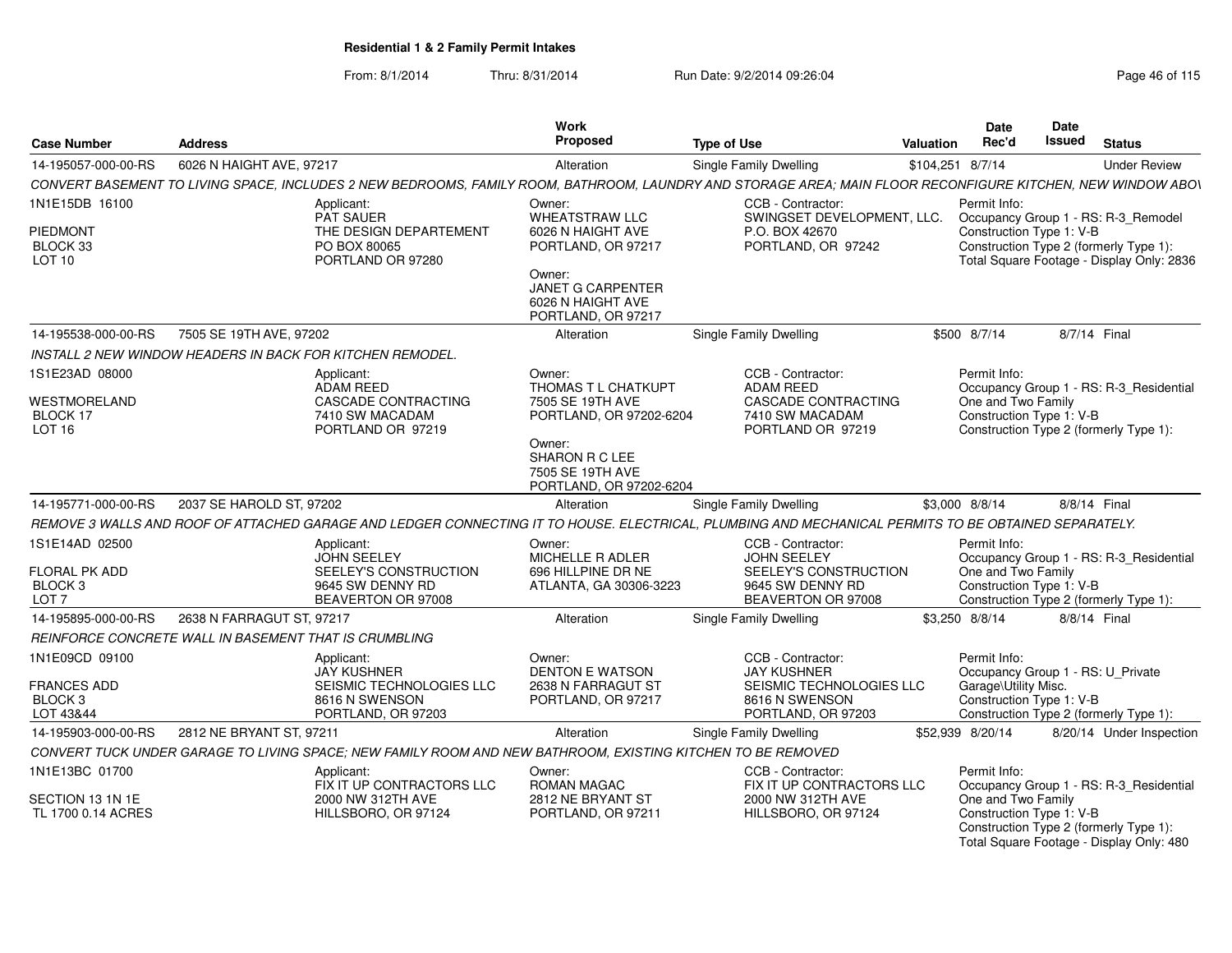**Residential 1 & 2 Family Permit Intakes**

From: 8/1/2014 Thru: 8/31/2014 Run Date: 9/2/2014 09:26:04

| Case Number | Address | Work Proposed | Type of Use | Valuation | Date Rec'd | Date Issued | Status |
|---|---|---|---|---|---|---|---|
| 14-195057-000-00-RS | 6026 N HAIGHT AVE, 97217 | Alteration | Single Family Dwelling | $104,251 | 8/7/14 | | Under Review |

CONVERT BASEMENT TO LIVING SPACE, INCLUDES 2 NEW BEDROOMS, FAMILY ROOM, BATHROOM, LAUNDRY AND STORAGE AREA; MAIN FLOOR RECONFIGURE KITCHEN, NEW WINDOW ABO\

1N1E15DB 16100
PIEDMONT
BLOCK 33
LOT 10

Applicant:
PAT SAUER
THE DESIGN DEPARTEMENT
PO BOX 80065
PORTLAND OR 97280

Owner:
WHEATSTRAW LLC
6026 N HAIGHT AVE
PORTLAND, OR 97217

Owner:
JANET G CARPENTER
6026 N HAIGHT AVE
PORTLAND, OR 97217

CCB - Contractor:
SWINGSET DEVELOPMENT, LLC.
P.O. BOX 42670
PORTLAND, OR 97242

Permit Info:
Occupancy Group 1 - RS: R-3_Remodel
Construction Type 1: V-B
Construction Type 2 (formerly Type 1):
Total Square Footage - Display Only: 2836

| Case Number | Address | Work Proposed | Type of Use | Valuation | Date Rec'd | Date Issued | Status |
|---|---|---|---|---|---|---|---|
| 14-195538-000-00-RS | 7505 SE 19TH AVE, 97202 | Alteration | Single Family Dwelling | $500 | 8/7/14 | 8/7/14 | Final |

INSTALL 2 NEW WINDOW HEADERS IN BACK FOR KITCHEN REMODEL.

1S1E23AD 08000
WESTMORELAND
BLOCK 17
LOT 16

Applicant:
ADAM REED
CASCADE CONTRACTING
7410 SW MACADAM
PORTLAND OR 97219

Owner:
THOMAS T L CHATKUPT
7505 SE 19TH AVE
PORTLAND, OR 97202-6204

Owner:
SHARON R C LEE
7505 SE 19TH AVE
PORTLAND, OR 97202-6204

CCB - Contractor:
ADAM REED
CASCADE CONTRACTING
7410 SW MACADAM
PORTLAND OR 97219

Permit Info:
Occupancy Group 1 - RS: R-3_Residential One and Two Family
Construction Type 1: V-B
Construction Type 2 (formerly Type 1):

| Case Number | Address | Work Proposed | Type of Use | Valuation | Date Rec'd | Date Issued | Status |
|---|---|---|---|---|---|---|---|
| 14-195771-000-00-RS | 2037 SE HAROLD ST, 97202 | Alteration | Single Family Dwelling | $3,000 | 8/8/14 | 8/8/14 | Final |

REMOVE 3 WALLS AND ROOF OF ATTACHED GARAGE AND LEDGER CONNECTING IT TO HOUSE. ELECTRICAL, PLUMBING AND MECHANICAL PERMITS TO BE OBTAINED SEPARATELY.

1S1E14AD 02500
FLORAL PK ADD
BLOCK 3
LOT 7

Applicant:
JOHN SEELEY
SEELEY'S CONSTRUCTION
9645 SW DENNY RD
BEAVERTON OR 97008

Owner:
MICHELLE R ADLER
696 HILLPINE DR NE
ATLANTA, GA 30306-3223

CCB - Contractor:
JOHN SEELEY
SEELEY'S CONSTRUCTION
9645 SW DENNY RD
BEAVERTON OR 97008

Permit Info:
Occupancy Group 1 - RS: R-3_Residential One and Two Family
Construction Type 1: V-B
Construction Type 2 (formerly Type 1):

| Case Number | Address | Work Proposed | Type of Use | Valuation | Date Rec'd | Date Issued | Status |
|---|---|---|---|---|---|---|---|
| 14-195895-000-00-RS | 2638 N FARRAGUT ST, 97217 | Alteration | Single Family Dwelling | $3,250 | 8/8/14 | 8/8/14 | Final |

REINFORCE CONCRETE WALL IN BASEMENT THAT IS CRUMBLING

1N1E09CD 09100
FRANCES ADD
BLOCK 3
LOT 43&44

Applicant:
JAY KUSHNER
SEISMIC TECHNOLOGIES LLC
8616 N SWENSON
PORTLAND, OR 97203

Owner:
DENTON E WATSON
2638 N FARRAGUT ST
PORTLAND, OR 97217

CCB - Contractor:
JAY KUSHNER
SEISMIC TECHNOLOGIES LLC
8616 N SWENSON
PORTLAND, OR 97203

Permit Info:
Occupancy Group 1 - RS: U_Private Garage\Utility Misc.
Construction Type 1: V-B
Construction Type 2 (formerly Type 1):

| Case Number | Address | Work Proposed | Type of Use | Valuation | Date Rec'd | Date Issued | Status |
|---|---|---|---|---|---|---|---|
| 14-195903-000-00-RS | 2812 NE BRYANT ST, 97211 | Alteration | Single Family Dwelling | $52,939 | 8/20/14 | 8/20/14 | Under Inspection |

CONVERT TUCK UNDER GARAGE TO LIVING SPACE; NEW FAMILY ROOM AND NEW BATHROOM, EXISTING KITCHEN TO BE REMOVED

1N1E13BC 01700
SECTION 13 1N 1E
TL 1700 0.14 ACRES

Applicant:
FIX IT UP CONTRACTORS LLC
2000 NW 312TH AVE
HILLSBORO, OR 97124

Owner:
ROMAN MAGAC
2812 NE BRYANT ST
PORTLAND, OR 97211

CCB - Contractor:
FIX IT UP CONTRACTORS LLC
2000 NW 312TH AVE
HILLSBORO, OR 97124

Permit Info:
Occupancy Group 1 - RS: R-3_Residential One and Two Family
Construction Type 1: V-B
Construction Type 2 (formerly Type 1):
Total Square Footage - Display Only: 480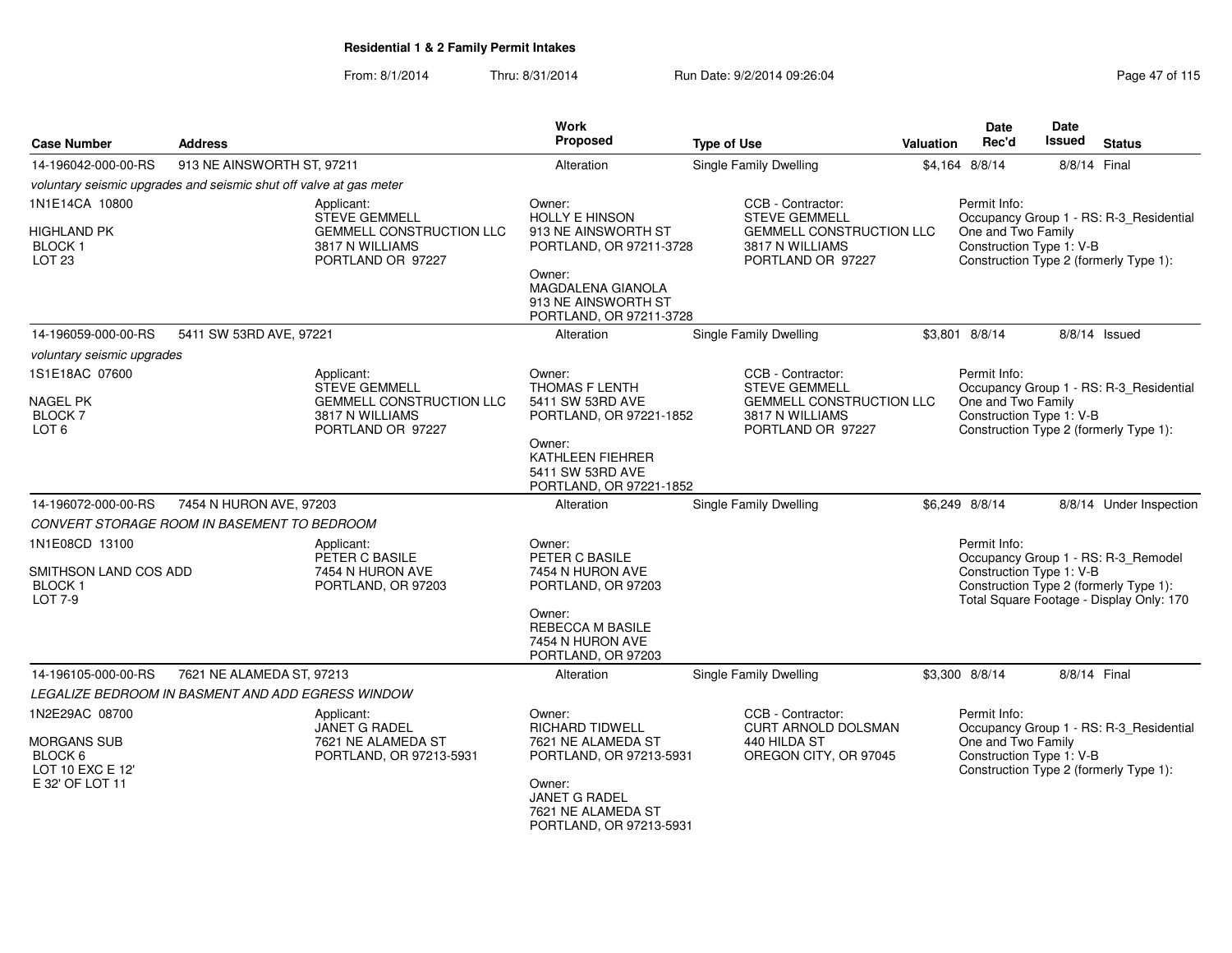# Residential 1 & 2 Family Permit Intakes

From: 8/1/2014 Thru: 8/31/2014 Run Date: 9/2/2014 09:26:04

| Case Number | Address | Work Proposed | Type of Use | Valuation | Date Rec'd | Date Issued | Status |
|---|---|---|---|---|---|---|---|
| 14-196042-000-00-RS | 913 NE AINSWORTH ST, 97211 | Alteration | Single Family Dwelling | $4,164 | 8/8/14 | 8/8/14 | Final |

*voluntary seismic upgrades and seismic shut off valve at gas meter*

1N1E14CA 10800
HIGHLAND PK
BLOCK 1
LOT 23

Applicant:
STEVE GEMMELL
GEMMELL CONSTRUCTION LLC
3817 N WILLIAMS
PORTLAND OR 97227

Owner:
HOLLY E HINSON
913 NE AINSWORTH ST
PORTLAND, OR 97211-3728

Owner:
MAGDALENA GIANOLA
913 NE AINSWORTH ST
PORTLAND, OR 97211-3728

CCB - Contractor:
STEVE GEMMELL
GEMMELL CONSTRUCTION LLC
3817 N WILLIAMS
PORTLAND OR 97227

Permit Info:
Occupancy Group 1 - RS: R-3_Residential One and Two Family
Construction Type 1: V-B
Construction Type 2 (formerly Type 1):

| Case Number | Address | Work Proposed | Type of Use | Valuation | Date Rec'd | Date Issued | Status |
|---|---|---|---|---|---|---|---|
| 14-196059-000-00-RS | 5411 SW 53RD AVE, 97221 | Alteration | Single Family Dwelling | $3,801 | 8/8/14 | 8/8/14 | Issued |

*voluntary seismic upgrades*

1S1E18AC 07600
NAGEL PK
BLOCK 7
LOT 6

Applicant:
STEVE GEMMELL
GEMMELL CONSTRUCTION LLC
3817 N WILLIAMS
PORTLAND OR 97227

Owner:
THOMAS F LENTH
5411 SW 53RD AVE
PORTLAND, OR 97221-1852

Owner:
KATHLEEN FIEHRER
5411 SW 53RD AVE
PORTLAND, OR 97221-1852

CCB - Contractor:
STEVE GEMMELL
GEMMELL CONSTRUCTION LLC
3817 N WILLIAMS
PORTLAND OR 97227

Permit Info:
Occupancy Group 1 - RS: R-3_Residential One and Two Family
Construction Type 1: V-B
Construction Type 2 (formerly Type 1):

| Case Number | Address | Work Proposed | Type of Use | Valuation | Date Rec'd | Date Issued | Status |
|---|---|---|---|---|---|---|---|
| 14-196072-000-00-RS | 7454 N HURON AVE, 97203 | Alteration | Single Family Dwelling | $6,249 | 8/8/14 | 8/8/14 | Under Inspection |

*CONVERT STORAGE ROOM IN BASEMENT TO BEDROOM*

1N1E08CD 13100
SMITHSON LAND COS ADD
BLOCK 1
LOT 7-9

Applicant:
PETER C BASILE
7454 N HURON AVE
PORTLAND, OR 97203

Owner:
PETER C BASILE
7454 N HURON AVE
PORTLAND, OR 97203

Owner:
REBECCA M BASILE
7454 N HURON AVE
PORTLAND, OR 97203

Permit Info:
Occupancy Group 1 - RS: R-3_Remodel
Construction Type 1: V-B
Construction Type 2 (formerly Type 1):
Total Square Footage - Display Only: 170

| Case Number | Address | Work Proposed | Type of Use | Valuation | Date Rec'd | Date Issued | Status |
|---|---|---|---|---|---|---|---|
| 14-196105-000-00-RS | 7621 NE ALAMEDA ST, 97213 | Alteration | Single Family Dwelling | $3,300 | 8/8/14 | 8/8/14 | Final |

*LEGALIZE BEDROOM IN BASMENT AND ADD EGRESS WINDOW*

1N2E29AC 08700
MORGANS SUB
BLOCK 6
LOT 10 EXC E 12'
E 32' OF LOT 11

Applicant:
JANET G RADEL
7621 NE ALAMEDA ST
PORTLAND, OR 97213-5931

Owner:
RICHARD TIDWELL
7621 NE ALAMEDA ST
PORTLAND, OR 97213-5931

Owner:
JANET G RADEL
7621 NE ALAMEDA ST
PORTLAND, OR 97213-5931

CCB - Contractor:
CURT ARNOLD DOLSMAN
440 HILDA ST
OREGON CITY, OR 97045

Permit Info:
Occupancy Group 1 - RS: R-3_Residential One and Two Family
Construction Type 1: V-B
Construction Type 2 (formerly Type 1):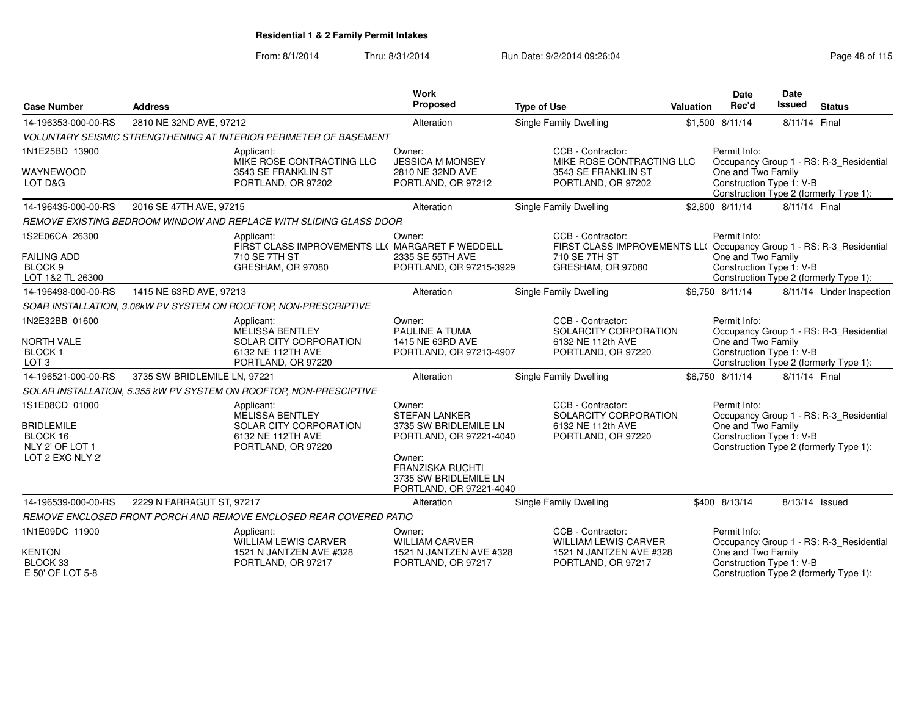**Residential 1 & 2 Family Permit Intakes**

From: 8/1/2014 Thru: 8/31/2014 Run Date: 9/2/2014 09:26:04

| Case Number | Address | Work Proposed | Type of Use | Valuation | Date Rec'd | Date Issued | Status |
|---|---|---|---|---|---|---|---|
| 14-196353-000-00-RS | 2810 NE 32ND AVE, 97212 | Alteration | Single Family Dwelling | $1,500 | 8/11/14 | 8/11/14 | Final |

*VOLUNTARY SEISMIC STRENGTHENING AT INTERIOR PERIMETER OF BASEMENT*

1N1E25BD 13900
WAYNEWOOD
LOT D&G

Applicant: MIKE ROSE CONTRACTING LLC, 3543 SE FRANKLIN ST, PORTLAND, OR 97202
Owner: JESSICA M MONSEY, 2810 NE 32ND AVE, PORTLAND, OR 97212
CCB - Contractor: MIKE ROSE CONTRACTING LLC, 3543 SE FRANKLIN ST, PORTLAND, OR 97202
Permit Info: Occupancy Group 1 - RS: R-3_Residential One and Two Family; Construction Type 1: V-B; Construction Type 2 (formerly Type 1):

| Case Number | Address | Work Proposed | Type of Use | Valuation | Date Rec'd | Date Issued | Status |
|---|---|---|---|---|---|---|---|
| 14-196435-000-00-RS | 2016 SE 47TH AVE, 97215 | Alteration | Single Family Dwelling | $2,800 | 8/11/14 | 8/11/14 | Final |

*REMOVE EXISTING BEDROOM WINDOW AND REPLACE WITH SLIDING GLASS DOOR*

1S2E06CA 26300
FAILING ADD
BLOCK 9
LOT 1&2 TL 26300

Applicant: FIRST CLASS IMPROVEMENTS LL( 710 SE 7TH ST, GRESHAM, OR 97080
Owner: MARGARET F WEDDELL, 2335 SE 55TH AVE, PORTLAND, OR 97215-3929
CCB - Contractor: FIRST CLASS IMPROVEMENTS LL( 710 SE 7TH ST, GRESHAM, OR 97080
Permit Info: Occupancy Group 1 - RS: R-3_Residential One and Two Family; Construction Type 1: V-B; Construction Type 2 (formerly Type 1):

| Case Number | Address | Work Proposed | Type of Use | Valuation | Date Rec'd | Date Issued | Status |
|---|---|---|---|---|---|---|---|
| 14-196498-000-00-RS | 1415 NE 63RD AVE, 97213 | Alteration | Single Family Dwelling | $6,750 | 8/11/14 | 8/11/14 | Under Inspection |

*SOAR INSTALLATION, 3.06kW PV SYSTEM ON ROOFTOP, NON-PRESCRIPTIVE*

1N2E32BB 01600
NORTH VALE
BLOCK 1
LOT 3

Applicant: MELISSA BENTLEY, SOLAR CITY CORPORATION, 6132 NE 112TH AVE, PORTLAND, OR 97220
Owner: PAULINE A TUMA, 1415 NE 63RD AVE, PORTLAND, OR 97213-4907
CCB - Contractor: SOLARCITY CORPORATION, 6132 NE 112th AVE, PORTLAND, OR 97220
Permit Info: Occupancy Group 1 - RS: R-3_Residential One and Two Family; Construction Type 1: V-B; Construction Type 2 (formerly Type 1):

| Case Number | Address | Work Proposed | Type of Use | Valuation | Date Rec'd | Date Issued | Status |
|---|---|---|---|---|---|---|---|
| 14-196521-000-00-RS | 3735 SW BRIDLEMILE LN, 97221 | Alteration | Single Family Dwelling | $6,750 | 8/11/14 | 8/11/14 | Final |

*SOLAR INSTALLATION, 5.355 kW PV SYSTEM ON ROOFTOP, NON-PRESCIPTIVE*

1S1E08CD 01000
BRIDLEMILE
BLOCK 16
NLY 2' OF LOT 1
LOT 2 EXC NLY 2'

Applicant: MELISSA BENTLEY, SOLAR CITY CORPORATION, 6132 NE 112TH AVE, PORTLAND, OR 97220
Owner: STEFAN LANKER, 3735 SW BRIDLEMILE LN, PORTLAND, OR 97221-4040
Owner: FRANZISKA RUCHTI, 3735 SW BRIDLEMILE LN, PORTLAND, OR 97221-4040
CCB - Contractor: SOLARCITY CORPORATION, 6132 NE 112th AVE, PORTLAND, OR 97220
Permit Info: Occupancy Group 1 - RS: R-3_Residential One and Two Family; Construction Type 1: V-B; Construction Type 2 (formerly Type 1):

| Case Number | Address | Work Proposed | Type of Use | Valuation | Date Rec'd | Date Issued | Status |
|---|---|---|---|---|---|---|---|
| 14-196539-000-00-RS | 2229 N FARRAGUT ST, 97217 | Alteration | Single Family Dwelling | $400 | 8/13/14 | 8/13/14 | Issued |

*REMOVE ENCLOSED FRONT PORCH AND REMOVE ENCLOSED REAR COVERED PATIO*

1N1E09DC 11900
KENTON
BLOCK 33
E 50' OF LOT 5-8

Applicant: WILLIAM LEWIS CARVER, 1521 N JANTZEN AVE #328, PORTLAND, OR 97217
Owner: WILLIAM CARVER, 1521 N JANTZEN AVE #328, PORTLAND, OR 97217
CCB - Contractor: WILLIAM LEWIS CARVER, 1521 N JANTZEN AVE #328, PORTLAND, OR 97217
Permit Info: Occupancy Group 1 - RS: R-3_Residential One and Two Family; Construction Type 1: V-B; Construction Type 2 (formerly Type 1):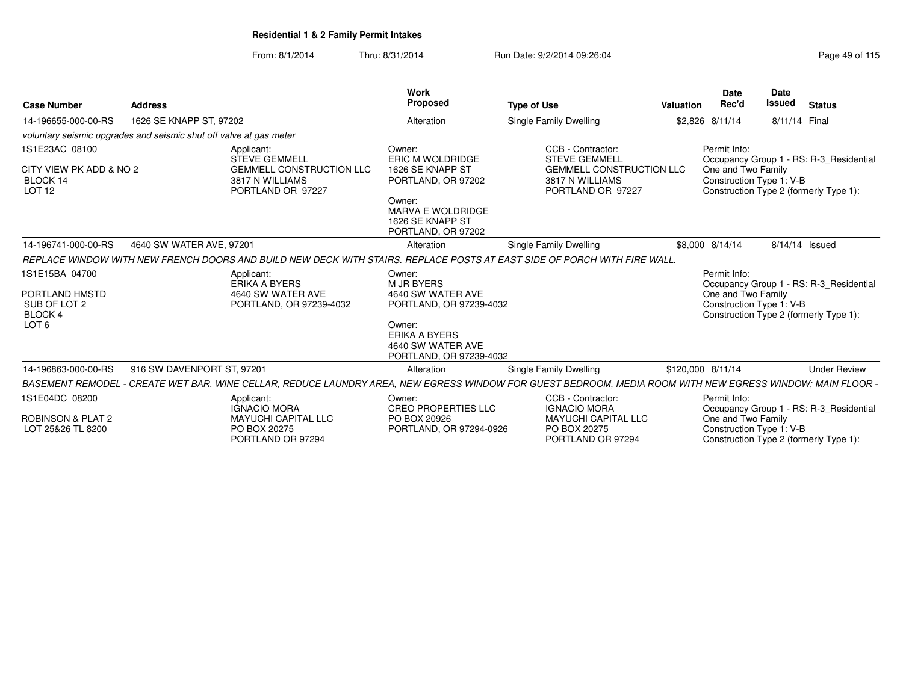**Residential 1 & 2 Family Permit Intakes**

From: 8/1/2014 Thru: 8/31/2014 Run Date: 9/2/2014 09:26:04

| Case Number | Address | Work Proposed | Type of Use | Valuation | Date Rec'd | Date Issued | Status |
|---|---|---|---|---|---|---|---|
| 14-196655-000-00-RS | 1626 SE KNAPP ST, 97202 | Alteration | Single Family Dwelling | $2,826 | 8/11/14 | 8/11/14 | Final |

*voluntary seismic upgrades and seismic shut off valve at gas meter*

1S1E23AC 08100

CITY VIEW PK ADD & NO 2
BLOCK 14
LOT 12

Applicant:
STEVE GEMMELL
GEMMELL CONSTRUCTION LLC
3817 N WILLIAMS
PORTLAND OR 97227

Owner:
ERIC M WOLDRIDGE
1626 SE KNAPP ST
PORTLAND, OR 97202

Owner:
MARVA E WOLDRIDGE
1626 SE KNAPP ST
PORTLAND, OR 97202

CCB - Contractor:
STEVE GEMMELL
GEMMELL CONSTRUCTION LLC
3817 N WILLIAMS
PORTLAND OR 97227

Permit Info:
Occupancy Group 1 - RS: R-3_Residential One and Two Family
Construction Type 1: V-B
Construction Type 2 (formerly Type 1):

| Case Number | Address | Work Proposed | Type of Use | Valuation | Date Rec'd | Date Issued | Status |
|---|---|---|---|---|---|---|---|
| 14-196741-000-00-RS | 4640 SW WATER AVE, 97201 | Alteration | Single Family Dwelling | $8,000 | 8/14/14 | 8/14/14 | Issued |

*REPLACE WINDOW WITH NEW FRENCH DOORS AND BUILD NEW DECK WITH STAIRS. REPLACE POSTS AT EAST SIDE OF PORCH WITH FIRE WALL.*

1S1E15BA 04700

PORTLAND HMSTD
SUB OF LOT 2
BLOCK 4
LOT 6

Applicant:
ERIKA A BYERS
4640 SW WATER AVE
PORTLAND, OR 97239-4032

Owner:
M JR BYERS
4640 SW WATER AVE
PORTLAND, OR 97239-4032

Owner:
ERIKA A BYERS
4640 SW WATER AVE
PORTLAND, OR 97239-4032

Permit Info:
Occupancy Group 1 - RS: R-3_Residential One and Two Family
Construction Type 1: V-B
Construction Type 2 (formerly Type 1):

| Case Number | Address | Work Proposed | Type of Use | Valuation | Date Rec'd | Date Issued | Status |
|---|---|---|---|---|---|---|---|
| 14-196863-000-00-RS | 916 SW DAVENPORT ST, 97201 | Alteration | Single Family Dwelling | $120,000 | 8/11/14 | | Under Review |

*BASEMENT REMODEL - CREATE WET BAR. WINE CELLAR, REDUCE LAUNDRY AREA, NEW EGRESS WINDOW FOR GUEST BEDROOM, MEDIA ROOM WITH NEW EGRESS WINDOW; MAIN FLOOR -*

1S1E04DC 08200

ROBINSON & PLAT 2
LOT 25&26 TL 8200

Applicant:
IGNACIO MORA
MAYUCHI CAPITAL LLC
PO BOX 20275
PORTLAND OR 97294

Owner:
CREO PROPERTIES LLC
PO BOX 20926
PORTLAND, OR 97294-0926

CCB - Contractor:
IGNACIO MORA
MAYUCHI CAPITAL LLC
PO BOX 20275
PORTLAND OR 97294

Permit Info:
Occupancy Group 1 - RS: R-3_Residential One and Two Family
Construction Type 1: V-B
Construction Type 2 (formerly Type 1):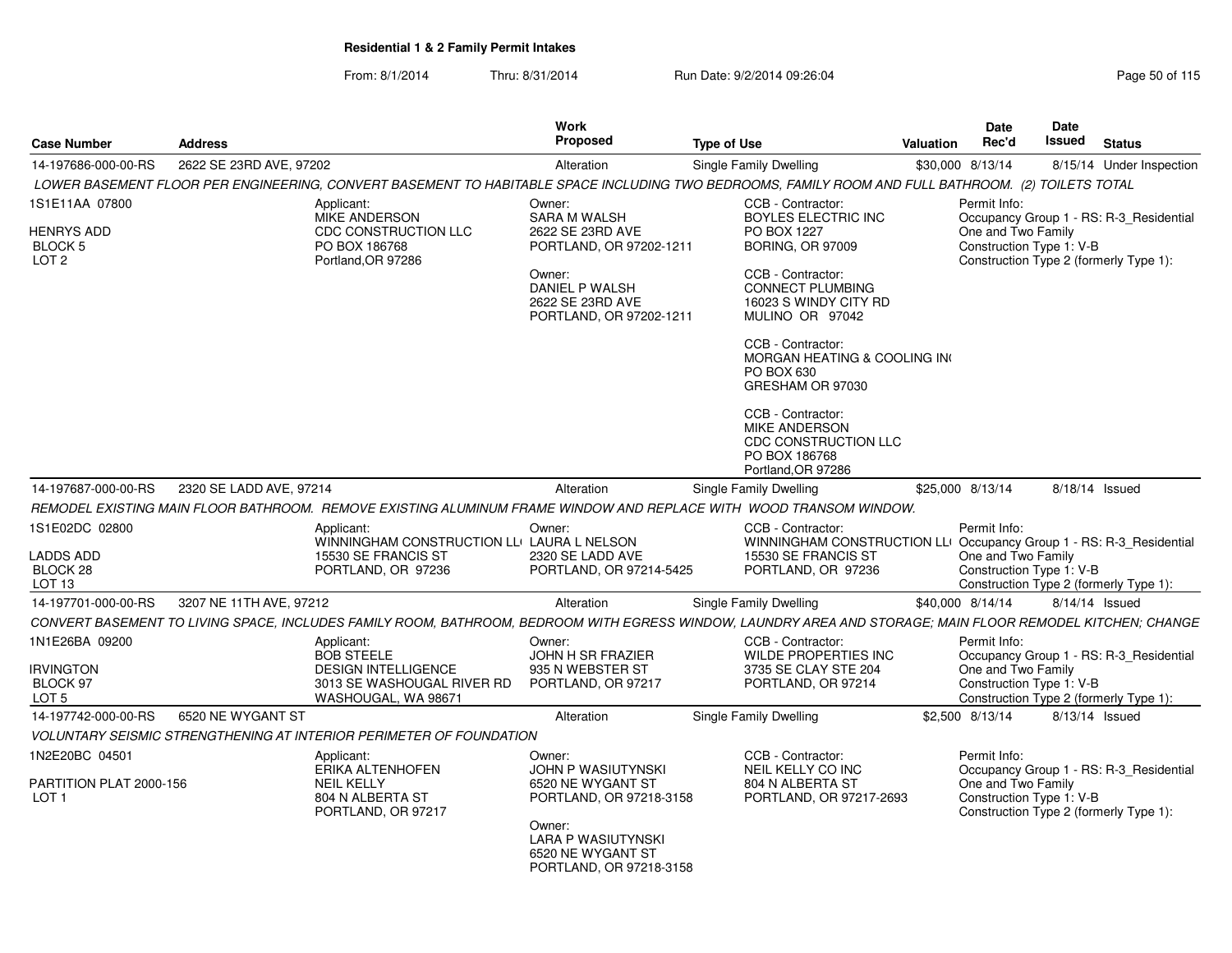**Residential 1 & 2 Family Permit Intakes**

From: 8/1/2014 Thru: 8/31/2014 Run Date: 9/2/2014 09:26:04

| Case Number | Address | Work Proposed | Type of Use | Valuation | Date Rec'd | Date Issued | Status |
|---|---|---|---|---|---|---|---|
| 14-197686-000-00-RS | 2622 SE 23RD AVE, 97202 | Alteration | Single Family Dwelling | $30,000 | 8/13/14 | 8/15/14 | Under Inspection |

*LOWER BASEMENT FLOOR PER ENGINEERING, CONVERT BASEMENT TO HABITABLE SPACE INCLUDING TWO BEDROOMS, FAMILY ROOM AND FULL BATHROOM. (2) TOILETS TOTAL*

1S1E11AA 07800
HENRYS ADD
BLOCK 5
LOT 2

Applicant:
MIKE ANDERSON
CDC CONSTRUCTION LLC
PO BOX 186768
Portland,OR 97286

Owner:
SARA M WALSH
2622 SE 23RD AVE
PORTLAND, OR 97202-1211

Owner:
DANIEL P WALSH
2622 SE 23RD AVE
PORTLAND, OR 97202-1211

CCB - Contractor:
BOYLES ELECTRIC INC
PO BOX 1227
BORING, OR 97009

CCB - Contractor:
CONNECT PLUMBING
16023 S WINDY CITY RD
MULINO OR 97042

CCB - Contractor:
MORGAN HEATING & COOLING IN(
PO BOX 630
GRESHAM OR 97030

CCB - Contractor:
MIKE ANDERSON
CDC CONSTRUCTION LLC
PO BOX 186768
Portland,OR 97286

Permit Info:
Occupancy Group 1 - RS: R-3_Residential One and Two Family
Construction Type 1: V-B
Construction Type 2 (formerly Type 1):

| Case Number | Address | Work Proposed | Type of Use | Valuation | Date Rec'd | Date Issued | Status |
|---|---|---|---|---|---|---|---|
| 14-197687-000-00-RS | 2320 SE LADD AVE, 97214 | Alteration | Single Family Dwelling | $25,000 | 8/13/14 | 8/18/14 | Issued |

*REMODEL EXISTING MAIN FLOOR BATHROOM. REMOVE EXISTING ALUMINUM FRAME WINDOW AND REPLACE WITH WOOD TRANSOM WINDOW.*

1S1E02DC 02800
LADDS ADD
BLOCK 28
LOT 13

Applicant:
WINNINGHAM CONSTRUCTION LL(
15530 SE FRANCIS ST
PORTLAND, OR 97236

Owner:
LAURA L NELSON
2320 SE LADD AVE
PORTLAND, OR 97214-5425

CCB - Contractor:
WINNINGHAM CONSTRUCTION LL(
15530 SE FRANCIS ST
PORTLAND, OR 97236

Permit Info:
Occupancy Group 1 - RS: R-3_Residential One and Two Family
Construction Type 1: V-B
Construction Type 2 (formerly Type 1):

| Case Number | Address | Work Proposed | Type of Use | Valuation | Date Rec'd | Date Issued | Status |
|---|---|---|---|---|---|---|---|
| 14-197701-000-00-RS | 3207 NE 11TH AVE, 97212 | Alteration | Single Family Dwelling | $40,000 | 8/14/14 | 8/14/14 | Issued |

*CONVERT BASEMENT TO LIVING SPACE, INCLUDES FAMILY ROOM, BATHROOM, BEDROOM WITH EGRESS WINDOW, LAUNDRY AREA AND STORAGE; MAIN FLOOR REMODEL KITCHEN; CHANGE*

1N1E26BA 09200
IRVINGTON
BLOCK 97
LOT 5

Applicant:
BOB STEELE
DESIGN INTELLIGENCE
3013 SE WASHOUGAL RIVER RD
WASHOUGAL, WA 98671

Owner:
JOHN H SR FRAZIER
935 N WEBSTER ST
PORTLAND, OR 97217

CCB - Contractor:
WILDE PROPERTIES INC
3735 SE CLAY STE 204
PORTLAND, OR 97214

Permit Info:
Occupancy Group 1 - RS: R-3_Residential One and Two Family
Construction Type 1: V-B
Construction Type 2 (formerly Type 1):

| Case Number | Address | Work Proposed | Type of Use | Valuation | Date Rec'd | Date Issued | Status |
|---|---|---|---|---|---|---|---|
| 14-197742-000-00-RS | 6520 NE WYGANT ST | Alteration | Single Family Dwelling | $2,500 | 8/13/14 | 8/13/14 | Issued |

*VOLUNTARY SEISMIC STRENGTHENING AT INTERIOR PERIMETER OF FOUNDATION*

1N2E20BC 04501
PARTITION PLAT 2000-156
LOT 1

Applicant:
ERIKA ALTENHOFEN
NEIL KELLY
804 N ALBERTA ST
PORTLAND, OR 97217

Owner:
JOHN P WASIUTYNSKI
6520 NE WYGANT ST
PORTLAND, OR 97218-3158

Owner:
LARA P WASIUTYNSKI
6520 NE WYGANT ST
PORTLAND, OR 97218-3158

CCB - Contractor:
NEIL KELLY CO INC
804 N ALBERTA ST
PORTLAND, OR 97217-2693

Permit Info:
Occupancy Group 1 - RS: R-3_Residential One and Two Family
Construction Type 1: V-B
Construction Type 2 (formerly Type 1):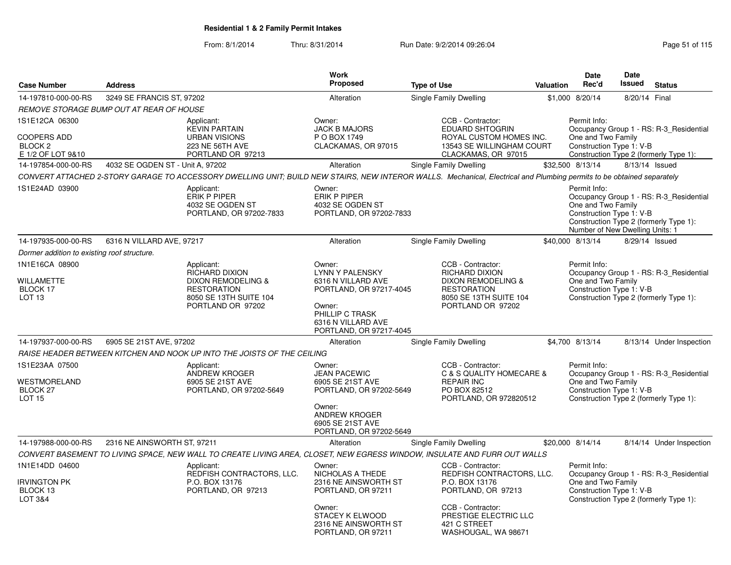## Residential 1 & 2 Family Permit Intakes

From: 8/1/2014 Thru: 8/31/2014 Run Date: 9/2/2014 09:26:04

| Case Number | Address | Work Proposed | Type of Use | Valuation | Date Rec'd | Date Issued | Status |
|---|---|---|---|---|---|---|---|
| 14-197810-000-00-RS | 3249 SE FRANCIS ST, 97202 | Alteration | Single Family Dwelling | $1,000 | 8/20/14 | 8/20/14 | Final |

*REMOVE STORAGE BUMP OUT AT REAR OF HOUSE*

1S1E12CA 06300
COOPERS ADD
BLOCK 2
E 1/2 OF LOT 9&10

Applicant: KEVIN PARTAIN, URBAN VISIONS, 223 NE 56TH AVE, PORTLAND OR 97213

Owner: JACK B MAJORS, P O BOX 1749, CLACKAMAS, OR 97015

CCB - Contractor: EDUARD SHTOGRIN, ROYAL CUSTOM HOMES INC., 13543 SE WILLINGHAM COURT, CLACKAMAS, OR 97015

Permit Info: Occupancy Group 1 - RS: R-3_Residential One and Two Family; Construction Type 1: V-B; Construction Type 2 (formerly Type 1):

| Case Number | Address | Work Proposed | Type of Use | Valuation | Date Rec'd | Date Issued | Status |
|---|---|---|---|---|---|---|---|
| 14-197854-000-00-RS | 4032 SE OGDEN ST - Unit A, 97202 | Alteration | Single Family Dwelling | $32,500 | 8/13/14 | 8/13/14 | Issued |

*CONVERT ATTACHED 2-STORY GARAGE TO ACCESSORY DWELLING UNIT; BUILD NEW STAIRS, NEW INTEROR WALLS. Mechanical, Electrical and Plumbing permits to be obtained separately*

1S1E24AD 03900

Applicant: ERIK P PIPER, 4032 SE OGDEN ST, PORTLAND, OR 97202-7833

Owner: ERIK P PIPER, 4032 SE OGDEN ST, PORTLAND, OR 97202-7833

Permit Info: Occupancy Group 1 - RS: R-3_Residential One and Two Family; Construction Type 1: V-B; Construction Type 2 (formerly Type 1):; Number of New Dwelling Units: 1

| Case Number | Address | Work Proposed | Type of Use | Valuation | Date Rec'd | Date Issued | Status |
|---|---|---|---|---|---|---|---|
| 14-197935-000-00-RS | 6316 N VILLARD AVE, 97217 | Alteration | Single Family Dwelling | $40,000 | 8/13/14 | 8/29/14 | Issued |

*Dormer addition to existing roof structure.*

1N1E16CA 08900
WILLAMETTE
BLOCK 17
LOT 13

Applicant: RICHARD DIXON, DIXON REMODELING & RESTORATION, 8050 SE 13TH SUITE 104, PORTLAND OR 97202

Owner: LYNN Y PALENSKY, 6316 N VILLARD AVE, PORTLAND, OR 97217-4045

Owner: PHILLIP C TRASK, 6316 N VILLARD AVE, PORTLAND, OR 97217-4045

CCB - Contractor: RICHARD DIXON, DIXON REMODELING & RESTORATION, 8050 SE 13TH SUITE 104, PORTLAND OR 97202

Permit Info: Occupancy Group 1 - RS: R-3_Residential One and Two Family; Construction Type 1: V-B; Construction Type 2 (formerly Type 1):

| Case Number | Address | Work Proposed | Type of Use | Valuation | Date Rec'd | Date Issued | Status |
|---|---|---|---|---|---|---|---|
| 14-197937-000-00-RS | 6905 SE 21ST AVE, 97202 | Alteration | Single Family Dwelling | $4,700 | 8/13/14 | 8/13/14 | Under Inspection |

*RAISE HEADER BETWEEN KITCHEN AND NOOK UP INTO THE JOISTS OF THE CEILING*

1S1E23AA 07500
WESTMORELAND
BLOCK 27
LOT 15

Applicant: ANDREW KROGER, 6905 SE 21ST AVE, PORTLAND, OR 97202-5649

Owner: JEAN PACEWIC, 6905 SE 21ST AVE, PORTLAND, OR 97202-5649

Owner: ANDREW KROGER, 6905 SE 21ST AVE, PORTLAND, OR 97202-5649

CCB - Contractor: C & S QUALITY HOMECARE & REPAIR INC, PO BOX 82512, PORTLAND, OR 972820512

Permit Info: Occupancy Group 1 - RS: R-3_Residential One and Two Family; Construction Type 1: V-B; Construction Type 2 (formerly Type 1):

| Case Number | Address | Work Proposed | Type of Use | Valuation | Date Rec'd | Date Issued | Status |
|---|---|---|---|---|---|---|---|
| 14-197988-000-00-RS | 2316 NE AINSWORTH ST, 97211 | Alteration | Single Family Dwelling | $20,000 | 8/14/14 | 8/14/14 | Under Inspection |

*CONVERT BASEMENT TO LIVING SPACE, NEW WALL TO CREATE LIVING AREA, CLOSET, NEW EGRESS WINDOW, INSULATE AND FURR OUT WALLS*

1N1E14DD 04600
IRVINGTON PK
BLOCK 13
LOT 3&4

Applicant: REDFISH CONTRACTORS, LLC., P.O. BOX 13176, PORTLAND, OR 97213

Owner: NICHOLAS A THEDE, 2316 NE AINSWORTH ST, PORTLAND, OR 97211

Owner: STACEY K ELWOOD, 2316 NE AINSWORTH ST, PORTLAND, OR 97211

CCB - Contractor: REDFISH CONTRACTORS, LLC., P.O. BOX 13176, PORTLAND, OR 97213

CCB - Contractor: PRESTIGE ELECTRIC LLC, 421 C STREET, WASHOUGAL, WA 98671

Permit Info: Occupancy Group 1 - RS: R-3_Residential One and Two Family; Construction Type 1: V-B; Construction Type 2 (formerly Type 1):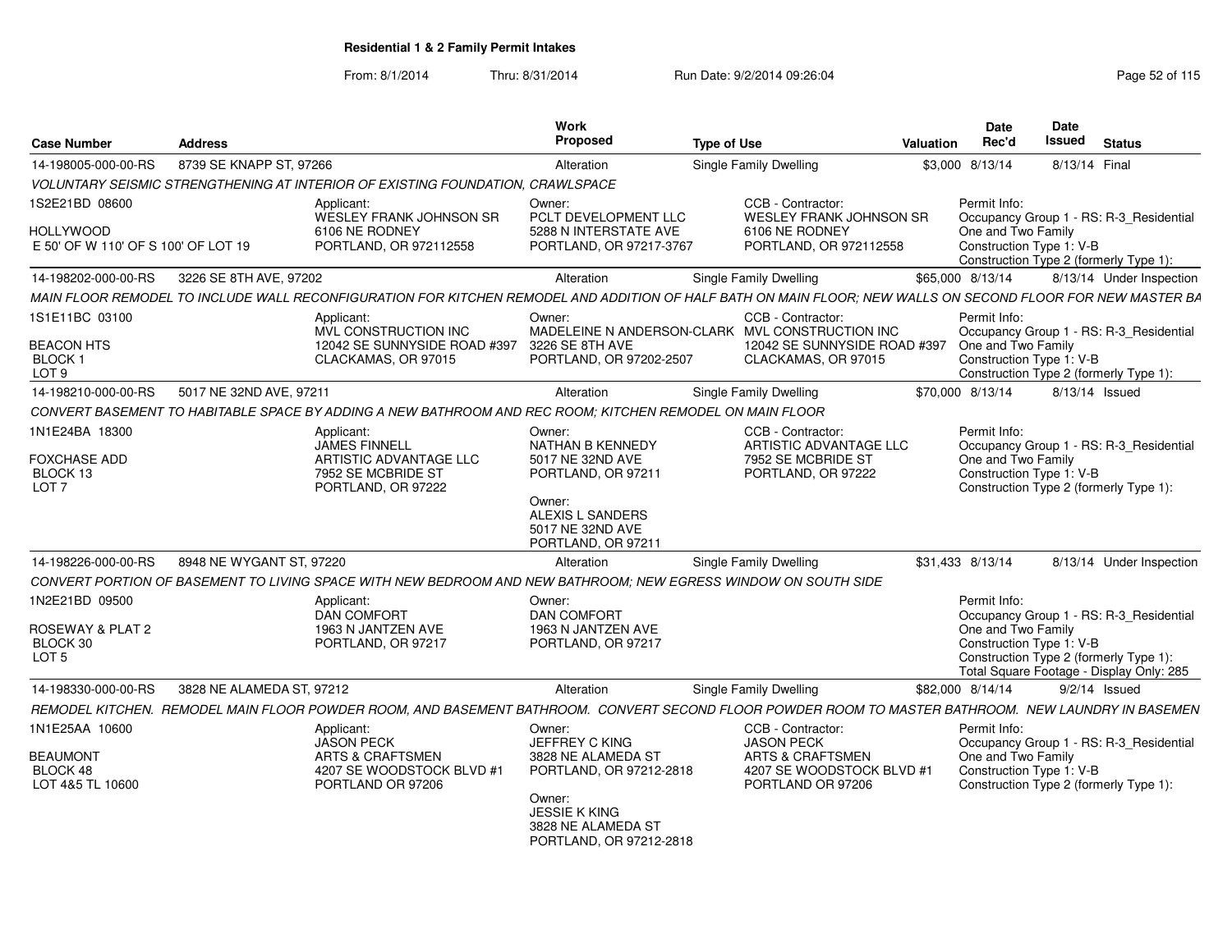**Residential 1 & 2 Family Permit Intakes**

From: 8/1/2014 Thru: 8/31/2014 Run Date: 9/2/2014 09:26:04

| Case Number | Address | Work Proposed | Type of Use | Valuation | Date Rec'd | Date Issued | Status |
|---|---|---|---|---|---|---|---|
| 14-198005-000-00-RS | 8739 SE KNAPP ST, 97266 | Alteration | Single Family Dwelling | $3,000 | 8/13/14 | 8/13/14 | Final |

*VOLUNTARY SEISMIC STRENGTHENING AT INTERIOR OF EXISTING FOUNDATION, CRAWLSPACE*

1S2E21BD 08600
HOLLYWOOD
E 50' OF W 110' OF S 100' OF LOT 19

Applicant: WESLEY FRANK JOHNSON SR, 6106 NE RODNEY, PORTLAND, OR 972112558

Owner: PCLT DEVELOPMENT LLC, 5288 N INTERSTATE AVE, PORTLAND, OR 97217-3767

CCB - Contractor: WESLEY FRANK JOHNSON SR, 6106 NE RODNEY, PORTLAND, OR 972112558

Permit Info: Occupancy Group 1 - RS: R-3_Residential One and Two Family; Construction Type 1: V-B; Construction Type 2 (formerly Type 1):

| Case Number | Address | Work Proposed | Type of Use | Valuation | Date Rec'd | Date Issued | Status |
|---|---|---|---|---|---|---|---|
| 14-198202-000-00-RS | 3226 SE 8TH AVE, 97202 | Alteration | Single Family Dwelling | $65,000 | 8/13/14 | 8/13/14 | Under Inspection |

*MAIN FLOOR REMODEL TO INCLUDE WALL RECONFIGURATION FOR KITCHEN REMODEL AND ADDITION OF HALF BATH ON MAIN FLOOR; NEW WALLS ON SECOND FLOOR FOR NEW MASTER BA*

1S1E11BC 03100
BEACON HTS
BLOCK 1
LOT 9

Applicant: MVL CONSTRUCTION INC, 12042 SE SUNNYSIDE ROAD #397, CLACKAMAS, OR 97015

Owner: MADELEINE N ANDERSON-CLARK, 3226 SE 8TH AVE, PORTLAND, OR 97202-2507

CCB - Contractor: MVL CONSTRUCTION INC, 12042 SE SUNNYSIDE ROAD #397, CLACKAMAS, OR 97015

Permit Info: Occupancy Group 1 - RS: R-3_Residential One and Two Family; Construction Type 1: V-B; Construction Type 2 (formerly Type 1):

| Case Number | Address | Work Proposed | Type of Use | Valuation | Date Rec'd | Date Issued | Status |
|---|---|---|---|---|---|---|---|
| 14-198210-000-00-RS | 5017 NE 32ND AVE, 97211 | Alteration | Single Family Dwelling | $70,000 | 8/13/14 | 8/13/14 | Issued |

*CONVERT BASEMENT TO HABITABLE SPACE BY ADDING A NEW BATHROOM AND REC ROOM; KITCHEN REMODEL ON MAIN FLOOR*

1N1E24BA 18300
FOXCHASE ADD
BLOCK 13
LOT 7

Applicant: JAMES FINNELL, ARTISTIC ADVANTAGE LLC, 7952 SE MCBRIDE ST, PORTLAND, OR 97222

Owner: NATHAN B KENNEDY, 5017 NE 32ND AVE, PORTLAND, OR 97211

Owner: ALEXIS L SANDERS, 5017 NE 32ND AVE, PORTLAND, OR 97211

CCB - Contractor: ARTISTIC ADVANTAGE LLC, 7952 SE MCBRIDE ST, PORTLAND, OR 97222

Permit Info: Occupancy Group 1 - RS: R-3_Residential One and Two Family; Construction Type 1: V-B; Construction Type 2 (formerly Type 1):

| Case Number | Address | Work Proposed | Type of Use | Valuation | Date Rec'd | Date Issued | Status |
|---|---|---|---|---|---|---|---|
| 14-198226-000-00-RS | 8948 NE WYGANT ST, 97220 | Alteration | Single Family Dwelling | $31,433 | 8/13/14 | 8/13/14 | Under Inspection |

*CONVERT PORTION OF BASEMENT TO LIVING SPACE WITH NEW BEDROOM AND NEW BATHROOM; NEW EGRESS WINDOW ON SOUTH SIDE*

1N2E21BD 09500
ROSEWAY & PLAT 2
BLOCK 30
LOT 5

Applicant: DAN COMFORT, 1963 N JANTZEN AVE, PORTLAND, OR 97217

Owner: DAN COMFORT, 1963 N JANTZEN AVE, PORTLAND, OR 97217

Permit Info: Occupancy Group 1 - RS: R-3_Residential One and Two Family; Construction Type 1: V-B; Construction Type 2 (formerly Type 1):; Total Square Footage - Display Only: 285

| Case Number | Address | Work Proposed | Type of Use | Valuation | Date Rec'd | Date Issued | Status |
|---|---|---|---|---|---|---|---|
| 14-198330-000-00-RS | 3828 NE ALAMEDA ST, 97212 | Alteration | Single Family Dwelling | $82,000 | 8/14/14 | 9/2/14 | Issued |

*REMODEL KITCHEN. REMODEL MAIN FLOOR POWDER ROOM, AND BASEMENT BATHROOM. CONVERT SECOND FLOOR POWDER ROOM TO MASTER BATHROOM. NEW LAUNDRY IN BASEMEN*

1N1E25AA 10600
BEAUMONT
BLOCK 48
LOT 4&5 TL 10600

Applicant: JASON PECK, ARTS & CRAFTSMEN, 4207 SE WOODSTOCK BLVD #1, PORTLAND OR 97206

Owner: JEFFREY C KING, 3828 NE ALAMEDA ST, PORTLAND, OR 97212-2818

Owner: JESSIE K KING, 3828 NE ALAMEDA ST, PORTLAND, OR 97212-2818

CCB - Contractor: JASON PECK, ARTS & CRAFTSMEN, 4207 SE WOODSTOCK BLVD #1, PORTLAND OR 97206

Permit Info: Occupancy Group 1 - RS: R-3_Residential One and Two Family; Construction Type 1: V-B; Construction Type 2 (formerly Type 1):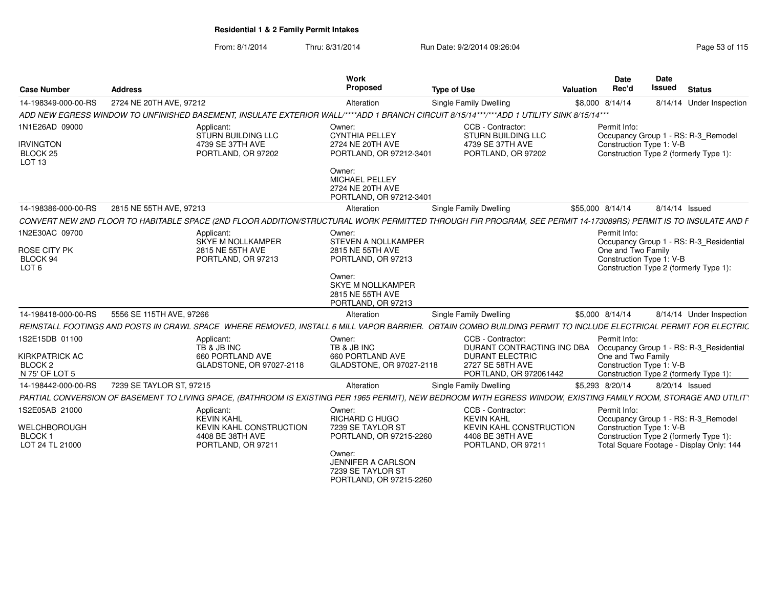# Residential 1 & 2 Family Permit Intakes

From: 8/1/2014 Thru: 8/31/2014 Run Date: 9/2/2014 09:26:04

| Case Number | Address | Work Proposed | Type of Use | Valuation | Date Rec'd | Date Issued | Status |
|---|---|---|---|---|---|---|---|
| 14-198349-000-00-RS | 2724 NE 20TH AVE, 97212 | Alteration | Single Family Dwelling | $8,000 | 8/14/14 | 8/14/14 | Under Inspection |

*ADD NEW EGRESS WINDOW TO UNFINISHED BASEMENT, INSULATE EXTERIOR WALL/****ADD 1 BRANCH CIRCUIT 8/15/14***/***ADD 1 UTILITY SINK 8/15/14****

1N1E26AD 09000
IRVINGTON
BLOCK 25
LOT 13

Applicant:
STURN BUILDING LLC
4739 SE 37TH AVE
PORTLAND, OR 97202

Owner:
CYNTHIA PELLEY
2724 NE 20TH AVE
PORTLAND, OR 97212-3401

Owner:
MICHAEL PELLEY
2724 NE 20TH AVE
PORTLAND, OR 97212-3401

CCB - Contractor:
STURN BUILDING LLC
4739 SE 37TH AVE
PORTLAND, OR 97202

Permit Info:
Occupancy Group 1 - RS: R-3_Remodel
Construction Type 1: V-B
Construction Type 2 (formerly Type 1):

| Case Number | Address | Work Proposed | Type of Use | Valuation | Date Rec'd | Date Issued | Status |
|---|---|---|---|---|---|---|---|
| 14-198386-000-00-RS | 2815 NE 55TH AVE, 97213 | Alteration | Single Family Dwelling | $55,000 | 8/14/14 | 8/14/14 | Issued |

*CONVERT NEW 2ND FLOOR TO HABITABLE SPACE (2ND FLOOR ADDITION/STRUCTURAL WORK PERMITTED THROUGH FIR PROGRAM, SEE PERMIT 14-173089RS) PERMIT IS TO INSULATE AND F*

1N2E30AC 09700
ROSE CITY PK
BLOCK 94
LOT 6

Applicant:
SKYE M NOLLKAMPER
2815 NE 55TH AVE
PORTLAND, OR 97213

Owner:
STEVEN A NOLLKAMPER
2815 NE 55TH AVE
PORTLAND, OR 97213

Owner:
SKYE M NOLLKAMPER
2815 NE 55TH AVE
PORTLAND, OR 97213

Permit Info:
Occupancy Group 1 - RS: R-3_Residential One and Two Family
Construction Type 1: V-B
Construction Type 2 (formerly Type 1):

| Case Number | Address | Work Proposed | Type of Use | Valuation | Date Rec'd | Date Issued | Status |
|---|---|---|---|---|---|---|---|
| 14-198418-000-00-RS | 5556 SE 115TH AVE, 97266 | Alteration | Single Family Dwelling | $5,000 | 8/14/14 | 8/14/14 | Under Inspection |

*REINSTALL FOOTINGS AND POSTS IN CRAWL SPACE WHERE REMOVED, INSTALL 6 MILL VAPOR BARRIER. OBTAIN COMBO BUILDING PERMIT TO INCLUDE ELECTRICAL PERMIT FOR ELECTRIC*

1S2E15DB 01100
KIRKPATRICK AC
BLOCK 2
N 75' OF LOT 5

Applicant:
TB & JB INC
660 PORTLAND AVE
GLADSTONE, OR 97027-2118

Owner:
TB & JB INC
660 PORTLAND AVE
GLADSTONE, OR 97027-2118

CCB - Contractor:
DURANT CONTRACTING INC DBA
DURANT ELECTRIC
2727 SE 58TH AVE
PORTLAND, OR 972061442

Permit Info:
Occupancy Group 1 - RS: R-3_Residential One and Two Family
Construction Type 1: V-B
Construction Type 2 (formerly Type 1):

| Case Number | Address | Work Proposed | Type of Use | Valuation | Date Rec'd | Date Issued | Status |
|---|---|---|---|---|---|---|---|
| 14-198442-000-00-RS | 7239 SE TAYLOR ST, 97215 | Alteration | Single Family Dwelling | $5,293 | 8/20/14 | 8/20/14 | Issued |

*PARTIAL CONVERSION OF BASEMENT TO LIVING SPACE, (BATHROOM IS EXISTING PER 1965 PERMIT), NEW BEDROOM WITH EGRESS WINDOW, EXISTING FAMILY ROOM, STORAGE AND UTILITY*

1S2E05AB 21000
WELCHBOROUGH
BLOCK 1
LOT 24 TL 21000

Applicant:
KEVIN KAHL
KEVIN KAHL CONSTRUCTION
4408 BE 38TH AVE
PORTLAND, OR 97211

Owner:
RICHARD C HUGO
7239 SE TAYLOR ST
PORTLAND, OR 97215-2260

Owner:
JENNIFER A CARLSON
7239 SE TAYLOR ST
PORTLAND, OR 97215-2260

CCB - Contractor:
KEVIN KAHL
KEVIN KAHL CONSTRUCTION
4408 BE 38TH AVE
PORTLAND, OR 97211

Permit Info:
Occupancy Group 1 - RS: R-3_Remodel
Construction Type 1: V-B
Construction Type 2 (formerly Type 1):
Total Square Footage - Display Only: 144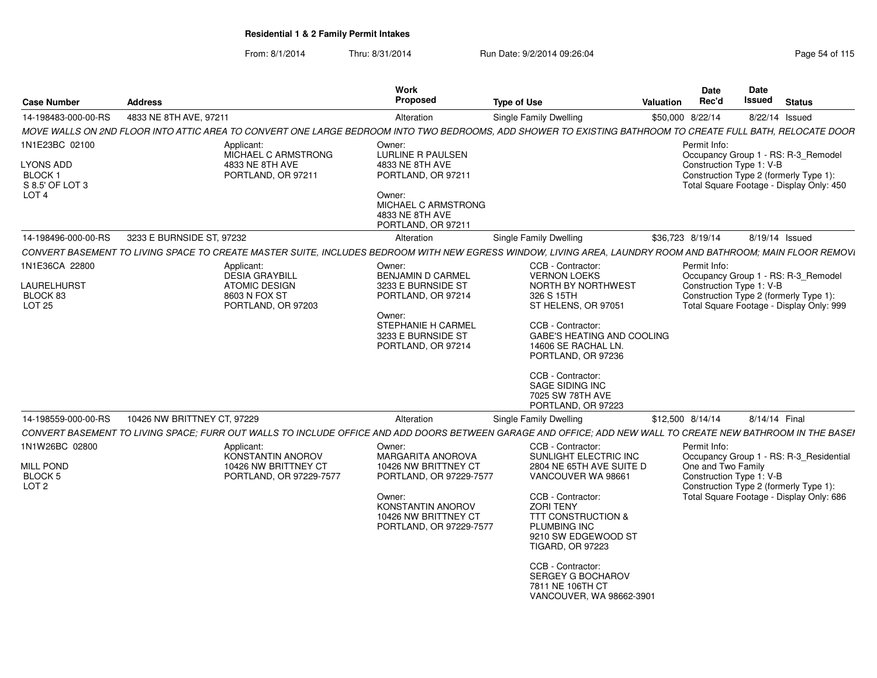**Residential 1 & 2 Family Permit Intakes**

From: 8/1/2014 Thru: 8/31/2014 Run Date: 9/2/2014 09:26:04

| Case Number | Address | Work Proposed | Type of Use | Valuation | Date Rec'd | Date Issued | Status |
|---|---|---|---|---|---|---|---|
| 14-198483-000-00-RS | 4833 NE 8TH AVE, 97211 | Alteration | Single Family Dwelling | $50,000 | 8/22/14 | 8/22/14 | Issued |

*MOVE WALLS ON 2ND FLOOR INTO ATTIC AREA TO CONVERT ONE LARGE BEDROOM INTO TWO BEDROOMS, ADD SHOWER TO EXISTING BATHROOM TO CREATE FULL BATH, RELOCATE DOOR*

1N1E23BC 02100
LYONS ADD
BLOCK 1
S 8.5' OF LOT 3
LOT 4

Applicant:
MICHAEL C ARMSTRONG
4833 NE 8TH AVE
PORTLAND, OR 97211

Owner:
LURLINE R PAULSEN
4833 NE 8TH AVE
PORTLAND, OR 97211

Owner:
MICHAEL C ARMSTRONG
4833 NE 8TH AVE
PORTLAND, OR 97211

Permit Info:
Occupancy Group 1 - RS: R-3_Remodel
Construction Type 1: V-B
Construction Type 2 (formerly Type 1):
Total Square Footage - Display Only: 450

| Case Number | Address | Work Proposed | Type of Use | Valuation | Date Rec'd | Date Issued | Status |
|---|---|---|---|---|---|---|---|
| 14-198496-000-00-RS | 3233 E BURNSIDE ST, 97232 | Alteration | Single Family Dwelling | $36,723 | 8/19/14 | 8/19/14 | Issued |

*CONVERT BASEMENT TO LIVING SPACE TO CREATE MASTER SUITE, INCLUDES BEDROOM WITH NEW EGRESS WINDOW, LIVING AREA, LAUNDRY ROOM AND BATHROOM; MAIN FLOOR REMOVI*

1N1E36CA 22800
LAURELHURST
BLOCK 83
LOT 25

Applicant:
DESIA GRAYBILL
ATOMIC DESIGN
8603 N FOX ST
PORTLAND, OR 97203

Owner:
BENJAMIN D CARMEL
3233 E BURNSIDE ST
PORTLAND, OR 97214

Owner:
STEPHANIE H CARMEL
3233 E BURNSIDE ST
PORTLAND, OR 97214

CCB - Contractor:
VERNON LOEKS
NORTH BY NORTHWEST
326 S 15TH
ST HELENS, OR 97051

CCB - Contractor:
GABE'S HEATING AND COOLING
14606 SE RACHAL LN.
PORTLAND, OR 97236

CCB - Contractor:
SAGE SIDING INC
7025 SW 78TH AVE
PORTLAND, OR 97223

Permit Info:
Occupancy Group 1 - RS: R-3_Remodel
Construction Type 1: V-B
Construction Type 2 (formerly Type 1):
Total Square Footage - Display Only: 999

| Case Number | Address | Work Proposed | Type of Use | Valuation | Date Rec'd | Date Issued | Status |
|---|---|---|---|---|---|---|---|
| 14-198559-000-00-RS | 10426 NW BRITTNEY CT, 97229 | Alteration | Single Family Dwelling | $12,500 | 8/14/14 | 8/14/14 | Final |

*CONVERT BASEMENT TO LIVING SPACE; FURR OUT WALLS TO INCLUDE OFFICE AND ADD DOORS BETWEEN GARAGE AND OFFICE; ADD NEW WALL TO CREATE NEW BATHROOM IN THE BASEI*

1N1W26BC 02800
MILL POND
BLOCK 5
LOT 2

Applicant:
KONSTANTIN ANOROV
10426 NW BRITTNEY CT
PORTLAND, OR 97229-7577

Owner:
MARGARITA ANOROVA
10426 NW BRITTNEY CT
PORTLAND, OR 97229-7577

Owner:
KONSTANTIN ANOROV
10426 NW BRITTNEY CT
PORTLAND, OR 97229-7577

CCB - Contractor:
SUNLIGHT ELECTRIC INC
2804 NE 65TH AVE SUITE D
VANCOUVER WA 98661

CCB - Contractor:
ZORI TENY
TTT CONSTRUCTION &
PLUMBING INC
9210 SW EDGEWOOD ST
TIGARD, OR 97223

CCB - Contractor:
SERGEY G BOCHAROV
7811 NE 106TH CT
VANCOUVER, WA 98662-3901

Permit Info:
Occupancy Group 1 - RS: R-3_Residential
One and Two Family
Construction Type 1: V-B
Construction Type 2 (formerly Type 1):
Total Square Footage - Display Only: 686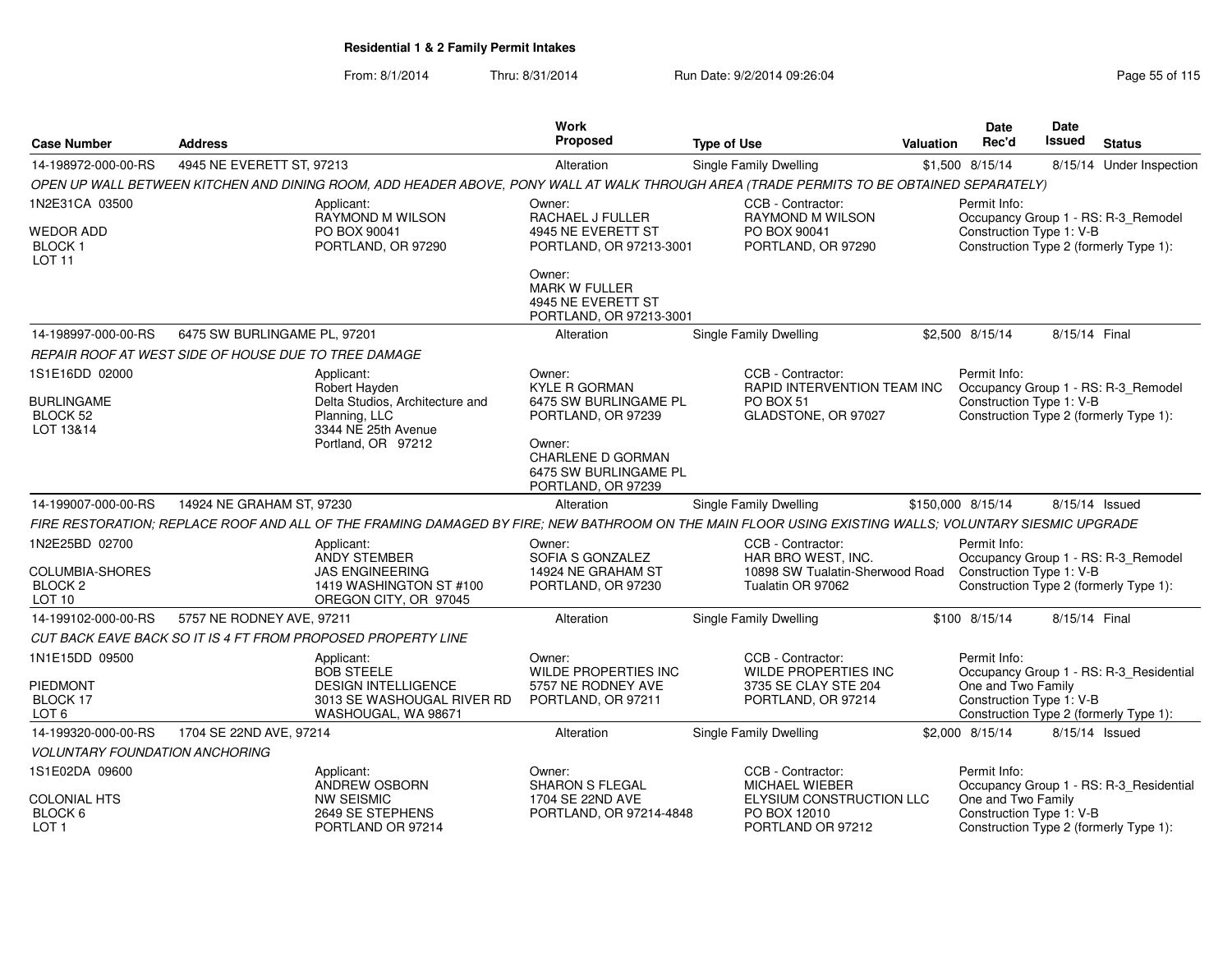**Residential 1 & 2 Family Permit Intakes**

From: 8/1/2014 Thru: 8/31/2014 Run Date: 9/2/2014 09:26:04

| Case Number | Address | Work Proposed | Type of Use | Valuation | Date Rec'd | Date Issued | Status |
|---|---|---|---|---|---|---|---|
| 14-198972-000-00-RS | 4945 NE EVERETT ST, 97213 | Alteration | Single Family Dwelling | $1,500 | 8/15/14 | 8/15/14 | Under Inspection |

*OPEN UP WALL BETWEEN KITCHEN AND DINING ROOM, ADD HEADER ABOVE, PONY WALL AT WALK THROUGH AREA (TRADE PERMITS TO BE OBTAINED SEPARATELY)*

1N2E31CA 03500
WEDOR ADD
BLOCK 1
LOT 11

Applicant: RAYMOND M WILSON, PO BOX 90041, PORTLAND, OR 97290

Owner: RACHAEL J FULLER, 4945 NE EVERETT ST, PORTLAND, OR 97213-3001

Owner: MARK W FULLER, 4945 NE EVERETT ST, PORTLAND, OR 97213-3001

CCB - Contractor: RAYMOND M WILSON, PO BOX 90041, PORTLAND, OR 97290

Permit Info: Occupancy Group 1 - RS: R-3_Remodel; Construction Type 1: V-B; Construction Type 2 (formerly Type 1):

| Case Number | Address | Work Proposed | Type of Use | Valuation | Date Rec'd | Date Issued | Status |
|---|---|---|---|---|---|---|---|
| 14-198997-000-00-RS | 6475 SW BURLINGAME PL, 97201 | Alteration | Single Family Dwelling | $2,500 | 8/15/14 | 8/15/14 | Final |

*REPAIR ROOF AT WEST SIDE OF HOUSE DUE TO TREE DAMAGE*

1S1E16DD 02000
BURLINGAME
BLOCK 52
LOT 13&14

Applicant: Robert Hayden, Delta Studios, Architecture and Planning, LLC, 3344 NE 25th Avenue, Portland, OR 97212

Owner: KYLE R GORMAN, 6475 SW BURLINGAME PL, PORTLAND, OR 97239

Owner: CHARLENE D GORMAN, 6475 SW BURLINGAME PL, PORTLAND, OR 97239

CCB - Contractor: RAPID INTERVENTION TEAM INC, PO BOX 51, GLADSTONE, OR 97027

Permit Info: Occupancy Group 1 - RS: R-3_Remodel; Construction Type 1: V-B; Construction Type 2 (formerly Type 1):

| Case Number | Address | Work Proposed | Type of Use | Valuation | Date Rec'd | Date Issued | Status |
|---|---|---|---|---|---|---|---|
| 14-199007-000-00-RS | 14924 NE GRAHAM ST, 97230 | Alteration | Single Family Dwelling | $150,000 | 8/15/14 | 8/15/14 | Issued |

*FIRE RESTORATION; REPLACE ROOF AND ALL OF THE FRAMING DAMAGED BY FIRE; NEW BATHROOM ON THE MAIN FLOOR USING EXISTING WALLS; VOLUNTARY SIESMIC UPGRADE*

1N2E25BD 02700
COLUMBIA-SHORES
BLOCK 2
LOT 10

Applicant: ANDY STEMBER, JAS ENGINEERING, 1419 WASHINGTON ST #100, OREGON CITY, OR 97045

Owner: SOFIA S GONZALEZ, 14924 NE GRAHAM ST, PORTLAND, OR 97230

CCB - Contractor: HAR BRO WEST, INC., 10898 SW Tualatin-Sherwood Road, Tualatin OR 97062

Permit Info: Occupancy Group 1 - RS: R-3_Remodel; Construction Type 1: V-B; Construction Type 2 (formerly Type 1):

| Case Number | Address | Work Proposed | Type of Use | Valuation | Date Rec'd | Date Issued | Status |
|---|---|---|---|---|---|---|---|
| 14-199102-000-00-RS | 5757 NE RODNEY AVE, 97211 | Alteration | Single Family Dwelling | $100 | 8/15/14 | 8/15/14 | Final |

*CUT BACK EAVE BACK SO IT IS 4 FT FROM PROPOSED PROPERTY LINE*

1N1E15DD 09500
PIEDMONT
BLOCK 17
LOT 6

Applicant: BOB STEELE, DESIGN INTELLIGENCE, 3013 SE WASHOUGAL RIVER RD, WASHOUGAL, WA 98671

Owner: WILDE PROPERTIES INC, 5757 NE RODNEY AVE, PORTLAND, OR 97211

CCB - Contractor: WILDE PROPERTIES INC, 3735 SE CLAY STE 204, PORTLAND, OR 97214

Permit Info: Occupancy Group 1 - RS: R-3_Residential One and Two Family; Construction Type 1: V-B; Construction Type 2 (formerly Type 1):

| Case Number | Address | Work Proposed | Type of Use | Valuation | Date Rec'd | Date Issued | Status |
|---|---|---|---|---|---|---|---|
| 14-199320-000-00-RS | 1704 SE 22ND AVE, 97214 | Alteration | Single Family Dwelling | $2,000 | 8/15/14 | 8/15/14 | Issued |

*VOLUNTARY FOUNDATION ANCHORING*

1S1E02DA 09600
COLONIAL HTS
BLOCK 6
LOT 1

Applicant: ANDREW OSBORN, NW SEISMIC, 2649 SE STEPHENS, PORTLAND OR 97214

Owner: SHARON S FLEGAL, 1704 SE 22ND AVE, PORTLAND, OR 97214-4848

CCB - Contractor: MICHAEL WIEBER, ELYSIUM CONSTRUCTION LLC, PO BOX 12010, PORTLAND OR 97212

Permit Info: Occupancy Group 1 - RS: R-3_Residential One and Two Family; Construction Type 1: V-B; Construction Type 2 (formerly Type 1):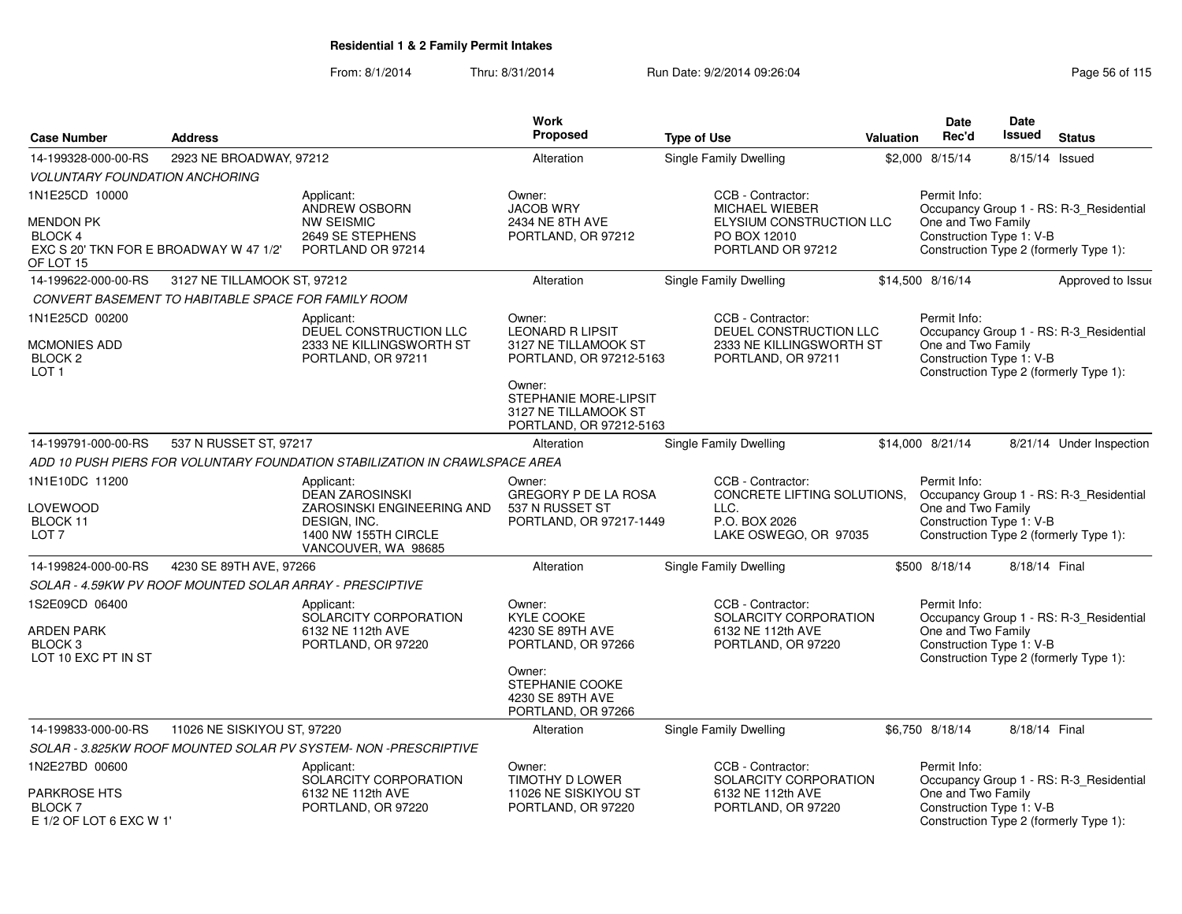# Residential 1 & 2 Family Permit Intakes

From: 8/1/2014 Thru: 8/31/2014 Run Date: 9/2/2014 09:26:04

| Case Number | Address | | Work Proposed | Type of Use | Valuation | Date Rec'd | Date Issued | Status |
|---|---|---|---|---|---|---|---|---|
| 14-199328-000-00-RS | 2923 NE BROADWAY, 97212 | | Alteration | Single Family Dwelling | $2,000 | 8/15/14 | 8/15/14 | Issued |
| *VOLUNTARY FOUNDATION ANCHORING* | | | | | | | | |
| 1N1E25CD 10000<br><br>MENDON PK<br>BLOCK 4<br>EXC S 20' TKN FOR E BROADWAY W 47 1/2' OF LOT 15 | | Applicant:<br>ANDREW OSBORN<br>NW SEISMIC<br>2649 SE STEPHENS<br>PORTLAND OR 97214 | Owner:<br>JACOB WRY<br>2434 NE 8TH AVE<br>PORTLAND, OR 97212 | CCB - Contractor:<br>MICHAEL WIEBER<br>ELYSIUM CONSTRUCTION LLC<br>PO BOX 12010<br>PORTLAND OR 97212 | | Permit Info:<br>Occupancy Group 1 - RS: R-3_Residential One and Two Family<br>Construction Type 1: V-B<br>Construction Type 2 (formerly Type 1): | | |
| 14-199622-000-00-RS | 3127 NE TILLAMOOK ST, 97212 | | Alteration | Single Family Dwelling | $14,500 | 8/16/14 | | Approved to Issue |
| *CONVERT BASEMENT TO HABITABLE SPACE FOR FAMILY ROOM* | | | | | | | | |
| 1N1E25CD 00200<br><br>MCMONIES ADD<br>BLOCK 2<br>LOT 1 | | Applicant:<br>DEUEL CONSTRUCTION LLC<br>2333 NE KILLINGSWORTH ST<br>PORTLAND, OR 97211 | Owner:<br>LEONARD R LIPSIT<br>3127 NE TILLAMOOK ST<br>PORTLAND, OR 97212-5163<br><br>Owner:<br>STEPHANIE MORE-LIPSIT<br>3127 NE TILLAMOOK ST<br>PORTLAND, OR 97212-5163 | CCB - Contractor:<br>DEUEL CONSTRUCTION LLC<br>2333 NE KILLINGSWORTH ST<br>PORTLAND, OR 97211 | | Permit Info:<br>Occupancy Group 1 - RS: R-3_Residential One and Two Family<br>Construction Type 1: V-B<br>Construction Type 2 (formerly Type 1): | | |
| 14-199791-000-00-RS | 537 N RUSSET ST, 97217 | | Alteration | Single Family Dwelling | $14,000 | 8/21/14 | 8/21/14 | Under Inspection |
| *ADD 10 PUSH PIERS FOR VOLUNTARY FOUNDATION STABILIZATION IN CRAWLSPACE AREA* | | | | | | | | |
| 1N1E10DC 11200<br><br>LOVEWOOD<br>BLOCK 11<br>LOT 7 | | Applicant:<br>DEAN ZAROSINSKI<br>ZAROSINSKI ENGINEERING AND DESIGN, INC.<br>1400 NW 155TH CIRCLE<br>VANCOUVER, WA 98685 | Owner:<br>GREGORY P DE LA ROSA<br>537 N RUSSET ST<br>PORTLAND, OR 97217-1449 | CCB - Contractor:<br>CONCRETE LIFTING SOLUTIONS, LLC.<br>P.O. BOX 2026<br>LAKE OSWEGO, OR 97035 | | Permit Info:<br>Occupancy Group 1 - RS: R-3_Residential One and Two Family<br>Construction Type 1: V-B<br>Construction Type 2 (formerly Type 1): | | |
| 14-199824-000-00-RS | 4230 SE 89TH AVE, 97266 | | Alteration | Single Family Dwelling | $500 | 8/18/14 | 8/18/14 | Final |
| *SOLAR - 4.59KW PV ROOF MOUNTED SOLAR ARRAY - PRESCIPTIVE* | | | | | | | | |
| 1S2E09CD 06400<br><br>ARDEN PARK<br>BLOCK 3<br>LOT 10 EXC PT IN ST | | Applicant:<br>SOLARCITY CORPORATION<br>6132 NE 112th AVE<br>PORTLAND, OR 97220 | Owner:<br>KYLE COOKE<br>4230 SE 89TH AVE<br>PORTLAND, OR 97266<br><br>Owner:<br>STEPHANIE COOKE<br>4230 SE 89TH AVE<br>PORTLAND, OR 97266 | CCB - Contractor:<br>SOLARCITY CORPORATION<br>6132 NE 112th AVE<br>PORTLAND, OR 97220 | | Permit Info:<br>Occupancy Group 1 - RS: R-3_Residential One and Two Family<br>Construction Type 1: V-B<br>Construction Type 2 (formerly Type 1): | | |
| 14-199833-000-00-RS | 11026 NE SISKIYOU ST, 97220 | | Alteration | Single Family Dwelling | $6,750 | 8/18/14 | 8/18/14 | Final |
| *SOLAR - 3.825KW ROOF MOUNTED SOLAR PV SYSTEM- NON -PRESCRIPTIVE* | | | | | | | | |
| 1N2E27BD 00600<br><br>PARKROSE HTS<br>BLOCK 7<br>E 1/2 OF LOT 6 EXC W 1' | | Applicant:<br>SOLARCITY CORPORATION<br>6132 NE 112th AVE<br>PORTLAND, OR 97220 | Owner:<br>TIMOTHY D LOWER<br>11026 NE SISKIYOU ST<br>PORTLAND, OR 97220 | CCB - Contractor:<br>SOLARCITY CORPORATION<br>6132 NE 112th AVE<br>PORTLAND, OR 97220 | | Permit Info:<br>Occupancy Group 1 - RS: R-3_Residential One and Two Family<br>Construction Type 1: V-B<br>Construction Type 2 (formerly Type 1): | | |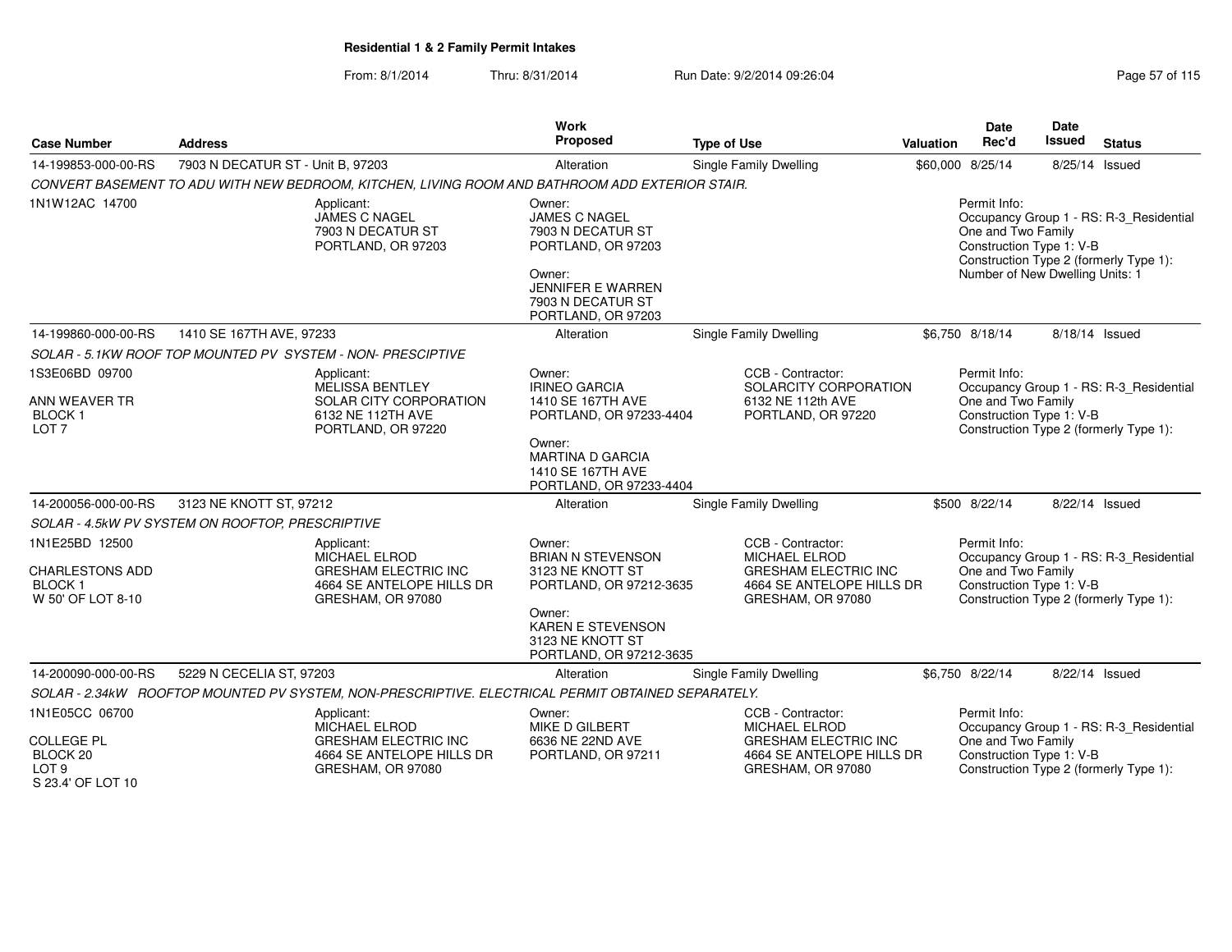## Residential 1 & 2 Family Permit Intakes

From: 8/1/2014 Thru: 8/31/2014 Run Date: 9/2/2014 09:26:04

| Case Number | Address | Work Proposed | Type of Use | Valuation | Date Rec'd | Date Issued | Status |
|---|---|---|---|---|---|---|---|
| 14-199853-000-00-RS | 7903 N DECATUR ST - Unit B, 97203 | Alteration | Single Family Dwelling | $60,000 | 8/25/14 | 8/25/14 | Issued |

*CONVERT BASEMENT TO ADU WITH NEW BEDROOM, KITCHEN, LIVING ROOM AND BATHROOM ADD EXTERIOR STAIR.*

1N1W12AC 14700

Applicant:
JAMES C NAGEL
7903 N DECATUR ST
PORTLAND, OR 97203

Owner:
JAMES C NAGEL
7903 N DECATUR ST
PORTLAND, OR 97203

Owner:
JENNIFER E WARREN
7903 N DECATUR ST
PORTLAND, OR 97203

Permit Info:
Occupancy Group 1 - RS: R-3_Residential One and Two Family
Construction Type 1: V-B
Construction Type 2 (formerly Type 1):
Number of New Dwelling Units: 1

| Case Number | Address | Work Proposed | Type of Use | Valuation | Date Rec'd | Date Issued | Status |
|---|---|---|---|---|---|---|---|
| 14-199860-000-00-RS | 1410 SE 167TH AVE, 97233 | Alteration | Single Family Dwelling | $6,750 | 8/18/14 | 8/18/14 | Issued |

*SOLAR - 5.1KW ROOF TOP MOUNTED PV SYSTEM - NON- PRESCIPTIVE*

1S3E06BD 09700
ANN WEAVER TR
BLOCK 1
LOT 7

Applicant:
MELISSA BENTLEY
SOLAR CITY CORPORATION
6132 NE 112TH AVE
PORTLAND, OR 97220

Owner:
IRINEO GARCIA
1410 SE 167TH AVE
PORTLAND, OR 97233-4404

Owner:
MARTINA D GARCIA
1410 SE 167TH AVE
PORTLAND, OR 97233-4404

CCB - Contractor:
SOLARCITY CORPORATION
6132 NE 112th AVE
PORTLAND, OR 97220

Permit Info:
Occupancy Group 1 - RS: R-3_Residential One and Two Family
Construction Type 1: V-B
Construction Type 2 (formerly Type 1):

| Case Number | Address | Work Proposed | Type of Use | Valuation | Date Rec'd | Date Issued | Status |
|---|---|---|---|---|---|---|---|
| 14-200056-000-00-RS | 3123 NE KNOTT ST, 97212 | Alteration | Single Family Dwelling | $500 | 8/22/14 | 8/22/14 | Issued |

*SOLAR - 4.5kW PV SYSTEM ON ROOFTOP, PRESCRIPTIVE*

1N1E25BD 12500
CHARLESTONS ADD
BLOCK 1
W 50' OF LOT 8-10

Applicant:
MICHAEL ELROD
GRESHAM ELECTRIC INC
4664 SE ANTELOPE HILLS DR
GRESHAM, OR 97080

Owner:
BRIAN N STEVENSON
3123 NE KNOTT ST
PORTLAND, OR 97212-3635

Owner:
KAREN E STEVENSON
3123 NE KNOTT ST
PORTLAND, OR 97212-3635

CCB - Contractor:
MICHAEL ELROD
GRESHAM ELECTRIC INC
4664 SE ANTELOPE HILLS DR
GRESHAM, OR 97080

Permit Info:
Occupancy Group 1 - RS: R-3_Residential One and Two Family
Construction Type 1: V-B
Construction Type 2 (formerly Type 1):

| Case Number | Address | Work Proposed | Type of Use | Valuation | Date Rec'd | Date Issued | Status |
|---|---|---|---|---|---|---|---|
| 14-200090-000-00-RS | 5229 N CECELIA ST, 97203 | Alteration | Single Family Dwelling | $6,750 | 8/22/14 | 8/22/14 | Issued |

*SOLAR - 2.34kW ROOFTOP MOUNTED PV SYSTEM, NON-PRESCRIPTIVE. ELECTRICAL PERMIT OBTAINED SEPARATELY.*

1N1E05CC 06700
COLLEGE PL
BLOCK 20
LOT 9
S 23.4' OF LOT 10

Applicant:
MICHAEL ELROD
GRESHAM ELECTRIC INC
4664 SE ANTELOPE HILLS DR
GRESHAM, OR 97080

Owner:
MIKE D GILBERT
6636 NE 22ND AVE
PORTLAND, OR 97211

CCB - Contractor:
MICHAEL ELROD
GRESHAM ELECTRIC INC
4664 SE ANTELOPE HILLS DR
GRESHAM, OR 97080

Permit Info:
Occupancy Group 1 - RS: R-3_Residential One and Two Family
Construction Type 1: V-B
Construction Type 2 (formerly Type 1):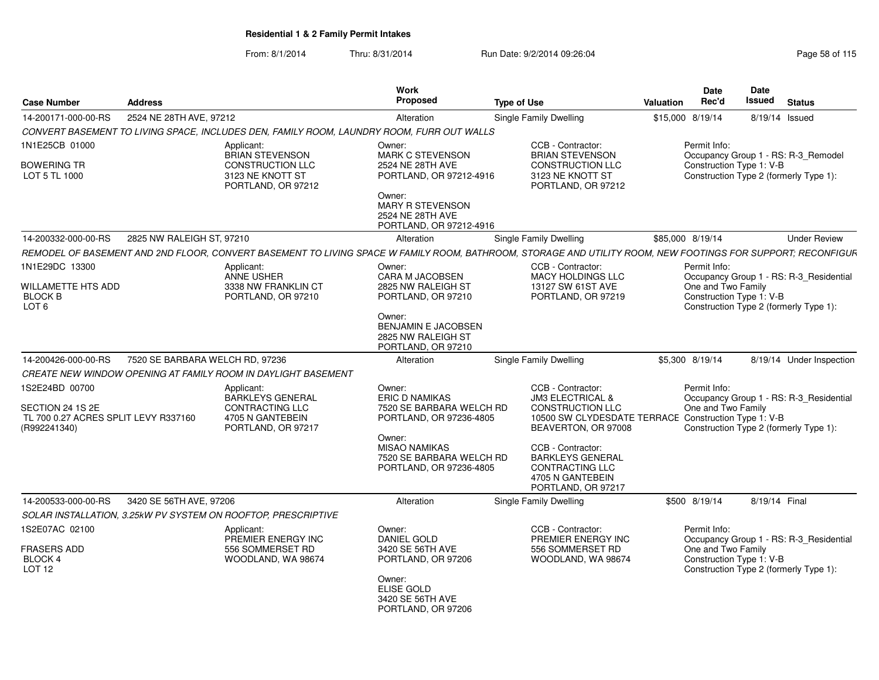**Residential 1 & 2 Family Permit Intakes**

From: 8/1/2014 Thru: 8/31/2014 Run Date: 9/2/2014 09:26:04

| Case Number | Address | Work Proposed | Type of Use | Valuation | Date Rec'd | Date Issued | Status |
|---|---|---|---|---|---|---|---|
| 14-200171-000-00-RS | 2524 NE 28TH AVE, 97212 | Alteration | Single Family Dwelling | $15,000 | 8/19/14 | 8/19/14 | Issued |

*CONVERT BASEMENT TO LIVING SPACE, INCLUDES DEN, FAMILY ROOM, LAUNDRY ROOM, FURR OUT WALLS*

1N1E25CB 01000
BOWERING TR
LOT 5 TL 1000

Applicant: BRIAN STEVENSON CONSTRUCTION LLC, 3123 NE KNOTT ST, PORTLAND, OR 97212

Owner: MARK C STEVENSON, 2524 NE 28TH AVE, PORTLAND, OR 97212-4916

Owner: MARY R STEVENSON, 2524 NE 28TH AVE, PORTLAND, OR 97212-4916

CCB - Contractor: BRIAN STEVENSON CONSTRUCTION LLC, 3123 NE KNOTT ST, PORTLAND, OR 97212

Permit Info: Occupancy Group 1 - RS: R-3_Remodel; Construction Type 1: V-B; Construction Type 2 (formerly Type 1):

| Case Number | Address | Work Proposed | Type of Use | Valuation | Date Rec'd | Date Issued | Status |
|---|---|---|---|---|---|---|---|
| 14-200332-000-00-RS | 2825 NW RALEIGH ST, 97210 | Alteration | Single Family Dwelling | $85,000 | 8/19/14 | | Under Review |

*REMODEL OF BASEMENT AND 2ND FLOOR, CONVERT BASEMENT TO LIVING SPACE W FAMILY ROOM, BATHROOM, STORAGE AND UTILITY ROOM, NEW FOOTINGS FOR SUPPORT; RECONFIGUR*

1N1E29DC 13300
WILLAMETTE HTS ADD
BLOCK B
LOT 6

Applicant: ANNE USHER, 3338 NW FRANKLIN CT, PORTLAND, OR 97210

Owner: CARA M JACOBSEN, 2825 NW RALEIGH ST, PORTLAND, OR 97210

Owner: BENJAMIN E JACOBSEN, 2825 NW RALEIGH ST, PORTLAND, OR 97210

CCB - Contractor: MACY HOLDINGS LLC, 13127 SW 61ST AVE, PORTLAND, OR 97219

Permit Info: Occupancy Group 1 - RS: R-3_Residential One and Two Family; Construction Type 1: V-B; Construction Type 2 (formerly Type 1):

| Case Number | Address | Work Proposed | Type of Use | Valuation | Date Rec'd | Date Issued | Status |
|---|---|---|---|---|---|---|---|
| 14-200426-000-00-RS | 7520 SE BARBARA WELCH RD, 97236 | Alteration | Single Family Dwelling | $5,300 | 8/19/14 | 8/19/14 | Under Inspection |

*CREATE NEW WINDOW OPENING AT FAMILY ROOM IN DAYLIGHT BASEMENT*

1S2E24BD 00700
SECTION 24 1S 2E
TL 700 0.27 ACRES SPLIT LEVY R337160 (R992241340)

Applicant: BARKLEYS GENERAL CONTRACTING LLC, 4705 N GANTEBEIN, PORTLAND, OR 97217

Owner: ERIC D NAMIKAS, 7520 SE BARBARA WELCH RD, PORTLAND, OR 97236-4805

Owner: MISAO NAMIKAS, 7520 SE BARBARA WELCH RD, PORTLAND, OR 97236-4805

CCB - Contractor: JM3 ELECTRICAL & CONSTRUCTION LLC, 10500 SW CLYDESDATE TERRACE, BEAVERTON, OR 97008

CCB - Contractor: BARKLEYS GENERAL CONTRACTING LLC, 4705 N GANTEBEIN, PORTLAND, OR 97217

Permit Info: Occupancy Group 1 - RS: R-3_Residential One and Two Family; Construction Type 1: V-B; Construction Type 2 (formerly Type 1):

| Case Number | Address | Work Proposed | Type of Use | Valuation | Date Rec'd | Date Issued | Status |
|---|---|---|---|---|---|---|---|
| 14-200533-000-00-RS | 3420 SE 56TH AVE, 97206 | Alteration | Single Family Dwelling | $500 | 8/19/14 | 8/19/14 | Final |

*SOLAR INSTALLATION, 3.25kW PV SYSTEM ON ROOFTOP, PRESCRIPTIVE*

1S2E07AC 02100
FRASERS ADD
BLOCK 4
LOT 12

Applicant: PREMIER ENERGY INC, 556 SOMMERSET RD, WOODLAND, WA 98674

Owner: DANIEL GOLD, 3420 SE 56TH AVE, PORTLAND, OR 97206

Owner: ELISE GOLD, 3420 SE 56TH AVE, PORTLAND, OR 97206

CCB - Contractor: PREMIER ENERGY INC, 556 SOMMERSET RD, WOODLAND, WA 98674

Permit Info: Occupancy Group 1 - RS: R-3_Residential One and Two Family; Construction Type 1: V-B; Construction Type 2 (formerly Type 1):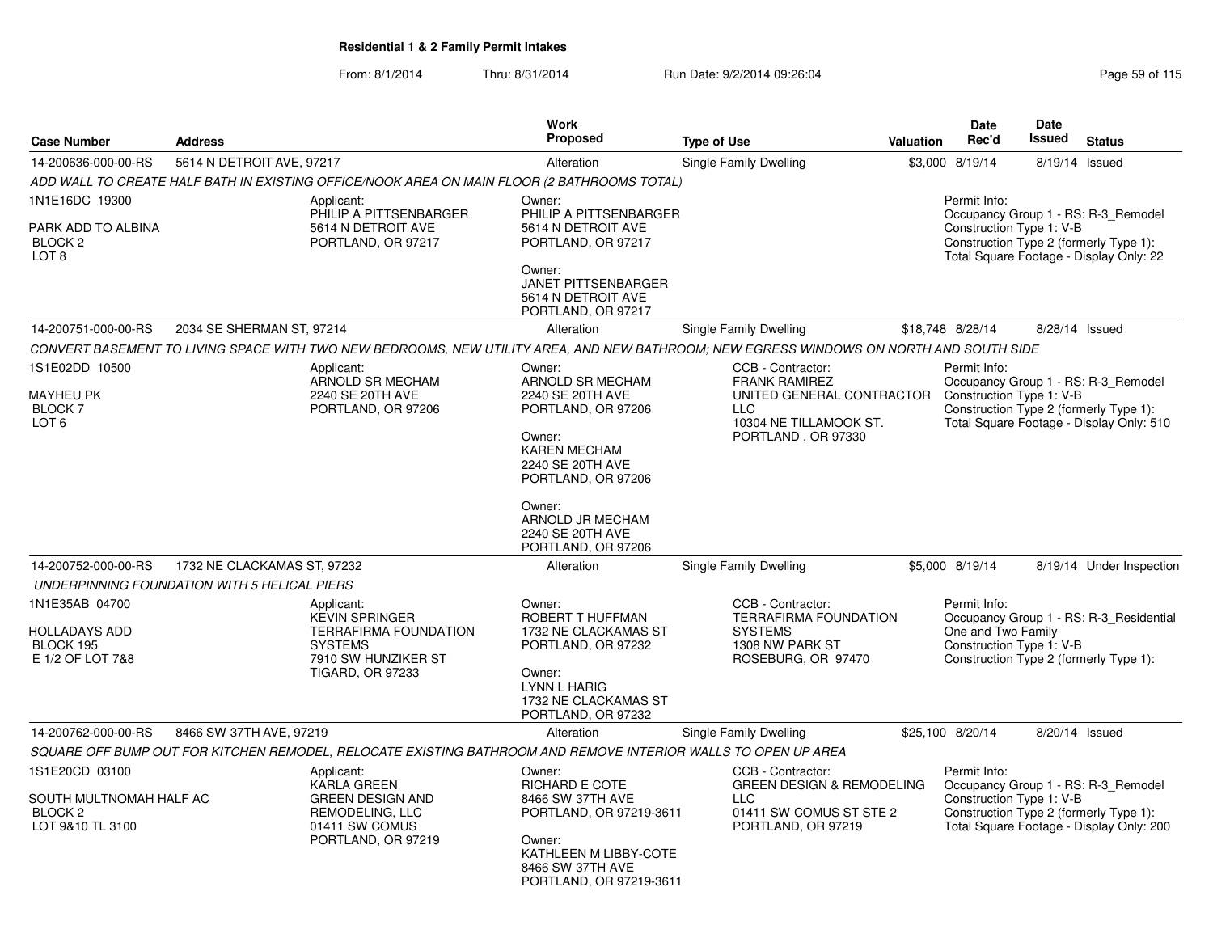**Residential 1 & 2 Family Permit Intakes**

From: 8/1/2014 Thru: 8/31/2014 Run Date: 9/2/2014 09:26:04

| Case Number | Address | Work Proposed | Type of Use | Valuation | Date Rec'd | Date Issued | Status |
|---|---|---|---|---|---|---|---|
| 14-200636-000-00-RS | 5614 N DETROIT AVE, 97217 | Alteration | Single Family Dwelling | $3,000 | 8/19/14 | 8/19/14 | Issued |

*ADD WALL TO CREATE HALF BATH IN EXISTING OFFICE/NOOK AREA ON MAIN FLOOR (2 BATHROOMS TOTAL)*

1N1E16DC 19300
PARK ADD TO ALBINA
BLOCK 2
LOT 8

Applicant:
PHILIP A PITTSENBARGER
5614 N DETROIT AVE
PORTLAND, OR 97217

Owner:
PHILIP A PITTSENBARGER
5614 N DETROIT AVE
PORTLAND, OR 97217

Owner:
JANET PITTSENBARGER
5614 N DETROIT AVE
PORTLAND, OR 97217

Permit Info:
Occupancy Group 1 - RS: R-3_Remodel
Construction Type 1: V-B
Construction Type 2 (formerly Type 1):
Total Square Footage - Display Only: 22

---

| Case Number | Address | Work Proposed | Type of Use | Valuation | Date Rec'd | Date Issued | Status |
|---|---|---|---|---|---|---|---|
| 14-200751-000-00-RS | 2034 SE SHERMAN ST, 97214 | Alteration | Single Family Dwelling | $18,748 | 8/28/14 | 8/28/14 | Issued |

*CONVERT BASEMENT TO LIVING SPACE WITH TWO NEW BEDROOMS, NEW UTILITY AREA, AND NEW BATHROOM; NEW EGRESS WINDOWS ON NORTH AND SOUTH SIDE*

1S1E02DD 10500
MAYHEU PK
BLOCK 7
LOT 6

Applicant:
ARNOLD SR MECHAM
2240 SE 20TH AVE
PORTLAND, OR 97206

Owner:
ARNOLD SR MECHAM
2240 SE 20TH AVE
PORTLAND, OR 97206

Owner:
KAREN MECHAM
2240 SE 20TH AVE
PORTLAND, OR 97206

Owner:
ARNOLD JR MECHAM
2240 SE 20TH AVE
PORTLAND, OR 97206

CCB - Contractor:
FRANK RAMIREZ
UNITED GENERAL CONTRACTOR LLC
10304 NE TILLAMOOK ST.
PORTLAND , OR 97330

Permit Info:
Occupancy Group 1 - RS: R-3_Remodel
Construction Type 1: V-B
Construction Type 2 (formerly Type 1):
Total Square Footage - Display Only: 510

---

| Case Number | Address | Work Proposed | Type of Use | Valuation | Date Rec'd | Date Issued | Status |
|---|---|---|---|---|---|---|---|
| 14-200752-000-00-RS | 1732 NE CLACKAMAS ST, 97232 | Alteration | Single Family Dwelling | $5,000 | 8/19/14 | 8/19/14 | Under Inspection |

*UNDERPINNING FOUNDATION WITH 5 HELICAL PIERS*

1N1E35AB 04700
HOLLADAYS ADD
BLOCK 195
E 1/2 OF LOT 7&8

Applicant:
KEVIN SPRINGER
TERRAFIRMA FOUNDATION SYSTEMS
7910 SW HUNZIKER ST
TIGARD, OR 97233

Owner:
ROBERT T HUFFMAN
1732 NE CLACKAMAS ST
PORTLAND, OR 97232

Owner:
LYNN L HARIG
1732 NE CLACKAMAS ST
PORTLAND, OR 97232

CCB - Contractor:
TERRAFIRMA FOUNDATION SYSTEMS
1308 NW PARK ST
ROSEBURG, OR 97470

Permit Info:
Occupancy Group 1 - RS: R-3_Residential One and Two Family
Construction Type 1: V-B
Construction Type 2 (formerly Type 1):

---

| Case Number | Address | Work Proposed | Type of Use | Valuation | Date Rec'd | Date Issued | Status |
|---|---|---|---|---|---|---|---|
| 14-200762-000-00-RS | 8466 SW 37TH AVE, 97219 | Alteration | Single Family Dwelling | $25,100 | 8/20/14 | 8/20/14 | Issued |

*SQUARE OFF BUMP OUT FOR KITCHEN REMODEL, RELOCATE EXISTING BATHROOM AND REMOVE INTERIOR WALLS TO OPEN UP AREA*

1S1E20CD 03100
SOUTH MULTNOMAH HALF AC
BLOCK 2
LOT 9&10 TL 3100

Applicant:
KARLA GREEN
GREEN DESIGN AND REMODELING, LLC
01411 SW COMUS
PORTLAND, OR 97219

Owner:
RICHARD E COTE
8466 SW 37TH AVE
PORTLAND, OR 97219-3611

Owner:
KATHLEEN M LIBBY-COTE
8466 SW 37TH AVE
PORTLAND, OR 97219-3611

CCB - Contractor:
GREEN DESIGN & REMODELING LLC
01411 SW COMUS ST STE 2
PORTLAND, OR 97219

Permit Info:
Occupancy Group 1 - RS: R-3_Remodel
Construction Type 1: V-B
Construction Type 2 (formerly Type 1):
Total Square Footage - Display Only: 200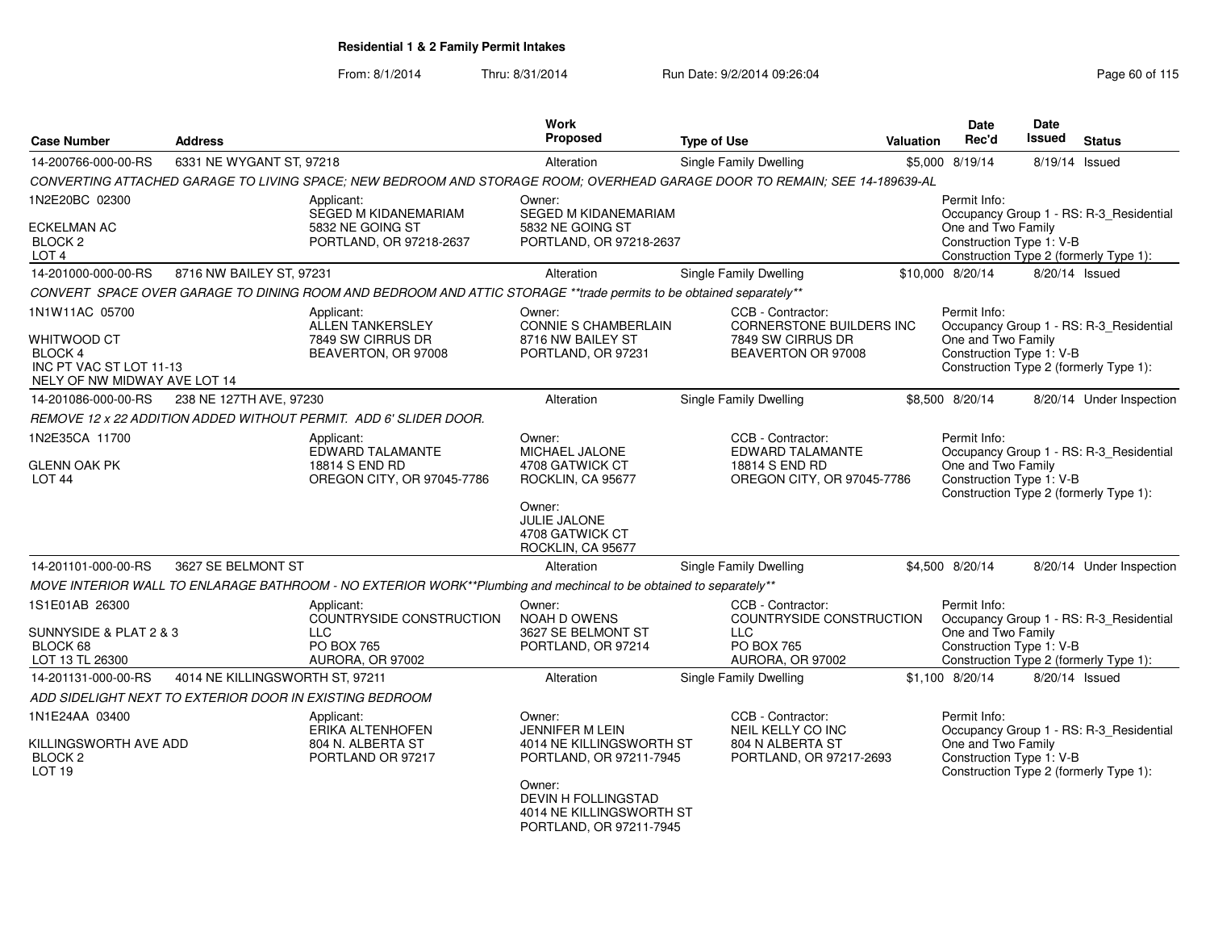**Residential 1 & 2 Family Permit Intakes**

From: 8/1/2014 Thru: 8/31/2014 Run Date: 9/2/2014 09:26:04

| Case Number | Address | Work Proposed | Type of Use | Valuation | Date Rec'd | Date Issued | Status |
|---|---|---|---|---|---|---|---|
| 14-200766-000-00-RS | 6331 NE WYGANT ST, 97218 | Alteration | Single Family Dwelling | $5,000 | 8/19/14 | 8/19/14 | Issued |

*CONVERTING ATTACHED GARAGE TO LIVING SPACE; NEW BEDROOM AND STORAGE ROOM; OVERHEAD GARAGE DOOR TO REMAIN; SEE 14-189639-AL*

1N2E20BC 02300
ECKELMAN AC
BLOCK 2
LOT 4

Applicant:
SEGED M KIDANEMARIAM
5832 NE GOING ST
PORTLAND, OR 97218-2637

Owner:
SEGED M KIDANEMARIAM
5832 NE GOING ST
PORTLAND, OR 97218-2637

Permit Info:
Occupancy Group 1 - RS: R-3_Residential One and Two Family
Construction Type 1: V-B
Construction Type 2 (formerly Type 1):

| Case Number | Address | Work Proposed | Type of Use | Valuation | Date Rec'd | Date Issued | Status |
|---|---|---|---|---|---|---|---|
| 14-201000-000-00-RS | 8716 NW BAILEY ST, 97231 | Alteration | Single Family Dwelling | $10,000 | 8/20/14 | 8/20/14 | Issued |

*CONVERT SPACE OVER GARAGE TO DINING ROOM AND BEDROOM AND ATTIC STORAGE **trade permits to be obtained separately***

1N1W11AC 05700
WHITWOOD CT
BLOCK 4
INC PT VAC ST LOT 11-13
NELY OF NW MIDWAY AVE LOT 14

Applicant:
ALLEN TANKERSLEY
7849 SW CIRRUS DR
BEAVERTON, OR 97008

Owner:
CONNIE S CHAMBERLAIN
8716 NW BAILEY ST
PORTLAND, OR 97231

CCB - Contractor:
CORNERSTONE BUILDERS INC
7849 SW CIRRUS DR
BEAVERTON OR 97008

Permit Info:
Occupancy Group 1 - RS: R-3_Residential One and Two Family
Construction Type 1: V-B
Construction Type 2 (formerly Type 1):

| Case Number | Address | Work Proposed | Type of Use | Valuation | Date Rec'd | Date Issued | Status |
|---|---|---|---|---|---|---|---|
| 14-201086-000-00-RS | 238 NE 127TH AVE, 97230 | Alteration | Single Family Dwelling | $8,500 | 8/20/14 | 8/20/14 | Under Inspection |

*REMOVE 12 x 22 ADDITION ADDED WITHOUT PERMIT. ADD 6' SLIDER DOOR.*

1N2E35CA 11700
GLENN OAK PK
LOT 44

Applicant:
EDWARD TALAMANTE
18814 S END RD
OREGON CITY, OR 97045-7786

Owner:
MICHAEL JALONE
4708 GATWICK CT
ROCKLIN, CA 95677

Owner:
JULIE JALONE
4708 GATWICK CT
ROCKLIN, CA 95677

CCB - Contractor:
EDWARD TALAMANTE
18814 S END RD
OREGON CITY, OR 97045-7786

Permit Info:
Occupancy Group 1 - RS: R-3_Residential One and Two Family
Construction Type 1: V-B
Construction Type 2 (formerly Type 1):

| Case Number | Address | Work Proposed | Type of Use | Valuation | Date Rec'd | Date Issued | Status |
|---|---|---|---|---|---|---|---|
| 14-201101-000-00-RS | 3627 SE BELMONT ST | Alteration | Single Family Dwelling | $4,500 | 8/20/14 | 8/20/14 | Under Inspection |

*MOVE INTERIOR WALL TO ENLARAGE BATHROOM - NO EXTERIOR WORK**Plumbing and mechincal to be obtained to separately***

1S1E01AB 26300
SUNNYSIDE & PLAT 2 & 3
BLOCK 68
LOT 13 TL 26300

Applicant:
COUNTRYSIDE CONSTRUCTION LLC
PO BOX 765
AURORA, OR 97002

Owner:
NOAH D OWENS
3627 SE BELMONT ST
PORTLAND, OR 97214

CCB - Contractor:
COUNTRYSIDE CONSTRUCTION LLC
PO BOX 765
AURORA, OR 97002

Permit Info:
Occupancy Group 1 - RS: R-3_Residential One and Two Family
Construction Type 1: V-B
Construction Type 2 (formerly Type 1):

| Case Number | Address | Work Proposed | Type of Use | Valuation | Date Rec'd | Date Issued | Status |
|---|---|---|---|---|---|---|---|
| 14-201131-000-00-RS | 4014 NE KILLINGSWORTH ST, 97211 | Alteration | Single Family Dwelling | $1,100 | 8/20/14 | 8/20/14 | Issued |

*ADD SIDELIGHT NEXT TO EXTERIOR DOOR IN EXISTING BEDROOM*

1N1E24AA 03400
KILLINGSWORTH AVE ADD
BLOCK 2
LOT 19

Applicant:
ERIKA ALTENHOFEN
804 N. ALBERTA ST
PORTLAND OR 97217

Owner:
JENNIFER M LEIN
4014 NE KILLINGSWORTH ST
PORTLAND, OR 97211-7945

Owner:
DEVIN H FOLLINGSTAD
4014 NE KILLINGSWORTH ST
PORTLAND, OR 97211-7945

CCB - Contractor:
NEIL KELLY CO INC
804 N ALBERTA ST
PORTLAND, OR 97217-2693

Permit Info:
Occupancy Group 1 - RS: R-3_Residential One and Two Family
Construction Type 1: V-B
Construction Type 2 (formerly Type 1):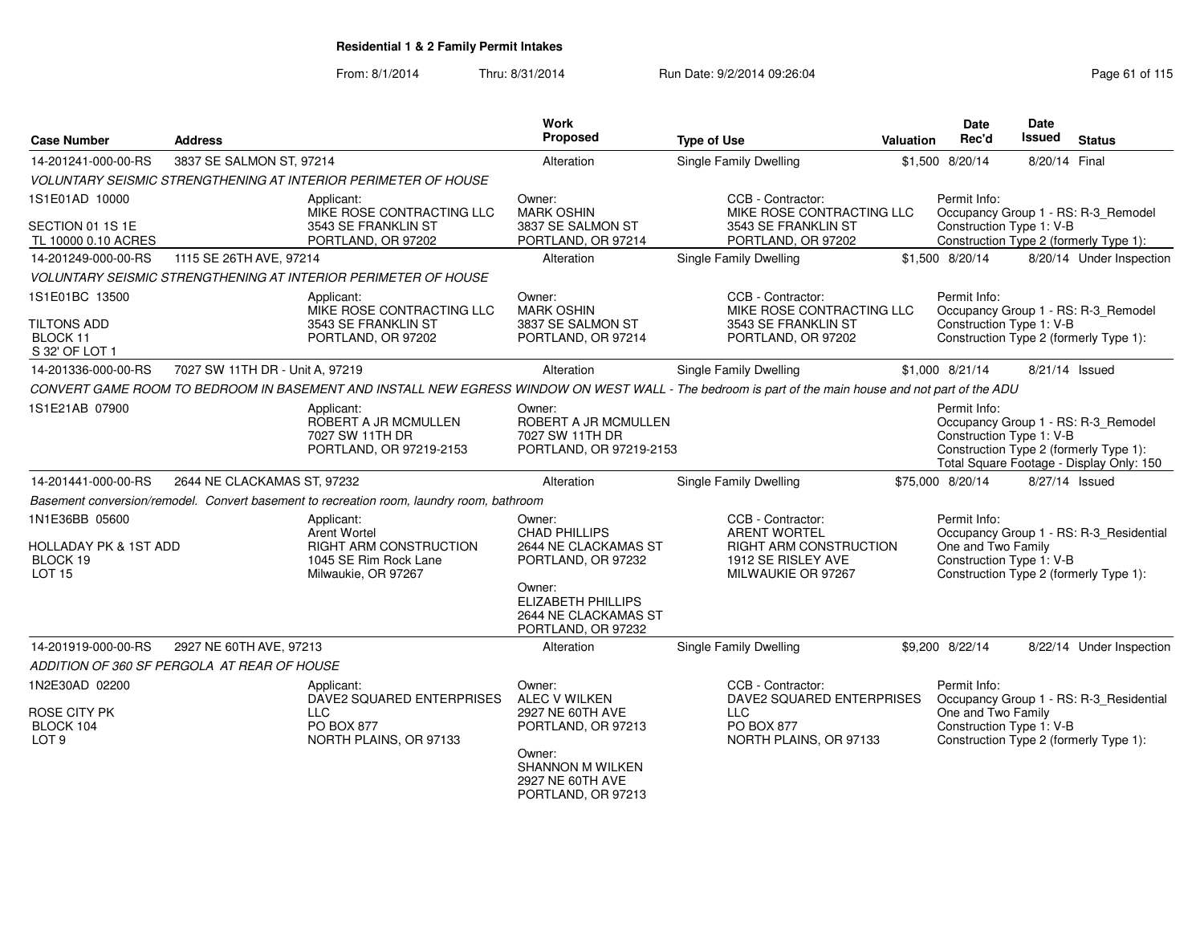**Residential 1 & 2 Family Permit Intakes**

From: 8/1/2014 Thru: 8/31/2014 Run Date: 9/2/2014 09:26:04

| Case Number | Address | Work Proposed | Type of Use | Valuation | Date Rec'd | Date Issued | Status |
|---|---|---|---|---|---|---|---|
| 14-201241-000-00-RS | 3837 SE SALMON ST, 97214 | Alteration | Single Family Dwelling | $1,500 | 8/20/14 | 8/20/14 | Final |

*VOLUNTARY SEISMIC STRENGTHENING AT INTERIOR PERIMETER OF HOUSE*

1S1E01AD 10000
SECTION 01 1S 1E
TL 10000 0.10 ACRES

Applicant: MIKE ROSE CONTRACTING LLC, 3543 SE FRANKLIN ST, PORTLAND, OR 97202
Owner: MARK OSHIN, 3837 SE SALMON ST, PORTLAND, OR 97214
CCB - Contractor: MIKE ROSE CONTRACTING LLC, 3543 SE FRANKLIN ST, PORTLAND, OR 97202
Permit Info: Occupancy Group 1 - RS: R-3_Remodel; Construction Type 1: V-B; Construction Type 2 (formerly Type 1):

| Case Number | Address | Work Proposed | Type of Use | Valuation | Date Rec'd | Date Issued | Status |
|---|---|---|---|---|---|---|---|
| 14-201249-000-00-RS | 1115 SE 26TH AVE, 97214 | Alteration | Single Family Dwelling | $1,500 | 8/20/14 | 8/20/14 | Under Inspection |

*VOLUNTARY SEISMIC STRENGTHENING AT INTERIOR PERIMETER OF HOUSE*

1S1E01BC 13500
TILTONS ADD
BLOCK 11
S 32' OF LOT 1

Applicant: MIKE ROSE CONTRACTING LLC, 3543 SE FRANKLIN ST, PORTLAND, OR 97202
Owner: MARK OSHIN, 3837 SE SALMON ST, PORTLAND, OR 97214
CCB - Contractor: MIKE ROSE CONTRACTING LLC, 3543 SE FRANKLIN ST, PORTLAND, OR 97202
Permit Info: Occupancy Group 1 - RS: R-3_Remodel; Construction Type 1: V-B; Construction Type 2 (formerly Type 1):

| Case Number | Address | Work Proposed | Type of Use | Valuation | Date Rec'd | Date Issued | Status |
|---|---|---|---|---|---|---|---|
| 14-201336-000-00-RS | 7027 SW 11TH DR - Unit A, 97219 | Alteration | Single Family Dwelling | $1,000 | 8/21/14 | 8/21/14 | Issued |

*CONVERT GAME ROOM TO BEDROOM IN BASEMENT AND INSTALL NEW EGRESS WINDOW ON WEST WALL - The bedroom is part of the main house and not part of the ADU*

1S1E21AB 07900

Applicant: ROBERT A JR MCMULLEN, 7027 SW 11TH DR, PORTLAND, OR 97219-2153
Owner: ROBERT A JR MCMULLEN, 7027 SW 11TH DR, PORTLAND, OR 97219-2153
Permit Info: Occupancy Group 1 - RS: R-3_Remodel; Construction Type 1: V-B; Construction Type 2 (formerly Type 1):; Total Square Footage - Display Only: 150

| Case Number | Address | Work Proposed | Type of Use | Valuation | Date Rec'd | Date Issued | Status |
|---|---|---|---|---|---|---|---|
| 14-201441-000-00-RS | 2644 NE CLACKAMAS ST, 97232 | Alteration | Single Family Dwelling | $75,000 | 8/20/14 | 8/27/14 | Issued |

*Basement conversion/remodel. Convert basement to recreation room, laundry room, bathroom*

1N1E36BB 05600
HOLLADAY PK & 1ST ADD
BLOCK 19
LOT 15

Applicant: Arent Wortel, RIGHT ARM CONSTRUCTION, 1045 SE Rim Rock Lane, Milwaukie, OR 97267
Owner: CHAD PHILLIPS, 2644 NE CLACKAMAS ST, PORTLAND, OR 97232
Owner: ELIZABETH PHILLIPS, 2644 NE CLACKAMAS ST, PORTLAND, OR 97232
CCB - Contractor: ARENT WORTEL, RIGHT ARM CONSTRUCTION, 1912 SE RISLEY AVE, MILWAUKIE OR 97267
Permit Info: Occupancy Group 1 - RS: R-3_Residential One and Two Family; Construction Type 1: V-B; Construction Type 2 (formerly Type 1):

| Case Number | Address | Work Proposed | Type of Use | Valuation | Date Rec'd | Date Issued | Status |
|---|---|---|---|---|---|---|---|
| 14-201919-000-00-RS | 2927 NE 60TH AVE, 97213 | Alteration | Single Family Dwelling | $9,200 | 8/22/14 | 8/22/14 | Under Inspection |

*ADDITION OF 360 SF PERGOLA AT REAR OF HOUSE*

1N2E30AD 02200
ROSE CITY PK
BLOCK 104
LOT 9

Applicant: DAVE2 SQUARED ENTERPRISES LLC, PO BOX 877, NORTH PLAINS, OR 97133
Owner: ALEC V WILKEN, 2927 NE 60TH AVE, PORTLAND, OR 97213
Owner: SHANNON M WILKEN, 2927 NE 60TH AVE, PORTLAND, OR 97213
CCB - Contractor: DAVE2 SQUARED ENTERPRISES LLC, PO BOX 877, NORTH PLAINS, OR 97133
Permit Info: Occupancy Group 1 - RS: R-3_Residential One and Two Family; Construction Type 1: V-B; Construction Type 2 (formerly Type 1):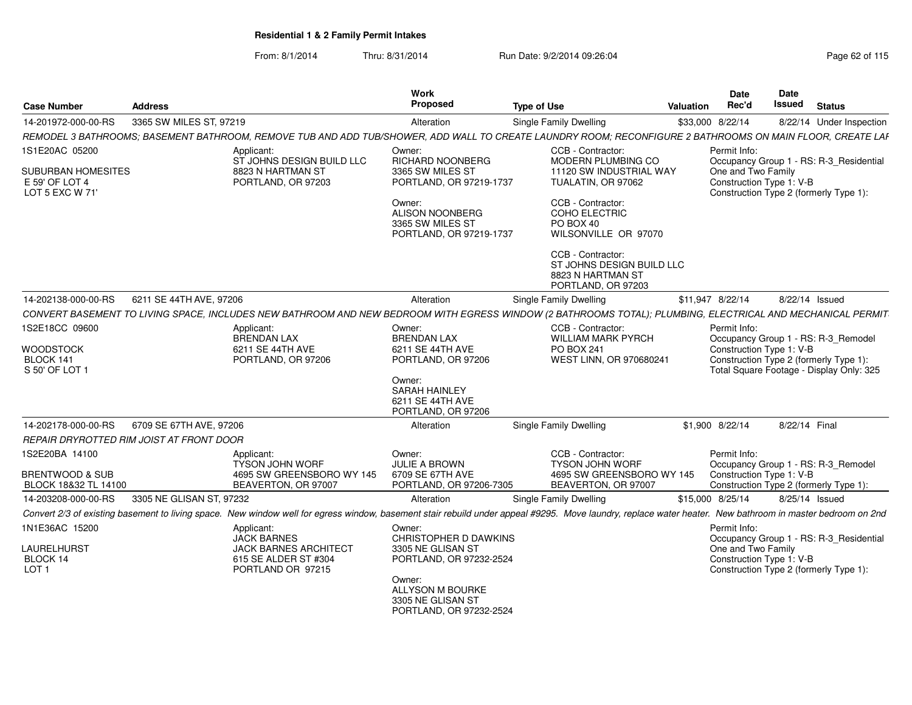**Residential 1 & 2 Family Permit Intakes**

From: 8/1/2014 Thru: 8/31/2014 Run Date: 9/2/2014 09:26:04

| Case Number | Address | Work Proposed | Type of Use | Valuation | Date Rec'd | Date Issued | Status |
|---|---|---|---|---|---|---|---|
| 14-201972-000-00-RS | 3365 SW MILES ST, 97219 | Alteration | Single Family Dwelling | $33,000 | 8/22/14 | 8/22/14 | Under Inspection |

*REMODEL 3 BATHROOMS; BASEMENT BATHROOM, REMOVE TUB AND ADD TUB/SHOWER, ADD WALL TO CREATE LAUNDRY ROOM; RECONFIGURE 2 BATHROOMS ON MAIN FLOOR, CREATE LAI*

1S1E20AC 05200
SUBURBAN HOMESITES
E 59' OF LOT 4
LOT 5 EXC W 71'

Applicant:
ST JOHNS DESIGN BUILD LLC
8823 N HARTMAN ST
PORTLAND, OR 97203

Owner:
RICHARD NOONBERG
3365 SW MILES ST
PORTLAND, OR 97219-1737

Owner:
ALISON NOONBERG
3365 SW MILES ST
PORTLAND, OR 97219-1737

CCB - Contractor:
MODERN PLUMBING CO
11120 SW INDUSTRIAL WAY
TUALATIN, OR 97062

CCB - Contractor:
COHO ELECTRIC
PO BOX 40
WILSONVILLE OR 97070

CCB - Contractor:
ST JOHNS DESIGN BUILD LLC
8823 N HARTMAN ST
PORTLAND, OR 97203

Permit Info:
Occupancy Group 1 - RS: R-3_Residential One and Two Family
Construction Type 1: V-B
Construction Type 2 (formerly Type 1):

| Case Number | Address | Work Proposed | Type of Use | Valuation | Date Rec'd | Date Issued | Status |
|---|---|---|---|---|---|---|---|
| 14-202138-000-00-RS | 6211 SE 44TH AVE, 97206 | Alteration | Single Family Dwelling | $11,947 | 8/22/14 | 8/22/14 | Issued |

*CONVERT BASEMENT TO LIVING SPACE, INCLUDES NEW BATHROOM AND NEW BEDROOM WITH EGRESS WINDOW (2 BATHROOMS TOTAL); PLUMBING, ELECTRICAL AND MECHANICAL PERMIT*

1S2E18CC 09600
WOODSTOCK
BLOCK 141
S 50' OF LOT 1

Applicant:
BRENDAN LAX
6211 SE 44TH AVE
PORTLAND, OR 97206

Owner:
BRENDAN LAX
6211 SE 44TH AVE
PORTLAND, OR 97206

Owner:
SARAH HAINLEY
6211 SE 44TH AVE
PORTLAND, OR 97206

CCB - Contractor:
WILLIAM MARK PYRCH
PO BOX 241
WEST LINN, OR 970680241

Permit Info:
Occupancy Group 1 - RS: R-3_Remodel
Construction Type 1: V-B
Construction Type 2 (formerly Type 1):
Total Square Footage - Display Only: 325

| Case Number | Address | Work Proposed | Type of Use | Valuation | Date Rec'd | Date Issued | Status |
|---|---|---|---|---|---|---|---|
| 14-202178-000-00-RS | 6709 SE 67TH AVE, 97206 | Alteration | Single Family Dwelling | $1,900 | 8/22/14 | 8/22/14 | Final |

*REPAIR DRYROTTED RIM JOIST AT FRONT DOOR*

1S2E20BA 14100
BRENTWOOD & SUB
BLOCK 18&32 TL 14100

Applicant:
TYSON JOHN WORF
4695 SW GREENSBORO WY 145
BEAVERTON, OR 97007

Owner:
JULIE A BROWN
6709 SE 67TH AVE
PORTLAND, OR 97206-7305

CCB - Contractor:
TYSON JOHN WORF
4695 SW GREENSBORO WY 145
BEAVERTON, OR 97007

Permit Info:
Occupancy Group 1 - RS: R-3_Remodel
Construction Type 1: V-B
Construction Type 2 (formerly Type 1):

| Case Number | Address | Work Proposed | Type of Use | Valuation | Date Rec'd | Date Issued | Status |
|---|---|---|---|---|---|---|---|
| 14-203208-000-00-RS | 3305 NE GLISAN ST, 97232 | Alteration | Single Family Dwelling | $15,000 | 8/25/14 | 8/25/14 | Issued |

*Convert 2/3 of existing basement to living space. New window well for egress window, basement stair rebuild under appeal #9295. Move laundry, replace water heater. New bathroom in master bedroom on 2nd*

1N1E36AC 15200
LAURELHURST
BLOCK 14
LOT 1

Applicant:
JACK BARNES
JACK BARNES ARCHITECT
615 SE ALDER ST #304
PORTLAND OR 97215

Owner:
CHRISTOPHER D DAWKINS
3305 NE GLISAN ST
PORTLAND, OR 97232-2524

Owner:
ALLYSON M BOURKE
3305 NE GLISAN ST
PORTLAND, OR 97232-2524

Permit Info:
Occupancy Group 1 - RS: R-3_Residential One and Two Family
Construction Type 1: V-B
Construction Type 2 (formerly Type 1):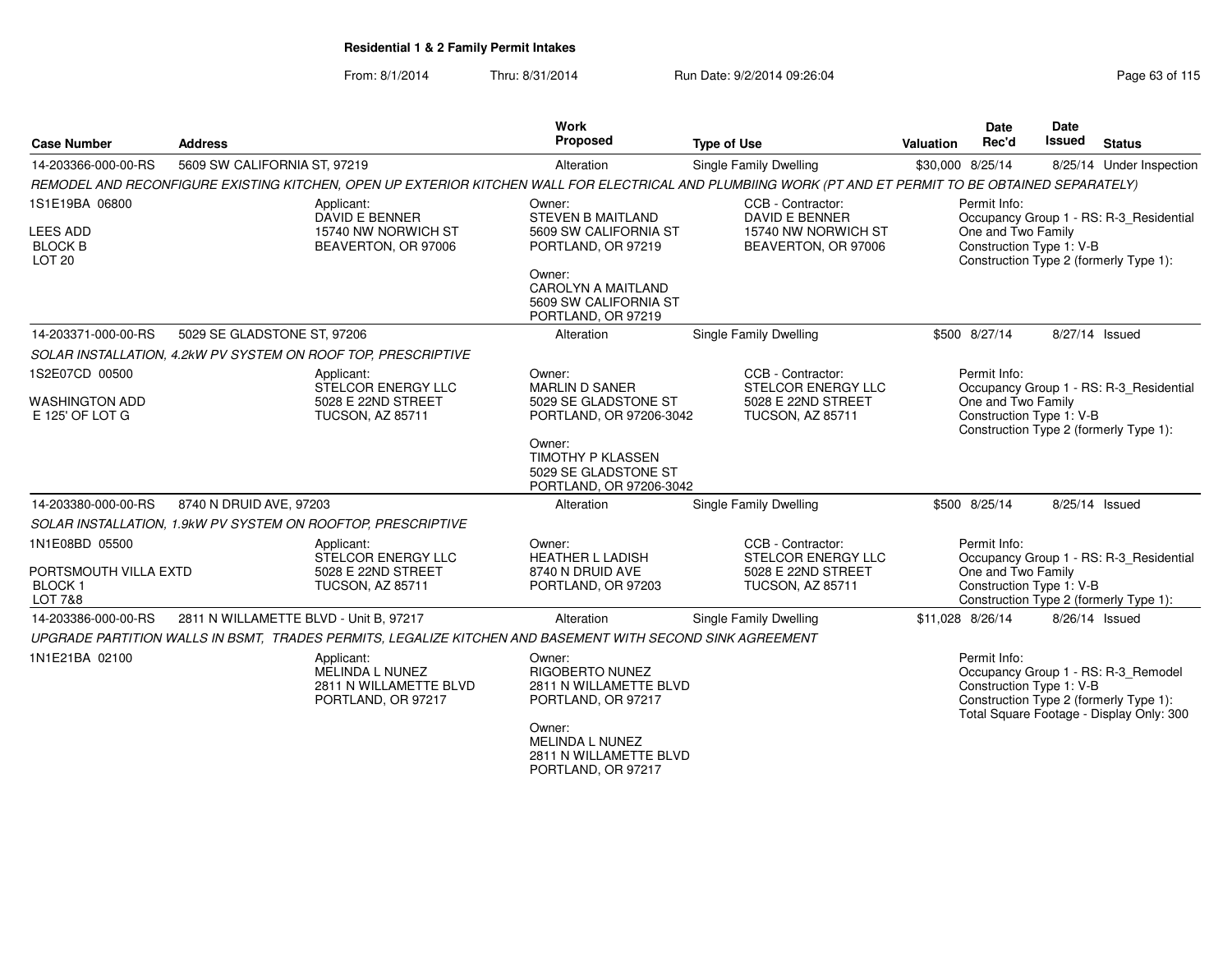**Residential 1 & 2 Family Permit Intakes**

From: 8/1/2014 Thru: 8/31/2014 Run Date: 9/2/2014 09:26:04

| Case Number | Address | Work Proposed | Type of Use | Valuation | Date Rec'd | Date Issued | Status |
|---|---|---|---|---|---|---|---|
| 14-203366-000-00-RS | 5609 SW CALIFORNIA ST, 97219 | Alteration | Single Family Dwelling | $30,000 | 8/25/14 | 8/25/14 | Under Inspection |

*REMODEL AND RECONFIGURE EXISTING KITCHEN, OPEN UP EXTERIOR KITCHEN WALL FOR ELECTRICAL AND PLUMBIING WORK (PT AND ET PERMIT TO BE OBTAINED SEPARATELY)*

1S1E19BA 06800
LEES ADD
BLOCK B
LOT 20

Applicant:
DAVID E BENNER
15740 NW NORWICH ST
BEAVERTON, OR 97006

Owner:
STEVEN B MAITLAND
5609 SW CALIFORNIA ST
PORTLAND, OR 97219

Owner:
CAROLYN A MAITLAND
5609 SW CALIFORNIA ST
PORTLAND, OR 97219

CCB - Contractor:
DAVID E BENNER
15740 NW NORWICH ST
BEAVERTON, OR 97006

Permit Info:
Occupancy Group 1 - RS: R-3_Residential One and Two Family
Construction Type 1: V-B
Construction Type 2 (formerly Type 1):

| Case Number | Address | Work Proposed | Type of Use | Valuation | Date Rec'd | Date Issued | Status |
|---|---|---|---|---|---|---|---|
| 14-203371-000-00-RS | 5029 SE GLADSTONE ST, 97206 | Alteration | Single Family Dwelling | $500 | 8/27/14 | 8/27/14 | Issued |

*SOLAR INSTALLATION, 4.2kW PV SYSTEM ON ROOF TOP, PRESCRIPTIVE*

1S2E07CD 00500
WASHINGTON ADD
E 125' OF LOT G

Applicant:
STELCOR ENERGY LLC
5028 E 22ND STREET
TUCSON, AZ 85711

Owner:
MARLIN D SANER
5029 SE GLADSTONE ST
PORTLAND, OR 97206-3042

Owner:
TIMOTHY P KLASSEN
5029 SE GLADSTONE ST
PORTLAND, OR 97206-3042

CCB - Contractor:
STELCOR ENERGY LLC
5028 E 22ND STREET
TUCSON, AZ 85711

Permit Info:
Occupancy Group 1 - RS: R-3_Residential One and Two Family
Construction Type 1: V-B
Construction Type 2 (formerly Type 1):

| Case Number | Address | Work Proposed | Type of Use | Valuation | Date Rec'd | Date Issued | Status |
|---|---|---|---|---|---|---|---|
| 14-203380-000-00-RS | 8740 N DRUID AVE, 97203 | Alteration | Single Family Dwelling | $500 | 8/25/14 | 8/25/14 | Issued |

*SOLAR INSTALLATION, 1.9kW PV SYSTEM ON ROOFTOP, PRESCRIPTIVE*

1N1E08BD 05500
PORTSMOUTH VILLA EXTD
BLOCK 1
LOT 7&8

Applicant:
STELCOR ENERGY LLC
5028 E 22ND STREET
TUCSON, AZ 85711

Owner:
HEATHER L LADISH
8740 N DRUID AVE
PORTLAND, OR 97203

CCB - Contractor:
STELCOR ENERGY LLC
5028 E 22ND STREET
TUCSON, AZ 85711

Permit Info:
Occupancy Group 1 - RS: R-3_Residential One and Two Family
Construction Type 1: V-B
Construction Type 2 (formerly Type 1):

| Case Number | Address | Work Proposed | Type of Use | Valuation | Date Rec'd | Date Issued | Status |
|---|---|---|---|---|---|---|---|
| 14-203386-000-00-RS | 2811 N WILLAMETTE BLVD - Unit B, 97217 | Alteration | Single Family Dwelling | $11,028 | 8/26/14 | 8/26/14 | Issued |

*UPGRADE PARTITION WALLS IN BSMT, TRADES PERMITS, LEGALIZE KITCHEN AND BASEMENT WITH SECOND SINK AGREEMENT*

1N1E21BA 02100

Applicant:
MELINDA L NUNEZ
2811 N WILLAMETTE BLVD
PORTLAND, OR 97217

Owner:
RIGOBERTO NUNEZ
2811 N WILLAMETTE BLVD
PORTLAND, OR 97217

Owner:
MELINDA L NUNEZ
2811 N WILLAMETTE BLVD
PORTLAND, OR 97217

Permit Info:
Occupancy Group 1 - RS: R-3_Remodel
Construction Type 1: V-B
Construction Type 2 (formerly Type 1):
Total Square Footage - Display Only: 300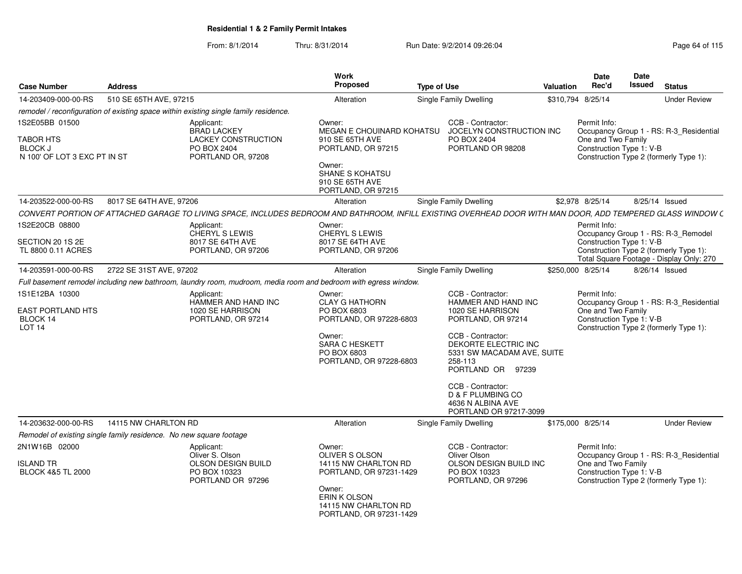# Residential 1 & 2 Family Permit Intakes

From: 8/1/2014 Thru: 8/31/2014 Run Date: 9/2/2014 09:26:04

| Case Number | Address | Work Proposed | Type of Use | Valuation | Date Rec'd | Date Issued | Status |
|---|---|---|---|---|---|---|---|
| 14-203409-000-00-RS | 510 SE 65TH AVE, 97215 | Alteration | Single Family Dwelling | $310,794 | 8/25/14 | | Under Review |

*remodel / reconfiguration of existing space within existing single family residence.*

1S2E05BB 01500

TABOR HTS
BLOCK J
N 100' OF LOT 3 EXC PT IN ST

Applicant:
BRAD LACKEY
LACKEY CONSTRUCTION
PO BOX 2404
PORTLAND OR, 97208

Owner:
MEGAN E CHOUINARD KOHATSU
910 SE 65TH AVE
PORTLAND, OR 97215

Owner:
SHANE S KOHATSU
910 SE 65TH AVE
PORTLAND, OR 97215

CCB - Contractor:
JOCELYN CONSTRUCTION INC
PO BOX 2404
PORTLAND OR 98208

Permit Info:
Occupancy Group 1 - RS: R-3_Residential One and Two Family
Construction Type 1: V-B
Construction Type 2 (formerly Type 1):

---

| Case Number | Address | Work Proposed | Type of Use | Valuation | Date Rec'd | Date Issued | Status |
|---|---|---|---|---|---|---|---|
| 14-203522-000-00-RS | 8017 SE 64TH AVE, 97206 | Alteration | Single Family Dwelling | $2,978 | 8/25/14 | 8/25/14 | Issued |

*CONVERT PORTION OF ATTACHED GARAGE TO LIVING SPACE, INCLUDES BEDROOM AND BATHROOM, INFILL EXISTING OVERHEAD DOOR WITH MAN DOOR, ADD TEMPERED GLASS WINDOW C*

1S2E20CB 08800

SECTION 20 1S 2E
TL 8800 0.11 ACRES

Applicant:
CHERYL S LEWIS
8017 SE 64TH AVE
PORTLAND, OR 97206

Owner:
CHERYL S LEWIS
8017 SE 64TH AVE
PORTLAND, OR 97206

Permit Info:
Occupancy Group 1 - RS: R-3_Remodel
Construction Type 1: V-B
Construction Type 2 (formerly Type 1):
Total Square Footage - Display Only: 270

---

| Case Number | Address | Work Proposed | Type of Use | Valuation | Date Rec'd | Date Issued | Status |
|---|---|---|---|---|---|---|---|
| 14-203591-000-00-RS | 2722 SE 31ST AVE, 97202 | Alteration | Single Family Dwelling | $250,000 | 8/25/14 | 8/26/14 | Issued |

*Full basement remodel including new bathroom, laundry room, mudroom, media room and bedroom with egress window.*

1S1E12BA 10300

EAST PORTLAND HTS
BLOCK 14
LOT 14

Applicant:
HAMMER AND HAND INC
1020 SE HARRISON
PORTLAND, OR 97214

Owner:
CLAY G HATHORN
PO BOX 6803
PORTLAND, OR 97228-6803

Owner:
SARA C HESKETT
PO BOX 6803
PORTLAND, OR 97228-6803

CCB - Contractor:
HAMMER AND HAND INC
1020 SE HARRISON
PORTLAND, OR 97214

CCB - Contractor:
DEKORTE ELECTRIC INC
5331 SW MACADAM AVE, SUITE 258-113
PORTLAND OR 97239

CCB - Contractor:
D & F PLUMBING CO
4636 N ALBINA AVE
PORTLAND OR 97217-3099

Permit Info:
Occupancy Group 1 - RS: R-3_Residential One and Two Family
Construction Type 1: V-B
Construction Type 2 (formerly Type 1):

---

| Case Number | Address | Work Proposed | Type of Use | Valuation | Date Rec'd | Date Issued | Status |
|---|---|---|---|---|---|---|---|
| 14-203632-000-00-RS | 14115 NW CHARLTON RD | Alteration | Single Family Dwelling | $175,000 | 8/25/14 | | Under Review |

*Remodel of existing single family residence. No new square footage*

2N1W16B 02000

ISLAND TR
BLOCK 4&5 TL 2000

Applicant:
Oliver S. Olson
OLSON DESIGN BUILD
PO BOX 10323
PORTLAND OR 97296

Owner:
OLIVER S OLSON
14115 NW CHARLTON RD
PORTLAND, OR 97231-1429

Owner:
ERIN K OLSON
14115 NW CHARLTON RD
PORTLAND, OR 97231-1429

CCB - Contractor:
Oliver Olson
OLSON DESIGN BUILD INC
PO BOX 10323
PORTLAND, OR 97296

Permit Info:
Occupancy Group 1 - RS: R-3_Residential One and Two Family
Construction Type 1: V-B
Construction Type 2 (formerly Type 1):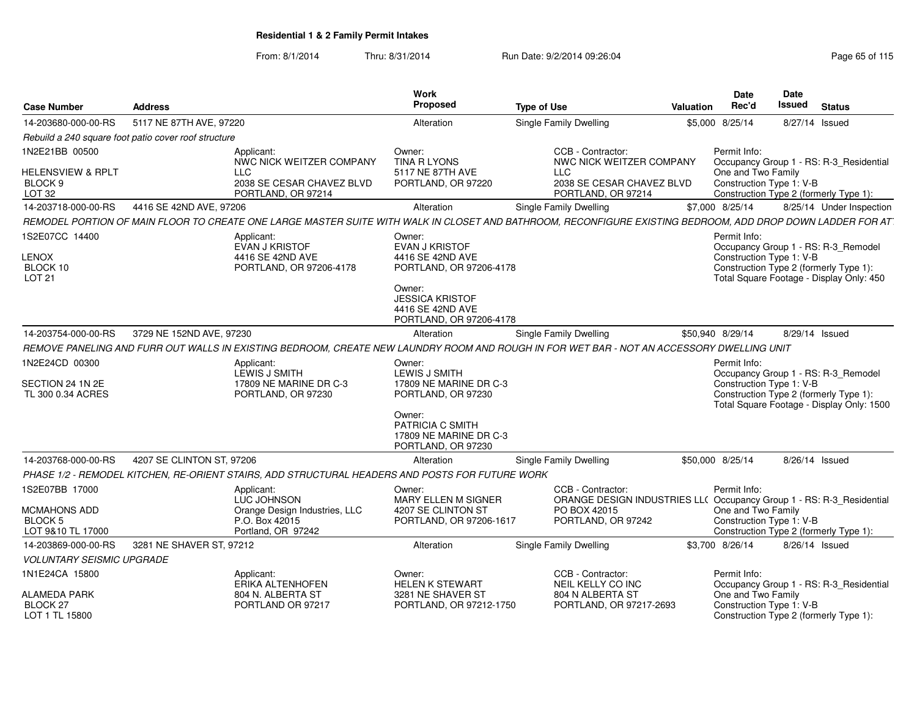## Residential 1 & 2 Family Permit Intakes

From: 8/1/2014 Thru: 8/31/2014 Run Date: 9/2/2014 09:26:04

| Case Number | Address | Work Proposed | Type of Use | Valuation | Date Rec'd | Date Issued | Status |
|---|---|---|---|---|---|---|---|
| 14-203680-000-00-RS | 5117 NE 87TH AVE, 97220 | Alteration | Single Family Dwelling | $5,000 | 8/25/14 | 8/27/14 | Issued |

*Rebuild a 240 square foot patio cover roof structure*

1N2E21BB 00500
HELENSVIEW & RPLT
BLOCK 9
LOT 32

Applicant: NWC NICK WEITZER COMPANY LLC, 2038 SE CESAR CHAVEZ BLVD, PORTLAND, OR 97214
Owner: TINA R LYONS, 5117 NE 87TH AVE, PORTLAND, OR 97220
CCB - Contractor: NWC NICK WEITZER COMPANY LLC, 2038 SE CESAR CHAVEZ BLVD, PORTLAND, OR 97214
Permit Info: Occupancy Group 1 - RS: R-3_Residential One and Two Family; Construction Type 1: V-B; Construction Type 2 (formerly Type 1):

| Case Number | Address | Work Proposed | Type of Use | Valuation | Date Rec'd | Date Issued | Status |
|---|---|---|---|---|---|---|---|
| 14-203718-000-00-RS | 4416 SE 42ND AVE, 97206 | Alteration | Single Family Dwelling | $7,000 | 8/25/14 | 8/25/14 | Under Inspection |

*REMODEL PORTION OF MAIN FLOOR TO CREATE ONE LARGE MASTER SUITE WITH WALK IN CLOSET AND BATHROOM, RECONFIGURE EXISTING BEDROOM, ADD DROP DOWN LADDER FOR AT*

1S2E07CC 14400
LENOX
BLOCK 10
LOT 21

Applicant: EVAN J KRISTOF, 4416 SE 42ND AVE, PORTLAND, OR 97206-4178
Owner: EVAN J KRISTOF, 4416 SE 42ND AVE, PORTLAND, OR 97206-4178
Owner: JESSICA KRISTOF, 4416 SE 42ND AVE, PORTLAND, OR 97206-4178
Permit Info: Occupancy Group 1 - RS: R-3_Remodel; Construction Type 1: V-B; Construction Type 2 (formerly Type 1):; Total Square Footage - Display Only: 450

| Case Number | Address | Work Proposed | Type of Use | Valuation | Date Rec'd | Date Issued | Status |
|---|---|---|---|---|---|---|---|
| 14-203754-000-00-RS | 3729 NE 152ND AVE, 97230 | Alteration | Single Family Dwelling | $50,940 | 8/29/14 | 8/29/14 | Issued |

*REMOVE PANELING AND FURR OUT WALLS IN EXISTING BEDROOM, CREATE NEW LAUNDRY ROOM AND ROUGH IN FOR WET BAR - NOT AN ACCESSORY DWELLING UNIT*

1N2E24CD 00300
SECTION 24 1N 2E
TL 300 0.34 ACRES

Applicant: LEWIS J SMITH, 17809 NE MARINE DR C-3, PORTLAND, OR 97230
Owner: LEWIS J SMITH, 17809 NE MARINE DR C-3, PORTLAND, OR 97230
Owner: PATRICIA C SMITH, 17809 NE MARINE DR C-3, PORTLAND, OR 97230
Permit Info: Occupancy Group 1 - RS: R-3_Remodel; Construction Type 1: V-B; Construction Type 2 (formerly Type 1):; Total Square Footage - Display Only: 1500

| Case Number | Address | Work Proposed | Type of Use | Valuation | Date Rec'd | Date Issued | Status |
|---|---|---|---|---|---|---|---|
| 14-203768-000-00-RS | 4207 SE CLINTON ST, 97206 | Alteration | Single Family Dwelling | $50,000 | 8/25/14 | 8/26/14 | Issued |

*PHASE 1/2 - REMODEL KITCHEN, RE-ORIENT STAIRS, ADD STRUCTURAL HEADERS AND POSTS FOR FUTURE WORK*

1S2E07BB 17000
MCMAHONS ADD
BLOCK 5
LOT 9&10 TL 17000

Applicant: LUC JOHNSON, Orange Design Industries, LLC, P.O. Box 42015, Portland, OR 97242
Owner: MARY ELLEN M SIGNER, 4207 SE CLINTON ST, PORTLAND, OR 97206-1617
CCB - Contractor: ORANGE DESIGN INDUSTRIES LL( PO BOX 42015, PORTLAND, OR 97242
Permit Info: Occupancy Group 1 - RS: R-3_Residential One and Two Family; Construction Type 1: V-B; Construction Type 2 (formerly Type 1):

| Case Number | Address | Work Proposed | Type of Use | Valuation | Date Rec'd | Date Issued | Status |
|---|---|---|---|---|---|---|---|
| 14-203869-000-00-RS | 3281 NE SHAVER ST, 97212 | Alteration | Single Family Dwelling | $3,700 | 8/26/14 | 8/26/14 | Issued |

*VOLUNTARY SEISMIC UPGRADE*

1N1E24CA 15800
ALAMEDA PARK
BLOCK 27
LOT 1 TL 15800

Applicant: ERIKA ALTENHOFEN, 804 N. ALBERTA ST, PORTLAND OR 97217
Owner: HELEN K STEWART, 3281 NE SHAVER ST, PORTLAND, OR 97212-1750
CCB - Contractor: NEIL KELLY CO INC, 804 N ALBERTA ST, PORTLAND, OR 97217-2693
Permit Info: Occupancy Group 1 - RS: R-3_Residential One and Two Family; Construction Type 1: V-B; Construction Type 2 (formerly Type 1):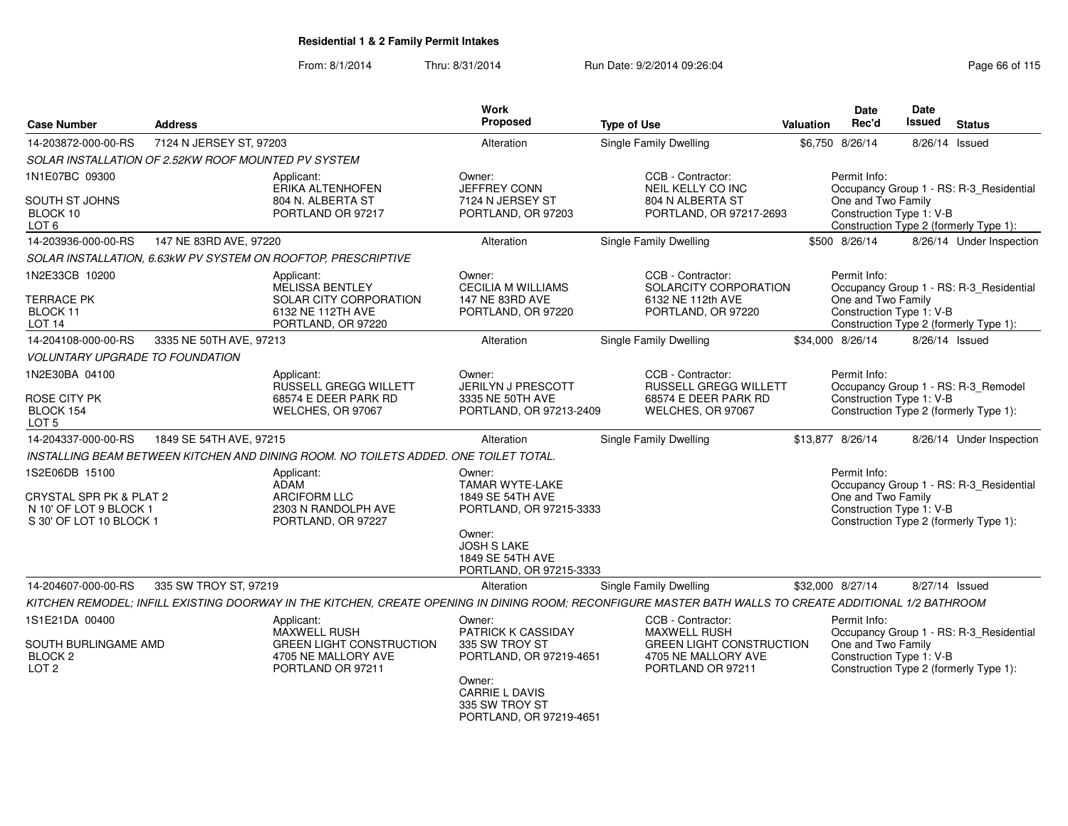## Residential 1 & 2 Family Permit Intakes

From: 8/1/2014 Thru: 8/31/2014 Run Date: 9/2/2014 09:26:04

| Case Number | Address | Work Proposed | Type of Use | Valuation | Date Rec'd | Date Issued | Status |
|---|---|---|---|---|---|---|---|
| 14-203872-000-00-RS | 7124 N JERSEY ST, 97203 | Alteration | Single Family Dwelling | $6,750 | 8/26/14 | 8/26/14 | Issued |

SOLAR INSTALLATION OF 2.52KW ROOF MOUNTED PV SYSTEM

- 1N1E07BC 09300 — SOUTH ST JOHNS, BLOCK 10, LOT 6
- Applicant: ERIKA ALTENHOFEN, 804 N. ALBERTA ST, PORTLAND OR 97217
- Owner: JEFFREY CONN, 7124 N JERSEY ST, PORTLAND, OR 97203
- CCB - Contractor: NEIL KELLY CO INC, 804 N ALBERTA ST, PORTLAND, OR 97217-2693
- Permit Info: Occupancy Group 1 - RS: R-3_Residential One and Two Family; Construction Type 1: V-B; Construction Type 2 (formerly Type 1):

| Case Number | Address | Work Proposed | Type of Use | Valuation | Date Rec'd | Date Issued | Status |
|---|---|---|---|---|---|---|---|
| 14-203936-000-00-RS | 147 NE 83RD AVE, 97220 | Alteration | Single Family Dwelling | $500 | 8/26/14 | 8/26/14 | Under Inspection |

SOLAR INSTALLATION, 6.63kW PV SYSTEM ON ROOFTOP, PRESCRIPTIVE

- 1N2E33CB 10200 — TERRACE PK, BLOCK 11, LOT 14
- Applicant: MELISSA BENTLEY, SOLAR CITY CORPORATION, 6132 NE 112TH AVE, PORTLAND, OR 97220
- Owner: CECILIA M WILLIAMS, 147 NE 83RD AVE, PORTLAND, OR 97220
- CCB - Contractor: SOLARCITY CORPORATION, 6132 NE 112th AVE, PORTLAND, OR 97220
- Permit Info: Occupancy Group 1 - RS: R-3_Residential One and Two Family; Construction Type 1: V-B; Construction Type 2 (formerly Type 1):

| Case Number | Address | Work Proposed | Type of Use | Valuation | Date Rec'd | Date Issued | Status |
|---|---|---|---|---|---|---|---|
| 14-204108-000-00-RS | 3335 NE 50TH AVE, 97213 | Alteration | Single Family Dwelling | $34,000 | 8/26/14 | 8/26/14 | Issued |

VOLUNTARY UPGRADE TO FOUNDATION

- 1N2E30BA 04100 — ROSE CITY PK, BLOCK 154, LOT 5
- Applicant: RUSSELL GREGG WILLETT, 68574 E DEER PARK RD, WELCHES, OR 97067
- Owner: JERILYN J PRESCOTT, 3335 NE 50TH AVE, PORTLAND, OR 97213-2409
- CCB - Contractor: RUSSELL GREGG WILLETT, 68574 E DEER PARK RD, WELCHES, OR 97067
- Permit Info: Occupancy Group 1 - RS: R-3_Remodel; Construction Type 1: V-B; Construction Type 2 (formerly Type 1):

| Case Number | Address | Work Proposed | Type of Use | Valuation | Date Rec'd | Date Issued | Status |
|---|---|---|---|---|---|---|---|
| 14-204337-000-00-RS | 1849 SE 54TH AVE, 97215 | Alteration | Single Family Dwelling | $13,877 | 8/26/14 | 8/26/14 | Under Inspection |

INSTALLING BEAM BETWEEN KITCHEN AND DINING ROOM. NO TOILETS ADDED. ONE TOILET TOTAL.

- 1S2E06DB 15100 — CRYSTAL SPR PK & PLAT 2, N 10' OF LOT 9 BLOCK 1, S 30' OF LOT 10 BLOCK 1
- Applicant: ADAM, ARCIFORM LLC, 2303 N RANDOLPH AVE, PORTLAND, OR 97227
- Owner: TAMAR WYTE-LAKE, 1849 SE 54TH AVE, PORTLAND, OR 97215-3333
- Owner: JOSH S LAKE, 1849 SE 54TH AVE, PORTLAND, OR 97215-3333
- Permit Info: Occupancy Group 1 - RS: R-3_Residential One and Two Family; Construction Type 1: V-B; Construction Type 2 (formerly Type 1):

| Case Number | Address | Work Proposed | Type of Use | Valuation | Date Rec'd | Date Issued | Status |
|---|---|---|---|---|---|---|---|
| 14-204607-000-00-RS | 335 SW TROY ST, 97219 | Alteration | Single Family Dwelling | $32,000 | 8/27/14 | 8/27/14 | Issued |

KITCHEN REMODEL; INFILL EXISTING DOORWAY IN THE KITCHEN, CREATE OPENING IN DINING ROOM; RECONFIGURE MASTER BATH WALLS TO CREATE ADDITIONAL 1/2 BATHROOM

- 1S1E21DA 00400 — SOUTH BURLINGAME AMD, BLOCK 2, LOT 2
- Applicant: MAXWELL RUSH, GREEN LIGHT CONSTRUCTION, 4705 NE MALLORY AVE, PORTLAND OR 97211
- Owner: PATRICK K CASSIDAY, 335 SW TROY ST, PORTLAND, OR 97219-4651
- Owner: CARRIE L DAVIS, 335 SW TROY ST, PORTLAND, OR 97219-4651
- CCB - Contractor: MAXWELL RUSH, GREEN LIGHT CONSTRUCTION, 4705 NE MALLORY AVE, PORTLAND OR 97211
- Permit Info: Occupancy Group 1 - RS: R-3_Residential One and Two Family; Construction Type 1: V-B; Construction Type 2 (formerly Type 1):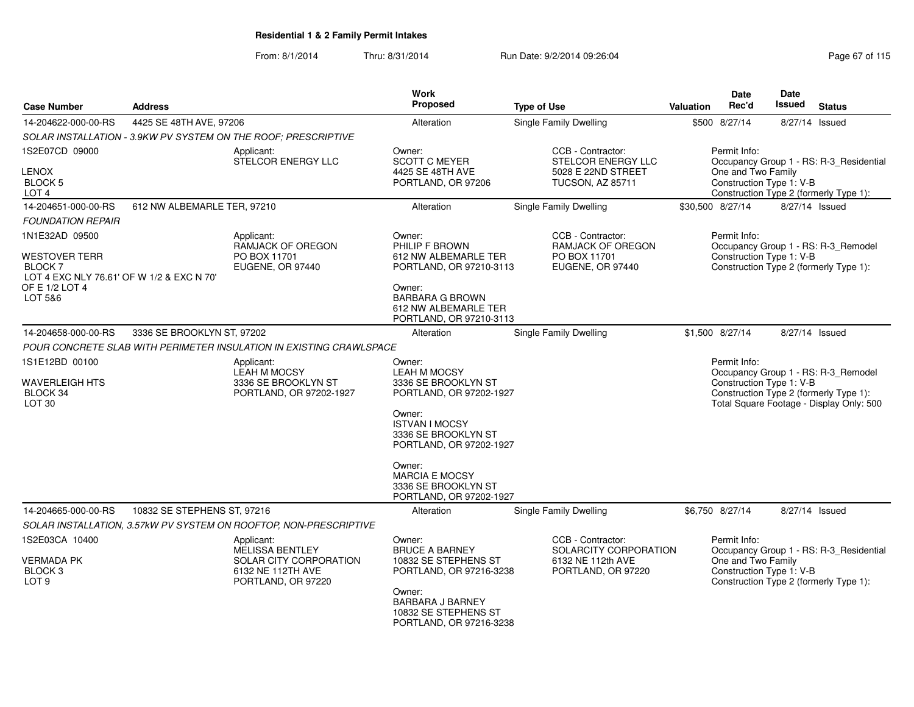# Residential 1 & 2 Family Permit Intakes

From: 8/1/2014 Thru: 8/31/2014 Run Date: 9/2/2014 09:26:04

| Case Number | Address | Work Proposed | Type of Use | Valuation | Date Rec'd | Date Issued | Status |
|---|---|---|---|---|---|---|---|
| 14-204622-000-00-RS | 4425 SE 48TH AVE, 97206 | Alteration | Single Family Dwelling | $500 | 8/27/14 | 8/27/14 | Issued |

*SOLAR INSTALLATION - 3.9KW PV SYSTEM ON THE ROOF; PRESCRIPTIVE*

1S2E07CD 09000
LENOX
BLOCK 5
LOT 4

Applicant:
STELCOR ENERGY LLC

Owner:
SCOTT C MEYER
4425 SE 48TH AVE
PORTLAND, OR 97206

CCB - Contractor:
STELCOR ENERGY LLC
5028 E 22ND STREET
TUCSON, AZ 85711

Permit Info:
Occupancy Group 1 - RS: R-3_Residential One and Two Family
Construction Type 1: V-B
Construction Type 2 (formerly Type 1):

---

| Case Number | Address | Work Proposed | Type of Use | Valuation | Date Rec'd | Date Issued | Status |
|---|---|---|---|---|---|---|---|
| 14-204651-000-00-RS | 612 NW ALBEMARLE TER, 97210 | Alteration | Single Family Dwelling | $30,500 | 8/27/14 | 8/27/14 | Issued |

*FOUNDATION REPAIR*

1N1E32AD 09500
WESTOVER TERR
BLOCK 7
LOT 4 EXC NLY 76.61' OF W 1/2 & EXC N 70' OF E 1/2 LOT 4
LOT 5&6

Applicant:
RAMJACK OF OREGON
PO BOX 11701
EUGENE, OR 97440

Owner:
PHILIP F BROWN
612 NW ALBEMARLE TER
PORTLAND, OR 97210-3113

Owner:
BARBARA G BROWN
612 NW ALBEMARLE TER
PORTLAND, OR 97210-3113

CCB - Contractor:
RAMJACK OF OREGON
PO BOX 11701
EUGENE, OR 97440

Permit Info:
Occupancy Group 1 - RS: R-3_Remodel
Construction Type 1: V-B
Construction Type 2 (formerly Type 1):

---

| Case Number | Address | Work Proposed | Type of Use | Valuation | Date Rec'd | Date Issued | Status |
|---|---|---|---|---|---|---|---|
| 14-204658-000-00-RS | 3336 SE BROOKLYN ST, 97202 | Alteration | Single Family Dwelling | $1,500 | 8/27/14 | 8/27/14 | Issued |

*POUR CONCRETE SLAB WITH PERIMETER INSULATION IN EXISTING CRAWLSPACE*

1S1E12BD 00100
WAVERLEIGH HTS
BLOCK 34
LOT 30

Applicant:
LEAH M MOCSY
3336 SE BROOKLYN ST
PORTLAND, OR 97202-1927

Owner:
LEAH M MOCSY
3336 SE BROOKLYN ST
PORTLAND, OR 97202-1927

Owner:
ISTVAN I MOCSY
3336 SE BROOKLYN ST
PORTLAND, OR 97202-1927

Owner:
MARCIA E MOCSY
3336 SE BROOKLYN ST
PORTLAND, OR 97202-1927

Permit Info:
Occupancy Group 1 - RS: R-3_Remodel
Construction Type 1: V-B
Construction Type 2 (formerly Type 1):
Total Square Footage - Display Only: 500

---

| Case Number | Address | Work Proposed | Type of Use | Valuation | Date Rec'd | Date Issued | Status |
|---|---|---|---|---|---|---|---|
| 14-204665-000-00-RS | 10832 SE STEPHENS ST, 97216 | Alteration | Single Family Dwelling | $6,750 | 8/27/14 | 8/27/14 | Issued |

*SOLAR INSTALLATION, 3.57kW PV SYSTEM ON ROOFTOP, NON-PRESCRIPTIVE*

1S2E03CA 10400
VERMADA PK
BLOCK 3
LOT 9

Applicant:
MELISSA BENTLEY
SOLAR CITY CORPORATION
6132 NE 112TH AVE
PORTLAND, OR 97220

Owner:
BRUCE A BARNEY
10832 SE STEPHENS ST
PORTLAND, OR 97216-3238

Owner:
BARBARA J BARNEY
10832 SE STEPHENS ST
PORTLAND, OR 97216-3238

CCB - Contractor:
SOLARCITY CORPORATION
6132 NE 112th AVE
PORTLAND, OR 97220

Permit Info:
Occupancy Group 1 - RS: R-3_Residential One and Two Family
Construction Type 1: V-B
Construction Type 2 (formerly Type 1):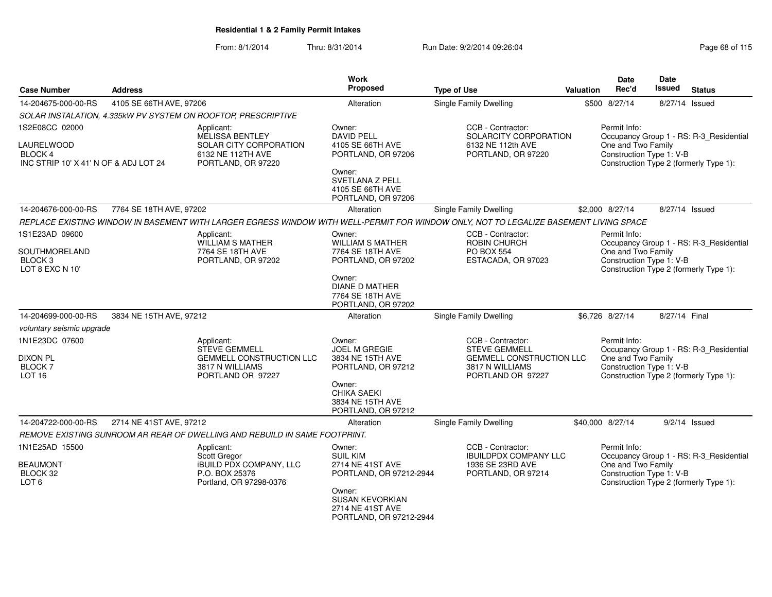**Residential 1 & 2 Family Permit Intakes**

From: 8/1/2014 Thru: 8/31/2014 Run Date: 9/2/2014 09:26:04

| Case Number | Address | Work Proposed | Type of Use | Valuation | Date Rec'd | Date Issued | Status |
|---|---|---|---|---|---|---|---|
| 14-204675-000-00-RS | 4105 SE 66TH AVE, 97206 | Alteration | Single Family Dwelling | $500 | 8/27/14 | 8/27/14 | Issued |

*SOLAR INSTALATION, 4.335kW PV SYSTEM ON ROOFTOP, PRESCRIPTIVE*

1S2E08CC 02000
LAURELWOOD
BLOCK 4
INC STRIP 10' X 41' N OF & ADJ LOT 24

Applicant:
MELISSA BENTLEY
SOLAR CITY CORPORATION
6132 NE 112TH AVE
PORTLAND, OR 97220

Owner:
DAVID PELL
4105 SE 66TH AVE
PORTLAND, OR 97206

Owner:
SVETLANA Z PELL
4105 SE 66TH AVE
PORTLAND, OR 97206

CCB - Contractor:
SOLARCITY CORPORATION
6132 NE 112th AVE
PORTLAND, OR 97220

Permit Info:
Occupancy Group 1 - RS: R-3_Residential One and Two Family
Construction Type 1: V-B
Construction Type 2 (formerly Type 1):

| Case Number | Address | Work Proposed | Type of Use | Valuation | Date Rec'd | Date Issued | Status |
|---|---|---|---|---|---|---|---|
| 14-204676-000-00-RS | 7764 SE 18TH AVE, 97202 | Alteration | Single Family Dwelling | $2,000 | 8/27/14 | 8/27/14 | Issued |

*REPLACE EXISTING WINDOW IN BASEMENT WITH LARGER EGRESS WINDOW WITH WELL-PERMIT FOR WINDOW ONLY, NOT TO LEGALIZE BASEMENT LIVING SPACE*

1S1E23AD 09600
SOUTHMORELAND
BLOCK 3
LOT 8 EXC N 10'

Applicant:
WILLIAM S MATHER
7764 SE 18TH AVE
PORTLAND, OR 97202

Owner:
WILLIAM S MATHER
7764 SE 18TH AVE
PORTLAND, OR 97202

Owner:
DIANE D MATHER
7764 SE 18TH AVE
PORTLAND, OR 97202

CCB - Contractor:
ROBIN CHURCH
PO BOX 554
ESTACADA, OR 97023

Permit Info:
Occupancy Group 1 - RS: R-3_Residential One and Two Family
Construction Type 1: V-B
Construction Type 2 (formerly Type 1):

| Case Number | Address | Work Proposed | Type of Use | Valuation | Date Rec'd | Date Issued | Status |
|---|---|---|---|---|---|---|---|
| 14-204699-000-00-RS | 3834 NE 15TH AVE, 97212 | Alteration | Single Family Dwelling | $6,726 | 8/27/14 | 8/27/14 | Final |

*voluntary seismic upgrade*

1N1E23DC 07600
DIXON PL
BLOCK 7
LOT 16

Applicant:
STEVE GEMMELL
GEMMELL CONSTRUCTION LLC
3817 N WILLIAMS
PORTLAND OR 97227

Owner:
JOEL M GREGIE
3834 NE 15TH AVE
PORTLAND, OR 97212

Owner:
CHIKA SAEKI
3834 NE 15TH AVE
PORTLAND, OR 97212

CCB - Contractor:
STEVE GEMMELL
GEMMELL CONSTRUCTION LLC
3817 N WILLIAMS
PORTLAND OR 97227

Permit Info:
Occupancy Group 1 - RS: R-3_Residential One and Two Family
Construction Type 1: V-B
Construction Type 2 (formerly Type 1):

| Case Number | Address | Work Proposed | Type of Use | Valuation | Date Rec'd | Date Issued | Status |
|---|---|---|---|---|---|---|---|
| 14-204722-000-00-RS | 2714 NE 41ST AVE, 97212 | Alteration | Single Family Dwelling | $40,000 | 8/27/14 | 9/2/14 | Issued |

*REMOVE EXISTING SUNROOM AR REAR OF DWELLING AND REBUILD IN SAME FOOTPRINT.*

1N1E25AD 15500
BEAUMONT
BLOCK 32
LOT 6

Applicant:
Scott Gregor
iBUILD PDX COMPANY, LLC
P.O. BOX 25376
Portland, OR 97298-0376

Owner:
SUIL KIM
2714 NE 41ST AVE
PORTLAND, OR 97212-2944

Owner:
SUSAN KEVORKIAN
2714 NE 41ST AVE
PORTLAND, OR 97212-2944

CCB - Contractor:
IBUILDPDX COMPANY LLC
1936 SE 23RD AVE
PORTLAND, OR 97214

Permit Info:
Occupancy Group 1 - RS: R-3_Residential One and Two Family
Construction Type 1: V-B
Construction Type 2 (formerly Type 1):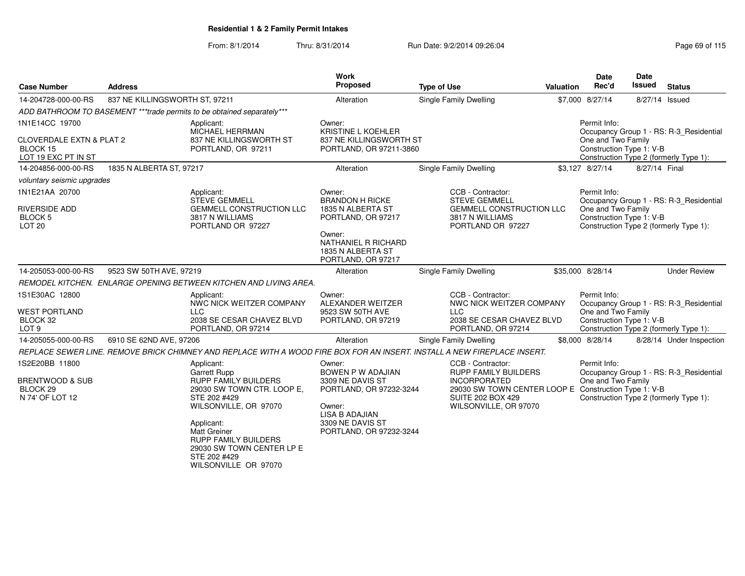## Residential 1 & 2 Family Permit Intakes

From: 8/1/2014 Thru: 8/31/2014 Run Date: 9/2/2014 09:26:04

| Case Number | Address | Work Proposed | Type of Use | Valuation | Date Rec'd | Date Issued | Status |
|---|---|---|---|---|---|---|---|
| 14-204728-000-00-RS | 837 NE KILLINGSWORTH ST, 97211 | Alteration | Single Family Dwelling | $7,000 | 8/27/14 | 8/27/14 | Issued |

*ADD BATHROOM TO BASEMENT ***trade permits to be obtained separately****

1N1E14CC 19700
CLOVERDALE EXTN & PLAT 2
BLOCK 15
LOT 19 EXC PT IN ST

Applicant:
MICHAEL HERRMAN
837 NE KILLINGSWORTH ST
PORTLAND, OR 97211

Owner:
KRISTINE L KOEHLER
837 NE KILLINGSWORTH ST
PORTLAND, OR 97211-3860

Permit Info:
Occupancy Group 1 - RS: R-3_Residential One and Two Family
Construction Type 1: V-B
Construction Type 2 (formerly Type 1):

| Case Number | Address | Work Proposed | Type of Use | Valuation | Date Rec'd | Date Issued | Status |
|---|---|---|---|---|---|---|---|
| 14-204856-000-00-RS | 1835 N ALBERTA ST, 97217 | Alteration | Single Family Dwelling | $3,127 | 8/27/14 | 8/27/14 | Final |

*voluntary seismic upgrades*

1N1E21AA 20700
RIVERSIDE ADD
BLOCK 5
LOT 20

Applicant:
STEVE GEMMELL
GEMMELL CONSTRUCTION LLC
3817 N WILLIAMS
PORTLAND OR 97227

Owner:
BRANDON H RICKE
1835 N ALBERTA ST
PORTLAND, OR 97217

Owner:
NATHANIEL R RICHARD
1835 N ALBERTA ST
PORTLAND, OR 97217

CCB - Contractor:
STEVE GEMMELL
GEMMELL CONSTRUCTION LLC
3817 N WILLIAMS
PORTLAND OR 97227

Permit Info:
Occupancy Group 1 - RS: R-3_Residential One and Two Family
Construction Type 1: V-B
Construction Type 2 (formerly Type 1):

| Case Number | Address | Work Proposed | Type of Use | Valuation | Date Rec'd | Date Issued | Status |
|---|---|---|---|---|---|---|---|
| 14-205053-000-00-RS | 9523 SW 50TH AVE, 97219 | Alteration | Single Family Dwelling | $35,000 | 8/28/14 | | Under Review |

*REMODEL KITCHEN. ENLARGE OPENING BETWEEN KITCHEN AND LIVING AREA.*

1S1E30AC 12800
WEST PORTLAND
BLOCK 32
LOT 9

Applicant:
NWC NICK WEITZER COMPANY LLC
2038 SE CESAR CHAVEZ BLVD
PORTLAND, OR 97214

Owner:
ALEXANDER WEITZER
9523 SW 50TH AVE
PORTLAND, OR 97219

CCB - Contractor:
NWC NICK WEITZER COMPANY LLC
2038 SE CESAR CHAVEZ BLVD
PORTLAND, OR 97214

Permit Info:
Occupancy Group 1 - RS: R-3_Residential One and Two Family
Construction Type 1: V-B
Construction Type 2 (formerly Type 1):

| Case Number | Address | Work Proposed | Type of Use | Valuation | Date Rec'd | Date Issued | Status |
|---|---|---|---|---|---|---|---|
| 14-205055-000-00-RS | 6910 SE 62ND AVE, 97206 | Alteration | Single Family Dwelling | $8,000 | 8/28/14 | 8/28/14 | Under Inspection |

*REPLACE SEWER LINE. REMOVE BRICK CHIMNEY AND REPLACE WITH A WOOD FIRE BOX FOR AN INSERT. INSTALL A NEW FIREPLACE INSERT.*

1S2E20BB 11800
BRENTWOOD & SUB
BLOCK 29
N 74' OF LOT 12

Applicant:
Garrett Rupp
RUPP FAMILY BUILDERS
29030 SW TOWN CTR. LOOP E, STE 202 #429
WILSONVILLE, OR 97070

Applicant:
Matt Greiner
RUPP FAMILY BUILDERS
29030 SW TOWN CENTER LP E
STE 202 #429
WILSONVILLE OR 97070

Owner:
BOWEN P W ADAJIAN
3309 NE DAVIS ST
PORTLAND, OR 97232-3244

Owner:
LISA B ADAJIAN
3309 NE DAVIS ST
PORTLAND, OR 97232-3244

CCB - Contractor:
RUPP FAMILY BUILDERS INCORPORATED
29030 SW TOWN CENTER LOOP E
SUITE 202 BOX 429
WILSONVILLE, OR 97070

Permit Info:
Occupancy Group 1 - RS: R-3_Residential One and Two Family
Construction Type 1: V-B
Construction Type 2 (formerly Type 1):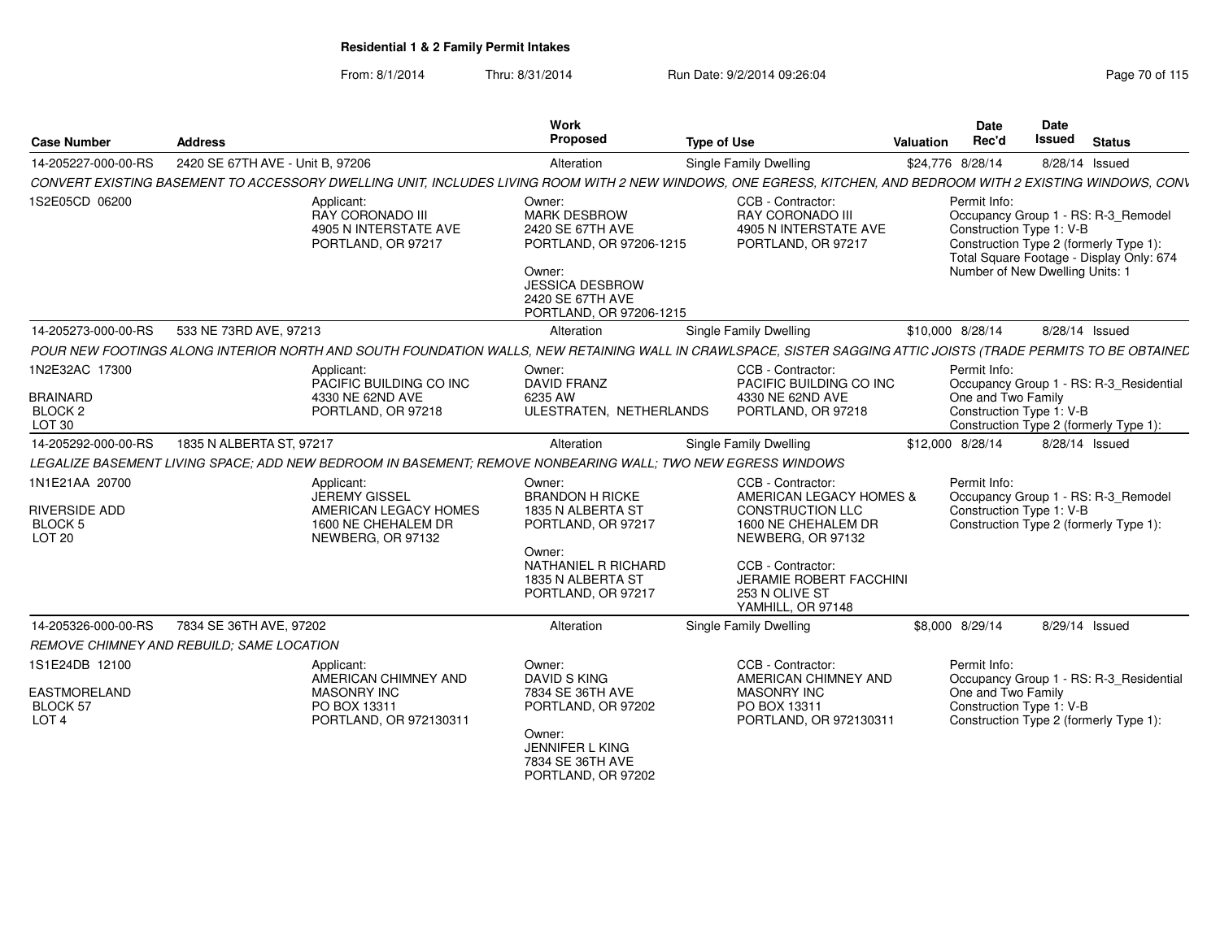**Residential 1 & 2 Family Permit Intakes**

From: 8/1/2014 Thru: 8/31/2014 Run Date: 9/2/2014 09:26:04

| Case Number | Address | Work Proposed | Type of Use | Valuation | Date Rec'd | Date Issued | Status |
|---|---|---|---|---|---|---|---|
| 14-205227-000-00-RS | 2420 SE 67TH AVE - Unit B, 97206 | Alteration | Single Family Dwelling | $24,776 | 8/28/14 | 8/28/14 | Issued |

*CONVERT EXISTING BASEMENT TO ACCESSORY DWELLING UNIT, INCLUDES LIVING ROOM WITH 2 NEW WINDOWS, ONE EGRESS, KITCHEN, AND BEDROOM WITH 2 EXISTING WINDOWS, CONV*

1S2E05CD 06200

Applicant: RAY CORONADO III, 4905 N INTERSTATE AVE, PORTLAND, OR 97217

Owner: MARK DESBROW, 2420 SE 67TH AVE, PORTLAND, OR 97206-1215

Owner: JESSICA DESBROW, 2420 SE 67TH AVE, PORTLAND, OR 97206-1215

CCB - Contractor: RAY CORONADO III, 4905 N INTERSTATE AVE, PORTLAND, OR 97217

Permit Info: Occupancy Group 1 - RS: R-3_Remodel; Construction Type 1: V-B; Construction Type 2 (formerly Type 1):; Total Square Footage - Display Only: 674; Number of New Dwelling Units: 1

| Case Number | Address | Work Proposed | Type of Use | Valuation | Date Rec'd | Date Issued | Status |
|---|---|---|---|---|---|---|---|
| 14-205273-000-00-RS | 533 NE 73RD AVE, 97213 | Alteration | Single Family Dwelling | $10,000 | 8/28/14 | 8/28/14 | Issued |

*POUR NEW FOOTINGS ALONG INTERIOR NORTH AND SOUTH FOUNDATION WALLS, NEW RETAINING WALL IN CRAWLSPACE, SISTER SAGGING ATTIC JOISTS (TRADE PERMITS TO BE OBTAINED*

1N2E32AC 17300
BRAINARD
BLOCK 2
LOT 30

Applicant: PACIFIC BUILDING CO INC, 4330 NE 62ND AVE, PORTLAND, OR 97218

Owner: DAVID FRANZ, 6235 AW, ULESTRATEN, NETHERLANDS

CCB - Contractor: PACIFIC BUILDING CO INC, 4330 NE 62ND AVE, PORTLAND, OR 97218

Permit Info: Occupancy Group 1 - RS: R-3_Residential One and Two Family; Construction Type 1: V-B; Construction Type 2 (formerly Type 1):

| Case Number | Address | Work Proposed | Type of Use | Valuation | Date Rec'd | Date Issued | Status |
|---|---|---|---|---|---|---|---|
| 14-205292-000-00-RS | 1835 N ALBERTA ST, 97217 | Alteration | Single Family Dwelling | $12,000 | 8/28/14 | 8/28/14 | Issued |

*LEGALIZE BASEMENT LIVING SPACE; ADD NEW BEDROOM IN BASEMENT; REMOVE NONBEARING WALL; TWO NEW EGRESS WINDOWS*

1N1E21AA 20700
RIVERSIDE ADD
BLOCK 5
LOT 20

Applicant: JEREMY GISSEL, AMERICAN LEGACY HOMES, 1600 NE CHEHALEM DR, NEWBERG, OR 97132

Owner: BRANDON H RICKE, 1835 N ALBERTA ST, PORTLAND, OR 97217

Owner: NATHANIEL R RICHARD, 1835 N ALBERTA ST, PORTLAND, OR 97217

CCB - Contractor: AMERICAN LEGACY HOMES & CONSTRUCTION LLC, 1600 NE CHEHALEM DR, NEWBERG, OR 97132

CCB - Contractor: JERAMIE ROBERT FACCHINI, 253 N OLIVE ST, YAMHILL, OR 97148

Permit Info: Occupancy Group 1 - RS: R-3_Remodel; Construction Type 1: V-B; Construction Type 2 (formerly Type 1):

| Case Number | Address | Work Proposed | Type of Use | Valuation | Date Rec'd | Date Issued | Status |
|---|---|---|---|---|---|---|---|
| 14-205326-000-00-RS | 7834 SE 36TH AVE, 97202 | Alteration | Single Family Dwelling | $8,000 | 8/29/14 | 8/29/14 | Issued |

*REMOVE CHIMNEY AND REBUILD; SAME LOCATION*

1S1E24DB 12100
EASTMORELAND
BLOCK 57
LOT 4

Applicant: AMERICAN CHIMNEY AND MASONRY INC, PO BOX 13311, PORTLAND, OR 972130311

Owner: DAVID S KING, 7834 SE 36TH AVE, PORTLAND, OR 97202

Owner: JENNIFER L KING, 7834 SE 36TH AVE, PORTLAND, OR 97202

CCB - Contractor: AMERICAN CHIMNEY AND MASONRY INC, PO BOX 13311, PORTLAND, OR 972130311

Permit Info: Occupancy Group 1 - RS: R-3_Residential One and Two Family; Construction Type 1: V-B; Construction Type 2 (formerly Type 1):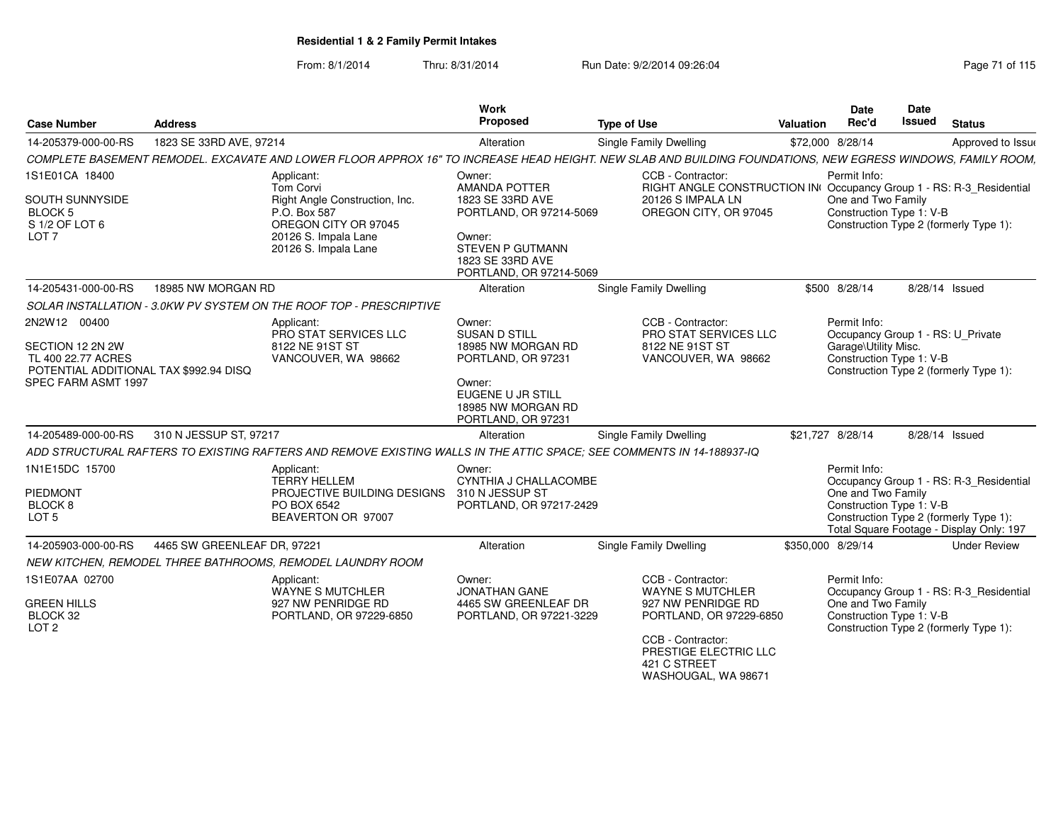# Residential 1 & 2 Family Permit Intakes

From: 8/1/2014 Thru: 8/31/2014 Run Date: 9/2/2014 09:26:04

| Case Number | Address | Work Proposed | Type of Use | Valuation | Date Rec'd | Date Issued | Status |
|---|---|---|---|---|---|---|---|
| 14-205379-000-00-RS | 1823 SE 33RD AVE, 97214 | Alteration | Single Family Dwelling | $72,000 | 8/28/14 | | Approved to Issue |

COMPLETE BASEMENT REMODEL. EXCAVATE AND LOWER FLOOR APPROX 16" TO INCREASE HEAD HEIGHT. NEW SLAB AND BUILDING FOUNDATIONS, NEW EGRESS WINDOWS, FAMILY ROOM,

1S1E01CA 18400
SOUTH SUNNYSIDE
BLOCK 5
S 1/2 OF LOT 6
LOT 7

Applicant:
Tom Corvi
Right Angle Construction, Inc.
P.O. Box 587
OREGON CITY OR 97045
20126 S. Impala Lane
20126 S. Impala Lane

Owner:
AMANDA POTTER
1823 SE 33RD AVE
PORTLAND, OR 97214-5069

Owner:
STEVEN P GUTMANN
1823 SE 33RD AVE
PORTLAND, OR 97214-5069

CCB - Contractor:
RIGHT ANGLE CONSTRUCTION INC
20126 S IMPALA LN
OREGON CITY, OR 97045

Permit Info:
Occupancy Group 1 - RS: R-3_Residential One and Two Family
Construction Type 1: V-B
Construction Type 2 (formerly Type 1):

| Case Number | Address | Work Proposed | Type of Use | Valuation | Date Rec'd | Date Issued | Status |
|---|---|---|---|---|---|---|---|
| 14-205431-000-00-RS | 18985 NW MORGAN RD | Alteration | Single Family Dwelling | $500 | 8/28/14 | 8/28/14 | Issued |

SOLAR INSTALLATION - 3.0KW PV SYSTEM ON THE ROOF TOP - PRESCRIPTIVE

2N2W12 00400
SECTION 12 2N 2W
TL 400 22.77 ACRES
POTENTIAL ADDITIONAL TAX $992.94 DISQ
SPEC FARM ASMT 1997

Applicant:
PRO STAT SERVICES LLC
8122 NE 91ST ST
VANCOUVER, WA 98662

Owner:
SUSAN D STILL
18985 NW MORGAN RD
PORTLAND, OR 97231

Owner:
EUGENE U JR STILL
18985 NW MORGAN RD
PORTLAND, OR 97231

CCB - Contractor:
PRO STAT SERVICES LLC
8122 NE 91ST ST
VANCOUVER, WA 98662

Permit Info:
Occupancy Group 1 - RS: U_Private Garage\Utility Misc.
Construction Type 1: V-B
Construction Type 2 (formerly Type 1):

| Case Number | Address | Work Proposed | Type of Use | Valuation | Date Rec'd | Date Issued | Status |
|---|---|---|---|---|---|---|---|
| 14-205489-000-00-RS | 310 N JESSUP ST, 97217 | Alteration | Single Family Dwelling | $21,727 | 8/28/14 | 8/28/14 | Issued |

ADD STRUCTURAL RAFTERS TO EXISTING RAFTERS AND REMOVE EXISTING WALLS IN THE ATTIC SPACE; SEE COMMENTS IN 14-188937-IQ

1N1E15DC 15700
PIEDMONT
BLOCK 8
LOT 5

Applicant:
TERRY HELLEM
PROJECTIVE BUILDING DESIGNS
PO BOX 6542
BEAVERTON OR 97007

Owner:
CYNTHIA J CHALLACOMBE
310 N JESSUP ST
PORTLAND, OR 97217-2429

Permit Info:
Occupancy Group 1 - RS: R-3_Residential One and Two Family
Construction Type 1: V-B
Construction Type 2 (formerly Type 1):
Total Square Footage - Display Only: 197

| Case Number | Address | Work Proposed | Type of Use | Valuation | Date Rec'd | Date Issued | Status |
|---|---|---|---|---|---|---|---|
| 14-205903-000-00-RS | 4465 SW GREENLEAF DR, 97221 | Alteration | Single Family Dwelling | $350,000 | 8/29/14 | | Under Review |

NEW KITCHEN, REMODEL THREE BATHROOMS, REMODEL LAUNDRY ROOM

1S1E07AA 02700
GREEN HILLS
BLOCK 32
LOT 2

Applicant:
WAYNE S MUTCHLER
927 NW PENRIDGE RD
PORTLAND, OR 97229-6850

Owner:
JONATHAN GANE
4465 SW GREENLEAF DR
PORTLAND, OR 97221-3229

CCB - Contractor:
WAYNE S MUTCHLER
927 NW PENRIDGE RD
PORTLAND, OR 97229-6850

CCB - Contractor:
PRESTIGE ELECTRIC LLC
421 C STREET
WASHOUGAL, WA 98671

Permit Info:
Occupancy Group 1 - RS: R-3_Residential One and Two Family
Construction Type 1: V-B
Construction Type 2 (formerly Type 1):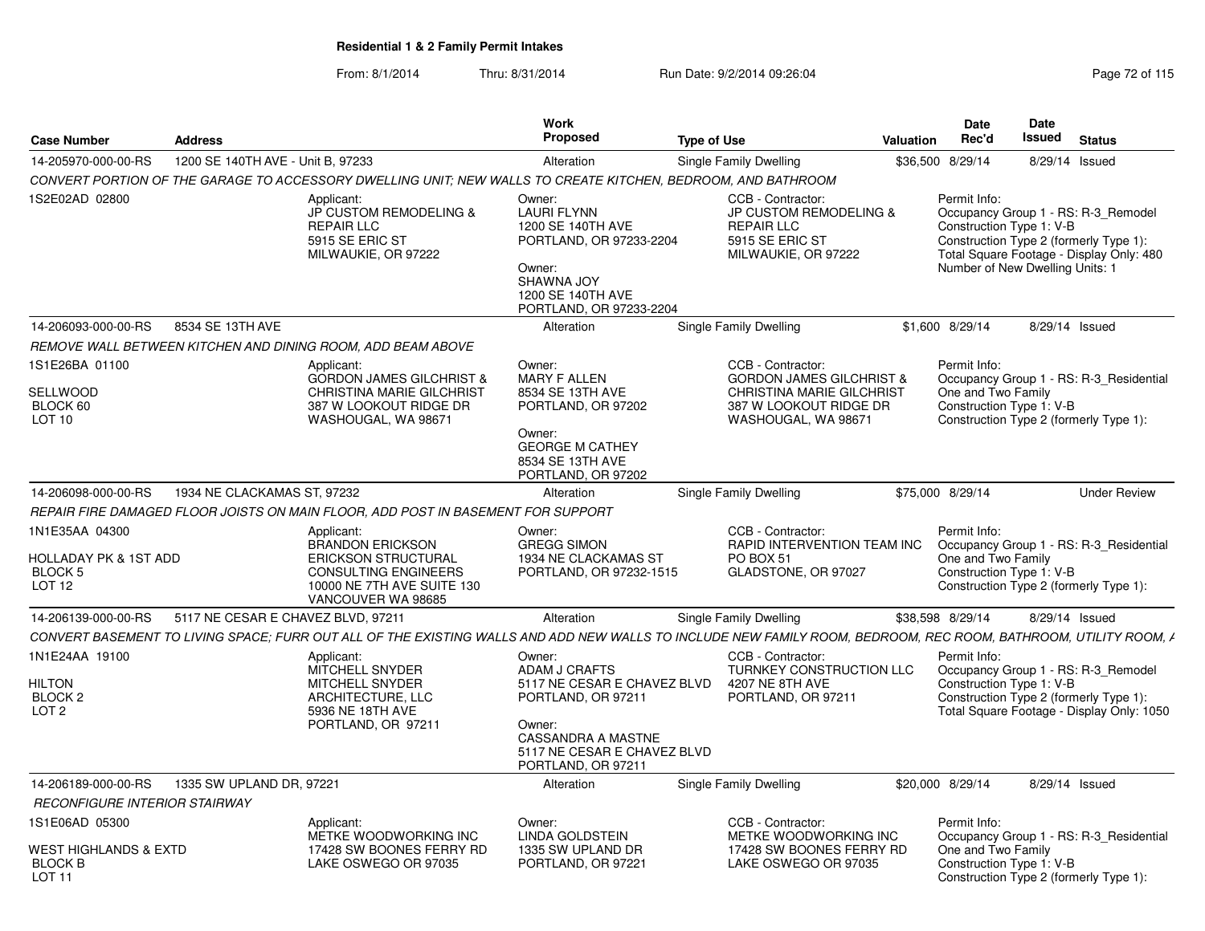**Residential 1 & 2 Family Permit Intakes**

From: 8/1/2014 Thru: 8/31/2014 Run Date: 9/2/2014 09:26:04

| Case Number | Address | Work Proposed | Type of Use | Valuation | Date Rec'd | Date Issued | Status |
|---|---|---|---|---|---|---|---|
| 14-205970-000-00-RS | 1200 SE 140TH AVE - Unit B, 97233 | Alteration | Single Family Dwelling | $36,500 | 8/29/14 | 8/29/14 | Issued |

*CONVERT PORTION OF THE GARAGE TO ACCESSORY DWELLING UNIT; NEW WALLS TO CREATE KITCHEN, BEDROOM, AND BATHROOM*

1S2E02AD 02800

Applicant: JP CUSTOM REMODELING & REPAIR LLC, 5915 SE ERIC ST, MILWAUKIE, OR 97222

Owner: LAURI FLYNN, 1200 SE 140TH AVE, PORTLAND, OR 97233-2204

Owner: SHAWNA JOY, 1200 SE 140TH AVE, PORTLAND, OR 97233-2204

CCB - Contractor: JP CUSTOM REMODELING & REPAIR LLC, 5915 SE ERIC ST, MILWAUKIE, OR 97222

Permit Info: Occupancy Group 1 - RS: R-3_Remodel; Construction Type 1: V-B; Construction Type 2 (formerly Type 1):; Total Square Footage - Display Only: 480; Number of New Dwelling Units: 1

| Case Number | Address | Work Proposed | Type of Use | Valuation | Date Rec'd | Date Issued | Status |
|---|---|---|---|---|---|---|---|
| 14-206093-000-00-RS | 8534 SE 13TH AVE | Alteration | Single Family Dwelling | $1,600 | 8/29/14 | 8/29/14 | Issued |

*REMOVE WALL BETWEEN KITCHEN AND DINING ROOM, ADD BEAM ABOVE*

1S1E26BA 01100
SELLWOOD
BLOCK 60
LOT 10

Applicant: GORDON JAMES GILCHRIST & CHRISTINA MARIE GILCHRIST, 387 W LOOKOUT RIDGE DR, WASHOUGAL, WA 98671

Owner: MARY F ALLEN, 8534 SE 13TH AVE, PORTLAND, OR 97202

Owner: GEORGE M CATHEY, 8534 SE 13TH AVE, PORTLAND, OR 97202

CCB - Contractor: GORDON JAMES GILCHRIST & CHRISTINA MARIE GILCHRIST, 387 W LOOKOUT RIDGE DR, WASHOUGAL, WA 98671

Permit Info: Occupancy Group 1 - RS: R-3_Residential One and Two Family; Construction Type 1: V-B; Construction Type 2 (formerly Type 1):

| Case Number | Address | Work Proposed | Type of Use | Valuation | Date Rec'd | Date Issued | Status |
|---|---|---|---|---|---|---|---|
| 14-206098-000-00-RS | 1934 NE CLACKAMAS ST, 97232 | Alteration | Single Family Dwelling | $75,000 | 8/29/14 | | Under Review |

*REPAIR FIRE DAMAGED FLOOR JOISTS ON MAIN FLOOR, ADD POST IN BASEMENT FOR SUPPORT*

1N1E35AA 04300
HOLLADAY PK & 1ST ADD
BLOCK 5
LOT 12

Applicant: BRANDON ERICKSON, ERICKSON STRUCTURAL CONSULTING ENGINEERS, 10000 NE 7TH AVE SUITE 130, VANCOUVER WA 98685

Owner: GREGG SIMON, 1934 NE CLACKAMAS ST, PORTLAND, OR 97232-1515

CCB - Contractor: RAPID INTERVENTION TEAM INC, PO BOX 51, GLADSTONE, OR 97027

Permit Info: Occupancy Group 1 - RS: R-3_Residential One and Two Family; Construction Type 1: V-B; Construction Type 2 (formerly Type 1):

| Case Number | Address | Work Proposed | Type of Use | Valuation | Date Rec'd | Date Issued | Status |
|---|---|---|---|---|---|---|---|
| 14-206139-000-00-RS | 5117 NE CESAR E CHAVEZ BLVD, 97211 | Alteration | Single Family Dwelling | $38,598 | 8/29/14 | 8/29/14 | Issued |

*CONVERT BASEMENT TO LIVING SPACE; FURR OUT ALL OF THE EXISTING WALLS AND ADD NEW WALLS TO INCLUDE NEW FAMILY ROOM, BEDROOM, REC ROOM, BATHROOM, UTILITY ROOM, A*

1N1E24AA 19100
HILTON
BLOCK 2
LOT 2

Applicant: MITCHELL SNYDER, MITCHELL SNYDER ARCHITECTURE, LLC, 5936 NE 18TH AVE, PORTLAND, OR 97211

Owner: ADAM J CRAFTS, 5117 NE CESAR E CHAVEZ BLVD, PORTLAND, OR 97211

Owner: CASSANDRA A MASTNE, 5117 NE CESAR E CHAVEZ BLVD, PORTLAND, OR 97211

CCB - Contractor: TURNKEY CONSTRUCTION LLC, 4207 NE 8TH AVE, PORTLAND, OR 97211

Permit Info: Occupancy Group 1 - RS: R-3_Remodel; Construction Type 1: V-B; Construction Type 2 (formerly Type 1):; Total Square Footage - Display Only: 1050

| Case Number | Address | Work Proposed | Type of Use | Valuation | Date Rec'd | Date Issued | Status |
|---|---|---|---|---|---|---|---|
| 14-206189-000-00-RS | 1335 SW UPLAND DR, 97221 | Alteration | Single Family Dwelling | $20,000 | 8/29/14 | 8/29/14 | Issued |

*RECONFIGURE INTERIOR STAIRWAY*

1S1E06AD 05300
WEST HIGHLANDS & EXTD
BLOCK B
LOT 11

Applicant: METKE WOODWORKING INC, 17428 SW BOONES FERRY RD, LAKE OSWEGO OR 97035

Owner: LINDA GOLDSTEIN, 1335 SW UPLAND DR, PORTLAND, OR 97221

CCB - Contractor: METKE WOODWORKING INC, 17428 SW BOONES FERRY RD, LAKE OSWEGO OR 97035

Permit Info: Occupancy Group 1 - RS: R-3_Residential One and Two Family; Construction Type 1: V-B; Construction Type 2 (formerly Type 1):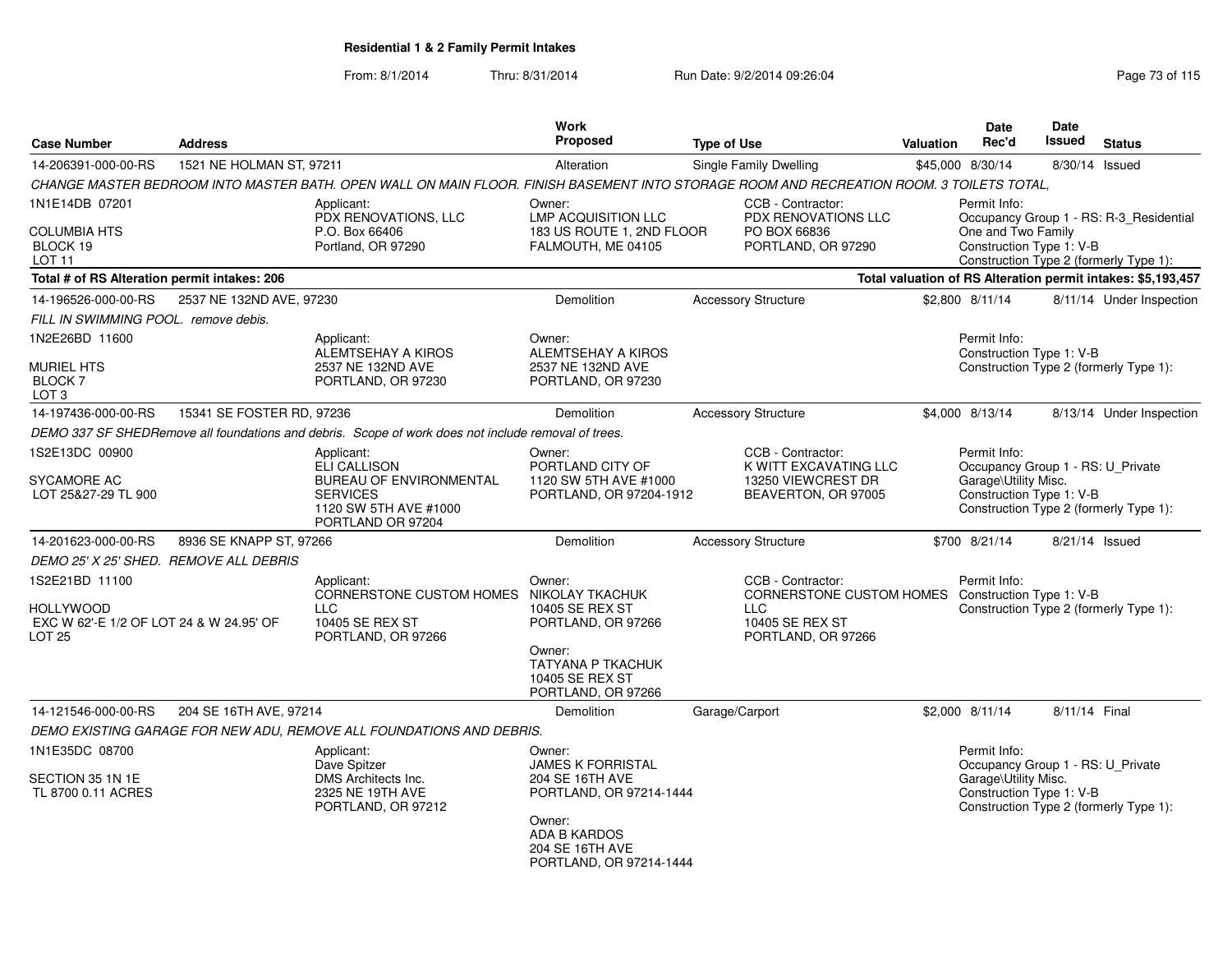**Residential 1 & 2 Family Permit Intakes**

From: 8/1/2014 Thru: 8/31/2014 Run Date: 9/2/2014 09:26:04

| Case Number | Address | Work Proposed | Type of Use | Valuation | Date Rec'd | Date Issued | Status |
|---|---|---|---|---|---|---|---|
| 14-206391-000-00-RS | 1521 NE HOLMAN ST, 97211 | Alteration | Single Family Dwelling | $45,000 | 8/30/14 | 8/30/14 | Issued |

*CHANGE MASTER BEDROOM INTO MASTER BATH. OPEN WALL ON MAIN FLOOR. FINISH BASEMENT INTO STORAGE ROOM AND RECREATION ROOM. 3 TOILETS TOTAL,*

1N1E14DB 07201
COLUMBIA HTS
BLOCK 19
LOT 11

Applicant:
PDX RENOVATIONS, LLC
P.O. Box 66406
Portland, OR 97290

Owner:
LMP ACQUISITION LLC
183 US ROUTE 1, 2ND FLOOR
FALMOUTH, ME 04105

CCB - Contractor:
PDX RENOVATIONS LLC
PO BOX 66836
PORTLAND, OR 97290

Permit Info:
Occupancy Group 1 - RS: R-3_Residential One and Two Family
Construction Type 1: V-B
Construction Type 2 (formerly Type 1):

**Total # of RS Alteration permit intakes: 206**

**Total valuation of RS Alteration permit intakes: $5,193,457**

| Case Number | Address | Work Proposed | Type of Use | Valuation | Date Rec'd | Date Issued | Status |
|---|---|---|---|---|---|---|---|
| 14-196526-000-00-RS | 2537 NE 132ND AVE, 97230 | Demolition | Accessory Structure | $2,800 | 8/11/14 | 8/11/14 | Under Inspection |

*FILL IN SWIMMING POOL. remove debis.*

1N2E26BD 11600
MURIEL HTS
BLOCK 7
LOT 3

Applicant:
ALEMTSEHAY A KIROS
2537 NE 132ND AVE
PORTLAND, OR 97230

Owner:
ALEMTSEHAY A KIROS
2537 NE 132ND AVE
PORTLAND, OR 97230

Permit Info:
Construction Type 1: V-B
Construction Type 2 (formerly Type 1):

| Case Number | Address | Work Proposed | Type of Use | Valuation | Date Rec'd | Date Issued | Status |
|---|---|---|---|---|---|---|---|
| 14-197436-000-00-RS | 15341 SE FOSTER RD, 97236 | Demolition | Accessory Structure | $4,000 | 8/13/14 | 8/13/14 | Under Inspection |

*DEMO 337 SF SHEDRemove all foundations and debris. Scope of work does not include removal of trees.*

1S2E13DC 00900
SYCAMORE AC
LOT 25&27-29 TL 900

Applicant:
ELI CALLISON
BUREAU OF ENVIRONMENTAL SERVICES
1120 SW 5TH AVE #1000
PORTLAND OR 97204

Owner:
PORTLAND CITY OF
1120 SW 5TH AVE #1000
PORTLAND, OR 97204-1912

CCB - Contractor:
K WITT EXCAVATING LLC
13250 VIEWCREST DR
BEAVERTON, OR 97005

Permit Info:
Occupancy Group 1 - RS: U_Private Garage\Utility Misc.
Construction Type 1: V-B
Construction Type 2 (formerly Type 1):

| Case Number | Address | Work Proposed | Type of Use | Valuation | Date Rec'd | Date Issued | Status |
|---|---|---|---|---|---|---|---|
| 14-201623-000-00-RS | 8936 SE KNAPP ST, 97266 | Demolition | Accessory Structure | $700 | 8/21/14 | 8/21/14 | Issued |

*DEMO 25' X 25' SHED. REMOVE ALL DEBRIS*

1S2E21BD 11100
HOLLYWOOD
EXC W 62'-E 1/2 OF LOT 24 & W 24.95' OF LOT 25

Applicant:
CORNERSTONE CUSTOM HOMES LLC
10405 SE REX ST
PORTLAND, OR 97266

Owner:
NIKOLAY TKACHUK
10405 SE REX ST
PORTLAND, OR 97266

Owner:
TATYANA P TKACHUK
10405 SE REX ST
PORTLAND, OR 97266

CCB - Contractor:
CORNERSTONE CUSTOM HOMES LLC
10405 SE REX ST
PORTLAND, OR 97266

Permit Info:
Construction Type 1: V-B
Construction Type 2 (formerly Type 1):

| Case Number | Address | Work Proposed | Type of Use | Valuation | Date Rec'd | Date Issued | Status |
|---|---|---|---|---|---|---|---|
| 14-121546-000-00-RS | 204 SE 16TH AVE, 97214 | Demolition | Garage/Carport | $2,000 | 8/11/14 | 8/11/14 | Final |

*DEMO EXISTING GARAGE FOR NEW ADU, REMOVE ALL FOUNDATIONS AND DEBRIS.*

1N1E35DC 08700
SECTION 35 1N 1E
TL 8700 0.11 ACRES

Applicant:
Dave Spitzer
DMS Architects Inc.
2325 NE 19TH AVE
PORTLAND, OR 97212

Owner:
JAMES K FORRISTAL
204 SE 16TH AVE
PORTLAND, OR 97214-1444

Owner:
ADA B KARDOS
204 SE 16TH AVE
PORTLAND, OR 97214-1444

Permit Info:
Occupancy Group 1 - RS: U_Private Garage\Utility Misc.
Construction Type 1: V-B
Construction Type 2 (formerly Type 1):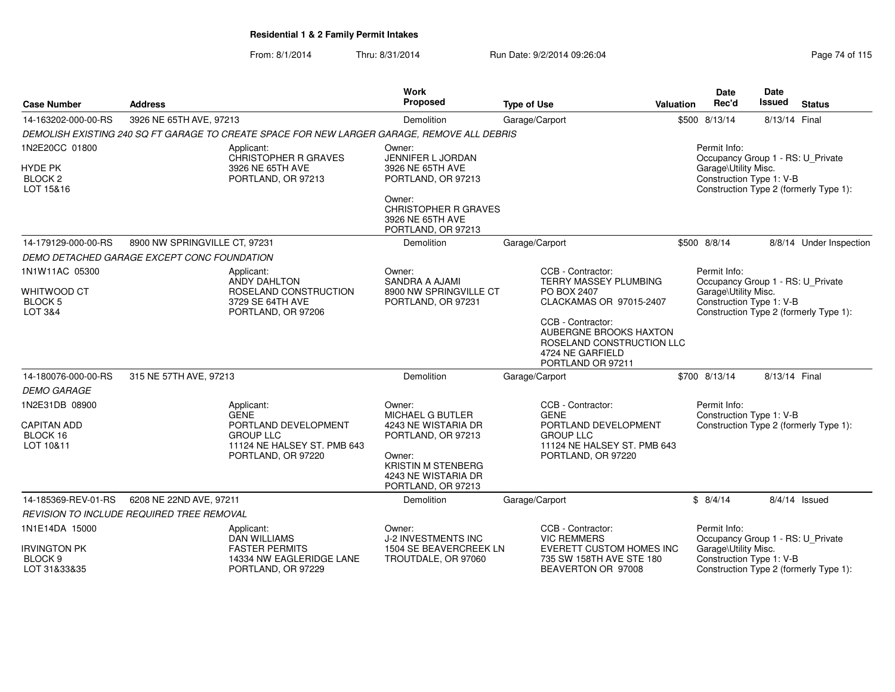**Residential 1 & 2 Family Permit Intakes**

From: 8/1/2014 Thru: 8/31/2014 Run Date: 9/2/2014 09:26:04

| Case Number | Address | Work Proposed | Type of Use | Valuation | Date Rec'd | Date Issued | Status |
|---|---|---|---|---|---|---|---|
| 14-163202-000-00-RS | 3926 NE 65TH AVE, 97213 | Demolition | Garage/Carport | $500 | 8/13/14 | 8/13/14 | Final |

*DEMOLISH EXISTING 240 SQ FT GARAGE TO CREATE SPACE FOR NEW LARGER GARAGE, REMOVE ALL DEBRIS*

1N2E20CC 01800
HYDE PK
BLOCK 2
LOT 15&16

Applicant:
CHRISTOPHER R GRAVES
3926 NE 65TH AVE
PORTLAND, OR 97213

Owner:
JENNIFER L JORDAN
3926 NE 65TH AVE
PORTLAND, OR 97213

Owner:
CHRISTOPHER R GRAVES
3926 NE 65TH AVE
PORTLAND, OR 97213

Permit Info:
Occupancy Group 1 - RS: U_Private Garage\Utility Misc.
Construction Type 1: V-B
Construction Type 2 (formerly Type 1):

| Case Number | Address | Work Proposed | Type of Use | Valuation | Date Rec'd | Date Issued | Status |
|---|---|---|---|---|---|---|---|
| 14-179129-000-00-RS | 8900 NW SPRINGVILLE CT, 97231 | Demolition | Garage/Carport | $500 | 8/8/14 | 8/8/14 | Under Inspection |

*DEMO DETACHED GARAGE EXCEPT CONC FOUNDATION*

1N1W11AC 05300
WHITWOOD CT
BLOCK 5
LOT 3&4

Applicant:
ANDY DAHLTON
ROSELAND CONSTRUCTION
3729 SE 64TH AVE
PORTLAND, OR 97206

Owner:
SANDRA A AJAMI
8900 NW SPRINGVILLE CT
PORTLAND, OR 97231

CCB - Contractor:
TERRY MASSEY PLUMBING
PO BOX 2407
CLACKAMAS OR 97015-2407

CCB - Contractor:
AUBERGNE BROOKS HAXTON
ROSELAND CONSTRUCTION LLC
4724 NE GARFIELD
PORTLAND OR 97211

Permit Info:
Occupancy Group 1 - RS: U_Private Garage\Utility Misc.
Construction Type 1: V-B
Construction Type 2 (formerly Type 1):

| Case Number | Address | Work Proposed | Type of Use | Valuation | Date Rec'd | Date Issued | Status |
|---|---|---|---|---|---|---|---|
| 14-180076-000-00-RS | 315 NE 57TH AVE, 97213 | Demolition | Garage/Carport | $700 | 8/13/14 | 8/13/14 | Final |

*DEMO GARAGE*

1N2E31DB 08900
CAPITAN ADD
BLOCK 16
LOT 10&11

Applicant:
GENE
PORTLAND DEVELOPMENT GROUP LLC
11124 NE HALSEY ST. PMB 643
PORTLAND, OR 97220

Owner:
MICHAEL G BUTLER
4243 NE WISTARIA DR
PORTLAND, OR 97213

Owner:
KRISTIN M STENBERG
4243 NE WISTARIA DR
PORTLAND, OR 97213

CCB - Contractor:
GENE
PORTLAND DEVELOPMENT GROUP LLC
11124 NE HALSEY ST. PMB 643
PORTLAND, OR 97220

Permit Info:
Construction Type 1: V-B
Construction Type 2 (formerly Type 1):

| Case Number | Address | Work Proposed | Type of Use | Valuation | Date Rec'd | Date Issued | Status |
|---|---|---|---|---|---|---|---|
| 14-185369-REV-01-RS | 6208 NE 22ND AVE, 97211 | Demolition | Garage/Carport | $ | 8/4/14 | 8/4/14 | Issued |

*REVISION TO INCLUDE REQUIRED TREE REMOVAL*

1N1E14DA 15000
IRVINGTON PK
BLOCK 9
LOT 31&33&35

Applicant:
DAN WILLIAMS
FASTER PERMITS
14334 NW EAGLERIDGE LANE
PORTLAND, OR 97229

Owner:
J-2 INVESTMENTS INC
1504 SE BEAVERCREEK LN
TROUTDALE, OR 97060

CCB - Contractor:
VIC REMMERS
EVERETT CUSTOM HOMES INC
735 SW 158TH AVE STE 180
BEAVERTON OR 97008

Permit Info:
Occupancy Group 1 - RS: U_Private Garage\Utility Misc.
Construction Type 1: V-B
Construction Type 2 (formerly Type 1):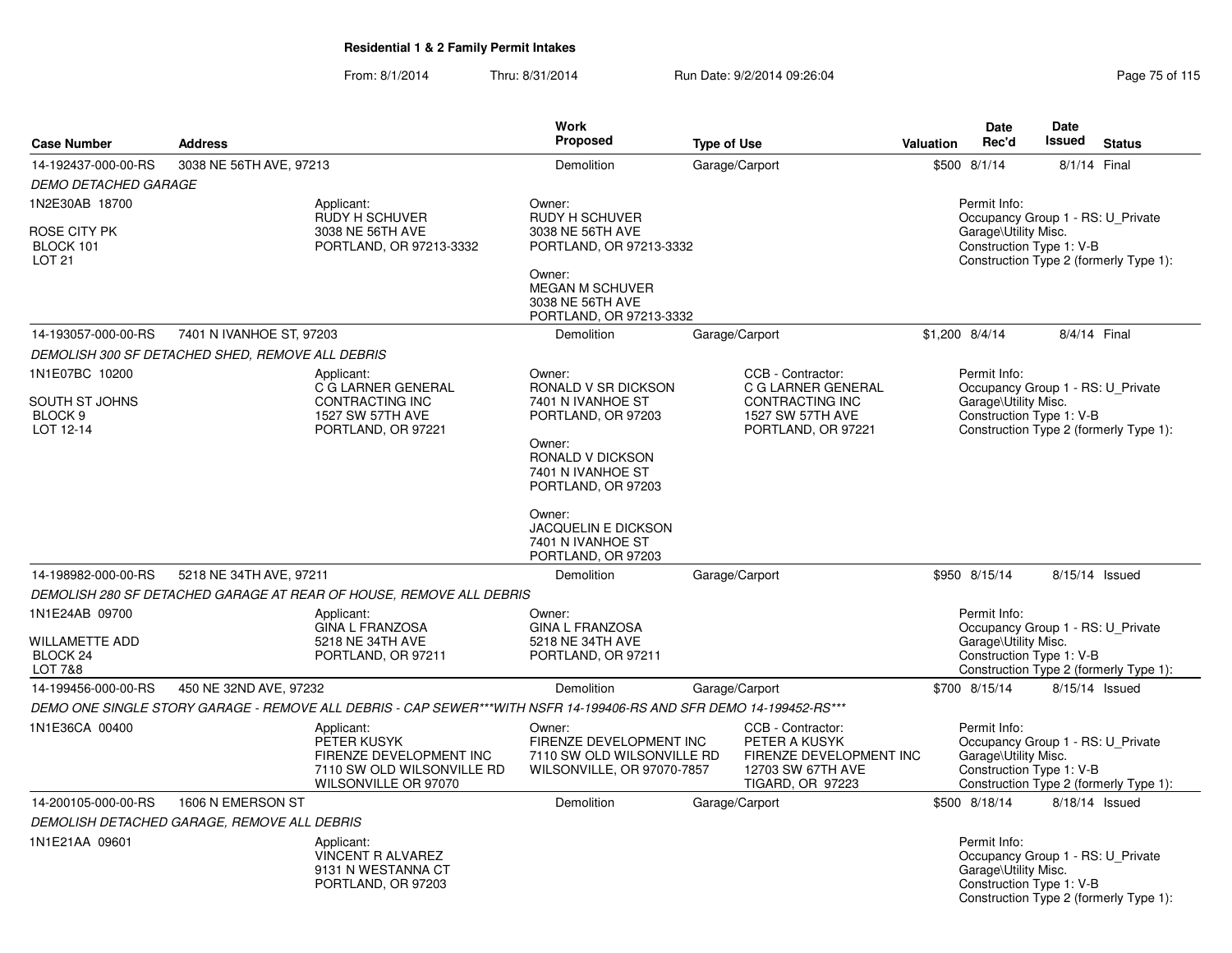## Residential 1 & 2 Family Permit Intakes

From: 8/1/2014 Thru: 8/31/2014 Run Date: 9/2/2014 09:26:04

| Case Number | Address | Work Proposed | Type of Use | Valuation | Date Rec'd | Date Issued | Status |
|---|---|---|---|---|---|---|---|
| 14-192437-000-00-RS | 3038 NE 56TH AVE, 97213 | Demolition | Garage/Carport | $500 | 8/1/14 | 8/1/14 | Final |

*DEMO DETACHED GARAGE*

1N2E30AB 18700
ROSE CITY PK
BLOCK 101
LOT 21

Applicant:
RUDY H SCHUVER
3038 NE 56TH AVE
PORTLAND, OR 97213-3332

Owner:
RUDY H SCHUVER
3038 NE 56TH AVE
PORTLAND, OR 97213-3332

Owner:
MEGAN M SCHUVER
3038 NE 56TH AVE
PORTLAND, OR 97213-3332

Permit Info:
Occupancy Group 1 - RS: U_Private Garage\Utility Misc.
Construction Type 1: V-B
Construction Type 2 (formerly Type 1):

| Case Number | Address | Work Proposed | Type of Use | Valuation | Date Rec'd | Date Issued | Status |
|---|---|---|---|---|---|---|---|
| 14-193057-000-00-RS | 7401 N IVANHOE ST, 97203 | Demolition | Garage/Carport | $1,200 | 8/4/14 | 8/4/14 | Final |

*DEMOLISH 300 SF DETACHED SHED, REMOVE ALL DEBRIS*

1N1E07BC 10200
SOUTH ST JOHNS
BLOCK 9
LOT 12-14

Applicant:
C G LARNER GENERAL CONTRACTING INC
1527 SW 57TH AVE
PORTLAND, OR 97221

Owner:
RONALD V SR DICKSON
7401 N IVANHOE ST
PORTLAND, OR 97203

Owner:
RONALD V DICKSON
7401 N IVANHOE ST
PORTLAND, OR 97203

Owner:
JACQUELIN E DICKSON
7401 N IVANHOE ST
PORTLAND, OR 97203

CCB - Contractor:
C G LARNER GENERAL CONTRACTING INC
1527 SW 57TH AVE
PORTLAND, OR 97221

Permit Info:
Occupancy Group 1 - RS: U_Private Garage\Utility Misc.
Construction Type 1: V-B
Construction Type 2 (formerly Type 1):

| Case Number | Address | Work Proposed | Type of Use | Valuation | Date Rec'd | Date Issued | Status |
|---|---|---|---|---|---|---|---|
| 14-198982-000-00-RS | 5218 NE 34TH AVE, 97211 | Demolition | Garage/Carport | $950 | 8/15/14 | 8/15/14 | Issued |

*DEMOLISH 280 SF DETACHED GARAGE AT REAR OF HOUSE, REMOVE ALL DEBRIS*

1N1E24AB 09700
WILLAMETTE ADD
BLOCK 24
LOT 7&8

Applicant:
GINA L FRANZOSA
5218 NE 34TH AVE
PORTLAND, OR 97211

Owner:
GINA L FRANZOSA
5218 NE 34TH AVE
PORTLAND, OR 97211

Permit Info:
Occupancy Group 1 - RS: U_Private Garage\Utility Misc.
Construction Type 1: V-B
Construction Type 2 (formerly Type 1):

| Case Number | Address | Work Proposed | Type of Use | Valuation | Date Rec'd | Date Issued | Status |
|---|---|---|---|---|---|---|---|
| 14-199456-000-00-RS | 450 NE 32ND AVE, 97232 | Demolition | Garage/Carport | $700 | 8/15/14 | 8/15/14 | Issued |

*DEMO ONE SINGLE STORY GARAGE - REMOVE ALL DEBRIS - CAP SEWER***WITH NSFR 14-199406-RS AND SFR DEMO 14-199452-RS****

1N1E36CA 00400

Applicant:
PETER KUSYK
FIRENZE DEVELOPMENT INC
7110 SW OLD WILSONVILLE RD
WILSONVILLE OR 97070

Owner:
FIRENZE DEVELOPMENT INC
7110 SW OLD WILSONVILLE RD
WILSONVILLE, OR 97070-7857

CCB - Contractor:
PETER A KUSYK
FIRENZE DEVELOPMENT INC
12703 SW 67TH AVE
TIGARD, OR 97223

Permit Info:
Occupancy Group 1 - RS: U_Private Garage\Utility Misc.
Construction Type 1: V-B
Construction Type 2 (formerly Type 1):

| Case Number | Address | Work Proposed | Type of Use | Valuation | Date Rec'd | Date Issued | Status |
|---|---|---|---|---|---|---|---|
| 14-200105-000-00-RS | 1606 N EMERSON ST | Demolition | Garage/Carport | $500 | 8/18/14 | 8/18/14 | Issued |

*DEMOLISH DETACHED GARAGE, REMOVE ALL DEBRIS*

1N1E21AA 09601

Applicant:
VINCENT R ALVAREZ
9131 N WESTANNA CT
PORTLAND, OR 97203

Permit Info:
Occupancy Group 1 - RS: U_Private Garage\Utility Misc.
Construction Type 1: V-B
Construction Type 2 (formerly Type 1):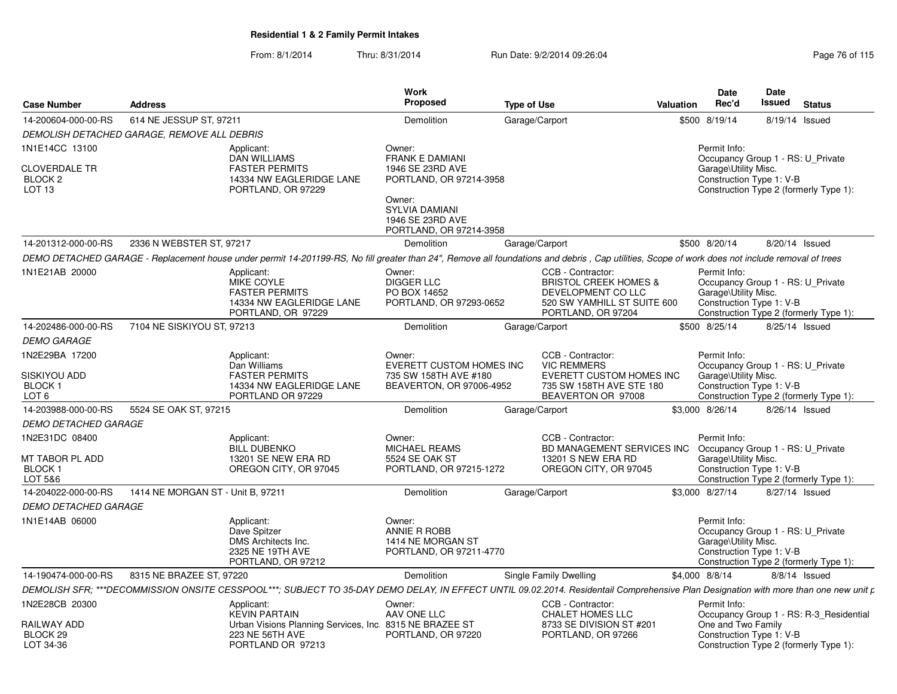**Residential 1 & 2 Family Permit Intakes**

From: 8/1/2014 Thru: 8/31/2014 Run Date: 9/2/2014 09:26:04

| Case Number | Address | Work Proposed | Type of Use | Valuation | Date Rec'd | Date Issued | Status |
|---|---|---|---|---|---|---|---|
| 14-200604-000-00-RS | 614 NE JESSUP ST, 97211 | Demolition | Garage/Carport | $500 | 8/19/14 | 8/19/14 | Issued |

DEMOLISH DETACHED GARAGE, REMOVE ALL DEBRIS

1N1E14CC 13100
CLOVERDALE TR
BLOCK 2
LOT 13

Applicant: DAN WILLIAMS, FASTER PERMITS, 14334 NW EAGLERIDGE LANE, PORTLAND, OR 97229

Owner: FRANK E DAMIANI, 1946 SE 23RD AVE, PORTLAND, OR 97214-3958

Owner: SYLVIA DAMIANI, 1946 SE 23RD AVE, PORTLAND, OR 97214-3958

Permit Info: Occupancy Group 1 - RS: U_Private Garage\Utility Misc. Construction Type 1: V-B Construction Type 2 (formerly Type 1):

| Case Number | Address | Work Proposed | Type of Use | Valuation | Date Rec'd | Date Issued | Status |
|---|---|---|---|---|---|---|---|
| 14-201312-000-00-RS | 2336 N WEBSTER ST, 97217 | Demolition | Garage/Carport | $500 | 8/20/14 | 8/20/14 | Issued |

DEMO DETACHED GARAGE - Replacement house under permit 14-201199-RS, No fill greater than 24", Remove all foundations and debris , Cap utilities, Scope of work does not include removal of trees

1N1E21AB 20000

Applicant: MIKE COYLE, FASTER PERMITS, 14334 NW EAGLERIDGE LANE, PORTLAND, OR 97229

Owner: DIGGER LLC, PO BOX 14652, PORTLAND, OR 97293-0652

CCB - Contractor: BRISTOL CREEK HOMES & DEVELOPMENT CO LLC, 520 SW YAMHILL ST SUITE 600, PORTLAND, OR 97204

Permit Info: Occupancy Group 1 - RS: U_Private Garage\Utility Misc. Construction Type 1: V-B Construction Type 2 (formerly Type 1):

| Case Number | Address | Work Proposed | Type of Use | Valuation | Date Rec'd | Date Issued | Status |
|---|---|---|---|---|---|---|---|
| 14-202486-000-00-RS | 7104 NE SISKIYOU ST, 97213 | Demolition | Garage/Carport | $500 | 8/25/14 | 8/25/14 | Issued |

DEMO GARAGE

1N2E29BA 17200
SISKIYOU ADD
BLOCK 1
LOT 6

Applicant: Dan Williams, FASTER PERMITS, 14334 NW EAGLERIDGE LANE, PORTLAND OR 97229

Owner: EVERETT CUSTOM HOMES INC, 735 SW 158TH AVE #180, BEAVERTON, OR 97006-4952

CCB - Contractor: VIC REMMERS, EVERETT CUSTOM HOMES INC, 735 SW 158TH AVE STE 180, BEAVERTON OR 97008

Permit Info: Occupancy Group 1 - RS: U_Private Garage\Utility Misc. Construction Type 1: V-B Construction Type 2 (formerly Type 1):

| Case Number | Address | Work Proposed | Type of Use | Valuation | Date Rec'd | Date Issued | Status |
|---|---|---|---|---|---|---|---|
| 14-203988-000-00-RS | 5524 SE OAK ST, 97215 | Demolition | Garage/Carport | $3,000 | 8/26/14 | 8/26/14 | Issued |

DEMO DETACHED GARAGE

1N2E31DC 08400
MT TABOR PL ADD
BLOCK 1
LOT 5&6

Applicant: BILL DUBENKO, 13201 SE NEW ERA RD, OREGON CITY, OR 97045

Owner: MICHAEL REAMS, 5524 SE OAK ST, PORTLAND, OR 97215-1272

CCB - Contractor: BD MANAGEMENT SERVICES INC, 13201 S NEW ERA RD, OREGON CITY, OR 97045

Permit Info: Occupancy Group 1 - RS: U_Private Garage\Utility Misc. Construction Type 1: V-B Construction Type 2 (formerly Type 1):

| Case Number | Address | Work Proposed | Type of Use | Valuation | Date Rec'd | Date Issued | Status |
|---|---|---|---|---|---|---|---|
| 14-204022-000-00-RS | 1414 NE MORGAN ST - Unit B, 97211 | Demolition | Garage/Carport | $3,000 | 8/27/14 | 8/27/14 | Issued |

DEMO DETACHED GARAGE

1N1E14AB 06000

Applicant: Dave Spitzer, DMS Architects Inc., 2325 NE 19TH AVE, PORTLAND, OR 97212

Owner: ANNIE R ROBB, 1414 NE MORGAN ST, PORTLAND, OR 97211-4770

Permit Info: Occupancy Group 1 - RS: U_Private Garage\Utility Misc. Construction Type 1: V-B Construction Type 2 (formerly Type 1):

| Case Number | Address | Work Proposed | Type of Use | Valuation | Date Rec'd | Date Issued | Status |
|---|---|---|---|---|---|---|---|
| 14-190474-000-00-RS | 8315 NE BRAZEE ST, 97220 | Demolition | Single Family Dwelling | $4,000 | 8/8/14 | 8/8/14 | Issued |

DEMOLISH SFR; ***DECOMMISSION ONSITE CESSPOOL***; SUBJECT TO 35-DAY DEMO DELAY, IN EFFECT UNTIL 09.02.2014. Residentail Comprehensive Plan Designation with more than one new unit p

1N2E28CB 20300
RAILWAY ADD
BLOCK 29
LOT 34-36

Applicant: KEVIN PARTAIN, Urban Visions Planning Services, Inc. 223 NE 56TH AVE, PORTLAND OR 97213

Owner: AAV ONE LLC, 8315 NE BRAZEE ST, PORTLAND, OR 97220

CCB - Contractor: CHALET HOMES LLC, 8733 SE DIVISION ST #201, PORTLAND, OR 97266

Permit Info: Occupancy Group 1 - RS: R-3_Residential One and Two Family Construction Type 1: V-B Construction Type 2 (formerly Type 1):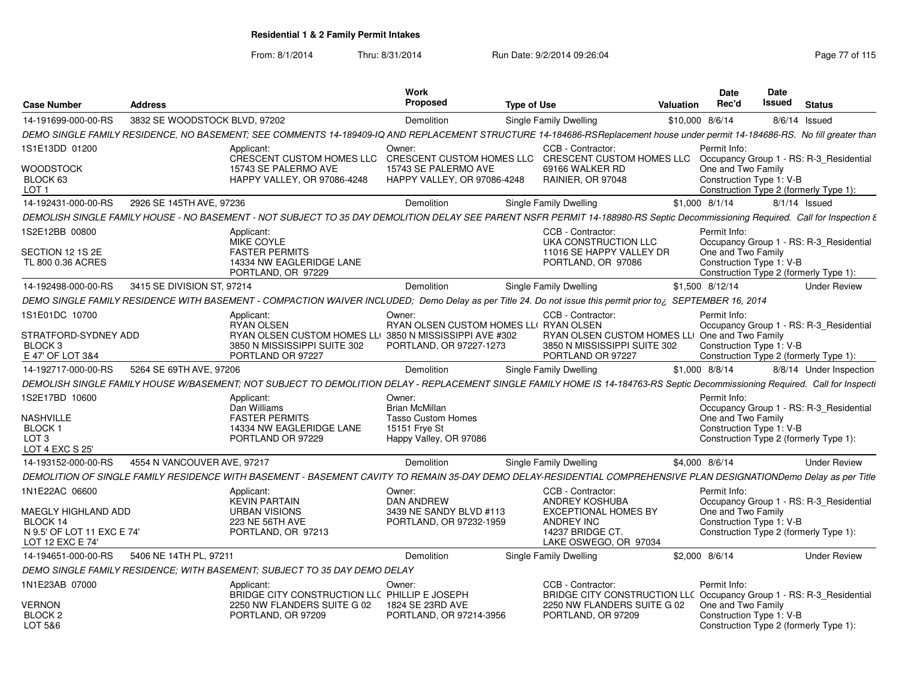# Residential 1 & 2 Family Permit Intakes

From: 8/1/2014 Thru: 8/31/2014 Run Date: 9/2/2014 09:26:04

| Case Number | Address | Work Proposed | Type of Use | Valuation | Date Rec'd | Date Issued | Status |
|---|---|---|---|---|---|---|---|
| 14-191699-000-00-RS | 3832 SE WOODSTOCK BLVD, 97202 | Demolition | Single Family Dwelling | $10,000 | 8/6/14 | 8/6/14 | Issued |

DEMO SINGLE FAMILY RESIDENCE, NO BASEMENT; SEE COMMENTS 14-189409-IQ AND REPLACEMENT STRUCTURE 14-184686-RSReplacement house under permit 14-184686-RS. No fill greater than

1S1E13DD 01200
WOODSTOCK
BLOCK 63
LOT 1

Applicant: CRESCENT CUSTOM HOMES LLC, 15743 SE PALERMO AVE, HAPPY VALLEY, OR 97086-4248
Owner: CRESCENT CUSTOM HOMES LLC, 15743 SE PALERMO AVE, HAPPY VALLEY, OR 97086-4248
CCB - Contractor: CRESCENT CUSTOM HOMES LLC, 69166 WALKER RD, RAINIER, OR 97048
Permit Info: Occupancy Group 1 - RS: R-3_Residential One and Two Family; Construction Type 1: V-B; Construction Type 2 (formerly Type 1):

| Case Number | Address | Work Proposed | Type of Use | Valuation | Date Rec'd | Date Issued | Status |
|---|---|---|---|---|---|---|---|
| 14-192431-000-00-RS | 2926 SE 145TH AVE, 97236 | Demolition | Single Family Dwelling | $1,000 | 8/1/14 | 8/1/14 | Issued |

DEMOLISH SINGLE FAMILY HOUSE - NO BASEMENT - NOT SUBJECT TO 35 DAY DEMOLITION DELAY SEE PARENT NSFR PERMIT 14-188980-RS Septic Decommissioning Required. Call for Inspection &

1S2E12BB 00800
SECTION 12 1S 2E
TL 800 0.36 ACRES

Applicant: MIKE COYLE, FASTER PERMITS, 14334 NW EAGLERIDGE LANE, PORTLAND, OR 97229
CCB - Contractor: UKA CONSTRUCTION LLC, 11016 SE HAPPY VALLEY DR, PORTLAND, OR 97086
Permit Info: Occupancy Group 1 - RS: R-3_Residential One and Two Family; Construction Type 1: V-B; Construction Type 2 (formerly Type 1):

| Case Number | Address | Work Proposed | Type of Use | Valuation | Date Rec'd | Date Issued | Status |
|---|---|---|---|---|---|---|---|
| 14-192498-000-00-RS | 3415 SE DIVISION ST, 97214 | Demolition | Single Family Dwelling | $1,500 | 8/12/14 | | Under Review |

DEMO SINGLE FAMILY RESIDENCE WITH BASEMENT - COMPACTION WAIVER INCLUDED; Demo Delay as per Title 24. Do not issue this permit prior to¿ SEPTEMBER 16, 2014

1S1E01DC 10700
STRATFORD-SYDNEY ADD
BLOCK 3
E 47' OF LOT 3&4

Applicant: RYAN OLSEN, RYAN OLSEN CUSTOM HOMES LL(, 3850 N MISSISSIPPI SUITE 302, PORTLAND OR 97227
Owner: RYAN OLSEN CUSTOM HOMES LL(, 3850 N MISSISSIPPI AVE #302, PORTLAND, OR 97227-1273
CCB - Contractor: RYAN OLSEN, RYAN OLSEN CUSTOM HOMES LL(, 3850 N MISSISSIPPI SUITE 302, PORTLAND OR 97227
Permit Info: Occupancy Group 1 - RS: R-3_Residential One and Two Family; Construction Type 1: V-B; Construction Type 2 (formerly Type 1):

| Case Number | Address | Work Proposed | Type of Use | Valuation | Date Rec'd | Date Issued | Status |
|---|---|---|---|---|---|---|---|
| 14-192717-000-00-RS | 5264 SE 69TH AVE, 97206 | Demolition | Single Family Dwelling | $1,000 | 8/8/14 | 8/8/14 | Under Inspection |

DEMOLISH SINGLE FAMILY HOUSE W/BASEMENT; NOT SUBJECT TO DEMOLITION DELAY - REPLACEMENT SINGLE FAMILY HOME IS 14-184763-RS Septic Decommissioning Required. Call for Inspecti

1S2E17BD 10600
NASHVILLE
BLOCK 1
LOT 3
LOT 4 EXC S 25'

Applicant: Dan Williams, FASTER PERMITS, 14334 NW EAGLERIDGE LANE, PORTLAND OR 97229
Owner: Brian McMillan, Tasso Custom Homes, 15151 Frye St, Happy Valley, OR 97086
Permit Info: Occupancy Group 1 - RS: R-3_Residential One and Two Family; Construction Type 1: V-B; Construction Type 2 (formerly Type 1):

| Case Number | Address | Work Proposed | Type of Use | Valuation | Date Rec'd | Date Issued | Status |
|---|---|---|---|---|---|---|---|
| 14-193152-000-00-RS | 4554 N VANCOUVER AVE, 97217 | Demolition | Single Family Dwelling | $4,000 | 8/6/14 | | Under Review |

DEMOLITION OF SINGLE FAMILY RESIDENCE WITH BASEMENT - BASEMENT CAVITY TO REMAIN 35-DAY DEMO DELAY-RESIDENTIAL COMPREHENSIVE PLAN DESIGNATIONDemo Delay as per Title

1N1E22AC 06600
MAEGLY HIGHLAND ADD
BLOCK 14
N 9.5' OF LOT 11 EXC E 74'
LOT 12 EXC E 74'

Applicant: KEVIN PARTAIN, URBAN VISIONS, 223 NE 56TH AVE, PORTLAND, OR 97213
Owner: DAN ANDREW, 3439 NE SANDY BLVD #113, PORTLAND, OR 97232-1959
CCB - Contractor: ANDREY KOSHUBA, EXCEPTIONAL HOMES BY ANDREY INC, 14237 BRIDGE CT., LAKE OSWEGO, OR 97034
Permit Info: Occupancy Group 1 - RS: R-3_Residential One and Two Family; Construction Type 1: V-B; Construction Type 2 (formerly Type 1):

| Case Number | Address | Work Proposed | Type of Use | Valuation | Date Rec'd | Date Issued | Status |
|---|---|---|---|---|---|---|---|
| 14-194651-000-00-RS | 5406 NE 14TH PL, 97211 | Demolition | Single Family Dwelling | $2,000 | 8/6/14 | | Under Review |

DEMO SINGLE FAMILY RESIDENCE; WITH BASEMENT; SUBJECT TO 35 DAY DEMO DELAY

1N1E23AB 07000
VERNON
BLOCK 2
LOT 5&6

Applicant: BRIDGE CITY CONSTRUCTION LL(, 2250 NW FLANDERS SUITE G 02, PORTLAND, OR 97209
Owner: PHILLIP E JOSEPH, 1824 SE 23RD AVE, PORTLAND, OR 97214-3956
CCB - Contractor: BRIDGE CITY CONSTRUCTION LL(, 2250 NW FLANDERS SUITE G 02, PORTLAND, OR 97209
Permit Info: Occupancy Group 1 - RS: R-3_Residential One and Two Family; Construction Type 1: V-B; Construction Type 2 (formerly Type 1):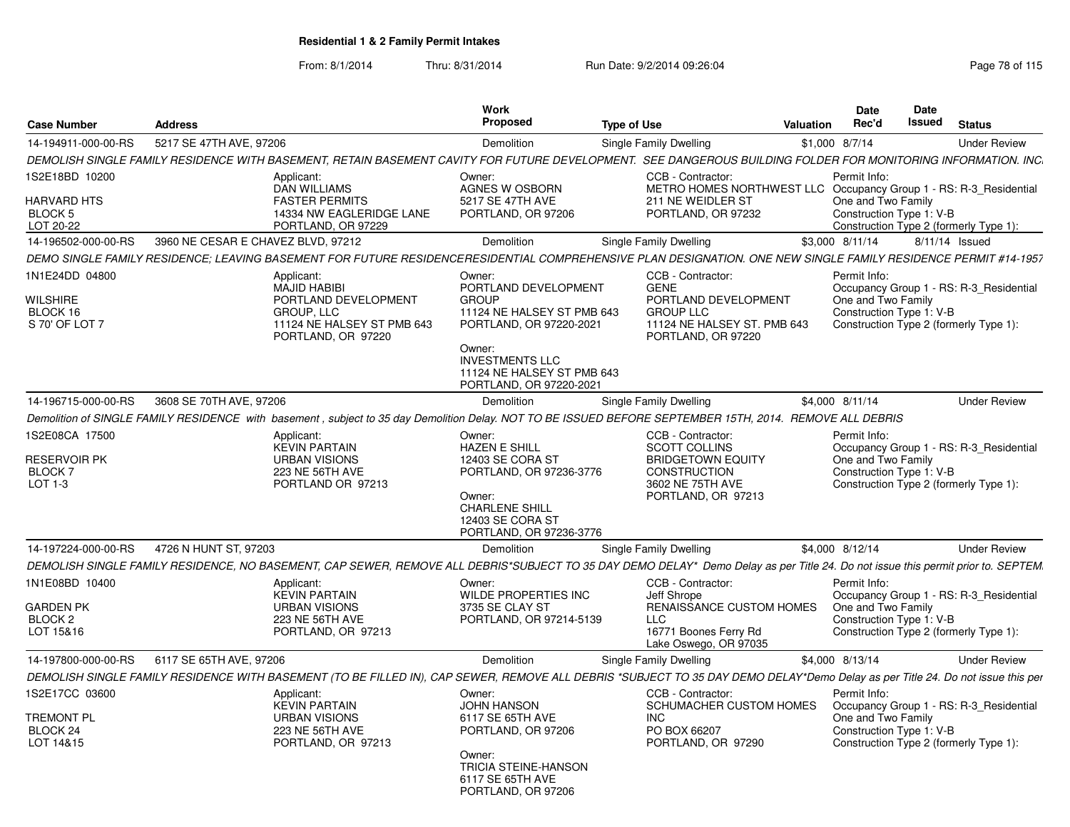**Residential 1 & 2 Family Permit Intakes**

From: 8/1/2014 Thru: 8/31/2014 Run Date: 9/2/2014 09:26:04

| Case Number | Address | Work Proposed | Type of Use | Valuation | Date Rec'd | Date Issued | Status |
|---|---|---|---|---|---|---|---|
| 14-194911-000-00-RS | 5217 SE 47TH AVE, 97206 | Demolition | Single Family Dwelling | $1,000 | 8/7/14 | | Under Review |

*DEMOLISH SINGLE FAMILY RESIDENCE WITH BASEMENT, RETAIN BASEMENT CAVITY FOR FUTURE DEVELOPMENT. SEE DANGEROUS BUILDING FOLDER FOR MONITORING INFORMATION. INC.*

1S2E18BD 10200
HARVARD HTS
BLOCK 5
LOT 20-22

Applicant: DAN WILLIAMS, FASTER PERMITS, 14334 NW EAGLERIDGE LANE, PORTLAND, OR 97229

Owner: AGNES W OSBORN, 5217 SE 47TH AVE, PORTLAND, OR 97206

CCB - Contractor: METRO HOMES NORTHWEST LLC, 211 NE WEIDLER ST, PORTLAND, OR 97232

Permit Info: Occupancy Group 1 - RS: R-3_Residential One and Two Family; Construction Type 1: V-B; Construction Type 2 (formerly Type 1):

| Case Number | Address | Work Proposed | Type of Use | Valuation | Date Rec'd | Date Issued | Status |
|---|---|---|---|---|---|---|---|
| 14-196502-000-00-RS | 3960 NE CESAR E CHAVEZ BLVD, 97212 | Demolition | Single Family Dwelling | $3,000 | 8/11/14 | 8/11/14 | Issued |

*DEMO SINGLE FAMILY RESIDENCE; LEAVING BASEMENT FOR FUTURE RESIDENCERESIDENTIAL COMPREHENSIVE PLAN DESIGNATION. ONE NEW SINGLE FAMILY RESIDENCE PERMIT #14-1957*

1N1E24DD 04800
WILSHIRE
BLOCK 16
S 70' OF LOT 7

Applicant: MAJID HABIBI, PORTLAND DEVELOPMENT GROUP, LLC, 11124 NE HALSEY ST PMB 643, PORTLAND, OR 97220

Owner: PORTLAND DEVELOPMENT GROUP, 11124 NE HALSEY ST PMB 643, PORTLAND, OR 97220-2021

Owner: INVESTMENTS LLC, 11124 NE HALSEY ST PMB 643, PORTLAND, OR 97220-2021

CCB - Contractor: GENE, PORTLAND DEVELOPMENT GROUP LLC, 11124 NE HALSEY ST. PMB 643, PORTLAND, OR 97220

Permit Info: Occupancy Group 1 - RS: R-3_Residential One and Two Family; Construction Type 1: V-B; Construction Type 2 (formerly Type 1):

| Case Number | Address | Work Proposed | Type of Use | Valuation | Date Rec'd | Date Issued | Status |
|---|---|---|---|---|---|---|---|
| 14-196715-000-00-RS | 3608 SE 70TH AVE, 97206 | Demolition | Single Family Dwelling | $4,000 | 8/11/14 | | Under Review |

*Demolition of SINGLE FAMILY RESIDENCE with basement , subject to 35 day Demolition Delay. NOT TO BE ISSUED BEFORE SEPTEMBER 15TH, 2014. REMOVE ALL DEBRIS*

1S2E08CA 17500
RESERVOIR PK
BLOCK 7
LOT 1-3

Applicant: KEVIN PARTAIN, URBAN VISIONS, 223 NE 56TH AVE, PORTLAND OR 97213

Owner: HAZEN E SHILL, 12403 SE CORA ST, PORTLAND, OR 97236-3776

Owner: CHARLENE SHILL, 12403 SE CORA ST, PORTLAND, OR 97236-3776

CCB - Contractor: SCOTT COLLINS, BRIDGETOWN EQUITY CONSTRUCTION, 3602 NE 75TH AVE, PORTLAND, OR 97213

Permit Info: Occupancy Group 1 - RS: R-3_Residential One and Two Family; Construction Type 1: V-B; Construction Type 2 (formerly Type 1):

| Case Number | Address | Work Proposed | Type of Use | Valuation | Date Rec'd | Date Issued | Status |
|---|---|---|---|---|---|---|---|
| 14-197224-000-00-RS | 4726 N HUNT ST, 97203 | Demolition | Single Family Dwelling | $4,000 | 8/12/14 | | Under Review |

*DEMOLISH SINGLE FAMILY RESIDENCE, NO BASEMENT, CAP SEWER, REMOVE ALL DEBRIS*SUBJECT TO 35 DAY DEMO DELAY* Demo Delay as per Title 24. Do not issue this permit prior to. SEPTEM.*

1N1E08BD 10400
GARDEN PK
BLOCK 2
LOT 15&16

Applicant: KEVIN PARTAIN, URBAN VISIONS, 223 NE 56TH AVE, PORTLAND, OR 97213

Owner: WILDE PROPERTIES INC, 3735 SE CLAY ST, PORTLAND, OR 97214-5139

CCB - Contractor: Jeff Shrope, RENAISSANCE CUSTOM HOMES LLC, 16771 Boones Ferry Rd, Lake Oswego, OR 97035

Permit Info: Occupancy Group 1 - RS: R-3_Residential One and Two Family; Construction Type 1: V-B; Construction Type 2 (formerly Type 1):

| Case Number | Address | Work Proposed | Type of Use | Valuation | Date Rec'd | Date Issued | Status |
|---|---|---|---|---|---|---|---|
| 14-197800-000-00-RS | 6117 SE 65TH AVE, 97206 | Demolition | Single Family Dwelling | $4,000 | 8/13/14 | | Under Review |

*DEMOLISH SINGLE FAMILY RESIDENCE WITH BASEMENT (TO BE FILLED IN), CAP SEWER, REMOVE ALL DEBRIS *SUBJECT TO 35 DAY DEMO DELAY*Demo Delay as per Title 24. Do not issue this per*

1S2E17CC 03600
TREMONT PL
BLOCK 24
LOT 14&15

Applicant: KEVIN PARTAIN, URBAN VISIONS, 223 NE 56TH AVE, PORTLAND, OR 97213

Owner: JOHN HANSON, 6117 SE 65TH AVE, PORTLAND, OR 97206

Owner: TRICIA STEINE-HANSON, 6117 SE 65TH AVE, PORTLAND, OR 97206

CCB - Contractor: SCHUMACHER CUSTOM HOMES INC, PO BOX 66207, PORTLAND, OR 97290

Permit Info: Occupancy Group 1 - RS: R-3_Residential One and Two Family; Construction Type 1: V-B; Construction Type 2 (formerly Type 1):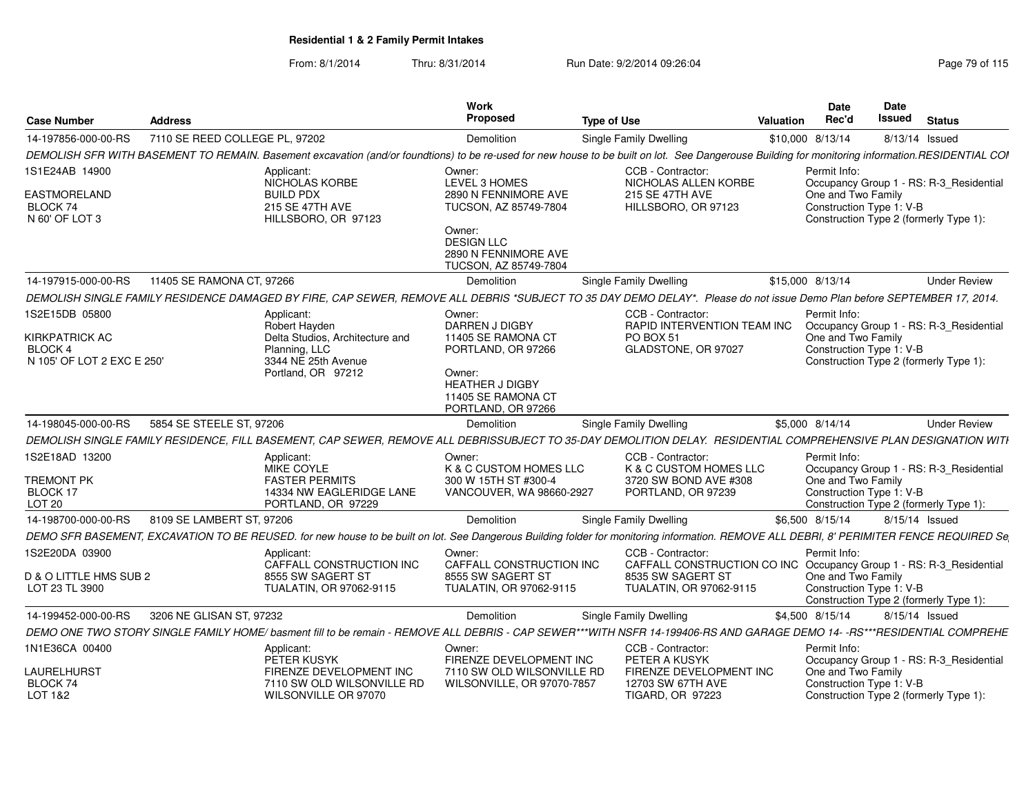## Residential 1 & 2 Family Permit Intakes

From: 8/1/2014 Thru: 8/31/2014 Run Date: 9/2/2014 09:26:04

| Case Number | Address | Work Proposed | Type of Use | Valuation | Date Rec'd | Date Issued | Status |
|---|---|---|---|---|---|---|---|
| 14-197856-000-00-RS | 7110 SE REED COLLEGE PL, 97202 | Demolition | Single Family Dwelling | $10,000 | 8/13/14 | 8/13/14 | Issued |

DEMOLISH SFR WITH BASEMENT TO REMAIN. Basement excavation (and/or foundtions) to be re-used for new house to be built on lot. See Dangerouse Building for monitoring information.RESIDENTIAL COI

1S1E24AB 14900
EASTMORELAND
BLOCK 74
N 60' OF LOT 3

Applicant:
NICHOLAS KORBE
BUILD PDX
215 SE 47TH AVE
HILLSBORO, OR 97123

Owner:
LEVEL 3 HOMES
2890 N FENNIMORE AVE
TUCSON, AZ 85749-7804

Owner:
DESIGN LLC
2890 N FENNIMORE AVE
TUCSON, AZ 85749-7804

CCB - Contractor:
NICHOLAS ALLEN KORBE
215 SE 47TH AVE
HILLSBORO, OR 97123

Permit Info:
Occupancy Group 1 - RS: R-3_Residential One and Two Family
Construction Type 1: V-B
Construction Type 2 (formerly Type 1):

| Case Number | Address | Work Proposed | Type of Use | Valuation | Date Rec'd | Date Issued | Status |
|---|---|---|---|---|---|---|---|
| 14-197915-000-00-RS | 11405 SE RAMONA CT, 97266 | Demolition | Single Family Dwelling | $15,000 | 8/13/14 | | Under Review |

DEMOLISH SINGLE FAMILY RESIDENCE DAMAGED BY FIRE, CAP SEWER, REMOVE ALL DEBRIS *SUBJECT TO 35 DAY DEMO DELAY*. Please do not issue Demo Plan before SEPTEMBER 17, 2014.

1S2E15DB 05800
KIRKPATRICK AC
BLOCK 4
N 105' OF LOT 2 EXC E 250'

Applicant:
Robert Hayden
Delta Studios, Architecture and Planning, LLC
3344 NE 25th Avenue
Portland, OR 97212

Owner:
DARREN J DIGBY
11405 SE RAMONA CT
PORTLAND, OR 97266

Owner:
HEATHER J DIGBY
11405 SE RAMONA CT
PORTLAND, OR 97266

CCB - Contractor:
RAPID INTERVENTION TEAM INC
PO BOX 51
GLADSTONE, OR 97027

Permit Info:
Occupancy Group 1 - RS: R-3_Residential One and Two Family
Construction Type 1: V-B
Construction Type 2 (formerly Type 1):

| Case Number | Address | Work Proposed | Type of Use | Valuation | Date Rec'd | Date Issued | Status |
|---|---|---|---|---|---|---|---|
| 14-198045-000-00-RS | 5854 SE STEELE ST, 97206 | Demolition | Single Family Dwelling | $5,000 | 8/14/14 | | Under Review |

DEMOLISH SINGLE FAMILY RESIDENCE, FILL BASEMENT, CAP SEWER, REMOVE ALL DEBRISSUBJECT TO 35-DAY DEMOLITION DELAY. RESIDENTIAL COMPREHENSIVE PLAN DESIGNATION WITI

1S2E18AD 13200
TREMONT PK
BLOCK 17
LOT 20

Applicant:
MIKE COYLE
FASTER PERMITS
14334 NW EAGLERIDGE LANE
PORTLAND, OR 97229

Owner:
K & C CUSTOM HOMES LLC
300 W 15TH ST #300-4
VANCOUVER, WA 98660-2927

CCB - Contractor:
K & C CUSTOM HOMES LLC
3720 SW BOND AVE #308
PORTLAND, OR 97239

Permit Info:
Occupancy Group 1 - RS: R-3_Residential One and Two Family
Construction Type 1: V-B
Construction Type 2 (formerly Type 1):

| Case Number | Address | Work Proposed | Type of Use | Valuation | Date Rec'd | Date Issued | Status |
|---|---|---|---|---|---|---|---|
| 14-198700-000-00-RS | 8109 SE LAMBERT ST, 97206 | Demolition | Single Family Dwelling | $6,500 | 8/15/14 | 8/15/14 | Issued |

DEMO SFR BASEMENT, EXCAVATION TO BE REUSED. for new house to be built on lot. See Dangerous Building folder for monitoring information. REMOVE ALL DEBRI, 8' PERIMITER FENCE REQUIRED Se

1S2E20DA 03900
D & O LITTLE HMS SUB 2
LOT 23 TL 3900

Applicant:
CAFFALL CONSTRUCTION INC
8555 SW SAGERT ST
TUALATIN, OR 97062-9115

Owner:
CAFFALL CONSTRUCTION INC
8555 SW SAGERT ST
TUALATIN, OR 97062-9115

CCB - Contractor:
CAFFALL CONSTRUCTION CO INC
8535 SW SAGERT ST
TUALATIN, OR 97062-9115

Permit Info:
Occupancy Group 1 - RS: R-3_Residential One and Two Family
Construction Type 1: V-B
Construction Type 2 (formerly Type 1):

| Case Number | Address | Work Proposed | Type of Use | Valuation | Date Rec'd | Date Issued | Status |
|---|---|---|---|---|---|---|---|
| 14-199452-000-00-RS | 3206 NE GLISAN ST, 97232 | Demolition | Single Family Dwelling | $4,500 | 8/15/14 | 8/15/14 | Issued |

DEMO ONE TWO STORY SINGLE FAMILY HOME/ basment fill to be remain - REMOVE ALL DEBRIS - CAP SEWER***WITH NSFR 14-199406-RS AND GARAGE DEMO 14- -RS***RESIDENTIAL COMPREHE

1N1E36CA 00400
LAURELHURST
BLOCK 74
LOT 1&2

Applicant:
PETER KUSYK
FIRENZE DEVELOPMENT INC
7110 SW OLD WILSONVILLE RD
WILSONVILLE OR 97070

Owner:
FIRENZE DEVELOPMENT INC
7110 SW OLD WILSONVILLE RD
WILSONVILLE, OR 97070-7857

CCB - Contractor:
PETER A KUSYK
FIRENZE DEVELOPMENT INC
12703 SW 67TH AVE
TIGARD, OR 97223

Permit Info:
Occupancy Group 1 - RS: R-3_Residential One and Two Family
Construction Type 1: V-B
Construction Type 2 (formerly Type 1):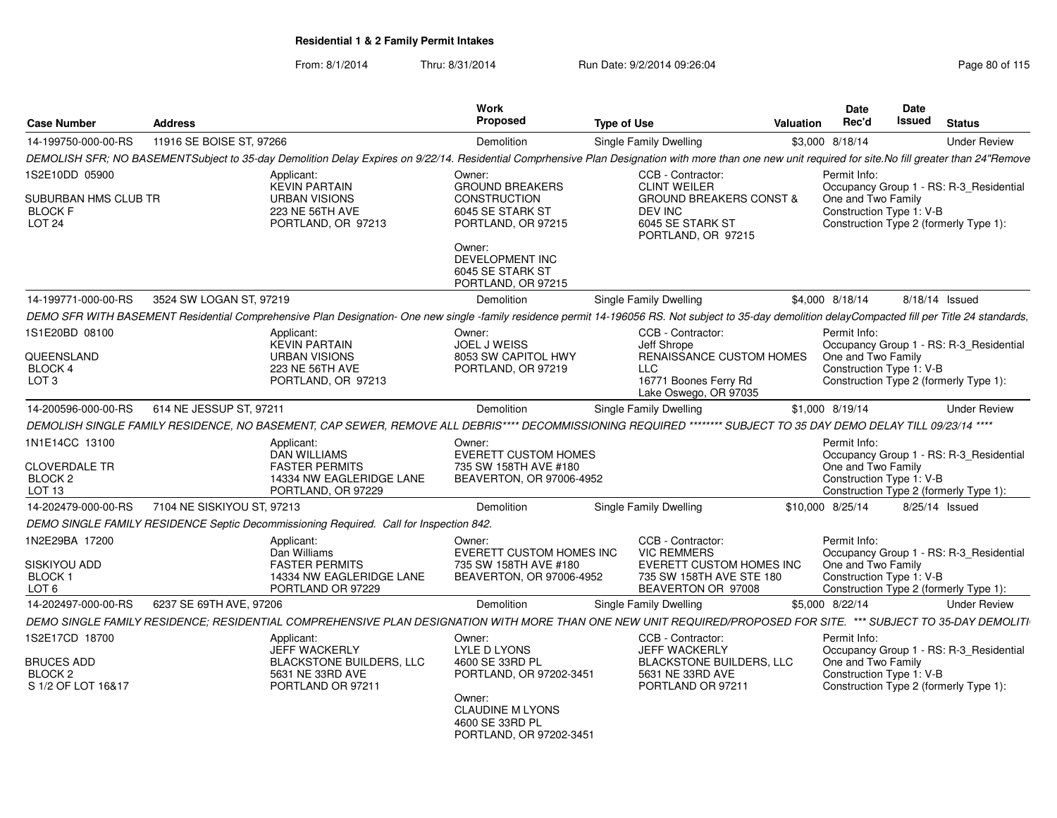## Residential 1 & 2 Family Permit Intakes

From: 8/1/2014 Thru: 8/31/2014 Run Date: 9/2/2014 09:26:04

| Case Number | Address | Work Proposed | Type of Use | Valuation | Date Rec'd | Date Issued | Status |
|---|---|---|---|---|---|---|---|
| 14-199750-000-00-RS | 11916 SE BOISE ST, 97266 | Demolition | Single Family Dwelling | $3,000 | 8/18/14 | | Under Review |

DEMOLISH SFR; NO BASEMENTSubject to 35-day Demolition Delay Expires on 9/22/14. Residential Comprhensive Plan Designation with more than one new unit required for site.No fill greater than 24"Remove

1S2E10DD 05900
SUBURBAN HMS CLUB TR
BLOCK F
LOT 24

Applicant: KEVIN PARTAIN, URBAN VISIONS, 223 NE 56TH AVE, PORTLAND, OR 97213

Owner: GROUND BREAKERS CONSTRUCTION, 6045 SE STARK ST, PORTLAND, OR 97215

Owner: DEVELOPMENT INC, 6045 SE STARK ST, PORTLAND, OR 97215

CCB - Contractor: CLINT WEILER, GROUND BREAKERS CONST & DEV INC, 6045 SE STARK ST, PORTLAND, OR 97215

Permit Info: Occupancy Group 1 - RS: R-3_Residential One and Two Family; Construction Type 1: V-B; Construction Type 2 (formerly Type 1):

| Case Number | Address | Work Proposed | Type of Use | Valuation | Date Rec'd | Date Issued | Status |
|---|---|---|---|---|---|---|---|
| 14-199771-000-00-RS | 3524 SW LOGAN ST, 97219 | Demolition | Single Family Dwelling | $4,000 | 8/18/14 | 8/18/14 | Issued |

DEMO SFR WITH BASEMENT Residential Comprehensive Plan Designation- One new single -family residence permit 14-196056 RS. Not subject to 35-day demolition delayCompacted fill per Title 24 standards,

1S1E20BD 08100
QUEENSLAND
BLOCK 4
LOT 3

Applicant: KEVIN PARTAIN, URBAN VISIONS, 223 NE 56TH AVE, PORTLAND, OR 97213

Owner: JOEL J WEISS, 8053 SW CAPITOL HWY, PORTLAND, OR 97219

CCB - Contractor: Jeff Shrope, RENAISSANCE CUSTOM HOMES LLC, 16771 Boones Ferry Rd, Lake Oswego, OR 97035

Permit Info: Occupancy Group 1 - RS: R-3_Residential One and Two Family; Construction Type 1: V-B; Construction Type 2 (formerly Type 1):

| Case Number | Address | Work Proposed | Type of Use | Valuation | Date Rec'd | Date Issued | Status |
|---|---|---|---|---|---|---|---|
| 14-200596-000-00-RS | 614 NE JESSUP ST, 97211 | Demolition | Single Family Dwelling | $1,000 | 8/19/14 | | Under Review |

DEMOLISH SINGLE FAMILY RESIDENCE, NO BASEMENT, CAP SEWER, REMOVE ALL DEBRIS**** DECOMMISSIONING REQUIRED ******** SUBJECT TO 35 DAY DEMO DELAY TILL 09/23/14 ****

1N1E14CC 13100
CLOVERDALE TR
BLOCK 2
LOT 13

Applicant: DAN WILLIAMS, FASTER PERMITS, 14334 NW EAGLERIDGE LANE, PORTLAND, OR 97229

Owner: EVERETT CUSTOM HOMES, 735 SW 158TH AVE #180, BEAVERTON, OR 97006-4952

Permit Info: Occupancy Group 1 - RS: R-3_Residential One and Two Family; Construction Type 1: V-B; Construction Type 2 (formerly Type 1):

| Case Number | Address | Work Proposed | Type of Use | Valuation | Date Rec'd | Date Issued | Status |
|---|---|---|---|---|---|---|---|
| 14-202479-000-00-RS | 7104 NE SISKIYOU ST, 97213 | Demolition | Single Family Dwelling | $10,000 | 8/25/14 | 8/25/14 | Issued |

DEMO SINGLE FAMILY RESIDENCE Septic Decommissioning Required. Call for Inspection 842.

1N2E29BA 17200
SISKIYOU ADD
BLOCK 1
LOT 6

Applicant: Dan Williams, FASTER PERMITS, 14334 NW EAGLERIDGE LANE, PORTLAND OR 97229

Owner: EVERETT CUSTOM HOMES INC, 735 SW 158TH AVE #180, BEAVERTON, OR 97006-4952

CCB - Contractor: VIC REMMERS, EVERETT CUSTOM HOMES INC, 735 SW 158TH AVE STE 180, BEAVERTON OR 97008

Permit Info: Occupancy Group 1 - RS: R-3_Residential One and Two Family; Construction Type 1: V-B; Construction Type 2 (formerly Type 1):

| Case Number | Address | Work Proposed | Type of Use | Valuation | Date Rec'd | Date Issued | Status |
|---|---|---|---|---|---|---|---|
| 14-202497-000-00-RS | 6237 SE 69TH AVE, 97206 | Demolition | Single Family Dwelling | $5,000 | 8/22/14 | | Under Review |

DEMO SINGLE FAMILY RESIDENCE; RESIDENTIAL COMPREHENSIVE PLAN DESIGNATION WITH MORE THAN ONE NEW UNIT REQUIRED/PROPOSED FOR SITE. *** SUBJECT TO 35-DAY DEMOLITI

1S2E17CD 18700
BRUCES ADD
BLOCK 2
S 1/2 OF LOT 16&17

Applicant: JEFF WACKERLY, BLACKSTONE BUILDERS, LLC, 5631 NE 33RD AVE, PORTLAND OR 97211

Owner: LYLE D LYONS, 4600 SE 33RD PL, PORTLAND, OR 97202-3451

Owner: CLAUDINE M LYONS, 4600 SE 33RD PL, PORTLAND, OR 97202-3451

CCB - Contractor: JEFF WACKERLY, BLACKSTONE BUILDERS, LLC, 5631 NE 33RD AVE, PORTLAND OR 97211

Permit Info: Occupancy Group 1 - RS: R-3_Residential One and Two Family; Construction Type 1: V-B; Construction Type 2 (formerly Type 1):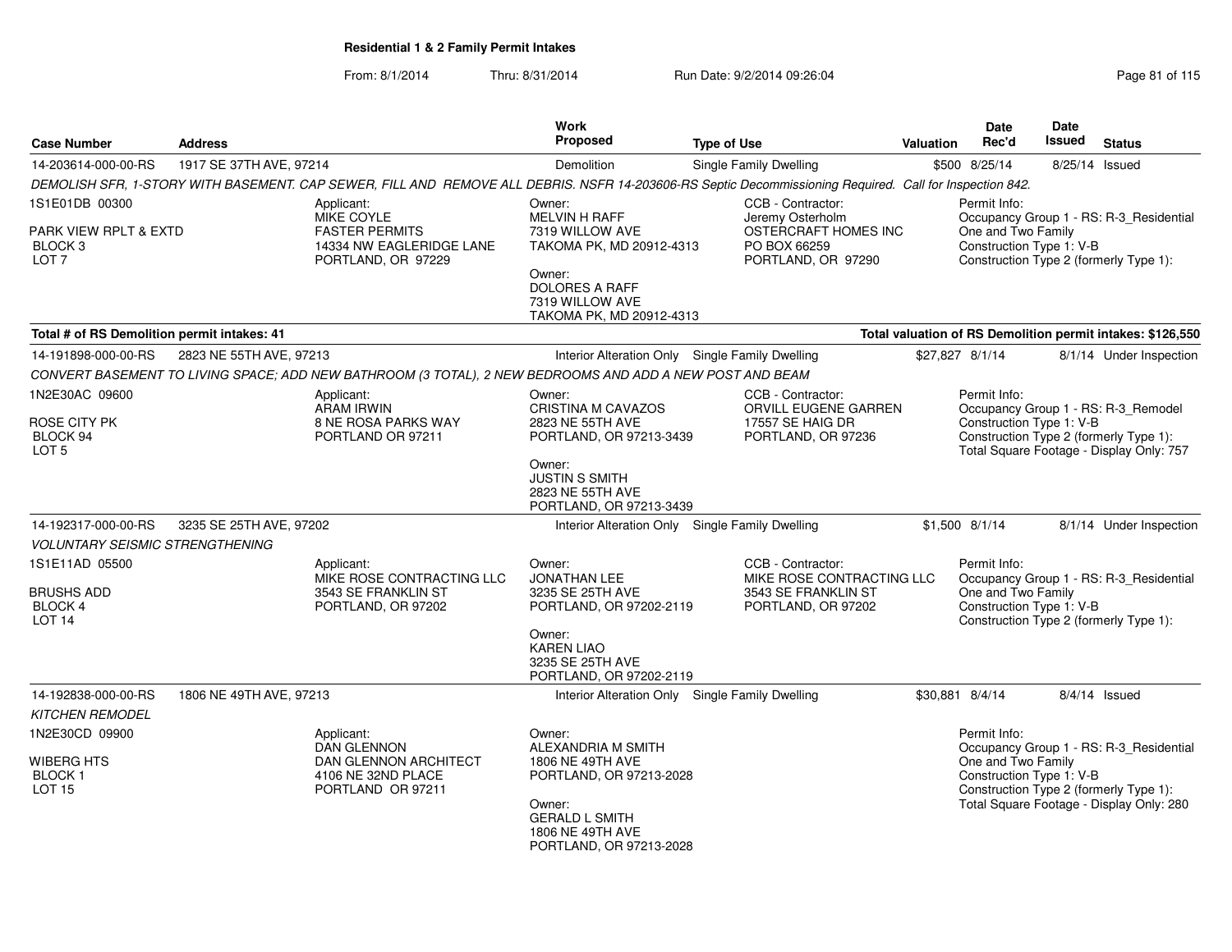**Residential 1 & 2 Family Permit Intakes**

From: 8/1/2014 Thru: 8/31/2014 Run Date: 9/2/2014 09:26:04

| Case Number | Address | Work Proposed | Type of Use | Valuation | Date Rec'd | Date Issued | Status |
|---|---|---|---|---|---|---|---|
| 14-203614-000-00-RS | 1917 SE 37TH AVE, 97214 | Demolition | Single Family Dwelling | $500 | 8/25/14 | 8/25/14 | Issued |

*DEMOLISH SFR, 1-STORY WITH BASEMENT. CAP SEWER, FILL AND REMOVE ALL DEBRIS. NSFR 14-203606-RS Septic Decommissioning Required. Call for Inspection 842.*

1S1E01DB 00300
PARK VIEW RPLT & EXTD
BLOCK 3
LOT 7

Applicant:
MIKE COYLE
FASTER PERMITS
14334 NW EAGLERIDGE LANE
PORTLAND, OR 97229

Owner:
MELVIN H RAFF
7319 WILLOW AVE
TAKOMA PK, MD 20912-4313

Owner:
DOLORES A RAFF
7319 WILLOW AVE
TAKOMA PK, MD 20912-4313

CCB - Contractor:
Jeremy Osterholm
OSTERCRAFT HOMES INC
PO BOX 66259
PORTLAND, OR 97290

Permit Info:
Occupancy Group 1 - RS: R-3_Residential One and Two Family
Construction Type 1: V-B
Construction Type 2 (formerly Type 1):

**Total # of RS Demolition permit intakes: 41** — **Total valuation of RS Demolition permit intakes: $126,550**

| Case Number | Address | Work Proposed | Type of Use | Valuation | Date Rec'd | Date Issued | Status |
|---|---|---|---|---|---|---|---|
| 14-191898-000-00-RS | 2823 NE 55TH AVE, 97213 | Interior Alteration Only | Single Family Dwelling | $27,827 | 8/1/14 | 8/1/14 | Under Inspection |

*CONVERT BASEMENT TO LIVING SPACE; ADD NEW BATHROOM (3 TOTAL), 2 NEW BEDROOMS AND ADD A NEW POST AND BEAM*

1N2E30AC 09600
ROSE CITY PK
BLOCK 94
LOT 5

Applicant:
ARAM IRWIN
8 NE ROSA PARKS WAY
PORTLAND OR 97211

Owner:
CRISTINA M CAVAZOS
2823 NE 55TH AVE
PORTLAND, OR 97213-3439

Owner:
JUSTIN S SMITH
2823 NE 55TH AVE
PORTLAND, OR 97213-3439

CCB - Contractor:
ORVILL EUGENE GARREN
17557 SE HAIG DR
PORTLAND, OR 97236

Permit Info:
Occupancy Group 1 - RS: R-3_Remodel
Construction Type 1: V-B
Construction Type 2 (formerly Type 1):
Total Square Footage - Display Only: 757

| Case Number | Address | Work Proposed | Type of Use | Valuation | Date Rec'd | Date Issued | Status |
|---|---|---|---|---|---|---|---|
| 14-192317-000-00-RS | 3235 SE 25TH AVE, 97202 | Interior Alteration Only | Single Family Dwelling | $1,500 | 8/1/14 | 8/1/14 | Under Inspection |

*VOLUNTARY SEISMIC STRENGTHENING*

1S1E11AD 05500
BRUSHS ADD
BLOCK 4
LOT 14

Applicant:
MIKE ROSE CONTRACTING LLC
3543 SE FRANKLIN ST
PORTLAND, OR 97202

Owner:
JONATHAN LEE
3235 SE 25TH AVE
PORTLAND, OR 97202-2119

Owner:
KAREN LIAO
3235 SE 25TH AVE
PORTLAND, OR 97202-2119

CCB - Contractor:
MIKE ROSE CONTRACTING LLC
3543 SE FRANKLIN ST
PORTLAND, OR 97202

Permit Info:
Occupancy Group 1 - RS: R-3_Residential One and Two Family
Construction Type 1: V-B
Construction Type 2 (formerly Type 1):

| Case Number | Address | Work Proposed | Type of Use | Valuation | Date Rec'd | Date Issued | Status |
|---|---|---|---|---|---|---|---|
| 14-192838-000-00-RS | 1806 NE 49TH AVE, 97213 | Interior Alteration Only | Single Family Dwelling | $30,881 | 8/4/14 | 8/4/14 | Issued |

*KITCHEN REMODEL*

1N2E30CD 09900
WIBERG HTS
BLOCK 1
LOT 15

Applicant:
DAN GLENNON
DAN GLENNON ARCHITECT
4106 NE 32ND PLACE
PORTLAND OR 97211

Owner:
ALEXANDRIA M SMITH
1806 NE 49TH AVE
PORTLAND, OR 97213-2028

Owner:
GERALD L SMITH
1806 NE 49TH AVE
PORTLAND, OR 97213-2028

Permit Info:
Occupancy Group 1 - RS: R-3_Residential One and Two Family
Construction Type 1: V-B
Construction Type 2 (formerly Type 1):
Total Square Footage - Display Only: 280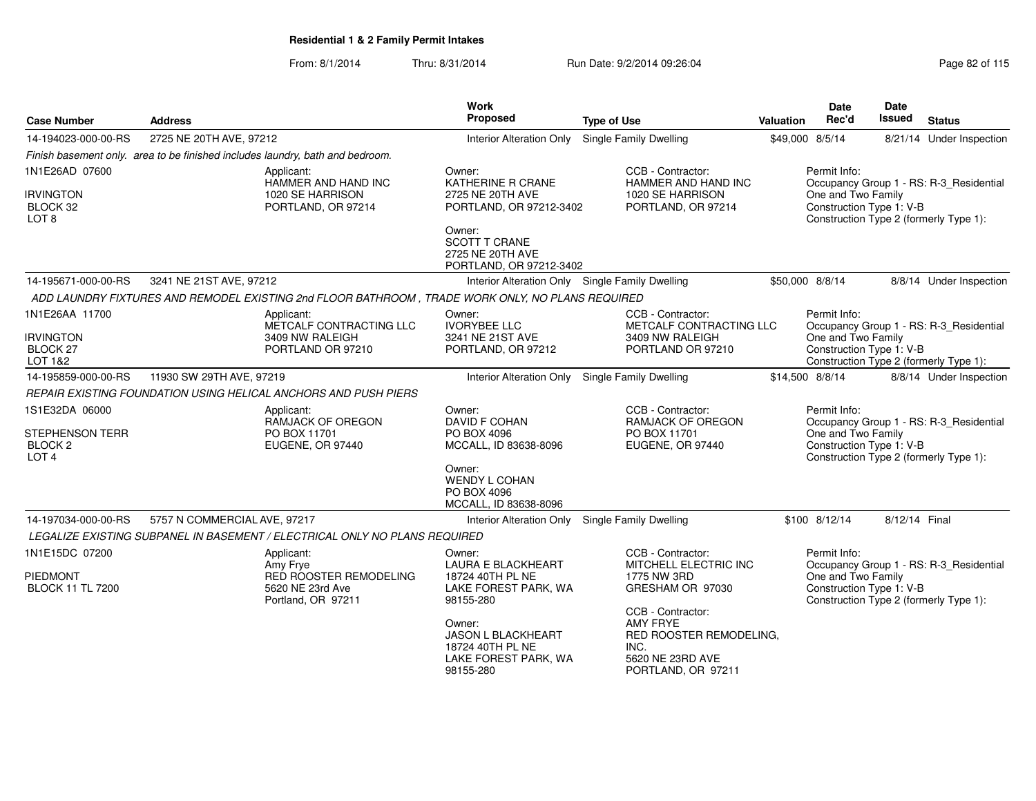**Residential 1 & 2 Family Permit Intakes**

From: 8/1/2014 Thru: 8/31/2014 Run Date: 9/2/2014 09:26:04

| Case Number | Address | Work Proposed | Type of Use | Valuation | Date Rec'd | Date Issued | Status |
|---|---|---|---|---|---|---|---|
| 14-194023-000-00-RS | 2725 NE 20TH AVE, 97212 | Interior Alteration Only | Single Family Dwelling | $49,000 | 8/5/14 | 8/21/14 | Under Inspection |

*Finish basement only. area to be finished includes laundry, bath and bedroom.*

1N1E26AD 07600
IRVINGTON
BLOCK 32
LOT 8

Applicant:
HAMMER AND HAND INC
1020 SE HARRISON
PORTLAND, OR 97214

Owner:
KATHERINE R CRANE
2725 NE 20TH AVE
PORTLAND, OR 97212-3402

Owner:
SCOTT T CRANE
2725 NE 20TH AVE
PORTLAND, OR 97212-3402

CCB - Contractor:
HAMMER AND HAND INC
1020 SE HARRISON
PORTLAND, OR 97214

Permit Info:
Occupancy Group 1 - RS: R-3_Residential One and Two Family
Construction Type 1: V-B
Construction Type 2 (formerly Type 1):

| Case Number | Address | Work Proposed | Type of Use | Valuation | Date Rec'd | Date Issued | Status |
|---|---|---|---|---|---|---|---|
| 14-195671-000-00-RS | 3241 NE 21ST AVE, 97212 | Interior Alteration Only | Single Family Dwelling | $50,000 | 8/8/14 | 8/8/14 | Under Inspection |

*ADD LAUNDRY FIXTURES AND REMODEL EXISTING 2nd FLOOR BATHROOM , TRADE WORK ONLY, NO PLANS REQUIRED*

1N1E26AA 11700
IRVINGTON
BLOCK 27
LOT 1&2

Applicant:
METCALF CONTRACTING LLC
3409 NW RALEIGH
PORTLAND OR 97210

Owner:
IVORYBEE LLC
3241 NE 21ST AVE
PORTLAND, OR 97212

CCB - Contractor:
METCALF CONTRACTING LLC
3409 NW RALEIGH
PORTLAND OR 97210

Permit Info:
Occupancy Group 1 - RS: R-3_Residential One and Two Family
Construction Type 1: V-B
Construction Type 2 (formerly Type 1):

| Case Number | Address | Work Proposed | Type of Use | Valuation | Date Rec'd | Date Issued | Status |
|---|---|---|---|---|---|---|---|
| 14-195859-000-00-RS | 11930 SW 29TH AVE, 97219 | Interior Alteration Only | Single Family Dwelling | $14,500 | 8/8/14 | 8/8/14 | Under Inspection |

*REPAIR EXISTING FOUNDATION USING HELICAL ANCHORS AND PUSH PIERS*

1S1E32DA 06000
STEPHENSON TERR
BLOCK 2
LOT 4

Applicant:
RAMJACK OF OREGON
PO BOX 11701
EUGENE, OR 97440

Owner:
DAVID F COHAN
PO BOX 4096
MCCALL, ID 83638-8096

Owner:
WENDY L COHAN
PO BOX 4096
MCCALL, ID 83638-8096

CCB - Contractor:
RAMJACK OF OREGON
PO BOX 11701
EUGENE, OR 97440

Permit Info:
Occupancy Group 1 - RS: R-3_Residential One and Two Family
Construction Type 1: V-B
Construction Type 2 (formerly Type 1):

| Case Number | Address | Work Proposed | Type of Use | Valuation | Date Rec'd | Date Issued | Status |
|---|---|---|---|---|---|---|---|
| 14-197034-000-00-RS | 5757 N COMMERCIAL AVE, 97217 | Interior Alteration Only | Single Family Dwelling | $100 | 8/12/14 | 8/12/14 | Final |

*LEGALIZE EXISTING SUBPANEL IN BASEMENT / ELECTRICAL ONLY NO PLANS REQUIRED*

1N1E15DC 07200
PIEDMONT
BLOCK 11 TL 7200

Applicant:
Amy Frye
RED ROOSTER REMODELING
5620 NE 23rd Ave
Portland, OR 97211

Owner:
LAURA E BLACKHEART
18724 40TH PL NE
LAKE FOREST PARK, WA 98155-280

Owner:
JASON L BLACKHEART
18724 40TH PL NE
LAKE FOREST PARK, WA 98155-280

CCB - Contractor:
MITCHELL ELECTRIC INC
1775 NW 3RD
GRESHAM OR 97030

CCB - Contractor:
AMY FRYE
RED ROOSTER REMODELING, INC.
5620 NE 23RD AVE
PORTLAND, OR 97211

Permit Info:
Occupancy Group 1 - RS: R-3_Residential One and Two Family
Construction Type 1: V-B
Construction Type 2 (formerly Type 1):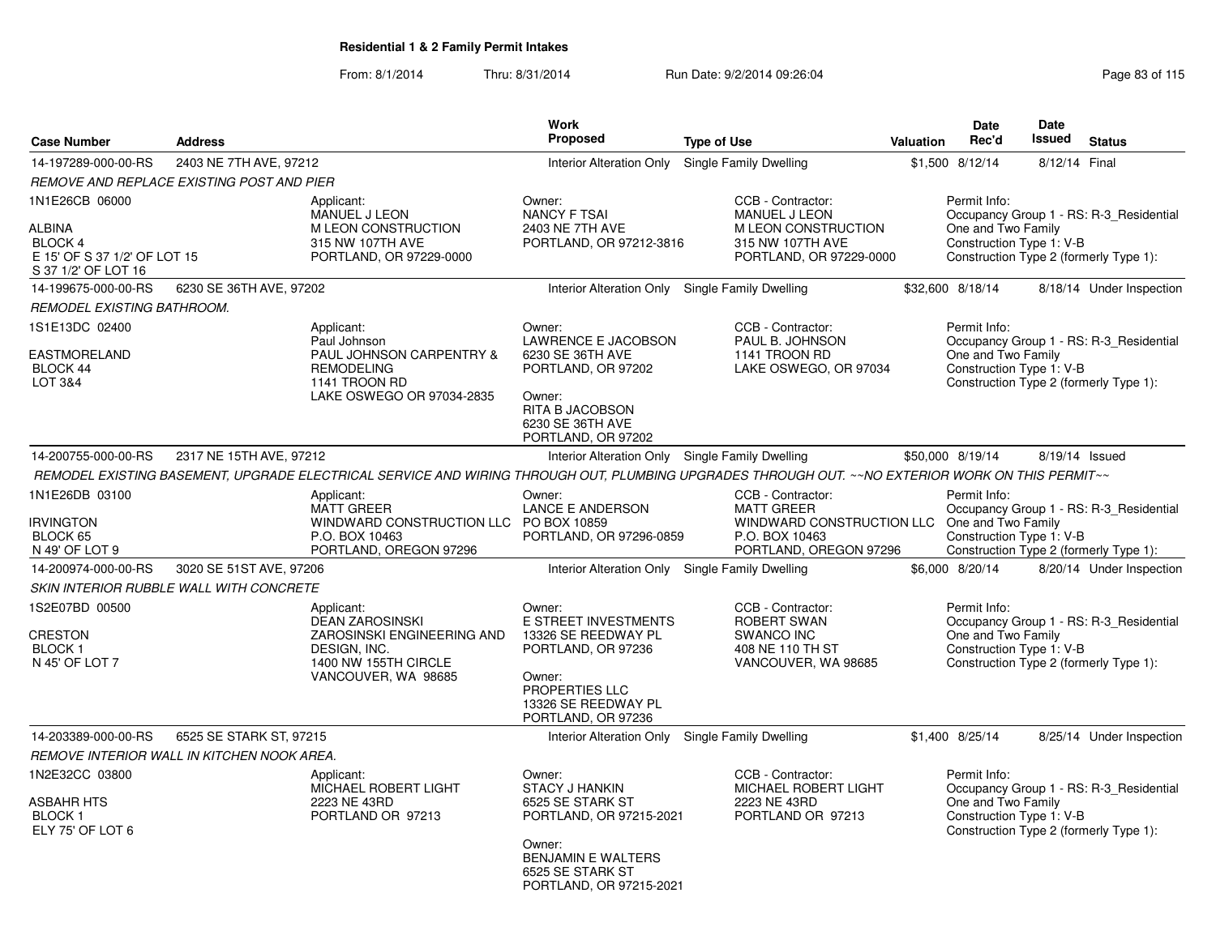**Residential 1 & 2 Family Permit Intakes**

From: 8/1/2014 Thru: 8/31/2014 Run Date: 9/2/2014 09:26:04

| Case Number | Address | Work Proposed | Type of Use | Valuation | Date Rec'd | Date Issued | Status |
|---|---|---|---|---|---|---|---|
| 14-197289-000-00-RS | 2403 NE 7TH AVE, 97212 | Interior Alteration Only | Single Family Dwelling | $1,500 | 8/12/14 | 8/12/14 | Final |

*REMOVE AND REPLACE EXISTING POST AND PIER*

1N1E26CB 06000
ALBINA
BLOCK 4
E 15' OF S 37 1/2' OF LOT 15
S 37 1/2' OF LOT 16

Applicant:
MANUEL J LEON
M LEON CONSTRUCTION
315 NW 107TH AVE
PORTLAND, OR 97229-0000

Owner:
NANCY F TSAI
2403 NE 7TH AVE
PORTLAND, OR 97212-3816

CCB - Contractor:
MANUEL J LEON
M LEON CONSTRUCTION
315 NW 107TH AVE
PORTLAND, OR 97229-0000

Permit Info:
Occupancy Group 1 - RS: R-3_Residential One and Two Family
Construction Type 1: V-B
Construction Type 2 (formerly Type 1):

| Case Number | Address | Work Proposed | Type of Use | Valuation | Date Rec'd | Date Issued | Status |
|---|---|---|---|---|---|---|---|
| 14-199675-000-00-RS | 6230 SE 36TH AVE, 97202 | Interior Alteration Only | Single Family Dwelling | $32,600 | 8/18/14 | 8/18/14 | Under Inspection |

*REMODEL EXISTING BATHROOM.*

1S1E13DC 02400
EASTMORELAND
BLOCK 44
LOT 3&4

Applicant:
Paul Johnson
PAUL JOHNSON CARPENTRY & REMODELING
1141 TROON RD
LAKE OSWEGO OR 97034-2835

Owner:
LAWRENCE E JACOBSON
6230 SE 36TH AVE
PORTLAND, OR 97202

Owner:
RITA B JACOBSON
6230 SE 36TH AVE
PORTLAND, OR 97202

CCB - Contractor:
PAUL B. JOHNSON
1141 TROON RD
LAKE OSWEGO, OR 97034

Permit Info:
Occupancy Group 1 - RS: R-3_Residential One and Two Family
Construction Type 1: V-B
Construction Type 2 (formerly Type 1):

| Case Number | Address | Work Proposed | Type of Use | Valuation | Date Rec'd | Date Issued | Status |
|---|---|---|---|---|---|---|---|
| 14-200755-000-00-RS | 2317 NE 15TH AVE, 97212 | Interior Alteration Only | Single Family Dwelling | $50,000 | 8/19/14 | 8/19/14 | Issued |

*REMODEL EXISTING BASEMENT, UPGRADE ELECTRICAL SERVICE AND WIRING THROUGH OUT, PLUMBING UPGRADES THROUGH OUT. ~~NO EXTERIOR WORK ON THIS PERMIT~~*

1N1E26DB 03100
IRVINGTON
BLOCK 65
N 49' OF LOT 9

Applicant:
MATT GREER
WINDWARD CONSTRUCTION LLC
P.O. BOX 10463
PORTLAND, OREGON 97296

Owner:
LANCE E ANDERSON
PO BOX 10859
PORTLAND, OR 97296-0859

CCB - Contractor:
MATT GREER
WINDWARD CONSTRUCTION LLC
P.O. BOX 10463
PORTLAND, OREGON 97296

Permit Info:
Occupancy Group 1 - RS: R-3_Residential One and Two Family
Construction Type 1: V-B
Construction Type 2 (formerly Type 1):

| Case Number | Address | Work Proposed | Type of Use | Valuation | Date Rec'd | Date Issued | Status |
|---|---|---|---|---|---|---|---|
| 14-200974-000-00-RS | 3020 SE 51ST AVE, 97206 | Interior Alteration Only | Single Family Dwelling | $6,000 | 8/20/14 | 8/20/14 | Under Inspection |

*SKIN INTERIOR RUBBLE WALL WITH CONCRETE*

1S2E07BD 00500
CRESTON
BLOCK 1
N 45' OF LOT 7

Applicant:
DEAN ZAROSINSKI
ZAROSINSKI ENGINEERING AND DESIGN, INC.
1400 NW 155TH CIRCLE
VANCOUVER, WA 98685

Owner:
E STREET INVESTMENTS
13326 SE REEDWAY PL
PORTLAND, OR 97236

Owner:
PROPERTIES LLC
13326 SE REEDWAY PL
PORTLAND, OR 97236

CCB - Contractor:
ROBERT SWAN
SWANCO INC
408 NE 110 TH ST
VANCOUVER, WA 98685

Permit Info:
Occupancy Group 1 - RS: R-3_Residential One and Two Family
Construction Type 1: V-B
Construction Type 2 (formerly Type 1):

| Case Number | Address | Work Proposed | Type of Use | Valuation | Date Rec'd | Date Issued | Status |
|---|---|---|---|---|---|---|---|
| 14-203389-000-00-RS | 6525 SE STARK ST, 97215 | Interior Alteration Only | Single Family Dwelling | $1,400 | 8/25/14 | 8/25/14 | Under Inspection |

*REMOVE INTERIOR WALL IN KITCHEN NOOK AREA.*

1N2E32CC 03800
ASBAHR HTS
BLOCK 1
ELY 75' OF LOT 6

Applicant:
MICHAEL ROBERT LIGHT
2223 NE 43RD
PORTLAND OR 97213

Owner:
STACY J HANKIN
6525 SE STARK ST
PORTLAND, OR 97215-2021

Owner:
BENJAMIN E WALTERS
6525 SE STARK ST
PORTLAND, OR 97215-2021

CCB - Contractor:
MICHAEL ROBERT LIGHT
2223 NE 43RD
PORTLAND OR 97213

Permit Info:
Occupancy Group 1 - RS: R-3_Residential One and Two Family
Construction Type 1: V-B
Construction Type 2 (formerly Type 1):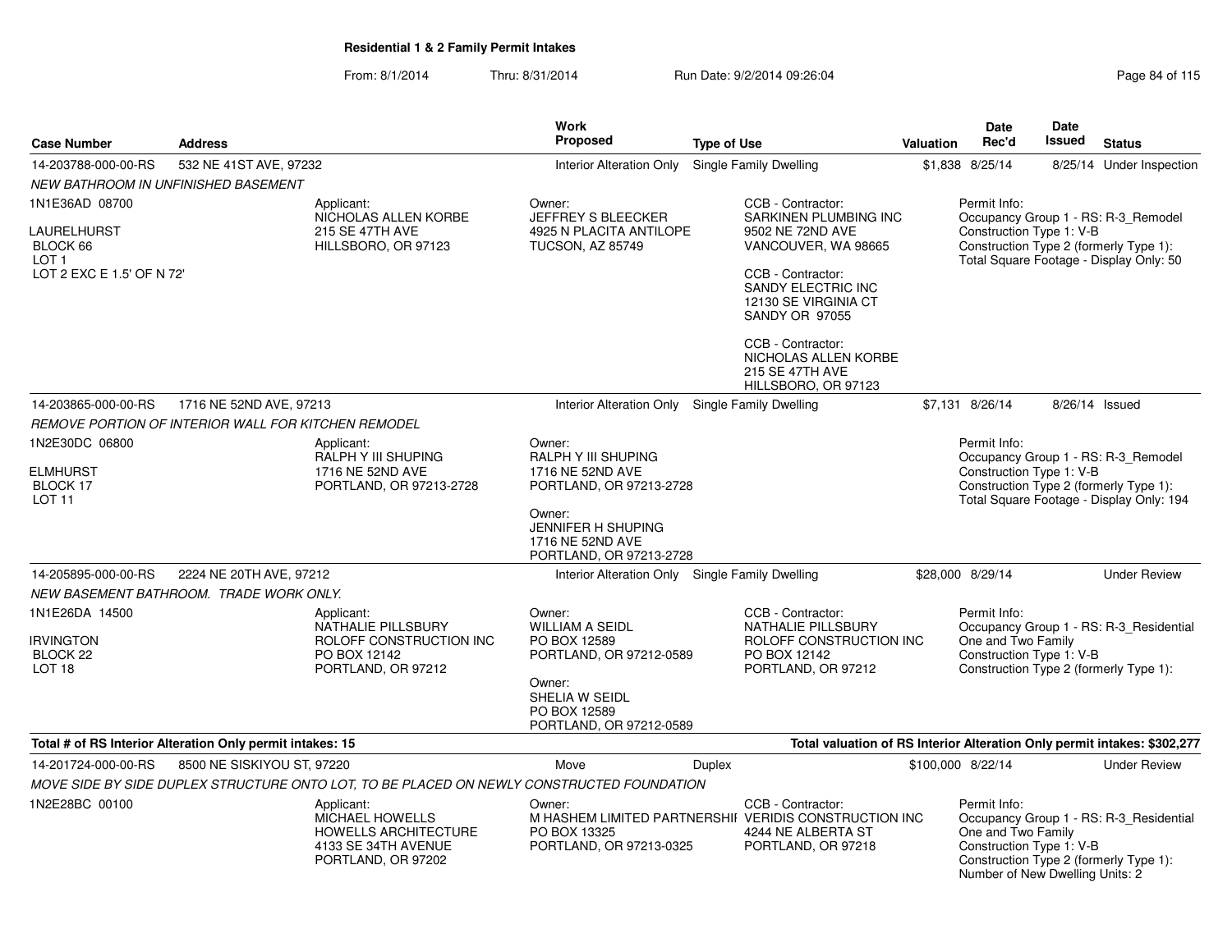## Residential 1 & 2 Family Permit Intakes

From: 8/1/2014 Thru: 8/31/2014 Run Date: 9/2/2014 09:26:04

| Case Number | Address | Work Proposed | Type of Use | Valuation | Date Rec'd | Date Issued | Status |
|---|---|---|---|---|---|---|---|
| 14-203788-000-00-RS | 532 NE 41ST AVE, 97232 | Interior Alteration Only | Single Family Dwelling | $1,838 | 8/25/14 | 8/25/14 | Under Inspection |

*NEW BATHROOM IN UNFINISHED BASEMENT*

1N1E36AD 08700
LAURELHURST
BLOCK 66
LOT 1
LOT 2 EXC E 1.5' OF N 72'

Applicant:
NICHOLAS ALLEN KORBE
215 SE 47TH AVE
HILLSBORO, OR 97123

Owner:
JEFFREY S BLEECKER
4925 N PLACITA ANTILOPE
TUCSON, AZ 85749

CCB - Contractor:
SARKINEN PLUMBING INC
9502 NE 72ND AVE
VANCOUVER, WA 98665

CCB - Contractor:
SANDY ELECTRIC INC
12130 SE VIRGINIA CT
SANDY OR 97055

CCB - Contractor:
NICHOLAS ALLEN KORBE
215 SE 47TH AVE
HILLSBORO, OR 97123

Permit Info:
Occupancy Group 1 - RS: R-3_Remodel
Construction Type 1: V-B
Construction Type 2 (formerly Type 1):
Total Square Footage - Display Only: 50

| Case Number | Address | Work Proposed | Type of Use | Valuation | Date Rec'd | Date Issued | Status |
|---|---|---|---|---|---|---|---|
| 14-203865-000-00-RS | 1716 NE 52ND AVE, 97213 | Interior Alteration Only | Single Family Dwelling | $7,131 | 8/26/14 | 8/26/14 | Issued |

*REMOVE PORTION OF INTERIOR WALL FOR KITCHEN REMODEL*

1N2E30DC 06800
ELMHURST
BLOCK 17
LOT 11

Applicant:
RALPH Y III SHUPING
1716 NE 52ND AVE
PORTLAND, OR 97213-2728

Owner:
RALPH Y III SHUPING
1716 NE 52ND AVE
PORTLAND, OR 97213-2728

Owner:
JENNIFER H SHUPING
1716 NE 52ND AVE
PORTLAND, OR 97213-2728

Permit Info:
Occupancy Group 1 - RS: R-3_Remodel
Construction Type 1: V-B
Construction Type 2 (formerly Type 1):
Total Square Footage - Display Only: 194

| Case Number | Address | Work Proposed | Type of Use | Valuation | Date Rec'd | Date Issued | Status |
|---|---|---|---|---|---|---|---|
| 14-205895-000-00-RS | 2224 NE 20TH AVE, 97212 | Interior Alteration Only | Single Family Dwelling | $28,000 | 8/29/14 | | Under Review |

*NEW BASEMENT BATHROOM. TRADE WORK ONLY.*

1N1E26DA 14500
IRVINGTON
BLOCK 22
LOT 18

Applicant:
NATHALIE PILLSBURY
ROLOFF CONSTRUCTION INC
PO BOX 12142
PORTLAND, OR 97212

Owner:
WILLIAM A SEIDL
PO BOX 12589
PORTLAND, OR 97212-0589

Owner:
SHELIA W SEIDL
PO BOX 12589
PORTLAND, OR 97212-0589

CCB - Contractor:
NATHALIE PILLSBURY
ROLOFF CONSTRUCTION INC
PO BOX 12142
PORTLAND, OR 97212

Permit Info:
Occupancy Group 1 - RS: R-3_Residential One and Two Family
Construction Type 1: V-B
Construction Type 2 (formerly Type 1):

**Total # of RS Interior Alteration Only permit intakes: 15**

**Total valuation of RS Interior Alteration Only permit intakes: $302,277**

| Case Number | Address | Work Proposed | Type of Use | Valuation | Date Rec'd | Date Issued | Status |
|---|---|---|---|---|---|---|---|
| 14-201724-000-00-RS | 8500 NE SISKIYOU ST, 97220 | Move | Duplex | $100,000 | 8/22/14 | | Under Review |

*MOVE SIDE BY SIDE DUPLEX STRUCTURE ONTO LOT, TO BE PLACED ON NEWLY CONSTRUCTED FOUNDATION*

1N2E28BC 00100

Applicant:
MICHAEL HOWELLS
HOWELLS ARCHITECTURE
4133 SE 34TH AVENUE
PORTLAND, OR 97202

Owner:
M HASHEM LIMITED PARTNERSHIP
PO BOX 13325
PORTLAND, OR 97213-0325

CCB - Contractor:
VERIDIS CONSTRUCTION INC
4244 NE ALBERTA ST
PORTLAND, OR 97218

Permit Info:
Occupancy Group 1 - RS: R-3_Residential One and Two Family
Construction Type 1: V-B
Construction Type 2 (formerly Type 1):
Number of New Dwelling Units: 2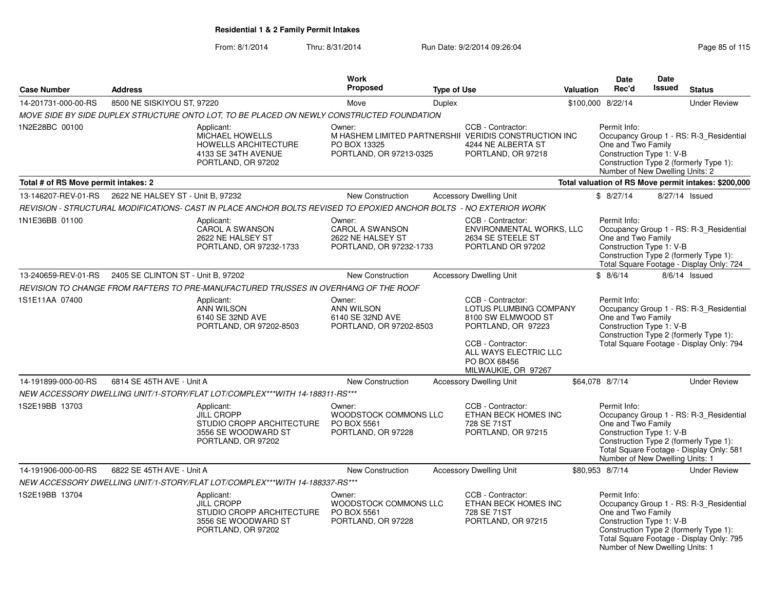**Residential 1 & 2 Family Permit Intakes**

From: 8/1/2014 Thru: 8/31/2014 Run Date: 9/2/2014 09:26:04

| Case Number | Address | Work Proposed | Type of Use | Valuation | Date Rec'd | Date Issued | Status |
|---|---|---|---|---|---|---|---|
| 14-201731-000-00-RS | 8500 NE SISKIYOU ST, 97220 | Move | Duplex | $100,000 | 8/22/14 | | Under Review |
| MOVE SIDE BY SIDE DUPLEX STRUCTURE ONTO LOT, TO BE PLACED ON NEWLY CONSTRUCTED FOUNDATION | | | | | | | |
| 1N2E28BC 00100 | Applicant: MICHAEL HOWELLS HOWELLS ARCHITECTURE 4133 SE 34TH AVENUE PORTLAND, OR 97202 | Owner: M HASHEM LIMITED PARTNERSHIP PO BOX 13325 PORTLAND, OR 97213-0325 | CCB - Contractor: VERIDIS CONSTRUCTION INC 4244 NE ALBERTA ST PORTLAND, OR 97218 | | Permit Info: Occupancy Group 1 - RS: R-3_Residential One and Two Family Construction Type 1: V-B Construction Type 2 (formerly Type 1): Number of New Dwelling Units: 2 | | |
| **Total # of RS Move permit intakes: 2** | | | | **Total valuation of RS Move permit intakes: $200,000** | | | |
| 13-146207-REV-01-RS | 2622 NE HALSEY ST - Unit B, 97232 | New Construction | Accessory Dwelling Unit | $ | 8/27/14 | 8/27/14 | Issued |
| REVISION - STRUCTURAL MODIFICATIONS- CAST IN PLACE ANCHOR BOLTS REVISED TO EPOXIED ANCHOR BOLTS - NO EXTERIOR WORK | | | | | | | |
| 1N1E36BB 01100 | Applicant: CAROL A SWANSON 2622 NE HALSEY ST PORTLAND, OR 97232-1733 | Owner: CAROL A SWANSON 2622 NE HALSEY ST PORTLAND, OR 97232-1733 | CCB - Contractor: ENVIRONMENTAL WORKS, LLC 2634 SE STEELE ST PORTLAND OR 97202 | | Permit Info: Occupancy Group 1 - RS: R-3_Residential One and Two Family Construction Type 1: V-B Construction Type 2 (formerly Type 1): Total Square Footage - Display Only: 724 | | |
| 13-240659-REV-01-RS | 2405 SE CLINTON ST - Unit B, 97202 | New Construction | Accessory Dwelling Unit | $ | 8/6/14 | 8/6/14 | Issued |
| REVISION TO CHANGE FROM RAFTERS TO PRE-MANUFACTURED TRUSSES IN OVERHANG OF THE ROOF | | | | | | | |
| 1S1E11AA 07400 | Applicant: ANN WILSON 6140 SE 32ND AVE PORTLAND, OR 97202-8503 | Owner: ANN WILSON 6140 SE 32ND AVE PORTLAND, OR 97202-8503 | CCB - Contractor: LOTUS PLUMBING COMPANY 8100 SW ELMWOOD ST PORTLAND, OR 97223<br>CCB - Contractor: ALL WAYS ELECTRIC LLC PO BOX 68456 MILWAUKIE, OR 97267 | | Permit Info: Occupancy Group 1 - RS: R-3_Residential One and Two Family Construction Type 1: V-B Construction Type 2 (formerly Type 1): Total Square Footage - Display Only: 794 | | |
| 14-191899-000-00-RS | 6814 SE 45TH AVE - Unit A | New Construction | Accessory Dwelling Unit | $64,078 | 8/7/14 | | Under Review |
| NEW ACCESSORY DWELLING UNIT/1-STORY/FLAT LOT/COMPLEX***WITH 14-188311-RS*** | | | | | | | |
| 1S2E19BB 13703 | Applicant: JILL CROPP STUDIO CROPP ARCHITECTURE 3556 SE WOODWARD ST PORTLAND, OR 97202 | Owner: WOODSTOCK COMMONS LLC PO BOX 5561 PORTLAND, OR 97228 | CCB - Contractor: ETHAN BECK HOMES INC 728 SE 71ST PORTLAND, OR 97215 | | Permit Info: Occupancy Group 1 - RS: R-3_Residential One and Two Family Construction Type 1: V-B Construction Type 2 (formerly Type 1): Total Square Footage - Display Only: 581 Number of New Dwelling Units: 1 | | |
| 14-191906-000-00-RS | 6822 SE 45TH AVE - Unit A | New Construction | Accessory Dwelling Unit | $80,953 | 8/7/14 | | Under Review |
| NEW ACCESSORY DWELLING UNIT/1-STORY/FLAT LOT/COMPLEX***WITH 14-188337-RS*** | | | | | | | |
| 1S2E19BB 13704 | Applicant: JILL CROPP STUDIO CROPP ARCHITECTURE 3556 SE WOODWARD ST PORTLAND, OR 97202 | Owner: WOODSTOCK COMMONS LLC PO BOX 5561 PORTLAND, OR 97228 | CCB - Contractor: ETHAN BECK HOMES INC 728 SE 71ST PORTLAND, OR 97215 | | Permit Info: Occupancy Group 1 - RS: R-3_Residential One and Two Family Construction Type 1: V-B Construction Type 2 (formerly Type 1): Total Square Footage - Display Only: 795 Number of New Dwelling Units: 1 | | |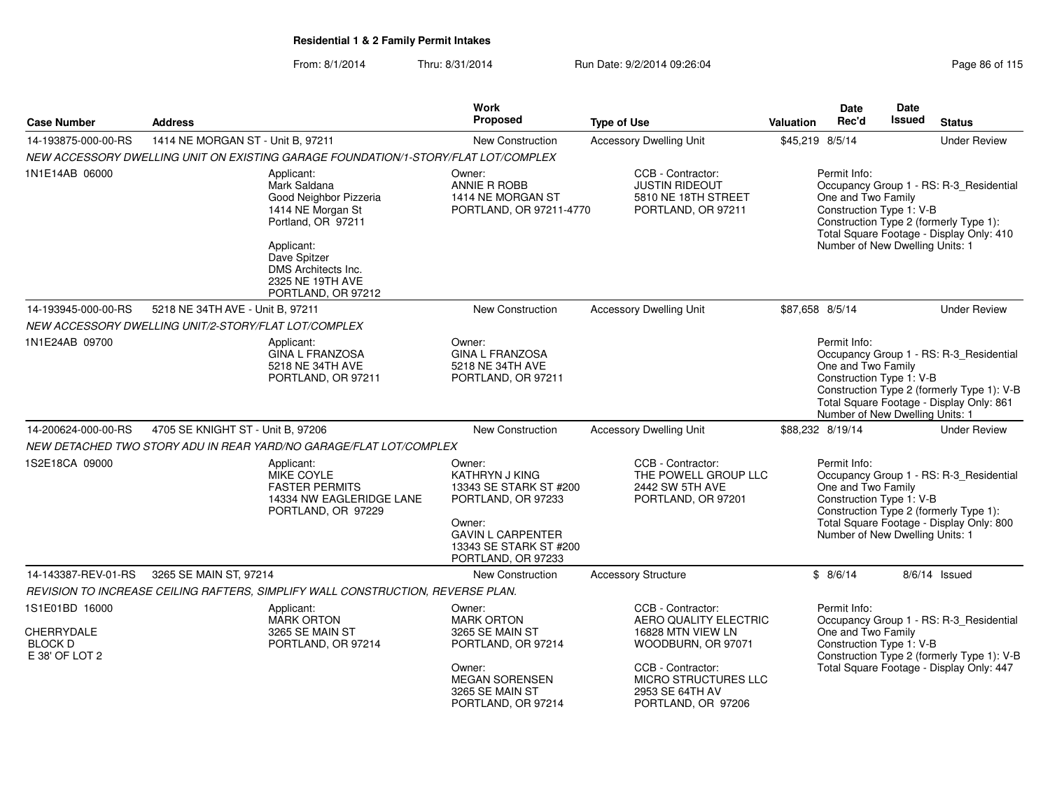## Residential 1 & 2 Family Permit Intakes

From: 8/1/2014 Thru: 8/31/2014 Run Date: 9/2/2014 09:26:04

| Case Number | Address | Work Proposed | Type of Use | Valuation | Date Rec'd | Date Issued | Status |
|---|---|---|---|---|---|---|---|
| 14-193875-000-00-RS | 1414 NE MORGAN ST - Unit B, 97211 | New Construction | Accessory Dwelling Unit | $45,219 | 8/5/14 | | Under Review |

*NEW ACCESSORY DWELLING UNIT ON EXISTING GARAGE FOUNDATION/1-STORY/FLAT LOT/COMPLEX*

1N1E14AB 06000

Applicant:
Mark Saldana
Good Neighbor Pizzeria
1414 NE Morgan St
Portland, OR 97211

Applicant:
Dave Spitzer
DMS Architects Inc.
2325 NE 19TH AVE
PORTLAND, OR 97212

Owner:
ANNIE R ROBB
1414 NE MORGAN ST
PORTLAND, OR 97211-4770

CCB - Contractor:
JUSTIN RIDEOUT
5810 NE 18TH STREET
PORTLAND, OR 97211

Permit Info:
Occupancy Group 1 - RS: R-3_Residential One and Two Family
Construction Type 1: V-B
Construction Type 2 (formerly Type 1):
Total Square Footage - Display Only: 410
Number of New Dwelling Units: 1

| Case Number | Address | Work Proposed | Type of Use | Valuation | Date Rec'd | Date Issued | Status |
|---|---|---|---|---|---|---|---|
| 14-193945-000-00-RS | 5218 NE 34TH AVE - Unit B, 97211 | New Construction | Accessory Dwelling Unit | $87,658 | 8/5/14 | | Under Review |

*NEW ACCESSORY DWELLING UNIT/2-STORY/FLAT LOT/COMPLEX*

1N1E24AB 09700

Applicant:
GINA L FRANZOSA
5218 NE 34TH AVE
PORTLAND, OR 97211

Owner:
GINA L FRANZOSA
5218 NE 34TH AVE
PORTLAND, OR 97211

Permit Info:
Occupancy Group 1 - RS: R-3_Residential One and Two Family
Construction Type 1: V-B
Construction Type 2 (formerly Type 1): V-B
Total Square Footage - Display Only: 861
Number of New Dwelling Units: 1

| Case Number | Address | Work Proposed | Type of Use | Valuation | Date Rec'd | Date Issued | Status |
|---|---|---|---|---|---|---|---|
| 14-200624-000-00-RS | 4705 SE KNIGHT ST - Unit B, 97206 | New Construction | Accessory Dwelling Unit | $88,232 | 8/19/14 | | Under Review |

*NEW DETACHED TWO STORY ADU IN REAR YARD/NO GARAGE/FLAT LOT/COMPLEX*

1S2E18CA 09000

Applicant:
MIKE COYLE
FASTER PERMITS
14334 NW EAGLERIDGE LANE
PORTLAND, OR 97229

Owner:
KATHRYN J KING
13343 SE STARK ST #200
PORTLAND, OR 97233

Owner:
GAVIN L CARPENTER
13343 SE STARK ST #200
PORTLAND, OR 97233

CCB - Contractor:
THE POWELL GROUP LLC
2442 SW 5TH AVE
PORTLAND, OR 97201

Permit Info:
Occupancy Group 1 - RS: R-3_Residential One and Two Family
Construction Type 1: V-B
Construction Type 2 (formerly Type 1):
Total Square Footage - Display Only: 800
Number of New Dwelling Units: 1

| Case Number | Address | Work Proposed | Type of Use | Valuation | Date Rec'd | Date Issued | Status |
|---|---|---|---|---|---|---|---|
| 14-143387-REV-01-RS | 3265 SE MAIN ST, 97214 | New Construction | Accessory Structure | $ | 8/6/14 | 8/6/14 | Issued |

*REVISION TO INCREASE CEILING RAFTERS, SIMPLIFY WALL CONSTRUCTION, REVERSE PLAN.*

1S1E01BD 16000

CHERRYDALE
BLOCK D
E 38' OF LOT 2

Applicant:
MARK ORTON
3265 SE MAIN ST
PORTLAND, OR 97214

Owner:
MARK ORTON
3265 SE MAIN ST
PORTLAND, OR 97214

Owner:
MEGAN SORENSEN
3265 SE MAIN ST
PORTLAND, OR 97214

CCB - Contractor:
AERO QUALITY ELECTRIC
16828 MTN VIEW LN
WOODBURN, OR 97071

CCB - Contractor:
MICRO STRUCTURES LLC
2953 SE 64TH AV
PORTLAND, OR 97206

Permit Info:
Occupancy Group 1 - RS: R-3_Residential One and Two Family
Construction Type 1: V-B
Construction Type 2 (formerly Type 1): V-B
Total Square Footage - Display Only: 447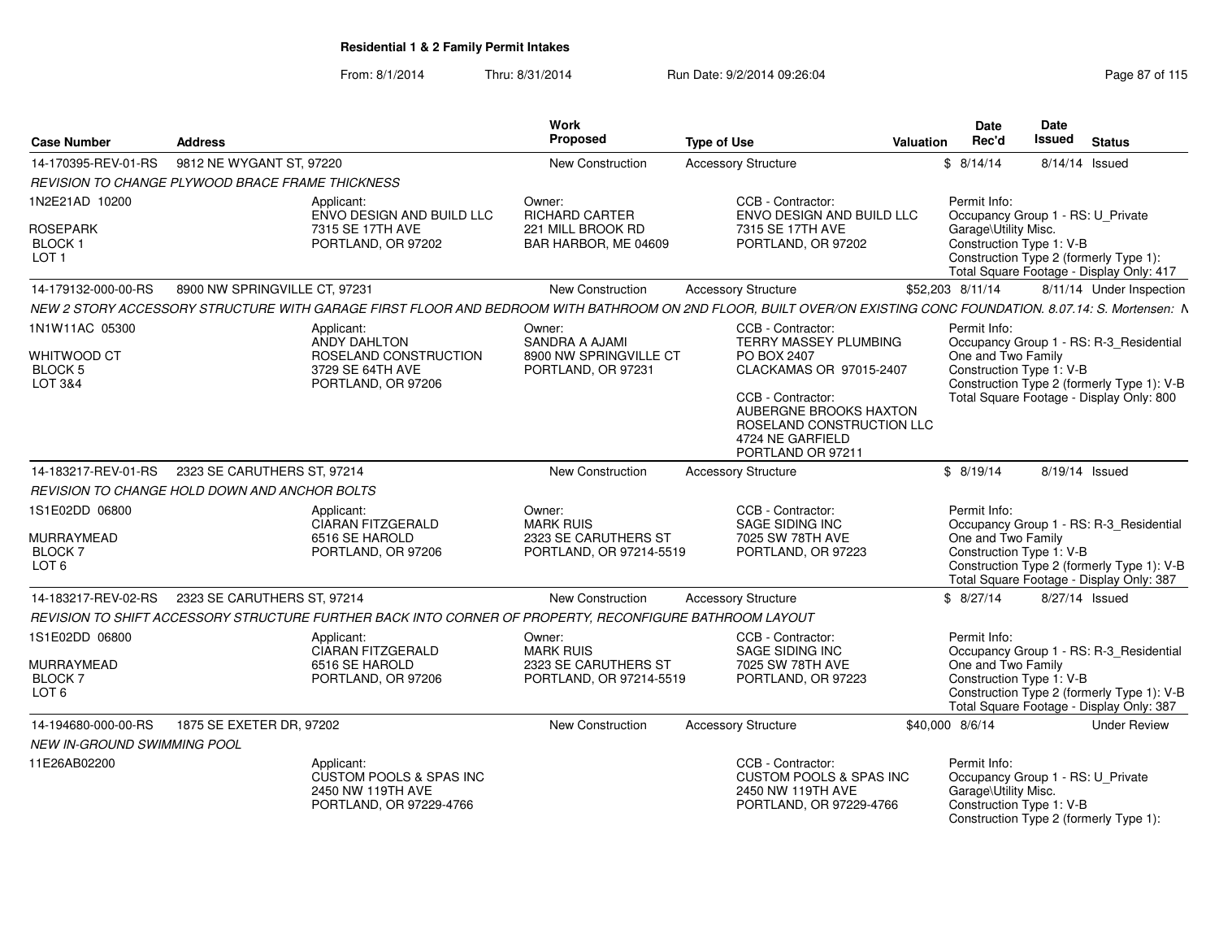**Residential 1 & 2 Family Permit Intakes**

From: 8/1/2014 Thru: 8/31/2014 Run Date: 9/2/2014 09:26:04

| Case Number | Address | | Work Proposed | Type of Use | Valuation | Date Rec'd | Date Issued | Status |
|---|---|---|---|---|---|---|---|---|
| 14-170395-REV-01-RS | 9812 NE WYGANT ST, 97220 | | New Construction | Accessory Structure | $ | 8/14/14 | 8/14/14 | Issued |
| *REVISION TO CHANGE PLYWOOD BRACE FRAME THICKNESS* | | | | | | | | |
| 1N2E21AD 10200<br>ROSEPARK<br>BLOCK 1<br>LOT 1 | | Applicant:<br>ENVO DESIGN AND BUILD LLC<br>7315 SE 17TH AVE<br>PORTLAND, OR 97202 | Owner:<br>RICHARD CARTER<br>221 MILL BROOK RD<br>BAR HARBOR, ME 04609 | CCB - Contractor:<br>ENVO DESIGN AND BUILD LLC<br>7315 SE 17TH AVE<br>PORTLAND, OR 97202 | | Permit Info:<br>Occupancy Group 1 - RS: U_Private Garage\Utility Misc.<br>Construction Type 1: V-B<br>Construction Type 2 (formerly Type 1):<br>Total Square Footage - Display Only: 417 | | |
| 14-179132-000-00-RS | 8900 NW SPRINGVILLE CT, 97231 | | New Construction | Accessory Structure | $52,203 | 8/11/14 | 8/11/14 | Under Inspection |
| *NEW 2 STORY ACCESSORY STRUCTURE WITH GARAGE FIRST FLOOR AND BEDROOM WITH BATHROOM ON 2ND FLOOR, BUILT OVER/ON EXISTING CONC FOUNDATION. 8.07.14: S. Mortensen: N* | | | | | | | | |
| 1N1W11AC 05300<br>WHITWOOD CT<br>BLOCK 5<br>LOT 3&4 | | Applicant:<br>ANDY DAHLTON<br>ROSELAND CONSTRUCTION<br>3729 SE 64TH AVE<br>PORTLAND, OR 97206 | Owner:<br>SANDRA A AJAMI<br>8900 NW SPRINGVILLE CT<br>PORTLAND, OR 97231 | CCB - Contractor:<br>TERRY MASSEY PLUMBING<br>PO BOX 2407<br>CLACKAMAS OR 97015-2407<br><br>CCB - Contractor:<br>AUBERGNE BROOKS HAXTON<br>ROSELAND CONSTRUCTION LLC<br>4724 NE GARFIELD<br>PORTLAND OR 97211 | | Permit Info:<br>Occupancy Group 1 - RS: R-3_Residential One and Two Family<br>Construction Type 1: V-B<br>Construction Type 2 (formerly Type 1): V-B<br>Total Square Footage - Display Only: 800 | | |
| 14-183217-REV-01-RS | 2323 SE CARUTHERS ST, 97214 | | New Construction | Accessory Structure | $ | 8/19/14 | 8/19/14 | Issued |
| *REVISION TO CHANGE HOLD DOWN AND ANCHOR BOLTS* | | | | | | | | |
| 1S1E02DD 06800<br>MURRAYMEAD<br>BLOCK 7<br>LOT 6 | | Applicant:<br>CIARAN FITZGERALD<br>6516 SE HAROLD<br>PORTLAND, OR 97206 | Owner:<br>MARK RUIS<br>2323 SE CARUTHERS ST<br>PORTLAND, OR 97214-5519 | CCB - Contractor:<br>SAGE SIDING INC<br>7025 SW 78TH AVE<br>PORTLAND, OR 97223 | | Permit Info:<br>Occupancy Group 1 - RS: R-3_Residential One and Two Family<br>Construction Type 1: V-B<br>Construction Type 2 (formerly Type 1): V-B<br>Total Square Footage - Display Only: 387 | | |
| 14-183217-REV-02-RS | 2323 SE CARUTHERS ST, 97214 | | New Construction | Accessory Structure | $ | 8/27/14 | 8/27/14 | Issued |
| *REVISION TO SHIFT ACCESSORY STRUCTURE FURTHER BACK INTO CORNER OF PROPERTY, RECONFIGURE BATHROOM LAYOUT* | | | | | | | | |
| 1S1E02DD 06800<br>MURRAYMEAD<br>BLOCK 7<br>LOT 6 | | Applicant:<br>CIARAN FITZGERALD<br>6516 SE HAROLD<br>PORTLAND, OR 97206 | Owner:<br>MARK RUIS<br>2323 SE CARUTHERS ST<br>PORTLAND, OR 97214-5519 | CCB - Contractor:<br>SAGE SIDING INC<br>7025 SW 78TH AVE<br>PORTLAND, OR 97223 | | Permit Info:<br>Occupancy Group 1 - RS: R-3_Residential One and Two Family<br>Construction Type 1: V-B<br>Construction Type 2 (formerly Type 1): V-B<br>Total Square Footage - Display Only: 387 | | |
| 14-194680-000-00-RS | 1875 SE EXETER DR, 97202 | | New Construction | Accessory Structure | $40,000 | 8/6/14 | | Under Review |
| *NEW IN-GROUND SWIMMING POOL* | | | | | | | | |
| 11E26AB02200 | | Applicant:<br>CUSTOM POOLS & SPAS INC<br>2450 NW 119TH AVE<br>PORTLAND, OR 97229-4766 | | CCB - Contractor:<br>CUSTOM POOLS & SPAS INC<br>2450 NW 119TH AVE<br>PORTLAND, OR 97229-4766 | | Permit Info:<br>Occupancy Group 1 - RS: U_Private Garage\Utility Misc.<br>Construction Type 1: V-B<br>Construction Type 2 (formerly Type 1): | | |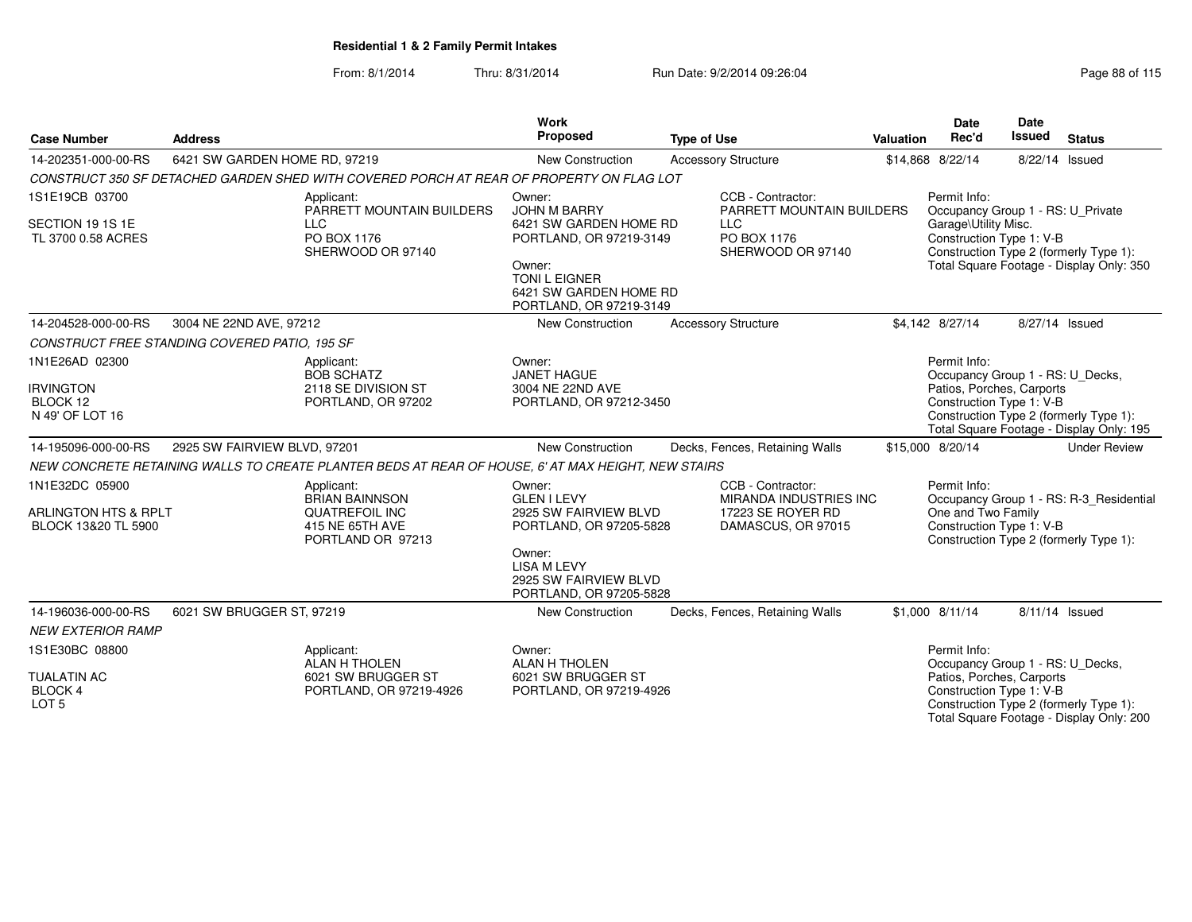**Residential 1 & 2 Family Permit Intakes**

From: 8/1/2014 Thru: 8/31/2014 Run Date: 9/2/2014 09:26:04

| Case Number | Address | Work Proposed | Type of Use | Valuation | Date Rec'd | Date Issued | Status |
|---|---|---|---|---|---|---|---|
| 14-202351-000-00-RS | 6421 SW GARDEN HOME RD, 97219 | New Construction | Accessory Structure | $14,868 | 8/22/14 | 8/22/14 | Issued |

*CONSTRUCT 350 SF DETACHED GARDEN SHED WITH COVERED PORCH AT REAR OF PROPERTY ON FLAG LOT*

1S1E19CB 03700
SECTION 19 1S 1E
TL 3700 0.58 ACRES

Applicant: PARRETT MOUNTAIN BUILDERS LLC, PO BOX 1176, SHERWOOD OR 97140

Owner: JOHN M BARRY, 6421 SW GARDEN HOME RD, PORTLAND, OR 97219-3149

Owner: TONI L EIGNER, 6421 SW GARDEN HOME RD, PORTLAND, OR 97219-3149

CCB - Contractor: PARRETT MOUNTAIN BUILDERS LLC, PO BOX 1176, SHERWOOD OR 97140

Permit Info:
Occupancy Group 1 - RS: U_Private Garage\Utility Misc.
Construction Type 1: V-B
Construction Type 2 (formerly Type 1):
Total Square Footage - Display Only: 350

| Case Number | Address | Work Proposed | Type of Use | Valuation | Date Rec'd | Date Issued | Status |
|---|---|---|---|---|---|---|---|
| 14-204528-000-00-RS | 3004 NE 22ND AVE, 97212 | New Construction | Accessory Structure | $4,142 | 8/27/14 | 8/27/14 | Issued |

*CONSTRUCT FREE STANDING COVERED PATIO, 195 SF*

1N1E26AD 02300
IRVINGTON
BLOCK 12
N 49' OF LOT 16

Applicant: BOB SCHATZ, 2118 SE DIVISION ST, PORTLAND, OR 97202

Owner: JANET HAGUE, 3004 NE 22ND AVE, PORTLAND, OR 97212-3450

Permit Info:
Occupancy Group 1 - RS: U_Decks, Patios, Porches, Carports
Construction Type 1: V-B
Construction Type 2 (formerly Type 1):
Total Square Footage - Display Only: 195

| Case Number | Address | Work Proposed | Type of Use | Valuation | Date Rec'd | Date Issued | Status |
|---|---|---|---|---|---|---|---|
| 14-195096-000-00-RS | 2925 SW FAIRVIEW BLVD, 97201 | New Construction | Decks, Fences, Retaining Walls | $15,000 | 8/20/14 | | Under Review |

*NEW CONCRETE RETAINING WALLS TO CREATE PLANTER BEDS AT REAR OF HOUSE, 6' AT MAX HEIGHT, NEW STAIRS*

1N1E32DC 05900
ARLINGTON HTS & RPLT
BLOCK 13&20 TL 5900

Applicant: BRIAN BAINNSON, QUATREFOIL INC, 415 NE 65TH AVE, PORTLAND OR 97213

Owner: GLEN I LEVY, 2925 SW FAIRVIEW BLVD, PORTLAND, OR 97205-5828

Owner: LISA M LEVY, 2925 SW FAIRVIEW BLVD, PORTLAND, OR 97205-5828

CCB - Contractor: MIRANDA INDUSTRIES INC, 17223 SE ROYER RD, DAMASCUS, OR 97015

Permit Info:
Occupancy Group 1 - RS: R-3_Residential One and Two Family
Construction Type 1: V-B
Construction Type 2 (formerly Type 1):

| Case Number | Address | Work Proposed | Type of Use | Valuation | Date Rec'd | Date Issued | Status |
|---|---|---|---|---|---|---|---|
| 14-196036-000-00-RS | 6021 SW BRUGGER ST, 97219 | New Construction | Decks, Fences, Retaining Walls | $1,000 | 8/11/14 | 8/11/14 | Issued |

*NEW EXTERIOR RAMP*

1S1E30BC 08800
TUALATIN AC
BLOCK 4
LOT 5

Applicant: ALAN H THOLEN, 6021 SW BRUGGER ST, PORTLAND, OR 97219-4926

Owner: ALAN H THOLEN, 6021 SW BRUGGER ST, PORTLAND, OR 97219-4926

Permit Info:
Occupancy Group 1 - RS: U_Decks, Patios, Porches, Carports
Construction Type 1: V-B
Construction Type 2 (formerly Type 1):
Total Square Footage - Display Only: 200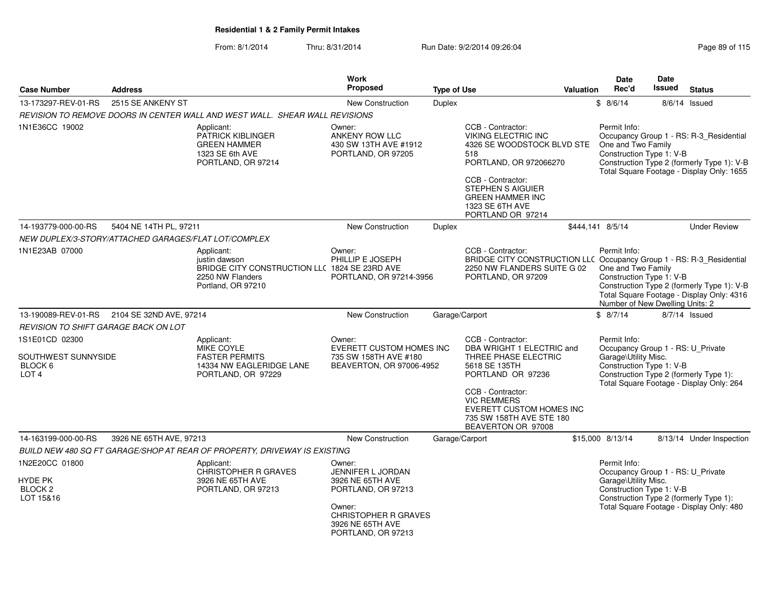## Residential 1 & 2 Family Permit Intakes

From: 8/1/2014 Thru: 8/31/2014 Run Date: 9/2/2014 09:26:04

| Case Number | Address | Work Proposed | Type of Use | Valuation | Date Rec'd | Date Issued | Status |
|---|---|---|---|---|---|---|---|
| 13-173297-REV-01-RS | 2515 SE ANKENY ST | New Construction | Duplex | $ | 8/6/14 | 8/6/14 | Issued |

*REVISION TO REMOVE DOORS IN CENTER WALL AND WEST WALL. SHEAR WALL REVISIONS*

1N1E36CC 19002

Applicant: PATRICK KIBLINGER, GREEN HAMMER, 1323 SE 6th AVE, PORTLAND, OR 97214

Owner: ANKENY ROW LLC, 430 SW 13TH AVE #1912, PORTLAND, OR 97205

CCB - Contractor: VIKING ELECTRIC INC, 4326 SE WOODSTOCK BLVD STE 518, PORTLAND, OR 972066270

CCB - Contractor: STEPHEN S AIGUIER, GREEN HAMMER INC, 1323 SE 6TH AVE, PORTLAND OR 97214

Permit Info: Occupancy Group 1 - RS: R-3_Residential One and Two Family; Construction Type 1: V-B; Construction Type 2 (formerly Type 1): V-B; Total Square Footage - Display Only: 1655

| Case Number | Address | Work Proposed | Type of Use | Valuation | Date Rec'd | Date Issued | Status |
|---|---|---|---|---|---|---|---|
| 14-193779-000-00-RS | 5404 NE 14TH PL, 97211 | New Construction | Duplex | $444,141 | 8/5/14 | | Under Review |

*NEW DUPLEX/3-STORY/ATTACHED GARAGES/FLAT LOT/COMPLEX*

1N1E23AB 07000

Applicant: justin dawson, BRIDGE CITY CONSTRUCTION LLC, 2250 NW Flanders, Portland, OR 97210

Owner: PHILLIP E JOSEPH, 1824 SE 23RD AVE, PORTLAND, OR 97214-3956

CCB - Contractor: BRIDGE CITY CONSTRUCTION LLC, 2250 NW FLANDERS SUITE G 02, PORTLAND, OR 97209

Permit Info: Occupancy Group 1 - RS: R-3_Residential One and Two Family; Construction Type 1: V-B; Construction Type 2 (formerly Type 1): V-B; Total Square Footage - Display Only: 4316; Number of New Dwelling Units: 2

| Case Number | Address | Work Proposed | Type of Use | Valuation | Date Rec'd | Date Issued | Status |
|---|---|---|---|---|---|---|---|
| 13-190089-REV-01-RS | 2104 SE 32ND AVE, 97214 | New Construction | Garage/Carport | $ | 8/7/14 | 8/7/14 | Issued |

*REVISION TO SHIFT GARAGE BACK ON LOT*

1S1E01CD 02300

SOUTHWEST SUNNYSIDE
BLOCK 6
LOT 4

Applicant: MIKE COYLE, FASTER PERMITS, 14334 NW EAGLERIDGE LANE, PORTLAND, OR 97229

Owner: EVERETT CUSTOM HOMES INC, 735 SW 158TH AVE #180, BEAVERTON, OR 97006-4952

CCB - Contractor: DBA WRIGHT 1 ELECTRIC and THREE PHASE ELECTRIC, 5618 SE 135TH, PORTLAND OR 97236

CCB - Contractor: VIC REMMERS, EVERETT CUSTOM HOMES INC, 735 SW 158TH AVE STE 180, BEAVERTON OR 97008

Permit Info: Occupancy Group 1 - RS: U_Private Garage\Utility Misc.; Construction Type 1: V-B; Construction Type 2 (formerly Type 1):; Total Square Footage - Display Only: 264

| Case Number | Address | Work Proposed | Type of Use | Valuation | Date Rec'd | Date Issued | Status |
|---|---|---|---|---|---|---|---|
| 14-163199-000-00-RS | 3926 NE 65TH AVE, 97213 | New Construction | Garage/Carport | $15,000 | 8/13/14 | 8/13/14 | Under Inspection |

*BUILD NEW 480 SQ FT GARAGE/SHOP AT REAR OF PROPERTY, DRIVEWAY IS EXISTING*

1N2E20CC 01800

HYDE PK
BLOCK 2
LOT 15&16

Applicant: CHRISTOPHER R GRAVES, 3926 NE 65TH AVE, PORTLAND, OR 97213

Owner: JENNIFER L JORDAN, 3926 NE 65TH AVE, PORTLAND, OR 97213

Owner: CHRISTOPHER R GRAVES, 3926 NE 65TH AVE, PORTLAND, OR 97213

Permit Info: Occupancy Group 1 - RS: U_Private Garage\Utility Misc.; Construction Type 1: V-B; Construction Type 2 (formerly Type 1):; Total Square Footage - Display Only: 480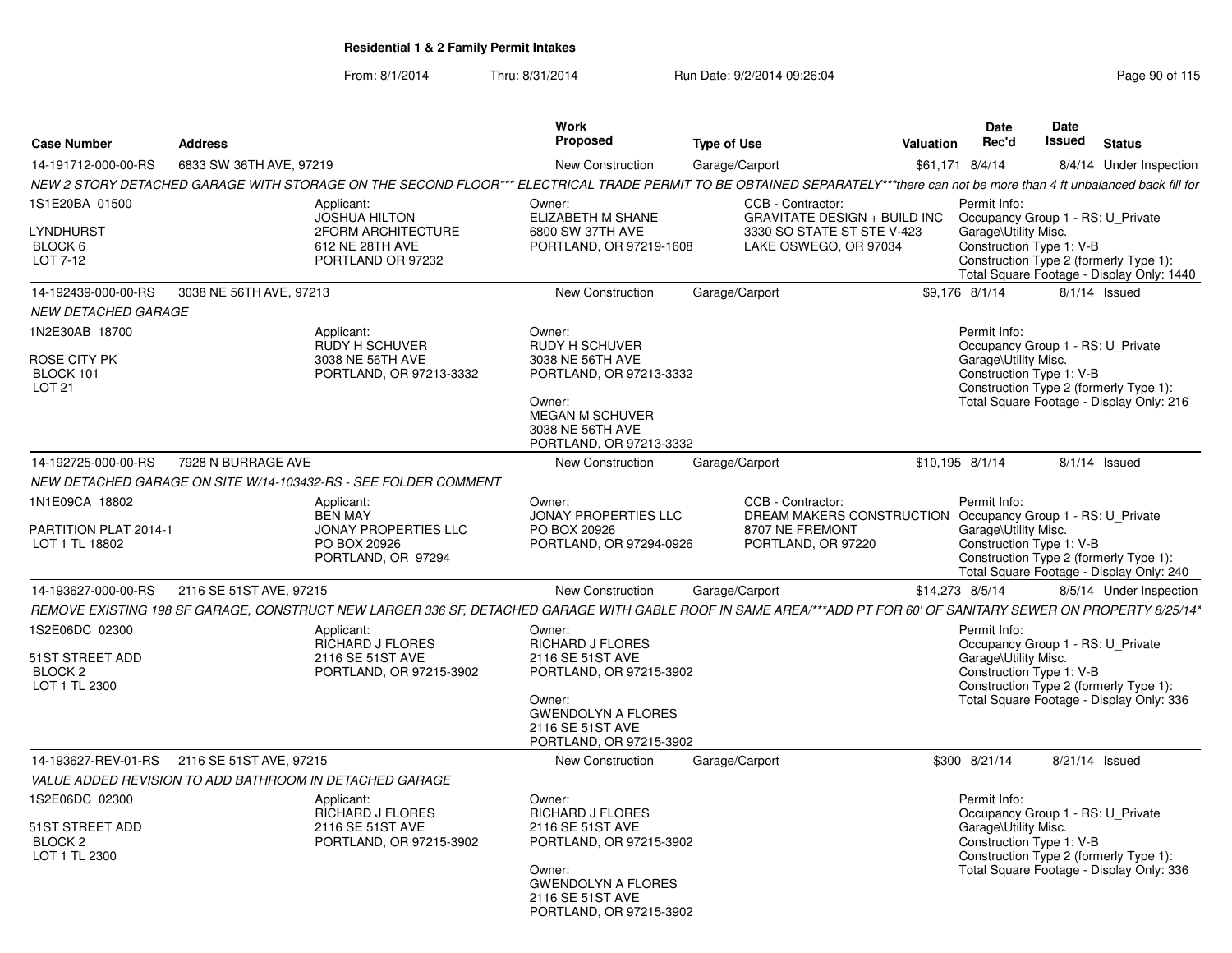**Residential 1 & 2 Family Permit Intakes**

From: 8/1/2014 Thru: 8/31/2014 Run Date: 9/2/2014 09:26:04

| Case Number | Address | Work Proposed | Type of Use | Valuation | Date Rec'd | Date Issued | Status |
|---|---|---|---|---|---|---|---|
| 14-191712-000-00-RS | 6833 SW 36TH AVE, 97219 | New Construction | Garage/Carport | $61,171 | 8/4/14 | 8/4/14 | Under Inspection |
| 14-192439-000-00-RS | 3038 NE 56TH AVE, 97213 | New Construction | Garage/Carport | $9,176 | 8/1/14 | 8/1/14 | Issued |
| 14-192725-000-00-RS | 7928 N BURRAGE AVE | New Construction | Garage/Carport | $10,195 | 8/1/14 | 8/1/14 | Issued |
| 14-193627-000-00-RS | 2116 SE 51ST AVE, 97215 | New Construction | Garage/Carport | $14,273 | 8/5/14 | 8/5/14 | Under Inspection |
| 14-193627-REV-01-RS | 2116 SE 51ST AVE, 97215 | New Construction | Garage/Carport | $300 | 8/21/14 | 8/21/14 | Issued |

**14-191712-000-00-RS** — 6833 SW 36TH AVE, 97219

*NEW 2 STORY DETACHED GARAGE WITH STORAGE ON THE SECOND FLOOR*** ELECTRICAL TRADE PERMIT TO BE OBTAINED SEPARATELY***there can not be more than 4 ft unbalanced back fill for*

1S1E20BA 01500
LYNDHURST
BLOCK 6
LOT 7-12

Applicant: JOSHUA HILTON, 2FORM ARCHITECTURE, 612 NE 28TH AVE, PORTLAND OR 97232

Owner: ELIZABETH M SHANE, 6800 SW 37TH AVE, PORTLAND, OR 97219-1608

CCB - Contractor: GRAVITATE DESIGN + BUILD INC, 3330 SO STATE ST STE V-423, LAKE OSWEGO, OR 97034

Permit Info: Occupancy Group 1 - RS: U_Private Garage\Utility Misc. Construction Type 1: V-B Construction Type 2 (formerly Type 1): Total Square Footage - Display Only: 1440

**14-192439-000-00-RS** — 3038 NE 56TH AVE, 97213

*NEW DETACHED GARAGE*

1N2E30AB 18700
ROSE CITY PK
BLOCK 101
LOT 21

Applicant: RUDY H SCHUVER, 3038 NE 56TH AVE, PORTLAND, OR 97213-3332

Owner: RUDY H SCHUVER, 3038 NE 56TH AVE, PORTLAND, OR 97213-3332

Owner: MEGAN M SCHUVER, 3038 NE 56TH AVE, PORTLAND, OR 97213-3332

Permit Info: Occupancy Group 1 - RS: U_Private Garage\Utility Misc. Construction Type 1: V-B Construction Type 2 (formerly Type 1): Total Square Footage - Display Only: 216

**14-192725-000-00-RS** — 7928 N BURRAGE AVE

*NEW DETACHED GARAGE ON SITE W/14-103432-RS - SEE FOLDER COMMENT*

1N1E09CA 18802
PARTITION PLAT 2014-1
LOT 1 TL 18802

Applicant: BEN MAY, JONAY PROPERTIES LLC, PO BOX 20926, PORTLAND, OR 97294

Owner: JONAY PROPERTIES LLC, PO BOX 20926, PORTLAND, OR 97294-0926

CCB - Contractor: DREAM MAKERS CONSTRUCTION, 8707 NE FREMONT, PORTLAND, OR 97220

Permit Info: Occupancy Group 1 - RS: U_Private Garage\Utility Misc. Construction Type 1: V-B Construction Type 2 (formerly Type 1): Total Square Footage - Display Only: 240

**14-193627-000-00-RS** — 2116 SE 51ST AVE, 97215

*REMOVE EXISTING 198 SF GARAGE, CONSTRUCT NEW LARGER 336 SF, DETACHED GARAGE WITH GABLE ROOF IN SAME AREA/***ADD PT FOR 60' OF SANITARY SEWER ON PROPERTY 8/25/14*

1S2E06DC 02300
51ST STREET ADD
BLOCK 2
LOT 1 TL 2300

Applicant: RICHARD J FLORES, 2116 SE 51ST AVE, PORTLAND, OR 97215-3902

Owner: RICHARD J FLORES, 2116 SE 51ST AVE, PORTLAND, OR 97215-3902

Owner: GWENDOLYN A FLORES, 2116 SE 51ST AVE, PORTLAND, OR 97215-3902

Permit Info: Occupancy Group 1 - RS: U_Private Garage\Utility Misc. Construction Type 1: V-B Construction Type 2 (formerly Type 1): Total Square Footage - Display Only: 336

**14-193627-REV-01-RS** — 2116 SE 51ST AVE, 97215

*VALUE ADDED REVISION TO ADD BATHROOM IN DETACHED GARAGE*

1S2E06DC 02300
51ST STREET ADD
BLOCK 2
LOT 1 TL 2300

Applicant: RICHARD J FLORES, 2116 SE 51ST AVE, PORTLAND, OR 97215-3902

Owner: RICHARD J FLORES, 2116 SE 51ST AVE, PORTLAND, OR 97215-3902

Owner: GWENDOLYN A FLORES, 2116 SE 51ST AVE, PORTLAND, OR 97215-3902

Permit Info: Occupancy Group 1 - RS: U_Private Garage\Utility Misc. Construction Type 1: V-B Construction Type 2 (formerly Type 1): Total Square Footage - Display Only: 336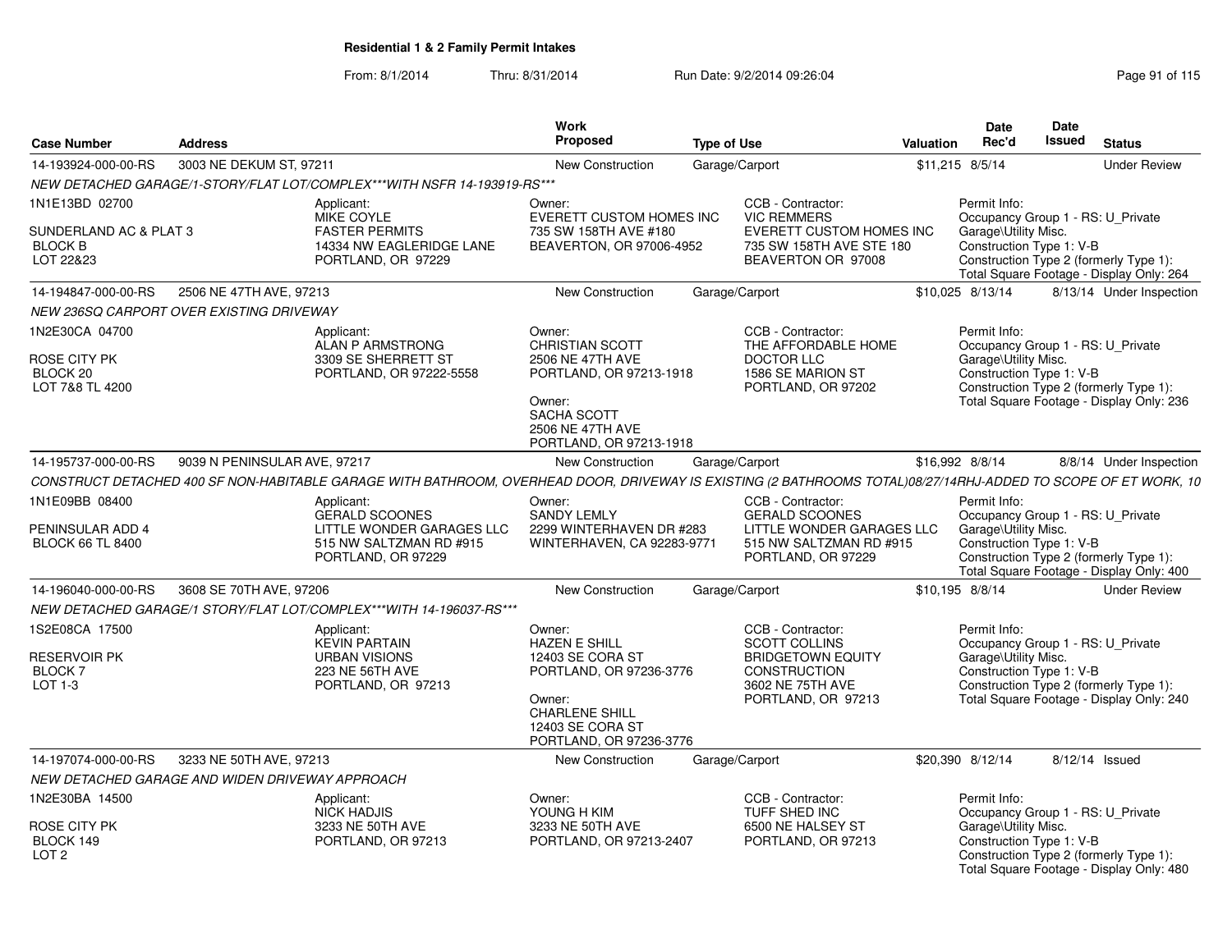**Residential 1 & 2 Family Permit Intakes**

From: 8/1/2014 Thru: 8/31/2014 Run Date: 9/2/2014 09:26:04

| Case Number | Address | Work Proposed | Type of Use | Valuation | Date Rec'd | Date Issued | Status |
|---|---|---|---|---|---|---|---|
| 14-193924-000-00-RS | 3003 NE DEKUM ST, 97211 | New Construction | Garage/Carport | $11,215 | 8/5/14 | | Under Review |

NEW DETACHED GARAGE/1-STORY/FLAT LOT/COMPLEX***WITH NSFR 14-193919-RS***

1N1E13BD 02700
SUNDERLAND AC & PLAT 3
BLOCK B
LOT 22&23

Applicant: MIKE COYLE, FASTER PERMITS, 14334 NW EAGLERIDGE LANE, PORTLAND, OR 97229

Owner: EVERETT CUSTOM HOMES INC, 735 SW 158TH AVE #180, BEAVERTON, OR 97006-4952

CCB - Contractor: VIC REMMERS, EVERETT CUSTOM HOMES INC, 735 SW 158TH AVE STE 180, BEAVERTON OR 97008

Permit Info: Occupancy Group 1 - RS: U_Private Garage\Utility Misc. Construction Type 1: V-B Construction Type 2 (formerly Type 1): Total Square Footage - Display Only: 264

| Case Number | Address | Work Proposed | Type of Use | Valuation | Date Rec'd | Date Issued | Status |
|---|---|---|---|---|---|---|---|
| 14-194847-000-00-RS | 2506 NE 47TH AVE, 97213 | New Construction | Garage/Carport | $10,025 | 8/13/14 | 8/13/14 | Under Inspection |

NEW 236SQ CARPORT OVER EXISTING DRIVEWAY

1N2E30CA 04700
ROSE CITY PK
BLOCK 20
LOT 7&8 TL 4200

Applicant: ALAN P ARMSTRONG, 3309 SE SHERRETT ST, PORTLAND, OR 97222-5558

Owner: CHRISTIAN SCOTT, 2506 NE 47TH AVE, PORTLAND, OR 97213-1918

Owner: SACHA SCOTT, 2506 NE 47TH AVE, PORTLAND, OR 97213-1918

CCB - Contractor: THE AFFORDABLE HOME DOCTOR LLC, 1586 SE MARION ST, PORTLAND, OR 97202

Permit Info: Occupancy Group 1 - RS: U_Private Garage\Utility Misc. Construction Type 1: V-B Construction Type 2 (formerly Type 1): Total Square Footage - Display Only: 236

| Case Number | Address | Work Proposed | Type of Use | Valuation | Date Rec'd | Date Issued | Status |
|---|---|---|---|---|---|---|---|
| 14-195737-000-00-RS | 9039 N PENINSULAR AVE, 97217 | New Construction | Garage/Carport | $16,992 | 8/8/14 | 8/8/14 | Under Inspection |

CONSTRUCT DETACHED 400 SF NON-HABITABLE GARAGE WITH BATHROOM, OVERHEAD DOOR, DRIVEWAY IS EXISTING (2 BATHROOMS TOTAL)08/27/14RHJ-ADDED TO SCOPE OF ET WORK, 10

1N1E09BB 08400
PENINSULAR ADD 4
BLOCK 66 TL 8400

Applicant: GERALD SCOONES, LITTLE WONDER GARAGES LLC, 515 NW SALTZMAN RD #915, PORTLAND, OR 97229

Owner: SANDY LEMLY, 2299 WINTERHAVEN DR #283, WINTERHAVEN, CA 92283-9771

CCB - Contractor: GERALD SCOONES, LITTLE WONDER GARAGES LLC, 515 NW SALTZMAN RD #915, PORTLAND, OR 97229

Permit Info: Occupancy Group 1 - RS: U_Private Garage\Utility Misc. Construction Type 1: V-B Construction Type 2 (formerly Type 1): Total Square Footage - Display Only: 400

| Case Number | Address | Work Proposed | Type of Use | Valuation | Date Rec'd | Date Issued | Status |
|---|---|---|---|---|---|---|---|
| 14-196040-000-00-RS | 3608 SE 70TH AVE, 97206 | New Construction | Garage/Carport | $10,195 | 8/8/14 | | Under Review |

NEW DETACHED GARAGE/1 STORY/FLAT LOT/COMPLEX***WITH 14-196037-RS***

1S2E08CA 17500
RESERVOIR PK
BLOCK 7
LOT 1-3

Applicant: KEVIN PARTAIN, URBAN VISIONS, 223 NE 56TH AVE, PORTLAND, OR 97213

Owner: HAZEN E SHILL, 12403 SE CORA ST, PORTLAND, OR 97236-3776

Owner: CHARLENE SHILL, 12403 SE CORA ST, PORTLAND, OR 97236-3776

CCB - Contractor: SCOTT COLLINS, BRIDGETOWN EQUITY CONSTRUCTION, 3602 NE 75TH AVE, PORTLAND, OR 97213

Permit Info: Occupancy Group 1 - RS: U_Private Garage\Utility Misc. Construction Type 1: V-B Construction Type 2 (formerly Type 1): Total Square Footage - Display Only: 240

| Case Number | Address | Work Proposed | Type of Use | Valuation | Date Rec'd | Date Issued | Status |
|---|---|---|---|---|---|---|---|
| 14-197074-000-00-RS | 3233 NE 50TH AVE, 97213 | New Construction | Garage/Carport | $20,390 | 8/12/14 | 8/12/14 | Issued |

NEW DETACHED GARAGE AND WIDEN DRIVEWAY APPROACH

1N2E30BA 14500
ROSE CITY PK
BLOCK 149
LOT 2

Applicant: NICK HADJIS, 3233 NE 50TH AVE, PORTLAND, OR 97213

Owner: YOUNG H KIM, 3233 NE 50TH AVE, PORTLAND, OR 97213-2407

CCB - Contractor: TUFF SHED INC, 6500 NE HALSEY ST, PORTLAND, OR 97213

Permit Info: Occupancy Group 1 - RS: U_Private Garage\Utility Misc. Construction Type 1: V-B Construction Type 2 (formerly Type 1): Total Square Footage - Display Only: 480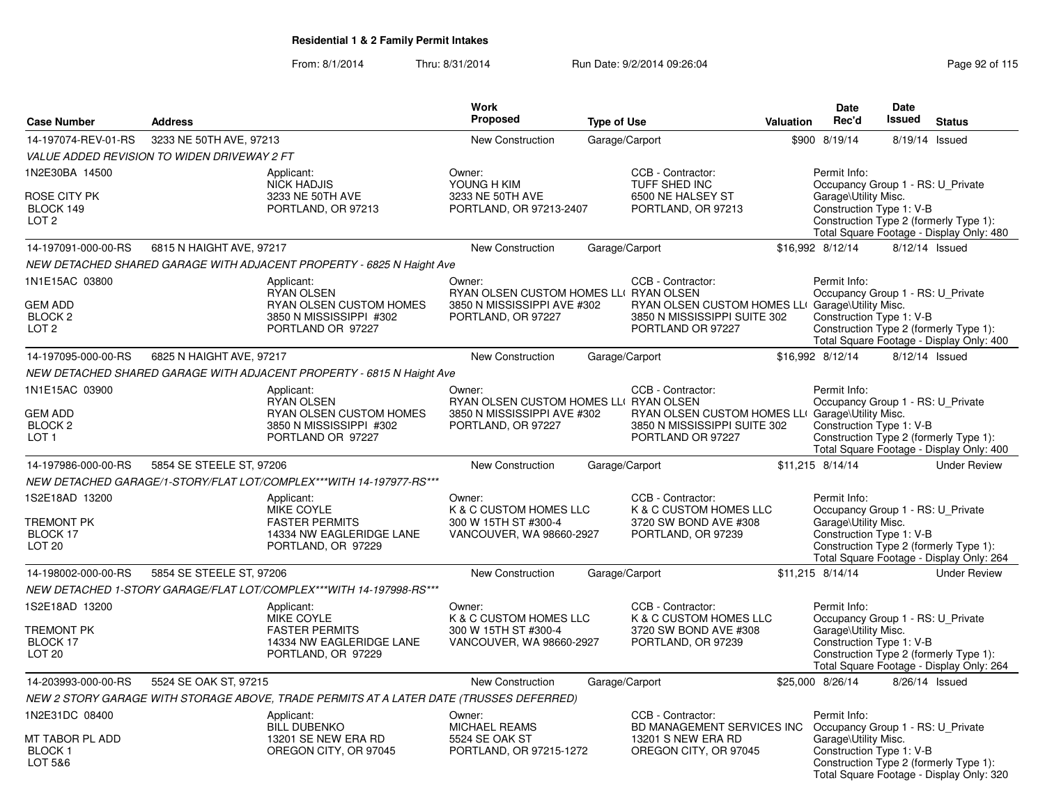**Residential 1 & 2 Family Permit Intakes**

From: 8/1/2014 Thru: 8/31/2014 Run Date: 9/2/2014 09:26:04

| Case Number | Address | Work Proposed | Type of Use | Valuation | Date Rec'd | Date Issued | Status |
|---|---|---|---|---|---|---|---|
| 14-197074-REV-01-RS | 3233 NE 50TH AVE, 97213 | New Construction | Garage/Carport | $900 | 8/19/14 | 8/19/14 | Issued |
| *VALUE ADDED REVISION TO WIDEN DRIVEWAY 2 FT* | | | | | | | |
| 1N2E30BA 14500<br>ROSE CITY PK<br>BLOCK 149<br>LOT 2 | Applicant:<br>NICK HADJIS<br>3233 NE 50TH AVE<br>PORTLAND, OR 97213 | Owner:<br>YOUNG H KIM<br>3233 NE 50TH AVE<br>PORTLAND, OR 97213-2407 | CCB - Contractor:<br>TUFF SHED INC<br>6500 NE HALSEY ST<br>PORTLAND, OR 97213 | Permit Info:<br>Occupancy Group 1 - RS: U_Private Garage\Utility Misc.<br>Construction Type 1: V-B<br>Construction Type 2 (formerly Type 1):<br>Total Square Footage - Display Only: 480 | | | |
| 14-197091-000-00-RS | 6815 N HAIGHT AVE, 97217 | New Construction | Garage/Carport | $16,992 | 8/12/14 | 8/12/14 | Issued |
| *NEW DETACHED SHARED GARAGE WITH ADJACENT PROPERTY - 6825 N Haight Ave* | | | | | | | |
| 1N1E15AC 03800<br>GEM ADD<br>BLOCK 2<br>LOT 2 | Applicant:<br>RYAN OLSEN<br>RYAN OLSEN CUSTOM HOMES<br>3850 N MISSISSIPPI #302<br>PORTLAND OR 97227 | Owner:<br>RYAN OLSEN CUSTOM HOMES LL(<br>3850 N MISSISSIPPI AVE #302<br>PORTLAND, OR 97227 | CCB - Contractor:<br>RYAN OLSEN<br>RYAN OLSEN CUSTOM HOMES LL(<br>3850 N MISSISSIPPI SUITE 302<br>PORTLAND OR 97227 | Permit Info:<br>Occupancy Group 1 - RS: U_Private Garage\Utility Misc.<br>Construction Type 1: V-B<br>Construction Type 2 (formerly Type 1):<br>Total Square Footage - Display Only: 400 | | | |
| 14-197095-000-00-RS | 6825 N HAIGHT AVE, 97217 | New Construction | Garage/Carport | $16,992 | 8/12/14 | 8/12/14 | Issued |
| *NEW DETACHED SHARED GARAGE WITH ADJACENT PROPERTY - 6815 N Haight Ave* | | | | | | | |
| 1N1E15AC 03900<br>GEM ADD<br>BLOCK 2<br>LOT 1 | Applicant:<br>RYAN OLSEN<br>RYAN OLSEN CUSTOM HOMES<br>3850 N MISSISSIPPI #302<br>PORTLAND OR 97227 | Owner:<br>RYAN OLSEN CUSTOM HOMES LL(<br>3850 N MISSISSIPPI AVE #302<br>PORTLAND, OR 97227 | CCB - Contractor:<br>RYAN OLSEN<br>RYAN OLSEN CUSTOM HOMES LL(<br>3850 N MISSISSIPPI SUITE 302<br>PORTLAND OR 97227 | Permit Info:<br>Occupancy Group 1 - RS: U_Private Garage\Utility Misc.<br>Construction Type 1: V-B<br>Construction Type 2 (formerly Type 1):<br>Total Square Footage - Display Only: 400 | | | |
| 14-197986-000-00-RS | 5854 SE STEELE ST, 97206 | New Construction | Garage/Carport | $11,215 | 8/14/14 | | Under Review |
| *NEW DETACHED GARAGE/1-STORY/FLAT LOT/COMPLEX***WITH 14-197977-RS**** | | | | | | | |
| 1S2E18AD 13200<br>TREMONT PK<br>BLOCK 17<br>LOT 20 | Applicant:<br>MIKE COYLE<br>FASTER PERMITS<br>14334 NW EAGLERIDGE LANE<br>PORTLAND, OR 97229 | Owner:<br>K & C CUSTOM HOMES LLC<br>300 W 15TH ST #300-4<br>VANCOUVER, WA 98660-2927 | CCB - Contractor:<br>K & C CUSTOM HOMES LLC<br>3720 SW BOND AVE #308<br>PORTLAND, OR 97239 | Permit Info:<br>Occupancy Group 1 - RS: U_Private Garage\Utility Misc.<br>Construction Type 1: V-B<br>Construction Type 2 (formerly Type 1):<br>Total Square Footage - Display Only: 264 | | | |
| 14-198002-000-00-RS | 5854 SE STEELE ST, 97206 | New Construction | Garage/Carport | $11,215 | 8/14/14 | | Under Review |
| *NEW DETACHED 1-STORY GARAGE/FLAT LOT/COMPLEX***WITH 14-197998-RS**** | | | | | | | |
| 1S2E18AD 13200<br>TREMONT PK<br>BLOCK 17<br>LOT 20 | Applicant:<br>MIKE COYLE<br>FASTER PERMITS<br>14334 NW EAGLERIDGE LANE<br>PORTLAND, OR 97229 | Owner:<br>K & C CUSTOM HOMES LLC<br>300 W 15TH ST #300-4<br>VANCOUVER, WA 98660-2927 | CCB - Contractor:<br>K & C CUSTOM HOMES LLC<br>3720 SW BOND AVE #308<br>PORTLAND, OR 97239 | Permit Info:<br>Occupancy Group 1 - RS: U_Private Garage\Utility Misc.<br>Construction Type 1: V-B<br>Construction Type 2 (formerly Type 1):<br>Total Square Footage - Display Only: 264 | | | |
| 14-203993-000-00-RS | 5524 SE OAK ST, 97215 | New Construction | Garage/Carport | $25,000 | 8/26/14 | 8/26/14 | Issued |
| *NEW 2 STORY GARAGE WITH STORAGE ABOVE, TRADE PERMITS AT A LATER DATE (TRUSSES DEFERRED)* | | | | | | | |
| 1N2E31DC 08400<br>MT TABOR PL ADD<br>BLOCK 1<br>LOT 5&6 | Applicant:<br>BILL DUBENKO<br>13201 SE NEW ERA RD<br>OREGON CITY, OR 97045 | Owner:<br>MICHAEL REAMS<br>5524 SE OAK ST<br>PORTLAND, OR 97215-1272 | CCB - Contractor:<br>BD MANAGEMENT SERVICES INC<br>13201 S NEW ERA RD<br>OREGON CITY, OR 97045 | Permit Info:<br>Occupancy Group 1 - RS: U_Private Garage\Utility Misc.<br>Construction Type 1: V-B<br>Construction Type 2 (formerly Type 1):<br>Total Square Footage - Display Only: 320 | | | |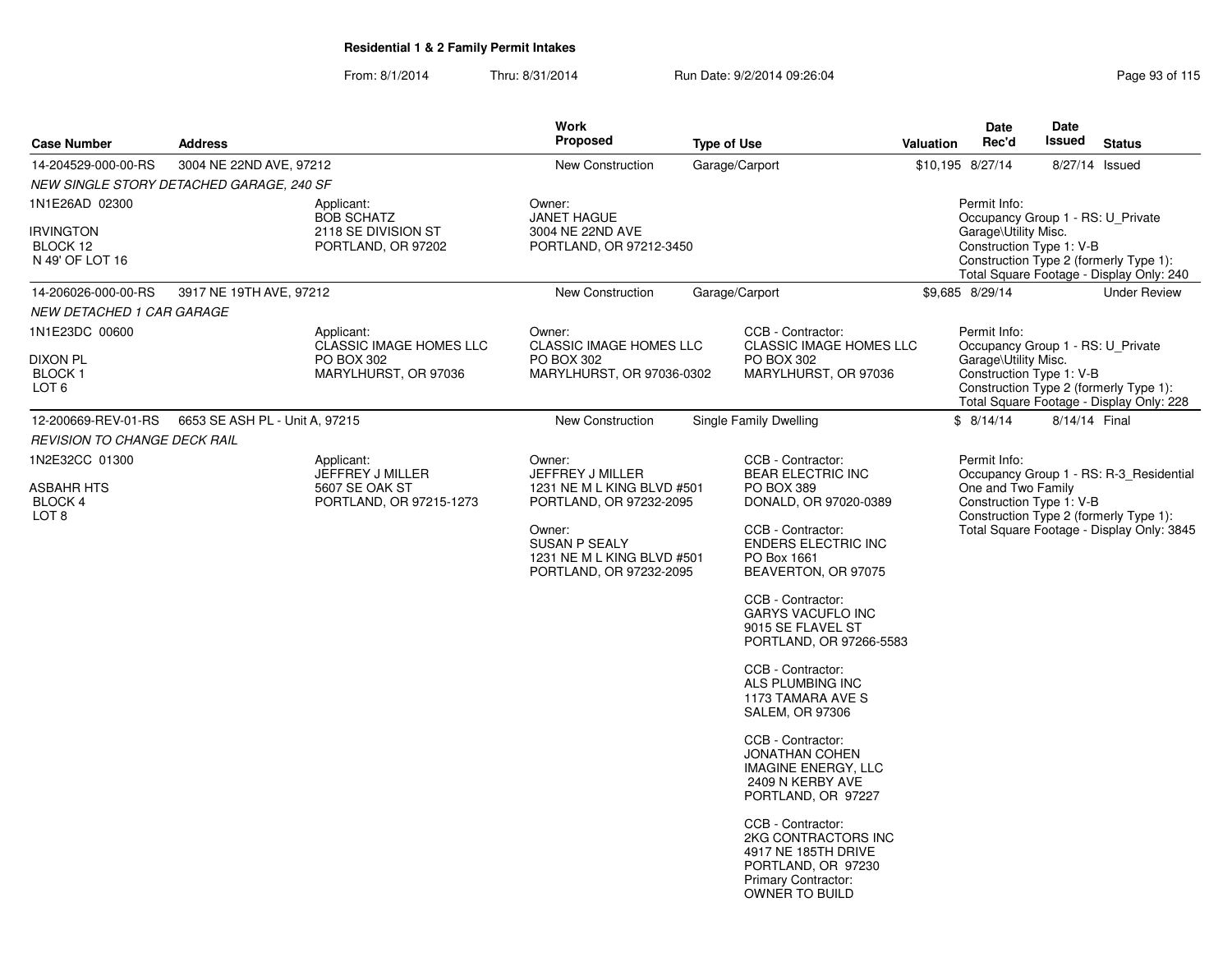**Residential 1 & 2 Family Permit Intakes**

From: 8/1/2014 Thru: 8/31/2014 Run Date: 9/2/2014 09:26:04

| Case Number | Address | Work Proposed | Type of Use | Valuation | Date Rec'd | Date Issued | Status |
|---|---|---|---|---|---|---|---|
| 14-204529-000-00-RS | 3004 NE 22ND AVE, 97212 | New Construction | Garage/Carport | $10,195 | 8/27/14 | 8/27/14 | Issued |

*NEW SINGLE STORY DETACHED GARAGE, 240 SF*

1N1E26AD 02300
IRVINGTON
BLOCK 12
N 49' OF LOT 16

Applicant:
BOB SCHATZ
2118 SE DIVISION ST
PORTLAND, OR 97202

Owner:
JANET HAGUE
3004 NE 22ND AVE
PORTLAND, OR 97212-3450

Permit Info:
Occupancy Group 1 - RS: U_Private Garage\Utility Misc.
Construction Type 1: V-B
Construction Type 2 (formerly Type 1):
Total Square Footage - Display Only: 240

| Case Number | Address | Work Proposed | Type of Use | Valuation | Date Rec'd | Date Issued | Status |
|---|---|---|---|---|---|---|---|
| 14-206026-000-00-RS | 3917 NE 19TH AVE, 97212 | New Construction | Garage/Carport | $9,685 | 8/29/14 | | Under Review |

*NEW DETACHED 1 CAR GARAGE*

1N1E23DC 00600
DIXON PL
BLOCK 1
LOT 6

Applicant:
CLASSIC IMAGE HOMES LLC
PO BOX 302
MARYLHURST, OR 97036

Owner:
CLASSIC IMAGE HOMES LLC
PO BOX 302
MARYLHURST, OR 97036-0302

CCB - Contractor:
CLASSIC IMAGE HOMES LLC
PO BOX 302
MARYLHURST, OR 97036

Permit Info:
Occupancy Group 1 - RS: U_Private Garage\Utility Misc.
Construction Type 1: V-B
Construction Type 2 (formerly Type 1):
Total Square Footage - Display Only: 228

| Case Number | Address | Work Proposed | Type of Use | Valuation | Date Rec'd | Date Issued | Status |
|---|---|---|---|---|---|---|---|
| 12-200669-REV-01-RS | 6653 SE ASH PL - Unit A, 97215 | New Construction | Single Family Dwelling | $ | 8/14/14 | 8/14/14 | Final |

*REVISION TO CHANGE DECK RAIL*

1N2E32CC 01300
ASBAHR HTS
BLOCK 4
LOT 8

Applicant:
JEFFREY J MILLER
5607 SE OAK ST
PORTLAND, OR 97215-1273

Owner:
JEFFREY J MILLER
1231 NE M L KING BLVD #501
PORTLAND, OR 97232-2095

Owner:
SUSAN P SEALY
1231 NE M L KING BLVD #501
PORTLAND, OR 97232-2095

CCB - Contractor:
BEAR ELECTRIC INC
PO BOX 389
DONALD, OR 97020-0389

CCB - Contractor:
ENDERS ELECTRIC INC
PO Box 1661
BEAVERTON, OR 97075

CCB - Contractor:
GARYS VACUFLO INC
9015 SE FLAVEL ST
PORTLAND, OR 97266-5583

CCB - Contractor:
ALS PLUMBING INC
1173 TAMARA AVE S
SALEM, OR 97306

CCB - Contractor:
JONATHAN COHEN
IMAGINE ENERGY, LLC
2409 N KERBY AVE
PORTLAND, OR 97227

CCB - Contractor:
2KG CONTRACTORS INC
4917 NE 185TH DRIVE
PORTLAND, OR 97230
Primary Contractor:
OWNER TO BUILD

Permit Info:
Occupancy Group 1 - RS: R-3_Residential One and Two Family
Construction Type 1: V-B
Construction Type 2 (formerly Type 1):
Total Square Footage - Display Only: 3845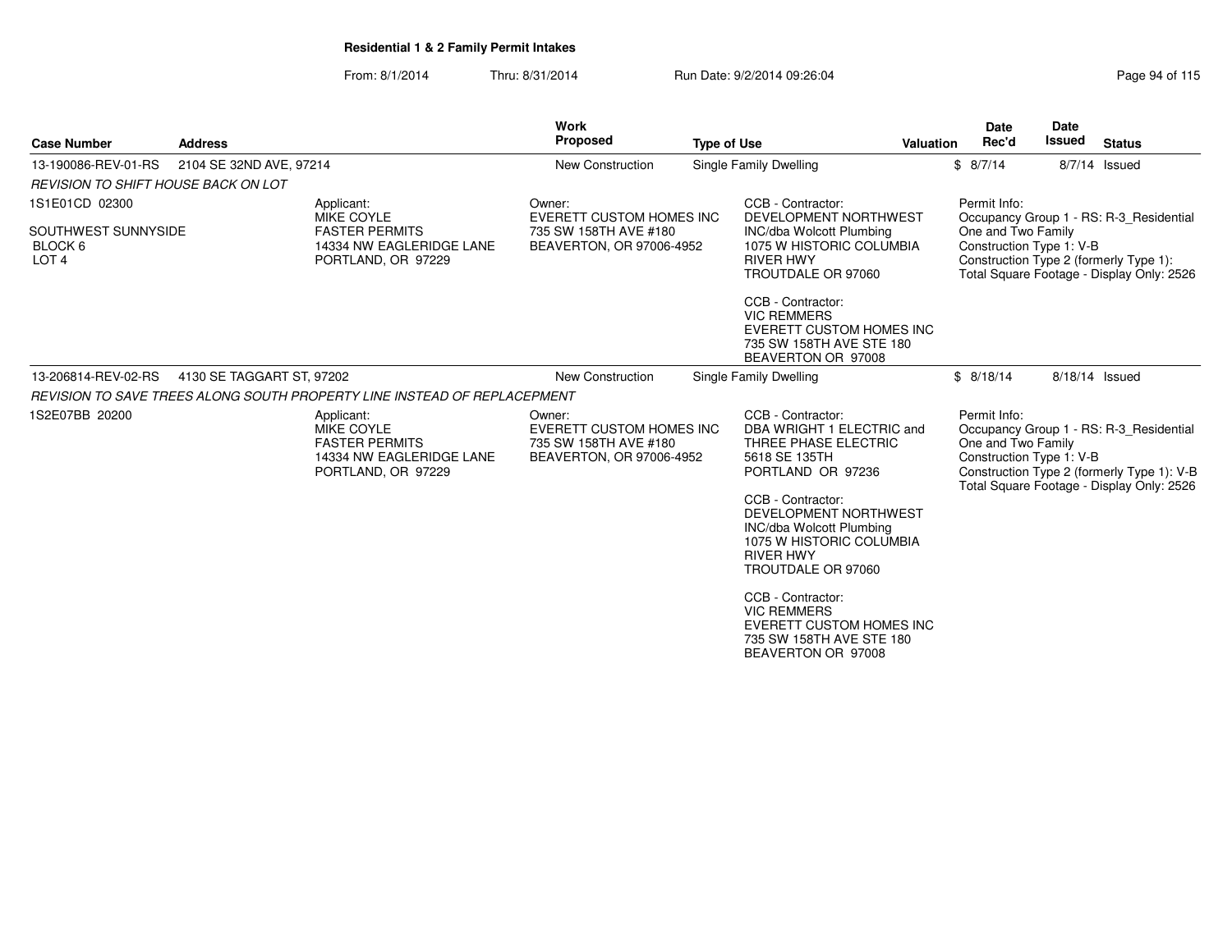**Residential 1 & 2 Family Permit Intakes**

From: 8/1/2014 Thru: 8/31/2014 Run Date: 9/2/2014 09:26:04

| Case Number | Address | | Work Proposed | Type of Use | Valuation | Date Rec'd | Date Issued | Status |
|---|---|---|---|---|---|---|---|---|
| 13-190086-REV-01-RS | 2104 SE 32ND AVE, 97214 | | New Construction | Single Family Dwelling | $ | 8/7/14 | 8/7/14 | Issued |
| *REVISION TO SHIFT HOUSE BACK ON LOT* | | | | | | | | |
| 1S1E01CD 02300<br><br>SOUTHWEST SUNNYSIDE<br>BLOCK 6<br>LOT 4 | | Applicant:<br>MIKE COYLE<br>FASTER PERMITS<br>14334 NW EAGLERIDGE LANE<br>PORTLAND, OR 97229 | Owner:<br>EVERETT CUSTOM HOMES INC<br>735 SW 158TH AVE #180<br>BEAVERTON, OR 97006-4952 | CCB - Contractor:<br>DEVELOPMENT NORTHWEST INC/dba Wolcott Plumbing<br>1075 W HISTORIC COLUMBIA RIVER HWY<br>TROUTDALE OR 97060<br><br>CCB - Contractor:<br>VIC REMMERS<br>EVERETT CUSTOM HOMES INC<br>735 SW 158TH AVE STE 180<br>BEAVERTON OR 97008 | | Permit Info:<br>Occupancy Group 1 - RS: R-3_Residential One and Two Family<br>Construction Type 1: V-B<br>Construction Type 2 (formerly Type 1):<br>Total Square Footage - Display Only: 2526 | | |
| 13-206814-REV-02-RS | 4130 SE TAGGART ST, 97202 | | New Construction | Single Family Dwelling | $ | 8/18/14 | 8/18/14 | Issued |
| *REVISION TO SAVE TREES ALONG SOUTH PROPERTY LINE INSTEAD OF REPLACEMENT* | | | | | | | | |
| 1S2E07BB 20200 | | Applicant:<br>MIKE COYLE<br>FASTER PERMITS<br>14334 NW EAGLERIDGE LANE<br>PORTLAND, OR 97229 | Owner:<br>EVERETT CUSTOM HOMES INC<br>735 SW 158TH AVE #180<br>BEAVERTON, OR 97006-4952 | CCB - Contractor:<br>DBA WRIGHT 1 ELECTRIC and THREE PHASE ELECTRIC<br>5618 SE 135TH<br>PORTLAND OR 97236<br><br>CCB - Contractor:<br>DEVELOPMENT NORTHWEST INC/dba Wolcott Plumbing<br>1075 W HISTORIC COLUMBIA RIVER HWY<br>TROUTDALE OR 97060<br><br>CCB - Contractor:<br>VIC REMMERS<br>EVERETT CUSTOM HOMES INC<br>735 SW 158TH AVE STE 180<br>BEAVERTON OR 97008 | | Permit Info:<br>Occupancy Group 1 - RS: R-3_Residential One and Two Family<br>Construction Type 1: V-B<br>Construction Type 2 (formerly Type 1): V-B<br>Total Square Footage - Display Only: 2526 | | |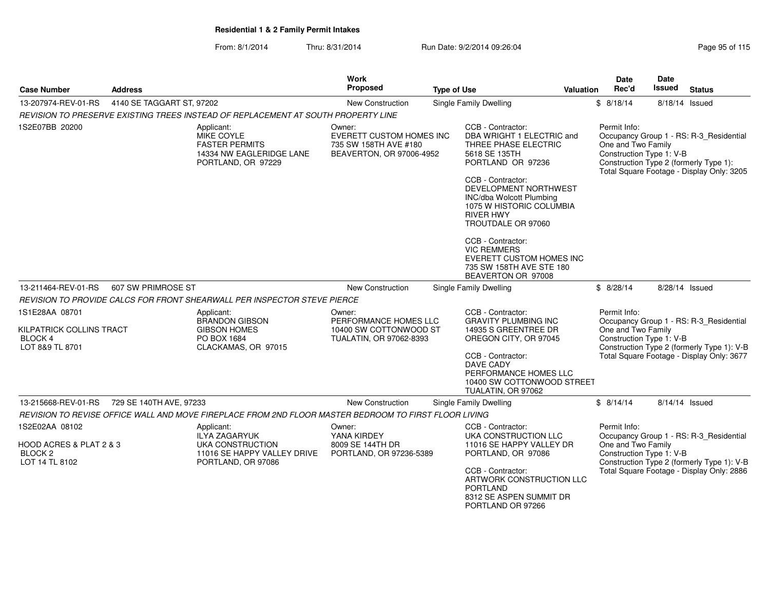**Residential 1 & 2 Family Permit Intakes**

From: 8/1/2014 Thru: 8/31/2014 Run Date: 9/2/2014 09:26:04

| Case Number | Address | Work Proposed | Type of Use | Valuation | Date Rec'd | Date Issued | Status |
|---|---|---|---|---|---|---|---|
| 13-207974-REV-01-RS | 4140 SE TAGGART ST, 97202 | New Construction | Single Family Dwelling | $ | 8/18/14 | 8/18/14 | Issued |

*REVISION TO PRESERVE EXISTING TREES INSTEAD OF REPLACEMENT AT SOUTH PROPERTY LINE*

1S2E07BB 20200

Applicant: MIKE COYLE, FASTER PERMITS, 14334 NW EAGLERIDGE LANE, PORTLAND, OR 97229

Owner: EVERETT CUSTOM HOMES INC, 735 SW 158TH AVE #180, BEAVERTON, OR 97006-4952

CCB - Contractor: DBA WRIGHT 1 ELECTRIC and THREE PHASE ELECTRIC, 5618 SE 135TH, PORTLAND OR 97236

CCB - Contractor: DEVELOPMENT NORTHWEST INC/dba Wolcott Plumbing, 1075 W HISTORIC COLUMBIA RIVER HWY, TROUTDALE OR 97060

CCB - Contractor: VIC REMMERS, EVERETT CUSTOM HOMES INC, 735 SW 158TH AVE STE 180, BEAVERTON OR 97008

Permit Info: Occupancy Group 1 - RS: R-3_Residential One and Two Family; Construction Type 1: V-B; Construction Type 2 (formerly Type 1):; Total Square Footage - Display Only: 3205

| Case Number | Address | Work Proposed | Type of Use | Valuation | Date Rec'd | Date Issued | Status |
|---|---|---|---|---|---|---|---|
| 13-211464-REV-01-RS | 607 SW PRIMROSE ST | New Construction | Single Family Dwelling | $ | 8/28/14 | 8/28/14 | Issued |

*REVISION TO PROVIDE CALCS FOR FRONT SHEARWALL PER INSPECTOR STEVE PIERCE*

1S1E28AA 08701

KILPATRICK COLLINS TRACT
BLOCK 4
LOT 8&9 TL 8701

Applicant: BRANDON GIBSON, GIBSON HOMES, PO BOX 1684, CLACKAMAS, OR 97015

Owner: PERFORMANCE HOMES LLC, 10400 SW COTTONWOOD ST, TUALATIN, OR 97062-8393

CCB - Contractor: GRAVITY PLUMBING INC, 14935 S GREENTREE DR, OREGON CITY, OR 97045

CCB - Contractor: DAVE CADY, PERFORMANCE HOMES LLC, 10400 SW COTTONWOOD STREET, TUALATIN, OR 97062

Permit Info: Occupancy Group 1 - RS: R-3_Residential One and Two Family; Construction Type 1: V-B; Construction Type 2 (formerly Type 1): V-B; Total Square Footage - Display Only: 3677

| Case Number | Address | Work Proposed | Type of Use | Valuation | Date Rec'd | Date Issued | Status |
|---|---|---|---|---|---|---|---|
| 13-215668-REV-01-RS | 729 SE 140TH AVE, 97233 | New Construction | Single Family Dwelling | $ | 8/14/14 | 8/14/14 | Issued |

*REVISION TO REVISE OFFICE WALL AND MOVE FIREPLACE FROM 2ND FLOOR MASTER BEDROOM TO FIRST FLOOR LIVING*

1S2E02AA 08102

HOOD ACRES & PLAT 2 & 3
BLOCK 2
LOT 14 TL 8102

Applicant: ILYA ZAGARYUK, UKA CONSTRUCTION, 11016 SE HAPPY VALLEY DRIVE, PORTLAND, OR 97086

Owner: YANA KIRDEY, 8009 SE 144TH DR, PORTLAND, OR 97236-5389

CCB - Contractor: UKA CONSTRUCTION LLC, 11016 SE HAPPY VALLEY DR, PORTLAND, OR 97086

CCB - Contractor: ARTWORK CONSTRUCTION LLC PORTLAND, 8312 SE ASPEN SUMMIT DR, PORTLAND OR 97266

Permit Info: Occupancy Group 1 - RS: R-3_Residential One and Two Family; Construction Type 1: V-B; Construction Type 2 (formerly Type 1): V-B; Total Square Footage - Display Only: 2886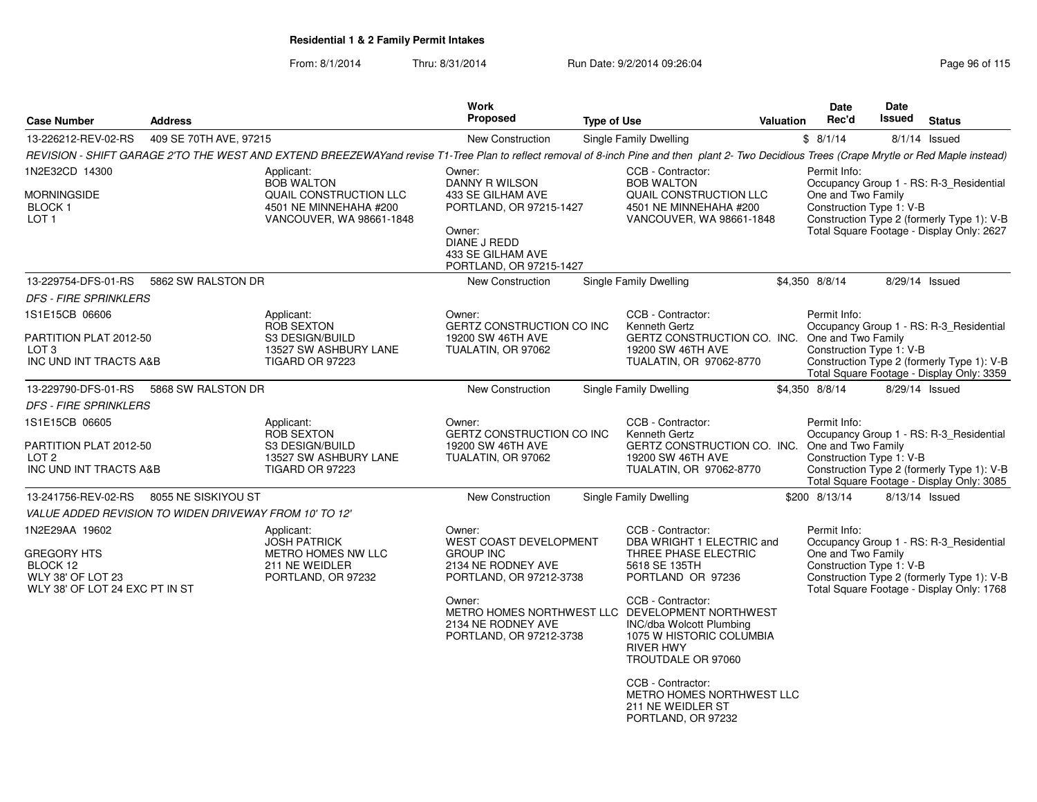**Residential 1 & 2 Family Permit Intakes**

From: 8/1/2014 Thru: 8/31/2014 Run Date: 9/2/2014 09:26:04

| Case Number | Address | Work Proposed | Type of Use | Valuation | Date Rec'd | Date Issued | Status |
|---|---|---|---|---|---|---|---|
| 13-226212-REV-02-RS | 409 SE 70TH AVE, 97215 | New Construction | Single Family Dwelling | $ | 8/1/14 | 8/1/14 | Issued |

REVISION - SHIFT GARAGE 2'TO THE WEST AND EXTEND BREEZEWAYand revise T1-Tree Plan to reflect removal of 8-inch Pine and then plant 2- Two Decidious Trees (Crape Mrytle or Red Maple instead)

1N2E32CD 14300
MORNINGSIDE
BLOCK 1
LOT 1

Applicant: BOB WALTON, QUAIL CONSTRUCTION LLC, 4501 NE MINNEHAHA #200, VANCOUVER, WA 98661-1848

Owner: DANNY R WILSON, 433 SE GILHAM AVE, PORTLAND, OR 97215-1427
Owner: DIANE J REDD, 433 SE GILHAM AVE, PORTLAND, OR 97215-1427

CCB - Contractor: BOB WALTON, QUAIL CONSTRUCTION LLC, 4501 NE MINNEHAHA #200, VANCOUVER, WA 98661-1848

Permit Info: Occupancy Group 1 - RS: R-3_Residential One and Two Family; Construction Type 1: V-B; Construction Type 2 (formerly Type 1): V-B; Total Square Footage - Display Only: 2627

| Case Number | Address | Work Proposed | Type of Use | Valuation | Date Rec'd | Date Issued | Status |
|---|---|---|---|---|---|---|---|
| 13-229754-DFS-01-RS | 5862 SW RALSTON DR | New Construction | Single Family Dwelling | $4,350 | 8/8/14 | 8/29/14 | Issued |

*DFS - FIRE SPRINKLERS*

1S1E15CB 06606
PARTITION PLAT 2012-50
LOT 3
INC UND INT TRACTS A&B

Applicant: ROB SEXTON, S3 DESIGN/BUILD, 13527 SW ASHBURY LANE, TIGARD OR 97223

Owner: GERTZ CONSTRUCTION CO INC, 19200 SW 46TH AVE, TUALATIN, OR 97062

CCB - Contractor: Kenneth Gertz, GERTZ CONSTRUCTION CO. INC., 19200 SW 46TH AVE, TUALATIN, OR 97062-8770

Permit Info: Occupancy Group 1 - RS: R-3_Residential One and Two Family; Construction Type 1: V-B; Construction Type 2 (formerly Type 1): V-B; Total Square Footage - Display Only: 3359

| Case Number | Address | Work Proposed | Type of Use | Valuation | Date Rec'd | Date Issued | Status |
|---|---|---|---|---|---|---|---|
| 13-229790-DFS-01-RS | 5868 SW RALSTON DR | New Construction | Single Family Dwelling | $4,350 | 8/8/14 | 8/29/14 | Issued |

*DFS - FIRE SPRINKLERS*

1S1E15CB 06605
PARTITION PLAT 2012-50
LOT 2
INC UND INT TRACTS A&B

Applicant: ROB SEXTON, S3 DESIGN/BUILD, 13527 SW ASHBURY LANE, TIGARD OR 97223

Owner: GERTZ CONSTRUCTION CO INC, 19200 SW 46TH AVE, TUALATIN, OR 97062

CCB - Contractor: Kenneth Gertz, GERTZ CONSTRUCTION CO. INC., 19200 SW 46TH AVE, TUALATIN, OR 97062-8770

Permit Info: Occupancy Group 1 - RS: R-3_Residential One and Two Family; Construction Type 1: V-B; Construction Type 2 (formerly Type 1): V-B; Total Square Footage - Display Only: 3085

| Case Number | Address | Work Proposed | Type of Use | Valuation | Date Rec'd | Date Issued | Status |
|---|---|---|---|---|---|---|---|
| 13-241756-REV-02-RS | 8055 NE SISKIYOU ST | New Construction | Single Family Dwelling | $200 | 8/13/14 | 8/13/14 | Issued |

*VALUE ADDED REVISION TO WIDEN DRIVEWAY FROM 10' TO 12'*

1N2E29AA 19602
GREGORY HTS
BLOCK 12
WLY 38' OF LOT 23
WLY 38' OF LOT 24 EXC PT IN ST

Applicant: JOSH PATRICK, METRO HOMES NW LLC, 211 NE WEIDLER, PORTLAND, OR 97232

Owner: WEST COAST DEVELOPMENT GROUP INC, 2134 NE RODNEY AVE, PORTLAND, OR 97212-3738
Owner: METRO HOMES NORTHWEST LLC, 2134 NE RODNEY AVE, PORTLAND, OR 97212-3738

CCB - Contractor: DBA WRIGHT 1 ELECTRIC and THREE PHASE ELECTRIC, 5618 SE 135TH, PORTLAND OR 97236
CCB - Contractor: DEVELOPMENT NORTHWEST INC/dba Wolcott Plumbing, 1075 W HISTORIC COLUMBIA RIVER HWY, TROUTDALE OR 97060
CCB - Contractor: METRO HOMES NORTHWEST LLC, 211 NE WEIDLER ST, PORTLAND, OR 97232

Permit Info: Occupancy Group 1 - RS: R-3_Residential One and Two Family; Construction Type 1: V-B; Construction Type 2 (formerly Type 1): V-B; Total Square Footage - Display Only: 1768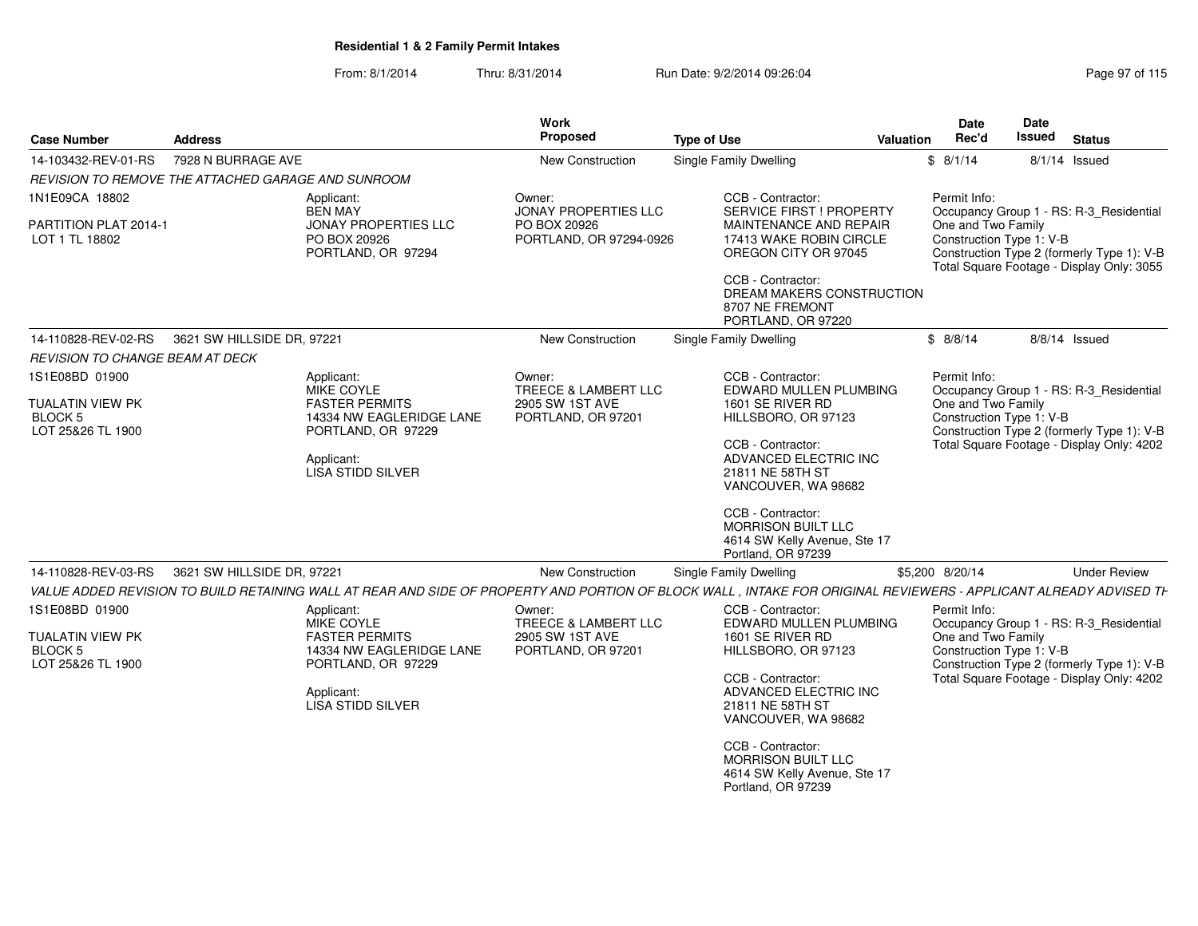**Residential 1 & 2 Family Permit Intakes**

From: 8/1/2014 Thru: 8/31/2014 Run Date: 9/2/2014 09:26:04

| Case Number | Address | Work Proposed | Type of Use | Valuation | Date Rec'd | Date Issued | Status |
|---|---|---|---|---|---|---|---|
| 14-103432-REV-01-RS | 7928 N BURRAGE AVE | New Construction | Single Family Dwelling | $ | 8/1/14 | 8/1/14 | Issued |

*REVISION TO REMOVE THE ATTACHED GARAGE AND SUNROOM*

1N1E09CA 18802

PARTITION PLAT 2014-1
LOT 1 TL 18802

Applicant:
BEN MAY
JONAY PROPERTIES LLC
PO BOX 20926
PORTLAND, OR 97294

Owner:
JONAY PROPERTIES LLC
PO BOX 20926
PORTLAND, OR 97294-0926

CCB - Contractor:
SERVICE FIRST ! PROPERTY MAINTENANCE AND REPAIR
17413 WAKE ROBIN CIRCLE
OREGON CITY OR 97045

CCB - Contractor:
DREAM MAKERS CONSTRUCTION
8707 NE FREMONT
PORTLAND, OR 97220

Permit Info:
Occupancy Group 1 - RS: R-3_Residential One and Two Family
Construction Type 1: V-B
Construction Type 2 (formerly Type 1): V-B
Total Square Footage - Display Only: 3055

| Case Number | Address | Work Proposed | Type of Use | Valuation | Date Rec'd | Date Issued | Status |
|---|---|---|---|---|---|---|---|
| 14-110828-REV-02-RS | 3621 SW HILLSIDE DR, 97221 | New Construction | Single Family Dwelling | $ | 8/8/14 | 8/8/14 | Issued |

*REVISION TO CHANGE BEAM AT DECK*

1S1E08BD 01900

TUALATIN VIEW PK
BLOCK 5
LOT 25&26 TL 1900

Applicant:
MIKE COYLE
FASTER PERMITS
14334 NW EAGLERIDGE LANE
PORTLAND, OR 97229

Applicant:
LISA STIDD SILVER

Owner:
TREECE & LAMBERT LLC
2905 SW 1ST AVE
PORTLAND, OR 97201

CCB - Contractor:
EDWARD MULLEN PLUMBING
1601 SE RIVER RD
HILLSBORO, OR 97123

CCB - Contractor:
ADVANCED ELECTRIC INC
21811 NE 58TH ST
VANCOUVER, WA 98682

CCB - Contractor:
MORRISON BUILT LLC
4614 SW Kelly Avenue, Ste 17
Portland, OR 97239

Permit Info:
Occupancy Group 1 - RS: R-3_Residential One and Two Family
Construction Type 1: V-B
Construction Type 2 (formerly Type 1): V-B
Total Square Footage - Display Only: 4202

| Case Number | Address | Work Proposed | Type of Use | Valuation | Date Rec'd | Date Issued | Status |
|---|---|---|---|---|---|---|---|
| 14-110828-REV-03-RS | 3621 SW HILLSIDE DR, 97221 | New Construction | Single Family Dwelling | $5,200 | 8/20/14 | | Under Review |

*VALUE ADDED REVISION TO BUILD RETAINING WALL AT REAR AND SIDE OF PROPERTY AND PORTION OF BLOCK WALL , INTAKE FOR ORIGINAL REVIEWERS - APPLICANT ALREADY ADVISED TH*

1S1E08BD 01900

TUALATIN VIEW PK
BLOCK 5
LOT 25&26 TL 1900

Applicant:
MIKE COYLE
FASTER PERMITS
14334 NW EAGLERIDGE LANE
PORTLAND, OR 97229

Applicant:
LISA STIDD SILVER

Owner:
TREECE & LAMBERT LLC
2905 SW 1ST AVE
PORTLAND, OR 97201

CCB - Contractor:
EDWARD MULLEN PLUMBING
1601 SE RIVER RD
HILLSBORO, OR 97123

CCB - Contractor:
ADVANCED ELECTRIC INC
21811 NE 58TH ST
VANCOUVER, WA 98682

CCB - Contractor:
MORRISON BUILT LLC
4614 SW Kelly Avenue, Ste 17
Portland, OR 97239

Permit Info:
Occupancy Group 1 - RS: R-3_Residential One and Two Family
Construction Type 1: V-B
Construction Type 2 (formerly Type 1): V-B
Total Square Footage - Display Only: 4202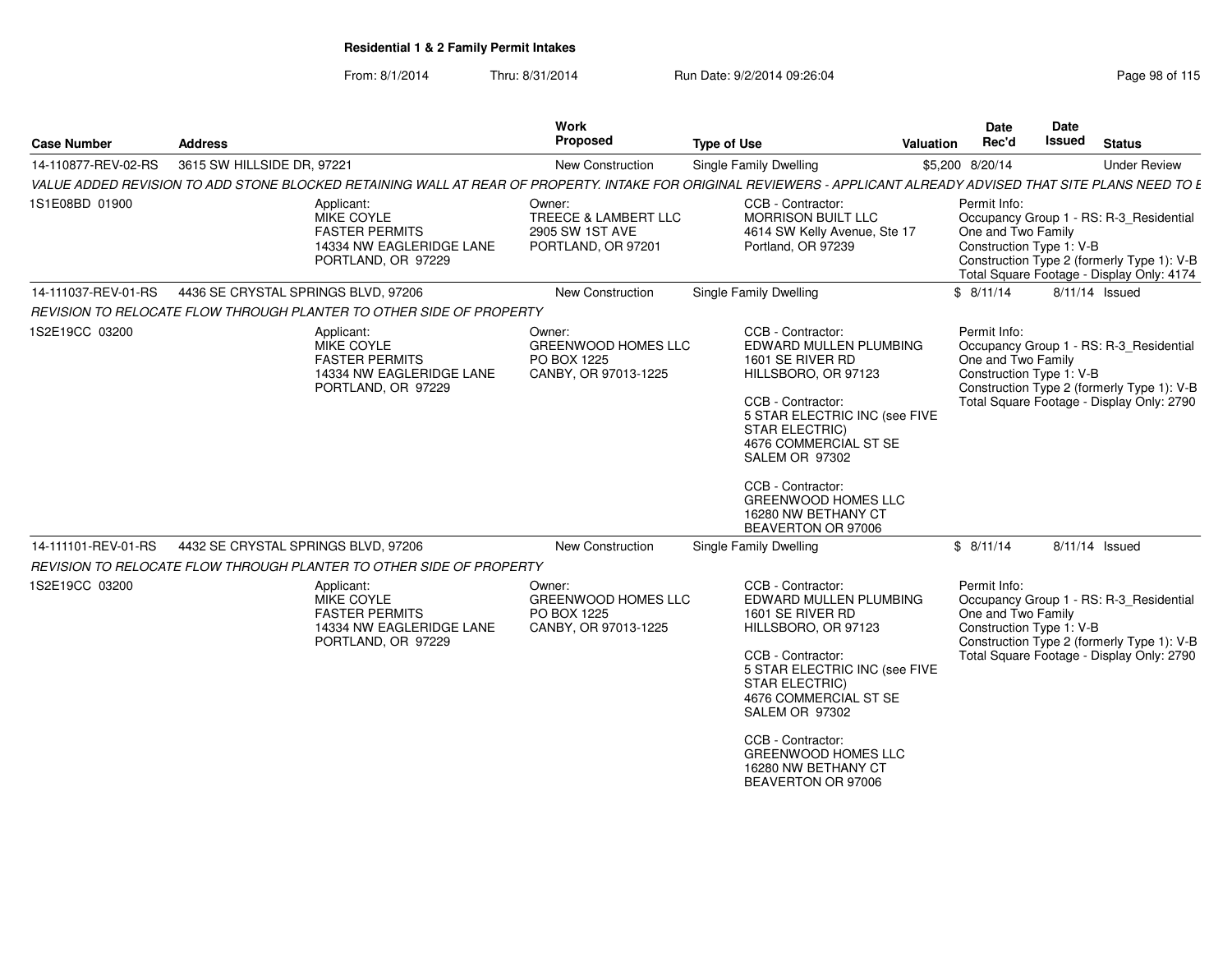**Residential 1 & 2 Family Permit Intakes**

From: 8/1/2014 Thru: 8/31/2014 Run Date: 9/2/2014 09:26:04

| Case Number | Address | Work Proposed | Type of Use | Valuation | Date Rec'd | Date Issued | Status |
|---|---|---|---|---|---|---|---|
| 14-110877-REV-02-RS | 3615 SW HILLSIDE DR, 97221 | New Construction | Single Family Dwelling | $5,200 | 8/20/14 | | Under Review |
| *VALUE ADDED REVISION TO ADD STONE BLOCKED RETAINING WALL AT REAR OF PROPERTY. INTAKE FOR ORIGINAL REVIEWERS - APPLICANT ALREADY ADVISED THAT SITE PLANS NEED TO E* | | | | | | | |
| 1S1E08BD 01900 | Applicant: MIKE COYLE FASTER PERMITS 14334 NW EAGLERIDGE LANE PORTLAND, OR 97229 | Owner: TREECE & LAMBERT LLC 2905 SW 1ST AVE PORTLAND, OR 97201 | CCB - Contractor: MORRISON BUILT LLC 4614 SW Kelly Avenue, Ste 17 Portland, OR 97239 | | Permit Info: Occupancy Group 1 - RS: R-3_Residential One and Two Family Construction Type 1: V-B Construction Type 2 (formerly Type 1): V-B Total Square Footage - Display Only: 4174 | | |
| 14-111037-REV-01-RS | 4436 SE CRYSTAL SPRINGS BLVD, 97206 | New Construction | Single Family Dwelling | $ | 8/11/14 | 8/11/14 | Issued |
| *REVISION TO RELOCATE FLOW THROUGH PLANTER TO OTHER SIDE OF PROPERTY* | | | | | | | |
| 1S2E19CC 03200 | Applicant: MIKE COYLE FASTER PERMITS 14334 NW EAGLERIDGE LANE PORTLAND, OR 97229 | Owner: GREENWOOD HOMES LLC PO BOX 1225 CANBY, OR 97013-1225 | CCB - Contractor: EDWARD MULLEN PLUMBING 1601 SE RIVER RD HILLSBORO, OR 97123<br>CCB - Contractor: 5 STAR ELECTRIC INC (see FIVE STAR ELECTRIC) 4676 COMMERCIAL ST SE SALEM OR 97302<br>CCB - Contractor: GREENWOOD HOMES LLC 16280 NW BETHANY CT BEAVERTON OR 97006 | | Permit Info: Occupancy Group 1 - RS: R-3_Residential One and Two Family Construction Type 1: V-B Construction Type 2 (formerly Type 1): V-B Total Square Footage - Display Only: 2790 | | |
| 14-111101-REV-01-RS | 4432 SE CRYSTAL SPRINGS BLVD, 97206 | New Construction | Single Family Dwelling | $ | 8/11/14 | 8/11/14 | Issued |
| *REVISION TO RELOCATE FLOW THROUGH PLANTER TO OTHER SIDE OF PROPERTY* | | | | | | | |
| 1S2E19CC 03200 | Applicant: MIKE COYLE FASTER PERMITS 14334 NW EAGLERIDGE LANE PORTLAND, OR 97229 | Owner: GREENWOOD HOMES LLC PO BOX 1225 CANBY, OR 97013-1225 | CCB - Contractor: EDWARD MULLEN PLUMBING 1601 SE RIVER RD HILLSBORO, OR 97123<br>CCB - Contractor: 5 STAR ELECTRIC INC (see FIVE STAR ELECTRIC) 4676 COMMERCIAL ST SE SALEM OR 97302<br>CCB - Contractor: GREENWOOD HOMES LLC 16280 NW BETHANY CT BEAVERTON OR 97006 | | Permit Info: Occupancy Group 1 - RS: R-3_Residential One and Two Family Construction Type 1: V-B Construction Type 2 (formerly Type 1): V-B Total Square Footage - Display Only: 2790 | | |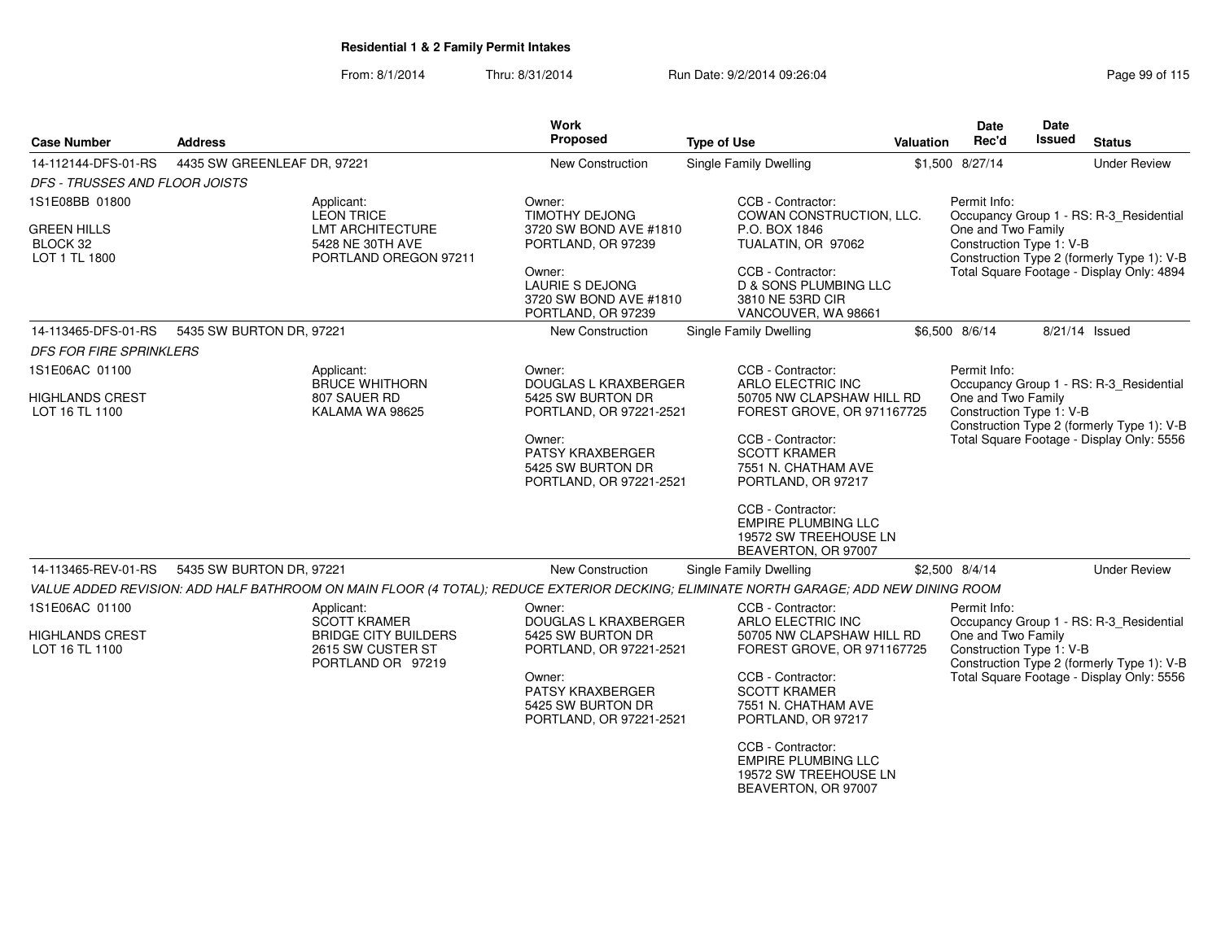**Residential 1 & 2 Family Permit Intakes**

From: 8/1/2014 Thru: 8/31/2014 Run Date: 9/2/2014 09:26:04

| Case Number | Address | Work Proposed | Type of Use | Valuation | Date Rec'd | Date Issued | Status |
|---|---|---|---|---|---|---|---|
| 14-112144-DFS-01-RS | 4435 SW GREENLEAF DR, 97221 | New Construction | Single Family Dwelling | $1,500 | 8/27/14 | | Under Review |

*DFS - TRUSSES AND FLOOR JOISTS*

1S1E08BB 01800

GREEN HILLS
BLOCK 32
LOT 1 TL 1800

Applicant:
LEON TRICE
LMT ARCHITECTURE
5428 NE 30TH AVE
PORTLAND OREGON 97211

Owner:
TIMOTHY DEJONG
3720 SW BOND AVE #1810
PORTLAND, OR 97239

Owner:
LAURIE S DEJONG
3720 SW BOND AVE #1810
PORTLAND, OR 97239

CCB - Contractor:
COWAN CONSTRUCTION, LLC.
P.O. BOX 1846
TUALATIN, OR 97062

CCB - Contractor:
D & SONS PLUMBING LLC
3810 NE 53RD CIR
VANCOUVER, WA 98661

Permit Info:
Occupancy Group 1 - RS: R-3_Residential One and Two Family
Construction Type 1: V-B
Construction Type 2 (formerly Type 1): V-B
Total Square Footage - Display Only: 4894

| Case Number | Address | Work Proposed | Type of Use | Valuation | Date Rec'd | Date Issued | Status |
|---|---|---|---|---|---|---|---|
| 14-113465-DFS-01-RS | 5435 SW BURTON DR, 97221 | New Construction | Single Family Dwelling | $6,500 | 8/6/14 | 8/21/14 | Issued |

*DFS FOR FIRE SPRINKLERS*

1S1E06AC 01100

HIGHLANDS CREST
LOT 16 TL 1100

Applicant:
BRUCE WHITHORN
807 SAUER RD
KALAMA WA 98625

Owner:
DOUGLAS L KRAXBERGER
5425 SW BURTON DR
PORTLAND, OR 97221-2521

Owner:
PATSY KRAXBERGER
5425 SW BURTON DR
PORTLAND, OR 97221-2521

CCB - Contractor:
ARLO ELECTRIC INC
50705 NW CLAPSHAW HILL RD
FOREST GROVE, OR 971167725

CCB - Contractor:
SCOTT KRAMER
7551 N. CHATHAM AVE
PORTLAND, OR 97217

CCB - Contractor:
EMPIRE PLUMBING LLC
19572 SW TREEHOUSE LN
BEAVERTON, OR 97007

Permit Info:
Occupancy Group 1 - RS: R-3_Residential One and Two Family
Construction Type 1: V-B
Construction Type 2 (formerly Type 1): V-B
Total Square Footage - Display Only: 5556

| Case Number | Address | Work Proposed | Type of Use | Valuation | Date Rec'd | Date Issued | Status |
|---|---|---|---|---|---|---|---|
| 14-113465-REV-01-RS | 5435 SW BURTON DR, 97221 | New Construction | Single Family Dwelling | $2,500 | 8/4/14 | | Under Review |

*VALUE ADDED REVISION: ADD HALF BATHROOM ON MAIN FLOOR (4 TOTAL); REDUCE EXTERIOR DECKING; ELIMINATE NORTH GARAGE; ADD NEW DINING ROOM*

1S1E06AC 01100

HIGHLANDS CREST
LOT 16 TL 1100

Applicant:
SCOTT KRAMER
BRIDGE CITY BUILDERS
2615 SW CUSTER ST
PORTLAND OR 97219

Owner:
DOUGLAS L KRAXBERGER
5425 SW BURTON DR
PORTLAND, OR 97221-2521

Owner:
PATSY KRAXBERGER
5425 SW BURTON DR
PORTLAND, OR 97221-2521

CCB - Contractor:
ARLO ELECTRIC INC
50705 NW CLAPSHAW HILL RD
FOREST GROVE, OR 971167725

CCB - Contractor:
SCOTT KRAMER
7551 N. CHATHAM AVE
PORTLAND, OR 97217

CCB - Contractor:
EMPIRE PLUMBING LLC
19572 SW TREEHOUSE LN
BEAVERTON, OR 97007

Permit Info:
Occupancy Group 1 - RS: R-3_Residential One and Two Family
Construction Type 1: V-B
Construction Type 2 (formerly Type 1): V-B
Total Square Footage - Display Only: 5556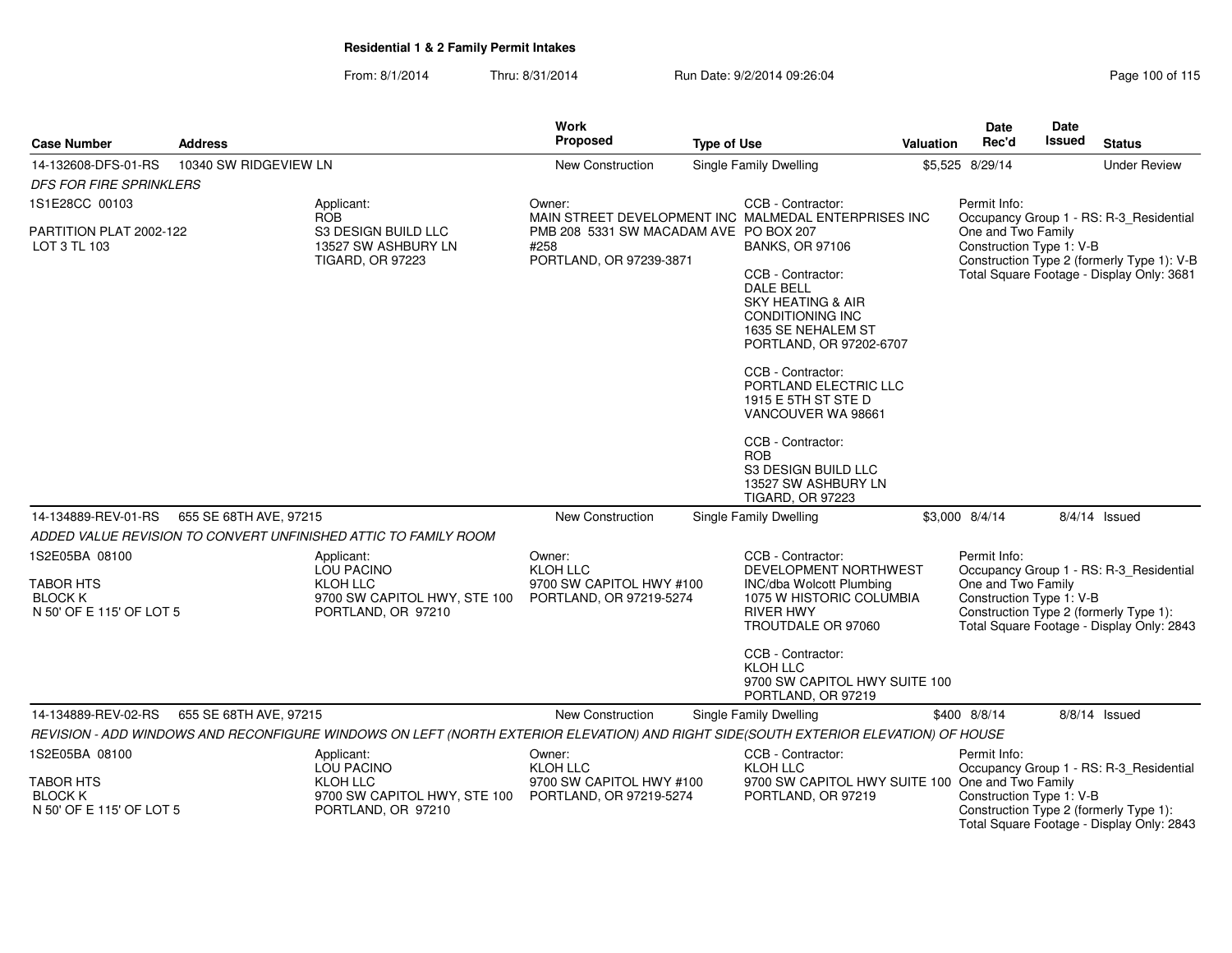**Residential 1 & 2 Family Permit Intakes**

From: 8/1/2014 Thru: 8/31/2014 Run Date: 9/2/2014 09:26:04

| Case Number | Address | Work Proposed | Type of Use | Valuation | Date Rec'd | Date Issued | Status |
|---|---|---|---|---|---|---|---|
| 14-132608-DFS-01-RS | 10340 SW RIDGEVIEW LN | New Construction | Single Family Dwelling | $5,525 | 8/29/14 | | Under Review |
| 14-134889-REV-01-RS | 655 SE 68TH AVE, 97215 | New Construction | Single Family Dwelling | $3,000 | 8/4/14 | 8/4/14 | Issued |
| 14-134889-REV-02-RS | 655 SE 68TH AVE, 97215 | New Construction | Single Family Dwelling | $400 | 8/8/14 | 8/8/14 | Issued |

## 14-132608-DFS-01-RS — 10340 SW RIDGEVIEW LN

*DFS FOR FIRE SPRINKLERS*

1S1E28CC 00103

PARTITION PLAT 2002-122
LOT 3 TL 103

Applicant:
ROB
S3 DESIGN BUILD LLC
13527 SW ASHBURY LN
TIGARD, OR 97223

Owner:
MAIN STREET DEVELOPMENT INC
PMB 208 5331 SW MACADAM AVE #258
PORTLAND, OR 97239-3871

CCB - Contractor:
MALMEDAL ENTERPRISES INC
PO BOX 207
BANKS, OR 97106

CCB - Contractor:
DALE BELL
SKY HEATING & AIR CONDITIONING INC
1635 SE NEHALEM ST
PORTLAND, OR 97202-6707

CCB - Contractor:
PORTLAND ELECTRIC LLC
1915 E 5TH ST STE D
VANCOUVER WA 98661

CCB - Contractor:
ROB
S3 DESIGN BUILD LLC
13527 SW ASHBURY LN
TIGARD, OR 97223

Permit Info:
Occupancy Group 1 - RS: R-3_Residential One and Two Family
Construction Type 1: V-B
Construction Type 2 (formerly Type 1): V-B
Total Square Footage - Display Only: 3681

## 14-134889-REV-01-RS — 655 SE 68TH AVE, 97215

*ADDED VALUE REVISION TO CONVERT UNFINISHED ATTIC TO FAMILY ROOM*

1S2E05BA 08100

TABOR HTS
BLOCK K
N 50' OF E 115' OF LOT 5

Applicant:
LOU PACINO
KLOH LLC
9700 SW CAPITOL HWY, STE 100
PORTLAND, OR 97210

Owner:
KLOH LLC
9700 SW CAPITOL HWY #100
PORTLAND, OR 97219-5274

CCB - Contractor:
DEVELOPMENT NORTHWEST INC/dba Wolcott Plumbing
1075 W HISTORIC COLUMBIA RIVER HWY
TROUTDALE OR 97060

CCB - Contractor:
KLOH LLC
9700 SW CAPITOL HWY SUITE 100
PORTLAND, OR 97219

Permit Info:
Occupancy Group 1 - RS: R-3_Residential One and Two Family
Construction Type 1: V-B
Construction Type 2 (formerly Type 1):
Total Square Footage - Display Only: 2843

## 14-134889-REV-02-RS — 655 SE 68TH AVE, 97215

*REVISION - ADD WINDOWS AND RECONFIGURE WINDOWS ON LEFT (NORTH EXTERIOR ELEVATION) AND RIGHT SIDE(SOUTH EXTERIOR ELEVATION) OF HOUSE*

1S2E05BA 08100

TABOR HTS
BLOCK K
N 50' OF E 115' OF LOT 5

Applicant:
LOU PACINO
KLOH LLC
9700 SW CAPITOL HWY, STE 100
PORTLAND, OR 97210

Owner:
KLOH LLC
9700 SW CAPITOL HWY #100
PORTLAND, OR 97219-5274

CCB - Contractor:
KLOH LLC
9700 SW CAPITOL HWY SUITE 100
PORTLAND, OR 97219

Permit Info:
Occupancy Group 1 - RS: R-3_Residential One and Two Family
Construction Type 1: V-B
Construction Type 2 (formerly Type 1):
Total Square Footage - Display Only: 2843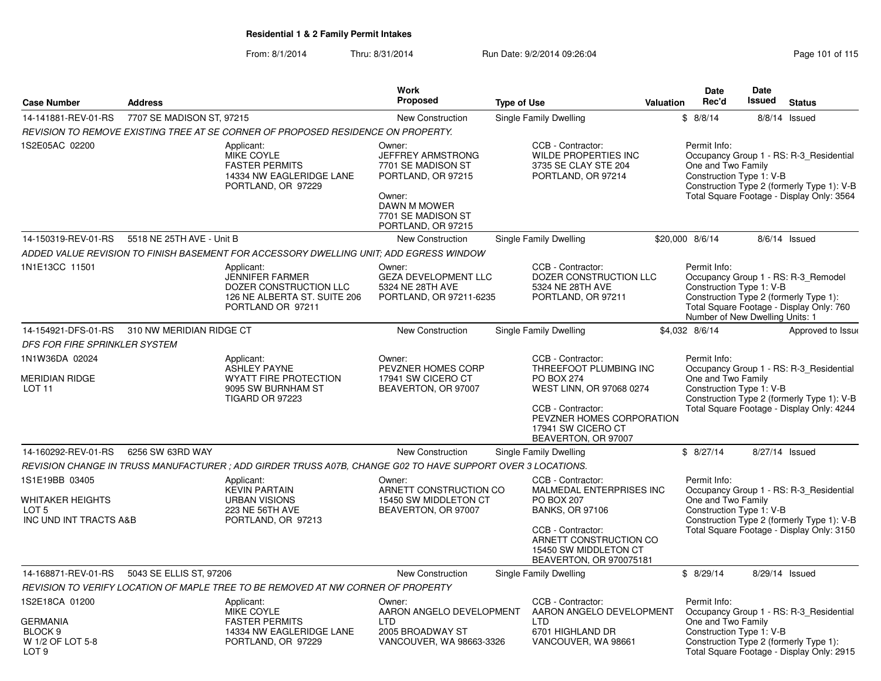**Residential 1 & 2 Family Permit Intakes**

From: 8/1/2014 Thru: 8/31/2014 Run Date: 9/2/2014 09:26:04

| Case Number | Address | Work Proposed | Type of Use | Valuation | Date Rec'd | Date Issued | Status |
|---|---|---|---|---|---|---|---|
| 14-141881-REV-01-RS | 7707 SE MADISON ST, 97215 | New Construction | Single Family Dwelling | $ | 8/8/14 | 8/8/14 | Issued |

*REVISION TO REMOVE EXISTING TREE AT SE CORNER OF PROPOSED RESIDENCE ON PROPERTY.*

1S2E05AC 02200

Applicant: MIKE COYLE, FASTER PERMITS, 14334 NW EAGLERIDGE LANE, PORTLAND, OR 97229

Owner: JEFFREY ARMSTRONG, 7701 SE MADISON ST, PORTLAND, OR 97215

Owner: DAWN M MOWER, 7701 SE MADISON ST, PORTLAND, OR 97215

CCB - Contractor: WILDE PROPERTIES INC, 3735 SE CLAY STE 204, PORTLAND, OR 97214

Permit Info: Occupancy Group 1 - RS: R-3_Residential One and Two Family; Construction Type 1: V-B; Construction Type 2 (formerly Type 1): V-B; Total Square Footage - Display Only: 3564

| Case Number | Address | Work Proposed | Type of Use | Valuation | Date Rec'd | Date Issued | Status |
|---|---|---|---|---|---|---|---|
| 14-150319-REV-01-RS | 5518 NE 25TH AVE - Unit B | New Construction | Single Family Dwelling | $20,000 | 8/6/14 | 8/6/14 | Issued |

*ADDED VALUE REVISION TO FINISH BASEMENT FOR ACCESSORY DWELLING UNIT; ADD EGRESS WINDOW*

1N1E13CC 11501

Applicant: JENNIFER FARMER, DOZER CONSTRUCTION LLC, 126 NE ALBERTA ST. SUITE 206, PORTLAND OR 97211

Owner: GEZA DEVELOPMENT LLC, 5324 NE 28TH AVE, PORTLAND, OR 97211-6235

CCB - Contractor: DOZER CONSTRUCTION LLC, 5324 NE 28TH AVE, PORTLAND, OR 97211

Permit Info: Occupancy Group 1 - RS: R-3_Remodel; Construction Type 1: V-B; Construction Type 2 (formerly Type 1):; Total Square Footage - Display Only: 760; Number of New Dwelling Units: 1

| Case Number | Address | Work Proposed | Type of Use | Valuation | Date Rec'd | Date Issued | Status |
|---|---|---|---|---|---|---|---|
| 14-154921-DFS-01-RS | 310 NW MERIDIAN RIDGE CT | New Construction | Single Family Dwelling | $4,032 | 8/6/14 | | Approved to Issue |

*DFS FOR FIRE SPRINKLER SYSTEM*

1N1W36DA 02024, MERIDIAN RIDGE, LOT 11

Applicant: ASHLEY PAYNE, WYATT FIRE PROTECTION, 9095 SW BURNHAM ST, TIGARD OR 97223

Owner: PEVZNER HOMES CORP, 17941 SW CICERO CT, BEAVERTON, OR 97007

CCB - Contractor: THREEFOOT PLUMBING INC, PO BOX 274, WEST LINN, OR 97068 0274

CCB - Contractor: PEVZNER HOMES CORPORATION, 17941 SW CICERO CT, BEAVERTON, OR 97007

Permit Info: Occupancy Group 1 - RS: R-3_Residential One and Two Family; Construction Type 1: V-B; Construction Type 2 (formerly Type 1): V-B; Total Square Footage - Display Only: 4244

| Case Number | Address | Work Proposed | Type of Use | Valuation | Date Rec'd | Date Issued | Status |
|---|---|---|---|---|---|---|---|
| 14-160292-REV-01-RS | 6256 SW 63RD WAY | New Construction | Single Family Dwelling | $ | 8/27/14 | 8/27/14 | Issued |

*REVISION CHANGE IN TRUSS MANUFACTURER ; ADD GIRDER TRUSS A07B, CHANGE G02 TO HAVE SUPPORT OVER 3 LOCATIONS.*

1S1E19BB 03405, WHITAKER HEIGHTS, LOT 5, INC UND INT TRACTS A&B

Applicant: KEVIN PARTAIN, URBAN VISIONS, 223 NE 56TH AVE, PORTLAND, OR 97213

Owner: ARNETT CONSTRUCTION CO, 15450 SW MIDDLETON CT, BEAVERTON, OR 97007

CCB - Contractor: MALMEDAL ENTERPRISES INC, PO BOX 207, BANKS, OR 97106

CCB - Contractor: ARNETT CONSTRUCTION CO, 15450 SW MIDDLETON CT, BEAVERTON, OR 970075181

Permit Info: Occupancy Group 1 - RS: R-3_Residential One and Two Family; Construction Type 1: V-B; Construction Type 2 (formerly Type 1): V-B; Total Square Footage - Display Only: 3150

| Case Number | Address | Work Proposed | Type of Use | Valuation | Date Rec'd | Date Issued | Status |
|---|---|---|---|---|---|---|---|
| 14-168871-REV-01-RS | 5043 SE ELLIS ST, 97206 | New Construction | Single Family Dwelling | $ | 8/29/14 | 8/29/14 | Issued |

*REVISION TO VERIFY LOCATION OF MAPLE TREE TO BE REMOVED AT NW CORNER OF PROPERTY*

1S2E18CA 01200, GERMANIA, BLOCK 9, W 1/2 OF LOT 5-8, LOT 9

Applicant: MIKE COYLE, FASTER PERMITS, 14334 NW EAGLERIDGE LANE, PORTLAND, OR 97229

Owner: AARON ANGELO DEVELOPMENT LTD, 2005 BROADWAY ST, VANCOUVER, WA 98663-3326

CCB - Contractor: AARON ANGELO DEVELOPMENT LTD, 6701 HIGHLAND DR, VANCOUVER, WA 98661

Permit Info: Occupancy Group 1 - RS: R-3_Residential One and Two Family; Construction Type 1: V-B; Construction Type 2 (formerly Type 1):; Total Square Footage - Display Only: 2915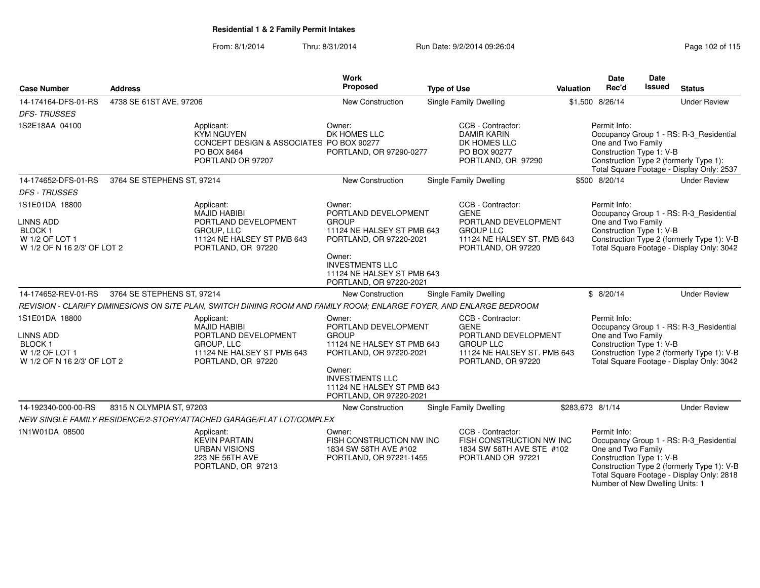**Residential 1 & 2 Family Permit Intakes**

From: 8/1/2014 Thru: 8/31/2014 Run Date: 9/2/2014 09:26:04

| Case Number | Address | Work Proposed | Type of Use | Valuation | Date Rec'd | Date Issued | Status |
|---|---|---|---|---|---|---|---|
| 14-174164-DFS-01-RS | 4738 SE 61ST AVE, 97206 | New Construction | Single Family Dwelling | $1,500 | 8/26/14 | | Under Review |

*DFS- TRUSSES*

1S2E18AA 04100

Applicant: KYM NGUYEN, CONCEPT DESIGN & ASSOCIATES, PO BOX 8464, PORTLAND OR 97207

Owner: DK HOMES LLC, PO BOX 90277, PORTLAND, OR 97290-0277

CCB - Contractor: DAMIR KARIN, DK HOMES LLC, PO BOX 90277, PORTLAND, OR 97290

Permit Info: Occupancy Group 1 - RS: R-3_Residential One and Two Family; Construction Type 1: V-B; Construction Type 2 (formerly Type 1):; Total Square Footage - Display Only: 2537

| Case Number | Address | Work Proposed | Type of Use | Valuation | Date Rec'd | Date Issued | Status |
|---|---|---|---|---|---|---|---|
| 14-174652-DFS-01-RS | 3764 SE STEPHENS ST, 97214 | New Construction | Single Family Dwelling | $500 | 8/20/14 | | Under Review |

*DFS - TRUSSES*

1S1E01DA 18800
LINNS ADD
BLOCK 1
W 1/2 OF LOT 1
W 1/2 OF N 16 2/3' OF LOT 2

Applicant: MAJID HABIBI, PORTLAND DEVELOPMENT GROUP, LLC, 11124 NE HALSEY ST PMB 643, PORTLAND, OR 97220

Owner: PORTLAND DEVELOPMENT GROUP, 11124 NE HALSEY ST PMB 643, PORTLAND, OR 97220-2021

Owner: INVESTMENTS LLC, 11124 NE HALSEY ST PMB 643, PORTLAND, OR 97220-2021

CCB - Contractor: GENE, PORTLAND DEVELOPMENT GROUP LLC, 11124 NE HALSEY ST. PMB 643, PORTLAND, OR 97220

Permit Info: Occupancy Group 1 - RS: R-3_Residential One and Two Family; Construction Type 1: V-B; Construction Type 2 (formerly Type 1): V-B; Total Square Footage - Display Only: 3042

| Case Number | Address | Work Proposed | Type of Use | Valuation | Date Rec'd | Date Issued | Status |
|---|---|---|---|---|---|---|---|
| 14-174652-REV-01-RS | 3764 SE STEPHENS ST, 97214 | New Construction | Single Family Dwelling | $ | 8/20/14 | | Under Review |

*REVISION - CLARIFY DIMINESIONS ON SITE PLAN, SWITCH DINING ROOM AND FAMILY ROOM; ENLARGE FOYER, AND ENLARGE BEDROOM*

1S1E01DA 18800
LINNS ADD
BLOCK 1
W 1/2 OF LOT 1
W 1/2 OF N 16 2/3' OF LOT 2

Applicant: MAJID HABIBI, PORTLAND DEVELOPMENT GROUP, LLC, 11124 NE HALSEY ST PMB 643, PORTLAND, OR 97220

Owner: PORTLAND DEVELOPMENT GROUP, 11124 NE HALSEY ST PMB 643, PORTLAND, OR 97220-2021

Owner: INVESTMENTS LLC, 11124 NE HALSEY ST PMB 643, PORTLAND, OR 97220-2021

CCB - Contractor: GENE, PORTLAND DEVELOPMENT GROUP LLC, 11124 NE HALSEY ST. PMB 643, PORTLAND, OR 97220

Permit Info: Occupancy Group 1 - RS: R-3_Residential One and Two Family; Construction Type 1: V-B; Construction Type 2 (formerly Type 1): V-B; Total Square Footage - Display Only: 3042

| Case Number | Address | Work Proposed | Type of Use | Valuation | Date Rec'd | Date Issued | Status |
|---|---|---|---|---|---|---|---|
| 14-192340-000-00-RS | 8315 N OLYMPIA ST, 97203 | New Construction | Single Family Dwelling | $283,673 | 8/1/14 | | Under Review |

*NEW SINGLE FAMILY RESIDENCE/2-STORY/ATTACHED GARAGE/FLAT LOT/COMPLEX*

1N1W01DA 08500

Applicant: KEVIN PARTAIN, URBAN VISIONS, 223 NE 56TH AVE, PORTLAND, OR 97213

Owner: FISH CONSTRUCTION NW INC, 1834 SW 58TH AVE #102, PORTLAND, OR 97221-1455

CCB - Contractor: FISH CONSTRUCTION NW INC, 1834 SW 58TH AVE STE #102, PORTLAND OR 97221

Permit Info: Occupancy Group 1 - RS: R-3_Residential One and Two Family; Construction Type 1: V-B; Construction Type 2 (formerly Type 1): V-B; Total Square Footage - Display Only: 2818; Number of New Dwelling Units: 1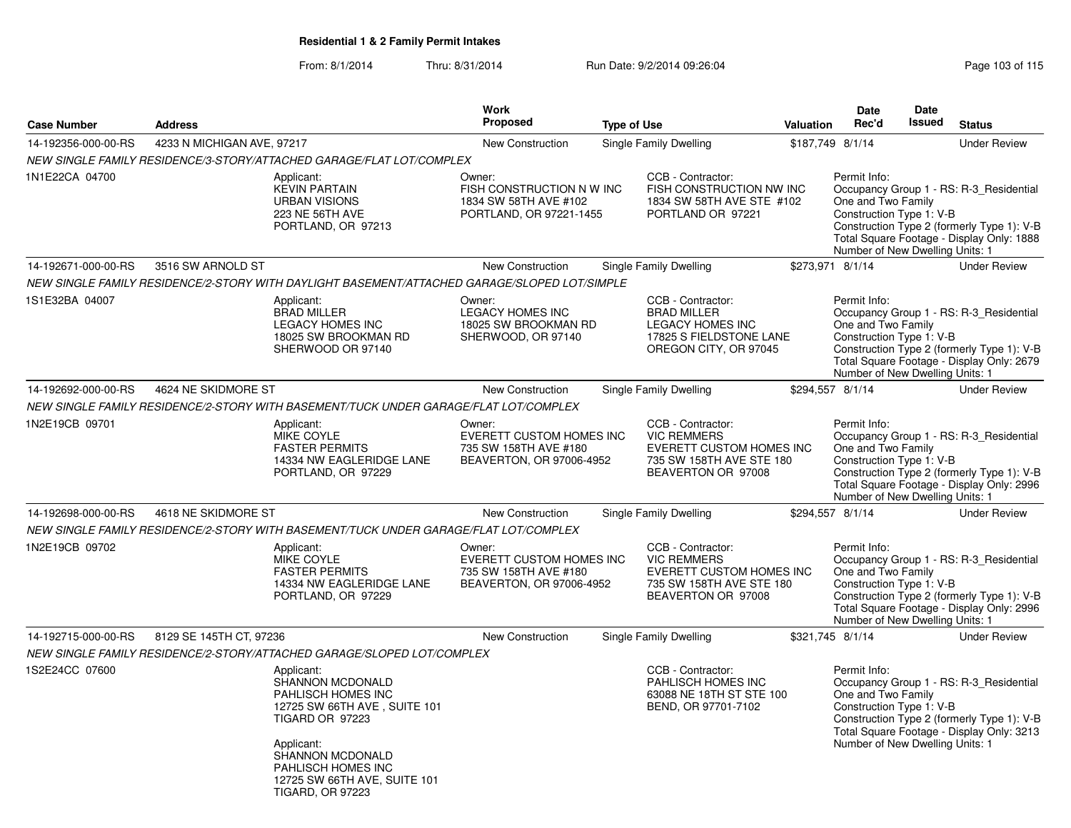**Residential 1 & 2 Family Permit Intakes**

From: 8/1/2014 Thru: 8/31/2014 Run Date: 9/2/2014 09:26:04

| Case Number | Address | Work Proposed | Type of Use | Valuation | Date Rec'd | Date Issued | Status |
|---|---|---|---|---|---|---|---|
| 14-192356-000-00-RS | 4233 N MICHIGAN AVE, 97217 | New Construction | Single Family Dwelling | $187,749 | 8/1/14 | | Under Review |

*NEW SINGLE FAMILY RESIDENCE/3-STORY/ATTACHED GARAGE/FLAT LOT/COMPLEX*

1N1E22CA 04700

Applicant: KEVIN PARTAIN, URBAN VISIONS, 223 NE 56TH AVE, PORTLAND, OR 97213

Owner: FISH CONSTRUCTION N W INC, 1834 SW 58TH AVE #102, PORTLAND, OR 97221-1455

CCB - Contractor: FISH CONSTRUCTION NW INC, 1834 SW 58TH AVE STE #102, PORTLAND OR 97221

Permit Info: Occupancy Group 1 - RS: R-3_Residential One and Two Family; Construction Type 1: V-B; Construction Type 2 (formerly Type 1): V-B; Total Square Footage - Display Only: 1888; Number of New Dwelling Units: 1

| Case Number | Address | Work Proposed | Type of Use | Valuation | Date Rec'd | Date Issued | Status |
|---|---|---|---|---|---|---|---|
| 14-192671-000-00-RS | 3516 SW ARNOLD ST | New Construction | Single Family Dwelling | $273,971 | 8/1/14 | | Under Review |

*NEW SINGLE FAMILY RESIDENCE/2-STORY WITH DAYLIGHT BASEMENT/ATTACHED GARAGE/SLOPED LOT/SIMPLE*

1S1E32BA 04007

Applicant: BRAD MILLER, LEGACY HOMES INC, 18025 SW BROOKMAN RD, SHERWOOD OR 97140

Owner: LEGACY HOMES INC, 18025 SW BROOKMAN RD, SHERWOOD, OR 97140

CCB - Contractor: BRAD MILLER, LEGACY HOMES INC, 17825 S FIELDSTONE LANE, OREGON CITY, OR 97045

Permit Info: Occupancy Group 1 - RS: R-3_Residential One and Two Family; Construction Type 1: V-B; Construction Type 2 (formerly Type 1): V-B; Total Square Footage - Display Only: 2679; Number of New Dwelling Units: 1

| Case Number | Address | Work Proposed | Type of Use | Valuation | Date Rec'd | Date Issued | Status |
|---|---|---|---|---|---|---|---|
| 14-192692-000-00-RS | 4624 NE SKIDMORE ST | New Construction | Single Family Dwelling | $294,557 | 8/1/14 | | Under Review |

*NEW SINGLE FAMILY RESIDENCE/2-STORY WITH BASEMENT/TUCK UNDER GARAGE/FLAT LOT/COMPLEX*

1N2E19CB 09701

Applicant: MIKE COYLE, FASTER PERMITS, 14334 NW EAGLERIDGE LANE, PORTLAND, OR 97229

Owner: EVERETT CUSTOM HOMES INC, 735 SW 158TH AVE #180, BEAVERTON, OR 97006-4952

CCB - Contractor: VIC REMMERS, EVERETT CUSTOM HOMES INC, 735 SW 158TH AVE STE 180, BEAVERTON OR 97008

Permit Info: Occupancy Group 1 - RS: R-3_Residential One and Two Family; Construction Type 1: V-B; Construction Type 2 (formerly Type 1): V-B; Total Square Footage - Display Only: 2996; Number of New Dwelling Units: 1

| Case Number | Address | Work Proposed | Type of Use | Valuation | Date Rec'd | Date Issued | Status |
|---|---|---|---|---|---|---|---|
| 14-192698-000-00-RS | 4618 NE SKIDMORE ST | New Construction | Single Family Dwelling | $294,557 | 8/1/14 | | Under Review |

*NEW SINGLE FAMILY RESIDENCE/2-STORY WITH BASEMENT/TUCK UNDER GARAGE/FLAT LOT/COMPLEX*

1N2E19CB 09702

Applicant: MIKE COYLE, FASTER PERMITS, 14334 NW EAGLERIDGE LANE, PORTLAND, OR 97229

Owner: EVERETT CUSTOM HOMES INC, 735 SW 158TH AVE #180, BEAVERTON, OR 97006-4952

CCB - Contractor: VIC REMMERS, EVERETT CUSTOM HOMES INC, 735 SW 158TH AVE STE 180, BEAVERTON OR 97008

Permit Info: Occupancy Group 1 - RS: R-3_Residential One and Two Family; Construction Type 1: V-B; Construction Type 2 (formerly Type 1): V-B; Total Square Footage - Display Only: 2996; Number of New Dwelling Units: 1

| Case Number | Address | Work Proposed | Type of Use | Valuation | Date Rec'd | Date Issued | Status |
|---|---|---|---|---|---|---|---|
| 14-192715-000-00-RS | 8129 SE 145TH CT, 97236 | New Construction | Single Family Dwelling | $321,745 | 8/1/14 | | Under Review |

*NEW SINGLE FAMILY RESIDENCE/2-STORY/ATTACHED GARAGE/SLOPED LOT/COMPLEX*

1S2E24CC 07600

Applicant: SHANNON MCDONALD, PAHLISCH HOMES INC, 12725 SW 66TH AVE , SUITE 101, TIGARD OR 97223

Applicant: SHANNON MCDONALD, PAHLISCH HOMES INC, 12725 SW 66TH AVE, SUITE 101, TIGARD, OR 97223

CCB - Contractor: PAHLISCH HOMES INC, 63088 NE 18TH ST STE 100, BEND, OR 97701-7102

Permit Info: Occupancy Group 1 - RS: R-3_Residential One and Two Family; Construction Type 1: V-B; Construction Type 2 (formerly Type 1): V-B; Total Square Footage - Display Only: 3213; Number of New Dwelling Units: 1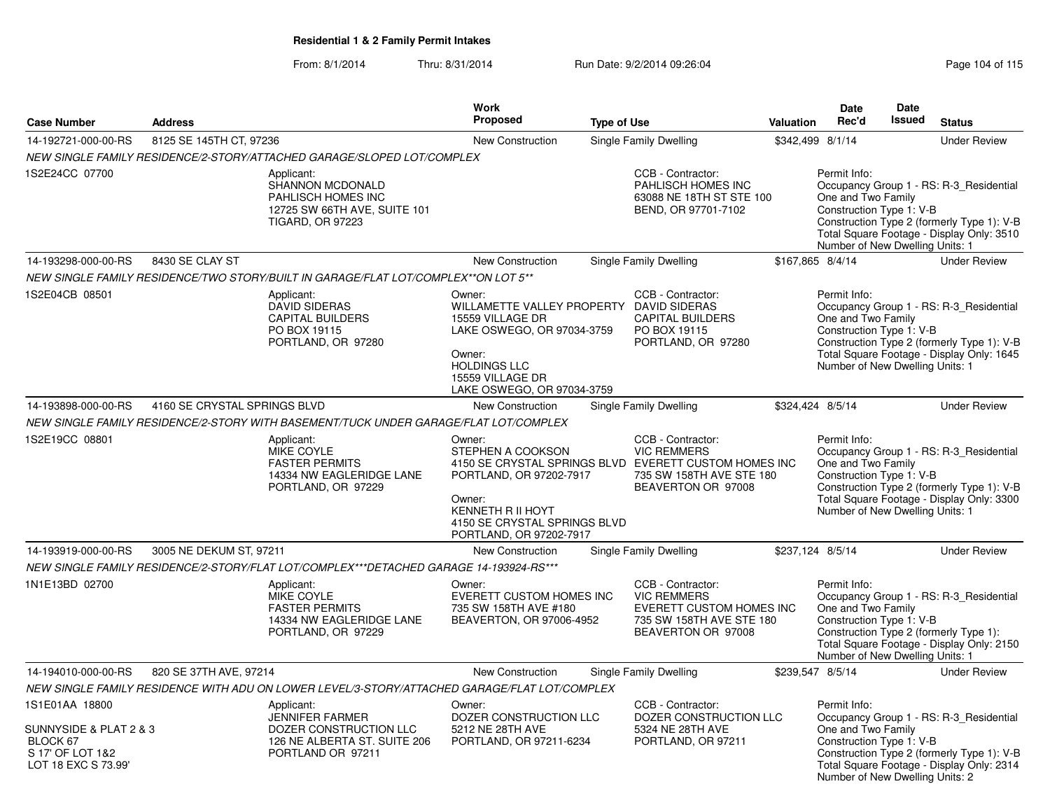**Residential 1 & 2 Family Permit Intakes**

From: 8/1/2014 Thru: 8/31/2014 Run Date: 9/2/2014 09:26:04

| Case Number | Address | Work Proposed | Type of Use | Valuation | Date Rec'd | Date Issued | Status |
|---|---|---|---|---|---|---|---|
| 14-192721-000-00-RS | 8125 SE 145TH CT, 97236 | New Construction | Single Family Dwelling | $342,499 | 8/1/14 | | Under Review |
| *NEW SINGLE FAMILY RESIDENCE/2-STORY/ATTACHED GARAGE/SLOPED LOT/COMPLEX* | | | | | | | |
| 1S2E24CC 07700 | Applicant: SHANNON MCDONALD PAHLISCH HOMES INC 12725 SW 66TH AVE, SUITE 101 TIGARD, OR 97223 | | CCB - Contractor: PAHLISCH HOMES INC 63088 NE 18TH ST STE 100 BEND, OR 97701-7102 | Permit Info: Occupancy Group 1 - RS: R-3_Residential One and Two Family Construction Type 1: V-B Construction Type 2 (formerly Type 1): V-B Total Square Footage - Display Only: 3510 Number of New Dwelling Units: 1 | | | |
| 14-193298-000-00-RS | 8430 SE CLAY ST | New Construction | Single Family Dwelling | $167,865 | 8/4/14 | | Under Review |
| *NEW SINGLE FAMILY RESIDENCE/TWO STORY/BUILT IN GARAGE/FLAT LOT/COMPLEX**ON LOT 5*** | | | | | | | |
| 1S2E04CB 08501 | Applicant: DAVID SIDERAS CAPITAL BUILDERS PO BOX 19115 PORTLAND, OR 97280 | Owner: WILLAMETTE VALLEY PROPERTY 15559 VILLAGE DR LAKE OSWEGO, OR 97034-3759 Owner: HOLDINGS LLC 15559 VILLAGE DR LAKE OSWEGO, OR 97034-3759 | CCB - Contractor: DAVID SIDERAS CAPITAL BUILDERS PO BOX 19115 PORTLAND, OR 97280 | Permit Info: Occupancy Group 1 - RS: R-3_Residential One and Two Family Construction Type 1: V-B Construction Type 2 (formerly Type 1): V-B Total Square Footage - Display Only: 1645 Number of New Dwelling Units: 1 | | | |
| 14-193898-000-00-RS | 4160 SE CRYSTAL SPRINGS BLVD | New Construction | Single Family Dwelling | $324,424 | 8/5/14 | | Under Review |
| *NEW SINGLE FAMILY RESIDENCE/2-STORY WITH BASEMENT/TUCK UNDER GARAGE/FLAT LOT/COMPLEX* | | | | | | | |
| 1S2E19CC 08801 | Applicant: MIKE COYLE FASTER PERMITS 14334 NW EAGLERIDGE LANE PORTLAND, OR 97229 | Owner: STEPHEN A COOKSON 4150 SE CRYSTAL SPRINGS BLVD PORTLAND, OR 97202-7917 Owner: KENNETH R II HOYT 4150 SE CRYSTAL SPRINGS BLVD PORTLAND, OR 97202-7917 | CCB - Contractor: VIC REMMERS EVERETT CUSTOM HOMES INC 735 SW 158TH AVE STE 180 BEAVERTON OR 97008 | Permit Info: Occupancy Group 1 - RS: R-3_Residential One and Two Family Construction Type 1: V-B Construction Type 2 (formerly Type 1): V-B Total Square Footage - Display Only: 3300 Number of New Dwelling Units: 1 | | | |
| 14-193919-000-00-RS | 3005 NE DEKUM ST, 97211 | New Construction | Single Family Dwelling | $237,124 | 8/5/14 | | Under Review |
| *NEW SINGLE FAMILY RESIDENCE/2-STORY/FLAT LOT/COMPLEX***DETACHED GARAGE 14-193924-RS**** | | | | | | | |
| 1N1E13BD 02700 | Applicant: MIKE COYLE FASTER PERMITS 14334 NW EAGLERIDGE LANE PORTLAND, OR 97229 | Owner: EVERETT CUSTOM HOMES INC 735 SW 158TH AVE #180 BEAVERTON, OR 97006-4952 | CCB - Contractor: VIC REMMERS EVERETT CUSTOM HOMES INC 735 SW 158TH AVE STE 180 BEAVERTON OR 97008 | Permit Info: Occupancy Group 1 - RS: R-3_Residential One and Two Family Construction Type 1: V-B Construction Type 2 (formerly Type 1): Total Square Footage - Display Only: 2150 Number of New Dwelling Units: 1 | | | |
| 14-194010-000-00-RS | 820 SE 37TH AVE, 97214 | New Construction | Single Family Dwelling | $239,547 | 8/5/14 | | Under Review |
| *NEW SINGLE FAMILY RESIDENCE WITH ADU ON LOWER LEVEL/3-STORY/ATTACHED GARAGE/FLAT LOT/COMPLEX* | | | | | | | |
| 1S1E01AA 18800 SUNNYSIDE & PLAT 2 & 3 BLOCK 67 S 17' OF LOT 1&2 LOT 18 EXC S 73.99' | Applicant: JENNIFER FARMER DOZER CONSTRUCTION LLC 126 NE ALBERTA ST. SUITE 206 PORTLAND OR 97211 | Owner: DOZER CONSTRUCTION LLC 5212 NE 28TH AVE PORTLAND, OR 97211-6234 | CCB - Contractor: DOZER CONSTRUCTION LLC 5324 NE 28TH AVE PORTLAND, OR 97211 | Permit Info: Occupancy Group 1 - RS: R-3_Residential One and Two Family Construction Type 1: V-B Construction Type 2 (formerly Type 1): V-B Total Square Footage - Display Only: 2314 Number of New Dwelling Units: 2 | | | |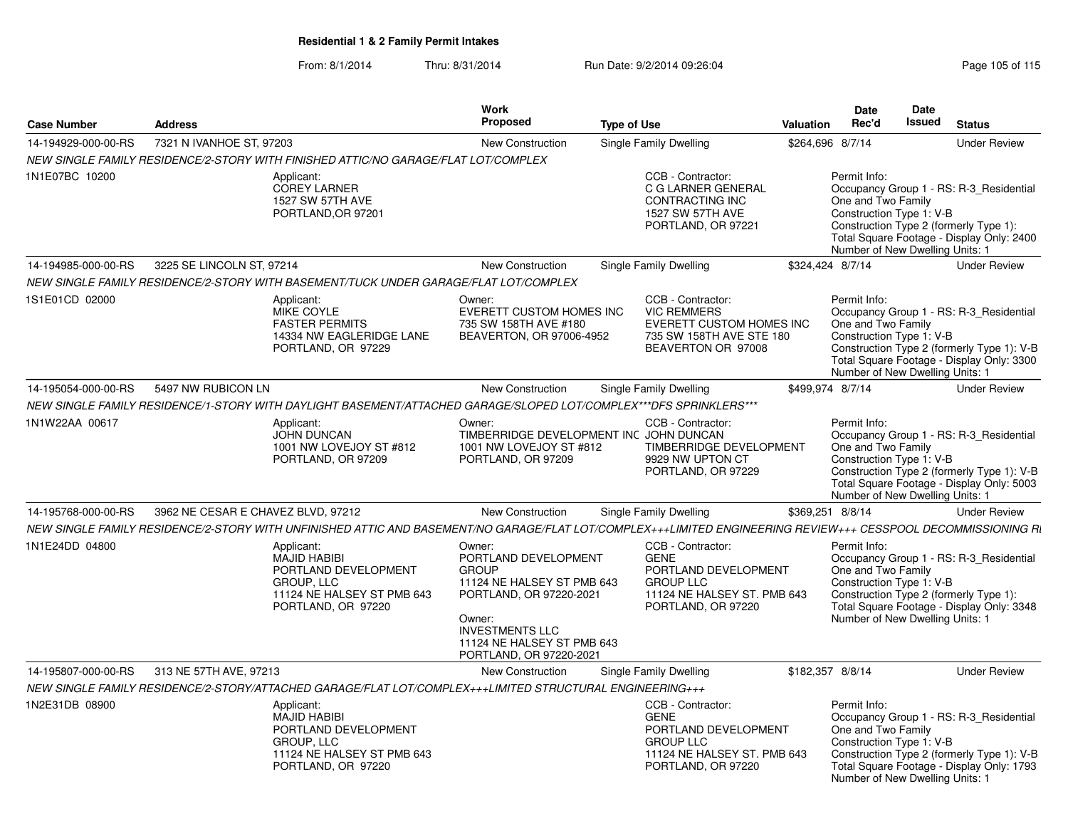**Residential 1 & 2 Family Permit Intakes**

From: 8/1/2014 Thru: 8/31/2014 Run Date: 9/2/2014 09:26:04

| Case Number | Address | Work Proposed | Type of Use | Valuation | Date Rec'd | Date Issued | Status |
|---|---|---|---|---|---|---|---|
| 14-194929-000-00-RS | 7321 N IVANHOE ST, 97203 | New Construction | Single Family Dwelling | $264,696 | 8/7/14 | | Under Review |

NEW SINGLE FAMILY RESIDENCE/2-STORY WITH FINISHED ATTIC/NO GARAGE/FLAT LOT/COMPLEX

1N1E07BC 10200

Applicant:
COREY LARNER
1527 SW 57TH AVE
PORTLAND,OR 97201

CCB - Contractor:
C G LARNER GENERAL CONTRACTING INC
1527 SW 57TH AVE
PORTLAND, OR 97221

Permit Info:
Occupancy Group 1 - RS: R-3_Residential One and Two Family
Construction Type 1: V-B
Construction Type 2 (formerly Type 1):
Total Square Footage - Display Only: 2400
Number of New Dwelling Units: 1

| Case Number | Address | Work Proposed | Type of Use | Valuation | Date Rec'd | Date Issued | Status |
|---|---|---|---|---|---|---|---|
| 14-194985-000-00-RS | 3225 SE LINCOLN ST, 97214 | New Construction | Single Family Dwelling | $324,424 | 8/7/14 | | Under Review |

NEW SINGLE FAMILY RESIDENCE/2-STORY WITH BASEMENT/TUCK UNDER GARAGE/FLAT LOT/COMPLEX

1S1E01CD 02000

Applicant:
MIKE COYLE
FASTER PERMITS
14334 NW EAGLERIDGE LANE
PORTLAND, OR 97229

Owner:
EVERETT CUSTOM HOMES INC
735 SW 158TH AVE #180
BEAVERTON, OR 97006-4952

CCB - Contractor:
VIC REMMERS
EVERETT CUSTOM HOMES INC
735 SW 158TH AVE STE 180
BEAVERTON OR 97008

Permit Info:
Occupancy Group 1 - RS: R-3_Residential One and Two Family
Construction Type 1: V-B
Construction Type 2 (formerly Type 1): V-B
Total Square Footage - Display Only: 3300
Number of New Dwelling Units: 1

| Case Number | Address | Work Proposed | Type of Use | Valuation | Date Rec'd | Date Issued | Status |
|---|---|---|---|---|---|---|---|
| 14-195054-000-00-RS | 5497 NW RUBICON LN | New Construction | Single Family Dwelling | $499,974 | 8/7/14 | | Under Review |

NEW SINGLE FAMILY RESIDENCE/1-STORY WITH DAYLIGHT BASEMENT/ATTACHED GARAGE/SLOPED LOT/COMPLEX***DFS SPRINKLERS***

1N1W22AA 00617

Applicant:
JOHN DUNCAN
1001 NW LOVEJOY ST #812
PORTLAND, OR 97209

Owner:
TIMBERRIDGE DEVELOPMENT INC
1001 NW LOVEJOY ST #812
PORTLAND, OR 97209

CCB - Contractor:
JOHN DUNCAN
TIMBERRIDGE DEVELOPMENT
9929 NW UPTON CT
PORTLAND, OR 97229

Permit Info:
Occupancy Group 1 - RS: R-3_Residential One and Two Family
Construction Type 1: V-B
Construction Type 2 (formerly Type 1): V-B
Total Square Footage - Display Only: 5003
Number of New Dwelling Units: 1

| Case Number | Address | Work Proposed | Type of Use | Valuation | Date Rec'd | Date Issued | Status |
|---|---|---|---|---|---|---|---|
| 14-195768-000-00-RS | 3962 NE CESAR E CHAVEZ BLVD, 97212 | New Construction | Single Family Dwelling | $369,251 | 8/8/14 | | Under Review |

NEW SINGLE FAMILY RESIDENCE/2-STORY WITH UNFINISHED ATTIC AND BASEMENT/NO GARAGE/FLAT LOT/COMPLEX+++LIMITED ENGINEERING REVIEW+++ CESSPOOL DECOMMISSIONING RI

1N1E24DD 04800

Applicant:
MAJID HABIBI
PORTLAND DEVELOPMENT GROUP, LLC
11124 NE HALSEY ST PMB 643
PORTLAND, OR 97220

Owner:
PORTLAND DEVELOPMENT GROUP
11124 NE HALSEY ST PMB 643
PORTLAND, OR 97220-2021

Owner:
INVESTMENTS LLC
11124 NE HALSEY ST PMB 643
PORTLAND, OR 97220-2021

CCB - Contractor:
GENE
PORTLAND DEVELOPMENT GROUP LLC
11124 NE HALSEY ST. PMB 643
PORTLAND, OR 97220

Permit Info:
Occupancy Group 1 - RS: R-3_Residential One and Two Family
Construction Type 1: V-B
Construction Type 2 (formerly Type 1):
Total Square Footage - Display Only: 3348
Number of New Dwelling Units: 1

| Case Number | Address | Work Proposed | Type of Use | Valuation | Date Rec'd | Date Issued | Status |
|---|---|---|---|---|---|---|---|
| 14-195807-000-00-RS | 313 NE 57TH AVE, 97213 | New Construction | Single Family Dwelling | $182,357 | 8/8/14 | | Under Review |

NEW SINGLE FAMILY RESIDENCE/2-STORY/ATTACHED GARAGE/FLAT LOT/COMPLEX+++LIMITED STRUCTURAL ENGINEERING+++

1N2E31DB 08900

Applicant:
MAJID HABIBI
PORTLAND DEVELOPMENT GROUP, LLC
11124 NE HALSEY ST PMB 643
PORTLAND, OR 97220

CCB - Contractor:
GENE
PORTLAND DEVELOPMENT GROUP LLC
11124 NE HALSEY ST. PMB 643
PORTLAND, OR 97220

Permit Info:
Occupancy Group 1 - RS: R-3_Residential One and Two Family
Construction Type 1: V-B
Construction Type 2 (formerly Type 1): V-B
Total Square Footage - Display Only: 1793
Number of New Dwelling Units: 1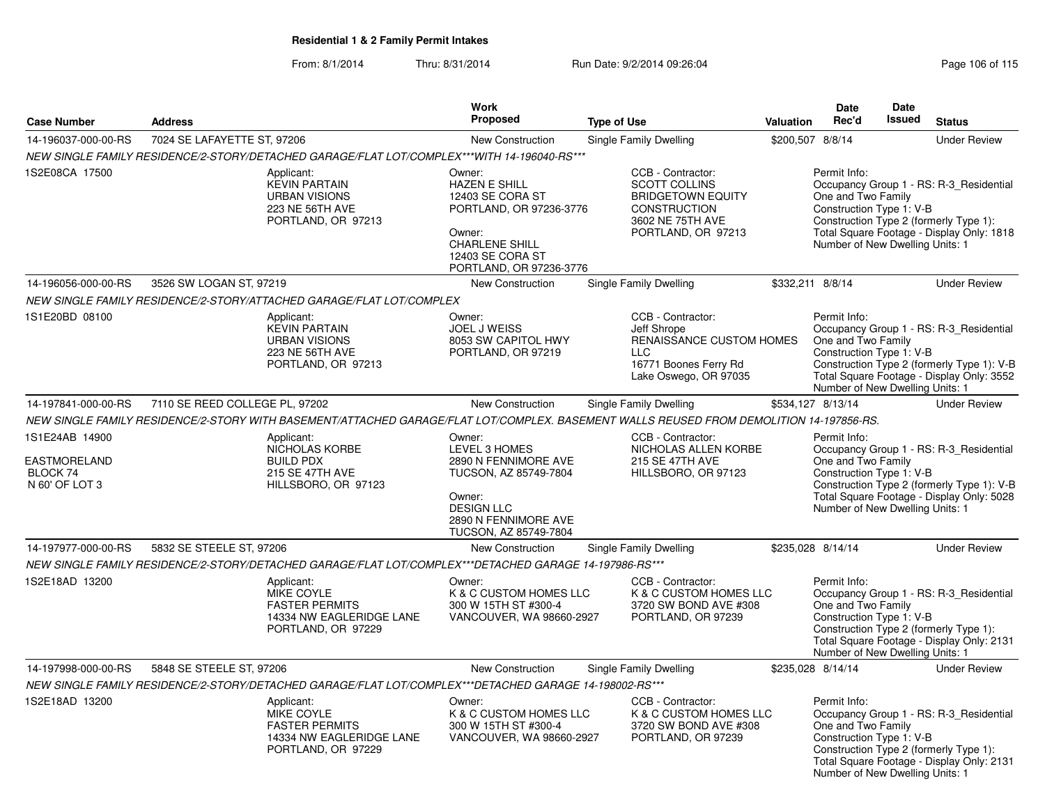**Residential 1 & 2 Family Permit Intakes**

From: 8/1/2014 Thru: 8/31/2014 Run Date: 9/2/2014 09:26:04

| Case Number | Address | Work Proposed | Type of Use | Valuation | Date Rec'd | Date Issued | Status |
|---|---|---|---|---|---|---|---|
| 14-196037-000-00-RS | 7024 SE LAFAYETTE ST, 97206 | New Construction | Single Family Dwelling | $200,507 | 8/8/14 | | Under Review |
| NEW SINGLE FAMILY RESIDENCE/2-STORY/DETACHED GARAGE/FLAT LOT/COMPLEX***WITH 14-196040-RS*** | | | | | | | |
| 1S2E08CA 17500 | Applicant: KEVIN PARTAIN URBAN VISIONS 223 NE 56TH AVE PORTLAND, OR 97213 | Owner: HAZEN E SHILL 12403 SE CORA ST PORTLAND, OR 97236-3776 Owner: CHARLENE SHILL 12403 SE CORA ST PORTLAND, OR 97236-3776 | CCB - Contractor: SCOTT COLLINS BRIDGETOWN EQUITY CONSTRUCTION 3602 NE 75TH AVE PORTLAND, OR 97213 | | Permit Info: Occupancy Group 1 - RS: R-3_Residential One and Two Family Construction Type 1: V-B Construction Type 2 (formerly Type 1): Total Square Footage - Display Only: 1818 Number of New Dwelling Units: 1 | | |
| 14-196056-000-00-RS | 3526 SW LOGAN ST, 97219 | New Construction | Single Family Dwelling | $332,211 | 8/8/14 | | Under Review |
| NEW SINGLE FAMILY RESIDENCE/2-STORY/ATTACHED GARAGE/FLAT LOT/COMPLEX | | | | | | | |
| 1S1E20BD 08100 | Applicant: KEVIN PARTAIN URBAN VISIONS 223 NE 56TH AVE PORTLAND, OR 97213 | Owner: JOEL J WEISS 8053 SW CAPITOL HWY PORTLAND, OR 97219 | CCB - Contractor: Jeff Shrope RENAISSANCE CUSTOM HOMES LLC 16771 Boones Ferry Rd Lake Oswego, OR 97035 | | Permit Info: Occupancy Group 1 - RS: R-3_Residential One and Two Family Construction Type 1: V-B Construction Type 2 (formerly Type 1): V-B Total Square Footage - Display Only: 3552 Number of New Dwelling Units: 1 | | |
| 14-197841-000-00-RS | 7110 SE REED COLLEGE PL, 97202 | New Construction | Single Family Dwelling | $534,127 | 8/13/14 | | Under Review |
| NEW SINGLE FAMILY RESIDENCE/2-STORY WITH BASEMENT/ATTACHED GARAGE/FLAT LOT/COMPLEX. BASEMENT WALLS REUSED FROM DEMOLITION 14-197856-RS. | | | | | | | |
| 1S1E24AB 14900 EASTMORELAND BLOCK 74 N 60' OF LOT 3 | Applicant: NICHOLAS KORBE BUILD PDX 215 SE 47TH AVE HILLSBORO, OR 97123 | Owner: LEVEL 3 HOMES 2890 N FENNIMORE AVE TUCSON, AZ 85749-7804 Owner: DESIGN LLC 2890 N FENNIMORE AVE TUCSON, AZ 85749-7804 | CCB - Contractor: NICHOLAS ALLEN KORBE 215 SE 47TH AVE HILLSBORO, OR 97123 | | Permit Info: Occupancy Group 1 - RS: R-3_Residential One and Two Family Construction Type 1: V-B Construction Type 2 (formerly Type 1): V-B Total Square Footage - Display Only: 5028 Number of New Dwelling Units: 1 | | |
| 14-197977-000-00-RS | 5832 SE STEELE ST, 97206 | New Construction | Single Family Dwelling | $235,028 | 8/14/14 | | Under Review |
| NEW SINGLE FAMILY RESIDENCE/2-STORY/DETACHED GARAGE/FLAT LOT/COMPLEX***DETACHED GARAGE 14-197986-RS*** | | | | | | | |
| 1S2E18AD 13200 | Applicant: MIKE COYLE FASTER PERMITS 14334 NW EAGLERIDGE LANE PORTLAND, OR 97229 | Owner: K & C CUSTOM HOMES LLC 300 W 15TH ST #300-4 VANCOUVER, WA 98660-2927 | CCB - Contractor: K & C CUSTOM HOMES LLC 3720 SW BOND AVE #308 PORTLAND, OR 97239 | | Permit Info: Occupancy Group 1 - RS: R-3_Residential One and Two Family Construction Type 1: V-B Construction Type 2 (formerly Type 1): Total Square Footage - Display Only: 2131 Number of New Dwelling Units: 1 | | |
| 14-197998-000-00-RS | 5848 SE STEELE ST, 97206 | New Construction | Single Family Dwelling | $235,028 | 8/14/14 | | Under Review |
| NEW SINGLE FAMILY RESIDENCE/2-STORY/DETACHED GARAGE/FLAT LOT/COMPLEX***DETACHED GARAGE 14-198002-RS*** | | | | | | | |
| 1S2E18AD 13200 | Applicant: MIKE COYLE FASTER PERMITS 14334 NW EAGLERIDGE LANE PORTLAND, OR 97229 | Owner: K & C CUSTOM HOMES LLC 300 W 15TH ST #300-4 VANCOUVER, WA 98660-2927 | CCB - Contractor: K & C CUSTOM HOMES LLC 3720 SW BOND AVE #308 PORTLAND, OR 97239 | | Permit Info: Occupancy Group 1 - RS: R-3_Residential One and Two Family Construction Type 1: V-B Construction Type 2 (formerly Type 1): Total Square Footage - Display Only: 2131 Number of New Dwelling Units: 1 | | |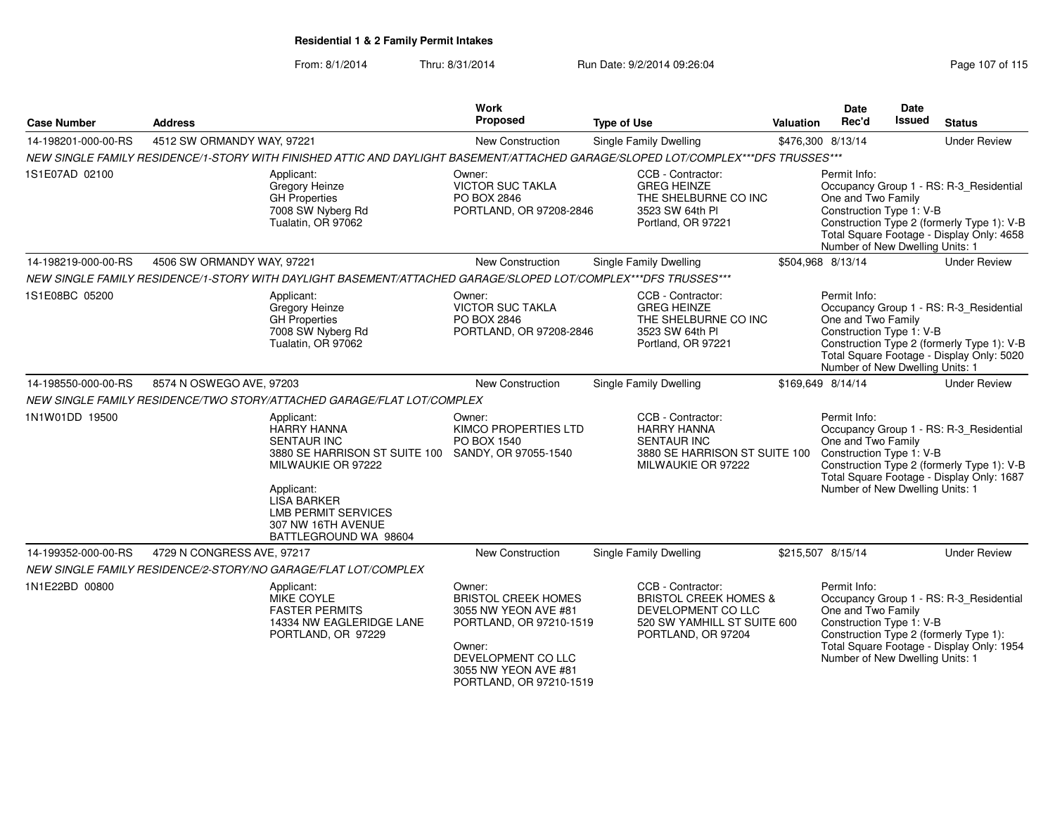**Residential 1 & 2 Family Permit Intakes**

From: 8/1/2014 Thru: 8/31/2014 Run Date: 9/2/2014 09:26:04

| Case Number | Address | Work Proposed | Type of Use | Valuation | Date Rec'd | Date Issued | Status |
|---|---|---|---|---|---|---|---|
| 14-198201-000-00-RS | 4512 SW ORMANDY WAY, 97221 | New Construction | Single Family Dwelling | $476,300 | 8/13/14 | | Under Review |

*NEW SINGLE FAMILY RESIDENCE/1-STORY WITH FINISHED ATTIC AND DAYLIGHT BASEMENT/ATTACHED GARAGE/SLOPED LOT/COMPLEX***DFS TRUSSES****

1S1E07AD 02100

Applicant: Gregory Heinze, GH Properties, 7008 SW Nyberg Rd, Tualatin, OR 97062

Owner: VICTOR SUC TAKLA, PO BOX 2846, PORTLAND, OR 97208-2846

CCB - Contractor: GREG HEINZE, THE SHELBURNE CO INC, 3523 SW 64th Pl, Portland, OR 97221

Permit Info: Occupancy Group 1 - RS: R-3_Residential One and Two Family; Construction Type 1: V-B; Construction Type 2 (formerly Type 1): V-B; Total Square Footage - Display Only: 4658; Number of New Dwelling Units: 1

| Case Number | Address | Work Proposed | Type of Use | Valuation | Date Rec'd | Date Issued | Status |
|---|---|---|---|---|---|---|---|
| 14-198219-000-00-RS | 4506 SW ORMANDY WAY, 97221 | New Construction | Single Family Dwelling | $504,968 | 8/13/14 | | Under Review |

*NEW SINGLE FAMILY RESIDENCE/1-STORY WITH DAYLIGHT BASEMENT/ATTACHED GARAGE/SLOPED LOT/COMPLEX***DFS TRUSSES****

1S1E08BC 05200

Applicant: Gregory Heinze, GH Properties, 7008 SW Nyberg Rd, Tualatin, OR 97062

Owner: VICTOR SUC TAKLA, PO BOX 2846, PORTLAND, OR 97208-2846

CCB - Contractor: GREG HEINZE, THE SHELBURNE CO INC, 3523 SW 64th Pl, Portland, OR 97221

Permit Info: Occupancy Group 1 - RS: R-3_Residential One and Two Family; Construction Type 1: V-B; Construction Type 2 (formerly Type 1): V-B; Total Square Footage - Display Only: 5020; Number of New Dwelling Units: 1

| Case Number | Address | Work Proposed | Type of Use | Valuation | Date Rec'd | Date Issued | Status |
|---|---|---|---|---|---|---|---|
| 14-198550-000-00-RS | 8574 N OSWEGO AVE, 97203 | New Construction | Single Family Dwelling | $169,649 | 8/14/14 | | Under Review |

*NEW SINGLE FAMILY RESIDENCE/TWO STORY/ATTACHED GARAGE/FLAT LOT/COMPLEX*

1N1W01DD 19500

Applicant: HARRY HANNA, SENTAUR INC, 3880 SE HARRISON ST SUITE 100, MILWAUKIE OR 97222

Applicant: LISA BARKER, LMB PERMIT SERVICES, 307 NW 16TH AVENUE, BATTLEGROUND WA 98604

Owner: KIMCO PROPERTIES LTD, PO BOX 1540, SANDY, OR 97055-1540

CCB - Contractor: HARRY HANNA, SENTAUR INC, 3880 SE HARRISON ST SUITE 100, MILWAUKIE OR 97222

Permit Info: Occupancy Group 1 - RS: R-3_Residential One and Two Family; Construction Type 1: V-B; Construction Type 2 (formerly Type 1): V-B; Total Square Footage - Display Only: 1687; Number of New Dwelling Units: 1

| Case Number | Address | Work Proposed | Type of Use | Valuation | Date Rec'd | Date Issued | Status |
|---|---|---|---|---|---|---|---|
| 14-199352-000-00-RS | 4729 N CONGRESS AVE, 97217 | New Construction | Single Family Dwelling | $215,507 | 8/15/14 | | Under Review |

*NEW SINGLE FAMILY RESIDENCE/2-STORY/NO GARAGE/FLAT LOT/COMPLEX*

1N1E22BD 00800

Applicant: MIKE COYLE, FASTER PERMITS, 14334 NW EAGLERIDGE LANE, PORTLAND, OR 97229

Owner: BRISTOL CREEK HOMES, 3055 NW YEON AVE #81, PORTLAND, OR 97210-1519

Owner: DEVELOPMENT CO LLC, 3055 NW YEON AVE #81, PORTLAND, OR 97210-1519

CCB - Contractor: BRISTOL CREEK HOMES & DEVELOPMENT CO LLC, 520 SW YAMHILL ST SUITE 600, PORTLAND, OR 97204

Permit Info: Occupancy Group 1 - RS: R-3_Residential One and Two Family; Construction Type 1: V-B; Construction Type 2 (formerly Type 1):; Total Square Footage - Display Only: 1954; Number of New Dwelling Units: 1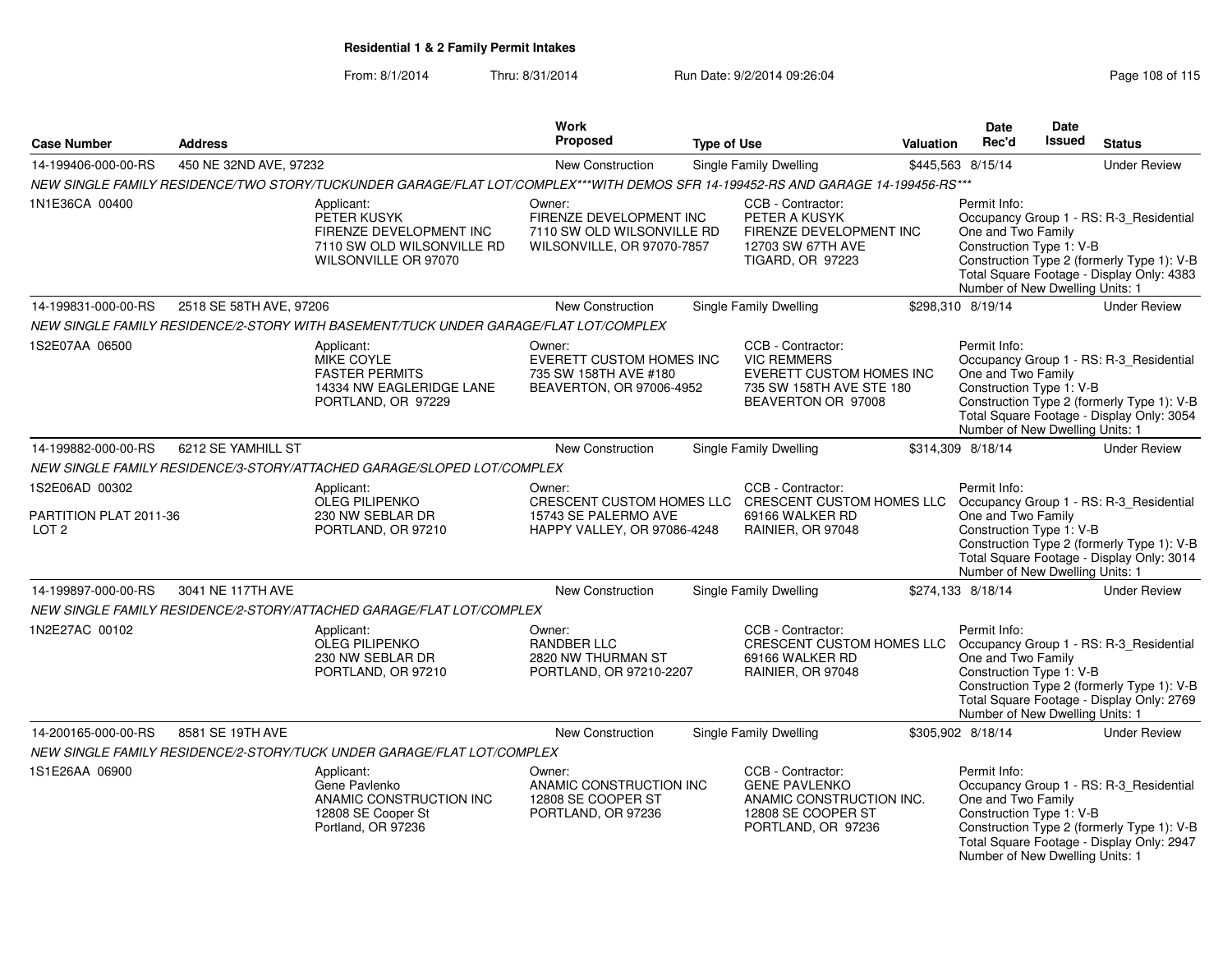**Residential 1 & 2 Family Permit Intakes**

From: 8/1/2014 Thru: 8/31/2014 Run Date: 9/2/2014 09:26:04

| Case Number | Address | Work Proposed | Type of Use | Valuation | Date Rec'd | Date Issued | Status |
|---|---|---|---|---|---|---|---|
| 14-199406-000-00-RS | 450 NE 32ND AVE, 97232 | New Construction | Single Family Dwelling | $445,563 | 8/15/14 | | Under Review |

NEW SINGLE FAMILY RESIDENCE/TWO STORY/TUCKUNDER GARAGE/FLAT LOT/COMPLEX***WITH DEMOS SFR 14-199452-RS AND GARAGE 14-199456-RS***

1N1E36CA 00400

Applicant: PETER KUSYK, FIRENZE DEVELOPMENT INC, 7110 SW OLD WILSONVILLE RD, WILSONVILLE OR 97070

Owner: FIRENZE DEVELOPMENT INC, 7110 SW OLD WILSONVILLE RD, WILSONVILLE, OR 97070-7857

CCB - Contractor: PETER A KUSYK, FIRENZE DEVELOPMENT INC, 12703 SW 67TH AVE, TIGARD, OR 97223

Permit Info: Occupancy Group 1 - RS: R-3_Residential One and Two Family; Construction Type 1: V-B; Construction Type 2 (formerly Type 1): V-B; Total Square Footage - Display Only: 4383; Number of New Dwelling Units: 1

| Case Number | Address | Work Proposed | Type of Use | Valuation | Date Rec'd | Date Issued | Status |
|---|---|---|---|---|---|---|---|
| 14-199831-000-00-RS | 2518 SE 58TH AVE, 97206 | New Construction | Single Family Dwelling | $298,310 | 8/19/14 | | Under Review |

NEW SINGLE FAMILY RESIDENCE/2-STORY WITH BASEMENT/TUCK UNDER GARAGE/FLAT LOT/COMPLEX

1S2E07AA 06500

Applicant: MIKE COYLE, FASTER PERMITS, 14334 NW EAGLERIDGE LANE, PORTLAND, OR 97229

Owner: EVERETT CUSTOM HOMES INC, 735 SW 158TH AVE #180, BEAVERTON, OR 97006-4952

CCB - Contractor: VIC REMMERS, EVERETT CUSTOM HOMES INC, 735 SW 158TH AVE STE 180, BEAVERTON OR 97008

Permit Info: Occupancy Group 1 - RS: R-3_Residential One and Two Family; Construction Type 1: V-B; Construction Type 2 (formerly Type 1): V-B; Total Square Footage - Display Only: 3054; Number of New Dwelling Units: 1

| Case Number | Address | Work Proposed | Type of Use | Valuation | Date Rec'd | Date Issued | Status |
|---|---|---|---|---|---|---|---|
| 14-199882-000-00-RS | 6212 SE YAMHILL ST | New Construction | Single Family Dwelling | $314,309 | 8/18/14 | | Under Review |

NEW SINGLE FAMILY RESIDENCE/3-STORY/ATTACHED GARAGE/SLOPED LOT/COMPLEX

1S2E06AD 00302
PARTITION PLAT 2011-36
LOT 2

Applicant: OLEG PILIPENKO, 230 NW SEBLAR DR, PORTLAND, OR 97210

Owner: CRESCENT CUSTOM HOMES LLC, 15743 SE PALERMO AVE, HAPPY VALLEY, OR 97086-4248

CCB - Contractor: CRESCENT CUSTOM HOMES LLC, 69166 WALKER RD, RAINIER, OR 97048

Permit Info: Occupancy Group 1 - RS: R-3_Residential One and Two Family; Construction Type 1: V-B; Construction Type 2 (formerly Type 1): V-B; Total Square Footage - Display Only: 3014; Number of New Dwelling Units: 1

| Case Number | Address | Work Proposed | Type of Use | Valuation | Date Rec'd | Date Issued | Status |
|---|---|---|---|---|---|---|---|
| 14-199897-000-00-RS | 3041 NE 117TH AVE | New Construction | Single Family Dwelling | $274,133 | 8/18/14 | | Under Review |

NEW SINGLE FAMILY RESIDENCE/2-STORY/ATTACHED GARAGE/FLAT LOT/COMPLEX

1N2E27AC 00102

Applicant: OLEG PILIPENKO, 230 NW SEBLAR DR, PORTLAND, OR 97210

Owner: RANDBER LLC, 2820 NW THURMAN ST, PORTLAND, OR 97210-2207

CCB - Contractor: CRESCENT CUSTOM HOMES LLC, 69166 WALKER RD, RAINIER, OR 97048

Permit Info: Occupancy Group 1 - RS: R-3_Residential One and Two Family; Construction Type 1: V-B; Construction Type 2 (formerly Type 1): V-B; Total Square Footage - Display Only: 2769; Number of New Dwelling Units: 1

| Case Number | Address | Work Proposed | Type of Use | Valuation | Date Rec'd | Date Issued | Status |
|---|---|---|---|---|---|---|---|
| 14-200165-000-00-RS | 8581 SE 19TH AVE | New Construction | Single Family Dwelling | $305,902 | 8/18/14 | | Under Review |

NEW SINGLE FAMILY RESIDENCE/2-STORY/TUCK UNDER GARAGE/FLAT LOT/COMPLEX

1S1E26AA 06900

Applicant: Gene Pavlenko, ANAMIC CONSTRUCTION INC, 12808 SE Cooper St, Portland, OR 97236

Owner: ANAMIC CONSTRUCTION INC, 12808 SE COOPER ST, PORTLAND, OR 97236

CCB - Contractor: GENE PAVLENKO, ANAMIC CONSTRUCTION INC., 12808 SE COOPER ST, PORTLAND, OR 97236

Permit Info: Occupancy Group 1 - RS: R-3_Residential One and Two Family; Construction Type 1: V-B; Construction Type 2 (formerly Type 1): V-B; Total Square Footage - Display Only: 2947; Number of New Dwelling Units: 1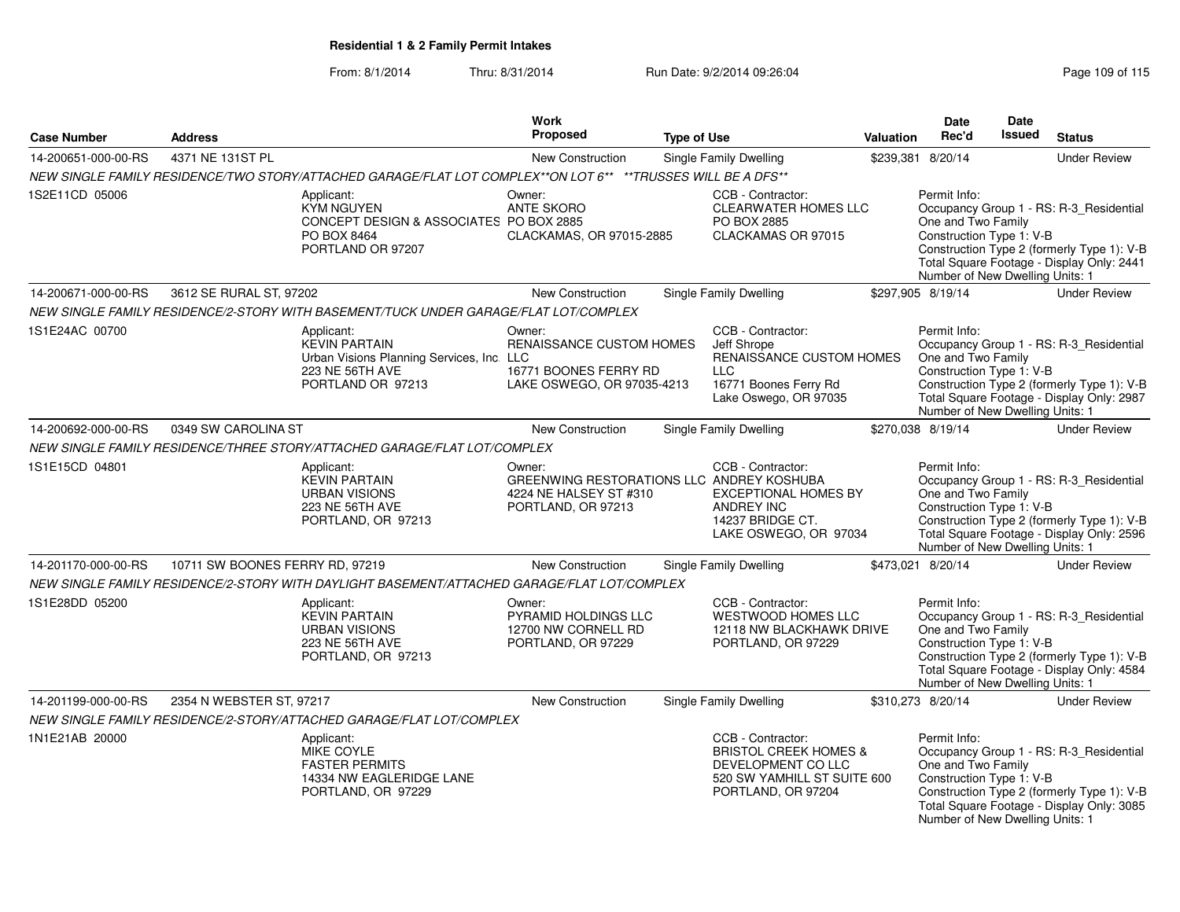**Residential 1 & 2 Family Permit Intakes**

From: 8/1/2014 Thru: 8/31/2014 Run Date: 9/2/2014 09:26:04

| Case Number | Address | Work Proposed | Type of Use | Valuation | Date Rec'd | Date Issued | Status |
|---|---|---|---|---|---|---|---|
| 14-200651-000-00-RS | 4371 NE 131ST PL | New Construction | Single Family Dwelling | $239,381 | 8/20/14 | | Under Review |
| NEW SINGLE FAMILY RESIDENCE/TWO STORY/ATTACHED GARAGE/FLAT LOT COMPLEX**ON LOT 6** **TRUSSES WILL BE A DFS** | | | | | | | |
| 1S2E11CD 05006 | Applicant: KYM NGUYEN CONCEPT DESIGN & ASSOCIATES PO BOX 8464 PORTLAND OR 97207 | Owner: ANTE SKORO PO BOX 2885 CLACKAMAS, OR 97015-2885 | CCB - Contractor: CLEARWATER HOMES LLC PO BOX 2885 CLACKAMAS OR 97015 | | Permit Info: Occupancy Group 1 - RS: R-3_Residential One and Two Family Construction Type 1: V-B Construction Type 2 (formerly Type 1): V-B Total Square Footage - Display Only: 2441 Number of New Dwelling Units: 1 | | |
| 14-200671-000-00-RS | 3612 SE RURAL ST, 97202 | New Construction | Single Family Dwelling | $297,905 | 8/19/14 | | Under Review |
| NEW SINGLE FAMILY RESIDENCE/2-STORY WITH BASEMENT/TUCK UNDER GARAGE/FLAT LOT/COMPLEX | | | | | | | |
| 1S1E24AC 00700 | Applicant: KEVIN PARTAIN Urban Visions Planning Services, Inc. 223 NE 56TH AVE PORTLAND OR 97213 | Owner: RENAISSANCE CUSTOM HOMES LLC 16771 BOONES FERRY RD LAKE OSWEGO, OR 97035-4213 | CCB - Contractor: Jeff Shrope RENAISSANCE CUSTOM HOMES LLC 16771 Boones Ferry Rd Lake Oswego, OR 97035 | | Permit Info: Occupancy Group 1 - RS: R-3_Residential One and Two Family Construction Type 1: V-B Construction Type 2 (formerly Type 1): V-B Total Square Footage - Display Only: 2987 Number of New Dwelling Units: 1 | | |
| 14-200692-000-00-RS | 0349 SW CAROLINA ST | New Construction | Single Family Dwelling | $270,038 | 8/19/14 | | Under Review |
| NEW SINGLE FAMILY RESIDENCE/THREE STORY/ATTACHED GARAGE/FLAT LOT/COMPLEX | | | | | | | |
| 1S1E15CD 04801 | Applicant: KEVIN PARTAIN URBAN VISIONS 223 NE 56TH AVE PORTLAND, OR 97213 | Owner: GREENWING RESTORATIONS LLC 4224 NE HALSEY ST #310 PORTLAND, OR 97213 | CCB - Contractor: ANDREY KOSHUBA EXCEPTIONAL HOMES BY ANDREY INC 14237 BRIDGE CT. LAKE OSWEGO, OR 97034 | | Permit Info: Occupancy Group 1 - RS: R-3_Residential One and Two Family Construction Type 1: V-B Construction Type 2 (formerly Type 1): V-B Total Square Footage - Display Only: 2596 Number of New Dwelling Units: 1 | | |
| 14-201170-000-00-RS | 10711 SW BOONES FERRY RD, 97219 | New Construction | Single Family Dwelling | $473,021 | 8/20/14 | | Under Review |
| NEW SINGLE FAMILY RESIDENCE/2-STORY WITH DAYLIGHT BASEMENT/ATTACHED GARAGE/FLAT LOT/COMPLEX | | | | | | | |
| 1S1E28DD 05200 | Applicant: KEVIN PARTAIN URBAN VISIONS 223 NE 56TH AVE PORTLAND, OR 97213 | Owner: PYRAMID HOLDINGS LLC 12700 NW CORNELL RD PORTLAND, OR 97229 | CCB - Contractor: WESTWOOD HOMES LLC 12118 NW BLACKHAWK DRIVE PORTLAND, OR 97229 | | Permit Info: Occupancy Group 1 - RS: R-3_Residential One and Two Family Construction Type 1: V-B Construction Type 2 (formerly Type 1): V-B Total Square Footage - Display Only: 4584 Number of New Dwelling Units: 1 | | |
| 14-201199-000-00-RS | 2354 N WEBSTER ST, 97217 | New Construction | Single Family Dwelling | $310,273 | 8/20/14 | | Under Review |
| NEW SINGLE FAMILY RESIDENCE/2-STORY/ATTACHED GARAGE/FLAT LOT/COMPLEX | | | | | | | |
| 1N1E21AB 20000 | Applicant: MIKE COYLE FASTER PERMITS 14334 NW EAGLERIDGE LANE PORTLAND, OR 97229 | | CCB - Contractor: BRISTOL CREEK HOMES & DEVELOPMENT CO LLC 520 SW YAMHILL ST SUITE 600 PORTLAND, OR 97204 | | Permit Info: Occupancy Group 1 - RS: R-3_Residential One and Two Family Construction Type 1: V-B Construction Type 2 (formerly Type 1): V-B Total Square Footage - Display Only: 3085 Number of New Dwelling Units: 1 | | |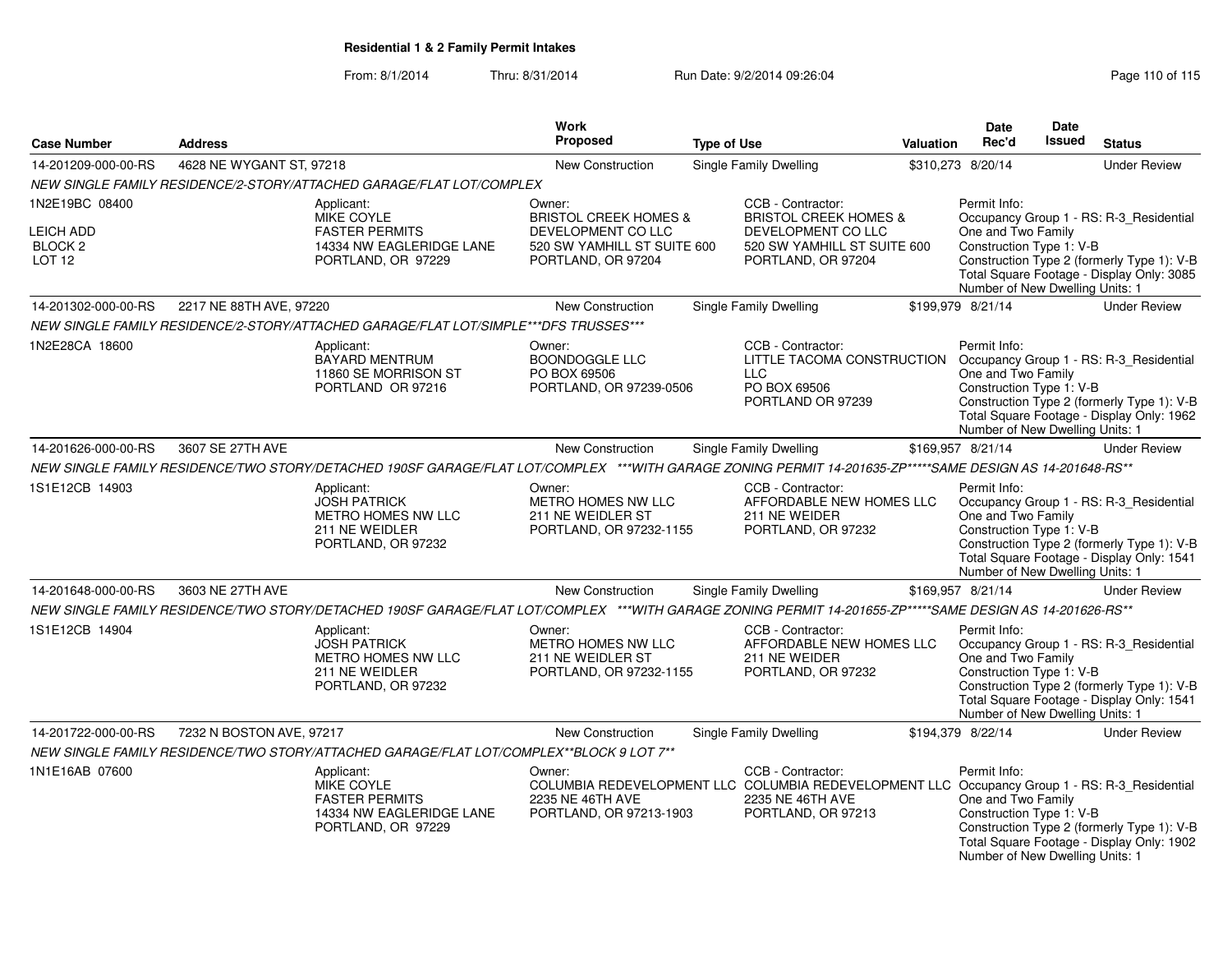**Residential 1 & 2 Family Permit Intakes**

From: 8/1/2014 Thru: 8/31/2014 Run Date: 9/2/2014 09:26:04

| Case Number | Address | Work Proposed | Type of Use | Valuation | Date Rec'd | Date Issued | Status |
|---|---|---|---|---|---|---|---|
| 14-201209-000-00-RS | 4628 NE WYGANT ST, 97218 | New Construction | Single Family Dwelling | $310,273 | 8/20/14 | | Under Review |

NEW SINGLE FAMILY RESIDENCE/2-STORY/ATTACHED GARAGE/FLAT LOT/COMPLEX

1N2E19BC 08400
LEICH ADD
BLOCK 2
LOT 12

Applicant: MIKE COYLE, FASTER PERMITS, 14334 NW EAGLERIDGE LANE, PORTLAND, OR 97229

Owner: BRISTOL CREEK HOMES & DEVELOPMENT CO LLC, 520 SW YAMHILL ST SUITE 600, PORTLAND, OR 97204

CCB - Contractor: BRISTOL CREEK HOMES & DEVELOPMENT CO LLC, 520 SW YAMHILL ST SUITE 600, PORTLAND, OR 97204

Permit Info: Occupancy Group 1 - RS: R-3_Residential One and Two Family; Construction Type 1: V-B; Construction Type 2 (formerly Type 1): V-B; Total Square Footage - Display Only: 3085; Number of New Dwelling Units: 1

| Case Number | Address | Work Proposed | Type of Use | Valuation | Date Rec'd | Date Issued | Status |
|---|---|---|---|---|---|---|---|
| 14-201302-000-00-RS | 2217 NE 88TH AVE, 97220 | New Construction | Single Family Dwelling | $199,979 | 8/21/14 | | Under Review |

NEW SINGLE FAMILY RESIDENCE/2-STORY/ATTACHED GARAGE/FLAT LOT/SIMPLE***DFS TRUSSES***

1N2E28CA 18600

Applicant: BAYARD MENTRUM, 11860 SE MORRISON ST, PORTLAND OR 97216

Owner: BOONDOGGLE LLC, PO BOX 69506, PORTLAND, OR 97239-0506

CCB - Contractor: LITTLE TACOMA CONSTRUCTION LLC, PO BOX 69506, PORTLAND OR 97239

Permit Info: Occupancy Group 1 - RS: R-3_Residential One and Two Family; Construction Type 1: V-B; Construction Type 2 (formerly Type 1): V-B; Total Square Footage - Display Only: 1962; Number of New Dwelling Units: 1

| Case Number | Address | Work Proposed | Type of Use | Valuation | Date Rec'd | Date Issued | Status |
|---|---|---|---|---|---|---|---|
| 14-201626-000-00-RS | 3607 SE 27TH AVE | New Construction | Single Family Dwelling | $169,957 | 8/21/14 | | Under Review |

NEW SINGLE FAMILY RESIDENCE/TWO STORY/DETACHED 190SF GARAGE/FLAT LOT/COMPLEX ***WITH GARAGE ZONING PERMIT 14-201635-ZP*****SAME DESIGN AS 14-201648-RS**

1S1E12CB 14903

Applicant: JOSH PATRICK, METRO HOMES NW LLC, 211 NE WEIDLER, PORTLAND, OR 97232

Owner: METRO HOMES NW LLC, 211 NE WEIDLER ST, PORTLAND, OR 97232-1155

CCB - Contractor: AFFORDABLE NEW HOMES LLC, 211 NE WEIDER, PORTLAND, OR 97232

Permit Info: Occupancy Group 1 - RS: R-3_Residential One and Two Family; Construction Type 1: V-B; Construction Type 2 (formerly Type 1): V-B; Total Square Footage - Display Only: 1541; Number of New Dwelling Units: 1

| Case Number | Address | Work Proposed | Type of Use | Valuation | Date Rec'd | Date Issued | Status |
|---|---|---|---|---|---|---|---|
| 14-201648-000-00-RS | 3603 NE 27TH AVE | New Construction | Single Family Dwelling | $169,957 | 8/21/14 | | Under Review |

NEW SINGLE FAMILY RESIDENCE/TWO STORY/DETACHED 190SF GARAGE/FLAT LOT/COMPLEX ***WITH GARAGE ZONING PERMIT 14-201655-ZP*****SAME DESIGN AS 14-201626-RS**

1S1E12CB 14904

Applicant: JOSH PATRICK, METRO HOMES NW LLC, 211 NE WEIDLER, PORTLAND, OR 97232

Owner: METRO HOMES NW LLC, 211 NE WEIDLER ST, PORTLAND, OR 97232-1155

CCB - Contractor: AFFORDABLE NEW HOMES LLC, 211 NE WEIDER, PORTLAND, OR 97232

Permit Info: Occupancy Group 1 - RS: R-3_Residential One and Two Family; Construction Type 1: V-B; Construction Type 2 (formerly Type 1): V-B; Total Square Footage - Display Only: 1541; Number of New Dwelling Units: 1

| Case Number | Address | Work Proposed | Type of Use | Valuation | Date Rec'd | Date Issued | Status |
|---|---|---|---|---|---|---|---|
| 14-201722-000-00-RS | 7232 N BOSTON AVE, 97217 | New Construction | Single Family Dwelling | $194,379 | 8/22/14 | | Under Review |

NEW SINGLE FAMILY RESIDENCE/TWO STORY/ATTACHED GARAGE/FLAT LOT/COMPLEX**BLOCK 9 LOT 7**

1N1E16AB 07600

Applicant: MIKE COYLE, FASTER PERMITS, 14334 NW EAGLERIDGE LANE, PORTLAND, OR 97229

Owner: COLUMBIA REDEVELOPMENT LLC, 2235 NE 46TH AVE, PORTLAND, OR 97213-1903

CCB - Contractor: COLUMBIA REDEVELOPMENT LLC, 2235 NE 46TH AVE, PORTLAND, OR 97213

Permit Info: Occupancy Group 1 - RS: R-3_Residential One and Two Family; Construction Type 1: V-B; Construction Type 2 (formerly Type 1): V-B; Total Square Footage - Display Only: 1902; Number of New Dwelling Units: 1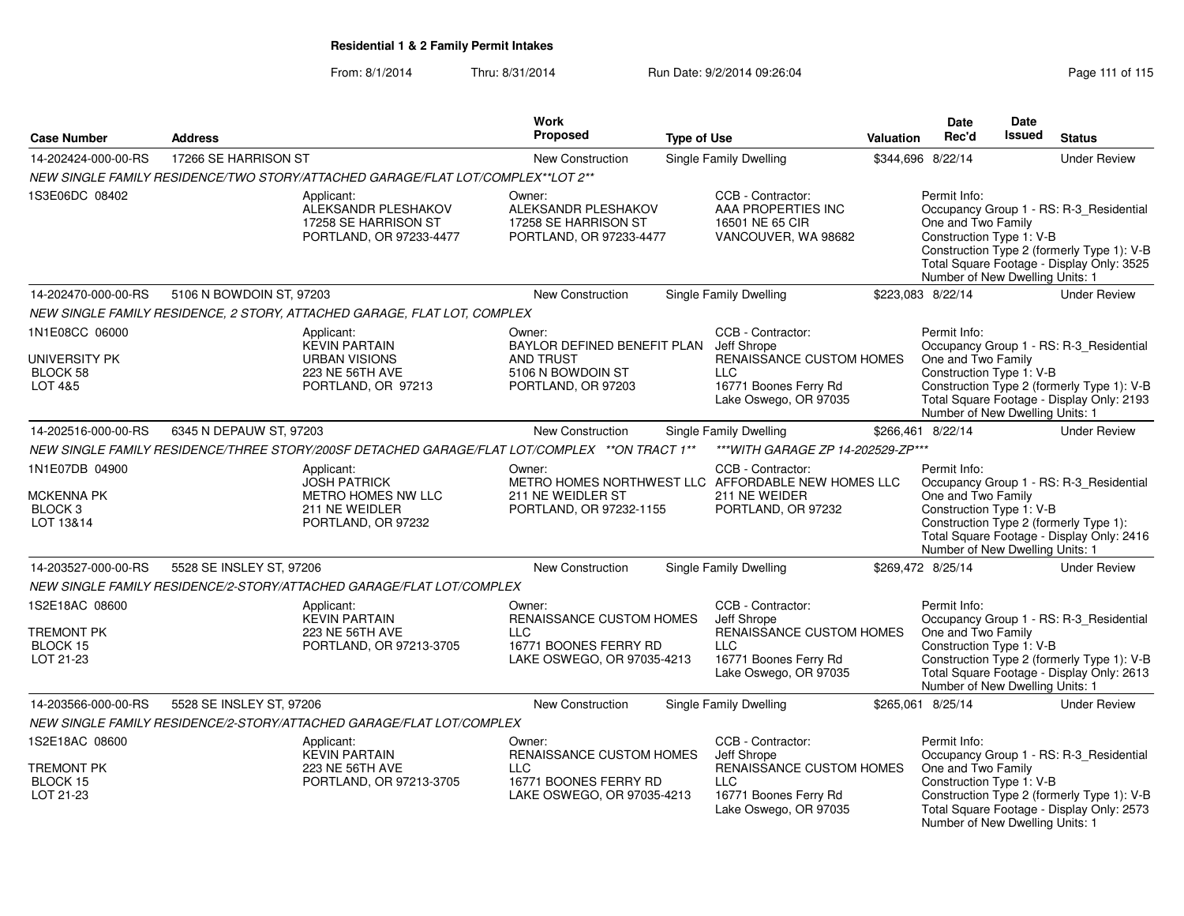**Residential 1 & 2 Family Permit Intakes**

From: 8/1/2014 Thru: 8/31/2014 Run Date: 9/2/2014 09:26:04

| Case Number | Address | Work Proposed | Type of Use | Valuation | Date Rec'd | Date Issued | Status |
|---|---|---|---|---|---|---|---|
| 14-202424-000-00-RS | 17266 SE HARRISON ST | New Construction | Single Family Dwelling | $344,696 | 8/22/14 | | Under Review |

*NEW SINGLE FAMILY RESIDENCE/TWO STORY/ATTACHED GARAGE/FLAT LOT/COMPLEX**LOT 2***

| | |
|---|---|
| 1S3E06DC 08402 | |
| Applicant: | ALEKSANDR PLESHAKOV, 17258 SE HARRISON ST, PORTLAND, OR 97233-4477 |
| Owner: | ALEKSANDR PLESHAKOV, 17258 SE HARRISON ST, PORTLAND, OR 97233-4477 |
| CCB - Contractor: | AAA PROPERTIES INC, 16501 NE 65 CIR, VANCOUVER, WA 98682 |
| Permit Info: | Occupancy Group 1 - RS: R-3_Residential One and Two Family; Construction Type 1: V-B; Construction Type 2 (formerly Type 1): V-B; Total Square Footage - Display Only: 3525; Number of New Dwelling Units: 1 |

| Case Number | Address | Work Proposed | Type of Use | Valuation | Date Rec'd | Date Issued | Status |
|---|---|---|---|---|---|---|---|
| 14-202470-000-00-RS | 5106 N BOWDOIN ST, 97203 | New Construction | Single Family Dwelling | $223,083 | 8/22/14 | | Under Review |

*NEW SINGLE FAMILY RESIDENCE, 2 STORY, ATTACHED GARAGE, FLAT LOT, COMPLEX*

| | |
|---|---|
| 1N1E08CC 06000 | UNIVERSITY PK, BLOCK 58, LOT 4&5 |
| Applicant: | KEVIN PARTAIN, URBAN VISIONS, 223 NE 56TH AVE, PORTLAND, OR 97213 |
| Owner: | BAYLOR DEFINED BENEFIT PLAN AND TRUST, 5106 N BOWDOIN ST, PORTLAND, OR 97203 |
| CCB - Contractor: | Jeff Shrope, RENAISSANCE CUSTOM HOMES LLC, 16771 Boones Ferry Rd, Lake Oswego, OR 97035 |
| Permit Info: | Occupancy Group 1 - RS: R-3_Residential One and Two Family; Construction Type 1: V-B; Construction Type 2 (formerly Type 1): V-B; Total Square Footage - Display Only: 2193; Number of New Dwelling Units: 1 |

| Case Number | Address | Work Proposed | Type of Use | Valuation | Date Rec'd | Date Issued | Status |
|---|---|---|---|---|---|---|---|
| 14-202516-000-00-RS | 6345 N DEPAUW ST, 97203 | New Construction | Single Family Dwelling | $266,461 | 8/22/14 | | Under Review |

*NEW SINGLE FAMILY RESIDENCE/THREE STORY/200SF DETACHED GARAGE/FLAT LOT/COMPLEX **ON TRACT 1***

****WITH GARAGE ZP 14-202529-ZP****

| | |
|---|---|
| 1N1E07DB 04900 | MCKENNA PK, BLOCK 3, LOT 13&14 |
| Applicant: | JOSH PATRICK, METRO HOMES NW LLC, 211 NE WEIDLER, PORTLAND, OR 97232 |
| Owner: | METRO HOMES NORTHWEST LLC, 211 NE WEIDLER ST, PORTLAND, OR 97232-1155 |
| CCB - Contractor: | AFFORDABLE NEW HOMES LLC, 211 NE WEIDER, PORTLAND, OR 97232 |
| Permit Info: | Occupancy Group 1 - RS: R-3_Residential One and Two Family; Construction Type 1: V-B; Construction Type 2 (formerly Type 1):; Total Square Footage - Display Only: 2416; Number of New Dwelling Units: 1 |

| Case Number | Address | Work Proposed | Type of Use | Valuation | Date Rec'd | Date Issued | Status |
|---|---|---|---|---|---|---|---|
| 14-203527-000-00-RS | 5528 SE INSLEY ST, 97206 | New Construction | Single Family Dwelling | $269,472 | 8/25/14 | | Under Review |

*NEW SINGLE FAMILY RESIDENCE/2-STORY/ATTACHED GARAGE/FLAT LOT/COMPLEX*

| | |
|---|---|
| 1S2E18AC 08600 | TREMONT PK, BLOCK 15, LOT 21-23 |
| Applicant: | KEVIN PARTAIN, 223 NE 56TH AVE, PORTLAND, OR 97213-3705 |
| Owner: | RENAISSANCE CUSTOM HOMES LLC, 16771 BOONES FERRY RD, LAKE OSWEGO, OR 97035-4213 |
| CCB - Contractor: | Jeff Shrope, RENAISSANCE CUSTOM HOMES LLC, 16771 Boones Ferry Rd, Lake Oswego, OR 97035 |
| Permit Info: | Occupancy Group 1 - RS: R-3_Residential One and Two Family; Construction Type 1: V-B; Construction Type 2 (formerly Type 1): V-B; Total Square Footage - Display Only: 2613; Number of New Dwelling Units: 1 |

| Case Number | Address | Work Proposed | Type of Use | Valuation | Date Rec'd | Date Issued | Status |
|---|---|---|---|---|---|---|---|
| 14-203566-000-00-RS | 5528 SE INSLEY ST, 97206 | New Construction | Single Family Dwelling | $265,061 | 8/25/14 | | Under Review |

*NEW SINGLE FAMILY RESIDENCE/2-STORY/ATTACHED GARAGE/FLAT LOT/COMPLEX*

| | |
|---|---|
| 1S2E18AC 08600 | TREMONT PK, BLOCK 15, LOT 21-23 |
| Applicant: | KEVIN PARTAIN, 223 NE 56TH AVE, PORTLAND, OR 97213-3705 |
| Owner: | RENAISSANCE CUSTOM HOMES LLC, 16771 BOONES FERRY RD, LAKE OSWEGO, OR 97035-4213 |
| CCB - Contractor: | Jeff Shrope, RENAISSANCE CUSTOM HOMES LLC, 16771 Boones Ferry Rd, Lake Oswego, OR 97035 |
| Permit Info: | Occupancy Group 1 - RS: R-3_Residential One and Two Family; Construction Type 1: V-B; Construction Type 2 (formerly Type 1): V-B; Total Square Footage - Display Only: 2573; Number of New Dwelling Units: 1 |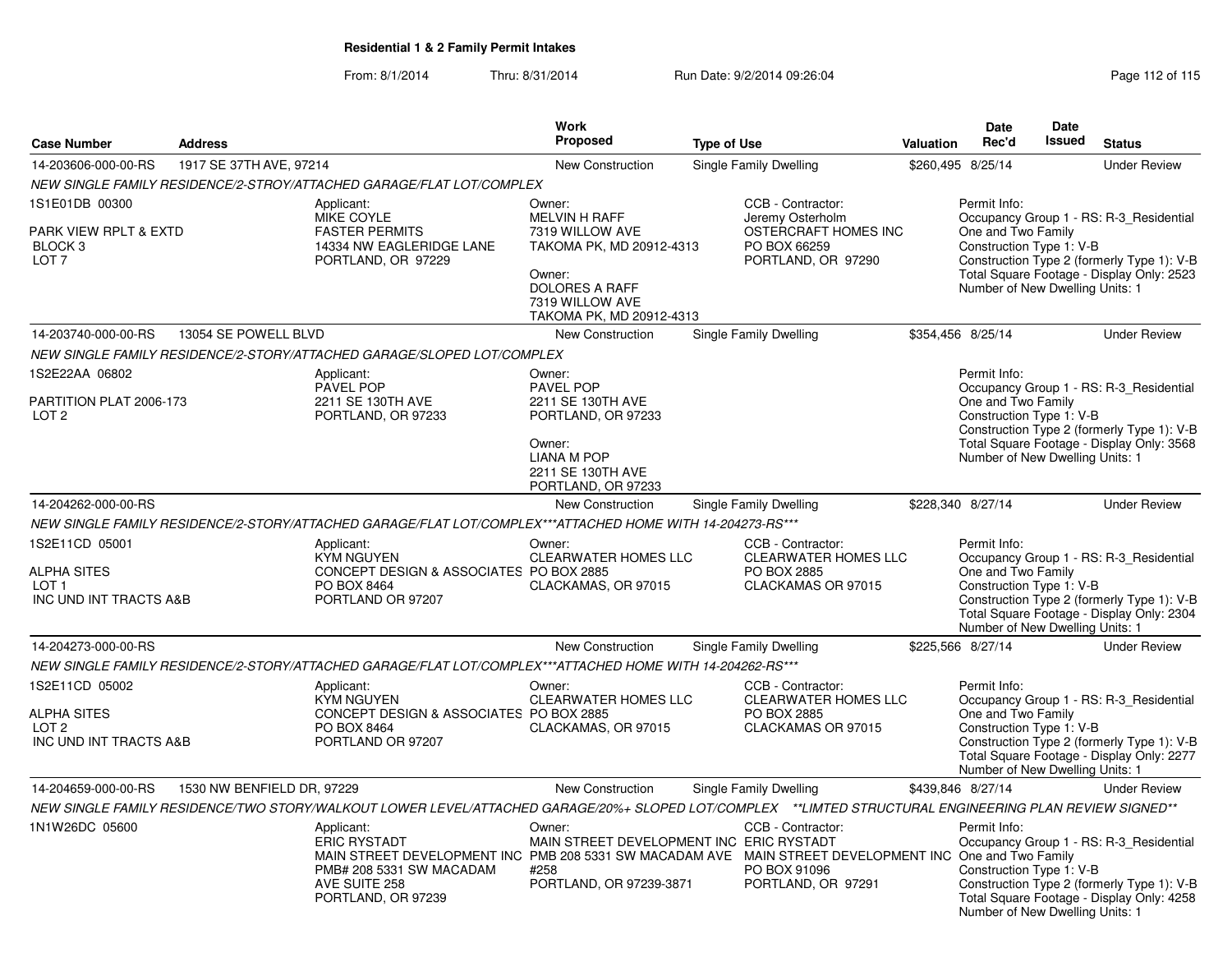**Residential 1 & 2 Family Permit Intakes**

From: 8/1/2014 Thru: 8/31/2014 Run Date: 9/2/2014 09:26:04

| Case Number | Address | Work Proposed | Type of Use | Valuation | Date Rec'd | Date Issued | Status |
|---|---|---|---|---|---|---|---|
| 14-203606-000-00-RS | 1917 SE 37TH AVE, 97214 | New Construction | Single Family Dwelling | $260,495 | 8/25/14 | | Under Review |

*NEW SINGLE FAMILY RESIDENCE/2-STROY/ATTACHED GARAGE/FLAT LOT/COMPLEX*

1S1E01DB 00300

PARK VIEW RPLT & EXTD
BLOCK 3
LOT 7

Applicant:
MIKE COYLE
FASTER PERMITS
14334 NW EAGLERIDGE LANE
PORTLAND, OR 97229

Owner:
MELVIN H RAFF
7319 WILLOW AVE
TAKOMA PK, MD 20912-4313

Owner:
DOLORES A RAFF
7319 WILLOW AVE
TAKOMA PK, MD 20912-4313

CCB - Contractor:
Jeremy Osterholm
OSTERCRAFT HOMES INC
PO BOX 66259
PORTLAND, OR 97290

Permit Info:
Occupancy Group 1 - RS: R-3_Residential One and Two Family
Construction Type 1: V-B
Construction Type 2 (formerly Type 1): V-B
Total Square Footage - Display Only: 2523
Number of New Dwelling Units: 1

| Case Number | Address | Work Proposed | Type of Use | Valuation | Date Rec'd | Date Issued | Status |
|---|---|---|---|---|---|---|---|
| 14-203740-000-00-RS | 13054 SE POWELL BLVD | New Construction | Single Family Dwelling | $354,456 | 8/25/14 | | Under Review |

*NEW SINGLE FAMILY RESIDENCE/2-STORY/ATTACHED GARAGE/SLOPED LOT/COMPLEX*

1S2E22AA 06802

PARTITION PLAT 2006-173
LOT 2

Applicant:
PAVEL POP
2211 SE 130TH AVE
PORTLAND, OR 97233

Owner:
PAVEL POP
2211 SE 130TH AVE
PORTLAND, OR 97233

Owner:
LIANA M POP
2211 SE 130TH AVE
PORTLAND, OR 97233

Permit Info:
Occupancy Group 1 - RS: R-3_Residential One and Two Family
Construction Type 1: V-B
Construction Type 2 (formerly Type 1): V-B
Total Square Footage - Display Only: 3568
Number of New Dwelling Units: 1

| Case Number | Address | Work Proposed | Type of Use | Valuation | Date Rec'd | Date Issued | Status |
|---|---|---|---|---|---|---|---|
| 14-204262-000-00-RS | | New Construction | Single Family Dwelling | $228,340 | 8/27/14 | | Under Review |

*NEW SINGLE FAMILY RESIDENCE/2-STORY/ATTACHED GARAGE/FLAT LOT/COMPLEX***ATTACHED HOME WITH 14-204273-RS****

1S2E11CD 05001

ALPHA SITES
LOT 1
INC UND INT TRACTS A&B

Applicant:
KYM NGUYEN
CONCEPT DESIGN & ASSOCIATES
PO BOX 8464
PORTLAND OR 97207

Owner:
CLEARWATER HOMES LLC
PO BOX 2885
CLACKAMAS, OR 97015

CCB - Contractor:
CLEARWATER HOMES LLC
PO BOX 2885
CLACKAMAS OR 97015

Permit Info:
Occupancy Group 1 - RS: R-3_Residential One and Two Family
Construction Type 1: V-B
Construction Type 2 (formerly Type 1): V-B
Total Square Footage - Display Only: 2304
Number of New Dwelling Units: 1

| Case Number | Address | Work Proposed | Type of Use | Valuation | Date Rec'd | Date Issued | Status |
|---|---|---|---|---|---|---|---|
| 14-204273-000-00-RS | | New Construction | Single Family Dwelling | $225,566 | 8/27/14 | | Under Review |

*NEW SINGLE FAMILY RESIDENCE/2-STORY/ATTACHED GARAGE/FLAT LOT/COMPLEX***ATTACHED HOME WITH 14-204262-RS****

1S2E11CD 05002

ALPHA SITES
LOT 2
INC UND INT TRACTS A&B

Applicant:
KYM NGUYEN
CONCEPT DESIGN & ASSOCIATES
PO BOX 8464
PORTLAND OR 97207

Owner:
CLEARWATER HOMES LLC
PO BOX 2885
CLACKAMAS, OR 97015

CCB - Contractor:
CLEARWATER HOMES LLC
PO BOX 2885
CLACKAMAS OR 97015

Permit Info:
Occupancy Group 1 - RS: R-3_Residential One and Two Family
Construction Type 1: V-B
Construction Type 2 (formerly Type 1): V-B
Total Square Footage - Display Only: 2277
Number of New Dwelling Units: 1

| Case Number | Address | Work Proposed | Type of Use | Valuation | Date Rec'd | Date Issued | Status |
|---|---|---|---|---|---|---|---|
| 14-204659-000-00-RS | 1530 NW BENFIELD DR, 97229 | New Construction | Single Family Dwelling | $439,846 | 8/27/14 | | Under Review |

*NEW SINGLE FAMILY RESIDENCE/TWO STORY/WALKOUT LOWER LEVEL/ATTACHED GARAGE/20%+ SLOPED LOT/COMPLEX **LIMTED STRUCTURAL ENGINEERING PLAN REVIEW SIGNED***

1N1W26DC 05600

Applicant:
ERIC RYSTADT
MAIN STREET DEVELOPMENT INC
PMB# 208 5331 SW MACADAM AVE SUITE 258
PORTLAND, OR 97239

Owner:
MAIN STREET DEVELOPMENT INC
PMB 208 5331 SW MACADAM AVE #258
PORTLAND, OR 97239-3871

CCB - Contractor:
ERIC RYSTADT
MAIN STREET DEVELOPMENT INC
PO BOX 91096
PORTLAND, OR 97291

Permit Info:
Occupancy Group 1 - RS: R-3_Residential One and Two Family
Construction Type 1: V-B
Construction Type 2 (formerly Type 1): V-B
Total Square Footage - Display Only: 4258
Number of New Dwelling Units: 1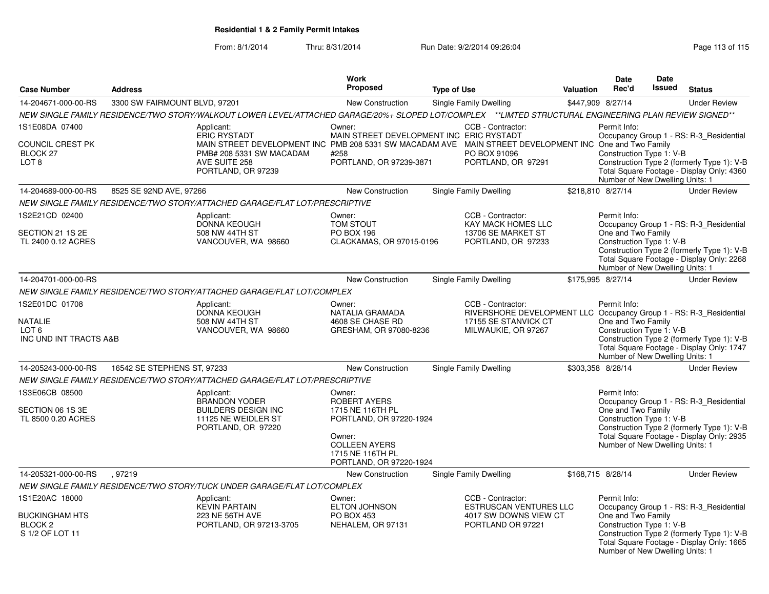## Residential 1 & 2 Family Permit Intakes

From: 8/1/2014 Thru: 8/31/2014 Run Date: 9/2/2014 09:26:04

| Case Number | Address | Work Proposed | Type of Use | Valuation | Date Rec'd | Date Issued | Status |
|---|---|---|---|---|---|---|---|
| 14-204671-000-00-RS | 3300 SW FAIRMOUNT BLVD, 97201 | New Construction | Single Family Dwelling | $447,909 | 8/27/14 | | Under Review |

NEW SINGLE FAMILY RESIDENCE/TWO STORY/WALKOUT LOWER LEVEL/ATTACHED GARAGE/20%+ SLOPED LOT/COMPLEX **LIMTED STRUCTURAL ENGINEERING PLAN REVIEW SIGNED**

1S1E08DA 07400
COUNCIL CREST PK
BLOCK 27
LOT 8

Applicant: ERIC RYSTADT, MAIN STREET DEVELOPMENT INC, PMB# 208 5331 SW MACADAM AVE SUITE 258, PORTLAND, OR 97239

Owner: MAIN STREET DEVELOPMENT INC, PMB 208 5331 SW MACADAM AVE #258, PORTLAND, OR 97239-3871

CCB - Contractor: ERIC RYSTADT, MAIN STREET DEVELOPMENT INC, PO BOX 91096, PORTLAND, OR 97291

Permit Info:
Occupancy Group 1 - RS: R-3_Residential One and Two Family
Construction Type 1: V-B
Construction Type 2 (formerly Type 1): V-B
Total Square Footage - Display Only: 4360
Number of New Dwelling Units: 1

| Case Number | Address | Work Proposed | Type of Use | Valuation | Date Rec'd | Date Issued | Status |
|---|---|---|---|---|---|---|---|
| 14-204689-000-00-RS | 8525 SE 92ND AVE, 97266 | New Construction | Single Family Dwelling | $218,810 | 8/27/14 | | Under Review |

NEW SINGLE FAMILY RESIDENCE/TWO STORY/ATTACHED GARAGE/FLAT LOT/PRESCRIPTIVE

1S2E21CD 02400
SECTION 21 1S 2E
TL 2400 0.12 ACRES

Applicant: DONNA KEOUGH, 508 NW 44TH ST, VANCOUVER, WA 98660

Owner: TOM STOUT, PO BOX 196, CLACKAMAS, OR 97015-0196

CCB - Contractor: KAY MACK HOMES LLC, 13706 SE MARKET ST, PORTLAND, OR 97233

Permit Info:
Occupancy Group 1 - RS: R-3_Residential One and Two Family
Construction Type 1: V-B
Construction Type 2 (formerly Type 1): V-B
Total Square Footage - Display Only: 2268
Number of New Dwelling Units: 1

| Case Number | Address | Work Proposed | Type of Use | Valuation | Date Rec'd | Date Issued | Status |
|---|---|---|---|---|---|---|---|
| 14-204701-000-00-RS | | New Construction | Single Family Dwelling | $175,995 | 8/27/14 | | Under Review |

NEW SINGLE FAMILY RESIDENCE/TWO STORY/ATTACHED GARAGE/FLAT LOT/COMPLEX

1S2E01DC 01708
NATALIE
LOT 6
INC UND INT TRACTS A&B

Applicant: DONNA KEOUGH, 508 NW 44TH ST, VANCOUVER, WA 98660

Owner: NATALIA GRAMADA, 4608 SE CHASE RD, GRESHAM, OR 97080-8236

CCB - Contractor: RIVERSHORE DEVELOPMENT LLC, 17155 SE STANVICK CT, MILWAUKIE, OR 97267

Permit Info:
Occupancy Group 1 - RS: R-3_Residential One and Two Family
Construction Type 1: V-B
Construction Type 2 (formerly Type 1): V-B
Total Square Footage - Display Only: 1747
Number of New Dwelling Units: 1

| Case Number | Address | Work Proposed | Type of Use | Valuation | Date Rec'd | Date Issued | Status |
|---|---|---|---|---|---|---|---|
| 14-205243-000-00-RS | 16542 SE STEPHENS ST, 97233 | New Construction | Single Family Dwelling | $303,358 | 8/28/14 | | Under Review |

NEW SINGLE FAMILY RESIDENCE/TWO STORY/ATTACHED GARAGE/FLAT LOT/PRESCRIPTIVE

1S3E06CB 08500
SECTION 06 1S 3E
TL 8500 0.20 ACRES

Applicant: BRANDON YODER, BUILDERS DESIGN INC, 11125 NE WEIDLER ST, PORTLAND, OR 97220

Owner: ROBERT AYERS, 1715 NE 116TH PL, PORTLAND, OR 97220-1924

Owner: COLLEEN AYERS, 1715 NE 116TH PL, PORTLAND, OR 97220-1924

Permit Info:
Occupancy Group 1 - RS: R-3_Residential One and Two Family
Construction Type 1: V-B
Construction Type 2 (formerly Type 1): V-B
Total Square Footage - Display Only: 2935
Number of New Dwelling Units: 1

| Case Number | Address | Work Proposed | Type of Use | Valuation | Date Rec'd | Date Issued | Status |
|---|---|---|---|---|---|---|---|
| 14-205321-000-00-RS | , 97219 | New Construction | Single Family Dwelling | $168,715 | 8/28/14 | | Under Review |

NEW SINGLE FAMILY RESIDENCE/TWO STORY/TUCK UNDER GARAGE/FLAT LOT/COMPLEX

1S1E20AC 18000
BUCKINGHAM HTS
BLOCK 2
S 1/2 OF LOT 11

Applicant: KEVIN PARTAIN, 223 NE 56TH AVE, PORTLAND, OR 97213-3705

Owner: ELTON JOHNSON, PO BOX 453, NEHALEM, OR 97131

CCB - Contractor: ESTRUSCAN VENTURES LLC, 4017 SW DOWNS VIEW CT, PORTLAND OR 97221

Permit Info:
Occupancy Group 1 - RS: R-3_Residential One and Two Family
Construction Type 1: V-B
Construction Type 2 (formerly Type 1): V-B
Total Square Footage - Display Only: 1665
Number of New Dwelling Units: 1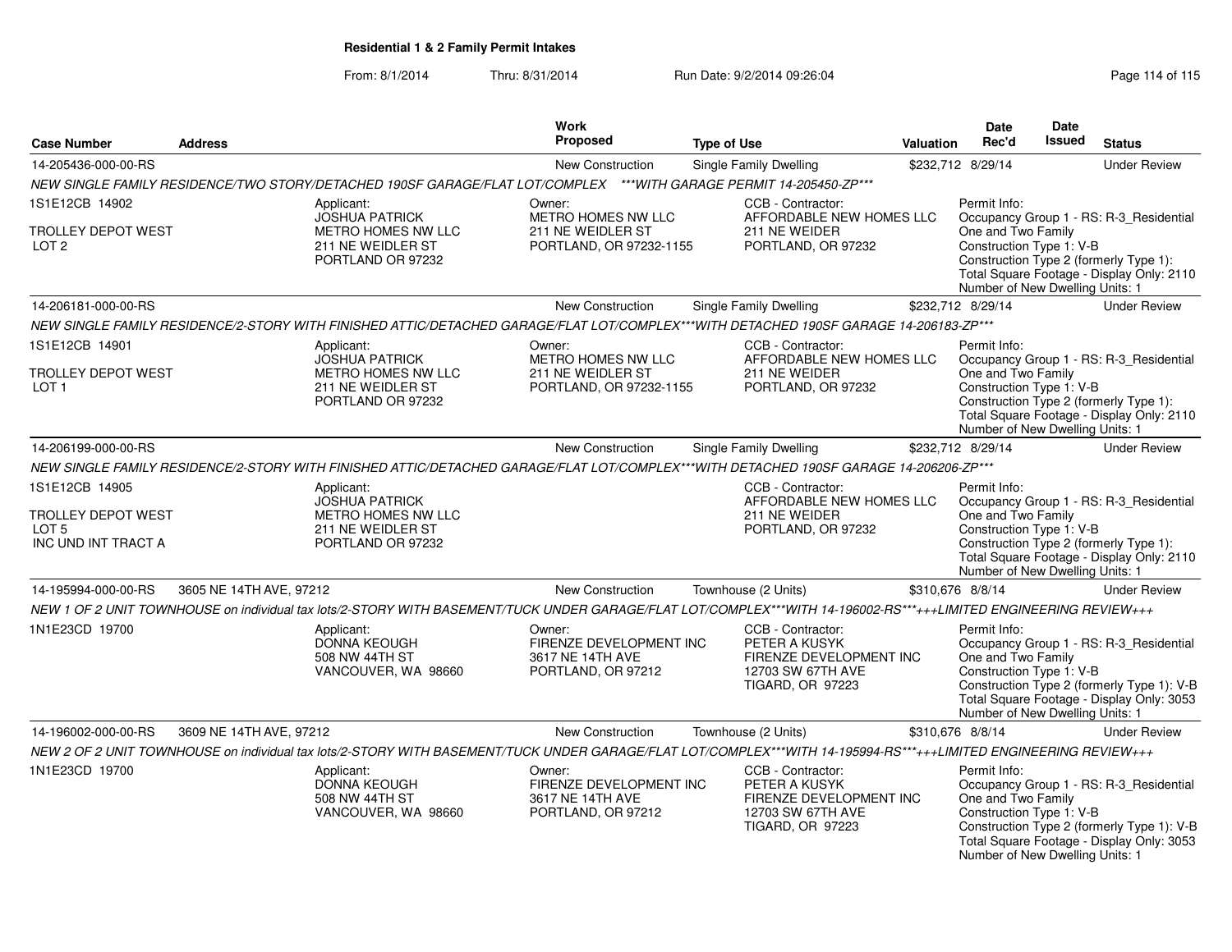**Residential 1 & 2 Family Permit Intakes**

From: 8/1/2014 Thru: 8/31/2014 Run Date: 9/2/2014 09:26:04

| Case Number | Address | Work Proposed | Type of Use | Valuation | Date Rec'd | Date Issued | Status |
|---|---|---|---|---|---|---|---|
| 14-205436-000-00-RS | | New Construction | Single Family Dwelling | $232,712 | 8/29/14 | | Under Review |

NEW SINGLE FAMILY RESIDENCE/TWO STORY/DETACHED 190SF GARAGE/FLAT LOT/COMPLEX ***WITH GARAGE PERMIT 14-205450-ZP***

1S1E12CB 14902
TROLLEY DEPOT WEST
LOT 2

Applicant: JOSHUA PATRICK, METRO HOMES NW LLC, 211 NE WEIDLER ST, PORTLAND OR 97232

Owner: METRO HOMES NW LLC, 211 NE WEIDLER ST, PORTLAND, OR 97232-1155

CCB - Contractor: AFFORDABLE NEW HOMES LLC, 211 NE WEIDER, PORTLAND, OR 97232

Permit Info:
Occupancy Group 1 - RS: R-3_Residential One and Two Family
Construction Type 1: V-B
Construction Type 2 (formerly Type 1):
Total Square Footage - Display Only: 2110
Number of New Dwelling Units: 1

| Case Number | Address | Work Proposed | Type of Use | Valuation | Date Rec'd | Date Issued | Status |
|---|---|---|---|---|---|---|---|
| 14-206181-000-00-RS | | New Construction | Single Family Dwelling | $232,712 | 8/29/14 | | Under Review |

NEW SINGLE FAMILY RESIDENCE/2-STORY WITH FINISHED ATTIC/DETACHED GARAGE/FLAT LOT/COMPLEX***WITH DETACHED 190SF GARAGE 14-206183-ZP***

1S1E12CB 14901
TROLLEY DEPOT WEST
LOT 1

Applicant: JOSHUA PATRICK, METRO HOMES NW LLC, 211 NE WEIDLER ST, PORTLAND OR 97232

Owner: METRO HOMES NW LLC, 211 NE WEIDLER ST, PORTLAND, OR 97232-1155

CCB - Contractor: AFFORDABLE NEW HOMES LLC, 211 NE WEIDER, PORTLAND, OR 97232

Permit Info:
Occupancy Group 1 - RS: R-3_Residential One and Two Family
Construction Type 1: V-B
Construction Type 2 (formerly Type 1):
Total Square Footage - Display Only: 2110
Number of New Dwelling Units: 1

| Case Number | Address | Work Proposed | Type of Use | Valuation | Date Rec'd | Date Issued | Status |
|---|---|---|---|---|---|---|---|
| 14-206199-000-00-RS | | New Construction | Single Family Dwelling | $232,712 | 8/29/14 | | Under Review |

NEW SINGLE FAMILY RESIDENCE/2-STORY WITH FINISHED ATTIC/DETACHED GARAGE/FLAT LOT/COMPLEX***WITH DETACHED 190SF GARAGE 14-206206-ZP***

1S1E12CB 14905
TROLLEY DEPOT WEST
LOT 5
INC UND INT TRACT A

Applicant: JOSHUA PATRICK, METRO HOMES NW LLC, 211 NE WEIDLER ST, PORTLAND OR 97232

CCB - Contractor: AFFORDABLE NEW HOMES LLC, 211 NE WEIDER, PORTLAND, OR 97232

Permit Info:
Occupancy Group 1 - RS: R-3_Residential One and Two Family
Construction Type 1: V-B
Construction Type 2 (formerly Type 1):
Total Square Footage - Display Only: 2110
Number of New Dwelling Units: 1

| Case Number | Address | Work Proposed | Type of Use | Valuation | Date Rec'd | Date Issued | Status |
|---|---|---|---|---|---|---|---|
| 14-195994-000-00-RS | 3605 NE 14TH AVE, 97212 | New Construction | Townhouse (2 Units) | $310,676 | 8/8/14 | | Under Review |

NEW 1 OF 2 UNIT TOWNHOUSE on individual tax lots/2-STORY WITH BASEMENT/TUCK UNDER GARAGE/FLAT LOT/COMPLEX***WITH 14-196002-RS***+++LIMITED ENGINEERING REVIEW+++

1N1E23CD 19700

Applicant: DONNA KEOUGH, 508 NW 44TH ST, VANCOUVER, WA 98660

Owner: FIRENZE DEVELOPMENT INC, 3617 NE 14TH AVE, PORTLAND, OR 97212

CCB - Contractor: PETER A KUSYK, FIRENZE DEVELOPMENT INC, 12703 SW 67TH AVE, TIGARD, OR 97223

Permit Info:
Occupancy Group 1 - RS: R-3_Residential One and Two Family
Construction Type 1: V-B
Construction Type 2 (formerly Type 1): V-B
Total Square Footage - Display Only: 3053
Number of New Dwelling Units: 1

| Case Number | Address | Work Proposed | Type of Use | Valuation | Date Rec'd | Date Issued | Status |
|---|---|---|---|---|---|---|---|
| 14-196002-000-00-RS | 3609 NE 14TH AVE, 97212 | New Construction | Townhouse (2 Units) | $310,676 | 8/8/14 | | Under Review |

NEW 2 OF 2 UNIT TOWNHOUSE on individual tax lots/2-STORY WITH BASEMENT/TUCK UNDER GARAGE/FLAT LOT/COMPLEX***WITH 14-195994-RS***+++LIMITED ENGINEERING REVIEW+++

1N1E23CD 19700

Applicant: DONNA KEOUGH, 508 NW 44TH ST, VANCOUVER, WA 98660

Owner: FIRENZE DEVELOPMENT INC, 3617 NE 14TH AVE, PORTLAND, OR 97212

CCB - Contractor: PETER A KUSYK, FIRENZE DEVELOPMENT INC, 12703 SW 67TH AVE, TIGARD, OR 97223

Permit Info:
Occupancy Group 1 - RS: R-3_Residential One and Two Family
Construction Type 1: V-B
Construction Type 2 (formerly Type 1): V-B
Total Square Footage - Display Only: 3053
Number of New Dwelling Units: 1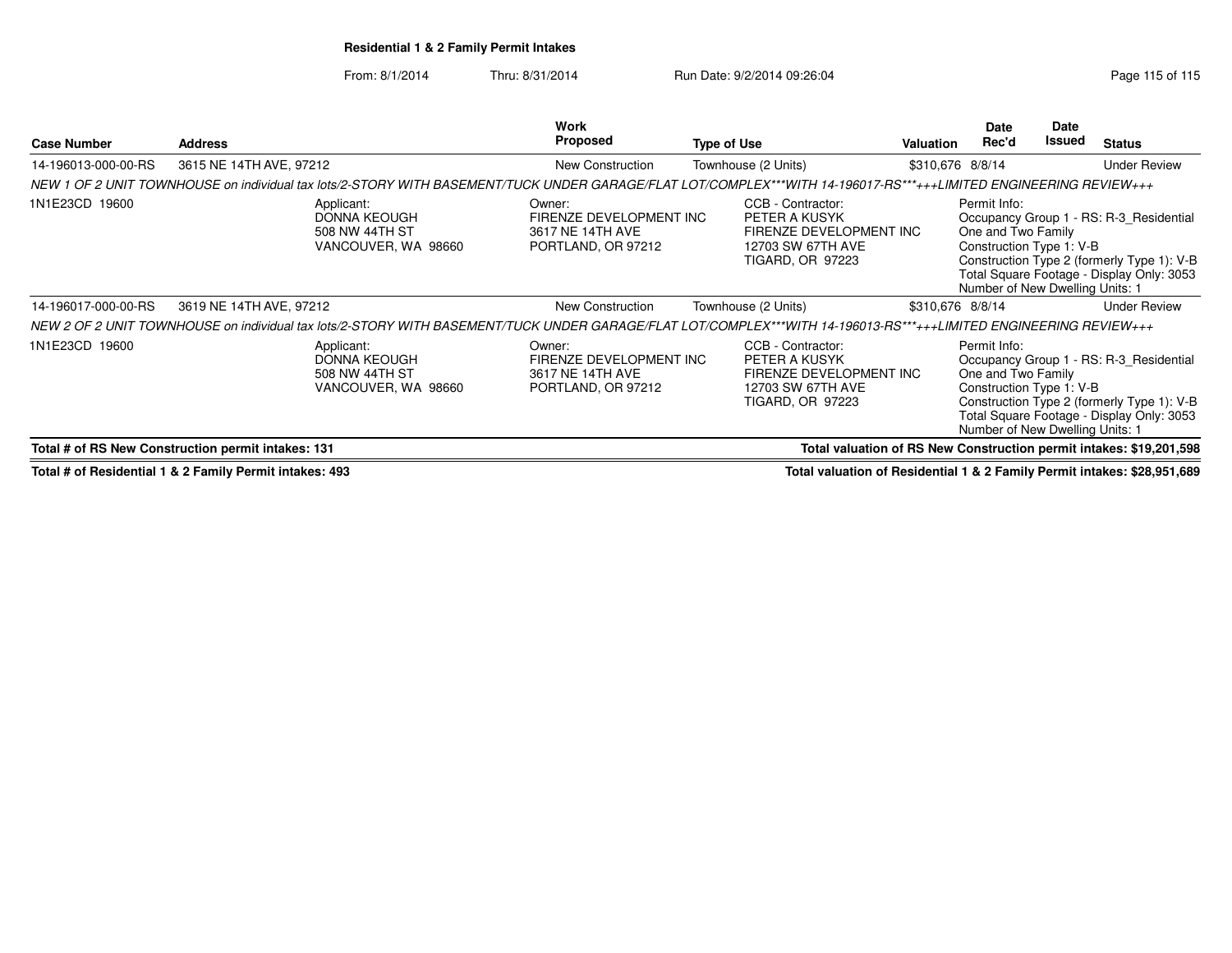**Residential 1 & 2 Family Permit Intakes**

From: 8/1/2014 Thru: 8/31/2014 Run Date: 9/2/2014 09:26:04

| Case Number | Address | Work Proposed | Type of Use | Valuation | Date Rec'd | Date Issued | Status |
|---|---|---|---|---|---|---|---|
| 14-196013-000-00-RS | 3615 NE 14TH AVE, 97212 | New Construction | Townhouse (2 Units) | $310,676 | 8/8/14 | | Under Review |

*NEW 1 OF 2 UNIT TOWNHOUSE on individual tax lots/2-STORY WITH BASEMENT/TUCK UNDER GARAGE/FLAT LOT/COMPLEX***WITH 14-196017-RS***+++LIMITED ENGINEERING REVIEW+++*

| | | | | |
|---|---|---|---|---|
| 1N1E23CD 19600 | Applicant:<br>DONNA KEOUGH<br>508 NW 44TH ST<br>VANCOUVER, WA 98660 | Owner:<br>FIRENZE DEVELOPMENT INC<br>3617 NE 14TH AVE<br>PORTLAND, OR 97212 | CCB - Contractor:<br>PETER A KUSYK<br>FIRENZE DEVELOPMENT INC<br>12703 SW 67TH AVE<br>TIGARD, OR 97223 | Permit Info:<br>Occupancy Group 1 - RS: R-3_Residential One and Two Family<br>Construction Type 1: V-B<br>Construction Type 2 (formerly Type 1): V-B<br>Total Square Footage - Display Only: 3053<br>Number of New Dwelling Units: 1 |

| Case Number | Address | Work Proposed | Type of Use | Valuation | Date Rec'd | Date Issued | Status |
|---|---|---|---|---|---|---|---|
| 14-196017-000-00-RS | 3619 NE 14TH AVE, 97212 | New Construction | Townhouse (2 Units) | $310,676 | 8/8/14 | | Under Review |

*NEW 2 OF 2 UNIT TOWNHOUSE on individual tax lots/2-STORY WITH BASEMENT/TUCK UNDER GARAGE/FLAT LOT/COMPLEX***WITH 14-196013-RS***+++LIMITED ENGINEERING REVIEW+++*

| | | | | |
|---|---|---|---|---|
| 1N1E23CD 19600 | Applicant:<br>DONNA KEOUGH<br>508 NW 44TH ST<br>VANCOUVER, WA 98660 | Owner:<br>FIRENZE DEVELOPMENT INC<br>3617 NE 14TH AVE<br>PORTLAND, OR 97212 | CCB - Contractor:<br>PETER A KUSYK<br>FIRENZE DEVELOPMENT INC<br>12703 SW 67TH AVE<br>TIGARD, OR 97223 | Permit Info:<br>Occupancy Group 1 - RS: R-3_Residential One and Two Family<br>Construction Type 1: V-B<br>Construction Type 2 (formerly Type 1): V-B<br>Total Square Footage - Display Only: 3053<br>Number of New Dwelling Units: 1 |

**Total # of RS New Construction permit intakes: 131**

**Total valuation of RS New Construction permit intakes: $19,201,598**

**Total # of Residential 1 & 2 Family Permit intakes: 493**

**Total valuation of Residential 1 & 2 Family Permit intakes: $28,951,689**